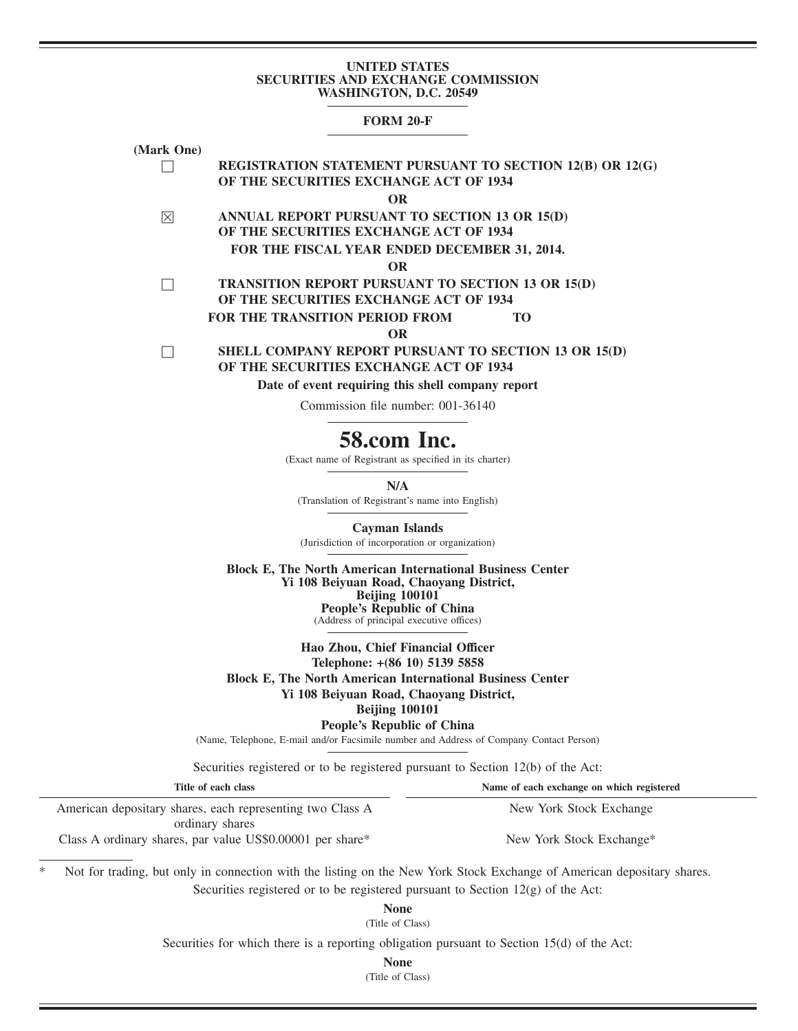**UNITED STATES**
**SECURITIES AND EXCHANGE COMMISSION**
**WASHINGTON, D.C. 20549**

**FORM 20-F**

**(Mark One)**

☐ **REGISTRATION STATEMENT PURSUANT TO SECTION 12(B) OR 12(G) OF THE SECURITIES EXCHANGE ACT OF 1934**

**OR**

☒ **ANNUAL REPORT PURSUANT TO SECTION 13 OR 15(D) OF THE SECURITIES EXCHANGE ACT OF 1934**

**FOR THE FISCAL YEAR ENDED DECEMBER 31, 2014.**

**OR**

☐ **TRANSITION REPORT PURSUANT TO SECTION 13 OR 15(D) OF THE SECURITIES EXCHANGE ACT OF 1934**

**FOR THE TRANSITION PERIOD FROM TO**

**OR**

☐ **SHELL COMPANY REPORT PURSUANT TO SECTION 13 OR 15(D) OF THE SECURITIES EXCHANGE ACT OF 1934**

**Date of event requiring this shell company report**

Commission file number: 001-36140

# 58.com Inc.

(Exact name of Registrant as specified in its charter)

**N/A**
(Translation of Registrant's name into English)

**Cayman Islands**
(Jurisdiction of incorporation or organization)

**Block E, The North American International Business Center**
**Yi 108 Beiyuan Road, Chaoyang District,**
**Beijing 100101**
**People's Republic of China**
(Address of principal executive offices)

**Hao Zhou, Chief Financial Officer**
**Telephone: +(86 10) 5139 5858**
**Block E, The North American International Business Center**
**Yi 108 Beiyuan Road, Chaoyang District,**
**Beijing 100101**
**People's Republic of China**
(Name, Telephone, E-mail and/or Facsimile number and Address of Company Contact Person)

Securities registered or to be registered pursuant to Section 12(b) of the Act:

| Title of each class | Name of each exchange on which registered |
|---|---|
| American depositary shares, each representing two Class A ordinary shares | New York Stock Exchange |
| Class A ordinary shares, par value US$0.00001 per share* | New York Stock Exchange* |

\* Not for trading, but only in connection with the listing on the New York Stock Exchange of American depositary shares.

Securities registered or to be registered pursuant to Section 12(g) of the Act:

**None**
(Title of Class)

Securities for which there is a reporting obligation pursuant to Section 15(d) of the Act:

**None**
(Title of Class)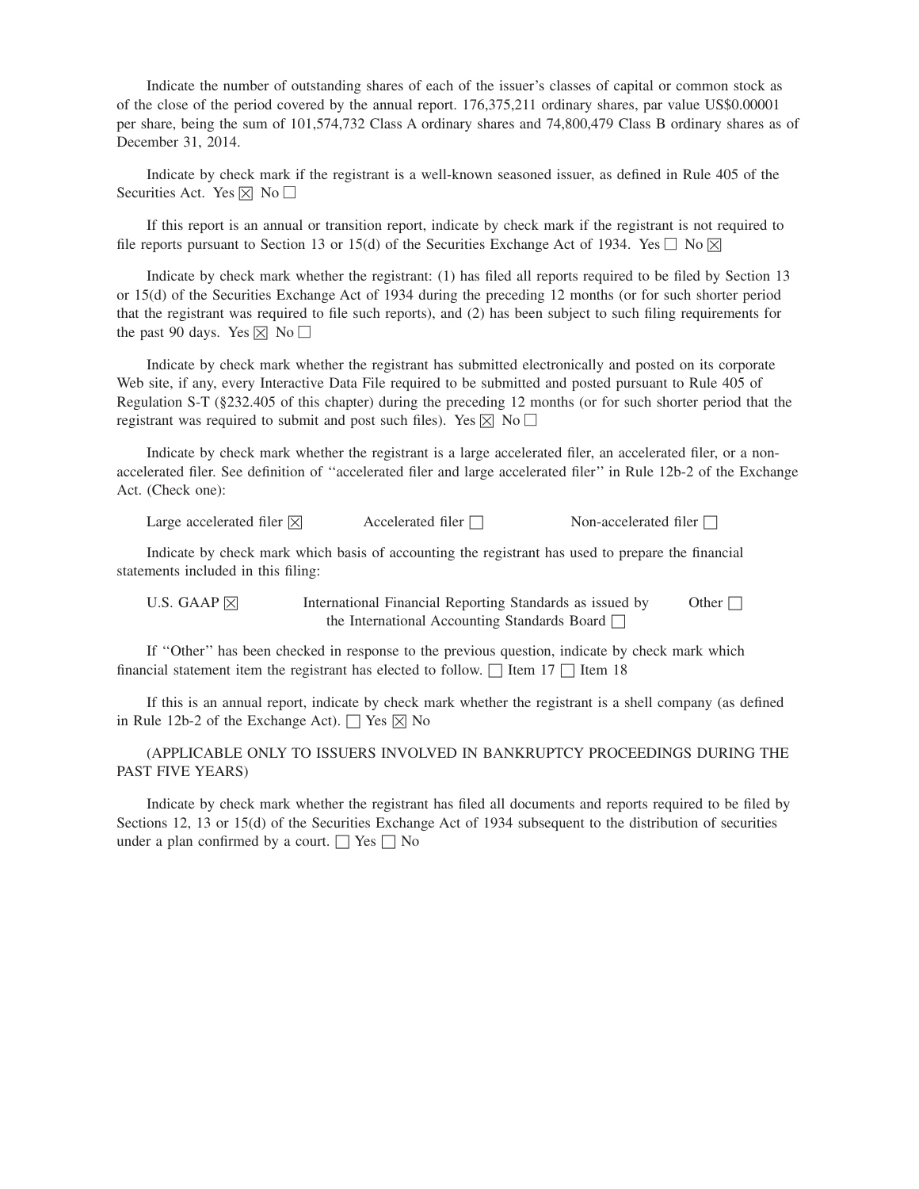Indicate the number of outstanding shares of each of the issuer's classes of capital or common stock as of the close of the period covered by the annual report. 176,375,211 ordinary shares, par value US$0.00001 per share, being the sum of 101,574,732 Class A ordinary shares and 74,800,479 Class B ordinary shares as of December 31, 2014.

Indicate by check mark if the registrant is a well-known seasoned issuer, as defined in Rule 405 of the Securities Act. Yes ☒ No ☐

If this report is an annual or transition report, indicate by check mark if the registrant is not required to file reports pursuant to Section 13 or 15(d) of the Securities Exchange Act of 1934. Yes ☐ No ☒

Indicate by check mark whether the registrant: (1) has filed all reports required to be filed by Section 13 or 15(d) of the Securities Exchange Act of 1934 during the preceding 12 months (or for such shorter period that the registrant was required to file such reports), and (2) has been subject to such filing requirements for the past 90 days. Yes ☒ No ☐

Indicate by check mark whether the registrant has submitted electronically and posted on its corporate Web site, if any, every Interactive Data File required to be submitted and posted pursuant to Rule 405 of Regulation S-T (§232.405 of this chapter) during the preceding 12 months (or for such shorter period that the registrant was required to submit and post such files). Yes ☒ No ☐

Indicate by check mark whether the registrant is a large accelerated filer, an accelerated filer, or a non-accelerated filer. See definition of ''accelerated filer and large accelerated filer'' in Rule 12b-2 of the Exchange Act. (Check one):

Large accelerated filer ☒ Accelerated filer ☐ Non-accelerated filer ☐

Indicate by check mark which basis of accounting the registrant has used to prepare the financial statements included in this filing:

U.S. GAAP ☒ International Financial Reporting Standards as issued by the International Accounting Standards Board ☐ Other ☐

If ''Other'' has been checked in response to the previous question, indicate by check mark which financial statement item the registrant has elected to follow. ☐ Item 17 ☐ Item 18

If this is an annual report, indicate by check mark whether the registrant is a shell company (as defined in Rule 12b-2 of the Exchange Act). ☐ Yes ☒ No

(APPLICABLE ONLY TO ISSUERS INVOLVED IN BANKRUPTCY PROCEEDINGS DURING THE PAST FIVE YEARS)

Indicate by check mark whether the registrant has filed all documents and reports required to be filed by Sections 12, 13 or 15(d) of the Securities Exchange Act of 1934 subsequent to the distribution of securities under a plan confirmed by a court. ☐ Yes ☐ No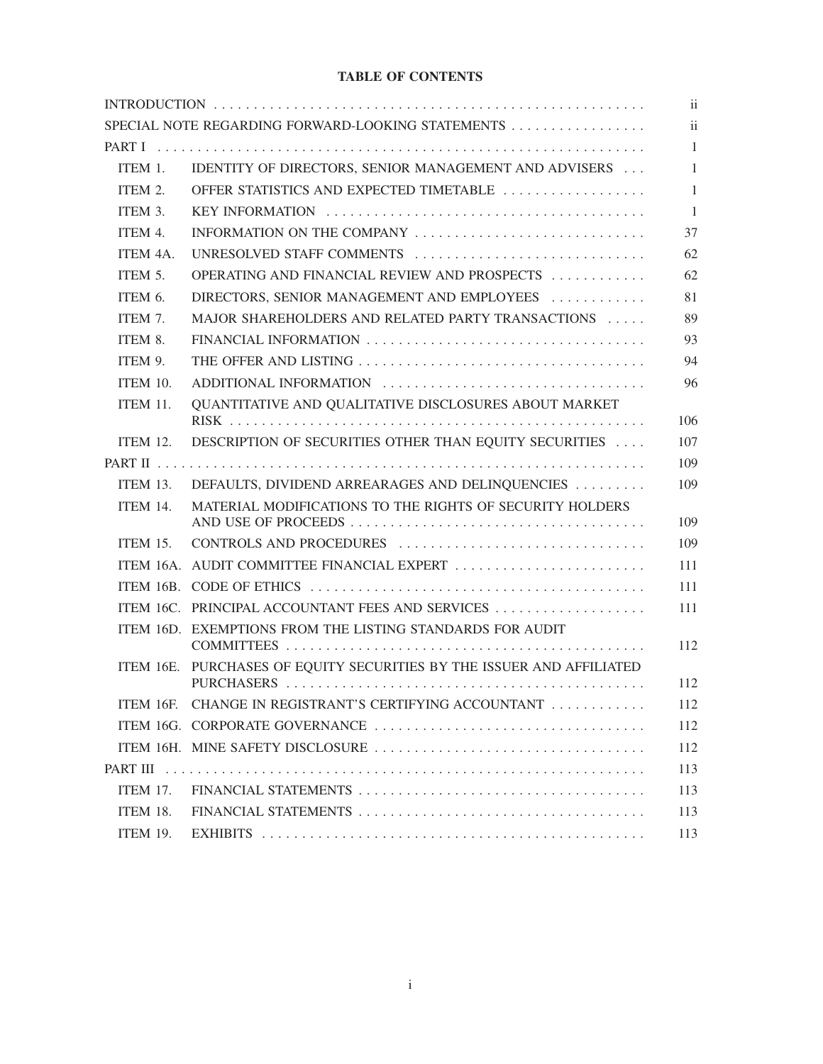## TABLE OF CONTENTS

| | | |
|---|---|---|
| INTRODUCTION | | ii |
| SPECIAL NOTE REGARDING FORWARD-LOOKING STATEMENTS | | ii |
| PART I | | 1 |
| ITEM 1. | IDENTITY OF DIRECTORS, SENIOR MANAGEMENT AND ADVISERS | 1 |
| ITEM 2. | OFFER STATISTICS AND EXPECTED TIMETABLE | 1 |
| ITEM 3. | KEY INFORMATION | 1 |
| ITEM 4. | INFORMATION ON THE COMPANY | 37 |
| ITEM 4A. | UNRESOLVED STAFF COMMENTS | 62 |
| ITEM 5. | OPERATING AND FINANCIAL REVIEW AND PROSPECTS | 62 |
| ITEM 6. | DIRECTORS, SENIOR MANAGEMENT AND EMPLOYEES | 81 |
| ITEM 7. | MAJOR SHAREHOLDERS AND RELATED PARTY TRANSACTIONS | 89 |
| ITEM 8. | FINANCIAL INFORMATION | 93 |
| ITEM 9. | THE OFFER AND LISTING | 94 |
| ITEM 10. | ADDITIONAL INFORMATION | 96 |
| ITEM 11. | QUANTITATIVE AND QUALITATIVE DISCLOSURES ABOUT MARKET RISK | 106 |
| ITEM 12. | DESCRIPTION OF SECURITIES OTHER THAN EQUITY SECURITIES | 107 |
| PART II | | 109 |
| ITEM 13. | DEFAULTS, DIVIDEND ARREARAGES AND DELINQUENCIES | 109 |
| ITEM 14. | MATERIAL MODIFICATIONS TO THE RIGHTS OF SECURITY HOLDERS AND USE OF PROCEEDS | 109 |
| ITEM 15. | CONTROLS AND PROCEDURES | 109 |
| ITEM 16A. | AUDIT COMMITTEE FINANCIAL EXPERT | 111 |
| ITEM 16B. | CODE OF ETHICS | 111 |
| ITEM 16C. | PRINCIPAL ACCOUNTANT FEES AND SERVICES | 111 |
| ITEM 16D. | EXEMPTIONS FROM THE LISTING STANDARDS FOR AUDIT COMMITTEES | 112 |
| ITEM 16E. | PURCHASES OF EQUITY SECURITIES BY THE ISSUER AND AFFILIATED PURCHASERS | 112 |
| ITEM 16F. | CHANGE IN REGISTRANT'S CERTIFYING ACCOUNTANT | 112 |
| ITEM 16G. | CORPORATE GOVERNANCE | 112 |
| ITEM 16H. | MINE SAFETY DISCLOSURE | 112 |
| PART III | | 113 |
| ITEM 17. | FINANCIAL STATEMENTS | 113 |
| ITEM 18. | FINANCIAL STATEMENTS | 113 |
| ITEM 19. | EXHIBITS | 113 |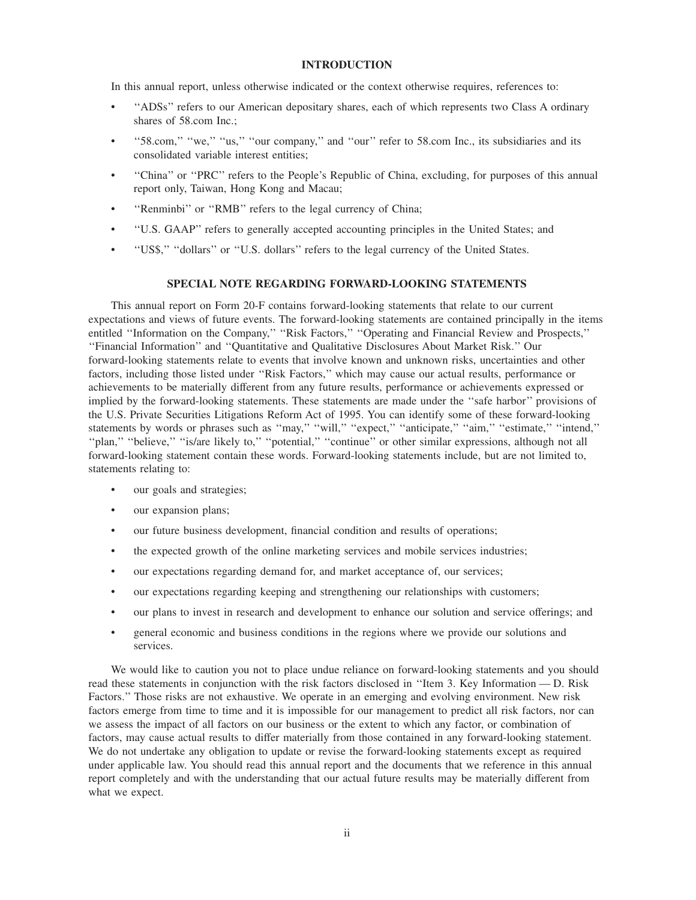## INTRODUCTION

In this annual report, unless otherwise indicated or the context otherwise requires, references to:

- ''ADSs'' refers to our American depositary shares, each of which represents two Class A ordinary shares of 58.com Inc.;
- ''58.com,'' ''we,'' ''us,'' ''our company,'' and ''our'' refer to 58.com Inc., its subsidiaries and its consolidated variable interest entities;
- ''China'' or ''PRC'' refers to the People's Republic of China, excluding, for purposes of this annual report only, Taiwan, Hong Kong and Macau;
- ''Renminbi'' or ''RMB'' refers to the legal currency of China;
- ''U.S. GAAP'' refers to generally accepted accounting principles in the United States; and
- ''US$,'' ''dollars'' or ''U.S. dollars'' refers to the legal currency of the United States.

## SPECIAL NOTE REGARDING FORWARD-LOOKING STATEMENTS

This annual report on Form 20-F contains forward-looking statements that relate to our current expectations and views of future events. The forward-looking statements are contained principally in the items entitled ''Information on the Company,'' ''Risk Factors,'' ''Operating and Financial Review and Prospects,'' ''Financial Information'' and ''Quantitative and Qualitative Disclosures About Market Risk.'' Our forward-looking statements relate to events that involve known and unknown risks, uncertainties and other factors, including those listed under ''Risk Factors,'' which may cause our actual results, performance or achievements to be materially different from any future results, performance or achievements expressed or implied by the forward-looking statements. These statements are made under the ''safe harbor'' provisions of the U.S. Private Securities Litigations Reform Act of 1995. You can identify some of these forward-looking statements by words or phrases such as ''may,'' ''will,'' ''expect,'' ''anticipate,'' ''aim,'' ''estimate,'' ''intend,'' ''plan,'' ''believe,'' ''is/are likely to,'' ''potential,'' ''continue'' or other similar expressions, although not all forward-looking statement contain these words. Forward-looking statements include, but are not limited to, statements relating to:

- our goals and strategies;
- our expansion plans;
- our future business development, financial condition and results of operations;
- the expected growth of the online marketing services and mobile services industries;
- our expectations regarding demand for, and market acceptance of, our services;
- our expectations regarding keeping and strengthening our relationships with customers;
- our plans to invest in research and development to enhance our solution and service offerings; and
- general economic and business conditions in the regions where we provide our solutions and services.

We would like to caution you not to place undue reliance on forward-looking statements and you should read these statements in conjunction with the risk factors disclosed in ''Item 3. Key Information — D. Risk Factors.'' Those risks are not exhaustive. We operate in an emerging and evolving environment. New risk factors emerge from time to time and it is impossible for our management to predict all risk factors, nor can we assess the impact of all factors on our business or the extent to which any factor, or combination of factors, may cause actual results to differ materially from those contained in any forward-looking statement. We do not undertake any obligation to update or revise the forward-looking statements except as required under applicable law. You should read this annual report and the documents that we reference in this annual report completely and with the understanding that our actual future results may be materially different from what we expect.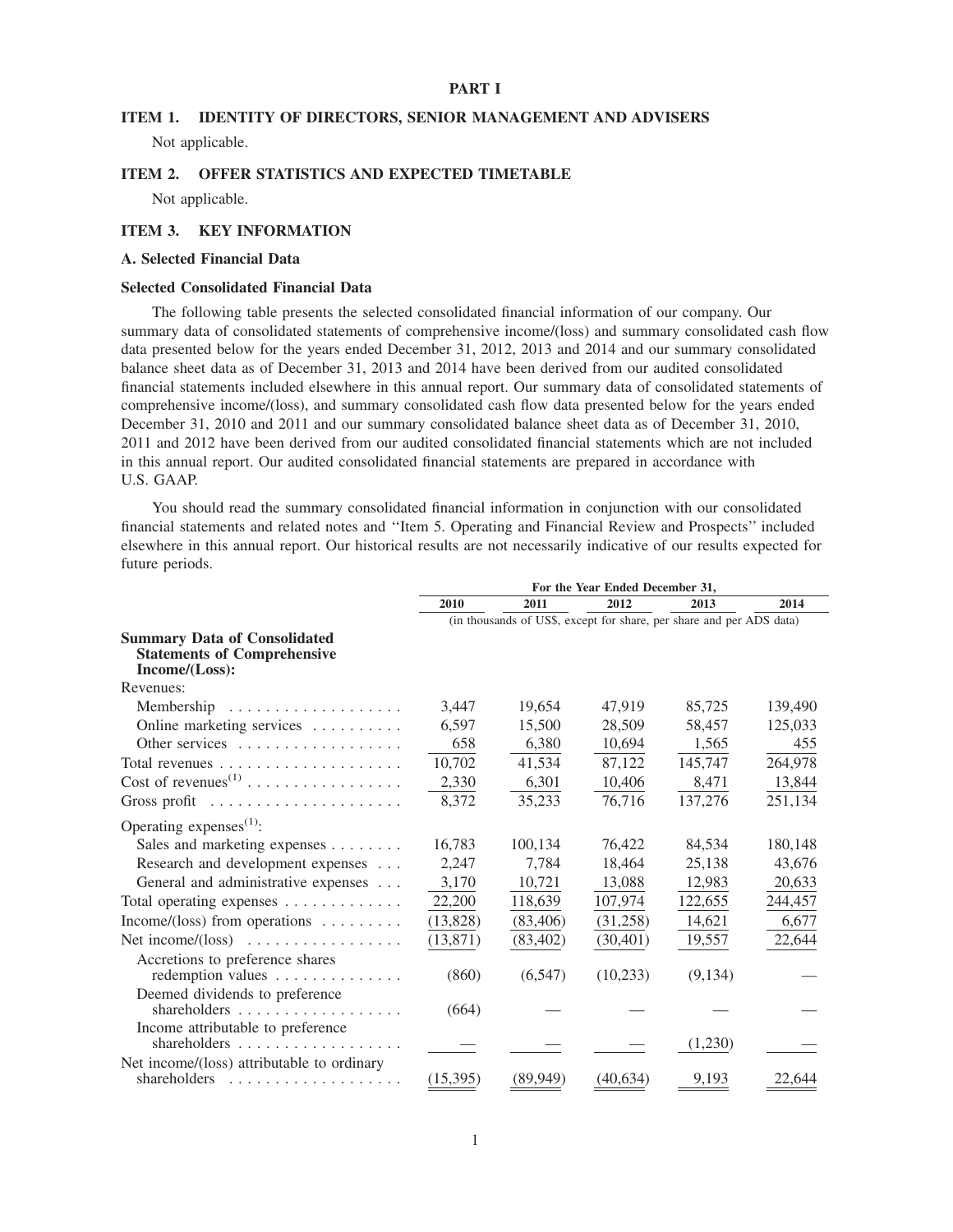# PART I

## ITEM 1. IDENTITY OF DIRECTORS, SENIOR MANAGEMENT AND ADVISERS

Not applicable.

## ITEM 2. OFFER STATISTICS AND EXPECTED TIMETABLE

Not applicable.

## ITEM 3. KEY INFORMATION

### A. Selected Financial Data

### Selected Consolidated Financial Data

The following table presents the selected consolidated financial information of our company. Our summary data of consolidated statements of comprehensive income/(loss) and summary consolidated cash flow data presented below for the years ended December 31, 2012, 2013 and 2014 and our summary consolidated balance sheet data as of December 31, 2013 and 2014 have been derived from our audited consolidated financial statements included elsewhere in this annual report. Our summary data of consolidated statements of comprehensive income/(loss), and summary consolidated cash flow data presented below for the years ended December 31, 2010 and 2011 and our summary consolidated balance sheet data as of December 31, 2010, 2011 and 2012 have been derived from our audited consolidated financial statements which are not included in this annual report. Our audited consolidated financial statements are prepared in accordance with U.S. GAAP.

You should read the summary consolidated financial information in conjunction with our consolidated financial statements and related notes and ''Item 5. Operating and Financial Review and Prospects'' included elsewhere in this annual report. Our historical results are not necessarily indicative of our results expected for future periods.

| | For the Year Ended December 31, | | | | |
|---|---|---|---|---|---|
| | 2010 | 2011 | 2012 | 2013 | 2014 |
| | (in thousands of US$, except for share, per share and per ADS data) | | | | |
| **Summary Data of Consolidated Statements of Comprehensive Income/(Loss):** | | | | | |
| Revenues: | | | | | |
| Membership | 3,447 | 19,654 | 47,919 | 85,725 | 139,490 |
| Online marketing services | 6,597 | 15,500 | 28,509 | 58,457 | 125,033 |
| Other services | 658 | 6,380 | 10,694 | 1,565 | 455 |
| Total revenues | 10,702 | 41,534 | 87,122 | 145,747 | 264,978 |
| Cost of revenues[(1)] | 2,330 | 6,301 | 10,406 | 8,471 | 13,844 |
| Gross profit | 8,372 | 35,233 | 76,716 | 137,276 | 251,134 |
| Operating expenses[(1)]: | | | | | |
| Sales and marketing expenses | 16,783 | 100,134 | 76,422 | 84,534 | 180,148 |
| Research and development expenses | 2,247 | 7,784 | 18,464 | 25,138 | 43,676 |
| General and administrative expenses | 3,170 | 10,721 | 13,088 | 12,983 | 20,633 |
| Total operating expenses | 22,200 | 118,639 | 107,974 | 122,655 | 244,457 |
| Income/(loss) from operations | (13,828) | (83,406) | (31,258) | 14,621 | 6,677 |
| Net income/(loss) | (13,871) | (83,402) | (30,401) | 19,557 | 22,644 |
| Accretions to preference shares redemption values | (860) | (6,547) | (10,233) | (9,134) | — |
| Deemed dividends to preference shareholders | (664) | — | — | — | — |
| Income attributable to preference shareholders | — | — | — | (1,230) | — |
| Net income/(loss) attributable to ordinary shareholders | (15,395) | (89,949) | (40,634) | 9,193 | 22,644 |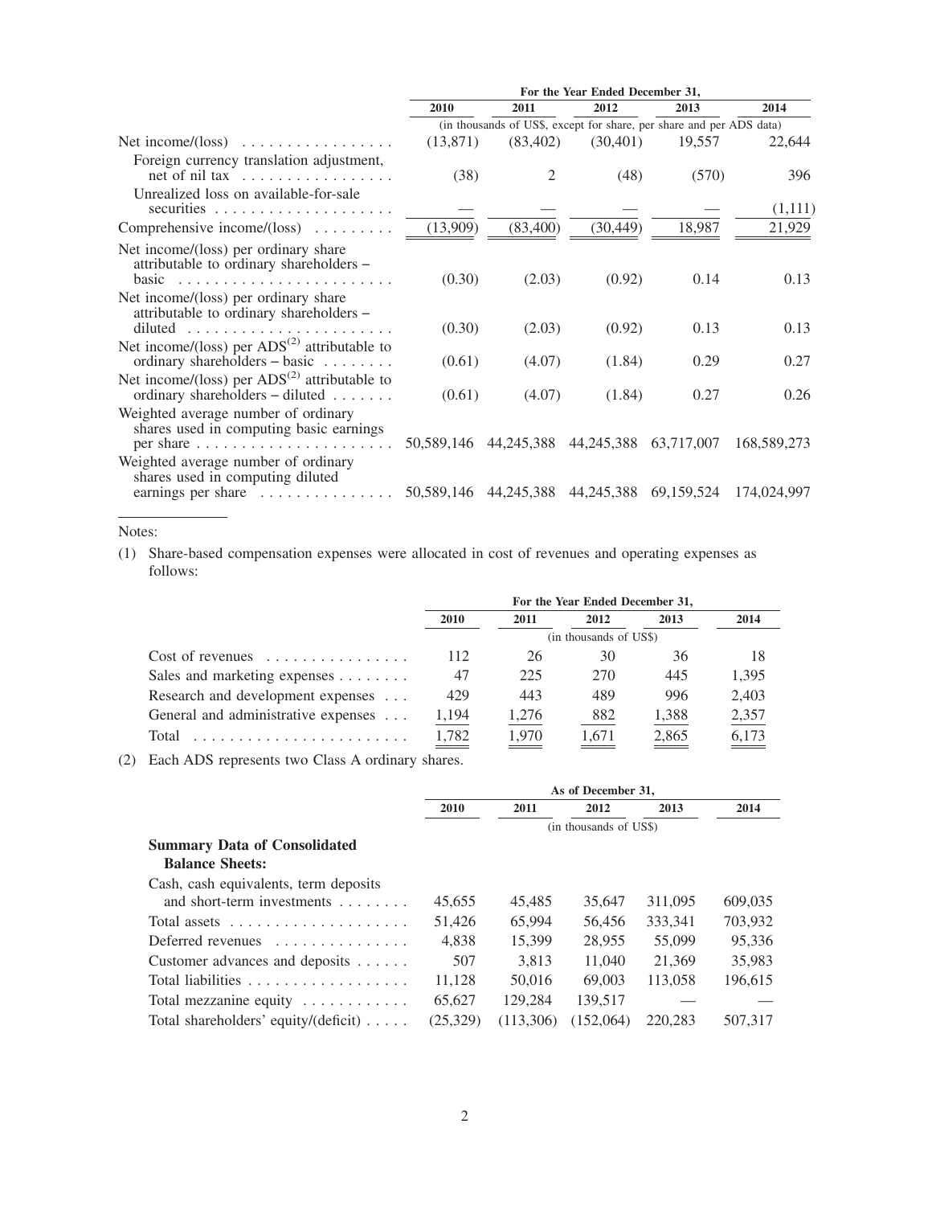| | For the Year Ended December 31, | | | | |
|---|---|---|---|---|---|
| | 2010 | 2011 | 2012 | 2013 | 2014 |
| | (in thousands of US$, except for share, per share and per ADS data) | | | | |
| Net income/(loss) | (13,871) | (83,402) | (30,401) | 19,557 | 22,644 |
| Foreign currency translation adjustment, net of nil tax | (38) | 2 | (48) | (570) | 396 |
| Unrealized loss on available-for-sale securities | — | — | — | — | (1,111) |
| Comprehensive income/(loss) | (13,909) | (83,400) | (30,449) | 18,987 | 21,929 |
| Net income/(loss) per ordinary share attributable to ordinary shareholders – basic | (0.30) | (2.03) | (0.92) | 0.14 | 0.13 |
| Net income/(loss) per ordinary share attributable to ordinary shareholders – diluted | (0.30) | (2.03) | (0.92) | 0.13 | 0.13 |
| Net income/(loss) per ADS(2) attributable to ordinary shareholders – basic | (0.61) | (4.07) | (1.84) | 0.29 | 0.27 |
| Net income/(loss) per ADS(2) attributable to ordinary shareholders – diluted | (0.61) | (4.07) | (1.84) | 0.27 | 0.26 |
| Weighted average number of ordinary shares used in computing basic earnings per share | 50,589,146 | 44,245,388 | 44,245,388 | 63,717,007 | 168,589,273 |
| Weighted average number of ordinary shares used in computing diluted earnings per share | 50,589,146 | 44,245,388 | 44,245,388 | 69,159,524 | 174,024,997 |

Notes:

(1) Share-based compensation expenses were allocated in cost of revenues and operating expenses as follows:

| | For the Year Ended December 31, | | | | |
|---|---|---|---|---|---|
| | 2010 | 2011 | 2012 | 2013 | 2014 |
| | (in thousands of US$) | | | | |
| Cost of revenues | 112 | 26 | 30 | 36 | 18 |
| Sales and marketing expenses | 47 | 225 | 270 | 445 | 1,395 |
| Research and development expenses | 429 | 443 | 489 | 996 | 2,403 |
| General and administrative expenses | 1,194 | 1,276 | 882 | 1,388 | 2,357 |
| Total | 1,782 | 1,970 | 1,671 | 2,865 | 6,173 |

(2) Each ADS represents two Class A ordinary shares.

| | As of December 31, | | | | |
|---|---|---|---|---|---|
| | 2010 | 2011 | 2012 | 2013 | 2014 |
| | (in thousands of US$) | | | | |
| **Summary Data of Consolidated Balance Sheets:** | | | | | |
| Cash, cash equivalents, term deposits and short-term investments | 45,655 | 45,485 | 35,647 | 311,095 | 609,035 |
| Total assets | 51,426 | 65,994 | 56,456 | 333,341 | 703,932 |
| Deferred revenues | 4,838 | 15,399 | 28,955 | 55,099 | 95,336 |
| Customer advances and deposits | 507 | 3,813 | 11,040 | 21,369 | 35,983 |
| Total liabilities | 11,128 | 50,016 | 69,003 | 113,058 | 196,615 |
| Total mezzanine equity | 65,627 | 129,284 | 139,517 | — | — |
| Total shareholders' equity/(deficit) | (25,329) | (113,306) | (152,064) | 220,283 | 507,317 |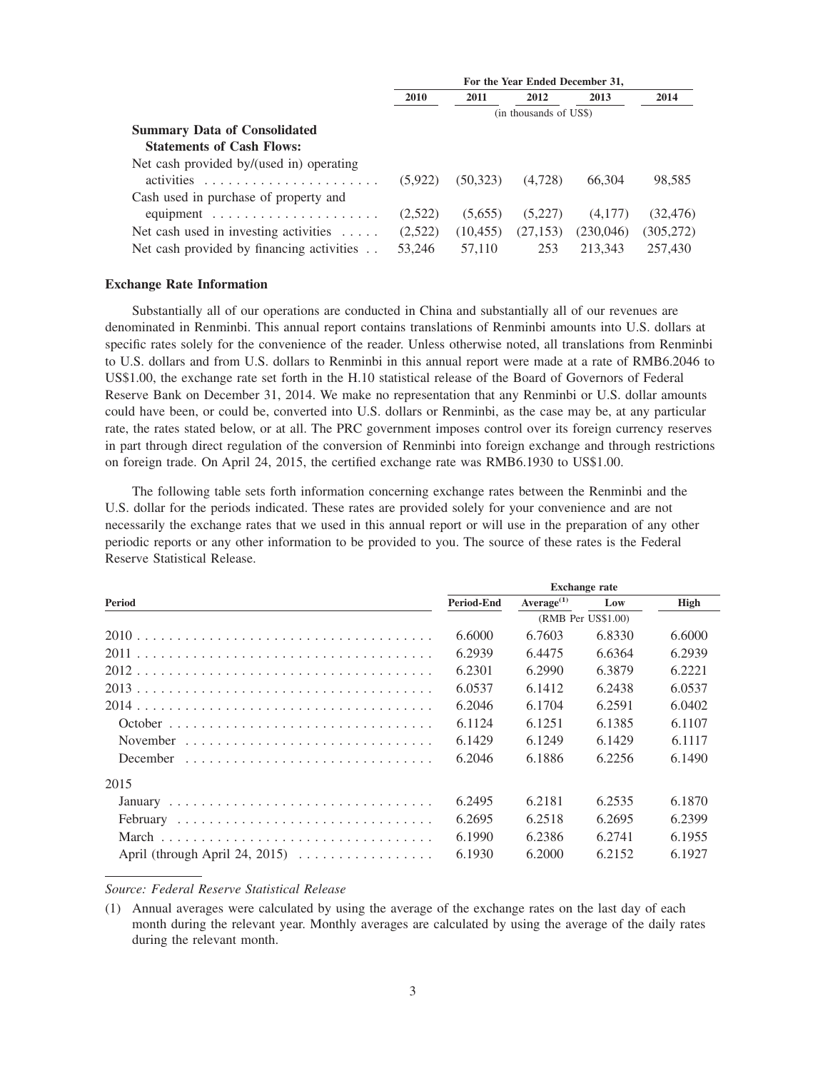| | For the Year Ended December 31, | | | | |
|---|---|---|---|---|---|
| | 2010 | 2011 | 2012 | 2013 | 2014 |
| | (in thousands of US$) | | | | |
| **Summary Data of Consolidated Statements of Cash Flows:** | | | | | |
| Net cash provided by/(used in) operating activities | (5,922) | (50,323) | (4,728) | 66,304 | 98,585 |
| Cash used in purchase of property and equipment | (2,522) | (5,655) | (5,227) | (4,177) | (32,476) |
| Net cash used in investing activities | (2,522) | (10,455) | (27,153) | (230,046) | (305,272) |
| Net cash provided by financing activities | 53,246 | 57,110 | 253 | 213,343 | 257,430 |

### Exchange Rate Information

Substantially all of our operations are conducted in China and substantially all of our revenues are denominated in Renminbi. This annual report contains translations of Renminbi amounts into U.S. dollars at specific rates solely for the convenience of the reader. Unless otherwise noted, all translations from Renminbi to U.S. dollars and from U.S. dollars to Renminbi in this annual report were made at a rate of RMB6.2046 to US$1.00, the exchange rate set forth in the H.10 statistical release of the Board of Governors of Federal Reserve Bank on December 31, 2014. We make no representation that any Renminbi or U.S. dollar amounts could have been, or could be, converted into U.S. dollars or Renminbi, as the case may be, at any particular rate, the rates stated below, or at all. The PRC government imposes control over its foreign currency reserves in part through direct regulation of the conversion of Renminbi into foreign exchange and through restrictions on foreign trade. On April 24, 2015, the certified exchange rate was RMB6.1930 to US$1.00.

The following table sets forth information concerning exchange rates between the Renminbi and the U.S. dollar for the periods indicated. These rates are provided solely for your convenience and are not necessarily the exchange rates that we used in this annual report or will use in the preparation of any other periodic reports or any other information to be provided to you. The source of these rates is the Federal Reserve Statistical Release.

| | Exchange rate | | | |
|---|---|---|---|---|
| Period | Period-End | Average[(1)] | Low | High |
| | (RMB Per US$1.00) | | | |
| 2010 | 6.6000 | 6.7603 | 6.8330 | 6.6000 |
| 2011 | 6.2939 | 6.4475 | 6.6364 | 6.2939 |
| 2012 | 6.2301 | 6.2990 | 6.3879 | 6.2221 |
| 2013 | 6.0537 | 6.1412 | 6.2438 | 6.0537 |
| 2014 | 6.2046 | 6.1704 | 6.2591 | 6.0402 |
| October | 6.1124 | 6.1251 | 6.1385 | 6.1107 |
| November | 6.1429 | 6.1249 | 6.1429 | 6.1117 |
| December | 6.2046 | 6.1886 | 6.2256 | 6.1490 |
| 2015 | | | | |
| January | 6.2495 | 6.2181 | 6.2535 | 6.1870 |
| February | 6.2695 | 6.2518 | 6.2695 | 6.2399 |
| March | 6.1990 | 6.2386 | 6.2741 | 6.1955 |
| April (through April 24, 2015) | 6.1930 | 6.2000 | 6.2152 | 6.1927 |

*Source: Federal Reserve Statistical Release*

(1) Annual averages were calculated by using the average of the exchange rates on the last day of each month during the relevant year. Monthly averages are calculated by using the average of the daily rates during the relevant month.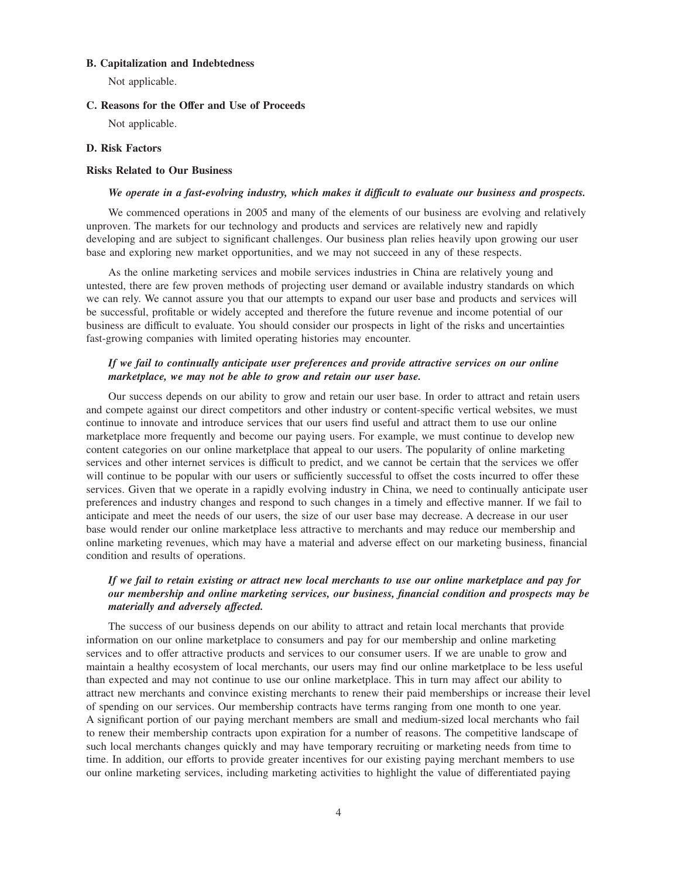### B. Capitalization and Indebtedness

Not applicable.

### C. Reasons for the Offer and Use of Proceeds

Not applicable.

### D. Risk Factors

#### Risks Related to Our Business

***We operate in a fast-evolving industry, which makes it difficult to evaluate our business and prospects.***

We commenced operations in 2005 and many of the elements of our business are evolving and relatively unproven. The markets for our technology and products and services are relatively new and rapidly developing and are subject to significant challenges. Our business plan relies heavily upon growing our user base and exploring new market opportunities, and we may not succeed in any of these respects.

As the online marketing services and mobile services industries in China are relatively young and untested, there are few proven methods of projecting user demand or available industry standards on which we can rely. We cannot assure you that our attempts to expand our user base and products and services will be successful, profitable or widely accepted and therefore the future revenue and income potential of our business are difficult to evaluate. You should consider our prospects in light of the risks and uncertainties fast-growing companies with limited operating histories may encounter.

***If we fail to continually anticipate user preferences and provide attractive services on our online marketplace, we may not be able to grow and retain our user base.***

Our success depends on our ability to grow and retain our user base. In order to attract and retain users and compete against our direct competitors and other industry or content-specific vertical websites, we must continue to innovate and introduce services that our users find useful and attract them to use our online marketplace more frequently and become our paying users. For example, we must continue to develop new content categories on our online marketplace that appeal to our users. The popularity of online marketing services and other internet services is difficult to predict, and we cannot be certain that the services we offer will continue to be popular with our users or sufficiently successful to offset the costs incurred to offer these services. Given that we operate in a rapidly evolving industry in China, we need to continually anticipate user preferences and industry changes and respond to such changes in a timely and effective manner. If we fail to anticipate and meet the needs of our users, the size of our user base may decrease. A decrease in our user base would render our online marketplace less attractive to merchants and may reduce our membership and online marketing revenues, which may have a material and adverse effect on our marketing business, financial condition and results of operations.

***If we fail to retain existing or attract new local merchants to use our online marketplace and pay for our membership and online marketing services, our business, financial condition and prospects may be materially and adversely affected.***

The success of our business depends on our ability to attract and retain local merchants that provide information on our online marketplace to consumers and pay for our membership and online marketing services and to offer attractive products and services to our consumer users. If we are unable to grow and maintain a healthy ecosystem of local merchants, our users may find our online marketplace to be less useful than expected and may not continue to use our online marketplace. This in turn may affect our ability to attract new merchants and convince existing merchants to renew their paid memberships or increase their level of spending on our services. Our membership contracts have terms ranging from one month to one year. A significant portion of our paying merchant members are small and medium-sized local merchants who fail to renew their membership contracts upon expiration for a number of reasons. The competitive landscape of such local merchants changes quickly and may have temporary recruiting or marketing needs from time to time. In addition, our efforts to provide greater incentives for our existing paying merchant members to use our online marketing services, including marketing activities to highlight the value of differentiated paying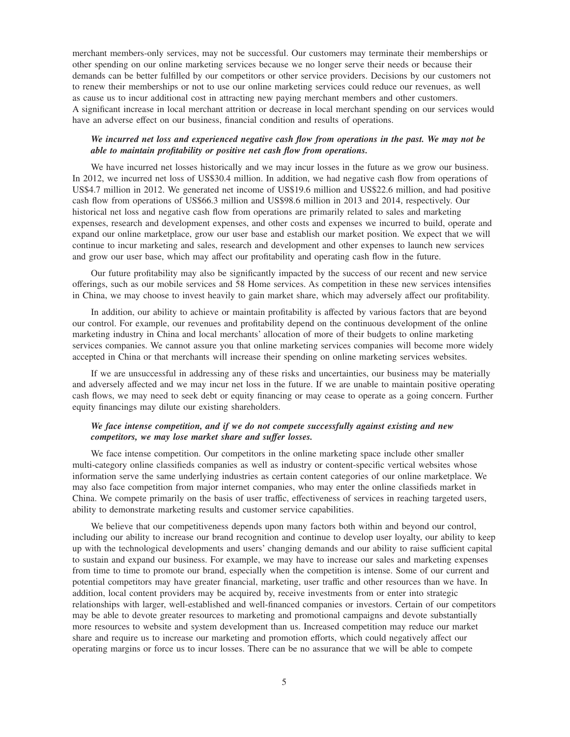merchant members-only services, may not be successful. Our customers may terminate their memberships or other spending on our online marketing services because we no longer serve their needs or because their demands can be better fulfilled by our competitors or other service providers. Decisions by our customers not to renew their memberships or not to use our online marketing services could reduce our revenues, as well as cause us to incur additional cost in attracting new paying merchant members and other customers. A significant increase in local merchant attrition or decrease in local merchant spending on our services would have an adverse effect on our business, financial condition and results of operations.

***We incurred net loss and experienced negative cash flow from operations in the past. We may not be able to maintain profitability or positive net cash flow from operations.***

We have incurred net losses historically and we may incur losses in the future as we grow our business. In 2012, we incurred net loss of US$30.4 million. In addition, we had negative cash flow from operations of US$4.7 million in 2012. We generated net income of US$19.6 million and US$22.6 million, and had positive cash flow from operations of US$66.3 million and US$98.6 million in 2013 and 2014, respectively. Our historical net loss and negative cash flow from operations are primarily related to sales and marketing expenses, research and development expenses, and other costs and expenses we incurred to build, operate and expand our online marketplace, grow our user base and establish our market position. We expect that we will continue to incur marketing and sales, research and development and other expenses to launch new services and grow our user base, which may affect our profitability and operating cash flow in the future.

Our future profitability may also be significantly impacted by the success of our recent and new service offerings, such as our mobile services and 58 Home services. As competition in these new services intensifies in China, we may choose to invest heavily to gain market share, which may adversely affect our profitability.

In addition, our ability to achieve or maintain profitability is affected by various factors that are beyond our control. For example, our revenues and profitability depend on the continuous development of the online marketing industry in China and local merchants' allocation of more of their budgets to online marketing services companies. We cannot assure you that online marketing services companies will become more widely accepted in China or that merchants will increase their spending on online marketing services websites.

If we are unsuccessful in addressing any of these risks and uncertainties, our business may be materially and adversely affected and we may incur net loss in the future. If we are unable to maintain positive operating cash flows, we may need to seek debt or equity financing or may cease to operate as a going concern. Further equity financings may dilute our existing shareholders.

***We face intense competition, and if we do not compete successfully against existing and new competitors, we may lose market share and suffer losses.***

We face intense competition. Our competitors in the online marketing space include other smaller multi-category online classifieds companies as well as industry or content-specific vertical websites whose information serve the same underlying industries as certain content categories of our online marketplace. We may also face competition from major internet companies, who may enter the online classifieds market in China. We compete primarily on the basis of user traffic, effectiveness of services in reaching targeted users, ability to demonstrate marketing results and customer service capabilities.

We believe that our competitiveness depends upon many factors both within and beyond our control, including our ability to increase our brand recognition and continue to develop user loyalty, our ability to keep up with the technological developments and users' changing demands and our ability to raise sufficient capital to sustain and expand our business. For example, we may have to increase our sales and marketing expenses from time to time to promote our brand, especially when the competition is intense. Some of our current and potential competitors may have greater financial, marketing, user traffic and other resources than we have. In addition, local content providers may be acquired by, receive investments from or enter into strategic relationships with larger, well-established and well-financed companies or investors. Certain of our competitors may be able to devote greater resources to marketing and promotional campaigns and devote substantially more resources to website and system development than us. Increased competition may reduce our market share and require us to increase our marketing and promotion efforts, which could negatively affect our operating margins or force us to incur losses. There can be no assurance that we will be able to compete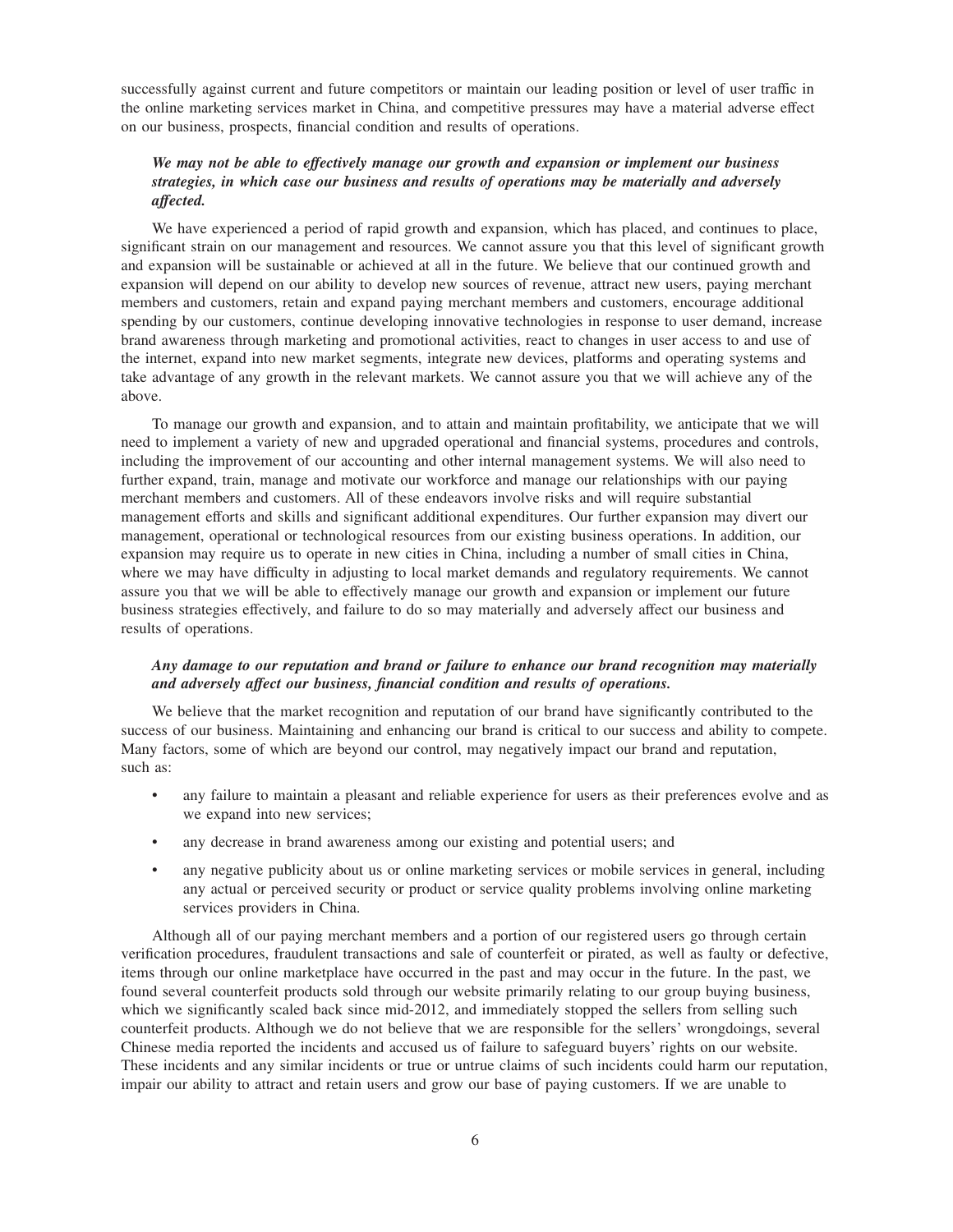successfully against current and future competitors or maintain our leading position or level of user traffic in the online marketing services market in China, and competitive pressures may have a material adverse effect on our business, prospects, financial condition and results of operations.

***We may not be able to effectively manage our growth and expansion or implement our business strategies, in which case our business and results of operations may be materially and adversely affected.***

We have experienced a period of rapid growth and expansion, which has placed, and continues to place, significant strain on our management and resources. We cannot assure you that this level of significant growth and expansion will be sustainable or achieved at all in the future. We believe that our continued growth and expansion will depend on our ability to develop new sources of revenue, attract new users, paying merchant members and customers, retain and expand paying merchant members and customers, encourage additional spending by our customers, continue developing innovative technologies in response to user demand, increase brand awareness through marketing and promotional activities, react to changes in user access to and use of the internet, expand into new market segments, integrate new devices, platforms and operating systems and take advantage of any growth in the relevant markets. We cannot assure you that we will achieve any of the above.

To manage our growth and expansion, and to attain and maintain profitability, we anticipate that we will need to implement a variety of new and upgraded operational and financial systems, procedures and controls, including the improvement of our accounting and other internal management systems. We will also need to further expand, train, manage and motivate our workforce and manage our relationships with our paying merchant members and customers. All of these endeavors involve risks and will require substantial management efforts and skills and significant additional expenditures. Our further expansion may divert our management, operational or technological resources from our existing business operations. In addition, our expansion may require us to operate in new cities in China, including a number of small cities in China, where we may have difficulty in adjusting to local market demands and regulatory requirements. We cannot assure you that we will be able to effectively manage our growth and expansion or implement our future business strategies effectively, and failure to do so may materially and adversely affect our business and results of operations.

***Any damage to our reputation and brand or failure to enhance our brand recognition may materially and adversely affect our business, financial condition and results of operations.***

We believe that the market recognition and reputation of our brand have significantly contributed to the success of our business. Maintaining and enhancing our brand is critical to our success and ability to compete. Many factors, some of which are beyond our control, may negatively impact our brand and reputation, such as:

- any failure to maintain a pleasant and reliable experience for users as their preferences evolve and as we expand into new services;
- any decrease in brand awareness among our existing and potential users; and
- any negative publicity about us or online marketing services or mobile services in general, including any actual or perceived security or product or service quality problems involving online marketing services providers in China.

Although all of our paying merchant members and a portion of our registered users go through certain verification procedures, fraudulent transactions and sale of counterfeit or pirated, as well as faulty or defective, items through our online marketplace have occurred in the past and may occur in the future. In the past, we found several counterfeit products sold through our website primarily relating to our group buying business, which we significantly scaled back since mid-2012, and immediately stopped the sellers from selling such counterfeit products. Although we do not believe that we are responsible for the sellers' wrongdoings, several Chinese media reported the incidents and accused us of failure to safeguard buyers' rights on our website. These incidents and any similar incidents or true or untrue claims of such incidents could harm our reputation, impair our ability to attract and retain users and grow our base of paying customers. If we are unable to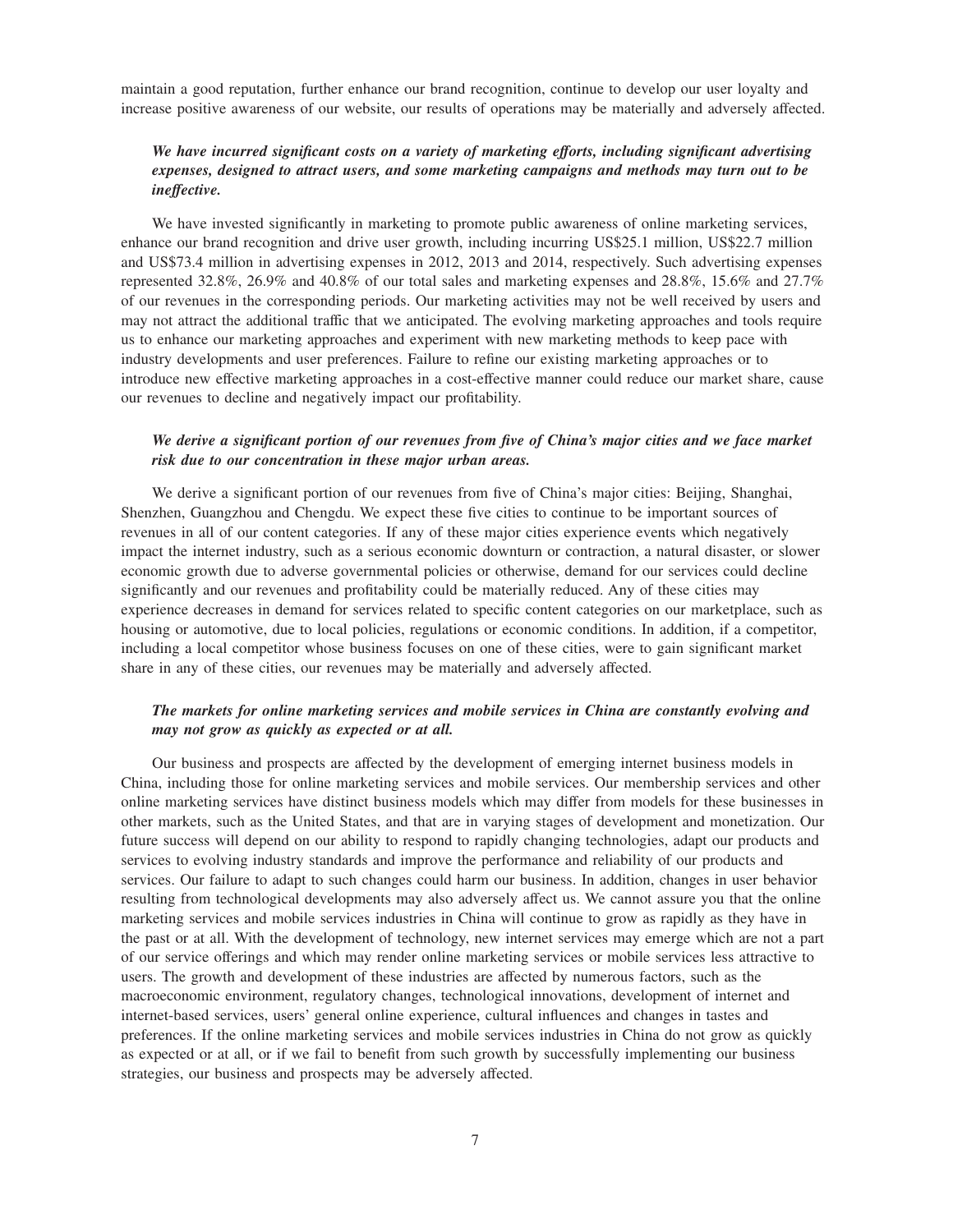maintain a good reputation, further enhance our brand recognition, continue to develop our user loyalty and increase positive awareness of our website, our results of operations may be materially and adversely affected.

***We have incurred significant costs on a variety of marketing efforts, including significant advertising expenses, designed to attract users, and some marketing campaigns and methods may turn out to be ineffective.***

We have invested significantly in marketing to promote public awareness of online marketing services, enhance our brand recognition and drive user growth, including incurring US$25.1 million, US$22.7 million and US$73.4 million in advertising expenses in 2012, 2013 and 2014, respectively. Such advertising expenses represented 32.8%, 26.9% and 40.8% of our total sales and marketing expenses and 28.8%, 15.6% and 27.7% of our revenues in the corresponding periods. Our marketing activities may not be well received by users and may not attract the additional traffic that we anticipated. The evolving marketing approaches and tools require us to enhance our marketing approaches and experiment with new marketing methods to keep pace with industry developments and user preferences. Failure to refine our existing marketing approaches or to introduce new effective marketing approaches in a cost-effective manner could reduce our market share, cause our revenues to decline and negatively impact our profitability.

***We derive a significant portion of our revenues from five of China's major cities and we face market risk due to our concentration in these major urban areas.***

We derive a significant portion of our revenues from five of China's major cities: Beijing, Shanghai, Shenzhen, Guangzhou and Chengdu. We expect these five cities to continue to be important sources of revenues in all of our content categories. If any of these major cities experience events which negatively impact the internet industry, such as a serious economic downturn or contraction, a natural disaster, or slower economic growth due to adverse governmental policies or otherwise, demand for our services could decline significantly and our revenues and profitability could be materially reduced. Any of these cities may experience decreases in demand for services related to specific content categories on our marketplace, such as housing or automotive, due to local policies, regulations or economic conditions. In addition, if a competitor, including a local competitor whose business focuses on one of these cities, were to gain significant market share in any of these cities, our revenues may be materially and adversely affected.

***The markets for online marketing services and mobile services in China are constantly evolving and may not grow as quickly as expected or at all.***

Our business and prospects are affected by the development of emerging internet business models in China, including those for online marketing services and mobile services. Our membership services and other online marketing services have distinct business models which may differ from models for these businesses in other markets, such as the United States, and that are in varying stages of development and monetization. Our future success will depend on our ability to respond to rapidly changing technologies, adapt our products and services to evolving industry standards and improve the performance and reliability of our products and services. Our failure to adapt to such changes could harm our business. In addition, changes in user behavior resulting from technological developments may also adversely affect us. We cannot assure you that the online marketing services and mobile services industries in China will continue to grow as rapidly as they have in the past or at all. With the development of technology, new internet services may emerge which are not a part of our service offerings and which may render online marketing services or mobile services less attractive to users. The growth and development of these industries are affected by numerous factors, such as the macroeconomic environment, regulatory changes, technological innovations, development of internet and internet-based services, users' general online experience, cultural influences and changes in tastes and preferences. If the online marketing services and mobile services industries in China do not grow as quickly as expected or at all, or if we fail to benefit from such growth by successfully implementing our business strategies, our business and prospects may be adversely affected.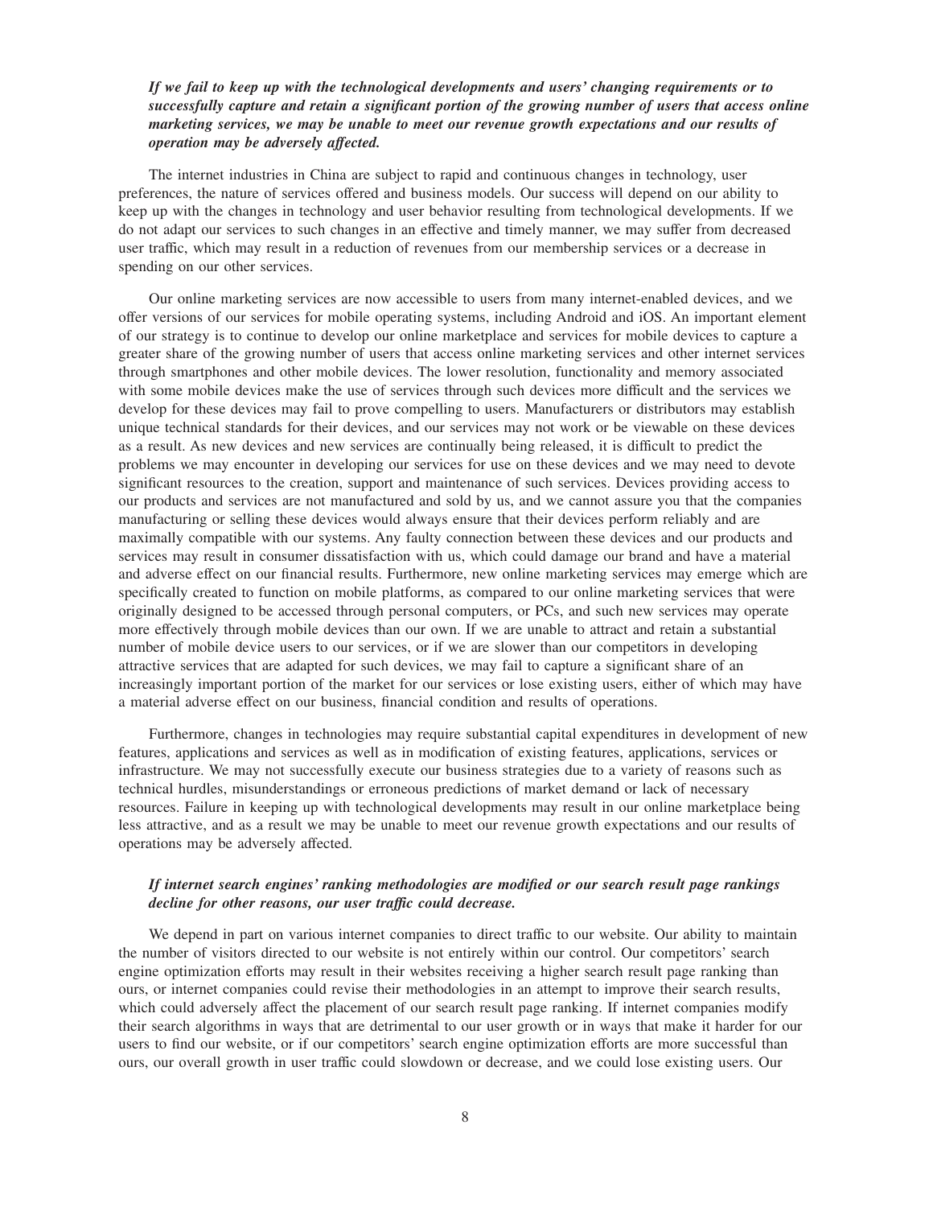***If we fail to keep up with the technological developments and users' changing requirements or to successfully capture and retain a significant portion of the growing number of users that access online marketing services, we may be unable to meet our revenue growth expectations and our results of operation may be adversely affected.***

The internet industries in China are subject to rapid and continuous changes in technology, user preferences, the nature of services offered and business models. Our success will depend on our ability to keep up with the changes in technology and user behavior resulting from technological developments. If we do not adapt our services to such changes in an effective and timely manner, we may suffer from decreased user traffic, which may result in a reduction of revenues from our membership services or a decrease in spending on our other services.

Our online marketing services are now accessible to users from many internet-enabled devices, and we offer versions of our services for mobile operating systems, including Android and iOS. An important element of our strategy is to continue to develop our online marketplace and services for mobile devices to capture a greater share of the growing number of users that access online marketing services and other internet services through smartphones and other mobile devices. The lower resolution, functionality and memory associated with some mobile devices make the use of services through such devices more difficult and the services we develop for these devices may fail to prove compelling to users. Manufacturers or distributors may establish unique technical standards for their devices, and our services may not work or be viewable on these devices as a result. As new devices and new services are continually being released, it is difficult to predict the problems we may encounter in developing our services for use on these devices and we may need to devote significant resources to the creation, support and maintenance of such services. Devices providing access to our products and services are not manufactured and sold by us, and we cannot assure you that the companies manufacturing or selling these devices would always ensure that their devices perform reliably and are maximally compatible with our systems. Any faulty connection between these devices and our products and services may result in consumer dissatisfaction with us, which could damage our brand and have a material and adverse effect on our financial results. Furthermore, new online marketing services may emerge which are specifically created to function on mobile platforms, as compared to our online marketing services that were originally designed to be accessed through personal computers, or PCs, and such new services may operate more effectively through mobile devices than our own. If we are unable to attract and retain a substantial number of mobile device users to our services, or if we are slower than our competitors in developing attractive services that are adapted for such devices, we may fail to capture a significant share of an increasingly important portion of the market for our services or lose existing users, either of which may have a material adverse effect on our business, financial condition and results of operations.

Furthermore, changes in technologies may require substantial capital expenditures in development of new features, applications and services as well as in modification of existing features, applications, services or infrastructure. We may not successfully execute our business strategies due to a variety of reasons such as technical hurdles, misunderstandings or erroneous predictions of market demand or lack of necessary resources. Failure in keeping up with technological developments may result in our online marketplace being less attractive, and as a result we may be unable to meet our revenue growth expectations and our results of operations may be adversely affected.

***If internet search engines' ranking methodologies are modified or our search result page rankings decline for other reasons, our user traffic could decrease.***

We depend in part on various internet companies to direct traffic to our website. Our ability to maintain the number of visitors directed to our website is not entirely within our control. Our competitors' search engine optimization efforts may result in their websites receiving a higher search result page ranking than ours, or internet companies could revise their methodologies in an attempt to improve their search results, which could adversely affect the placement of our search result page ranking. If internet companies modify their search algorithms in ways that are detrimental to our user growth or in ways that make it harder for our users to find our website, or if our competitors' search engine optimization efforts are more successful than ours, our overall growth in user traffic could slowdown or decrease, and we could lose existing users. Our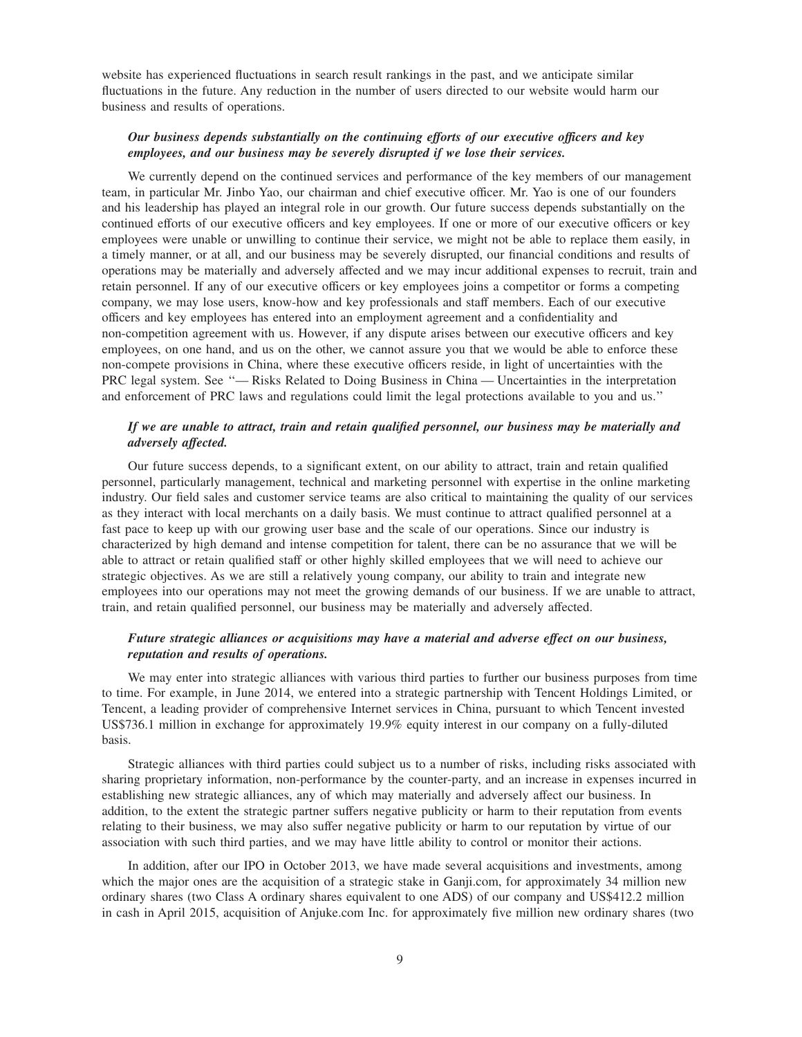website has experienced fluctuations in search result rankings in the past, and we anticipate similar fluctuations in the future. Any reduction in the number of users directed to our website would harm our business and results of operations.

***Our business depends substantially on the continuing efforts of our executive officers and key employees, and our business may be severely disrupted if we lose their services.***

We currently depend on the continued services and performance of the key members of our management team, in particular Mr. Jinbo Yao, our chairman and chief executive officer. Mr. Yao is one of our founders and his leadership has played an integral role in our growth. Our future success depends substantially on the continued efforts of our executive officers and key employees. If one or more of our executive officers or key employees were unable or unwilling to continue their service, we might not be able to replace them easily, in a timely manner, or at all, and our business may be severely disrupted, our financial conditions and results of operations may be materially and adversely affected and we may incur additional expenses to recruit, train and retain personnel. If any of our executive officers or key employees joins a competitor or forms a competing company, we may lose users, know-how and key professionals and staff members. Each of our executive officers and key employees has entered into an employment agreement and a confidentiality and non-competition agreement with us. However, if any dispute arises between our executive officers and key employees, on one hand, and us on the other, we cannot assure you that we would be able to enforce these non-compete provisions in China, where these executive officers reside, in light of uncertainties with the PRC legal system. See ''— Risks Related to Doing Business in China — Uncertainties in the interpretation and enforcement of PRC laws and regulations could limit the legal protections available to you and us.''

***If we are unable to attract, train and retain qualified personnel, our business may be materially and adversely affected.***

Our future success depends, to a significant extent, on our ability to attract, train and retain qualified personnel, particularly management, technical and marketing personnel with expertise in the online marketing industry. Our field sales and customer service teams are also critical to maintaining the quality of our services as they interact with local merchants on a daily basis. We must continue to attract qualified personnel at a fast pace to keep up with our growing user base and the scale of our operations. Since our industry is characterized by high demand and intense competition for talent, there can be no assurance that we will be able to attract or retain qualified staff or other highly skilled employees that we will need to achieve our strategic objectives. As we are still a relatively young company, our ability to train and integrate new employees into our operations may not meet the growing demands of our business. If we are unable to attract, train, and retain qualified personnel, our business may be materially and adversely affected.

***Future strategic alliances or acquisitions may have a material and adverse effect on our business, reputation and results of operations.***

We may enter into strategic alliances with various third parties to further our business purposes from time to time. For example, in June 2014, we entered into a strategic partnership with Tencent Holdings Limited, or Tencent, a leading provider of comprehensive Internet services in China, pursuant to which Tencent invested US$736.1 million in exchange for approximately 19.9% equity interest in our company on a fully-diluted basis.

Strategic alliances with third parties could subject us to a number of risks, including risks associated with sharing proprietary information, non-performance by the counter-party, and an increase in expenses incurred in establishing new strategic alliances, any of which may materially and adversely affect our business. In addition, to the extent the strategic partner suffers negative publicity or harm to their reputation from events relating to their business, we may also suffer negative publicity or harm to our reputation by virtue of our association with such third parties, and we may have little ability to control or monitor their actions.

In addition, after our IPO in October 2013, we have made several acquisitions and investments, among which the major ones are the acquisition of a strategic stake in Ganji.com, for approximately 34 million new ordinary shares (two Class A ordinary shares equivalent to one ADS) of our company and US$412.2 million in cash in April 2015, acquisition of Anjuke.com Inc. for approximately five million new ordinary shares (two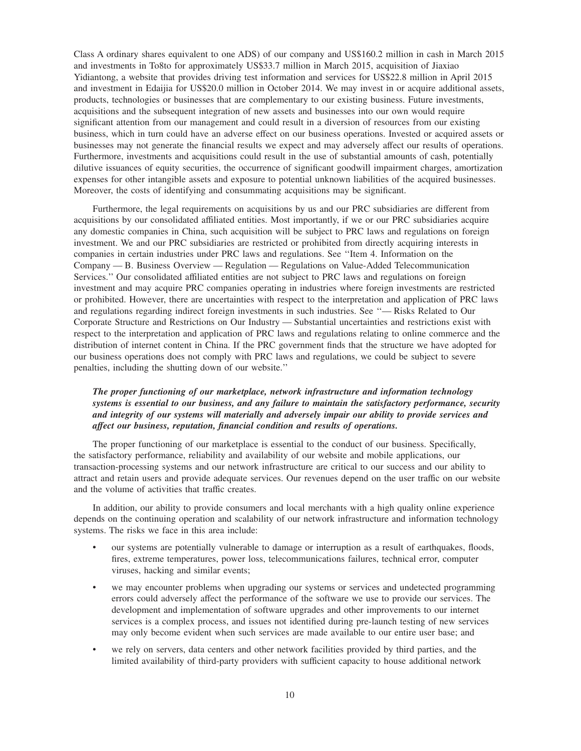Class A ordinary shares equivalent to one ADS) of our company and US$160.2 million in cash in March 2015 and investments in To8to for approximately US$33.7 million in March 2015, acquisition of Jiaxiao Yidiantong, a website that provides driving test information and services for US$22.8 million in April 2015 and investment in Edaijia for US$20.0 million in October 2014. We may invest in or acquire additional assets, products, technologies or businesses that are complementary to our existing business. Future investments, acquisitions and the subsequent integration of new assets and businesses into our own would require significant attention from our management and could result in a diversion of resources from our existing business, which in turn could have an adverse effect on our business operations. Invested or acquired assets or businesses may not generate the financial results we expect and may adversely affect our results of operations. Furthermore, investments and acquisitions could result in the use of substantial amounts of cash, potentially dilutive issuances of equity securities, the occurrence of significant goodwill impairment charges, amortization expenses for other intangible assets and exposure to potential unknown liabilities of the acquired businesses. Moreover, the costs of identifying and consummating acquisitions may be significant.

Furthermore, the legal requirements on acquisitions by us and our PRC subsidiaries are different from acquisitions by our consolidated affiliated entities. Most importantly, if we or our PRC subsidiaries acquire any domestic companies in China, such acquisition will be subject to PRC laws and regulations on foreign investment. We and our PRC subsidiaries are restricted or prohibited from directly acquiring interests in companies in certain industries under PRC laws and regulations. See ''Item 4. Information on the Company — B. Business Overview — Regulation — Regulations on Value-Added Telecommunication Services.'' Our consolidated affiliated entities are not subject to PRC laws and regulations on foreign investment and may acquire PRC companies operating in industries where foreign investments are restricted or prohibited. However, there are uncertainties with respect to the interpretation and application of PRC laws and regulations regarding indirect foreign investments in such industries. See ''— Risks Related to Our Corporate Structure and Restrictions on Our Industry — Substantial uncertainties and restrictions exist with respect to the interpretation and application of PRC laws and regulations relating to online commerce and the distribution of internet content in China. If the PRC government finds that the structure we have adopted for our business operations does not comply with PRC laws and regulations, we could be subject to severe penalties, including the shutting down of our website.''

***The proper functioning of our marketplace, network infrastructure and information technology systems is essential to our business, and any failure to maintain the satisfactory performance, security and integrity of our systems will materially and adversely impair our ability to provide services and affect our business, reputation, financial condition and results of operations.***

The proper functioning of our marketplace is essential to the conduct of our business. Specifically, the satisfactory performance, reliability and availability of our website and mobile applications, our transaction-processing systems and our network infrastructure are critical to our success and our ability to attract and retain users and provide adequate services. Our revenues depend on the user traffic on our website and the volume of activities that traffic creates.

In addition, our ability to provide consumers and local merchants with a high quality online experience depends on the continuing operation and scalability of our network infrastructure and information technology systems. The risks we face in this area include:

- our systems are potentially vulnerable to damage or interruption as a result of earthquakes, floods, fires, extreme temperatures, power loss, telecommunications failures, technical error, computer viruses, hacking and similar events;
- we may encounter problems when upgrading our systems or services and undetected programming errors could adversely affect the performance of the software we use to provide our services. The development and implementation of software upgrades and other improvements to our internet services is a complex process, and issues not identified during pre-launch testing of new services may only become evident when such services are made available to our entire user base; and
- we rely on servers, data centers and other network facilities provided by third parties, and the limited availability of third-party providers with sufficient capacity to house additional network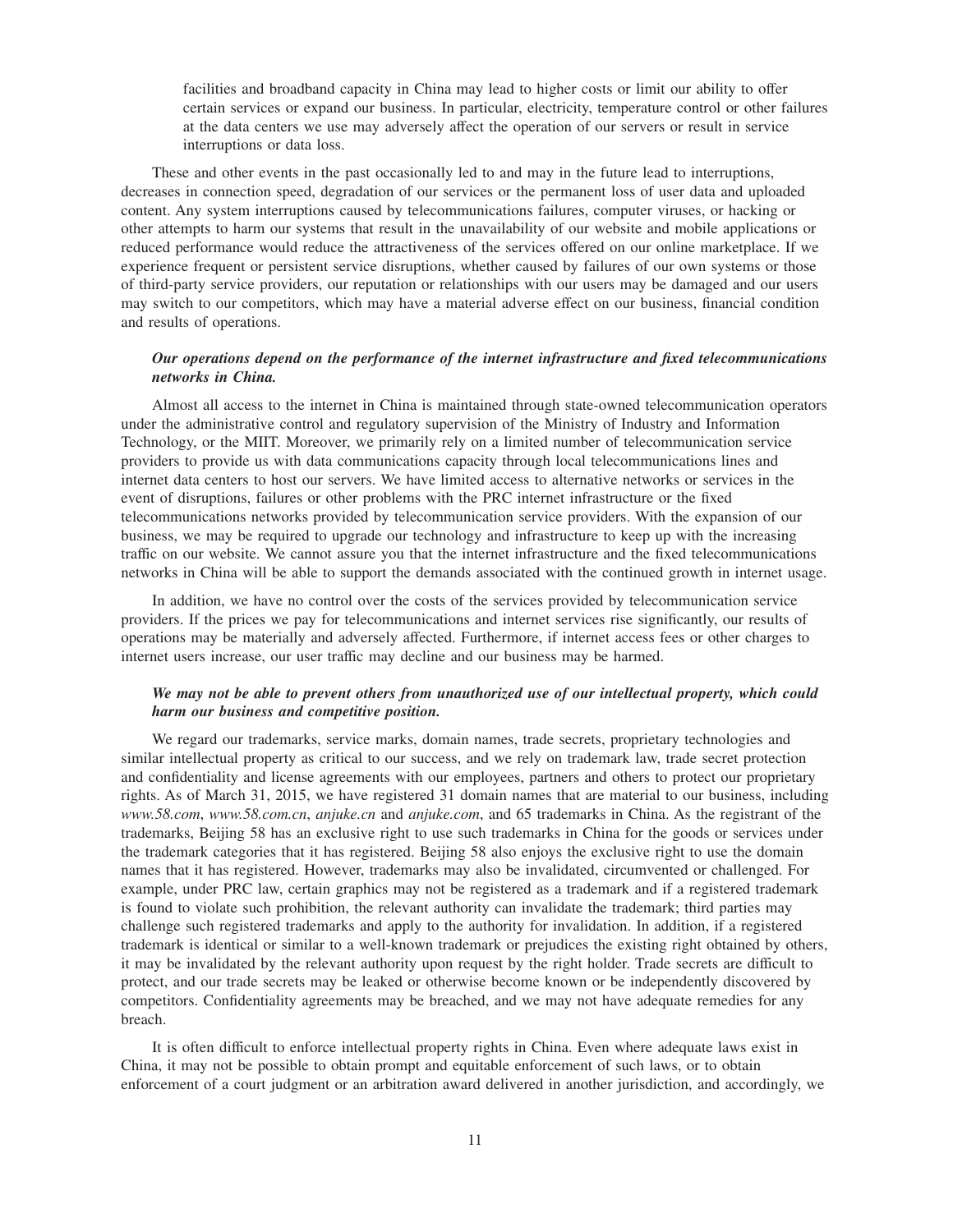facilities and broadband capacity in China may lead to higher costs or limit our ability to offer certain services or expand our business. In particular, electricity, temperature control or other failures at the data centers we use may adversely affect the operation of our servers or result in service interruptions or data loss.

These and other events in the past occasionally led to and may in the future lead to interruptions, decreases in connection speed, degradation of our services or the permanent loss of user data and uploaded content. Any system interruptions caused by telecommunications failures, computer viruses, or hacking or other attempts to harm our systems that result in the unavailability of our website and mobile applications or reduced performance would reduce the attractiveness of the services offered on our online marketplace. If we experience frequent or persistent service disruptions, whether caused by failures of our own systems or those of third-party service providers, our reputation or relationships with our users may be damaged and our users may switch to our competitors, which may have a material adverse effect on our business, financial condition and results of operations.

***Our operations depend on the performance of the internet infrastructure and fixed telecommunications networks in China.***

Almost all access to the internet in China is maintained through state-owned telecommunication operators under the administrative control and regulatory supervision of the Ministry of Industry and Information Technology, or the MIIT. Moreover, we primarily rely on a limited number of telecommunication service providers to provide us with data communications capacity through local telecommunications lines and internet data centers to host our servers. We have limited access to alternative networks or services in the event of disruptions, failures or other problems with the PRC internet infrastructure or the fixed telecommunications networks provided by telecommunication service providers. With the expansion of our business, we may be required to upgrade our technology and infrastructure to keep up with the increasing traffic on our website. We cannot assure you that the internet infrastructure and the fixed telecommunications networks in China will be able to support the demands associated with the continued growth in internet usage.

In addition, we have no control over the costs of the services provided by telecommunication service providers. If the prices we pay for telecommunications and internet services rise significantly, our results of operations may be materially and adversely affected. Furthermore, if internet access fees or other charges to internet users increase, our user traffic may decline and our business may be harmed.

***We may not be able to prevent others from unauthorized use of our intellectual property, which could harm our business and competitive position.***

We regard our trademarks, service marks, domain names, trade secrets, proprietary technologies and similar intellectual property as critical to our success, and we rely on trademark law, trade secret protection and confidentiality and license agreements with our employees, partners and others to protect our proprietary rights. As of March 31, 2015, we have registered 31 domain names that are material to our business, including *www.58.com*, *www.58.com.cn*, *anjuke.cn* and *anjuke.com*, and 65 trademarks in China. As the registrant of the trademarks, Beijing 58 has an exclusive right to use such trademarks in China for the goods or services under the trademark categories that it has registered. Beijing 58 also enjoys the exclusive right to use the domain names that it has registered. However, trademarks may also be invalidated, circumvented or challenged. For example, under PRC law, certain graphics may not be registered as a trademark and if a registered trademark is found to violate such prohibition, the relevant authority can invalidate the trademark; third parties may challenge such registered trademarks and apply to the authority for invalidation. In addition, if a registered trademark is identical or similar to a well-known trademark or prejudices the existing right obtained by others, it may be invalidated by the relevant authority upon request by the right holder. Trade secrets are difficult to protect, and our trade secrets may be leaked or otherwise become known or be independently discovered by competitors. Confidentiality agreements may be breached, and we may not have adequate remedies for any breach.

It is often difficult to enforce intellectual property rights in China. Even where adequate laws exist in China, it may not be possible to obtain prompt and equitable enforcement of such laws, or to obtain enforcement of a court judgment or an arbitration award delivered in another jurisdiction, and accordingly, we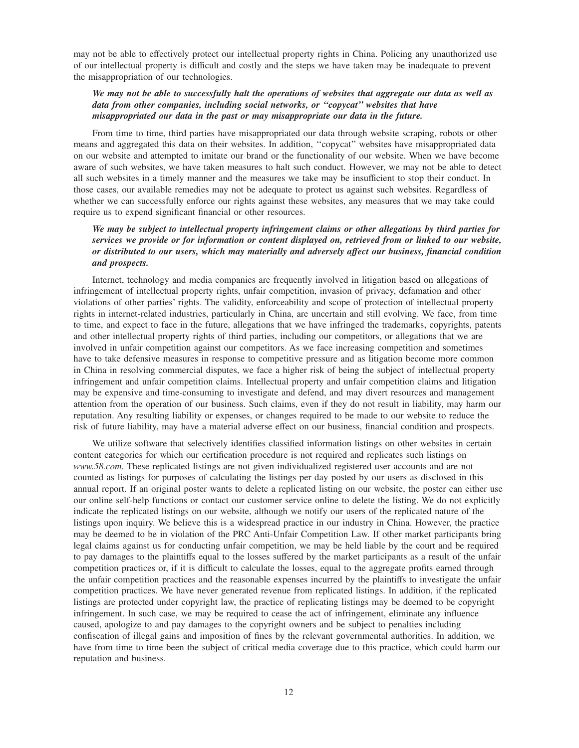may not be able to effectively protect our intellectual property rights in China. Policing any unauthorized use of our intellectual property is difficult and costly and the steps we have taken may be inadequate to prevent the misappropriation of our technologies.

***We may not be able to successfully halt the operations of websites that aggregate our data as well as data from other companies, including social networks, or ''copycat'' websites that have misappropriated our data in the past or may misappropriate our data in the future.***

From time to time, third parties have misappropriated our data through website scraping, robots or other means and aggregated this data on their websites. In addition, ''copycat'' websites have misappropriated data on our website and attempted to imitate our brand or the functionality of our website. When we have become aware of such websites, we have taken measures to halt such conduct. However, we may not be able to detect all such websites in a timely manner and the measures we take may be insufficient to stop their conduct. In those cases, our available remedies may not be adequate to protect us against such websites. Regardless of whether we can successfully enforce our rights against these websites, any measures that we may take could require us to expend significant financial or other resources.

***We may be subject to intellectual property infringement claims or other allegations by third parties for services we provide or for information or content displayed on, retrieved from or linked to our website, or distributed to our users, which may materially and adversely affect our business, financial condition and prospects.***

Internet, technology and media companies are frequently involved in litigation based on allegations of infringement of intellectual property rights, unfair competition, invasion of privacy, defamation and other violations of other parties' rights. The validity, enforceability and scope of protection of intellectual property rights in internet-related industries, particularly in China, are uncertain and still evolving. We face, from time to time, and expect to face in the future, allegations that we have infringed the trademarks, copyrights, patents and other intellectual property rights of third parties, including our competitors, or allegations that we are involved in unfair competition against our competitors. As we face increasing competition and sometimes have to take defensive measures in response to competitive pressure and as litigation become more common in China in resolving commercial disputes, we face a higher risk of being the subject of intellectual property infringement and unfair competition claims. Intellectual property and unfair competition claims and litigation may be expensive and time-consuming to investigate and defend, and may divert resources and management attention from the operation of our business. Such claims, even if they do not result in liability, may harm our reputation. Any resulting liability or expenses, or changes required to be made to our website to reduce the risk of future liability, may have a material adverse effect on our business, financial condition and prospects.

We utilize software that selectively identifies classified information listings on other websites in certain content categories for which our certification procedure is not required and replicates such listings on *www.58.com*. These replicated listings are not given individualized registered user accounts and are not counted as listings for purposes of calculating the listings per day posted by our users as disclosed in this annual report. If an original poster wants to delete a replicated listing on our website, the poster can either use our online self-help functions or contact our customer service online to delete the listing. We do not explicitly indicate the replicated listings on our website, although we notify our users of the replicated nature of the listings upon inquiry. We believe this is a widespread practice in our industry in China. However, the practice may be deemed to be in violation of the PRC Anti-Unfair Competition Law. If other market participants bring legal claims against us for conducting unfair competition, we may be held liable by the court and be required to pay damages to the plaintiffs equal to the losses suffered by the market participants as a result of the unfair competition practices or, if it is difficult to calculate the losses, equal to the aggregate profits earned through the unfair competition practices and the reasonable expenses incurred by the plaintiffs to investigate the unfair competition practices. We have never generated revenue from replicated listings. In addition, if the replicated listings are protected under copyright law, the practice of replicating listings may be deemed to be copyright infringement. In such case, we may be required to cease the act of infringement, eliminate any influence caused, apologize to and pay damages to the copyright owners and be subject to penalties including confiscation of illegal gains and imposition of fines by the relevant governmental authorities. In addition, we have from time to time been the subject of critical media coverage due to this practice, which could harm our reputation and business.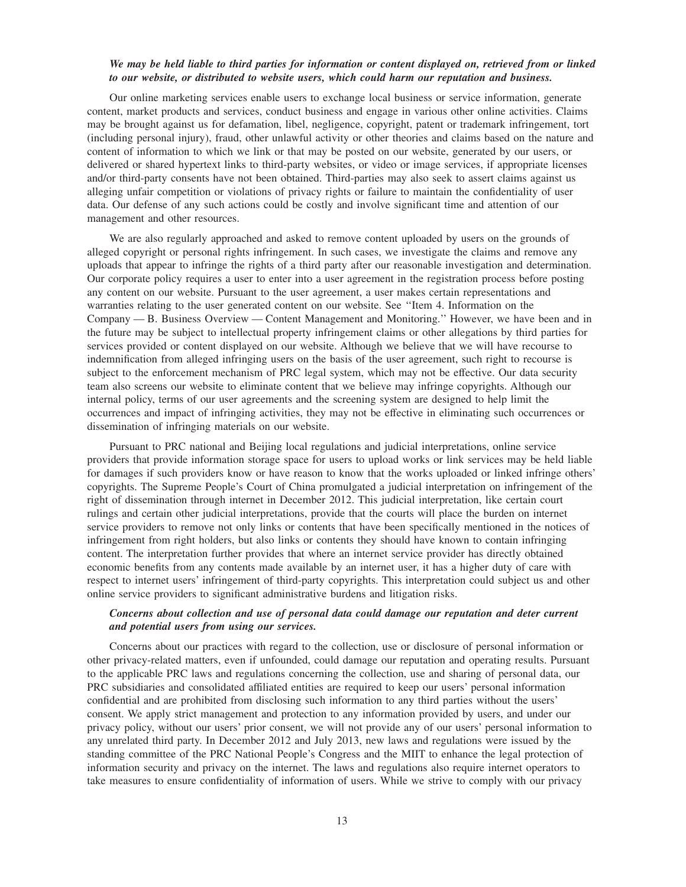***We may be held liable to third parties for information or content displayed on, retrieved from or linked to our website, or distributed to website users, which could harm our reputation and business.***

Our online marketing services enable users to exchange local business or service information, generate content, market products and services, conduct business and engage in various other online activities. Claims may be brought against us for defamation, libel, negligence, copyright, patent or trademark infringement, tort (including personal injury), fraud, other unlawful activity or other theories and claims based on the nature and content of information to which we link or that may be posted on our website, generated by our users, or delivered or shared hypertext links to third-party websites, or video or image services, if appropriate licenses and/or third-party consents have not been obtained. Third-parties may also seek to assert claims against us alleging unfair competition or violations of privacy rights or failure to maintain the confidentiality of user data. Our defense of any such actions could be costly and involve significant time and attention of our management and other resources.

We are also regularly approached and asked to remove content uploaded by users on the grounds of alleged copyright or personal rights infringement. In such cases, we investigate the claims and remove any uploads that appear to infringe the rights of a third party after our reasonable investigation and determination. Our corporate policy requires a user to enter into a user agreement in the registration process before posting any content on our website. Pursuant to the user agreement, a user makes certain representations and warranties relating to the user generated content on our website. See ''Item 4. Information on the Company — B. Business Overview — Content Management and Monitoring.'' However, we have been and in the future may be subject to intellectual property infringement claims or other allegations by third parties for services provided or content displayed on our website. Although we believe that we will have recourse to indemnification from alleged infringing users on the basis of the user agreement, such right to recourse is subject to the enforcement mechanism of PRC legal system, which may not be effective. Our data security team also screens our website to eliminate content that we believe may infringe copyrights. Although our internal policy, terms of our user agreements and the screening system are designed to help limit the occurrences and impact of infringing activities, they may not be effective in eliminating such occurrences or dissemination of infringing materials on our website.

Pursuant to PRC national and Beijing local regulations and judicial interpretations, online service providers that provide information storage space for users to upload works or link services may be held liable for damages if such providers know or have reason to know that the works uploaded or linked infringe others' copyrights. The Supreme People's Court of China promulgated a judicial interpretation on infringement of the right of dissemination through internet in December 2012. This judicial interpretation, like certain court rulings and certain other judicial interpretations, provide that the courts will place the burden on internet service providers to remove not only links or contents that have been specifically mentioned in the notices of infringement from right holders, but also links or contents they should have known to contain infringing content. The interpretation further provides that where an internet service provider has directly obtained economic benefits from any contents made available by an internet user, it has a higher duty of care with respect to internet users' infringement of third-party copyrights. This interpretation could subject us and other online service providers to significant administrative burdens and litigation risks.

***Concerns about collection and use of personal data could damage our reputation and deter current and potential users from using our services.***

Concerns about our practices with regard to the collection, use or disclosure of personal information or other privacy-related matters, even if unfounded, could damage our reputation and operating results. Pursuant to the applicable PRC laws and regulations concerning the collection, use and sharing of personal data, our PRC subsidiaries and consolidated affiliated entities are required to keep our users' personal information confidential and are prohibited from disclosing such information to any third parties without the users' consent. We apply strict management and protection to any information provided by users, and under our privacy policy, without our users' prior consent, we will not provide any of our users' personal information to any unrelated third party. In December 2012 and July 2013, new laws and regulations were issued by the standing committee of the PRC National People's Congress and the MIIT to enhance the legal protection of information security and privacy on the internet. The laws and regulations also require internet operators to take measures to ensure confidentiality of information of users. While we strive to comply with our privacy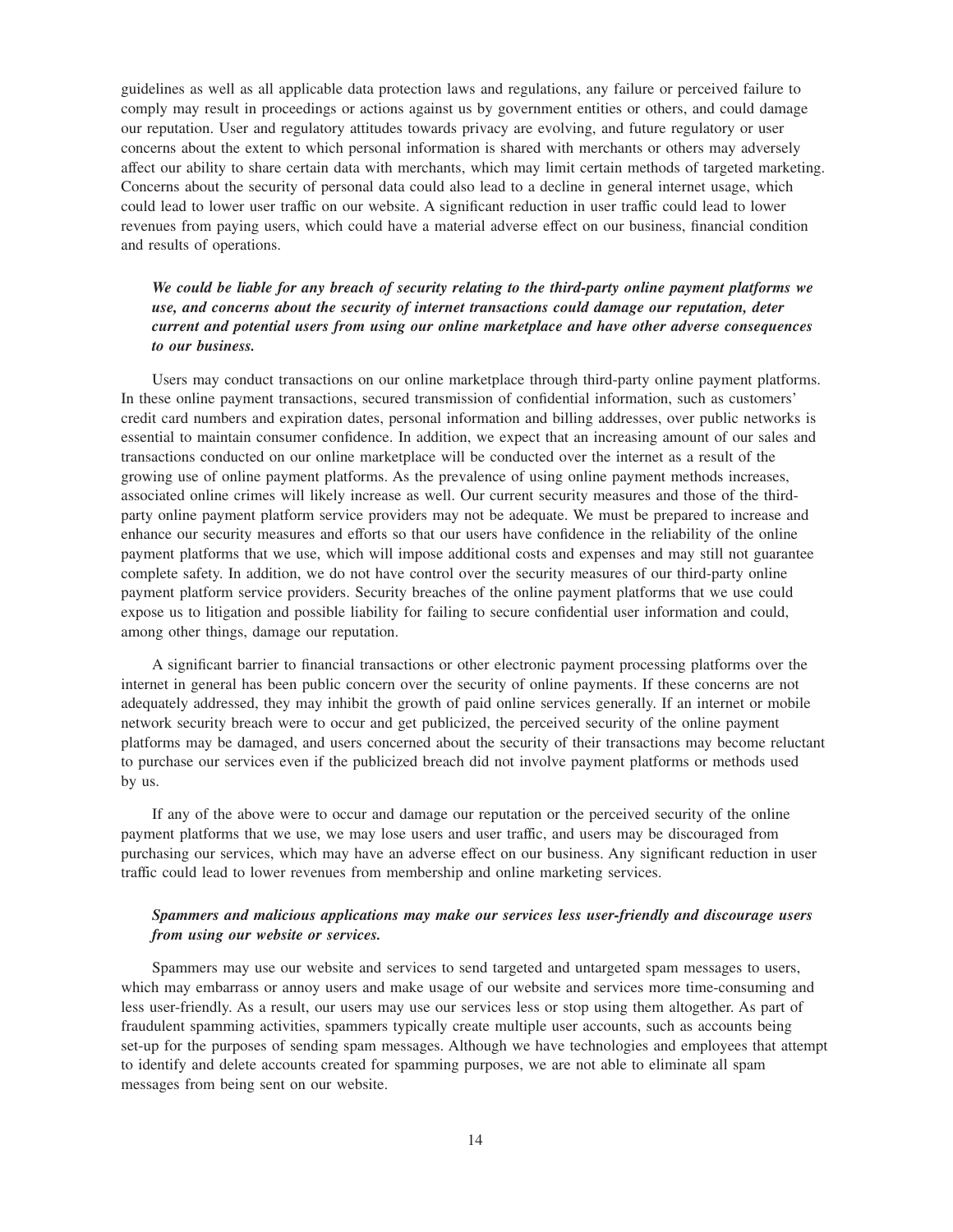guidelines as well as all applicable data protection laws and regulations, any failure or perceived failure to comply may result in proceedings or actions against us by government entities or others, and could damage our reputation. User and regulatory attitudes towards privacy are evolving, and future regulatory or user concerns about the extent to which personal information is shared with merchants or others may adversely affect our ability to share certain data with merchants, which may limit certain methods of targeted marketing. Concerns about the security of personal data could also lead to a decline in general internet usage, which could lead to lower user traffic on our website. A significant reduction in user traffic could lead to lower revenues from paying users, which could have a material adverse effect on our business, financial condition and results of operations.

***We could be liable for any breach of security relating to the third-party online payment platforms we use, and concerns about the security of internet transactions could damage our reputation, deter current and potential users from using our online marketplace and have other adverse consequences to our business.***

Users may conduct transactions on our online marketplace through third-party online payment platforms. In these online payment transactions, secured transmission of confidential information, such as customers' credit card numbers and expiration dates, personal information and billing addresses, over public networks is essential to maintain consumer confidence. In addition, we expect that an increasing amount of our sales and transactions conducted on our online marketplace will be conducted over the internet as a result of the growing use of online payment platforms. As the prevalence of using online payment methods increases, associated online crimes will likely increase as well. Our current security measures and those of the third-party online payment platform service providers may not be adequate. We must be prepared to increase and enhance our security measures and efforts so that our users have confidence in the reliability of the online payment platforms that we use, which will impose additional costs and expenses and may still not guarantee complete safety. In addition, we do not have control over the security measures of our third-party online payment platform service providers. Security breaches of the online payment platforms that we use could expose us to litigation and possible liability for failing to secure confidential user information and could, among other things, damage our reputation.

A significant barrier to financial transactions or other electronic payment processing platforms over the internet in general has been public concern over the security of online payments. If these concerns are not adequately addressed, they may inhibit the growth of paid online services generally. If an internet or mobile network security breach were to occur and get publicized, the perceived security of the online payment platforms may be damaged, and users concerned about the security of their transactions may become reluctant to purchase our services even if the publicized breach did not involve payment platforms or methods used by us.

If any of the above were to occur and damage our reputation or the perceived security of the online payment platforms that we use, we may lose users and user traffic, and users may be discouraged from purchasing our services, which may have an adverse effect on our business. Any significant reduction in user traffic could lead to lower revenues from membership and online marketing services.

***Spammers and malicious applications may make our services less user-friendly and discourage users from using our website or services.***

Spammers may use our website and services to send targeted and untargeted spam messages to users, which may embarrass or annoy users and make usage of our website and services more time-consuming and less user-friendly. As a result, our users may use our services less or stop using them altogether. As part of fraudulent spamming activities, spammers typically create multiple user accounts, such as accounts being set-up for the purposes of sending spam messages. Although we have technologies and employees that attempt to identify and delete accounts created for spamming purposes, we are not able to eliminate all spam messages from being sent on our website.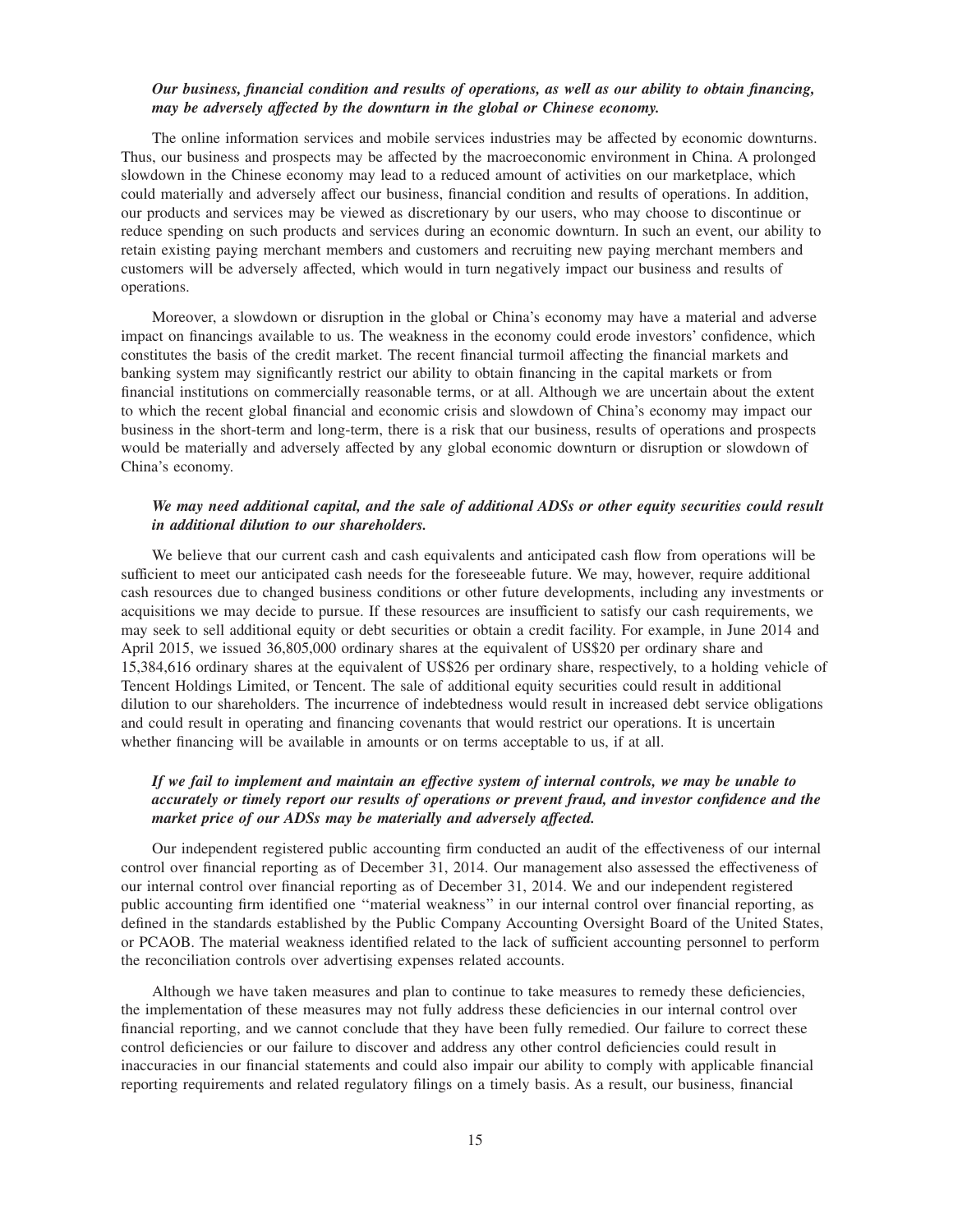***Our business, financial condition and results of operations, as well as our ability to obtain financing, may be adversely affected by the downturn in the global or Chinese economy.***

The online information services and mobile services industries may be affected by economic downturns. Thus, our business and prospects may be affected by the macroeconomic environment in China. A prolonged slowdown in the Chinese economy may lead to a reduced amount of activities on our marketplace, which could materially and adversely affect our business, financial condition and results of operations. In addition, our products and services may be viewed as discretionary by our users, who may choose to discontinue or reduce spending on such products and services during an economic downturn. In such an event, our ability to retain existing paying merchant members and customers and recruiting new paying merchant members and customers will be adversely affected, which would in turn negatively impact our business and results of operations.

Moreover, a slowdown or disruption in the global or China's economy may have a material and adverse impact on financings available to us. The weakness in the economy could erode investors' confidence, which constitutes the basis of the credit market. The recent financial turmoil affecting the financial markets and banking system may significantly restrict our ability to obtain financing in the capital markets or from financial institutions on commercially reasonable terms, or at all. Although we are uncertain about the extent to which the recent global financial and economic crisis and slowdown of China's economy may impact our business in the short-term and long-term, there is a risk that our business, results of operations and prospects would be materially and adversely affected by any global economic downturn or disruption or slowdown of China's economy.

***We may need additional capital, and the sale of additional ADSs or other equity securities could result in additional dilution to our shareholders.***

We believe that our current cash and cash equivalents and anticipated cash flow from operations will be sufficient to meet our anticipated cash needs for the foreseeable future. We may, however, require additional cash resources due to changed business conditions or other future developments, including any investments or acquisitions we may decide to pursue. If these resources are insufficient to satisfy our cash requirements, we may seek to sell additional equity or debt securities or obtain a credit facility. For example, in June 2014 and April 2015, we issued 36,805,000 ordinary shares at the equivalent of US$20 per ordinary share and 15,384,616 ordinary shares at the equivalent of US$26 per ordinary share, respectively, to a holding vehicle of Tencent Holdings Limited, or Tencent. The sale of additional equity securities could result in additional dilution to our shareholders. The incurrence of indebtedness would result in increased debt service obligations and could result in operating and financing covenants that would restrict our operations. It is uncertain whether financing will be available in amounts or on terms acceptable to us, if at all.

***If we fail to implement and maintain an effective system of internal controls, we may be unable to accurately or timely report our results of operations or prevent fraud, and investor confidence and the market price of our ADSs may be materially and adversely affected.***

Our independent registered public accounting firm conducted an audit of the effectiveness of our internal control over financial reporting as of December 31, 2014. Our management also assessed the effectiveness of our internal control over financial reporting as of December 31, 2014. We and our independent registered public accounting firm identified one ''material weakness'' in our internal control over financial reporting, as defined in the standards established by the Public Company Accounting Oversight Board of the United States, or PCAOB. The material weakness identified related to the lack of sufficient accounting personnel to perform the reconciliation controls over advertising expenses related accounts.

Although we have taken measures and plan to continue to take measures to remedy these deficiencies, the implementation of these measures may not fully address these deficiencies in our internal control over financial reporting, and we cannot conclude that they have been fully remedied. Our failure to correct these control deficiencies or our failure to discover and address any other control deficiencies could result in inaccuracies in our financial statements and could also impair our ability to comply with applicable financial reporting requirements and related regulatory filings on a timely basis. As a result, our business, financial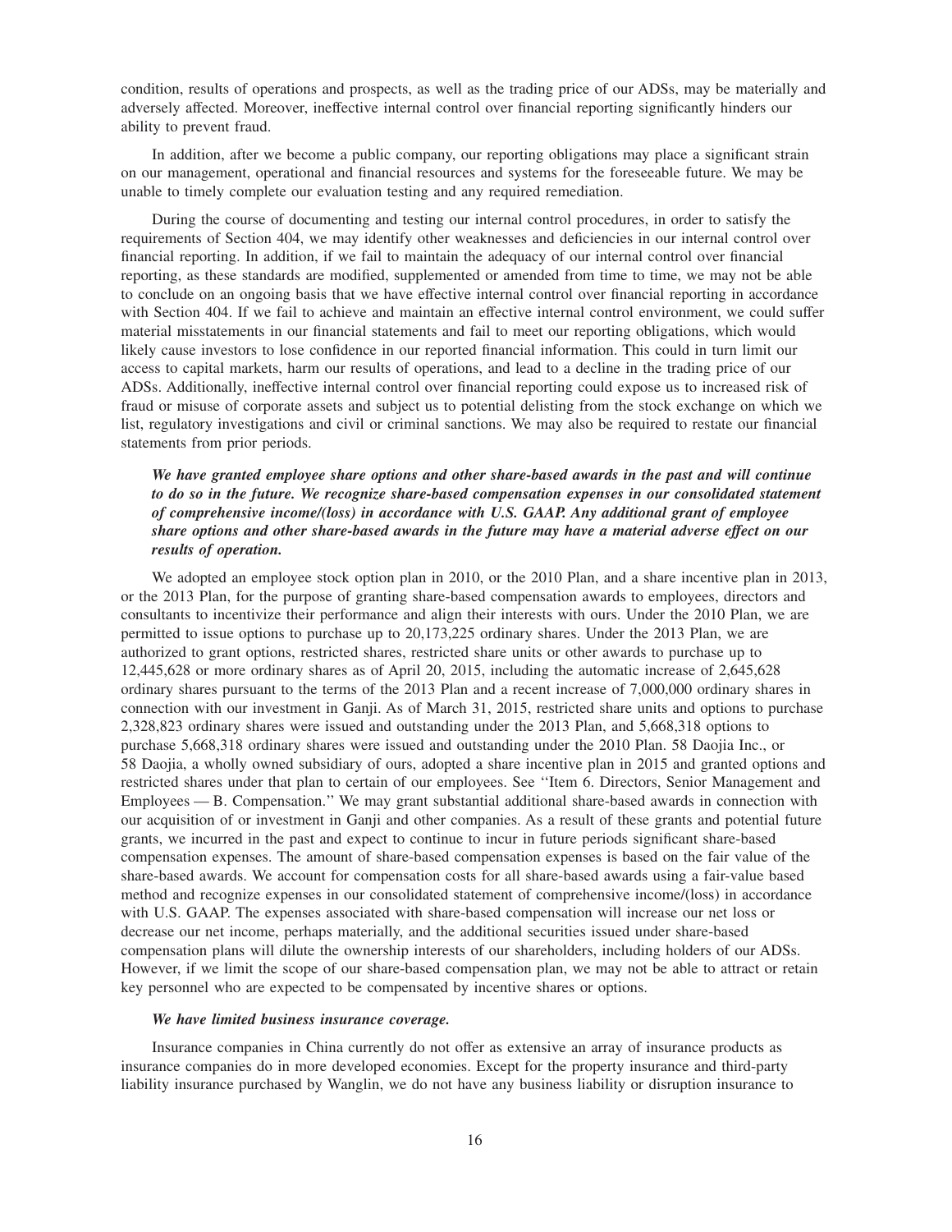condition, results of operations and prospects, as well as the trading price of our ADSs, may be materially and adversely affected. Moreover, ineffective internal control over financial reporting significantly hinders our ability to prevent fraud.

In addition, after we become a public company, our reporting obligations may place a significant strain on our management, operational and financial resources and systems for the foreseeable future. We may be unable to timely complete our evaluation testing and any required remediation.

During the course of documenting and testing our internal control procedures, in order to satisfy the requirements of Section 404, we may identify other weaknesses and deficiencies in our internal control over financial reporting. In addition, if we fail to maintain the adequacy of our internal control over financial reporting, as these standards are modified, supplemented or amended from time to time, we may not be able to conclude on an ongoing basis that we have effective internal control over financial reporting in accordance with Section 404. If we fail to achieve and maintain an effective internal control environment, we could suffer material misstatements in our financial statements and fail to meet our reporting obligations, which would likely cause investors to lose confidence in our reported financial information. This could in turn limit our access to capital markets, harm our results of operations, and lead to a decline in the trading price of our ADSs. Additionally, ineffective internal control over financial reporting could expose us to increased risk of fraud or misuse of corporate assets and subject us to potential delisting from the stock exchange on which we list, regulatory investigations and civil or criminal sanctions. We may also be required to restate our financial statements from prior periods.

***We have granted employee share options and other share-based awards in the past and will continue to do so in the future. We recognize share-based compensation expenses in our consolidated statement of comprehensive income/(loss) in accordance with U.S. GAAP. Any additional grant of employee share options and other share-based awards in the future may have a material adverse effect on our results of operation.***

We adopted an employee stock option plan in 2010, or the 2010 Plan, and a share incentive plan in 2013, or the 2013 Plan, for the purpose of granting share-based compensation awards to employees, directors and consultants to incentivize their performance and align their interests with ours. Under the 2010 Plan, we are permitted to issue options to purchase up to 20,173,225 ordinary shares. Under the 2013 Plan, we are authorized to grant options, restricted shares, restricted share units or other awards to purchase up to 12,445,628 or more ordinary shares as of April 20, 2015, including the automatic increase of 2,645,628 ordinary shares pursuant to the terms of the 2013 Plan and a recent increase of 7,000,000 ordinary shares in connection with our investment in Ganji. As of March 31, 2015, restricted share units and options to purchase 2,328,823 ordinary shares were issued and outstanding under the 2013 Plan, and 5,668,318 options to purchase 5,668,318 ordinary shares were issued and outstanding under the 2010 Plan. 58 Daojia Inc., or 58 Daojia, a wholly owned subsidiary of ours, adopted a share incentive plan in 2015 and granted options and restricted shares under that plan to certain of our employees. See ''Item 6. Directors, Senior Management and Employees — B. Compensation.'' We may grant substantial additional share-based awards in connection with our acquisition of or investment in Ganji and other companies. As a result of these grants and potential future grants, we incurred in the past and expect to continue to incur in future periods significant share-based compensation expenses. The amount of share-based compensation expenses is based on the fair value of the share-based awards. We account for compensation costs for all share-based awards using a fair-value based method and recognize expenses in our consolidated statement of comprehensive income/(loss) in accordance with U.S. GAAP. The expenses associated with share-based compensation will increase our net loss or decrease our net income, perhaps materially, and the additional securities issued under share-based compensation plans will dilute the ownership interests of our shareholders, including holders of our ADSs. However, if we limit the scope of our share-based compensation plan, we may not be able to attract or retain key personnel who are expected to be compensated by incentive shares or options.

***We have limited business insurance coverage.***

Insurance companies in China currently do not offer as extensive an array of insurance products as insurance companies do in more developed economies. Except for the property insurance and third-party liability insurance purchased by Wanglin, we do not have any business liability or disruption insurance to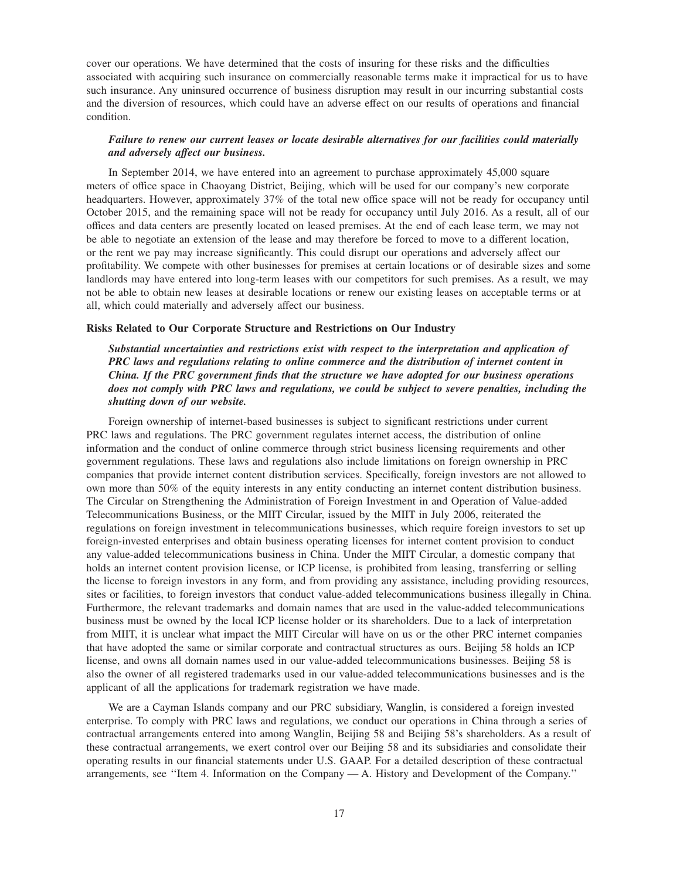cover our operations. We have determined that the costs of insuring for these risks and the difficulties associated with acquiring such insurance on commercially reasonable terms make it impractical for us to have such insurance. Any uninsured occurrence of business disruption may result in our incurring substantial costs and the diversion of resources, which could have an adverse effect on our results of operations and financial condition.

***Failure to renew our current leases or locate desirable alternatives for our facilities could materially and adversely affect our business.***

In September 2014, we have entered into an agreement to purchase approximately 45,000 square meters of office space in Chaoyang District, Beijing, which will be used for our company's new corporate headquarters. However, approximately 37% of the total new office space will not be ready for occupancy until October 2015, and the remaining space will not be ready for occupancy until July 2016. As a result, all of our offices and data centers are presently located on leased premises. At the end of each lease term, we may not be able to negotiate an extension of the lease and may therefore be forced to move to a different location, or the rent we pay may increase significantly. This could disrupt our operations and adversely affect our profitability. We compete with other businesses for premises at certain locations or of desirable sizes and some landlords may have entered into long-term leases with our competitors for such premises. As a result, we may not be able to obtain new leases at desirable locations or renew our existing leases on acceptable terms or at all, which could materially and adversely affect our business.

**Risks Related to Our Corporate Structure and Restrictions on Our Industry**

***Substantial uncertainties and restrictions exist with respect to the interpretation and application of PRC laws and regulations relating to online commerce and the distribution of internet content in China. If the PRC government finds that the structure we have adopted for our business operations does not comply with PRC laws and regulations, we could be subject to severe penalties, including the shutting down of our website.***

Foreign ownership of internet-based businesses is subject to significant restrictions under current PRC laws and regulations. The PRC government regulates internet access, the distribution of online information and the conduct of online commerce through strict business licensing requirements and other government regulations. These laws and regulations also include limitations on foreign ownership in PRC companies that provide internet content distribution services. Specifically, foreign investors are not allowed to own more than 50% of the equity interests in any entity conducting an internet content distribution business. The Circular on Strengthening the Administration of Foreign Investment in and Operation of Value-added Telecommunications Business, or the MIIT Circular, issued by the MIIT in July 2006, reiterated the regulations on foreign investment in telecommunications businesses, which require foreign investors to set up foreign-invested enterprises and obtain business operating licenses for internet content provision to conduct any value-added telecommunications business in China. Under the MIIT Circular, a domestic company that holds an internet content provision license, or ICP license, is prohibited from leasing, transferring or selling the license to foreign investors in any form, and from providing any assistance, including providing resources, sites or facilities, to foreign investors that conduct value-added telecommunications business illegally in China. Furthermore, the relevant trademarks and domain names that are used in the value-added telecommunications business must be owned by the local ICP license holder or its shareholders. Due to a lack of interpretation from MIIT, it is unclear what impact the MIIT Circular will have on us or the other PRC internet companies that have adopted the same or similar corporate and contractual structures as ours. Beijing 58 holds an ICP license, and owns all domain names used in our value-added telecommunications businesses. Beijing 58 is also the owner of all registered trademarks used in our value-added telecommunications businesses and is the applicant of all the applications for trademark registration we have made.

We are a Cayman Islands company and our PRC subsidiary, Wanglin, is considered a foreign invested enterprise. To comply with PRC laws and regulations, we conduct our operations in China through a series of contractual arrangements entered into among Wanglin, Beijing 58 and Beijing 58's shareholders. As a result of these contractual arrangements, we exert control over our Beijing 58 and its subsidiaries and consolidate their operating results in our financial statements under U.S. GAAP. For a detailed description of these contractual arrangements, see ''Item 4. Information on the Company — A. History and Development of the Company.''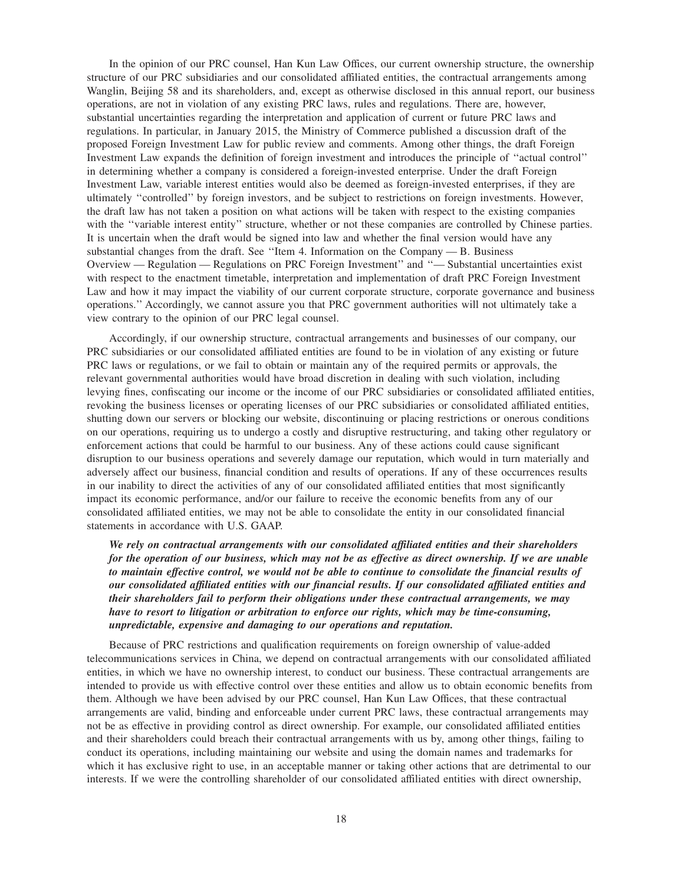In the opinion of our PRC counsel, Han Kun Law Offices, our current ownership structure, the ownership structure of our PRC subsidiaries and our consolidated affiliated entities, the contractual arrangements among Wanglin, Beijing 58 and its shareholders, and, except as otherwise disclosed in this annual report, our business operations, are not in violation of any existing PRC laws, rules and regulations. There are, however, substantial uncertainties regarding the interpretation and application of current or future PRC laws and regulations. In particular, in January 2015, the Ministry of Commerce published a discussion draft of the proposed Foreign Investment Law for public review and comments. Among other things, the draft Foreign Investment Law expands the definition of foreign investment and introduces the principle of ''actual control'' in determining whether a company is considered a foreign-invested enterprise. Under the draft Foreign Investment Law, variable interest entities would also be deemed as foreign-invested enterprises, if they are ultimately ''controlled'' by foreign investors, and be subject to restrictions on foreign investments. However, the draft law has not taken a position on what actions will be taken with respect to the existing companies with the ''variable interest entity'' structure, whether or not these companies are controlled by Chinese parties. It is uncertain when the draft would be signed into law and whether the final version would have any substantial changes from the draft. See ''Item 4. Information on the Company — B. Business Overview — Regulation — Regulations on PRC Foreign Investment'' and ''— Substantial uncertainties exist with respect to the enactment timetable, interpretation and implementation of draft PRC Foreign Investment Law and how it may impact the viability of our current corporate structure, corporate governance and business operations.'' Accordingly, we cannot assure you that PRC government authorities will not ultimately take a view contrary to the opinion of our PRC legal counsel.

Accordingly, if our ownership structure, contractual arrangements and businesses of our company, our PRC subsidiaries or our consolidated affiliated entities are found to be in violation of any existing or future PRC laws or regulations, or we fail to obtain or maintain any of the required permits or approvals, the relevant governmental authorities would have broad discretion in dealing with such violation, including levying fines, confiscating our income or the income of our PRC subsidiaries or consolidated affiliated entities, revoking the business licenses or operating licenses of our PRC subsidiaries or consolidated affiliated entities, shutting down our servers or blocking our website, discontinuing or placing restrictions or onerous conditions on our operations, requiring us to undergo a costly and disruptive restructuring, and taking other regulatory or enforcement actions that could be harmful to our business. Any of these actions could cause significant disruption to our business operations and severely damage our reputation, which would in turn materially and adversely affect our business, financial condition and results of operations. If any of these occurrences results in our inability to direct the activities of any of our consolidated affiliated entities that most significantly impact its economic performance, and/or our failure to receive the economic benefits from any of our consolidated affiliated entities, we may not be able to consolidate the entity in our consolidated financial statements in accordance with U.S. GAAP.

***We rely on contractual arrangements with our consolidated affiliated entities and their shareholders for the operation of our business, which may not be as effective as direct ownership. If we are unable to maintain effective control, we would not be able to continue to consolidate the financial results of our consolidated affiliated entities with our financial results. If our consolidated affiliated entities and their shareholders fail to perform their obligations under these contractual arrangements, we may have to resort to litigation or arbitration to enforce our rights, which may be time-consuming, unpredictable, expensive and damaging to our operations and reputation.***

Because of PRC restrictions and qualification requirements on foreign ownership of value-added telecommunications services in China, we depend on contractual arrangements with our consolidated affiliated entities, in which we have no ownership interest, to conduct our business. These contractual arrangements are intended to provide us with effective control over these entities and allow us to obtain economic benefits from them. Although we have been advised by our PRC counsel, Han Kun Law Offices, that these contractual arrangements are valid, binding and enforceable under current PRC laws, these contractual arrangements may not be as effective in providing control as direct ownership. For example, our consolidated affiliated entities and their shareholders could breach their contractual arrangements with us by, among other things, failing to conduct its operations, including maintaining our website and using the domain names and trademarks for which it has exclusive right to use, in an acceptable manner or taking other actions that are detrimental to our interests. If we were the controlling shareholder of our consolidated affiliated entities with direct ownership,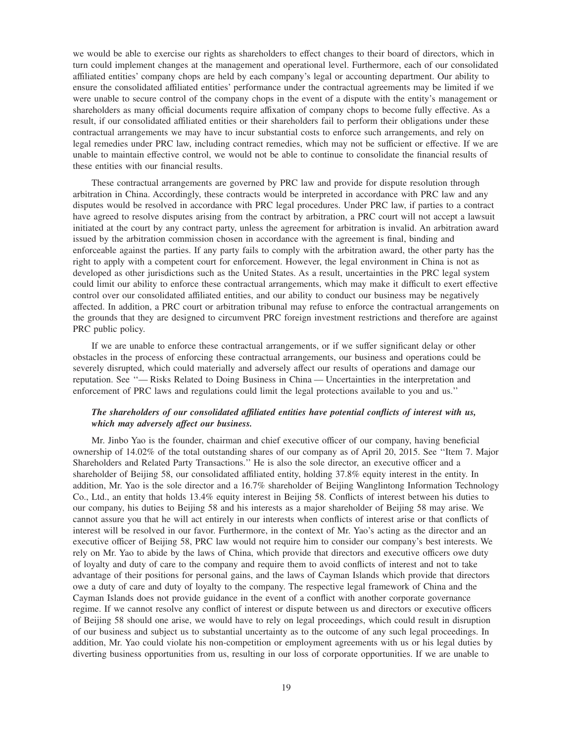we would be able to exercise our rights as shareholders to effect changes to their board of directors, which in turn could implement changes at the management and operational level. Furthermore, each of our consolidated affiliated entities' company chops are held by each company's legal or accounting department. Our ability to ensure the consolidated affiliated entities' performance under the contractual agreements may be limited if we were unable to secure control of the company chops in the event of a dispute with the entity's management or shareholders as many official documents require affixation of company chops to become fully effective. As a result, if our consolidated affiliated entities or their shareholders fail to perform their obligations under these contractual arrangements we may have to incur substantial costs to enforce such arrangements, and rely on legal remedies under PRC law, including contract remedies, which may not be sufficient or effective. If we are unable to maintain effective control, we would not be able to continue to consolidate the financial results of these entities with our financial results.

These contractual arrangements are governed by PRC law and provide for dispute resolution through arbitration in China. Accordingly, these contracts would be interpreted in accordance with PRC law and any disputes would be resolved in accordance with PRC legal procedures. Under PRC law, if parties to a contract have agreed to resolve disputes arising from the contract by arbitration, a PRC court will not accept a lawsuit initiated at the court by any contract party, unless the agreement for arbitration is invalid. An arbitration award issued by the arbitration commission chosen in accordance with the agreement is final, binding and enforceable against the parties. If any party fails to comply with the arbitration award, the other party has the right to apply with a competent court for enforcement. However, the legal environment in China is not as developed as other jurisdictions such as the United States. As a result, uncertainties in the PRC legal system could limit our ability to enforce these contractual arrangements, which may make it difficult to exert effective control over our consolidated affiliated entities, and our ability to conduct our business may be negatively affected. In addition, a PRC court or arbitration tribunal may refuse to enforce the contractual arrangements on the grounds that they are designed to circumvent PRC foreign investment restrictions and therefore are against PRC public policy.

If we are unable to enforce these contractual arrangements, or if we suffer significant delay or other obstacles in the process of enforcing these contractual arrangements, our business and operations could be severely disrupted, which could materially and adversely affect our results of operations and damage our reputation. See ''— Risks Related to Doing Business in China — Uncertainties in the interpretation and enforcement of PRC laws and regulations could limit the legal protections available to you and us.''

***The shareholders of our consolidated affiliated entities have potential conflicts of interest with us, which may adversely affect our business.***

Mr. Jinbo Yao is the founder, chairman and chief executive officer of our company, having beneficial ownership of 14.02% of the total outstanding shares of our company as of April 20, 2015. See ''Item 7. Major Shareholders and Related Party Transactions.'' He is also the sole director, an executive officer and a shareholder of Beijing 58, our consolidated affiliated entity, holding 37.8% equity interest in the entity. In addition, Mr. Yao is the sole director and a 16.7% shareholder of Beijing Wanglintong Information Technology Co., Ltd., an entity that holds 13.4% equity interest in Beijing 58. Conflicts of interest between his duties to our company, his duties to Beijing 58 and his interests as a major shareholder of Beijing 58 may arise. We cannot assure you that he will act entirely in our interests when conflicts of interest arise or that conflicts of interest will be resolved in our favor. Furthermore, in the context of Mr. Yao's acting as the director and an executive officer of Beijing 58, PRC law would not require him to consider our company's best interests. We rely on Mr. Yao to abide by the laws of China, which provide that directors and executive officers owe duty of loyalty and duty of care to the company and require them to avoid conflicts of interest and not to take advantage of their positions for personal gains, and the laws of Cayman Islands which provide that directors owe a duty of care and duty of loyalty to the company. The respective legal framework of China and the Cayman Islands does not provide guidance in the event of a conflict with another corporate governance regime. If we cannot resolve any conflict of interest or dispute between us and directors or executive officers of Beijing 58 should one arise, we would have to rely on legal proceedings, which could result in disruption of our business and subject us to substantial uncertainty as to the outcome of any such legal proceedings. In addition, Mr. Yao could violate his non-competition or employment agreements with us or his legal duties by diverting business opportunities from us, resulting in our loss of corporate opportunities. If we are unable to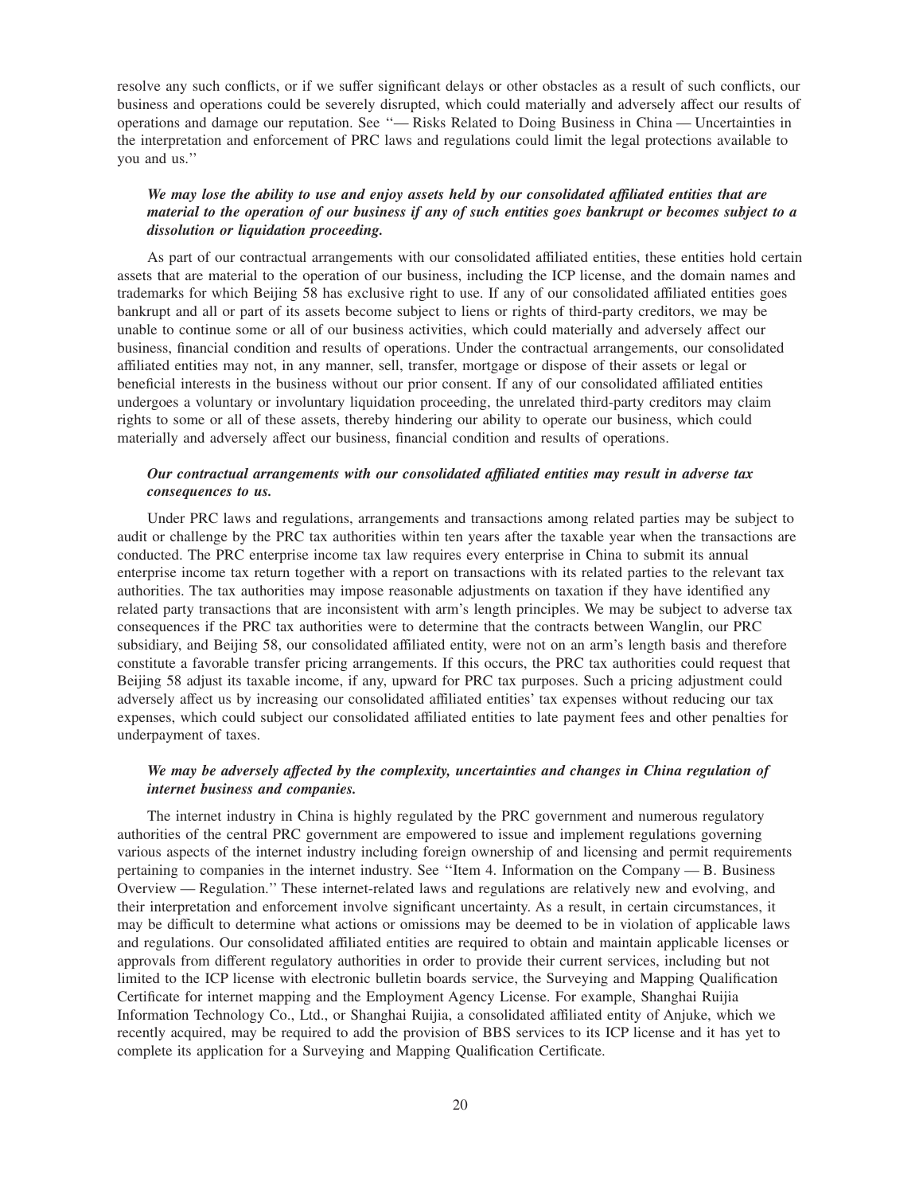resolve any such conflicts, or if we suffer significant delays or other obstacles as a result of such conflicts, our business and operations could be severely disrupted, which could materially and adversely affect our results of operations and damage our reputation. See ''— Risks Related to Doing Business in China — Uncertainties in the interpretation and enforcement of PRC laws and regulations could limit the legal protections available to you and us.''

***We may lose the ability to use and enjoy assets held by our consolidated affiliated entities that are material to the operation of our business if any of such entities goes bankrupt or becomes subject to a dissolution or liquidation proceeding.***

As part of our contractual arrangements with our consolidated affiliated entities, these entities hold certain assets that are material to the operation of our business, including the ICP license, and the domain names and trademarks for which Beijing 58 has exclusive right to use. If any of our consolidated affiliated entities goes bankrupt and all or part of its assets become subject to liens or rights of third-party creditors, we may be unable to continue some or all of our business activities, which could materially and adversely affect our business, financial condition and results of operations. Under the contractual arrangements, our consolidated affiliated entities may not, in any manner, sell, transfer, mortgage or dispose of their assets or legal or beneficial interests in the business without our prior consent. If any of our consolidated affiliated entities undergoes a voluntary or involuntary liquidation proceeding, the unrelated third-party creditors may claim rights to some or all of these assets, thereby hindering our ability to operate our business, which could materially and adversely affect our business, financial condition and results of operations.

***Our contractual arrangements with our consolidated affiliated entities may result in adverse tax consequences to us.***

Under PRC laws and regulations, arrangements and transactions among related parties may be subject to audit or challenge by the PRC tax authorities within ten years after the taxable year when the transactions are conducted. The PRC enterprise income tax law requires every enterprise in China to submit its annual enterprise income tax return together with a report on transactions with its related parties to the relevant tax authorities. The tax authorities may impose reasonable adjustments on taxation if they have identified any related party transactions that are inconsistent with arm's length principles. We may be subject to adverse tax consequences if the PRC tax authorities were to determine that the contracts between Wanglin, our PRC subsidiary, and Beijing 58, our consolidated affiliated entity, were not on an arm's length basis and therefore constitute a favorable transfer pricing arrangements. If this occurs, the PRC tax authorities could request that Beijing 58 adjust its taxable income, if any, upward for PRC tax purposes. Such a pricing adjustment could adversely affect us by increasing our consolidated affiliated entities' tax expenses without reducing our tax expenses, which could subject our consolidated affiliated entities to late payment fees and other penalties for underpayment of taxes.

***We may be adversely affected by the complexity, uncertainties and changes in China regulation of internet business and companies.***

The internet industry in China is highly regulated by the PRC government and numerous regulatory authorities of the central PRC government are empowered to issue and implement regulations governing various aspects of the internet industry including foreign ownership of and licensing and permit requirements pertaining to companies in the internet industry. See ''Item 4. Information on the Company — B. Business Overview — Regulation.'' These internet-related laws and regulations are relatively new and evolving, and their interpretation and enforcement involve significant uncertainty. As a result, in certain circumstances, it may be difficult to determine what actions or omissions may be deemed to be in violation of applicable laws and regulations. Our consolidated affiliated entities are required to obtain and maintain applicable licenses or approvals from different regulatory authorities in order to provide their current services, including but not limited to the ICP license with electronic bulletin boards service, the Surveying and Mapping Qualification Certificate for internet mapping and the Employment Agency License. For example, Shanghai Ruijia Information Technology Co., Ltd., or Shanghai Ruijia, a consolidated affiliated entity of Anjuke, which we recently acquired, may be required to add the provision of BBS services to its ICP license and it has yet to complete its application for a Surveying and Mapping Qualification Certificate.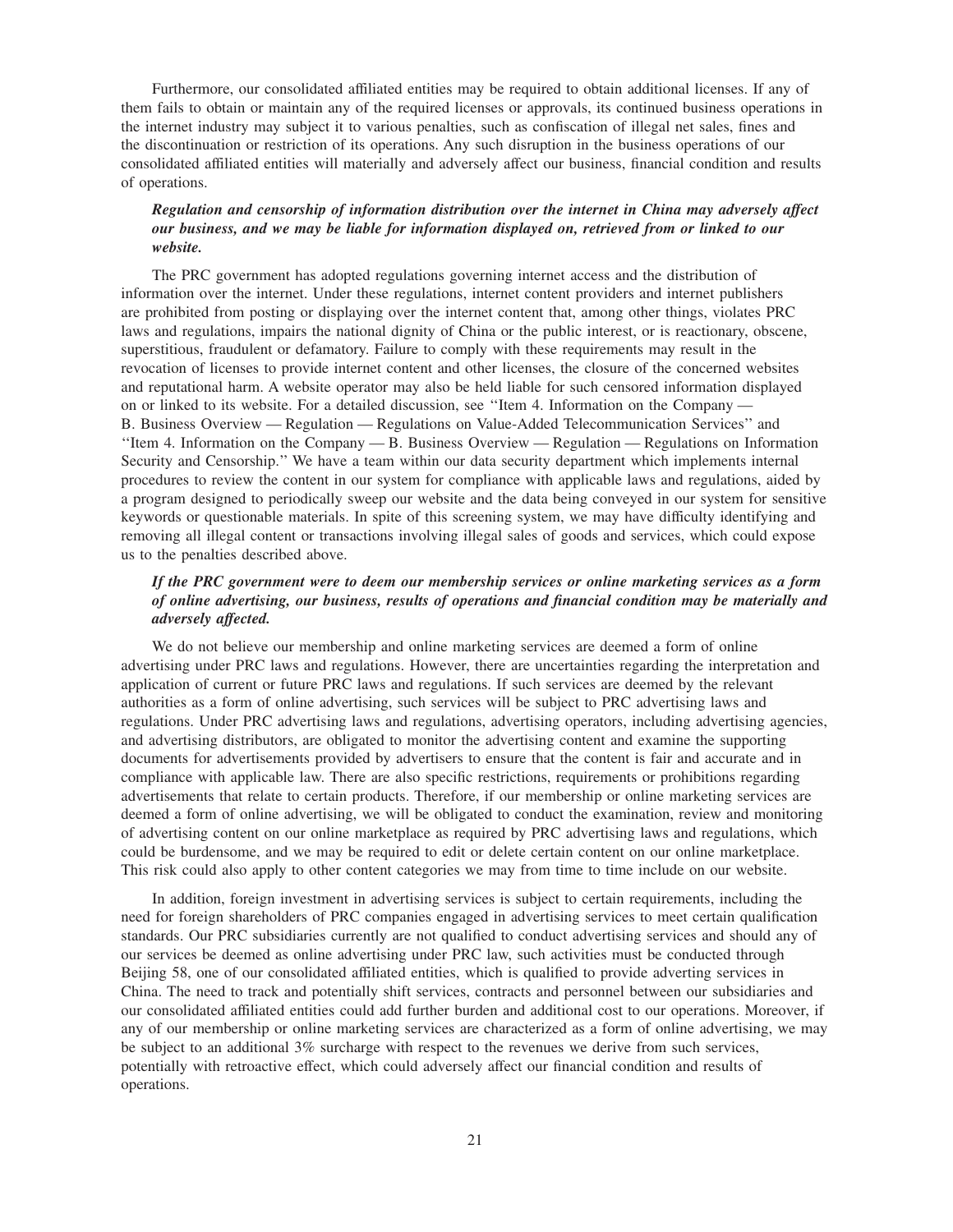Furthermore, our consolidated affiliated entities may be required to obtain additional licenses. If any of them fails to obtain or maintain any of the required licenses or approvals, its continued business operations in the internet industry may subject it to various penalties, such as confiscation of illegal net sales, fines and the discontinuation or restriction of its operations. Any such disruption in the business operations of our consolidated affiliated entities will materially and adversely affect our business, financial condition and results of operations.

***Regulation and censorship of information distribution over the internet in China may adversely affect our business, and we may be liable for information displayed on, retrieved from or linked to our website.***

The PRC government has adopted regulations governing internet access and the distribution of information over the internet. Under these regulations, internet content providers and internet publishers are prohibited from posting or displaying over the internet content that, among other things, violates PRC laws and regulations, impairs the national dignity of China or the public interest, or is reactionary, obscene, superstitious, fraudulent or defamatory. Failure to comply with these requirements may result in the revocation of licenses to provide internet content and other licenses, the closure of the concerned websites and reputational harm. A website operator may also be held liable for such censored information displayed on or linked to its website. For a detailed discussion, see ''Item 4. Information on the Company — B. Business Overview — Regulation — Regulations on Value-Added Telecommunication Services'' and ''Item 4. Information on the Company — B. Business Overview — Regulation — Regulations on Information Security and Censorship.'' We have a team within our data security department which implements internal procedures to review the content in our system for compliance with applicable laws and regulations, aided by a program designed to periodically sweep our website and the data being conveyed in our system for sensitive keywords or questionable materials. In spite of this screening system, we may have difficulty identifying and removing all illegal content or transactions involving illegal sales of goods and services, which could expose us to the penalties described above.

***If the PRC government were to deem our membership services or online marketing services as a form of online advertising, our business, results of operations and financial condition may be materially and adversely affected.***

We do not believe our membership and online marketing services are deemed a form of online advertising under PRC laws and regulations. However, there are uncertainties regarding the interpretation and application of current or future PRC laws and regulations. If such services are deemed by the relevant authorities as a form of online advertising, such services will be subject to PRC advertising laws and regulations. Under PRC advertising laws and regulations, advertising operators, including advertising agencies, and advertising distributors, are obligated to monitor the advertising content and examine the supporting documents for advertisements provided by advertisers to ensure that the content is fair and accurate and in compliance with applicable law. There are also specific restrictions, requirements or prohibitions regarding advertisements that relate to certain products. Therefore, if our membership or online marketing services are deemed a form of online advertising, we will be obligated to conduct the examination, review and monitoring of advertising content on our online marketplace as required by PRC advertising laws and regulations, which could be burdensome, and we may be required to edit or delete certain content on our online marketplace. This risk could also apply to other content categories we may from time to time include on our website.

In addition, foreign investment in advertising services is subject to certain requirements, including the need for foreign shareholders of PRC companies engaged in advertising services to meet certain qualification standards. Our PRC subsidiaries currently are not qualified to conduct advertising services and should any of our services be deemed as online advertising under PRC law, such activities must be conducted through Beijing 58, one of our consolidated affiliated entities, which is qualified to provide adverting services in China. The need to track and potentially shift services, contracts and personnel between our subsidiaries and our consolidated affiliated entities could add further burden and additional cost to our operations. Moreover, if any of our membership or online marketing services are characterized as a form of online advertising, we may be subject to an additional 3% surcharge with respect to the revenues we derive from such services, potentially with retroactive effect, which could adversely affect our financial condition and results of operations.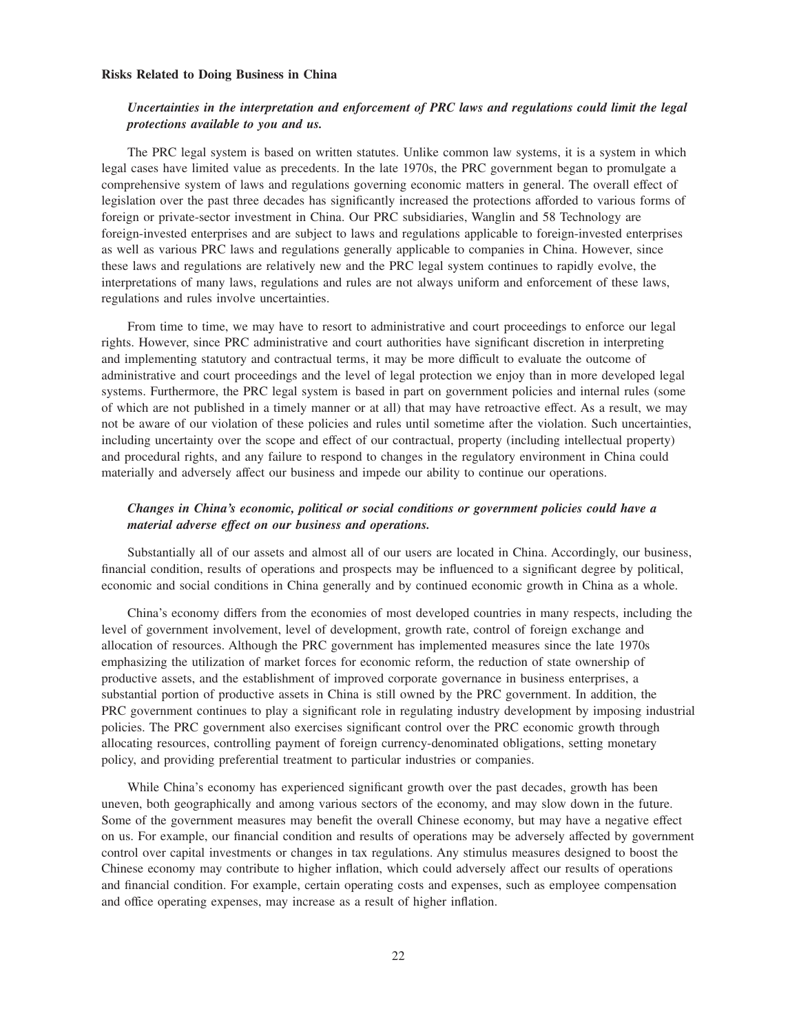### Risks Related to Doing Business in China

***Uncertainties in the interpretation and enforcement of PRC laws and regulations could limit the legal protections available to you and us.***

The PRC legal system is based on written statutes. Unlike common law systems, it is a system in which legal cases have limited value as precedents. In the late 1970s, the PRC government began to promulgate a comprehensive system of laws and regulations governing economic matters in general. The overall effect of legislation over the past three decades has significantly increased the protections afforded to various forms of foreign or private-sector investment in China. Our PRC subsidiaries, Wanglin and 58 Technology are foreign-invested enterprises and are subject to laws and regulations applicable to foreign-invested enterprises as well as various PRC laws and regulations generally applicable to companies in China. However, since these laws and regulations are relatively new and the PRC legal system continues to rapidly evolve, the interpretations of many laws, regulations and rules are not always uniform and enforcement of these laws, regulations and rules involve uncertainties.

From time to time, we may have to resort to administrative and court proceedings to enforce our legal rights. However, since PRC administrative and court authorities have significant discretion in interpreting and implementing statutory and contractual terms, it may be more difficult to evaluate the outcome of administrative and court proceedings and the level of legal protection we enjoy than in more developed legal systems. Furthermore, the PRC legal system is based in part on government policies and internal rules (some of which are not published in a timely manner or at all) that may have retroactive effect. As a result, we may not be aware of our violation of these policies and rules until sometime after the violation. Such uncertainties, including uncertainty over the scope and effect of our contractual, property (including intellectual property) and procedural rights, and any failure to respond to changes in the regulatory environment in China could materially and adversely affect our business and impede our ability to continue our operations.

***Changes in China's economic, political or social conditions or government policies could have a material adverse effect on our business and operations.***

Substantially all of our assets and almost all of our users are located in China. Accordingly, our business, financial condition, results of operations and prospects may be influenced to a significant degree by political, economic and social conditions in China generally and by continued economic growth in China as a whole.

China's economy differs from the economies of most developed countries in many respects, including the level of government involvement, level of development, growth rate, control of foreign exchange and allocation of resources. Although the PRC government has implemented measures since the late 1970s emphasizing the utilization of market forces for economic reform, the reduction of state ownership of productive assets, and the establishment of improved corporate governance in business enterprises, a substantial portion of productive assets in China is still owned by the PRC government. In addition, the PRC government continues to play a significant role in regulating industry development by imposing industrial policies. The PRC government also exercises significant control over the PRC economic growth through allocating resources, controlling payment of foreign currency-denominated obligations, setting monetary policy, and providing preferential treatment to particular industries or companies.

While China's economy has experienced significant growth over the past decades, growth has been uneven, both geographically and among various sectors of the economy, and may slow down in the future. Some of the government measures may benefit the overall Chinese economy, but may have a negative effect on us. For example, our financial condition and results of operations may be adversely affected by government control over capital investments or changes in tax regulations. Any stimulus measures designed to boost the Chinese economy may contribute to higher inflation, which could adversely affect our results of operations and financial condition. For example, certain operating costs and expenses, such as employee compensation and office operating expenses, may increase as a result of higher inflation.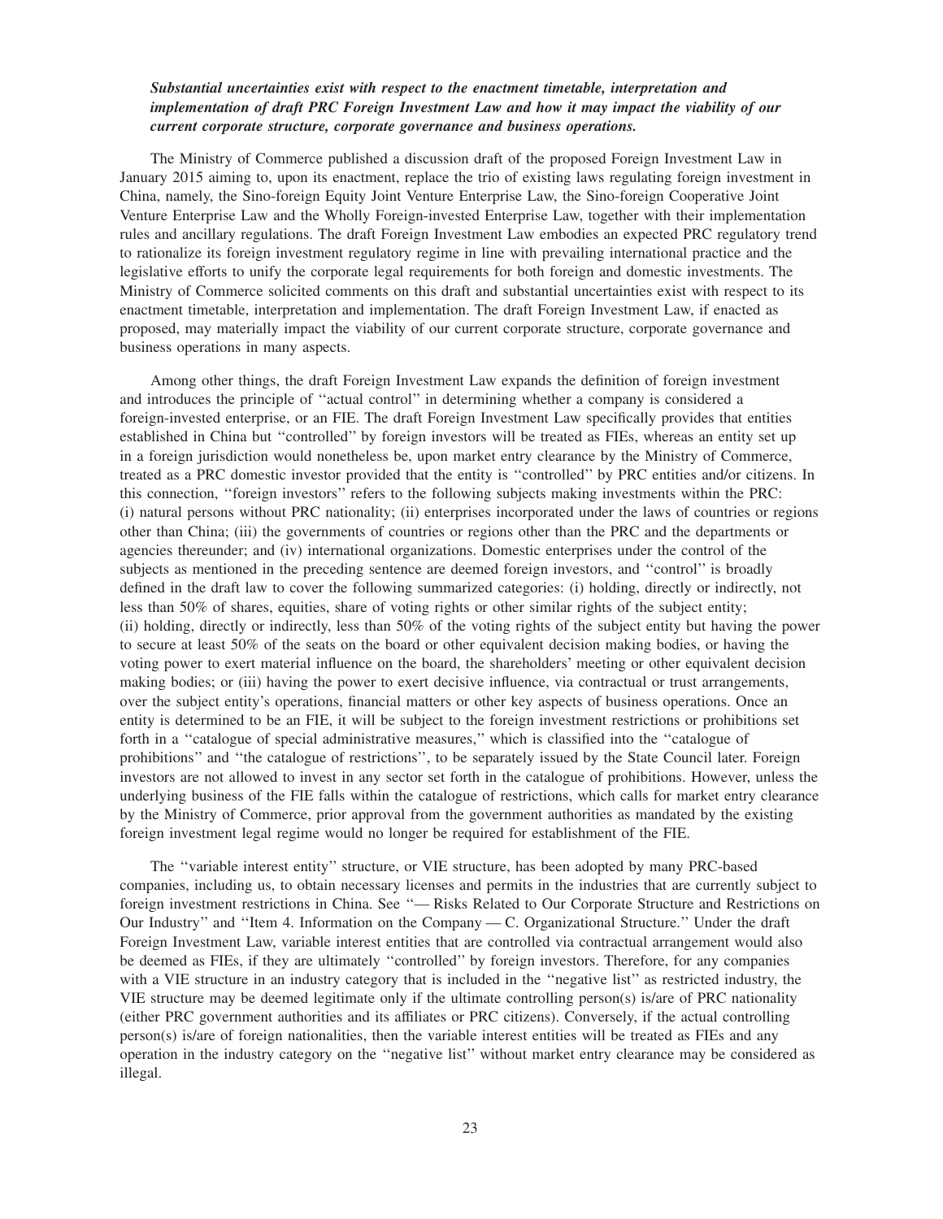***Substantial uncertainties exist with respect to the enactment timetable, interpretation and implementation of draft PRC Foreign Investment Law and how it may impact the viability of our current corporate structure, corporate governance and business operations.***

The Ministry of Commerce published a discussion draft of the proposed Foreign Investment Law in January 2015 aiming to, upon its enactment, replace the trio of existing laws regulating foreign investment in China, namely, the Sino-foreign Equity Joint Venture Enterprise Law, the Sino-foreign Cooperative Joint Venture Enterprise Law and the Wholly Foreign-invested Enterprise Law, together with their implementation rules and ancillary regulations. The draft Foreign Investment Law embodies an expected PRC regulatory trend to rationalize its foreign investment regulatory regime in line with prevailing international practice and the legislative efforts to unify the corporate legal requirements for both foreign and domestic investments. The Ministry of Commerce solicited comments on this draft and substantial uncertainties exist with respect to its enactment timetable, interpretation and implementation. The draft Foreign Investment Law, if enacted as proposed, may materially impact the viability of our current corporate structure, corporate governance and business operations in many aspects.

Among other things, the draft Foreign Investment Law expands the definition of foreign investment and introduces the principle of ''actual control'' in determining whether a company is considered a foreign-invested enterprise, or an FIE. The draft Foreign Investment Law specifically provides that entities established in China but ''controlled'' by foreign investors will be treated as FIEs, whereas an entity set up in a foreign jurisdiction would nonetheless be, upon market entry clearance by the Ministry of Commerce, treated as a PRC domestic investor provided that the entity is ''controlled'' by PRC entities and/or citizens. In this connection, ''foreign investors'' refers to the following subjects making investments within the PRC: (i) natural persons without PRC nationality; (ii) enterprises incorporated under the laws of countries or regions other than China; (iii) the governments of countries or regions other than the PRC and the departments or agencies thereunder; and (iv) international organizations. Domestic enterprises under the control of the subjects as mentioned in the preceding sentence are deemed foreign investors, and ''control'' is broadly defined in the draft law to cover the following summarized categories: (i) holding, directly or indirectly, not less than 50% of shares, equities, share of voting rights or other similar rights of the subject entity; (ii) holding, directly or indirectly, less than 50% of the voting rights of the subject entity but having the power to secure at least 50% of the seats on the board or other equivalent decision making bodies, or having the voting power to exert material influence on the board, the shareholders' meeting or other equivalent decision making bodies; or (iii) having the power to exert decisive influence, via contractual or trust arrangements, over the subject entity's operations, financial matters or other key aspects of business operations. Once an entity is determined to be an FIE, it will be subject to the foreign investment restrictions or prohibitions set forth in a ''catalogue of special administrative measures,'' which is classified into the ''catalogue of prohibitions'' and ''the catalogue of restrictions'', to be separately issued by the State Council later. Foreign investors are not allowed to invest in any sector set forth in the catalogue of prohibitions. However, unless the underlying business of the FIE falls within the catalogue of restrictions, which calls for market entry clearance by the Ministry of Commerce, prior approval from the government authorities as mandated by the existing foreign investment legal regime would no longer be required for establishment of the FIE.

The ''variable interest entity'' structure, or VIE structure, has been adopted by many PRC-based companies, including us, to obtain necessary licenses and permits in the industries that are currently subject to foreign investment restrictions in China. See ''— Risks Related to Our Corporate Structure and Restrictions on Our Industry'' and ''Item 4. Information on the Company — C. Organizational Structure.'' Under the draft Foreign Investment Law, variable interest entities that are controlled via contractual arrangement would also be deemed as FIEs, if they are ultimately ''controlled'' by foreign investors. Therefore, for any companies with a VIE structure in an industry category that is included in the ''negative list'' as restricted industry, the VIE structure may be deemed legitimate only if the ultimate controlling person(s) is/are of PRC nationality (either PRC government authorities and its affiliates or PRC citizens). Conversely, if the actual controlling person(s) is/are of foreign nationalities, then the variable interest entities will be treated as FIEs and any operation in the industry category on the ''negative list'' without market entry clearance may be considered as illegal.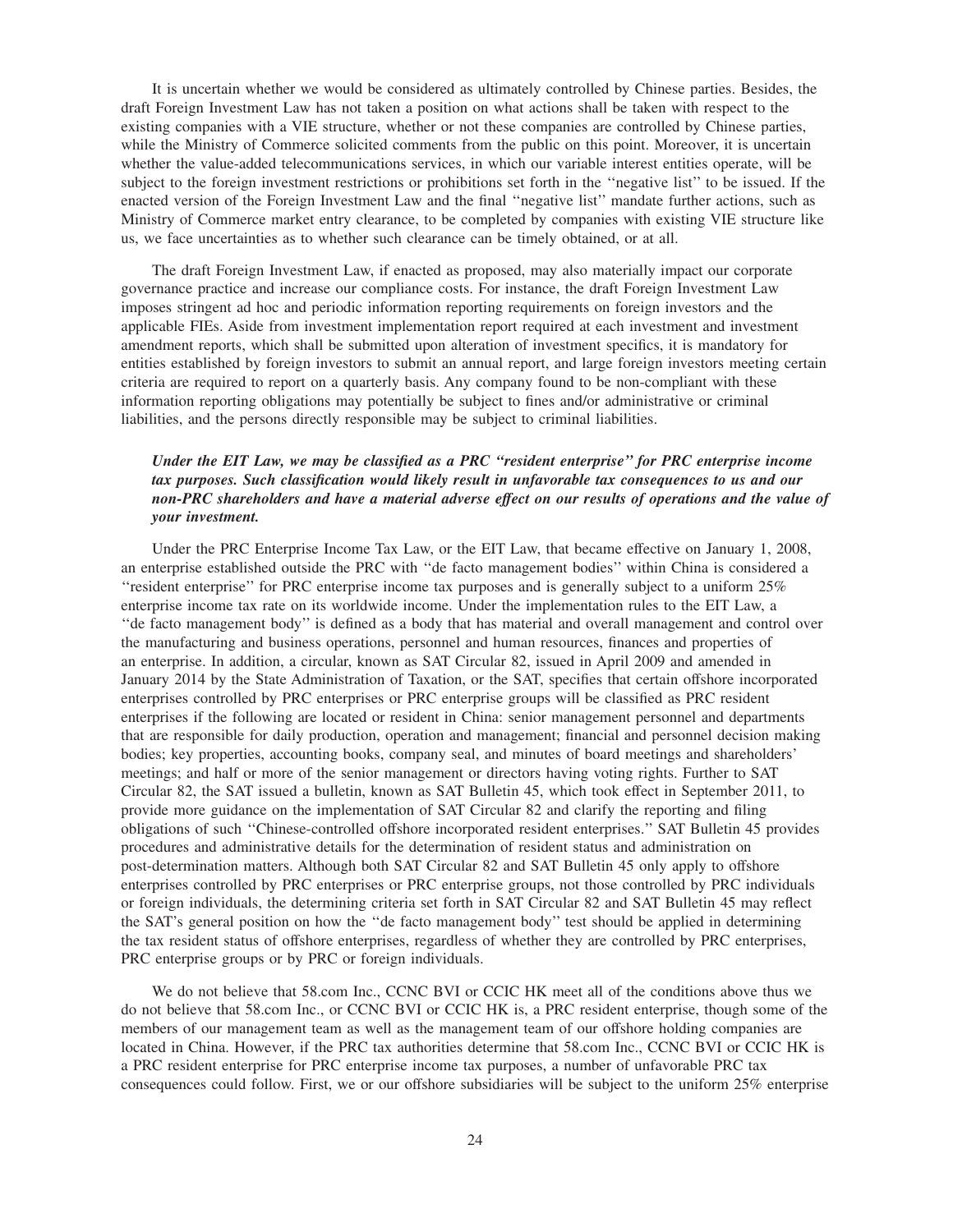It is uncertain whether we would be considered as ultimately controlled by Chinese parties. Besides, the draft Foreign Investment Law has not taken a position on what actions shall be taken with respect to the existing companies with a VIE structure, whether or not these companies are controlled by Chinese parties, while the Ministry of Commerce solicited comments from the public on this point. Moreover, it is uncertain whether the value-added telecommunications services, in which our variable interest entities operate, will be subject to the foreign investment restrictions or prohibitions set forth in the ''negative list'' to be issued. If the enacted version of the Foreign Investment Law and the final ''negative list'' mandate further actions, such as Ministry of Commerce market entry clearance, to be completed by companies with existing VIE structure like us, we face uncertainties as to whether such clearance can be timely obtained, or at all.

The draft Foreign Investment Law, if enacted as proposed, may also materially impact our corporate governance practice and increase our compliance costs. For instance, the draft Foreign Investment Law imposes stringent ad hoc and periodic information reporting requirements on foreign investors and the applicable FIEs. Aside from investment implementation report required at each investment and investment amendment reports, which shall be submitted upon alteration of investment specifics, it is mandatory for entities established by foreign investors to submit an annual report, and large foreign investors meeting certain criteria are required to report on a quarterly basis. Any company found to be non-compliant with these information reporting obligations may potentially be subject to fines and/or administrative or criminal liabilities, and the persons directly responsible may be subject to criminal liabilities.

***Under the EIT Law, we may be classified as a PRC "resident enterprise" for PRC enterprise income tax purposes. Such classification would likely result in unfavorable tax consequences to us and our non-PRC shareholders and have a material adverse effect on our results of operations and the value of your investment.***

Under the PRC Enterprise Income Tax Law, or the EIT Law, that became effective on January 1, 2008, an enterprise established outside the PRC with ''de facto management bodies'' within China is considered a ''resident enterprise'' for PRC enterprise income tax purposes and is generally subject to a uniform 25% enterprise income tax rate on its worldwide income. Under the implementation rules to the EIT Law, a ''de facto management body'' is defined as a body that has material and overall management and control over the manufacturing and business operations, personnel and human resources, finances and properties of an enterprise. In addition, a circular, known as SAT Circular 82, issued in April 2009 and amended in January 2014 by the State Administration of Taxation, or the SAT, specifies that certain offshore incorporated enterprises controlled by PRC enterprises or PRC enterprise groups will be classified as PRC resident enterprises if the following are located or resident in China: senior management personnel and departments that are responsible for daily production, operation and management; financial and personnel decision making bodies; key properties, accounting books, company seal, and minutes of board meetings and shareholders' meetings; and half or more of the senior management or directors having voting rights. Further to SAT Circular 82, the SAT issued a bulletin, known as SAT Bulletin 45, which took effect in September 2011, to provide more guidance on the implementation of SAT Circular 82 and clarify the reporting and filing obligations of such ''Chinese-controlled offshore incorporated resident enterprises.'' SAT Bulletin 45 provides procedures and administrative details for the determination of resident status and administration on post-determination matters. Although both SAT Circular 82 and SAT Bulletin 45 only apply to offshore enterprises controlled by PRC enterprises or PRC enterprise groups, not those controlled by PRC individuals or foreign individuals, the determining criteria set forth in SAT Circular 82 and SAT Bulletin 45 may reflect the SAT's general position on how the ''de facto management body'' test should be applied in determining the tax resident status of offshore enterprises, regardless of whether they are controlled by PRC enterprises, PRC enterprise groups or by PRC or foreign individuals.

We do not believe that 58.com Inc., CCNC BVI or CCIC HK meet all of the conditions above thus we do not believe that 58.com Inc., or CCNC BVI or CCIC HK is, a PRC resident enterprise, though some of the members of our management team as well as the management team of our offshore holding companies are located in China. However, if the PRC tax authorities determine that 58.com Inc., CCNC BVI or CCIC HK is a PRC resident enterprise for PRC enterprise income tax purposes, a number of unfavorable PRC tax consequences could follow. First, we or our offshore subsidiaries will be subject to the uniform 25% enterprise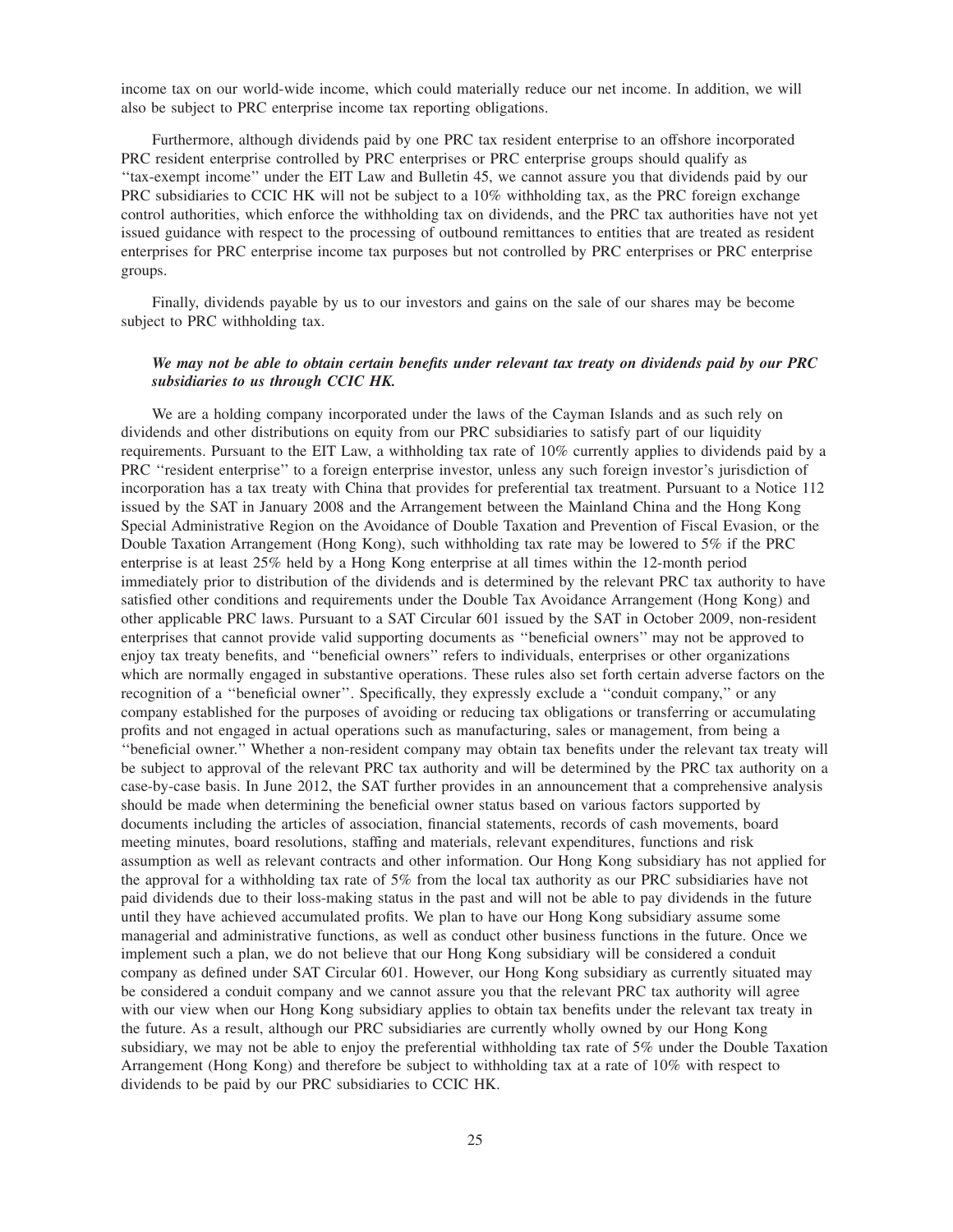income tax on our world-wide income, which could materially reduce our net income. In addition, we will also be subject to PRC enterprise income tax reporting obligations.

Furthermore, although dividends paid by one PRC tax resident enterprise to an offshore incorporated PRC resident enterprise controlled by PRC enterprises or PRC enterprise groups should qualify as ''tax-exempt income'' under the EIT Law and Bulletin 45, we cannot assure you that dividends paid by our PRC subsidiaries to CCIC HK will not be subject to a 10% withholding tax, as the PRC foreign exchange control authorities, which enforce the withholding tax on dividends, and the PRC tax authorities have not yet issued guidance with respect to the processing of outbound remittances to entities that are treated as resident enterprises for PRC enterprise income tax purposes but not controlled by PRC enterprises or PRC enterprise groups.

Finally, dividends payable by us to our investors and gains on the sale of our shares may be become subject to PRC withholding tax.

***We may not be able to obtain certain benefits under relevant tax treaty on dividends paid by our PRC subsidiaries to us through CCIC HK.***

We are a holding company incorporated under the laws of the Cayman Islands and as such rely on dividends and other distributions on equity from our PRC subsidiaries to satisfy part of our liquidity requirements. Pursuant to the EIT Law, a withholding tax rate of 10% currently applies to dividends paid by a PRC ''resident enterprise'' to a foreign enterprise investor, unless any such foreign investor's jurisdiction of incorporation has a tax treaty with China that provides for preferential tax treatment. Pursuant to a Notice 112 issued by the SAT in January 2008 and the Arrangement between the Mainland China and the Hong Kong Special Administrative Region on the Avoidance of Double Taxation and Prevention of Fiscal Evasion, or the Double Taxation Arrangement (Hong Kong), such withholding tax rate may be lowered to 5% if the PRC enterprise is at least 25% held by a Hong Kong enterprise at all times within the 12-month period immediately prior to distribution of the dividends and is determined by the relevant PRC tax authority to have satisfied other conditions and requirements under the Double Tax Avoidance Arrangement (Hong Kong) and other applicable PRC laws. Pursuant to a SAT Circular 601 issued by the SAT in October 2009, non-resident enterprises that cannot provide valid supporting documents as ''beneficial owners'' may not be approved to enjoy tax treaty benefits, and ''beneficial owners'' refers to individuals, enterprises or other organizations which are normally engaged in substantive operations. These rules also set forth certain adverse factors on the recognition of a ''beneficial owner''. Specifically, they expressly exclude a ''conduit company,'' or any company established for the purposes of avoiding or reducing tax obligations or transferring or accumulating profits and not engaged in actual operations such as manufacturing, sales or management, from being a ''beneficial owner.'' Whether a non-resident company may obtain tax benefits under the relevant tax treaty will be subject to approval of the relevant PRC tax authority and will be determined by the PRC tax authority on a case-by-case basis. In June 2012, the SAT further provides in an announcement that a comprehensive analysis should be made when determining the beneficial owner status based on various factors supported by documents including the articles of association, financial statements, records of cash movements, board meeting minutes, board resolutions, staffing and materials, relevant expenditures, functions and risk assumption as well as relevant contracts and other information. Our Hong Kong subsidiary has not applied for the approval for a withholding tax rate of 5% from the local tax authority as our PRC subsidiaries have not paid dividends due to their loss-making status in the past and will not be able to pay dividends in the future until they have achieved accumulated profits. We plan to have our Hong Kong subsidiary assume some managerial and administrative functions, as well as conduct other business functions in the future. Once we implement such a plan, we do not believe that our Hong Kong subsidiary will be considered a conduit company as defined under SAT Circular 601. However, our Hong Kong subsidiary as currently situated may be considered a conduit company and we cannot assure you that the relevant PRC tax authority will agree with our view when our Hong Kong subsidiary applies to obtain tax benefits under the relevant tax treaty in the future. As a result, although our PRC subsidiaries are currently wholly owned by our Hong Kong subsidiary, we may not be able to enjoy the preferential withholding tax rate of 5% under the Double Taxation Arrangement (Hong Kong) and therefore be subject to withholding tax at a rate of 10% with respect to dividends to be paid by our PRC subsidiaries to CCIC HK.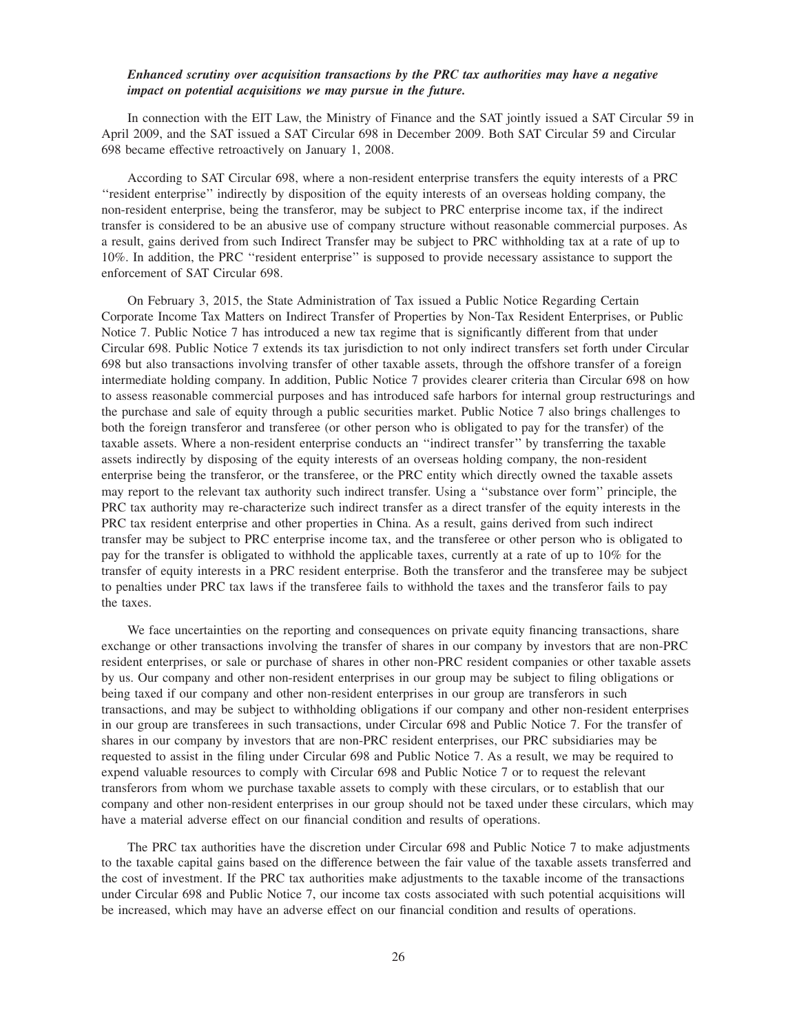***Enhanced scrutiny over acquisition transactions by the PRC tax authorities may have a negative impact on potential acquisitions we may pursue in the future.***

In connection with the EIT Law, the Ministry of Finance and the SAT jointly issued a SAT Circular 59 in April 2009, and the SAT issued a SAT Circular 698 in December 2009. Both SAT Circular 59 and Circular 698 became effective retroactively on January 1, 2008.

According to SAT Circular 698, where a non-resident enterprise transfers the equity interests of a PRC ''resident enterprise'' indirectly by disposition of the equity interests of an overseas holding company, the non-resident enterprise, being the transferor, may be subject to PRC enterprise income tax, if the indirect transfer is considered to be an abusive use of company structure without reasonable commercial purposes. As a result, gains derived from such Indirect Transfer may be subject to PRC withholding tax at a rate of up to 10%. In addition, the PRC ''resident enterprise'' is supposed to provide necessary assistance to support the enforcement of SAT Circular 698.

On February 3, 2015, the State Administration of Tax issued a Public Notice Regarding Certain Corporate Income Tax Matters on Indirect Transfer of Properties by Non-Tax Resident Enterprises, or Public Notice 7. Public Notice 7 has introduced a new tax regime that is significantly different from that under Circular 698. Public Notice 7 extends its tax jurisdiction to not only indirect transfers set forth under Circular 698 but also transactions involving transfer of other taxable assets, through the offshore transfer of a foreign intermediate holding company. In addition, Public Notice 7 provides clearer criteria than Circular 698 on how to assess reasonable commercial purposes and has introduced safe harbors for internal group restructurings and the purchase and sale of equity through a public securities market. Public Notice 7 also brings challenges to both the foreign transferor and transferee (or other person who is obligated to pay for the transfer) of the taxable assets. Where a non-resident enterprise conducts an ''indirect transfer'' by transferring the taxable assets indirectly by disposing of the equity interests of an overseas holding company, the non-resident enterprise being the transferor, or the transferee, or the PRC entity which directly owned the taxable assets may report to the relevant tax authority such indirect transfer. Using a ''substance over form'' principle, the PRC tax authority may re-characterize such indirect transfer as a direct transfer of the equity interests in the PRC tax resident enterprise and other properties in China. As a result, gains derived from such indirect transfer may be subject to PRC enterprise income tax, and the transferee or other person who is obligated to pay for the transfer is obligated to withhold the applicable taxes, currently at a rate of up to 10% for the transfer of equity interests in a PRC resident enterprise. Both the transferor and the transferee may be subject to penalties under PRC tax laws if the transferee fails to withhold the taxes and the transferor fails to pay the taxes.

We face uncertainties on the reporting and consequences on private equity financing transactions, share exchange or other transactions involving the transfer of shares in our company by investors that are non-PRC resident enterprises, or sale or purchase of shares in other non-PRC resident companies or other taxable assets by us. Our company and other non-resident enterprises in our group may be subject to filing obligations or being taxed if our company and other non-resident enterprises in our group are transferors in such transactions, and may be subject to withholding obligations if our company and other non-resident enterprises in our group are transferees in such transactions, under Circular 698 and Public Notice 7. For the transfer of shares in our company by investors that are non-PRC resident enterprises, our PRC subsidiaries may be requested to assist in the filing under Circular 698 and Public Notice 7. As a result, we may be required to expend valuable resources to comply with Circular 698 and Public Notice 7 or to request the relevant transferors from whom we purchase taxable assets to comply with these circulars, or to establish that our company and other non-resident enterprises in our group should not be taxed under these circulars, which may have a material adverse effect on our financial condition and results of operations.

The PRC tax authorities have the discretion under Circular 698 and Public Notice 7 to make adjustments to the taxable capital gains based on the difference between the fair value of the taxable assets transferred and the cost of investment. If the PRC tax authorities make adjustments to the taxable income of the transactions under Circular 698 and Public Notice 7, our income tax costs associated with such potential acquisitions will be increased, which may have an adverse effect on our financial condition and results of operations.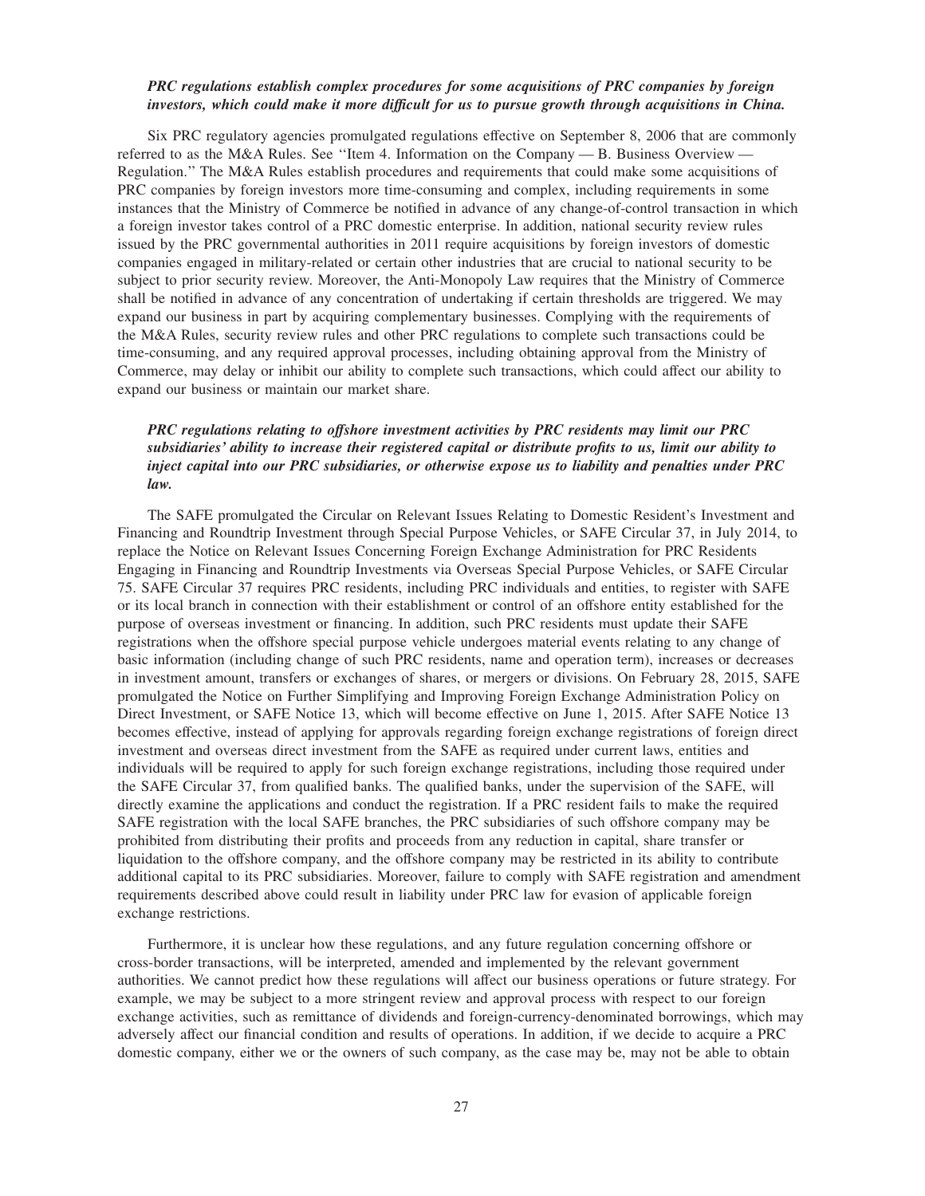***PRC regulations establish complex procedures for some acquisitions of PRC companies by foreign investors, which could make it more difficult for us to pursue growth through acquisitions in China.***

Six PRC regulatory agencies promulgated regulations effective on September 8, 2006 that are commonly referred to as the M&A Rules. See ''Item 4. Information on the Company — B. Business Overview — Regulation.'' The M&A Rules establish procedures and requirements that could make some acquisitions of PRC companies by foreign investors more time-consuming and complex, including requirements in some instances that the Ministry of Commerce be notified in advance of any change-of-control transaction in which a foreign investor takes control of a PRC domestic enterprise. In addition, national security review rules issued by the PRC governmental authorities in 2011 require acquisitions by foreign investors of domestic companies engaged in military-related or certain other industries that are crucial to national security to be subject to prior security review. Moreover, the Anti-Monopoly Law requires that the Ministry of Commerce shall be notified in advance of any concentration of undertaking if certain thresholds are triggered. We may expand our business in part by acquiring complementary businesses. Complying with the requirements of the M&A Rules, security review rules and other PRC regulations to complete such transactions could be time-consuming, and any required approval processes, including obtaining approval from the Ministry of Commerce, may delay or inhibit our ability to complete such transactions, which could affect our ability to expand our business or maintain our market share.

***PRC regulations relating to offshore investment activities by PRC residents may limit our PRC subsidiaries' ability to increase their registered capital or distribute profits to us, limit our ability to inject capital into our PRC subsidiaries, or otherwise expose us to liability and penalties under PRC law.***

The SAFE promulgated the Circular on Relevant Issues Relating to Domestic Resident's Investment and Financing and Roundtrip Investment through Special Purpose Vehicles, or SAFE Circular 37, in July 2014, to replace the Notice on Relevant Issues Concerning Foreign Exchange Administration for PRC Residents Engaging in Financing and Roundtrip Investments via Overseas Special Purpose Vehicles, or SAFE Circular 75. SAFE Circular 37 requires PRC residents, including PRC individuals and entities, to register with SAFE or its local branch in connection with their establishment or control of an offshore entity established for the purpose of overseas investment or financing. In addition, such PRC residents must update their SAFE registrations when the offshore special purpose vehicle undergoes material events relating to any change of basic information (including change of such PRC residents, name and operation term), increases or decreases in investment amount, transfers or exchanges of shares, or mergers or divisions. On February 28, 2015, SAFE promulgated the Notice on Further Simplifying and Improving Foreign Exchange Administration Policy on Direct Investment, or SAFE Notice 13, which will become effective on June 1, 2015. After SAFE Notice 13 becomes effective, instead of applying for approvals regarding foreign exchange registrations of foreign direct investment and overseas direct investment from the SAFE as required under current laws, entities and individuals will be required to apply for such foreign exchange registrations, including those required under the SAFE Circular 37, from qualified banks. The qualified banks, under the supervision of the SAFE, will directly examine the applications and conduct the registration. If a PRC resident fails to make the required SAFE registration with the local SAFE branches, the PRC subsidiaries of such offshore company may be prohibited from distributing their profits and proceeds from any reduction in capital, share transfer or liquidation to the offshore company, and the offshore company may be restricted in its ability to contribute additional capital to its PRC subsidiaries. Moreover, failure to comply with SAFE registration and amendment requirements described above could result in liability under PRC law for evasion of applicable foreign exchange restrictions.

Furthermore, it is unclear how these regulations, and any future regulation concerning offshore or cross-border transactions, will be interpreted, amended and implemented by the relevant government authorities. We cannot predict how these regulations will affect our business operations or future strategy. For example, we may be subject to a more stringent review and approval process with respect to our foreign exchange activities, such as remittance of dividends and foreign-currency-denominated borrowings, which may adversely affect our financial condition and results of operations. In addition, if we decide to acquire a PRC domestic company, either we or the owners of such company, as the case may be, may not be able to obtain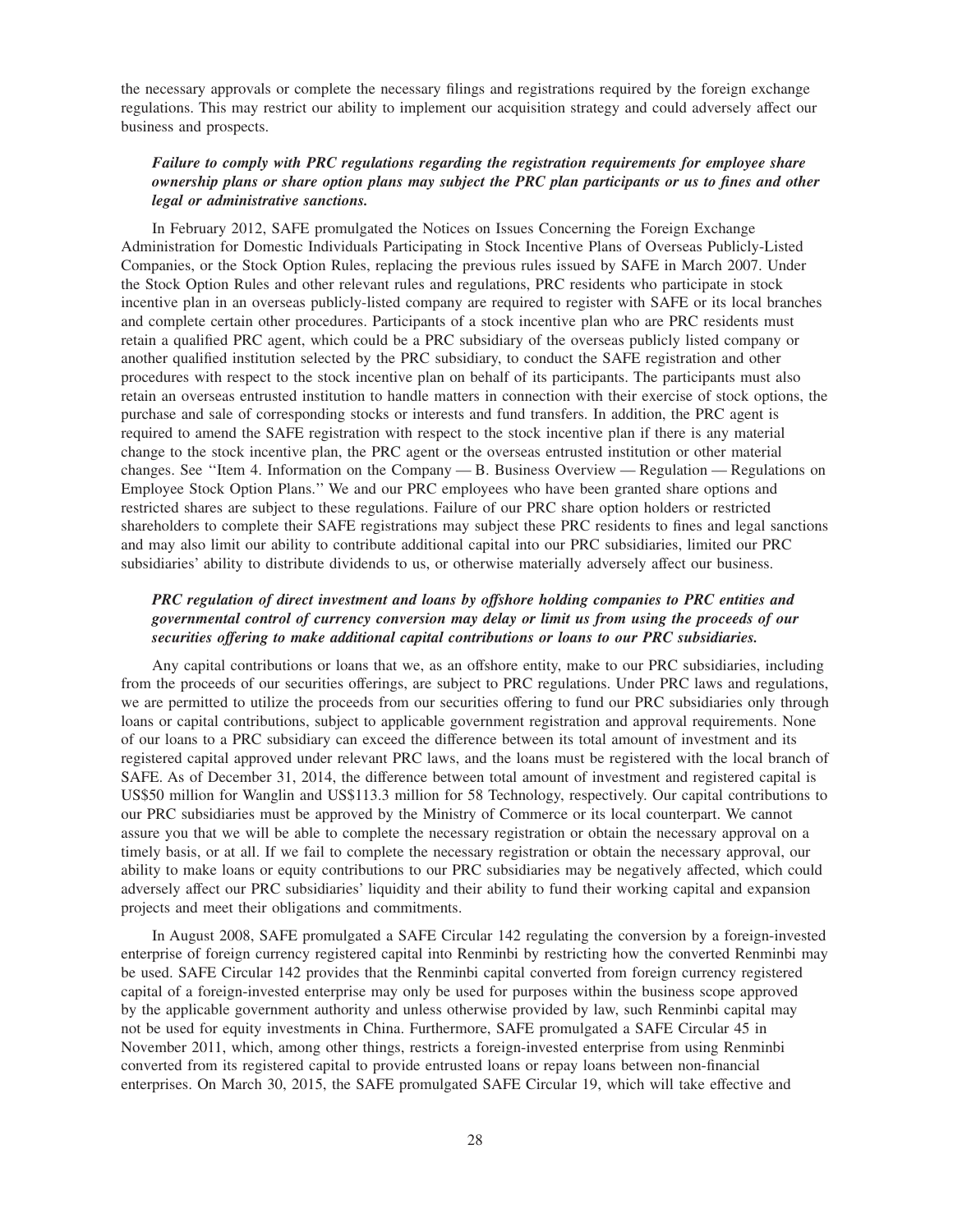the necessary approvals or complete the necessary filings and registrations required by the foreign exchange regulations. This may restrict our ability to implement our acquisition strategy and could adversely affect our business and prospects.

***Failure to comply with PRC regulations regarding the registration requirements for employee share ownership plans or share option plans may subject the PRC plan participants or us to fines and other legal or administrative sanctions.***

In February 2012, SAFE promulgated the Notices on Issues Concerning the Foreign Exchange Administration for Domestic Individuals Participating in Stock Incentive Plans of Overseas Publicly-Listed Companies, or the Stock Option Rules, replacing the previous rules issued by SAFE in March 2007. Under the Stock Option Rules and other relevant rules and regulations, PRC residents who participate in stock incentive plan in an overseas publicly-listed company are required to register with SAFE or its local branches and complete certain other procedures. Participants of a stock incentive plan who are PRC residents must retain a qualified PRC agent, which could be a PRC subsidiary of the overseas publicly listed company or another qualified institution selected by the PRC subsidiary, to conduct the SAFE registration and other procedures with respect to the stock incentive plan on behalf of its participants. The participants must also retain an overseas entrusted institution to handle matters in connection with their exercise of stock options, the purchase and sale of corresponding stocks or interests and fund transfers. In addition, the PRC agent is required to amend the SAFE registration with respect to the stock incentive plan if there is any material change to the stock incentive plan, the PRC agent or the overseas entrusted institution or other material changes. See ''Item 4. Information on the Company — B. Business Overview — Regulation — Regulations on Employee Stock Option Plans.'' We and our PRC employees who have been granted share options and restricted shares are subject to these regulations. Failure of our PRC share option holders or restricted shareholders to complete their SAFE registrations may subject these PRC residents to fines and legal sanctions and may also limit our ability to contribute additional capital into our PRC subsidiaries, limited our PRC subsidiaries' ability to distribute dividends to us, or otherwise materially adversely affect our business.

***PRC regulation of direct investment and loans by offshore holding companies to PRC entities and governmental control of currency conversion may delay or limit us from using the proceeds of our securities offering to make additional capital contributions or loans to our PRC subsidiaries.***

Any capital contributions or loans that we, as an offshore entity, make to our PRC subsidiaries, including from the proceeds of our securities offerings, are subject to PRC regulations. Under PRC laws and regulations, we are permitted to utilize the proceeds from our securities offering to fund our PRC subsidiaries only through loans or capital contributions, subject to applicable government registration and approval requirements. None of our loans to a PRC subsidiary can exceed the difference between its total amount of investment and its registered capital approved under relevant PRC laws, and the loans must be registered with the local branch of SAFE. As of December 31, 2014, the difference between total amount of investment and registered capital is US$50 million for Wanglin and US$113.3 million for 58 Technology, respectively. Our capital contributions to our PRC subsidiaries must be approved by the Ministry of Commerce or its local counterpart. We cannot assure you that we will be able to complete the necessary registration or obtain the necessary approval on a timely basis, or at all. If we fail to complete the necessary registration or obtain the necessary approval, our ability to make loans or equity contributions to our PRC subsidiaries may be negatively affected, which could adversely affect our PRC subsidiaries' liquidity and their ability to fund their working capital and expansion projects and meet their obligations and commitments.

In August 2008, SAFE promulgated a SAFE Circular 142 regulating the conversion by a foreign-invested enterprise of foreign currency registered capital into Renminbi by restricting how the converted Renminbi may be used. SAFE Circular 142 provides that the Renminbi capital converted from foreign currency registered capital of a foreign-invested enterprise may only be used for purposes within the business scope approved by the applicable government authority and unless otherwise provided by law, such Renminbi capital may not be used for equity investments in China. Furthermore, SAFE promulgated a SAFE Circular 45 in November 2011, which, among other things, restricts a foreign-invested enterprise from using Renminbi converted from its registered capital to provide entrusted loans or repay loans between non-financial enterprises. On March 30, 2015, the SAFE promulgated SAFE Circular 19, which will take effective and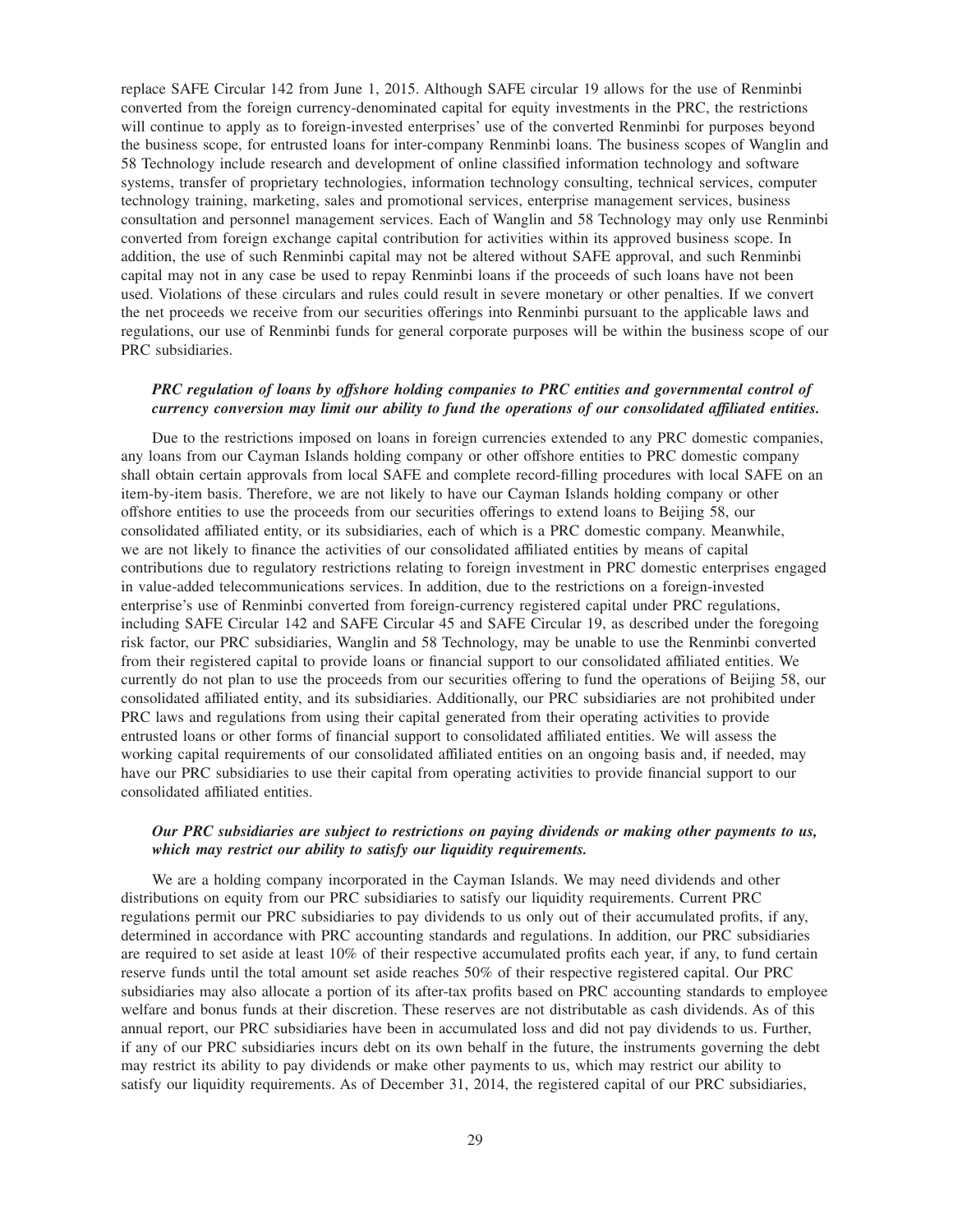replace SAFE Circular 142 from June 1, 2015. Although SAFE circular 19 allows for the use of Renminbi converted from the foreign currency-denominated capital for equity investments in the PRC, the restrictions will continue to apply as to foreign-invested enterprises' use of the converted Renminbi for purposes beyond the business scope, for entrusted loans for inter-company Renminbi loans. The business scopes of Wanglin and 58 Technology include research and development of online classified information technology and software systems, transfer of proprietary technologies, information technology consulting, technical services, computer technology training, marketing, sales and promotional services, enterprise management services, business consultation and personnel management services. Each of Wanglin and 58 Technology may only use Renminbi converted from foreign exchange capital contribution for activities within its approved business scope. In addition, the use of such Renminbi capital may not be altered without SAFE approval, and such Renminbi capital may not in any case be used to repay Renminbi loans if the proceeds of such loans have not been used. Violations of these circulars and rules could result in severe monetary or other penalties. If we convert the net proceeds we receive from our securities offerings into Renminbi pursuant to the applicable laws and regulations, our use of Renminbi funds for general corporate purposes will be within the business scope of our PRC subsidiaries.

***PRC regulation of loans by offshore holding companies to PRC entities and governmental control of currency conversion may limit our ability to fund the operations of our consolidated affiliated entities.***

Due to the restrictions imposed on loans in foreign currencies extended to any PRC domestic companies, any loans from our Cayman Islands holding company or other offshore entities to PRC domestic company shall obtain certain approvals from local SAFE and complete record-filling procedures with local SAFE on an item-by-item basis. Therefore, we are not likely to have our Cayman Islands holding company or other offshore entities to use the proceeds from our securities offerings to extend loans to Beijing 58, our consolidated affiliated entity, or its subsidiaries, each of which is a PRC domestic company. Meanwhile, we are not likely to finance the activities of our consolidated affiliated entities by means of capital contributions due to regulatory restrictions relating to foreign investment in PRC domestic enterprises engaged in value-added telecommunications services. In addition, due to the restrictions on a foreign-invested enterprise's use of Renminbi converted from foreign-currency registered capital under PRC regulations, including SAFE Circular 142 and SAFE Circular 45 and SAFE Circular 19, as described under the foregoing risk factor, our PRC subsidiaries, Wanglin and 58 Technology, may be unable to use the Renminbi converted from their registered capital to provide loans or financial support to our consolidated affiliated entities. We currently do not plan to use the proceeds from our securities offering to fund the operations of Beijing 58, our consolidated affiliated entity, and its subsidiaries. Additionally, our PRC subsidiaries are not prohibited under PRC laws and regulations from using their capital generated from their operating activities to provide entrusted loans or other forms of financial support to consolidated affiliated entities. We will assess the working capital requirements of our consolidated affiliated entities on an ongoing basis and, if needed, may have our PRC subsidiaries to use their capital from operating activities to provide financial support to our consolidated affiliated entities.

***Our PRC subsidiaries are subject to restrictions on paying dividends or making other payments to us, which may restrict our ability to satisfy our liquidity requirements.***

We are a holding company incorporated in the Cayman Islands. We may need dividends and other distributions on equity from our PRC subsidiaries to satisfy our liquidity requirements. Current PRC regulations permit our PRC subsidiaries to pay dividends to us only out of their accumulated profits, if any, determined in accordance with PRC accounting standards and regulations. In addition, our PRC subsidiaries are required to set aside at least 10% of their respective accumulated profits each year, if any, to fund certain reserve funds until the total amount set aside reaches 50% of their respective registered capital. Our PRC subsidiaries may also allocate a portion of its after-tax profits based on PRC accounting standards to employee welfare and bonus funds at their discretion. These reserves are not distributable as cash dividends. As of this annual report, our PRC subsidiaries have been in accumulated loss and did not pay dividends to us. Further, if any of our PRC subsidiaries incurs debt on its own behalf in the future, the instruments governing the debt may restrict its ability to pay dividends or make other payments to us, which may restrict our ability to satisfy our liquidity requirements. As of December 31, 2014, the registered capital of our PRC subsidiaries,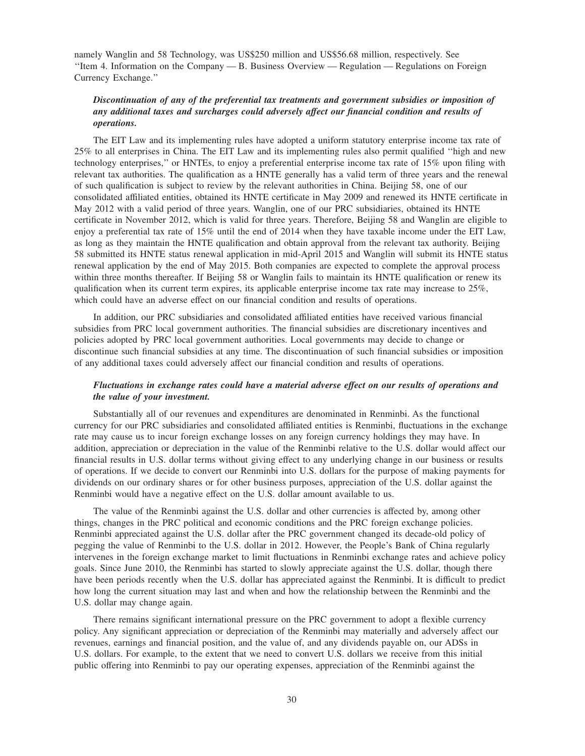namely Wanglin and 58 Technology, was US$250 million and US$56.68 million, respectively. See ''Item 4. Information on the Company — B. Business Overview — Regulation — Regulations on Foreign Currency Exchange.''

***Discontinuation of any of the preferential tax treatments and government subsidies or imposition of any additional taxes and surcharges could adversely affect our financial condition and results of operations.***

The EIT Law and its implementing rules have adopted a uniform statutory enterprise income tax rate of 25% to all enterprises in China. The EIT Law and its implementing rules also permit qualified ''high and new technology enterprises,'' or HNTEs, to enjoy a preferential enterprise income tax rate of 15% upon filing with relevant tax authorities. The qualification as a HNTE generally has a valid term of three years and the renewal of such qualification is subject to review by the relevant authorities in China. Beijing 58, one of our consolidated affiliated entities, obtained its HNTE certificate in May 2009 and renewed its HNTE certificate in May 2012 with a valid period of three years. Wanglin, one of our PRC subsidiaries, obtained its HNTE certificate in November 2012, which is valid for three years. Therefore, Beijing 58 and Wanglin are eligible to enjoy a preferential tax rate of 15% until the end of 2014 when they have taxable income under the EIT Law, as long as they maintain the HNTE qualification and obtain approval from the relevant tax authority. Beijing 58 submitted its HNTE status renewal application in mid-April 2015 and Wanglin will submit its HNTE status renewal application by the end of May 2015. Both companies are expected to complete the approval process within three months thereafter. If Beijing 58 or Wanglin fails to maintain its HNTE qualification or renew its qualification when its current term expires, its applicable enterprise income tax rate may increase to 25%, which could have an adverse effect on our financial condition and results of operations.

In addition, our PRC subsidiaries and consolidated affiliated entities have received various financial subsidies from PRC local government authorities. The financial subsidies are discretionary incentives and policies adopted by PRC local government authorities. Local governments may decide to change or discontinue such financial subsidies at any time. The discontinuation of such financial subsidies or imposition of any additional taxes could adversely affect our financial condition and results of operations.

***Fluctuations in exchange rates could have a material adverse effect on our results of operations and the value of your investment.***

Substantially all of our revenues and expenditures are denominated in Renminbi. As the functional currency for our PRC subsidiaries and consolidated affiliated entities is Renminbi, fluctuations in the exchange rate may cause us to incur foreign exchange losses on any foreign currency holdings they may have. In addition, appreciation or depreciation in the value of the Renminbi relative to the U.S. dollar would affect our financial results in U.S. dollar terms without giving effect to any underlying change in our business or results of operations. If we decide to convert our Renminbi into U.S. dollars for the purpose of making payments for dividends on our ordinary shares or for other business purposes, appreciation of the U.S. dollar against the Renminbi would have a negative effect on the U.S. dollar amount available to us.

The value of the Renminbi against the U.S. dollar and other currencies is affected by, among other things, changes in the PRC political and economic conditions and the PRC foreign exchange policies. Renminbi appreciated against the U.S. dollar after the PRC government changed its decade-old policy of pegging the value of Renminbi to the U.S. dollar in 2012. However, the People's Bank of China regularly intervenes in the foreign exchange market to limit fluctuations in Renminbi exchange rates and achieve policy goals. Since June 2010, the Renminbi has started to slowly appreciate against the U.S. dollar, though there have been periods recently when the U.S. dollar has appreciated against the Renminbi. It is difficult to predict how long the current situation may last and when and how the relationship between the Renminbi and the U.S. dollar may change again.

There remains significant international pressure on the PRC government to adopt a flexible currency policy. Any significant appreciation or depreciation of the Renminbi may materially and adversely affect our revenues, earnings and financial position, and the value of, and any dividends payable on, our ADSs in U.S. dollars. For example, to the extent that we need to convert U.S. dollars we receive from this initial public offering into Renminbi to pay our operating expenses, appreciation of the Renminbi against the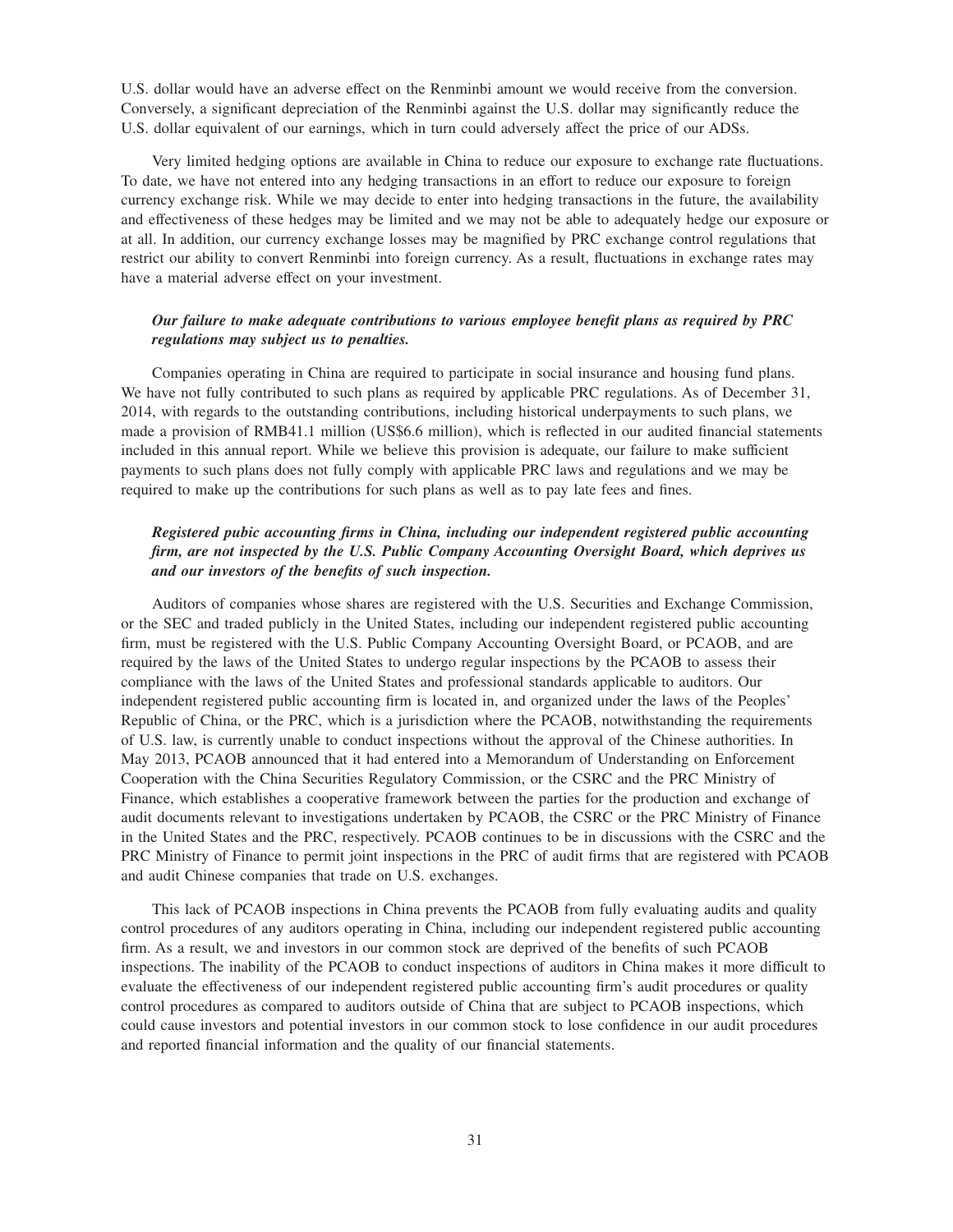U.S. dollar would have an adverse effect on the Renminbi amount we would receive from the conversion. Conversely, a significant depreciation of the Renminbi against the U.S. dollar may significantly reduce the U.S. dollar equivalent of our earnings, which in turn could adversely affect the price of our ADSs.

Very limited hedging options are available in China to reduce our exposure to exchange rate fluctuations. To date, we have not entered into any hedging transactions in an effort to reduce our exposure to foreign currency exchange risk. While we may decide to enter into hedging transactions in the future, the availability and effectiveness of these hedges may be limited and we may not be able to adequately hedge our exposure or at all. In addition, our currency exchange losses may be magnified by PRC exchange control regulations that restrict our ability to convert Renminbi into foreign currency. As a result, fluctuations in exchange rates may have a material adverse effect on your investment.

***Our failure to make adequate contributions to various employee benefit plans as required by PRC regulations may subject us to penalties.***

Companies operating in China are required to participate in social insurance and housing fund plans. We have not fully contributed to such plans as required by applicable PRC regulations. As of December 31, 2014, with regards to the outstanding contributions, including historical underpayments to such plans, we made a provision of RMB41.1 million (US$6.6 million), which is reflected in our audited financial statements included in this annual report. While we believe this provision is adequate, our failure to make sufficient payments to such plans does not fully comply with applicable PRC laws and regulations and we may be required to make up the contributions for such plans as well as to pay late fees and fines.

***Registered pubic accounting firms in China, including our independent registered public accounting firm, are not inspected by the U.S. Public Company Accounting Oversight Board, which deprives us and our investors of the benefits of such inspection.***

Auditors of companies whose shares are registered with the U.S. Securities and Exchange Commission, or the SEC and traded publicly in the United States, including our independent registered public accounting firm, must be registered with the U.S. Public Company Accounting Oversight Board, or PCAOB, and are required by the laws of the United States to undergo regular inspections by the PCAOB to assess their compliance with the laws of the United States and professional standards applicable to auditors. Our independent registered public accounting firm is located in, and organized under the laws of the Peoples' Republic of China, or the PRC, which is a jurisdiction where the PCAOB, notwithstanding the requirements of U.S. law, is currently unable to conduct inspections without the approval of the Chinese authorities. In May 2013, PCAOB announced that it had entered into a Memorandum of Understanding on Enforcement Cooperation with the China Securities Regulatory Commission, or the CSRC and the PRC Ministry of Finance, which establishes a cooperative framework between the parties for the production and exchange of audit documents relevant to investigations undertaken by PCAOB, the CSRC or the PRC Ministry of Finance in the United States and the PRC, respectively. PCAOB continues to be in discussions with the CSRC and the PRC Ministry of Finance to permit joint inspections in the PRC of audit firms that are registered with PCAOB and audit Chinese companies that trade on U.S. exchanges.

This lack of PCAOB inspections in China prevents the PCAOB from fully evaluating audits and quality control procedures of any auditors operating in China, including our independent registered public accounting firm. As a result, we and investors in our common stock are deprived of the benefits of such PCAOB inspections. The inability of the PCAOB to conduct inspections of auditors in China makes it more difficult to evaluate the effectiveness of our independent registered public accounting firm's audit procedures or quality control procedures as compared to auditors outside of China that are subject to PCAOB inspections, which could cause investors and potential investors in our common stock to lose confidence in our audit procedures and reported financial information and the quality of our financial statements.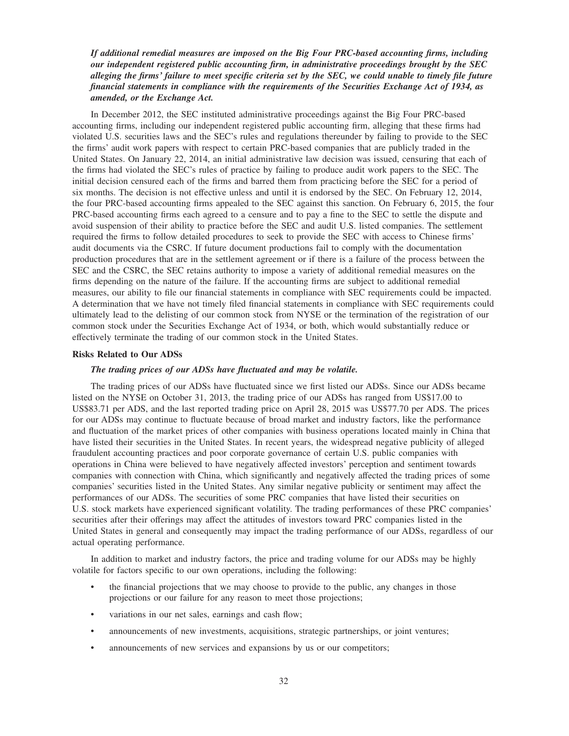***If additional remedial measures are imposed on the Big Four PRC-based accounting firms, including our independent registered public accounting firm, in administrative proceedings brought by the SEC alleging the firms' failure to meet specific criteria set by the SEC, we could unable to timely file future financial statements in compliance with the requirements of the Securities Exchange Act of 1934, as amended, or the Exchange Act.***

In December 2012, the SEC instituted administrative proceedings against the Big Four PRC-based accounting firms, including our independent registered public accounting firm, alleging that these firms had violated U.S. securities laws and the SEC's rules and regulations thereunder by failing to provide to the SEC the firms' audit work papers with respect to certain PRC-based companies that are publicly traded in the United States. On January 22, 2014, an initial administrative law decision was issued, censuring that each of the firms had violated the SEC's rules of practice by failing to produce audit work papers to the SEC. The initial decision censured each of the firms and barred them from practicing before the SEC for a period of six months. The decision is not effective unless and until it is endorsed by the SEC. On February 12, 2014, the four PRC-based accounting firms appealed to the SEC against this sanction. On February 6, 2015, the four PRC-based accounting firms each agreed to a censure and to pay a fine to the SEC to settle the dispute and avoid suspension of their ability to practice before the SEC and audit U.S. listed companies. The settlement required the firms to follow detailed procedures to seek to provide the SEC with access to Chinese firms' audit documents via the CSRC. If future document productions fail to comply with the documentation production procedures that are in the settlement agreement or if there is a failure of the process between the SEC and the CSRC, the SEC retains authority to impose a variety of additional remedial measures on the firms depending on the nature of the failure. If the accounting firms are subject to additional remedial measures, our ability to file our financial statements in compliance with SEC requirements could be impacted. A determination that we have not timely filed financial statements in compliance with SEC requirements could ultimately lead to the delisting of our common stock from NYSE or the termination of the registration of our common stock under the Securities Exchange Act of 1934, or both, which would substantially reduce or effectively terminate the trading of our common stock in the United States.

### Risks Related to Our ADSs

***The trading prices of our ADSs have fluctuated and may be volatile.***

The trading prices of our ADSs have fluctuated since we first listed our ADSs. Since our ADSs became listed on the NYSE on October 31, 2013, the trading price of our ADSs has ranged from US$17.00 to US$83.71 per ADS, and the last reported trading price on April 28, 2015 was US$77.70 per ADS. The prices for our ADSs may continue to fluctuate because of broad market and industry factors, like the performance and fluctuation of the market prices of other companies with business operations located mainly in China that have listed their securities in the United States. In recent years, the widespread negative publicity of alleged fraudulent accounting practices and poor corporate governance of certain U.S. public companies with operations in China were believed to have negatively affected investors' perception and sentiment towards companies with connection with China, which significantly and negatively affected the trading prices of some companies' securities listed in the United States. Any similar negative publicity or sentiment may affect the performances of our ADSs. The securities of some PRC companies that have listed their securities on U.S. stock markets have experienced significant volatility. The trading performances of these PRC companies' securities after their offerings may affect the attitudes of investors toward PRC companies listed in the United States in general and consequently may impact the trading performance of our ADSs, regardless of our actual operating performance.

In addition to market and industry factors, the price and trading volume for our ADSs may be highly volatile for factors specific to our own operations, including the following:

- the financial projections that we may choose to provide to the public, any changes in those projections or our failure for any reason to meet those projections;
- variations in our net sales, earnings and cash flow;
- announcements of new investments, acquisitions, strategic partnerships, or joint ventures;
- announcements of new services and expansions by us or our competitors;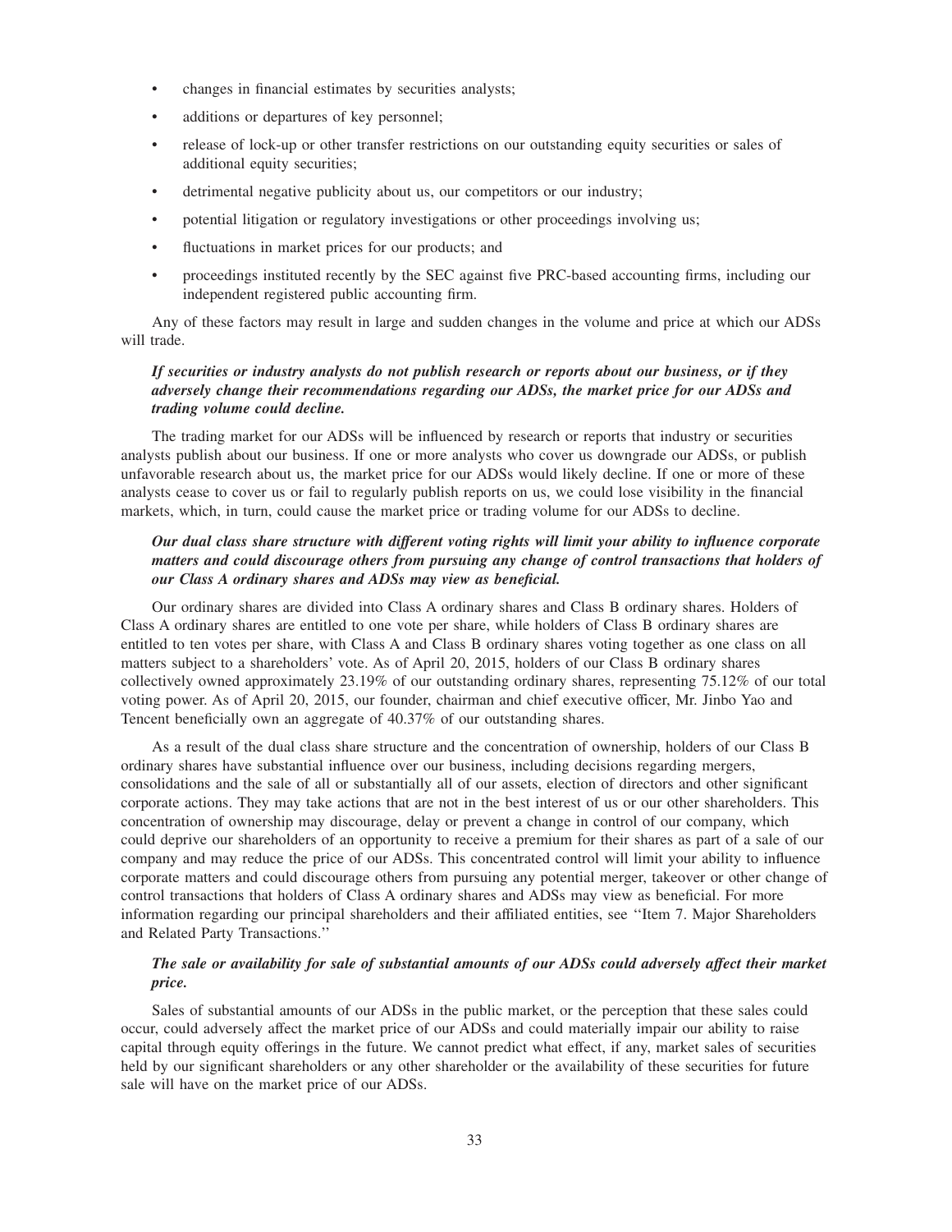- changes in financial estimates by securities analysts;
- additions or departures of key personnel;
- release of lock-up or other transfer restrictions on our outstanding equity securities or sales of additional equity securities;
- detrimental negative publicity about us, our competitors or our industry;
- potential litigation or regulatory investigations or other proceedings involving us;
- fluctuations in market prices for our products; and
- proceedings instituted recently by the SEC against five PRC-based accounting firms, including our independent registered public accounting firm.

Any of these factors may result in large and sudden changes in the volume and price at which our ADSs will trade.

***If securities or industry analysts do not publish research or reports about our business, or if they adversely change their recommendations regarding our ADSs, the market price for our ADSs and trading volume could decline.***

The trading market for our ADSs will be influenced by research or reports that industry or securities analysts publish about our business. If one or more analysts who cover us downgrade our ADSs, or publish unfavorable research about us, the market price for our ADSs would likely decline. If one or more of these analysts cease to cover us or fail to regularly publish reports on us, we could lose visibility in the financial markets, which, in turn, could cause the market price or trading volume for our ADSs to decline.

***Our dual class share structure with different voting rights will limit your ability to influence corporate matters and could discourage others from pursuing any change of control transactions that holders of our Class A ordinary shares and ADSs may view as beneficial.***

Our ordinary shares are divided into Class A ordinary shares and Class B ordinary shares. Holders of Class A ordinary shares are entitled to one vote per share, while holders of Class B ordinary shares are entitled to ten votes per share, with Class A and Class B ordinary shares voting together as one class on all matters subject to a shareholders' vote. As of April 20, 2015, holders of our Class B ordinary shares collectively owned approximately 23.19% of our outstanding ordinary shares, representing 75.12% of our total voting power. As of April 20, 2015, our founder, chairman and chief executive officer, Mr. Jinbo Yao and Tencent beneficially own an aggregate of 40.37% of our outstanding shares.

As a result of the dual class share structure and the concentration of ownership, holders of our Class B ordinary shares have substantial influence over our business, including decisions regarding mergers, consolidations and the sale of all or substantially all of our assets, election of directors and other significant corporate actions. They may take actions that are not in the best interest of us or our other shareholders. This concentration of ownership may discourage, delay or prevent a change in control of our company, which could deprive our shareholders of an opportunity to receive a premium for their shares as part of a sale of our company and may reduce the price of our ADSs. This concentrated control will limit your ability to influence corporate matters and could discourage others from pursuing any potential merger, takeover or other change of control transactions that holders of Class A ordinary shares and ADSs may view as beneficial. For more information regarding our principal shareholders and their affiliated entities, see ''Item 7. Major Shareholders and Related Party Transactions.''

***The sale or availability for sale of substantial amounts of our ADSs could adversely affect their market price.***

Sales of substantial amounts of our ADSs in the public market, or the perception that these sales could occur, could adversely affect the market price of our ADSs and could materially impair our ability to raise capital through equity offerings in the future. We cannot predict what effect, if any, market sales of securities held by our significant shareholders or any other shareholder or the availability of these securities for future sale will have on the market price of our ADSs.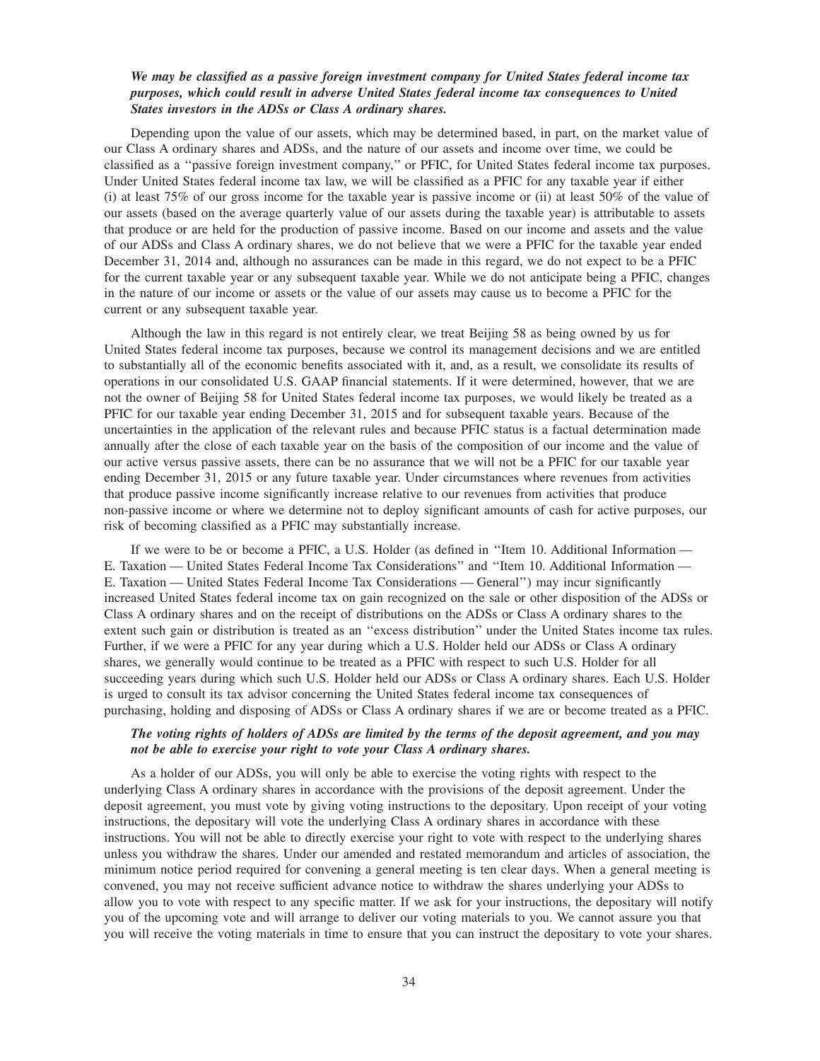***We may be classified as a passive foreign investment company for United States federal income tax purposes, which could result in adverse United States federal income tax consequences to United States investors in the ADSs or Class A ordinary shares.***

Depending upon the value of our assets, which may be determined based, in part, on the market value of our Class A ordinary shares and ADSs, and the nature of our assets and income over time, we could be classified as a ''passive foreign investment company,'' or PFIC, for United States federal income tax purposes. Under United States federal income tax law, we will be classified as a PFIC for any taxable year if either (i) at least 75% of our gross income for the taxable year is passive income or (ii) at least 50% of the value of our assets (based on the average quarterly value of our assets during the taxable year) is attributable to assets that produce or are held for the production of passive income. Based on our income and assets and the value of our ADSs and Class A ordinary shares, we do not believe that we were a PFIC for the taxable year ended December 31, 2014 and, although no assurances can be made in this regard, we do not expect to be a PFIC for the current taxable year or any subsequent taxable year. While we do not anticipate being a PFIC, changes in the nature of our income or assets or the value of our assets may cause us to become a PFIC for the current or any subsequent taxable year.

Although the law in this regard is not entirely clear, we treat Beijing 58 as being owned by us for United States federal income tax purposes, because we control its management decisions and we are entitled to substantially all of the economic benefits associated with it, and, as a result, we consolidate its results of operations in our consolidated U.S. GAAP financial statements. If it were determined, however, that we are not the owner of Beijing 58 for United States federal income tax purposes, we would likely be treated as a PFIC for our taxable year ending December 31, 2015 and for subsequent taxable years. Because of the uncertainties in the application of the relevant rules and because PFIC status is a factual determination made annually after the close of each taxable year on the basis of the composition of our income and the value of our active versus passive assets, there can be no assurance that we will not be a PFIC for our taxable year ending December 31, 2015 or any future taxable year. Under circumstances where revenues from activities that produce passive income significantly increase relative to our revenues from activities that produce non-passive income or where we determine not to deploy significant amounts of cash for active purposes, our risk of becoming classified as a PFIC may substantially increase.

If we were to be or become a PFIC, a U.S. Holder (as defined in ''Item 10. Additional Information — E. Taxation — United States Federal Income Tax Considerations'' and ''Item 10. Additional Information — E. Taxation — United States Federal Income Tax Considerations — General'') may incur significantly increased United States federal income tax on gain recognized on the sale or other disposition of the ADSs or Class A ordinary shares and on the receipt of distributions on the ADSs or Class A ordinary shares to the extent such gain or distribution is treated as an ''excess distribution'' under the United States income tax rules. Further, if we were a PFIC for any year during which a U.S. Holder held our ADSs or Class A ordinary shares, we generally would continue to be treated as a PFIC with respect to such U.S. Holder for all succeeding years during which such U.S. Holder held our ADSs or Class A ordinary shares. Each U.S. Holder is urged to consult its tax advisor concerning the United States federal income tax consequences of purchasing, holding and disposing of ADSs or Class A ordinary shares if we are or become treated as a PFIC.

***The voting rights of holders of ADSs are limited by the terms of the deposit agreement, and you may not be able to exercise your right to vote your Class A ordinary shares.***

As a holder of our ADSs, you will only be able to exercise the voting rights with respect to the underlying Class A ordinary shares in accordance with the provisions of the deposit agreement. Under the deposit agreement, you must vote by giving voting instructions to the depositary. Upon receipt of your voting instructions, the depositary will vote the underlying Class A ordinary shares in accordance with these instructions. You will not be able to directly exercise your right to vote with respect to the underlying shares unless you withdraw the shares. Under our amended and restated memorandum and articles of association, the minimum notice period required for convening a general meeting is ten clear days. When a general meeting is convened, you may not receive sufficient advance notice to withdraw the shares underlying your ADSs to allow you to vote with respect to any specific matter. If we ask for your instructions, the depositary will notify you of the upcoming vote and will arrange to deliver our voting materials to you. We cannot assure you that you will receive the voting materials in time to ensure that you can instruct the depositary to vote your shares.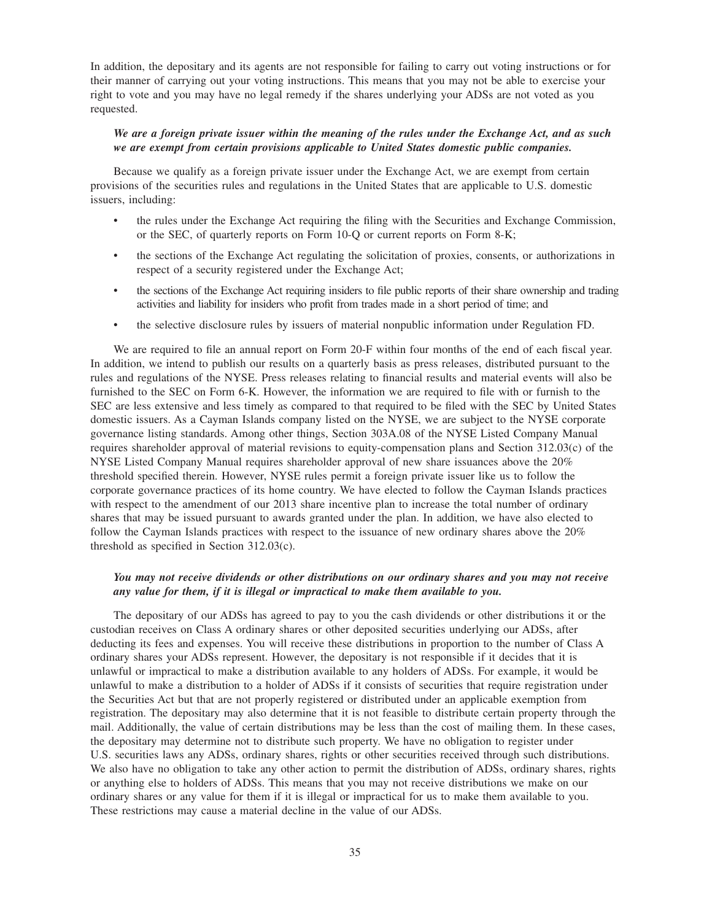In addition, the depositary and its agents are not responsible for failing to carry out voting instructions or for their manner of carrying out your voting instructions. This means that you may not be able to exercise your right to vote and you may have no legal remedy if the shares underlying your ADSs are not voted as you requested.

***We are a foreign private issuer within the meaning of the rules under the Exchange Act, and as such we are exempt from certain provisions applicable to United States domestic public companies.***

Because we qualify as a foreign private issuer under the Exchange Act, we are exempt from certain provisions of the securities rules and regulations in the United States that are applicable to U.S. domestic issuers, including:

- the rules under the Exchange Act requiring the filing with the Securities and Exchange Commission, or the SEC, of quarterly reports on Form 10-Q or current reports on Form 8-K;
- the sections of the Exchange Act regulating the solicitation of proxies, consents, or authorizations in respect of a security registered under the Exchange Act;
- the sections of the Exchange Act requiring insiders to file public reports of their share ownership and trading activities and liability for insiders who profit from trades made in a short period of time; and
- the selective disclosure rules by issuers of material nonpublic information under Regulation FD.

We are required to file an annual report on Form 20-F within four months of the end of each fiscal year. In addition, we intend to publish our results on a quarterly basis as press releases, distributed pursuant to the rules and regulations of the NYSE. Press releases relating to financial results and material events will also be furnished to the SEC on Form 6-K. However, the information we are required to file with or furnish to the SEC are less extensive and less timely as compared to that required to be filed with the SEC by United States domestic issuers. As a Cayman Islands company listed on the NYSE, we are subject to the NYSE corporate governance listing standards. Among other things, Section 303A.08 of the NYSE Listed Company Manual requires shareholder approval of material revisions to equity-compensation plans and Section 312.03(c) of the NYSE Listed Company Manual requires shareholder approval of new share issuances above the 20% threshold specified therein. However, NYSE rules permit a foreign private issuer like us to follow the corporate governance practices of its home country. We have elected to follow the Cayman Islands practices with respect to the amendment of our 2013 share incentive plan to increase the total number of ordinary shares that may be issued pursuant to awards granted under the plan. In addition, we have also elected to follow the Cayman Islands practices with respect to the issuance of new ordinary shares above the 20% threshold as specified in Section 312.03(c).

***You may not receive dividends or other distributions on our ordinary shares and you may not receive any value for them, if it is illegal or impractical to make them available to you.***

The depositary of our ADSs has agreed to pay to you the cash dividends or other distributions it or the custodian receives on Class A ordinary shares or other deposited securities underlying our ADSs, after deducting its fees and expenses. You will receive these distributions in proportion to the number of Class A ordinary shares your ADSs represent. However, the depositary is not responsible if it decides that it is unlawful or impractical to make a distribution available to any holders of ADSs. For example, it would be unlawful to make a distribution to a holder of ADSs if it consists of securities that require registration under the Securities Act but that are not properly registered or distributed under an applicable exemption from registration. The depositary may also determine that it is not feasible to distribute certain property through the mail. Additionally, the value of certain distributions may be less than the cost of mailing them. In these cases, the depositary may determine not to distribute such property. We have no obligation to register under U.S. securities laws any ADSs, ordinary shares, rights or other securities received through such distributions. We also have no obligation to take any other action to permit the distribution of ADSs, ordinary shares, rights or anything else to holders of ADSs. This means that you may not receive distributions we make on our ordinary shares or any value for them if it is illegal or impractical for us to make them available to you. These restrictions may cause a material decline in the value of our ADSs.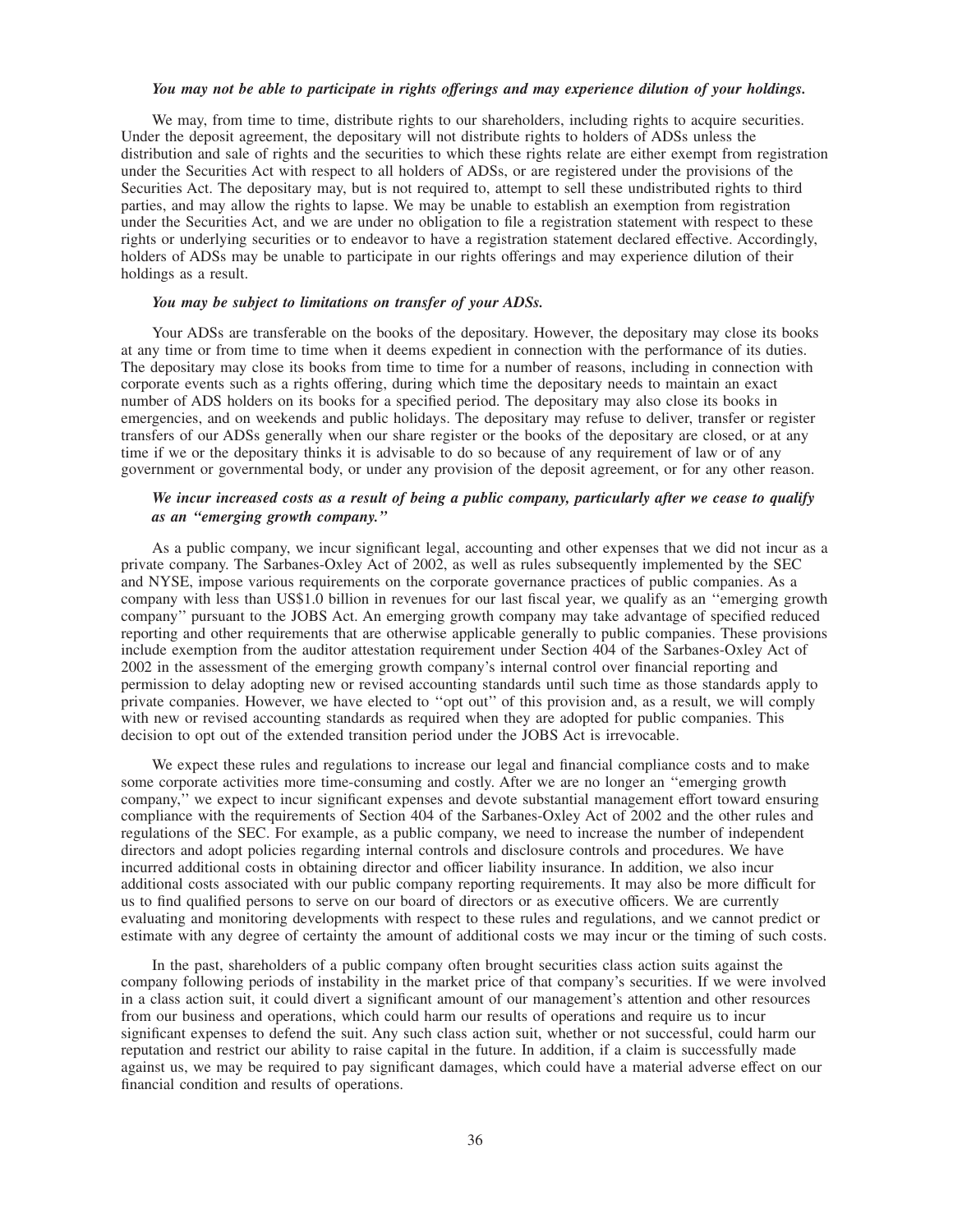***You may not be able to participate in rights offerings and may experience dilution of your holdings.***

We may, from time to time, distribute rights to our shareholders, including rights to acquire securities. Under the deposit agreement, the depositary will not distribute rights to holders of ADSs unless the distribution and sale of rights and the securities to which these rights relate are either exempt from registration under the Securities Act with respect to all holders of ADSs, or are registered under the provisions of the Securities Act. The depositary may, but is not required to, attempt to sell these undistributed rights to third parties, and may allow the rights to lapse. We may be unable to establish an exemption from registration under the Securities Act, and we are under no obligation to file a registration statement with respect to these rights or underlying securities or to endeavor to have a registration statement declared effective. Accordingly, holders of ADSs may be unable to participate in our rights offerings and may experience dilution of their holdings as a result.

***You may be subject to limitations on transfer of your ADSs.***

Your ADSs are transferable on the books of the depositary. However, the depositary may close its books at any time or from time to time when it deems expedient in connection with the performance of its duties. The depositary may close its books from time to time for a number of reasons, including in connection with corporate events such as a rights offering, during which time the depositary needs to maintain an exact number of ADS holders on its books for a specified period. The depositary may also close its books in emergencies, and on weekends and public holidays. The depositary may refuse to deliver, transfer or register transfers of our ADSs generally when our share register or the books of the depositary are closed, or at any time if we or the depositary thinks it is advisable to do so because of any requirement of law or of any government or governmental body, or under any provision of the deposit agreement, or for any other reason.

***We incur increased costs as a result of being a public company, particularly after we cease to qualify as an "emerging growth company."***

As a public company, we incur significant legal, accounting and other expenses that we did not incur as a private company. The Sarbanes-Oxley Act of 2002, as well as rules subsequently implemented by the SEC and NYSE, impose various requirements on the corporate governance practices of public companies. As a company with less than US$1.0 billion in revenues for our last fiscal year, we qualify as an "emerging growth company" pursuant to the JOBS Act. An emerging growth company may take advantage of specified reduced reporting and other requirements that are otherwise applicable generally to public companies. These provisions include exemption from the auditor attestation requirement under Section 404 of the Sarbanes-Oxley Act of 2002 in the assessment of the emerging growth company's internal control over financial reporting and permission to delay adopting new or revised accounting standards until such time as those standards apply to private companies. However, we have elected to "opt out" of this provision and, as a result, we will comply with new or revised accounting standards as required when they are adopted for public companies. This decision to opt out of the extended transition period under the JOBS Act is irrevocable.

We expect these rules and regulations to increase our legal and financial compliance costs and to make some corporate activities more time-consuming and costly. After we are no longer an "emerging growth company," we expect to incur significant expenses and devote substantial management effort toward ensuring compliance with the requirements of Section 404 of the Sarbanes-Oxley Act of 2002 and the other rules and regulations of the SEC. For example, as a public company, we need to increase the number of independent directors and adopt policies regarding internal controls and disclosure controls and procedures. We have incurred additional costs in obtaining director and officer liability insurance. In addition, we also incur additional costs associated with our public company reporting requirements. It may also be more difficult for us to find qualified persons to serve on our board of directors or as executive officers. We are currently evaluating and monitoring developments with respect to these rules and regulations, and we cannot predict or estimate with any degree of certainty the amount of additional costs we may incur or the timing of such costs.

In the past, shareholders of a public company often brought securities class action suits against the company following periods of instability in the market price of that company's securities. If we were involved in a class action suit, it could divert a significant amount of our management's attention and other resources from our business and operations, which could harm our results of operations and require us to incur significant expenses to defend the suit. Any such class action suit, whether or not successful, could harm our reputation and restrict our ability to raise capital in the future. In addition, if a claim is successfully made against us, we may be required to pay significant damages, which could have a material adverse effect on our financial condition and results of operations.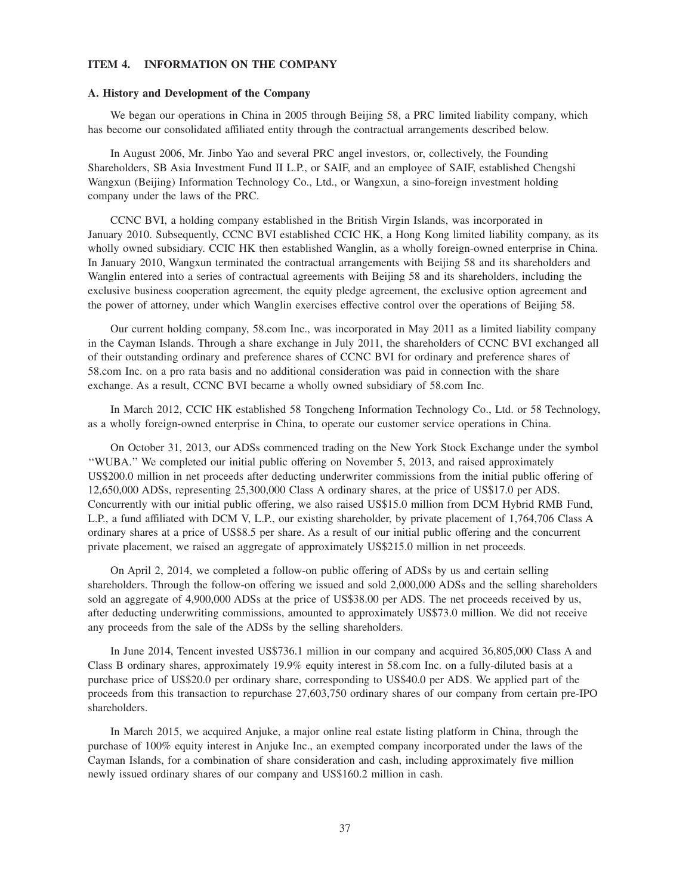## ITEM 4. INFORMATION ON THE COMPANY

### A. History and Development of the Company

We began our operations in China in 2005 through Beijing 58, a PRC limited liability company, which has become our consolidated affiliated entity through the contractual arrangements described below.

In August 2006, Mr. Jinbo Yao and several PRC angel investors, or, collectively, the Founding Shareholders, SB Asia Investment Fund II L.P., or SAIF, and an employee of SAIF, established Chengshi Wangxun (Beijing) Information Technology Co., Ltd., or Wangxun, a sino-foreign investment holding company under the laws of the PRC.

CCNC BVI, a holding company established in the British Virgin Islands, was incorporated in January 2010. Subsequently, CCNC BVI established CCIC HK, a Hong Kong limited liability company, as its wholly owned subsidiary. CCIC HK then established Wanglin, as a wholly foreign-owned enterprise in China. In January 2010, Wangxun terminated the contractual arrangements with Beijing 58 and its shareholders and Wanglin entered into a series of contractual agreements with Beijing 58 and its shareholders, including the exclusive business cooperation agreement, the equity pledge agreement, the exclusive option agreement and the power of attorney, under which Wanglin exercises effective control over the operations of Beijing 58.

Our current holding company, 58.com Inc., was incorporated in May 2011 as a limited liability company in the Cayman Islands. Through a share exchange in July 2011, the shareholders of CCNC BVI exchanged all of their outstanding ordinary and preference shares of CCNC BVI for ordinary and preference shares of 58.com Inc. on a pro rata basis and no additional consideration was paid in connection with the share exchange. As a result, CCNC BVI became a wholly owned subsidiary of 58.com Inc.

In March 2012, CCIC HK established 58 Tongcheng Information Technology Co., Ltd. or 58 Technology, as a wholly foreign-owned enterprise in China, to operate our customer service operations in China.

On October 31, 2013, our ADSs commenced trading on the New York Stock Exchange under the symbol ''WUBA.'' We completed our initial public offering on November 5, 2013, and raised approximately US$200.0 million in net proceeds after deducting underwriter commissions from the initial public offering of 12,650,000 ADSs, representing 25,300,000 Class A ordinary shares, at the price of US$17.0 per ADS. Concurrently with our initial public offering, we also raised US$15.0 million from DCM Hybrid RMB Fund, L.P., a fund affiliated with DCM V, L.P., our existing shareholder, by private placement of 1,764,706 Class A ordinary shares at a price of US$8.5 per share. As a result of our initial public offering and the concurrent private placement, we raised an aggregate of approximately US$215.0 million in net proceeds.

On April 2, 2014, we completed a follow-on public offering of ADSs by us and certain selling shareholders. Through the follow-on offering we issued and sold 2,000,000 ADSs and the selling shareholders sold an aggregate of 4,900,000 ADSs at the price of US$38.00 per ADS. The net proceeds received by us, after deducting underwriting commissions, amounted to approximately US$73.0 million. We did not receive any proceeds from the sale of the ADSs by the selling shareholders.

In June 2014, Tencent invested US$736.1 million in our company and acquired 36,805,000 Class A and Class B ordinary shares, approximately 19.9% equity interest in 58.com Inc. on a fully-diluted basis at a purchase price of US$20.0 per ordinary share, corresponding to US$40.0 per ADS. We applied part of the proceeds from this transaction to repurchase 27,603,750 ordinary shares of our company from certain pre-IPO shareholders.

In March 2015, we acquired Anjuke, a major online real estate listing platform in China, through the purchase of 100% equity interest in Anjuke Inc., an exempted company incorporated under the laws of the Cayman Islands, for a combination of share consideration and cash, including approximately five million newly issued ordinary shares of our company and US$160.2 million in cash.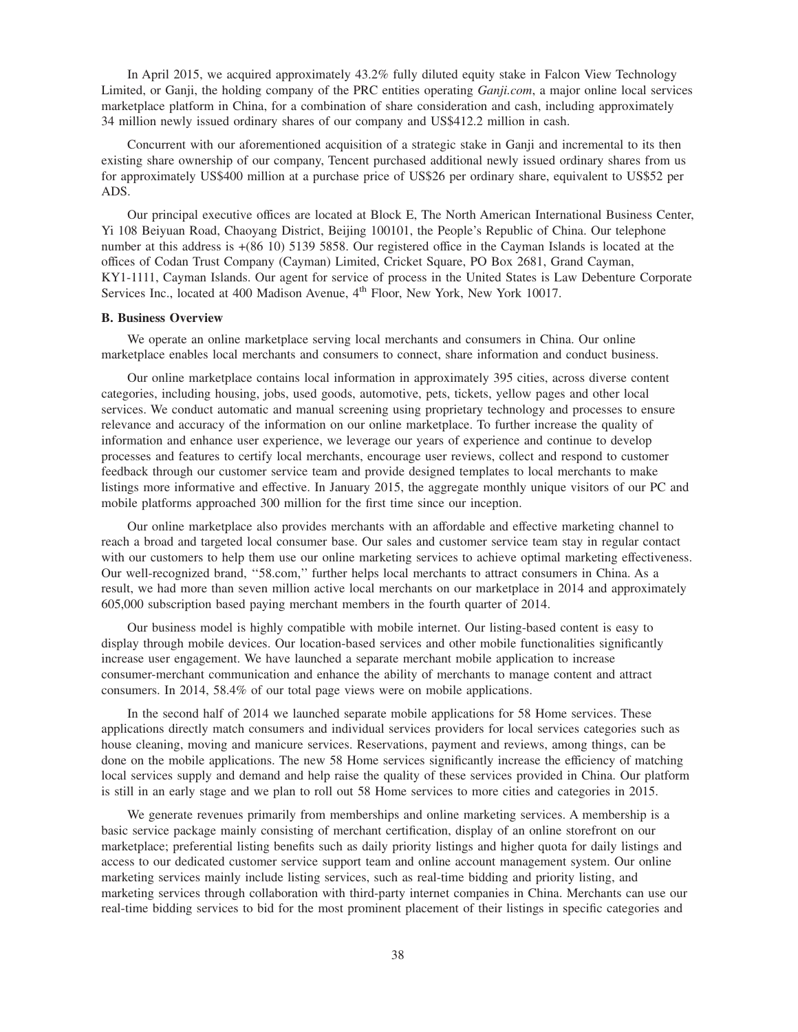In April 2015, we acquired approximately 43.2% fully diluted equity stake in Falcon View Technology Limited, or Ganji, the holding company of the PRC entities operating *Ganji.com*, a major online local services marketplace platform in China, for a combination of share consideration and cash, including approximately 34 million newly issued ordinary shares of our company and US$412.2 million in cash.

Concurrent with our aforementioned acquisition of a strategic stake in Ganji and incremental to its then existing share ownership of our company, Tencent purchased additional newly issued ordinary shares from us for approximately US$400 million at a purchase price of US$26 per ordinary share, equivalent to US$52 per ADS.

Our principal executive offices are located at Block E, The North American International Business Center, Yi 108 Beiyuan Road, Chaoyang District, Beijing 100101, the People's Republic of China. Our telephone number at this address is +(86 10) 5139 5858. Our registered office in the Cayman Islands is located at the offices of Codan Trust Company (Cayman) Limited, Cricket Square, PO Box 2681, Grand Cayman, KY1-1111, Cayman Islands. Our agent for service of process in the United States is Law Debenture Corporate Services Inc., located at 400 Madison Avenue, 4th Floor, New York, New York 10017.

**B. Business Overview**

We operate an online marketplace serving local merchants and consumers in China. Our online marketplace enables local merchants and consumers to connect, share information and conduct business.

Our online marketplace contains local information in approximately 395 cities, across diverse content categories, including housing, jobs, used goods, automotive, pets, tickets, yellow pages and other local services. We conduct automatic and manual screening using proprietary technology and processes to ensure relevance and accuracy of the information on our online marketplace. To further increase the quality of information and enhance user experience, we leverage our years of experience and continue to develop processes and features to certify local merchants, encourage user reviews, collect and respond to customer feedback through our customer service team and provide designed templates to local merchants to make listings more informative and effective. In January 2015, the aggregate monthly unique visitors of our PC and mobile platforms approached 300 million for the first time since our inception.

Our online marketplace also provides merchants with an affordable and effective marketing channel to reach a broad and targeted local consumer base. Our sales and customer service team stay in regular contact with our customers to help them use our online marketing services to achieve optimal marketing effectiveness. Our well-recognized brand, "58.com," further helps local merchants to attract consumers in China. As a result, we had more than seven million active local merchants on our marketplace in 2014 and approximately 605,000 subscription based paying merchant members in the fourth quarter of 2014.

Our business model is highly compatible with mobile internet. Our listing-based content is easy to display through mobile devices. Our location-based services and other mobile functionalities significantly increase user engagement. We have launched a separate merchant mobile application to increase consumer-merchant communication and enhance the ability of merchants to manage content and attract consumers. In 2014, 58.4% of our total page views were on mobile applications.

In the second half of 2014 we launched separate mobile applications for 58 Home services. These applications directly match consumers and individual services providers for local services categories such as house cleaning, moving and manicure services. Reservations, payment and reviews, among things, can be done on the mobile applications. The new 58 Home services significantly increase the efficiency of matching local services supply and demand and help raise the quality of these services provided in China. Our platform is still in an early stage and we plan to roll out 58 Home services to more cities and categories in 2015.

We generate revenues primarily from memberships and online marketing services. A membership is a basic service package mainly consisting of merchant certification, display of an online storefront on our marketplace; preferential listing benefits such as daily priority listings and higher quota for daily listings and access to our dedicated customer service support team and online account management system. Our online marketing services mainly include listing services, such as real-time bidding and priority listing, and marketing services through collaboration with third-party internet companies in China. Merchants can use our real-time bidding services to bid for the most prominent placement of their listings in specific categories and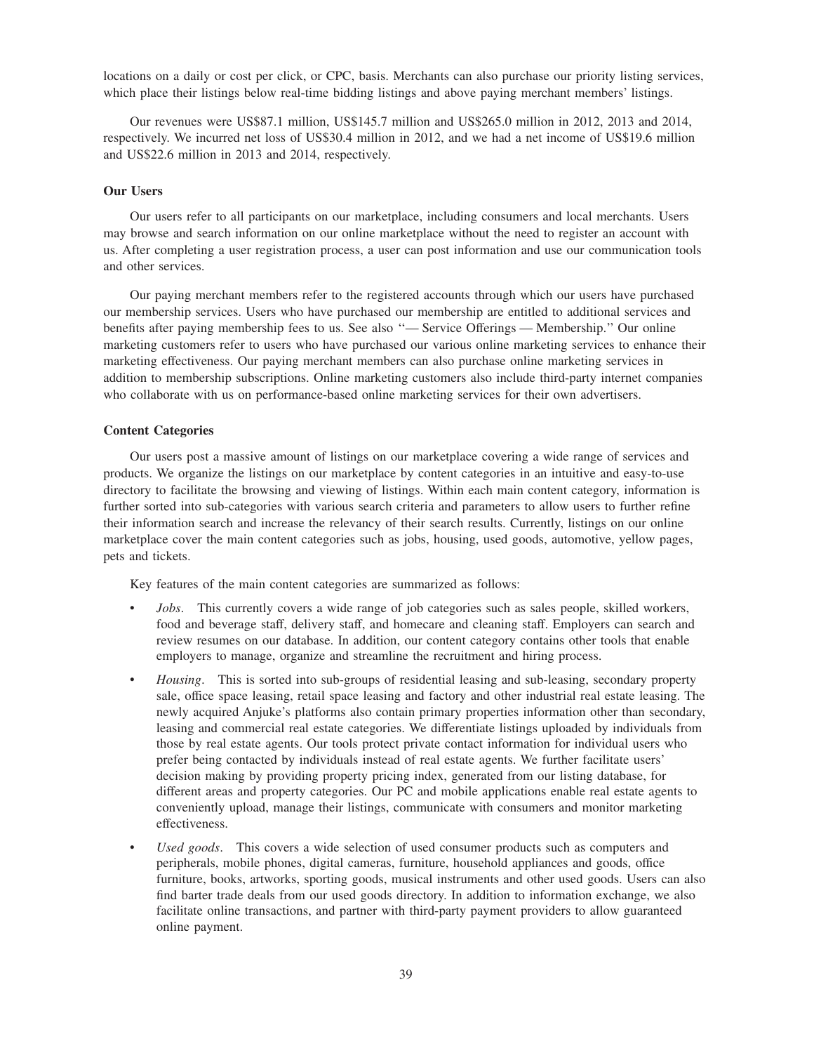locations on a daily or cost per click, or CPC, basis. Merchants can also purchase our priority listing services, which place their listings below real-time bidding listings and above paying merchant members' listings.

Our revenues were US$87.1 million, US$145.7 million and US$265.0 million in 2012, 2013 and 2014, respectively. We incurred net loss of US$30.4 million in 2012, and we had a net income of US$19.6 million and US$22.6 million in 2013 and 2014, respectively.

### Our Users

Our users refer to all participants on our marketplace, including consumers and local merchants. Users may browse and search information on our online marketplace without the need to register an account with us. After completing a user registration process, a user can post information and use our communication tools and other services.

Our paying merchant members refer to the registered accounts through which our users have purchased our membership services. Users who have purchased our membership are entitled to additional services and benefits after paying membership fees to us. See also ''— Service Offerings — Membership.'' Our online marketing customers refer to users who have purchased our various online marketing services to enhance their marketing effectiveness. Our paying merchant members can also purchase online marketing services in addition to membership subscriptions. Online marketing customers also include third-party internet companies who collaborate with us on performance-based online marketing services for their own advertisers.

### Content Categories

Our users post a massive amount of listings on our marketplace covering a wide range of services and products. We organize the listings on our marketplace by content categories in an intuitive and easy-to-use directory to facilitate the browsing and viewing of listings. Within each main content category, information is further sorted into sub-categories with various search criteria and parameters to allow users to further refine their information search and increase the relevancy of their search results. Currently, listings on our online marketplace cover the main content categories such as jobs, housing, used goods, automotive, yellow pages, pets and tickets.

Key features of the main content categories are summarized as follows:

- *Jobs*. This currently covers a wide range of job categories such as sales people, skilled workers, food and beverage staff, delivery staff, and homecare and cleaning staff. Employers can search and review resumes on our database. In addition, our content category contains other tools that enable employers to manage, organize and streamline the recruitment and hiring process.
- *Housing*. This is sorted into sub-groups of residential leasing and sub-leasing, secondary property sale, office space leasing, retail space leasing and factory and other industrial real estate leasing. The newly acquired Anjuke's platforms also contain primary properties information other than secondary, leasing and commercial real estate categories. We differentiate listings uploaded by individuals from those by real estate agents. Our tools protect private contact information for individual users who prefer being contacted by individuals instead of real estate agents. We further facilitate users' decision making by providing property pricing index, generated from our listing database, for different areas and property categories. Our PC and mobile applications enable real estate agents to conveniently upload, manage their listings, communicate with consumers and monitor marketing effectiveness.
- *Used goods*. This covers a wide selection of used consumer products such as computers and peripherals, mobile phones, digital cameras, furniture, household appliances and goods, office furniture, books, artworks, sporting goods, musical instruments and other used goods. Users can also find barter trade deals from our used goods directory. In addition to information exchange, we also facilitate online transactions, and partner with third-party payment providers to allow guaranteed online payment.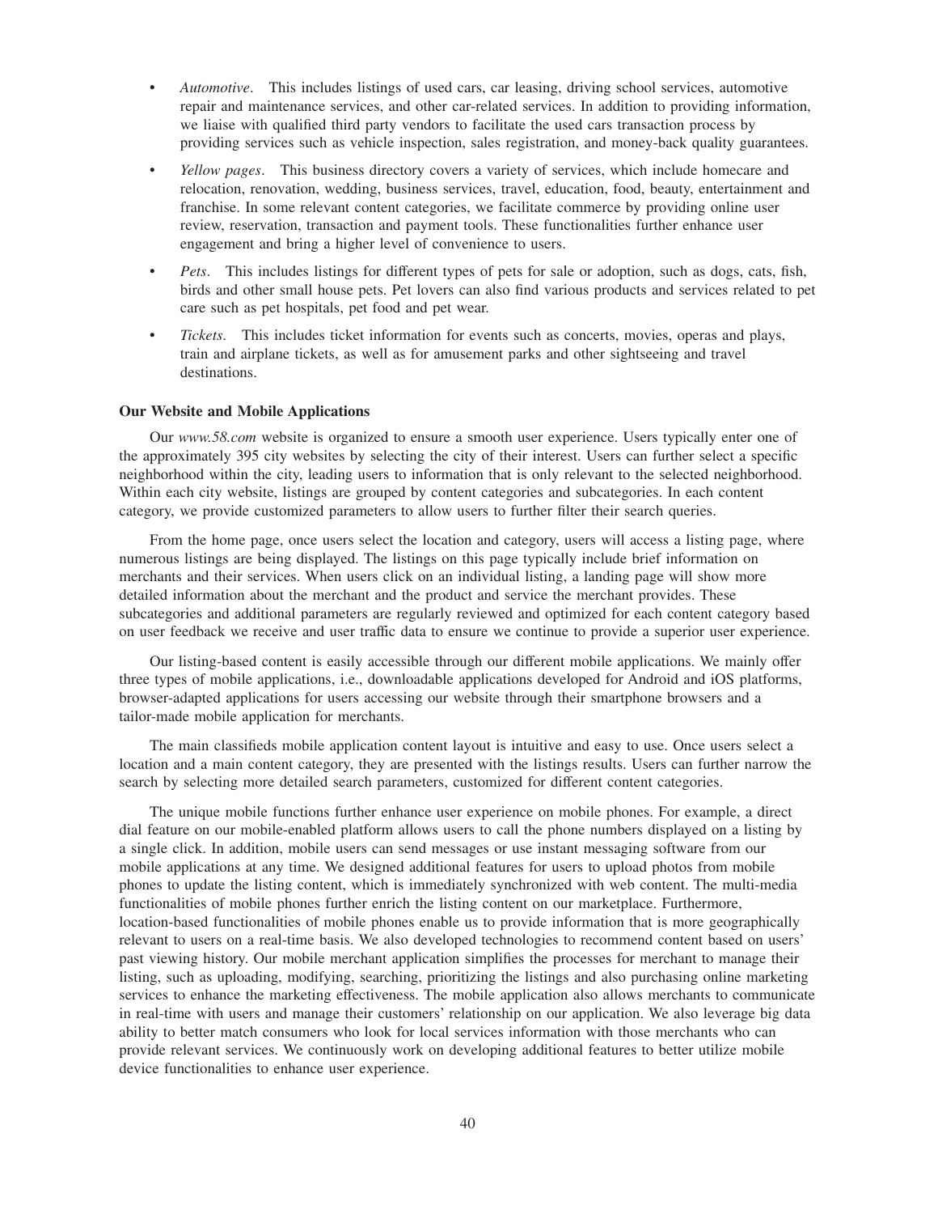- *Automotive*. This includes listings of used cars, car leasing, driving school services, automotive repair and maintenance services, and other car-related services. In addition to providing information, we liaise with qualified third party vendors to facilitate the used cars transaction process by providing services such as vehicle inspection, sales registration, and money-back quality guarantees.
- *Yellow pages*. This business directory covers a variety of services, which include homecare and relocation, renovation, wedding, business services, travel, education, food, beauty, entertainment and franchise. In some relevant content categories, we facilitate commerce by providing online user review, reservation, transaction and payment tools. These functionalities further enhance user engagement and bring a higher level of convenience to users.
- *Pets*. This includes listings for different types of pets for sale or adoption, such as dogs, cats, fish, birds and other small house pets. Pet lovers can also find various products and services related to pet care such as pet hospitals, pet food and pet wear.
- *Tickets*. This includes ticket information for events such as concerts, movies, operas and plays, train and airplane tickets, as well as for amusement parks and other sightseeing and travel destinations.

**Our Website and Mobile Applications**

Our *www.58.com* website is organized to ensure a smooth user experience. Users typically enter one of the approximately 395 city websites by selecting the city of their interest. Users can further select a specific neighborhood within the city, leading users to information that is only relevant to the selected neighborhood. Within each city website, listings are grouped by content categories and subcategories. In each content category, we provide customized parameters to allow users to further filter their search queries.

From the home page, once users select the location and category, users will access a listing page, where numerous listings are being displayed. The listings on this page typically include brief information on merchants and their services. When users click on an individual listing, a landing page will show more detailed information about the merchant and the product and service the merchant provides. These subcategories and additional parameters are regularly reviewed and optimized for each content category based on user feedback we receive and user traffic data to ensure we continue to provide a superior user experience.

Our listing-based content is easily accessible through our different mobile applications. We mainly offer three types of mobile applications, i.e., downloadable applications developed for Android and iOS platforms, browser-adapted applications for users accessing our website through their smartphone browsers and a tailor-made mobile application for merchants.

The main classifieds mobile application content layout is intuitive and easy to use. Once users select a location and a main content category, they are presented with the listings results. Users can further narrow the search by selecting more detailed search parameters, customized for different content categories.

The unique mobile functions further enhance user experience on mobile phones. For example, a direct dial feature on our mobile-enabled platform allows users to call the phone numbers displayed on a listing by a single click. In addition, mobile users can send messages or use instant messaging software from our mobile applications at any time. We designed additional features for users to upload photos from mobile phones to update the listing content, which is immediately synchronized with web content. The multi-media functionalities of mobile phones further enrich the listing content on our marketplace. Furthermore, location-based functionalities of mobile phones enable us to provide information that is more geographically relevant to users on a real-time basis. We also developed technologies to recommend content based on users' past viewing history. Our mobile merchant application simplifies the processes for merchant to manage their listing, such as uploading, modifying, searching, prioritizing the listings and also purchasing online marketing services to enhance the marketing effectiveness. The mobile application also allows merchants to communicate in real-time with users and manage their customers' relationship on our application. We also leverage big data ability to better match consumers who look for local services information with those merchants who can provide relevant services. We continuously work on developing additional features to better utilize mobile device functionalities to enhance user experience.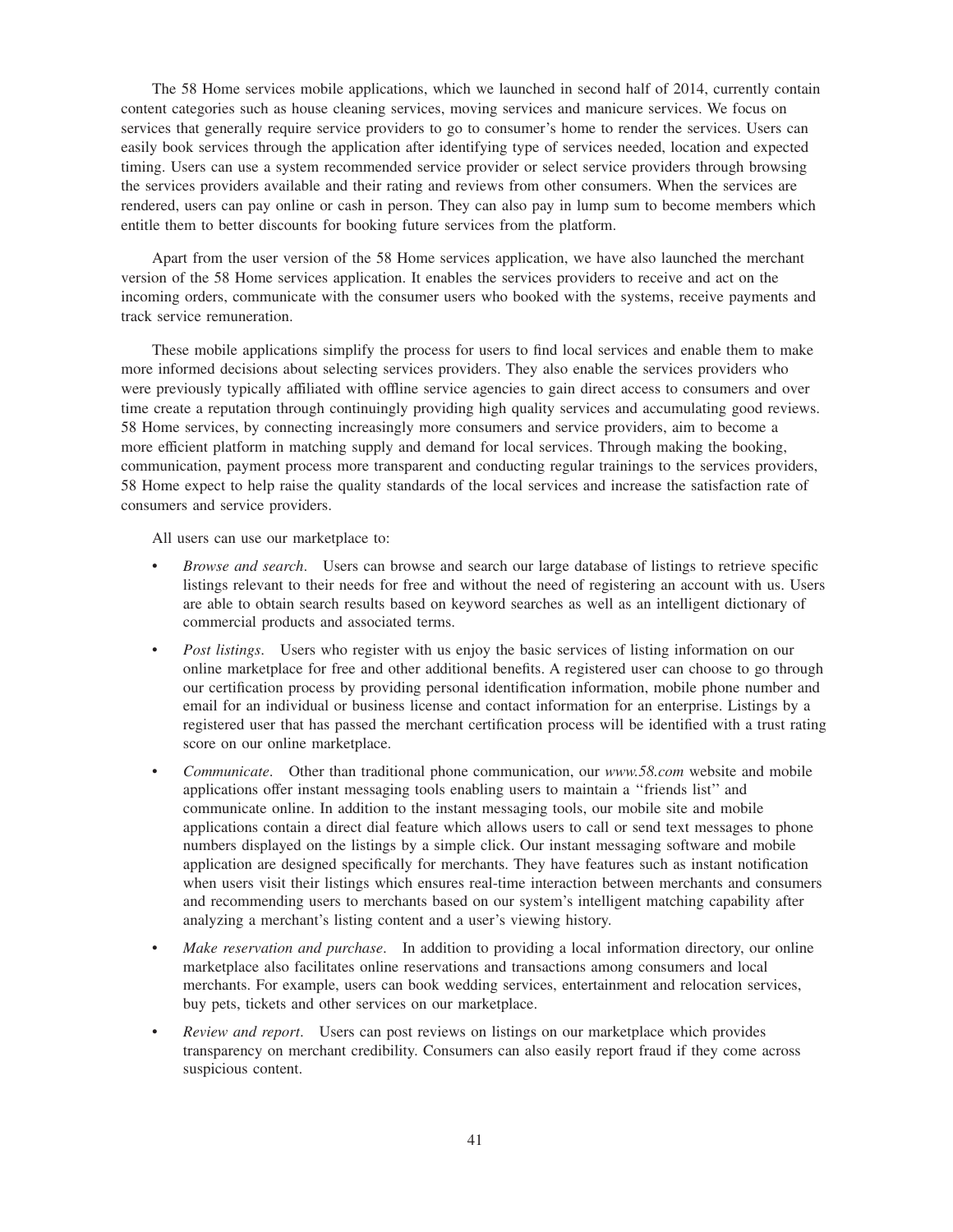The 58 Home services mobile applications, which we launched in second half of 2014, currently contain content categories such as house cleaning services, moving services and manicure services. We focus on services that generally require service providers to go to consumer's home to render the services. Users can easily book services through the application after identifying type of services needed, location and expected timing. Users can use a system recommended service provider or select service providers through browsing the services providers available and their rating and reviews from other consumers. When the services are rendered, users can pay online or cash in person. They can also pay in lump sum to become members which entitle them to better discounts for booking future services from the platform.

Apart from the user version of the 58 Home services application, we have also launched the merchant version of the 58 Home services application. It enables the services providers to receive and act on the incoming orders, communicate with the consumer users who booked with the systems, receive payments and track service remuneration.

These mobile applications simplify the process for users to find local services and enable them to make more informed decisions about selecting services providers. They also enable the services providers who were previously typically affiliated with offline service agencies to gain direct access to consumers and over time create a reputation through continuingly providing high quality services and accumulating good reviews. 58 Home services, by connecting increasingly more consumers and service providers, aim to become a more efficient platform in matching supply and demand for local services. Through making the booking, communication, payment process more transparent and conducting regular trainings to the services providers, 58 Home expect to help raise the quality standards of the local services and increase the satisfaction rate of consumers and service providers.

All users can use our marketplace to:

- *Browse and search*. Users can browse and search our large database of listings to retrieve specific listings relevant to their needs for free and without the need of registering an account with us. Users are able to obtain search results based on keyword searches as well as an intelligent dictionary of commercial products and associated terms.
- *Post listings*. Users who register with us enjoy the basic services of listing information on our online marketplace for free and other additional benefits. A registered user can choose to go through our certification process by providing personal identification information, mobile phone number and email for an individual or business license and contact information for an enterprise. Listings by a registered user that has passed the merchant certification process will be identified with a trust rating score on our online marketplace.
- *Communicate*. Other than traditional phone communication, our *www.58.com* website and mobile applications offer instant messaging tools enabling users to maintain a ''friends list'' and communicate online. In addition to the instant messaging tools, our mobile site and mobile applications contain a direct dial feature which allows users to call or send text messages to phone numbers displayed on the listings by a simple click. Our instant messaging software and mobile application are designed specifically for merchants. They have features such as instant notification when users visit their listings which ensures real-time interaction between merchants and consumers and recommending users to merchants based on our system's intelligent matching capability after analyzing a merchant's listing content and a user's viewing history.
- *Make reservation and purchase*. In addition to providing a local information directory, our online marketplace also facilitates online reservations and transactions among consumers and local merchants. For example, users can book wedding services, entertainment and relocation services, buy pets, tickets and other services on our marketplace.
- *Review and report*. Users can post reviews on listings on our marketplace which provides transparency on merchant credibility. Consumers can also easily report fraud if they come across suspicious content.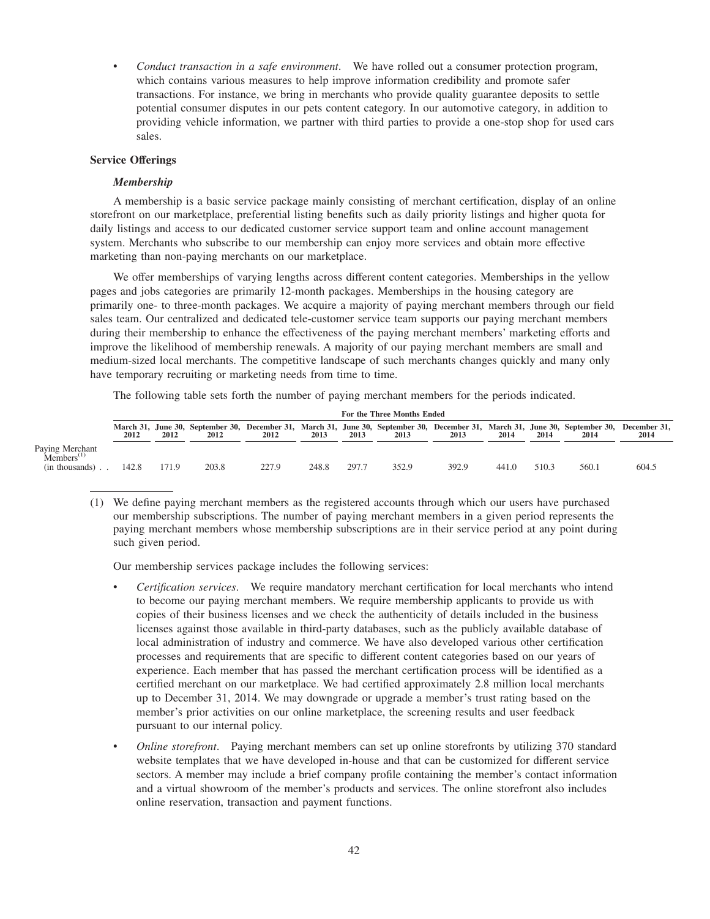- *Conduct transaction in a safe environment*. We have rolled out a consumer protection program, which contains various measures to help improve information credibility and promote safer transactions. For instance, we bring in merchants who provide quality guarantee deposits to settle potential consumer disputes in our pets content category. In our automotive category, in addition to providing vehicle information, we partner with third parties to provide a one-stop shop for used cars sales.

### Service Offerings

#### *Membership*

A membership is a basic service package mainly consisting of merchant certification, display of an online storefront on our marketplace, preferential listing benefits such as daily priority listings and higher quota for daily listings and access to our dedicated customer service support team and online account management system. Merchants who subscribe to our membership can enjoy more services and obtain more effective marketing than non-paying merchants on our marketplace.

We offer memberships of varying lengths across different content categories. Memberships in the yellow pages and jobs categories are primarily 12-month packages. Memberships in the housing category are primarily one- to three-month packages. We acquire a majority of paying merchant members through our field sales team. Our centralized and dedicated tele-customer service team supports our paying merchant members during their membership to enhance the effectiveness of the paying merchant members' marketing efforts and improve the likelihood of membership renewals. A majority of our paying merchant members are small and medium-sized local merchants. The competitive landscape of such merchants changes quickly and many only have temporary recruiting or marketing needs from time to time.

The following table sets forth the number of paying merchant members for the periods indicated.

| | For the Three Months Ended | | | | | | | | | | | |
|---|---|---|---|---|---|---|---|---|---|---|---|---|
| | March 31, 2012 | June 30, 2012 | September 30, 2012 | December 31, 2012 | March 31, 2013 | June 30, 2013 | September 30, 2013 | December 31, 2013 | March 31, 2014 | June 30, 2014 | September 30, 2014 | December 31, 2014 |
| Paying Merchant Members[(1)] (in thousands) | 142.8 | 171.9 | 203.8 | 227.9 | 248.8 | 297.7 | 352.9 | 392.9 | 441.0 | 510.3 | 560.1 | 604.5 |

(1) We define paying merchant members as the registered accounts through which our users have purchased our membership subscriptions. The number of paying merchant members in a given period represents the paying merchant members whose membership subscriptions are in their service period at any point during such given period.

Our membership services package includes the following services:

- *Certification services*. We require mandatory merchant certification for local merchants who intend to become our paying merchant members. We require membership applicants to provide us with copies of their business licenses and we check the authenticity of details included in the business licenses against those available in third-party databases, such as the publicly available database of local administration of industry and commerce. We have also developed various other certification processes and requirements that are specific to different content categories based on our years of experience. Each member that has passed the merchant certification process will be identified as a certified merchant on our marketplace. We had certified approximately 2.8 million local merchants up to December 31, 2014. We may downgrade or upgrade a member's trust rating based on the member's prior activities on our online marketplace, the screening results and user feedback pursuant to our internal policy.

- *Online storefront*. Paying merchant members can set up online storefronts by utilizing 370 standard website templates that we have developed in-house and that can be customized for different service sectors. A member may include a brief company profile containing the member's contact information and a virtual showroom of the member's products and services. The online storefront also includes online reservation, transaction and payment functions.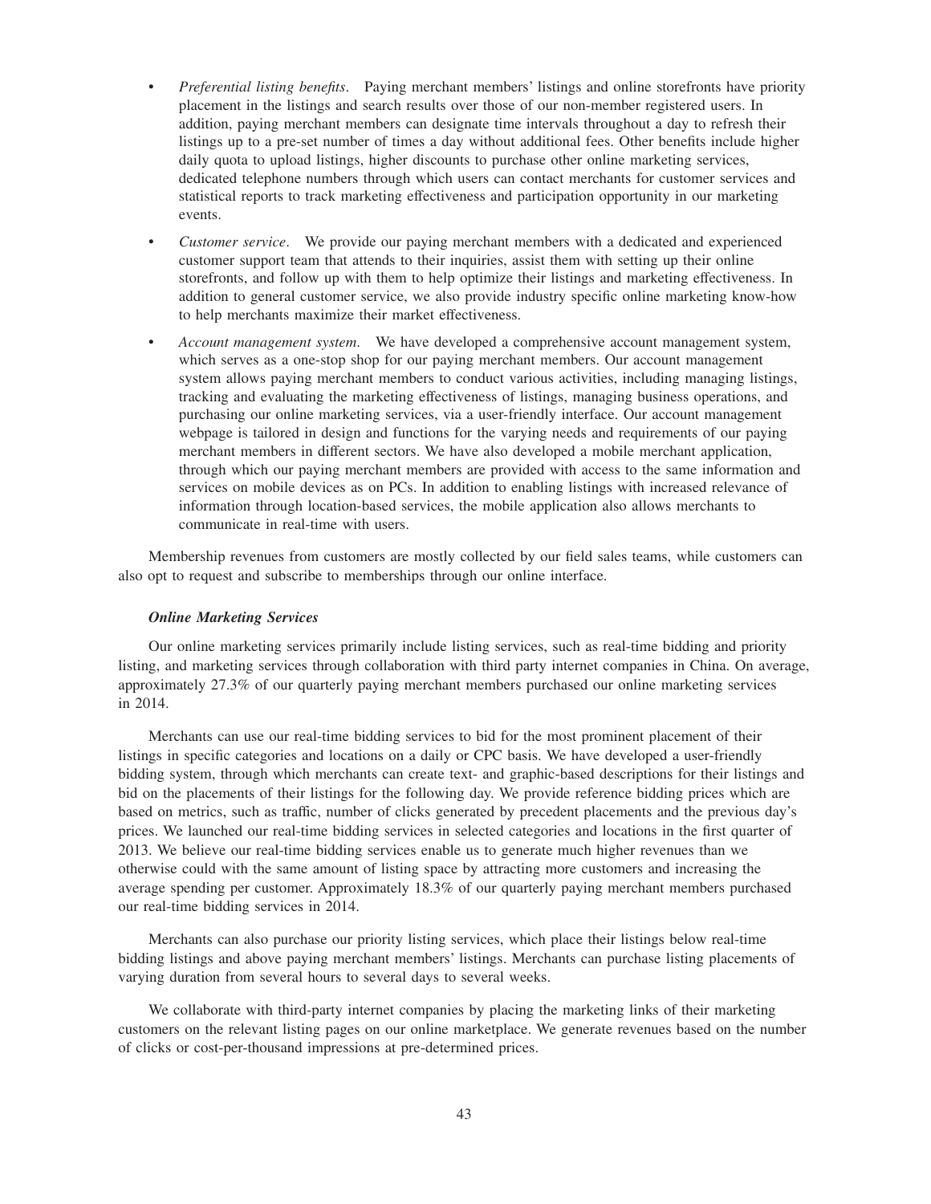- *Preferential listing benefits*. Paying merchant members' listings and online storefronts have priority placement in the listings and search results over those of our non-member registered users. In addition, paying merchant members can designate time intervals throughout a day to refresh their listings up to a pre-set number of times a day without additional fees. Other benefits include higher daily quota to upload listings, higher discounts to purchase other online marketing services, dedicated telephone numbers through which users can contact merchants for customer services and statistical reports to track marketing effectiveness and participation opportunity in our marketing events.
- *Customer service*. We provide our paying merchant members with a dedicated and experienced customer support team that attends to their inquiries, assist them with setting up their online storefronts, and follow up with them to help optimize their listings and marketing effectiveness. In addition to general customer service, we also provide industry specific online marketing know-how to help merchants maximize their market effectiveness.
- *Account management system*. We have developed a comprehensive account management system, which serves as a one-stop shop for our paying merchant members. Our account management system allows paying merchant members to conduct various activities, including managing listings, tracking and evaluating the marketing effectiveness of listings, managing business operations, and purchasing our online marketing services, via a user-friendly interface. Our account management webpage is tailored in design and functions for the varying needs and requirements of our paying merchant members in different sectors. We have also developed a mobile merchant application, through which our paying merchant members are provided with access to the same information and services on mobile devices as on PCs. In addition to enabling listings with increased relevance of information through location-based services, the mobile application also allows merchants to communicate in real-time with users.

Membership revenues from customers are mostly collected by our field sales teams, while customers can also opt to request and subscribe to memberships through our online interface.

***Online Marketing Services***

Our online marketing services primarily include listing services, such as real-time bidding and priority listing, and marketing services through collaboration with third party internet companies in China. On average, approximately 27.3% of our quarterly paying merchant members purchased our online marketing services in 2014.

Merchants can use our real-time bidding services to bid for the most prominent placement of their listings in specific categories and locations on a daily or CPC basis. We have developed a user-friendly bidding system, through which merchants can create text- and graphic-based descriptions for their listings and bid on the placements of their listings for the following day. We provide reference bidding prices which are based on metrics, such as traffic, number of clicks generated by precedent placements and the previous day's prices. We launched our real-time bidding services in selected categories and locations in the first quarter of 2013. We believe our real-time bidding services enable us to generate much higher revenues than we otherwise could with the same amount of listing space by attracting more customers and increasing the average spending per customer. Approximately 18.3% of our quarterly paying merchant members purchased our real-time bidding services in 2014.

Merchants can also purchase our priority listing services, which place their listings below real-time bidding listings and above paying merchant members' listings. Merchants can purchase listing placements of varying duration from several hours to several days to several weeks.

We collaborate with third-party internet companies by placing the marketing links of their marketing customers on the relevant listing pages on our online marketplace. We generate revenues based on the number of clicks or cost-per-thousand impressions at pre-determined prices.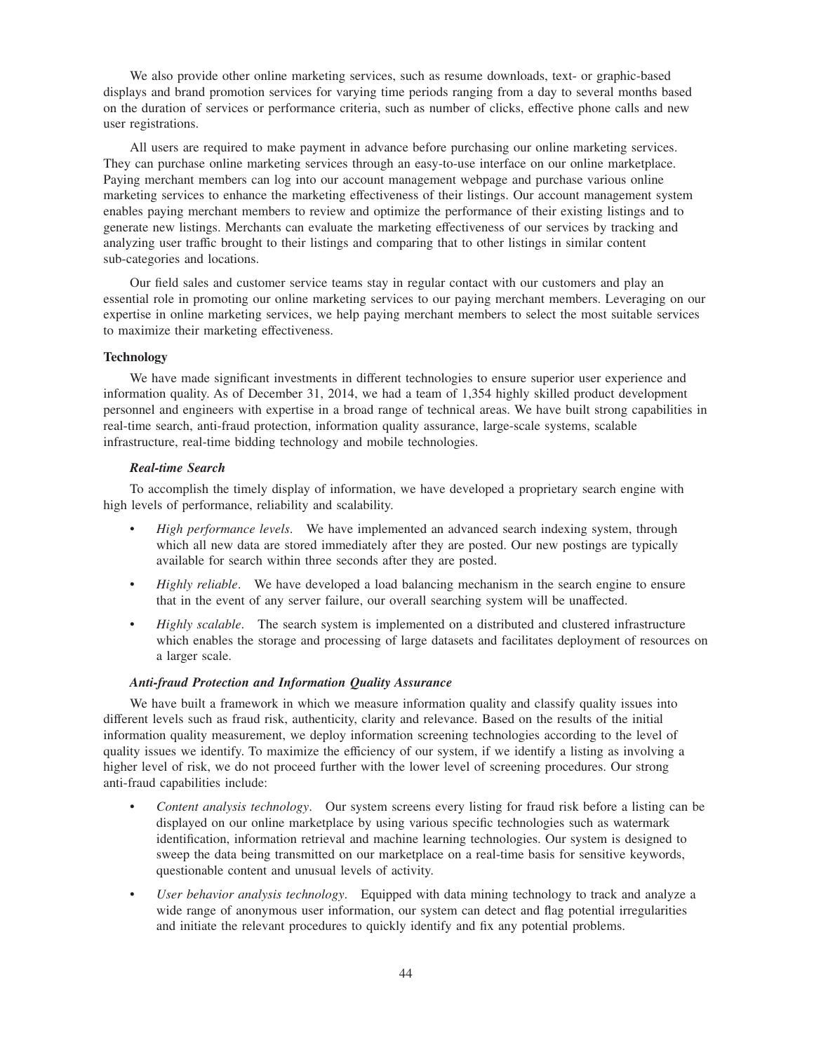We also provide other online marketing services, such as resume downloads, text- or graphic-based displays and brand promotion services for varying time periods ranging from a day to several months based on the duration of services or performance criteria, such as number of clicks, effective phone calls and new user registrations.

All users are required to make payment in advance before purchasing our online marketing services. They can purchase online marketing services through an easy-to-use interface on our online marketplace. Paying merchant members can log into our account management webpage and purchase various online marketing services to enhance the marketing effectiveness of their listings. Our account management system enables paying merchant members to review and optimize the performance of their existing listings and to generate new listings. Merchants can evaluate the marketing effectiveness of our services by tracking and analyzing user traffic brought to their listings and comparing that to other listings in similar content sub-categories and locations.

Our field sales and customer service teams stay in regular contact with our customers and play an essential role in promoting our online marketing services to our paying merchant members. Leveraging on our expertise in online marketing services, we help paying merchant members to select the most suitable services to maximize their marketing effectiveness.

**Technology**

We have made significant investments in different technologies to ensure superior user experience and information quality. As of December 31, 2014, we had a team of 1,354 highly skilled product development personnel and engineers with expertise in a broad range of technical areas. We have built strong capabilities in real-time search, anti-fraud protection, information quality assurance, large-scale systems, scalable infrastructure, real-time bidding technology and mobile technologies.

***Real-time Search***

To accomplish the timely display of information, we have developed a proprietary search engine with high levels of performance, reliability and scalability.

- *High performance levels*. We have implemented an advanced search indexing system, through which all new data are stored immediately after they are posted. Our new postings are typically available for search within three seconds after they are posted.
- *Highly reliable*. We have developed a load balancing mechanism in the search engine to ensure that in the event of any server failure, our overall searching system will be unaffected.
- *Highly scalable*. The search system is implemented on a distributed and clustered infrastructure which enables the storage and processing of large datasets and facilitates deployment of resources on a larger scale.

***Anti-fraud Protection and Information Quality Assurance***

We have built a framework in which we measure information quality and classify quality issues into different levels such as fraud risk, authenticity, clarity and relevance. Based on the results of the initial information quality measurement, we deploy information screening technologies according to the level of quality issues we identify. To maximize the efficiency of our system, if we identify a listing as involving a higher level of risk, we do not proceed further with the lower level of screening procedures. Our strong anti-fraud capabilities include:

- *Content analysis technology*. Our system screens every listing for fraud risk before a listing can be displayed on our online marketplace by using various specific technologies such as watermark identification, information retrieval and machine learning technologies. Our system is designed to sweep the data being transmitted on our marketplace on a real-time basis for sensitive keywords, questionable content and unusual levels of activity.
- *User behavior analysis technology*. Equipped with data mining technology to track and analyze a wide range of anonymous user information, our system can detect and flag potential irregularities and initiate the relevant procedures to quickly identify and fix any potential problems.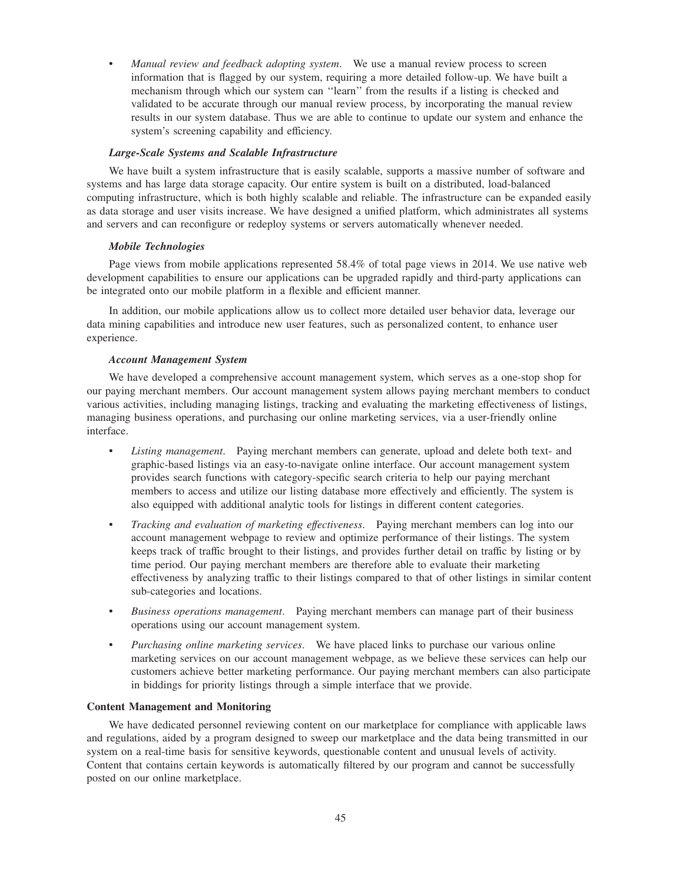- *Manual review and feedback adopting system*. We use a manual review process to screen information that is flagged by our system, requiring a more detailed follow-up. We have built a mechanism through which our system can ''learn'' from the results if a listing is checked and validated to be accurate through our manual review process, by incorporating the manual review results in our system database. Thus we are able to continue to update our system and enhance the system's screening capability and efficiency.

***Large-Scale Systems and Scalable Infrastructure***

We have built a system infrastructure that is easily scalable, supports a massive number of software and systems and has large data storage capacity. Our entire system is built on a distributed, load-balanced computing infrastructure, which is both highly scalable and reliable. The infrastructure can be expanded easily as data storage and user visits increase. We have designed a unified platform, which administrates all systems and servers and can reconfigure or redeploy systems or servers automatically whenever needed.

***Mobile Technologies***

Page views from mobile applications represented 58.4% of total page views in 2014. We use native web development capabilities to ensure our applications can be upgraded rapidly and third-party applications can be integrated onto our mobile platform in a flexible and efficient manner.

In addition, our mobile applications allow us to collect more detailed user behavior data, leverage our data mining capabilities and introduce new user features, such as personalized content, to enhance user experience.

***Account Management System***

We have developed a comprehensive account management system, which serves as a one-stop shop for our paying merchant members. Our account management system allows paying merchant members to conduct various activities, including managing listings, tracking and evaluating the marketing effectiveness of listings, managing business operations, and purchasing our online marketing services, via a user-friendly online interface.

- *Listing management*. Paying merchant members can generate, upload and delete both text- and graphic-based listings via an easy-to-navigate online interface. Our account management system provides search functions with category-specific search criteria to help our paying merchant members to access and utilize our listing database more effectively and efficiently. The system is also equipped with additional analytic tools for listings in different content categories.
- *Tracking and evaluation of marketing effectiveness*. Paying merchant members can log into our account management webpage to review and optimize performance of their listings. The system keeps track of traffic brought to their listings, and provides further detail on traffic by listing or by time period. Our paying merchant members are therefore able to evaluate their marketing effectiveness by analyzing traffic to their listings compared to that of other listings in similar content sub-categories and locations.
- *Business operations management*. Paying merchant members can manage part of their business operations using our account management system.
- *Purchasing online marketing services*. We have placed links to purchase our various online marketing services on our account management webpage, as we believe these services can help our customers achieve better marketing performance. Our paying merchant members can also participate in biddings for priority listings through a simple interface that we provide.

**Content Management and Monitoring**

We have dedicated personnel reviewing content on our marketplace for compliance with applicable laws and regulations, aided by a program designed to sweep our marketplace and the data being transmitted in our system on a real-time basis for sensitive keywords, questionable content and unusual levels of activity. Content that contains certain keywords is automatically filtered by our program and cannot be successfully posted on our online marketplace.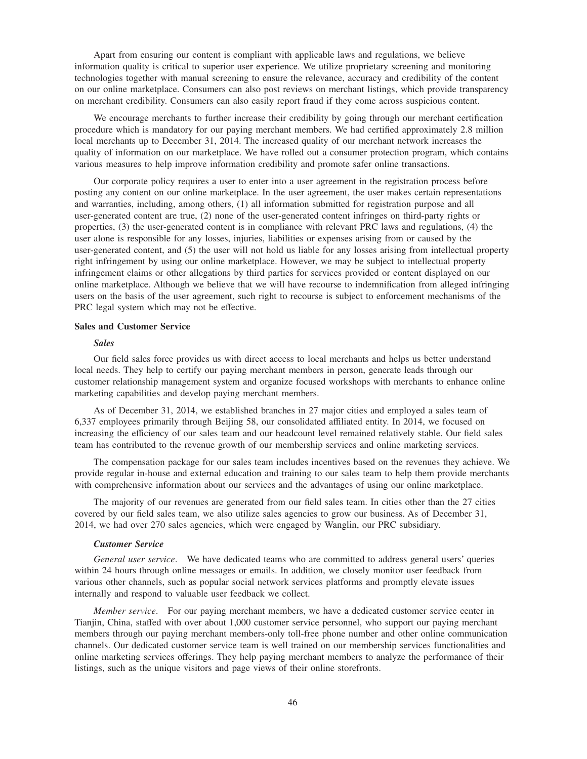Apart from ensuring our content is compliant with applicable laws and regulations, we believe information quality is critical to superior user experience. We utilize proprietary screening and monitoring technologies together with manual screening to ensure the relevance, accuracy and credibility of the content on our online marketplace. Consumers can also post reviews on merchant listings, which provide transparency on merchant credibility. Consumers can also easily report fraud if they come across suspicious content.

We encourage merchants to further increase their credibility by going through our merchant certification procedure which is mandatory for our paying merchant members. We had certified approximately 2.8 million local merchants up to December 31, 2014. The increased quality of our merchant network increases the quality of information on our marketplace. We have rolled out a consumer protection program, which contains various measures to help improve information credibility and promote safer online transactions.

Our corporate policy requires a user to enter into a user agreement in the registration process before posting any content on our online marketplace. In the user agreement, the user makes certain representations and warranties, including, among others, (1) all information submitted for registration purpose and all user-generated content are true, (2) none of the user-generated content infringes on third-party rights or properties, (3) the user-generated content is in compliance with relevant PRC laws and regulations, (4) the user alone is responsible for any losses, injuries, liabilities or expenses arising from or caused by the user-generated content, and (5) the user will not hold us liable for any losses arising from intellectual property right infringement by using our online marketplace. However, we may be subject to intellectual property infringement claims or other allegations by third parties for services provided or content displayed on our online marketplace. Although we believe that we will have recourse to indemnification from alleged infringing users on the basis of the user agreement, such right to recourse is subject to enforcement mechanisms of the PRC legal system which may not be effective.

**Sales and Customer Service**

***Sales***

Our field sales force provides us with direct access to local merchants and helps us better understand local needs. They help to certify our paying merchant members in person, generate leads through our customer relationship management system and organize focused workshops with merchants to enhance online marketing capabilities and develop paying merchant members.

As of December 31, 2014, we established branches in 27 major cities and employed a sales team of 6,337 employees primarily through Beijing 58, our consolidated affiliated entity. In 2014, we focused on increasing the efficiency of our sales team and our headcount level remained relatively stable. Our field sales team has contributed to the revenue growth of our membership services and online marketing services.

The compensation package for our sales team includes incentives based on the revenues they achieve. We provide regular in-house and external education and training to our sales team to help them provide merchants with comprehensive information about our services and the advantages of using our online marketplace.

The majority of our revenues are generated from our field sales team. In cities other than the 27 cities covered by our field sales team, we also utilize sales agencies to grow our business. As of December 31, 2014, we had over 270 sales agencies, which were engaged by Wanglin, our PRC subsidiary.

***Customer Service***

*General user service*. We have dedicated teams who are committed to address general users' queries within 24 hours through online messages or emails. In addition, we closely monitor user feedback from various other channels, such as popular social network services platforms and promptly elevate issues internally and respond to valuable user feedback we collect.

*Member service*. For our paying merchant members, we have a dedicated customer service center in Tianjin, China, staffed with over about 1,000 customer service personnel, who support our paying merchant members through our paying merchant members-only toll-free phone number and other online communication channels. Our dedicated customer service team is well trained on our membership services functionalities and online marketing services offerings. They help paying merchant members to analyze the performance of their listings, such as the unique visitors and page views of their online storefronts.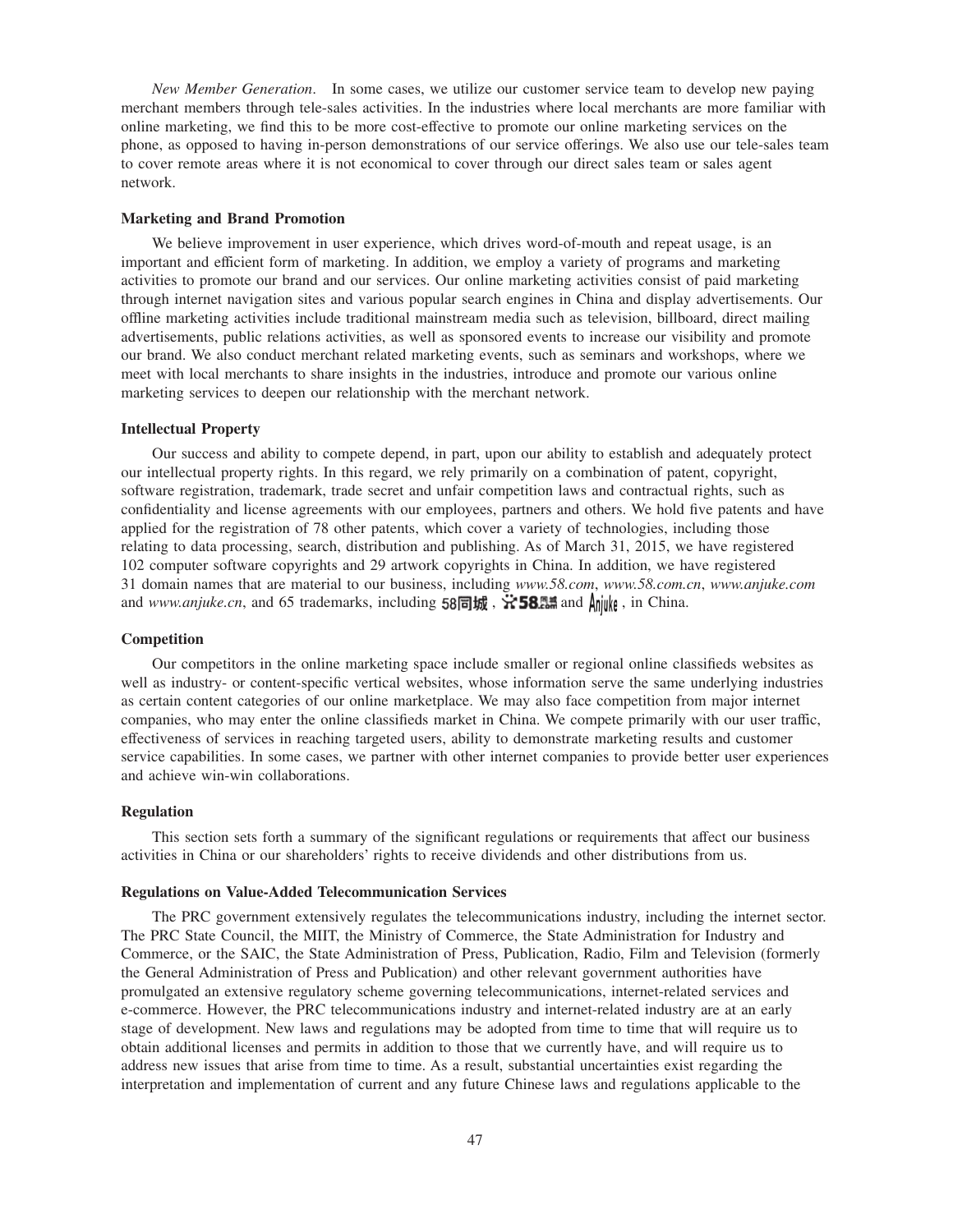*New Member Generation*. In some cases, we utilize our customer service team to develop new paying merchant members through tele-sales activities. In the industries where local merchants are more familiar with online marketing, we find this to be more cost-effective to promote our online marketing services on the phone, as opposed to having in-person demonstrations of our service offerings. We also use our tele-sales team to cover remote areas where it is not economical to cover through our direct sales team or sales agent network.

**Marketing and Brand Promotion**

We believe improvement in user experience, which drives word-of-mouth and repeat usage, is an important and efficient form of marketing. In addition, we employ a variety of programs and marketing activities to promote our brand and our services. Our online marketing activities consist of paid marketing through internet navigation sites and various popular search engines in China and display advertisements. Our offline marketing activities include traditional mainstream media such as television, billboard, direct mailing advertisements, public relations activities, as well as sponsored events to increase our visibility and promote our brand. We also conduct merchant related marketing events, such as seminars and workshops, where we meet with local merchants to share insights in the industries, introduce and promote our various online marketing services to deepen our relationship with the merchant network.

**Intellectual Property**

Our success and ability to compete depend, in part, upon our ability to establish and adequately protect our intellectual property rights. In this regard, we rely primarily on a combination of patent, copyright, software registration, trademark, trade secret and unfair competition laws and contractual rights, such as confidentiality and license agreements with our employees, partners and others. We hold five patents and have applied for the registration of 78 other patents, which cover a variety of technologies, including those relating to data processing, search, distribution and publishing. As of March 31, 2015, we have registered 102 computer software copyrights and 29 artwork copyrights in China. In addition, we have registered 31 domain names that are material to our business, including *www.58.com*, *www.58.com.cn*, *www.anjuke.com* and *www.anjuke.cn*, and 65 trademarks, including 58同城, 58.com and Anjuke, in China.

**Competition**

Our competitors in the online marketing space include smaller or regional online classifieds websites as well as industry- or content-specific vertical websites, whose information serve the same underlying industries as certain content categories of our online marketplace. We may also face competition from major internet companies, who may enter the online classifieds market in China. We compete primarily with our user traffic, effectiveness of services in reaching targeted users, ability to demonstrate marketing results and customer service capabilities. In some cases, we partner with other internet companies to provide better user experiences and achieve win-win collaborations.

**Regulation**

This section sets forth a summary of the significant regulations or requirements that affect our business activities in China or our shareholders' rights to receive dividends and other distributions from us.

**Regulations on Value-Added Telecommunication Services**

The PRC government extensively regulates the telecommunications industry, including the internet sector. The PRC State Council, the MIIT, the Ministry of Commerce, the State Administration for Industry and Commerce, or the SAIC, the State Administration of Press, Publication, Radio, Film and Television (formerly the General Administration of Press and Publication) and other relevant government authorities have promulgated an extensive regulatory scheme governing telecommunications, internet-related services and e-commerce. However, the PRC telecommunications industry and internet-related industry are at an early stage of development. New laws and regulations may be adopted from time to time that will require us to obtain additional licenses and permits in addition to those that we currently have, and will require us to address new issues that arise from time to time. As a result, substantial uncertainties exist regarding the interpretation and implementation of current and any future Chinese laws and regulations applicable to the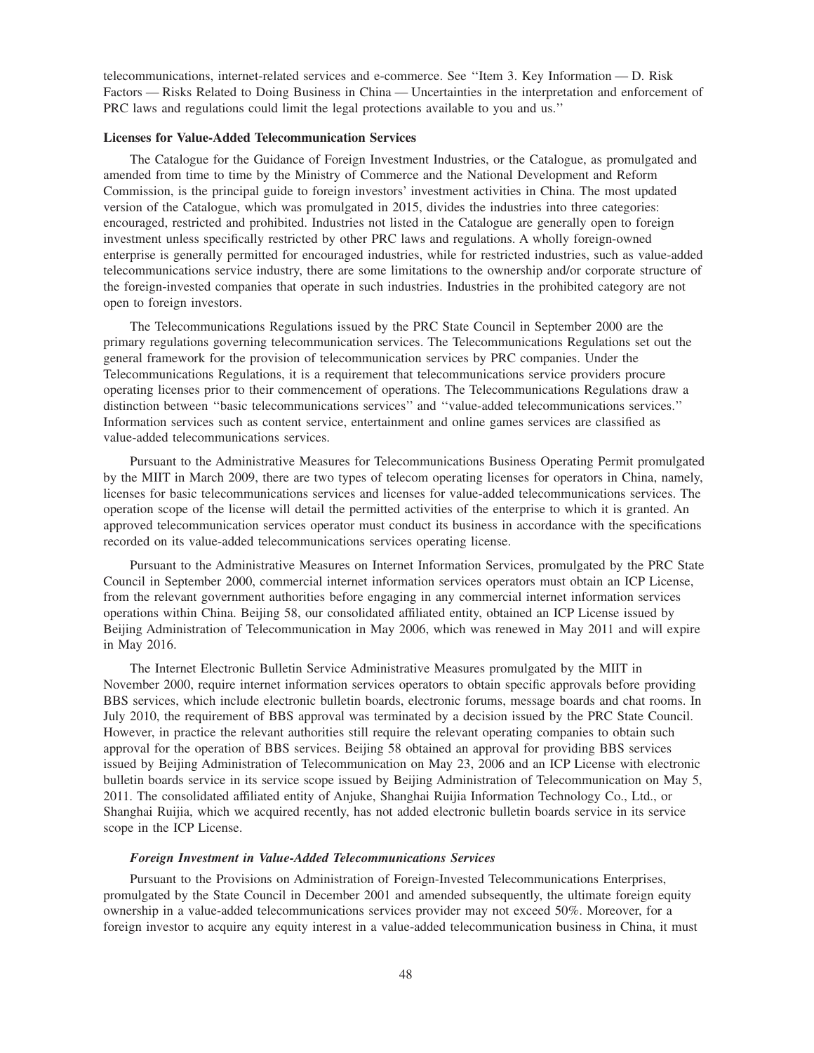telecommunications, internet-related services and e-commerce. See ''Item 3. Key Information — D. Risk Factors — Risks Related to Doing Business in China — Uncertainties in the interpretation and enforcement of PRC laws and regulations could limit the legal protections available to you and us.''

**Licenses for Value-Added Telecommunication Services**

The Catalogue for the Guidance of Foreign Investment Industries, or the Catalogue, as promulgated and amended from time to time by the Ministry of Commerce and the National Development and Reform Commission, is the principal guide to foreign investors' investment activities in China. The most updated version of the Catalogue, which was promulgated in 2015, divides the industries into three categories: encouraged, restricted and prohibited. Industries not listed in the Catalogue are generally open to foreign investment unless specifically restricted by other PRC laws and regulations. A wholly foreign-owned enterprise is generally permitted for encouraged industries, while for restricted industries, such as value-added telecommunications service industry, there are some limitations to the ownership and/or corporate structure of the foreign-invested companies that operate in such industries. Industries in the prohibited category are not open to foreign investors.

The Telecommunications Regulations issued by the PRC State Council in September 2000 are the primary regulations governing telecommunication services. The Telecommunications Regulations set out the general framework for the provision of telecommunication services by PRC companies. Under the Telecommunications Regulations, it is a requirement that telecommunications service providers procure operating licenses prior to their commencement of operations. The Telecommunications Regulations draw a distinction between ''basic telecommunications services'' and ''value-added telecommunications services.'' Information services such as content service, entertainment and online games services are classified as value-added telecommunications services.

Pursuant to the Administrative Measures for Telecommunications Business Operating Permit promulgated by the MIIT in March 2009, there are two types of telecom operating licenses for operators in China, namely, licenses for basic telecommunications services and licenses for value-added telecommunications services. The operation scope of the license will detail the permitted activities of the enterprise to which it is granted. An approved telecommunication services operator must conduct its business in accordance with the specifications recorded on its value-added telecommunications services operating license.

Pursuant to the Administrative Measures on Internet Information Services, promulgated by the PRC State Council in September 2000, commercial internet information services operators must obtain an ICP License, from the relevant government authorities before engaging in any commercial internet information services operations within China. Beijing 58, our consolidated affiliated entity, obtained an ICP License issued by Beijing Administration of Telecommunication in May 2006, which was renewed in May 2011 and will expire in May 2016.

The Internet Electronic Bulletin Service Administrative Measures promulgated by the MIIT in November 2000, require internet information services operators to obtain specific approvals before providing BBS services, which include electronic bulletin boards, electronic forums, message boards and chat rooms. In July 2010, the requirement of BBS approval was terminated by a decision issued by the PRC State Council. However, in practice the relevant authorities still require the relevant operating companies to obtain such approval for the operation of BBS services. Beijing 58 obtained an approval for providing BBS services issued by Beijing Administration of Telecommunication on May 23, 2006 and an ICP License with electronic bulletin boards service in its service scope issued by Beijing Administration of Telecommunication on May 5, 2011. The consolidated affiliated entity of Anjuke, Shanghai Ruijia Information Technology Co., Ltd., or Shanghai Ruijia, which we acquired recently, has not added electronic bulletin boards service in its service scope in the ICP License.

***Foreign Investment in Value-Added Telecommunications Services***

Pursuant to the Provisions on Administration of Foreign-Invested Telecommunications Enterprises, promulgated by the State Council in December 2001 and amended subsequently, the ultimate foreign equity ownership in a value-added telecommunications services provider may not exceed 50%. Moreover, for a foreign investor to acquire any equity interest in a value-added telecommunication business in China, it must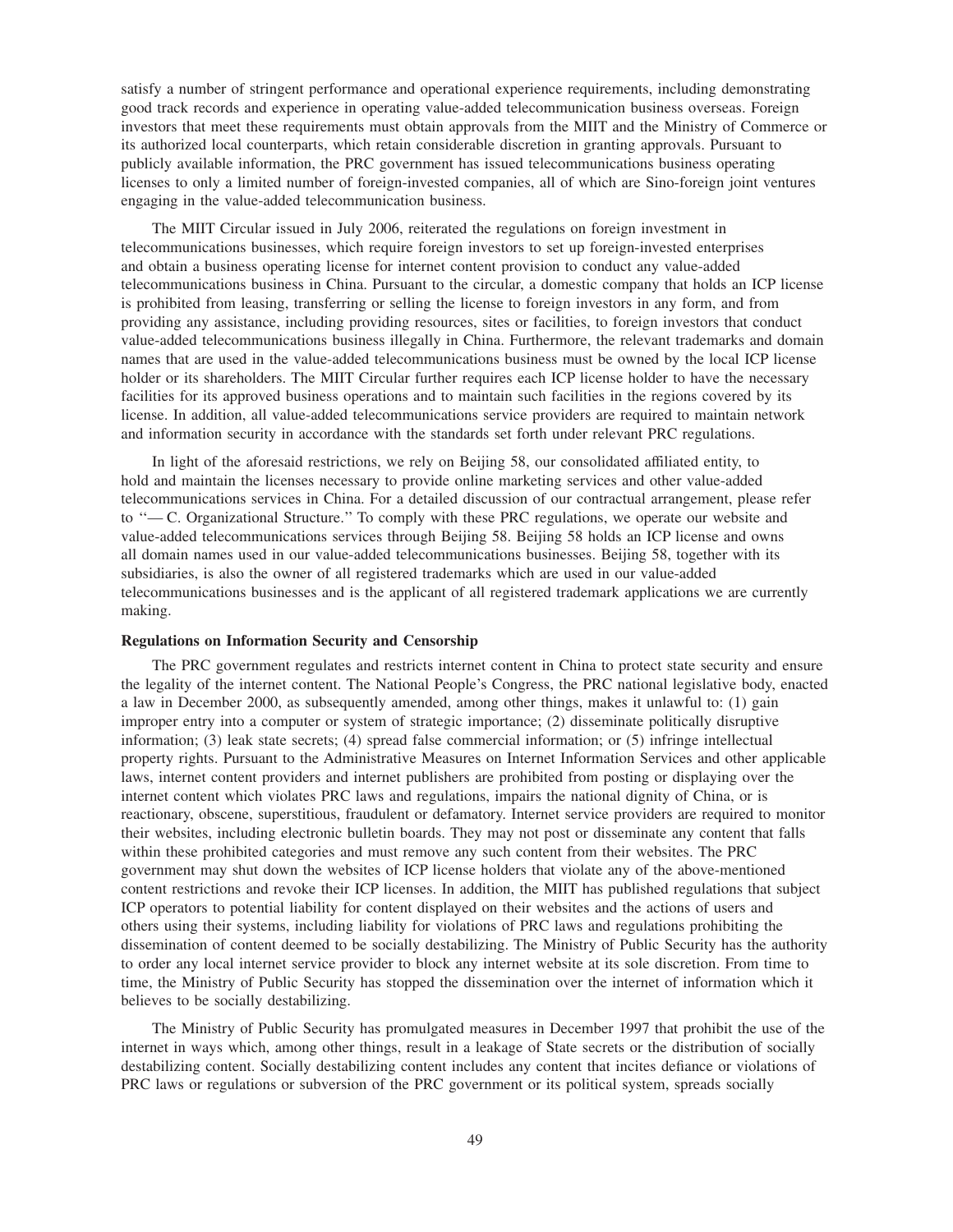satisfy a number of stringent performance and operational experience requirements, including demonstrating good track records and experience in operating value-added telecommunication business overseas. Foreign investors that meet these requirements must obtain approvals from the MIIT and the Ministry of Commerce or its authorized local counterparts, which retain considerable discretion in granting approvals. Pursuant to publicly available information, the PRC government has issued telecommunications business operating licenses to only a limited number of foreign-invested companies, all of which are Sino-foreign joint ventures engaging in the value-added telecommunication business.

The MIIT Circular issued in July 2006, reiterated the regulations on foreign investment in telecommunications businesses, which require foreign investors to set up foreign-invested enterprises and obtain a business operating license for internet content provision to conduct any value-added telecommunications business in China. Pursuant to the circular, a domestic company that holds an ICP license is prohibited from leasing, transferring or selling the license to foreign investors in any form, and from providing any assistance, including providing resources, sites or facilities, to foreign investors that conduct value-added telecommunications business illegally in China. Furthermore, the relevant trademarks and domain names that are used in the value-added telecommunications business must be owned by the local ICP license holder or its shareholders. The MIIT Circular further requires each ICP license holder to have the necessary facilities for its approved business operations and to maintain such facilities in the regions covered by its license. In addition, all value-added telecommunications service providers are required to maintain network and information security in accordance with the standards set forth under relevant PRC regulations.

In light of the aforesaid restrictions, we rely on Beijing 58, our consolidated affiliated entity, to hold and maintain the licenses necessary to provide online marketing services and other value-added telecommunications services in China. For a detailed discussion of our contractual arrangement, please refer to "— C. Organizational Structure." To comply with these PRC regulations, we operate our website and value-added telecommunications services through Beijing 58. Beijing 58 holds an ICP license and owns all domain names used in our value-added telecommunications businesses. Beijing 58, together with its subsidiaries, is also the owner of all registered trademarks which are used in our value-added telecommunications businesses and is the applicant of all registered trademark applications we are currently making.

**Regulations on Information Security and Censorship**

The PRC government regulates and restricts internet content in China to protect state security and ensure the legality of the internet content. The National People's Congress, the PRC national legislative body, enacted a law in December 2000, as subsequently amended, among other things, makes it unlawful to: (1) gain improper entry into a computer or system of strategic importance; (2) disseminate politically disruptive information; (3) leak state secrets; (4) spread false commercial information; or (5) infringe intellectual property rights. Pursuant to the Administrative Measures on Internet Information Services and other applicable laws, internet content providers and internet publishers are prohibited from posting or displaying over the internet content which violates PRC laws and regulations, impairs the national dignity of China, or is reactionary, obscene, superstitious, fraudulent or defamatory. Internet service providers are required to monitor their websites, including electronic bulletin boards. They may not post or disseminate any content that falls within these prohibited categories and must remove any such content from their websites. The PRC government may shut down the websites of ICP license holders that violate any of the above-mentioned content restrictions and revoke their ICP licenses. In addition, the MIIT has published regulations that subject ICP operators to potential liability for content displayed on their websites and the actions of users and others using their systems, including liability for violations of PRC laws and regulations prohibiting the dissemination of content deemed to be socially destabilizing. The Ministry of Public Security has the authority to order any local internet service provider to block any internet website at its sole discretion. From time to time, the Ministry of Public Security has stopped the dissemination over the internet of information which it believes to be socially destabilizing.

The Ministry of Public Security has promulgated measures in December 1997 that prohibit the use of the internet in ways which, among other things, result in a leakage of State secrets or the distribution of socially destabilizing content. Socially destabilizing content includes any content that incites defiance or violations of PRC laws or regulations or subversion of the PRC government or its political system, spreads socially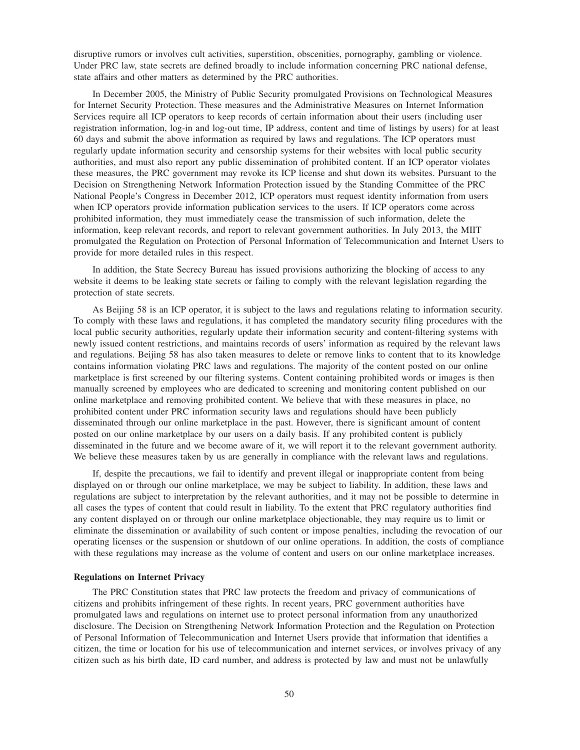disruptive rumors or involves cult activities, superstition, obscenities, pornography, gambling or violence. Under PRC law, state secrets are defined broadly to include information concerning PRC national defense, state affairs and other matters as determined by the PRC authorities.

In December 2005, the Ministry of Public Security promulgated Provisions on Technological Measures for Internet Security Protection. These measures and the Administrative Measures on Internet Information Services require all ICP operators to keep records of certain information about their users (including user registration information, log-in and log-out time, IP address, content and time of listings by users) for at least 60 days and submit the above information as required by laws and regulations. The ICP operators must regularly update information security and censorship systems for their websites with local public security authorities, and must also report any public dissemination of prohibited content. If an ICP operator violates these measures, the PRC government may revoke its ICP license and shut down its websites. Pursuant to the Decision on Strengthening Network Information Protection issued by the Standing Committee of the PRC National People's Congress in December 2012, ICP operators must request identity information from users when ICP operators provide information publication services to the users. If ICP operators come across prohibited information, they must immediately cease the transmission of such information, delete the information, keep relevant records, and report to relevant government authorities. In July 2013, the MIIT promulgated the Regulation on Protection of Personal Information of Telecommunication and Internet Users to provide for more detailed rules in this respect.

In addition, the State Secrecy Bureau has issued provisions authorizing the blocking of access to any website it deems to be leaking state secrets or failing to comply with the relevant legislation regarding the protection of state secrets.

As Beijing 58 is an ICP operator, it is subject to the laws and regulations relating to information security. To comply with these laws and regulations, it has completed the mandatory security filing procedures with the local public security authorities, regularly update their information security and content-filtering systems with newly issued content restrictions, and maintains records of users' information as required by the relevant laws and regulations. Beijing 58 has also taken measures to delete or remove links to content that to its knowledge contains information violating PRC laws and regulations. The majority of the content posted on our online marketplace is first screened by our filtering systems. Content containing prohibited words or images is then manually screened by employees who are dedicated to screening and monitoring content published on our online marketplace and removing prohibited content. We believe that with these measures in place, no prohibited content under PRC information security laws and regulations should have been publicly disseminated through our online marketplace in the past. However, there is significant amount of content posted on our online marketplace by our users on a daily basis. If any prohibited content is publicly disseminated in the future and we become aware of it, we will report it to the relevant government authority. We believe these measures taken by us are generally in compliance with the relevant laws and regulations.

If, despite the precautions, we fail to identify and prevent illegal or inappropriate content from being displayed on or through our online marketplace, we may be subject to liability. In addition, these laws and regulations are subject to interpretation by the relevant authorities, and it may not be possible to determine in all cases the types of content that could result in liability. To the extent that PRC regulatory authorities find any content displayed on or through our online marketplace objectionable, they may require us to limit or eliminate the dissemination or availability of such content or impose penalties, including the revocation of our operating licenses or the suspension or shutdown of our online operations. In addition, the costs of compliance with these regulations may increase as the volume of content and users on our online marketplace increases.

**Regulations on Internet Privacy**

The PRC Constitution states that PRC law protects the freedom and privacy of communications of citizens and prohibits infringement of these rights. In recent years, PRC government authorities have promulgated laws and regulations on internet use to protect personal information from any unauthorized disclosure. The Decision on Strengthening Network Information Protection and the Regulation on Protection of Personal Information of Telecommunication and Internet Users provide that information that identifies a citizen, the time or location for his use of telecommunication and internet services, or involves privacy of any citizen such as his birth date, ID card number, and address is protected by law and must not be unlawfully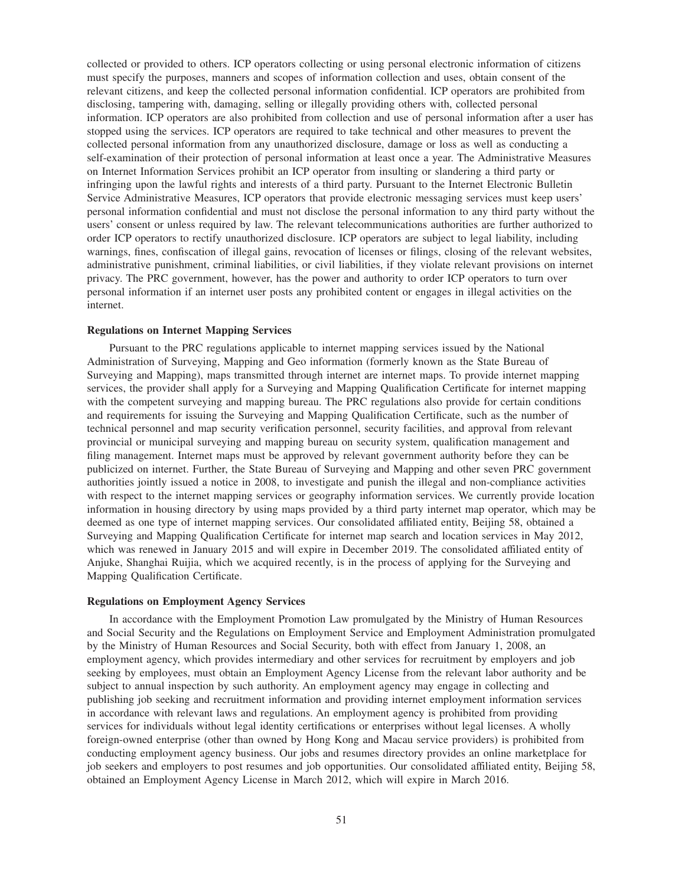collected or provided to others. ICP operators collecting or using personal electronic information of citizens must specify the purposes, manners and scopes of information collection and uses, obtain consent of the relevant citizens, and keep the collected personal information confidential. ICP operators are prohibited from disclosing, tampering with, damaging, selling or illegally providing others with, collected personal information. ICP operators are also prohibited from collection and use of personal information after a user has stopped using the services. ICP operators are required to take technical and other measures to prevent the collected personal information from any unauthorized disclosure, damage or loss as well as conducting a self-examination of their protection of personal information at least once a year. The Administrative Measures on Internet Information Services prohibit an ICP operator from insulting or slandering a third party or infringing upon the lawful rights and interests of a third party. Pursuant to the Internet Electronic Bulletin Service Administrative Measures, ICP operators that provide electronic messaging services must keep users' personal information confidential and must not disclose the personal information to any third party without the users' consent or unless required by law. The relevant telecommunications authorities are further authorized to order ICP operators to rectify unauthorized disclosure. ICP operators are subject to legal liability, including warnings, fines, confiscation of illegal gains, revocation of licenses or filings, closing of the relevant websites, administrative punishment, criminal liabilities, or civil liabilities, if they violate relevant provisions on internet privacy. The PRC government, however, has the power and authority to order ICP operators to turn over personal information if an internet user posts any prohibited content or engages in illegal activities on the internet.

**Regulations on Internet Mapping Services**

Pursuant to the PRC regulations applicable to internet mapping services issued by the National Administration of Surveying, Mapping and Geo information (formerly known as the State Bureau of Surveying and Mapping), maps transmitted through internet are internet maps. To provide internet mapping services, the provider shall apply for a Surveying and Mapping Qualification Certificate for internet mapping with the competent surveying and mapping bureau. The PRC regulations also provide for certain conditions and requirements for issuing the Surveying and Mapping Qualification Certificate, such as the number of technical personnel and map security verification personnel, security facilities, and approval from relevant provincial or municipal surveying and mapping bureau on security system, qualification management and filing management. Internet maps must be approved by relevant government authority before they can be publicized on internet. Further, the State Bureau of Surveying and Mapping and other seven PRC government authorities jointly issued a notice in 2008, to investigate and punish the illegal and non-compliance activities with respect to the internet mapping services or geography information services. We currently provide location information in housing directory by using maps provided by a third party internet map operator, which may be deemed as one type of internet mapping services. Our consolidated affiliated entity, Beijing 58, obtained a Surveying and Mapping Qualification Certificate for internet map search and location services in May 2012, which was renewed in January 2015 and will expire in December 2019. The consolidated affiliated entity of Anjuke, Shanghai Ruijia, which we acquired recently, is in the process of applying for the Surveying and Mapping Qualification Certificate.

**Regulations on Employment Agency Services**

In accordance with the Employment Promotion Law promulgated by the Ministry of Human Resources and Social Security and the Regulations on Employment Service and Employment Administration promulgated by the Ministry of Human Resources and Social Security, both with effect from January 1, 2008, an employment agency, which provides intermediary and other services for recruitment by employers and job seeking by employees, must obtain an Employment Agency License from the relevant labor authority and be subject to annual inspection by such authority. An employment agency may engage in collecting and publishing job seeking and recruitment information and providing internet employment information services in accordance with relevant laws and regulations. An employment agency is prohibited from providing services for individuals without legal identity certifications or enterprises without legal licenses. A wholly foreign-owned enterprise (other than owned by Hong Kong and Macau service providers) is prohibited from conducting employment agency business. Our jobs and resumes directory provides an online marketplace for job seekers and employers to post resumes and job opportunities. Our consolidated affiliated entity, Beijing 58, obtained an Employment Agency License in March 2012, which will expire in March 2016.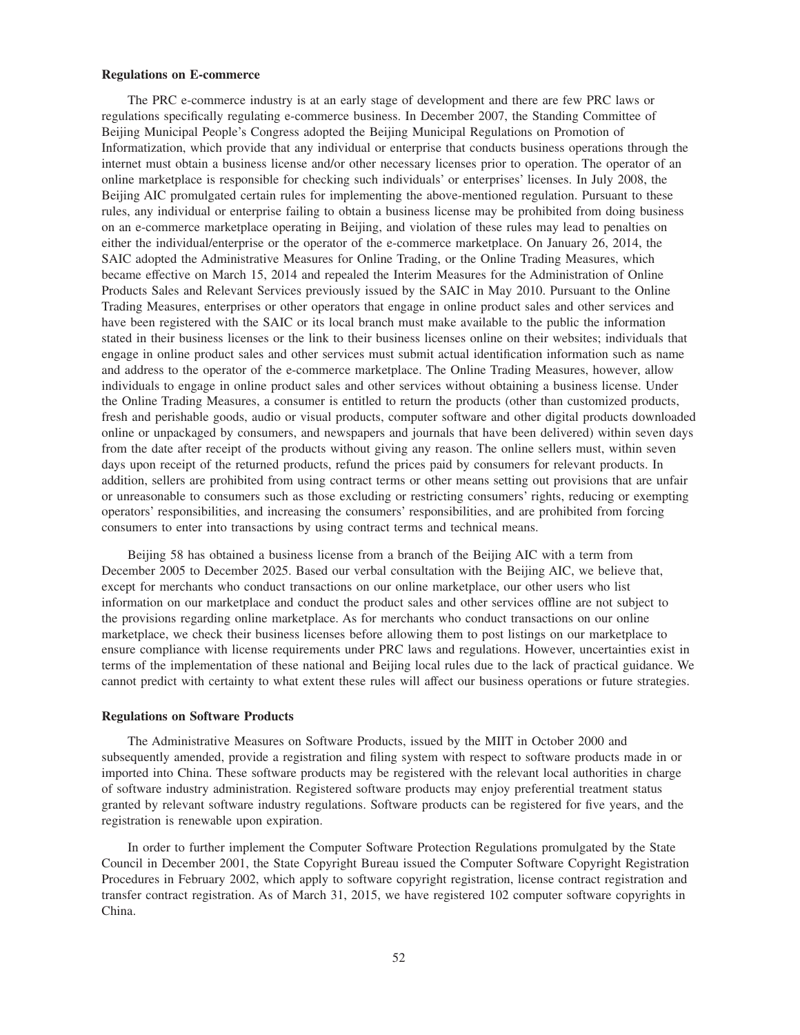### Regulations on E-commerce

The PRC e-commerce industry is at an early stage of development and there are few PRC laws or regulations specifically regulating e-commerce business. In December 2007, the Standing Committee of Beijing Municipal People's Congress adopted the Beijing Municipal Regulations on Promotion of Informatization, which provide that any individual or enterprise that conducts business operations through the internet must obtain a business license and/or other necessary licenses prior to operation. The operator of an online marketplace is responsible for checking such individuals' or enterprises' licenses. In July 2008, the Beijing AIC promulgated certain rules for implementing the above-mentioned regulation. Pursuant to these rules, any individual or enterprise failing to obtain a business license may be prohibited from doing business on an e-commerce marketplace operating in Beijing, and violation of these rules may lead to penalties on either the individual/enterprise or the operator of the e-commerce marketplace. On January 26, 2014, the SAIC adopted the Administrative Measures for Online Trading, or the Online Trading Measures, which became effective on March 15, 2014 and repealed the Interim Measures for the Administration of Online Products Sales and Relevant Services previously issued by the SAIC in May 2010. Pursuant to the Online Trading Measures, enterprises or other operators that engage in online product sales and other services and have been registered with the SAIC or its local branch must make available to the public the information stated in their business licenses or the link to their business licenses online on their websites; individuals that engage in online product sales and other services must submit actual identification information such as name and address to the operator of the e-commerce marketplace. The Online Trading Measures, however, allow individuals to engage in online product sales and other services without obtaining a business license. Under the Online Trading Measures, a consumer is entitled to return the products (other than customized products, fresh and perishable goods, audio or visual products, computer software and other digital products downloaded online or unpackaged by consumers, and newspapers and journals that have been delivered) within seven days from the date after receipt of the products without giving any reason. The online sellers must, within seven days upon receipt of the returned products, refund the prices paid by consumers for relevant products. In addition, sellers are prohibited from using contract terms or other means setting out provisions that are unfair or unreasonable to consumers such as those excluding or restricting consumers' rights, reducing or exempting operators' responsibilities, and increasing the consumers' responsibilities, and are prohibited from forcing consumers to enter into transactions by using contract terms and technical means.

Beijing 58 has obtained a business license from a branch of the Beijing AIC with a term from December 2005 to December 2025. Based our verbal consultation with the Beijing AIC, we believe that, except for merchants who conduct transactions on our online marketplace, our other users who list information on our marketplace and conduct the product sales and other services offline are not subject to the provisions regarding online marketplace. As for merchants who conduct transactions on our online marketplace, we check their business licenses before allowing them to post listings on our marketplace to ensure compliance with license requirements under PRC laws and regulations. However, uncertainties exist in terms of the implementation of these national and Beijing local rules due to the lack of practical guidance. We cannot predict with certainty to what extent these rules will affect our business operations or future strategies.

### Regulations on Software Products

The Administrative Measures on Software Products, issued by the MIIT in October 2000 and subsequently amended, provide a registration and filing system with respect to software products made in or imported into China. These software products may be registered with the relevant local authorities in charge of software industry administration. Registered software products may enjoy preferential treatment status granted by relevant software industry regulations. Software products can be registered for five years, and the registration is renewable upon expiration.

In order to further implement the Computer Software Protection Regulations promulgated by the State Council in December 2001, the State Copyright Bureau issued the Computer Software Copyright Registration Procedures in February 2002, which apply to software copyright registration, license contract registration and transfer contract registration. As of March 31, 2015, we have registered 102 computer software copyrights in China.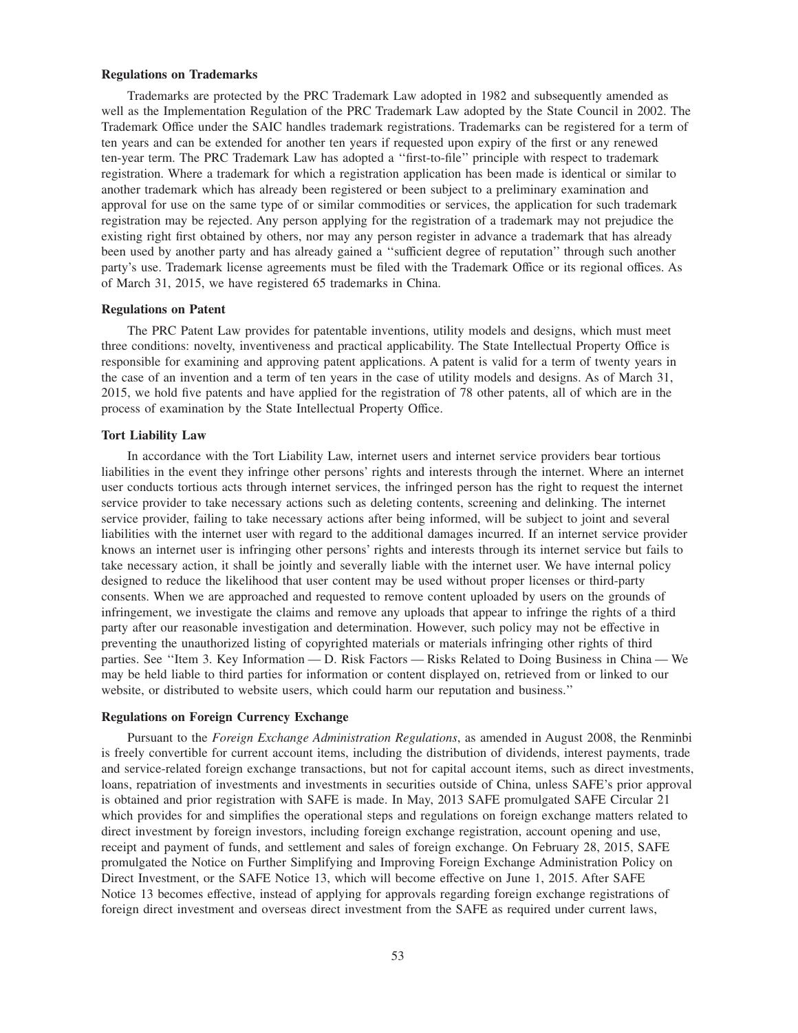**Regulations on Trademarks**

Trademarks are protected by the PRC Trademark Law adopted in 1982 and subsequently amended as well as the Implementation Regulation of the PRC Trademark Law adopted by the State Council in 2002. The Trademark Office under the SAIC handles trademark registrations. Trademarks can be registered for a term of ten years and can be extended for another ten years if requested upon expiry of the first or any renewed ten-year term. The PRC Trademark Law has adopted a ''first-to-file'' principle with respect to trademark registration. Where a trademark for which a registration application has been made is identical or similar to another trademark which has already been registered or been subject to a preliminary examination and approval for use on the same type of or similar commodities or services, the application for such trademark registration may be rejected. Any person applying for the registration of a trademark may not prejudice the existing right first obtained by others, nor may any person register in advance a trademark that has already been used by another party and has already gained a ''sufficient degree of reputation'' through such another party's use. Trademark license agreements must be filed with the Trademark Office or its regional offices. As of March 31, 2015, we have registered 65 trademarks in China.

**Regulations on Patent**

The PRC Patent Law provides for patentable inventions, utility models and designs, which must meet three conditions: novelty, inventiveness and practical applicability. The State Intellectual Property Office is responsible for examining and approving patent applications. A patent is valid for a term of twenty years in the case of an invention and a term of ten years in the case of utility models and designs. As of March 31, 2015, we hold five patents and have applied for the registration of 78 other patents, all of which are in the process of examination by the State Intellectual Property Office.

**Tort Liability Law**

In accordance with the Tort Liability Law, internet users and internet service providers bear tortious liabilities in the event they infringe other persons' rights and interests through the internet. Where an internet user conducts tortious acts through internet services, the infringed person has the right to request the internet service provider to take necessary actions such as deleting contents, screening and delinking. The internet service provider, failing to take necessary actions after being informed, will be subject to joint and several liabilities with the internet user with regard to the additional damages incurred. If an internet service provider knows an internet user is infringing other persons' rights and interests through its internet service but fails to take necessary action, it shall be jointly and severally liable with the internet user. We have internal policy designed to reduce the likelihood that user content may be used without proper licenses or third-party consents. When we are approached and requested to remove content uploaded by users on the grounds of infringement, we investigate the claims and remove any uploads that appear to infringe the rights of a third party after our reasonable investigation and determination. However, such policy may not be effective in preventing the unauthorized listing of copyrighted materials or materials infringing other rights of third parties. See ''Item 3. Key Information — D. Risk Factors — Risks Related to Doing Business in China — We may be held liable to third parties for information or content displayed on, retrieved from or linked to our website, or distributed to website users, which could harm our reputation and business.''

**Regulations on Foreign Currency Exchange**

Pursuant to the *Foreign Exchange Administration Regulations*, as amended in August 2008, the Renminbi is freely convertible for current account items, including the distribution of dividends, interest payments, trade and service-related foreign exchange transactions, but not for capital account items, such as direct investments, loans, repatriation of investments and investments in securities outside of China, unless SAFE's prior approval is obtained and prior registration with SAFE is made. In May, 2013 SAFE promulgated SAFE Circular 21 which provides for and simplifies the operational steps and regulations on foreign exchange matters related to direct investment by foreign investors, including foreign exchange registration, account opening and use, receipt and payment of funds, and settlement and sales of foreign exchange. On February 28, 2015, SAFE promulgated the Notice on Further Simplifying and Improving Foreign Exchange Administration Policy on Direct Investment, or the SAFE Notice 13, which will become effective on June 1, 2015. After SAFE Notice 13 becomes effective, instead of applying for approvals regarding foreign exchange registrations of foreign direct investment and overseas direct investment from the SAFE as required under current laws,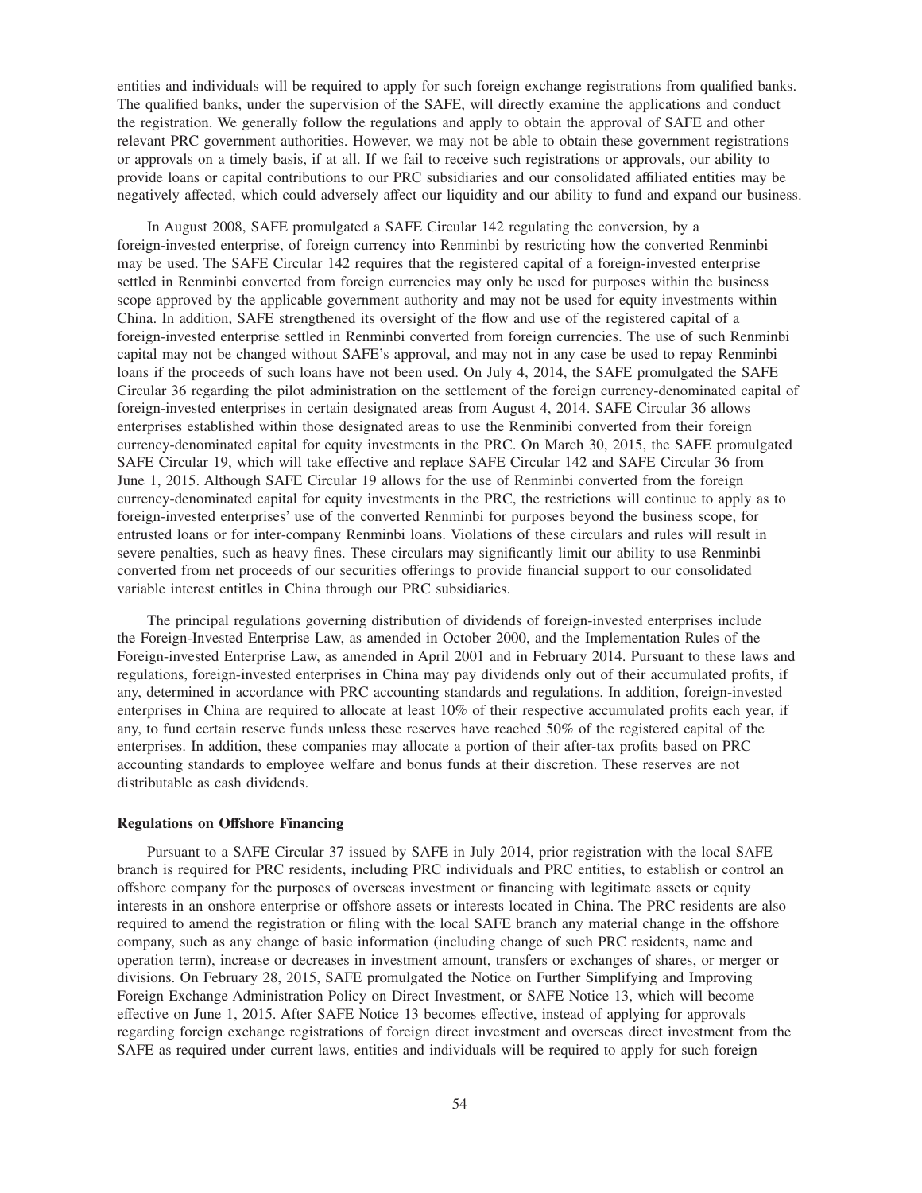entities and individuals will be required to apply for such foreign exchange registrations from qualified banks. The qualified banks, under the supervision of the SAFE, will directly examine the applications and conduct the registration. We generally follow the regulations and apply to obtain the approval of SAFE and other relevant PRC government authorities. However, we may not be able to obtain these government registrations or approvals on a timely basis, if at all. If we fail to receive such registrations or approvals, our ability to provide loans or capital contributions to our PRC subsidiaries and our consolidated affiliated entities may be negatively affected, which could adversely affect our liquidity and our ability to fund and expand our business.

In August 2008, SAFE promulgated a SAFE Circular 142 regulating the conversion, by a foreign-invested enterprise, of foreign currency into Renminbi by restricting how the converted Renminbi may be used. The SAFE Circular 142 requires that the registered capital of a foreign-invested enterprise settled in Renminbi converted from foreign currencies may only be used for purposes within the business scope approved by the applicable government authority and may not be used for equity investments within China. In addition, SAFE strengthened its oversight of the flow and use of the registered capital of a foreign-invested enterprise settled in Renminbi converted from foreign currencies. The use of such Renminbi capital may not be changed without SAFE's approval, and may not in any case be used to repay Renminbi loans if the proceeds of such loans have not been used. On July 4, 2014, the SAFE promulgated the SAFE Circular 36 regarding the pilot administration on the settlement of the foreign currency-denominated capital of foreign-invested enterprises in certain designated areas from August 4, 2014. SAFE Circular 36 allows enterprises established within those designated areas to use the Renminbi converted from their foreign currency-denominated capital for equity investments in the PRC. On March 30, 2015, the SAFE promulgated SAFE Circular 19, which will take effective and replace SAFE Circular 142 and SAFE Circular 36 from June 1, 2015. Although SAFE Circular 19 allows for the use of Renminbi converted from the foreign currency-denominated capital for equity investments in the PRC, the restrictions will continue to apply as to foreign-invested enterprises' use of the converted Renminbi for purposes beyond the business scope, for entrusted loans or for inter-company Renminbi loans. Violations of these circulars and rules will result in severe penalties, such as heavy fines. These circulars may significantly limit our ability to use Renminbi converted from net proceeds of our securities offerings to provide financial support to our consolidated variable interest entitles in China through our PRC subsidiaries.

The principal regulations governing distribution of dividends of foreign-invested enterprises include the Foreign-Invested Enterprise Law, as amended in October 2000, and the Implementation Rules of the Foreign-invested Enterprise Law, as amended in April 2001 and in February 2014. Pursuant to these laws and regulations, foreign-invested enterprises in China may pay dividends only out of their accumulated profits, if any, determined in accordance with PRC accounting standards and regulations. In addition, foreign-invested enterprises in China are required to allocate at least 10% of their respective accumulated profits each year, if any, to fund certain reserve funds unless these reserves have reached 50% of the registered capital of the enterprises. In addition, these companies may allocate a portion of their after-tax profits based on PRC accounting standards to employee welfare and bonus funds at their discretion. These reserves are not distributable as cash dividends.

**Regulations on Offshore Financing**

Pursuant to a SAFE Circular 37 issued by SAFE in July 2014, prior registration with the local SAFE branch is required for PRC residents, including PRC individuals and PRC entities, to establish or control an offshore company for the purposes of overseas investment or financing with legitimate assets or equity interests in an onshore enterprise or offshore assets or interests located in China. The PRC residents are also required to amend the registration or filing with the local SAFE branch any material change in the offshore company, such as any change of basic information (including change of such PRC residents, name and operation term), increase or decreases in investment amount, transfers or exchanges of shares, or merger or divisions. On February 28, 2015, SAFE promulgated the Notice on Further Simplifying and Improving Foreign Exchange Administration Policy on Direct Investment, or SAFE Notice 13, which will become effective on June 1, 2015. After SAFE Notice 13 becomes effective, instead of applying for approvals regarding foreign exchange registrations of foreign direct investment and overseas direct investment from the SAFE as required under current laws, entities and individuals will be required to apply for such foreign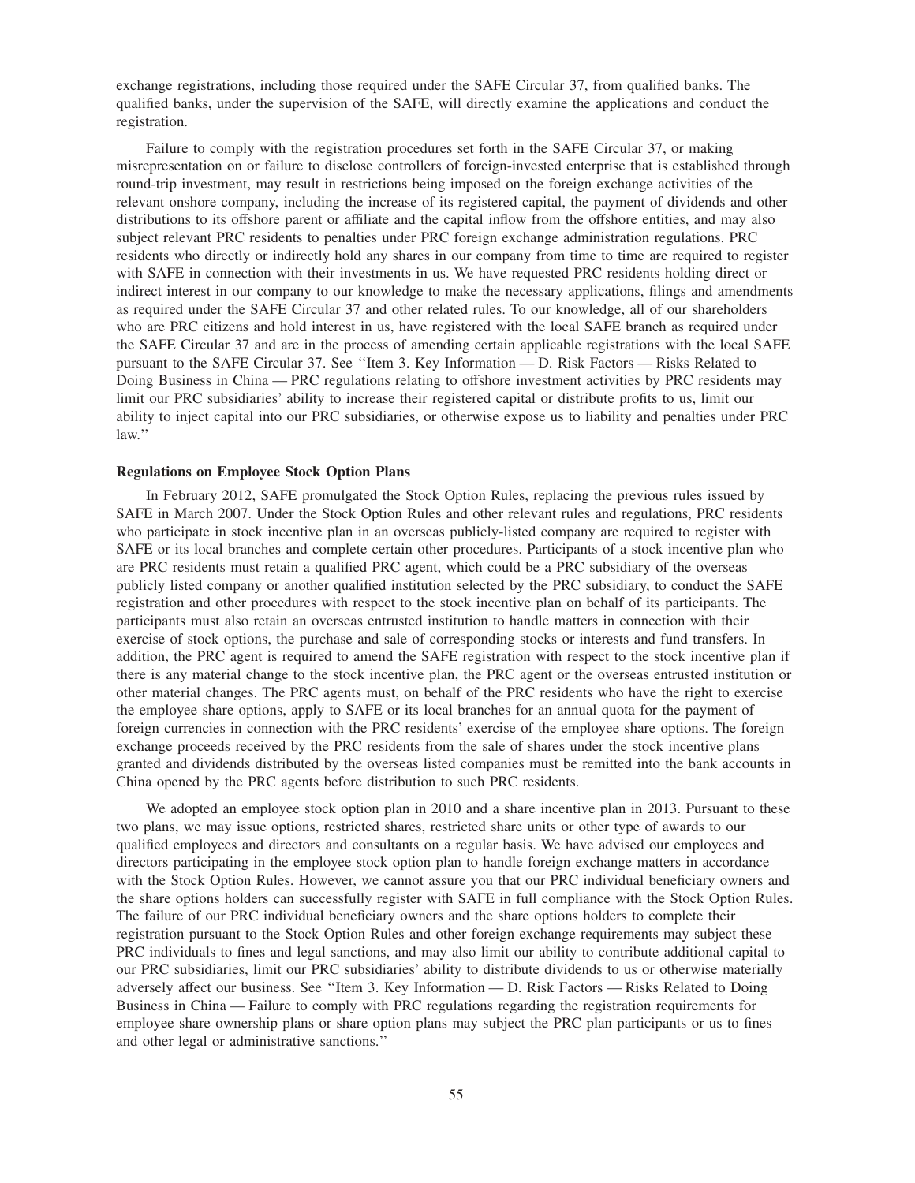exchange registrations, including those required under the SAFE Circular 37, from qualified banks. The qualified banks, under the supervision of the SAFE, will directly examine the applications and conduct the registration.

Failure to comply with the registration procedures set forth in the SAFE Circular 37, or making misrepresentation on or failure to disclose controllers of foreign-invested enterprise that is established through round-trip investment, may result in restrictions being imposed on the foreign exchange activities of the relevant onshore company, including the increase of its registered capital, the payment of dividends and other distributions to its offshore parent or affiliate and the capital inflow from the offshore entities, and may also subject relevant PRC residents to penalties under PRC foreign exchange administration regulations. PRC residents who directly or indirectly hold any shares in our company from time to time are required to register with SAFE in connection with their investments in us. We have requested PRC residents holding direct or indirect interest in our company to our knowledge to make the necessary applications, filings and amendments as required under the SAFE Circular 37 and other related rules. To our knowledge, all of our shareholders who are PRC citizens and hold interest in us, have registered with the local SAFE branch as required under the SAFE Circular 37 and are in the process of amending certain applicable registrations with the local SAFE pursuant to the SAFE Circular 37. See ''Item 3. Key Information — D. Risk Factors — Risks Related to Doing Business in China — PRC regulations relating to offshore investment activities by PRC residents may limit our PRC subsidiaries' ability to increase their registered capital or distribute profits to us, limit our ability to inject capital into our PRC subsidiaries, or otherwise expose us to liability and penalties under PRC law.''

**Regulations on Employee Stock Option Plans**

In February 2012, SAFE promulgated the Stock Option Rules, replacing the previous rules issued by SAFE in March 2007. Under the Stock Option Rules and other relevant rules and regulations, PRC residents who participate in stock incentive plan in an overseas publicly-listed company are required to register with SAFE or its local branches and complete certain other procedures. Participants of a stock incentive plan who are PRC residents must retain a qualified PRC agent, which could be a PRC subsidiary of the overseas publicly listed company or another qualified institution selected by the PRC subsidiary, to conduct the SAFE registration and other procedures with respect to the stock incentive plan on behalf of its participants. The participants must also retain an overseas entrusted institution to handle matters in connection with their exercise of stock options, the purchase and sale of corresponding stocks or interests and fund transfers. In addition, the PRC agent is required to amend the SAFE registration with respect to the stock incentive plan if there is any material change to the stock incentive plan, the PRC agent or the overseas entrusted institution or other material changes. The PRC agents must, on behalf of the PRC residents who have the right to exercise the employee share options, apply to SAFE or its local branches for an annual quota for the payment of foreign currencies in connection with the PRC residents' exercise of the employee share options. The foreign exchange proceeds received by the PRC residents from the sale of shares under the stock incentive plans granted and dividends distributed by the overseas listed companies must be remitted into the bank accounts in China opened by the PRC agents before distribution to such PRC residents.

We adopted an employee stock option plan in 2010 and a share incentive plan in 2013. Pursuant to these two plans, we may issue options, restricted shares, restricted share units or other type of awards to our qualified employees and directors and consultants on a regular basis. We have advised our employees and directors participating in the employee stock option plan to handle foreign exchange matters in accordance with the Stock Option Rules. However, we cannot assure you that our PRC individual beneficiary owners and the share options holders can successfully register with SAFE in full compliance with the Stock Option Rules. The failure of our PRC individual beneficiary owners and the share options holders to complete their registration pursuant to the Stock Option Rules and other foreign exchange requirements may subject these PRC individuals to fines and legal sanctions, and may also limit our ability to contribute additional capital to our PRC subsidiaries, limit our PRC subsidiaries' ability to distribute dividends to us or otherwise materially adversely affect our business. See ''Item 3. Key Information — D. Risk Factors — Risks Related to Doing Business in China — Failure to comply with PRC regulations regarding the registration requirements for employee share ownership plans or share option plans may subject the PRC plan participants or us to fines and other legal or administrative sanctions.''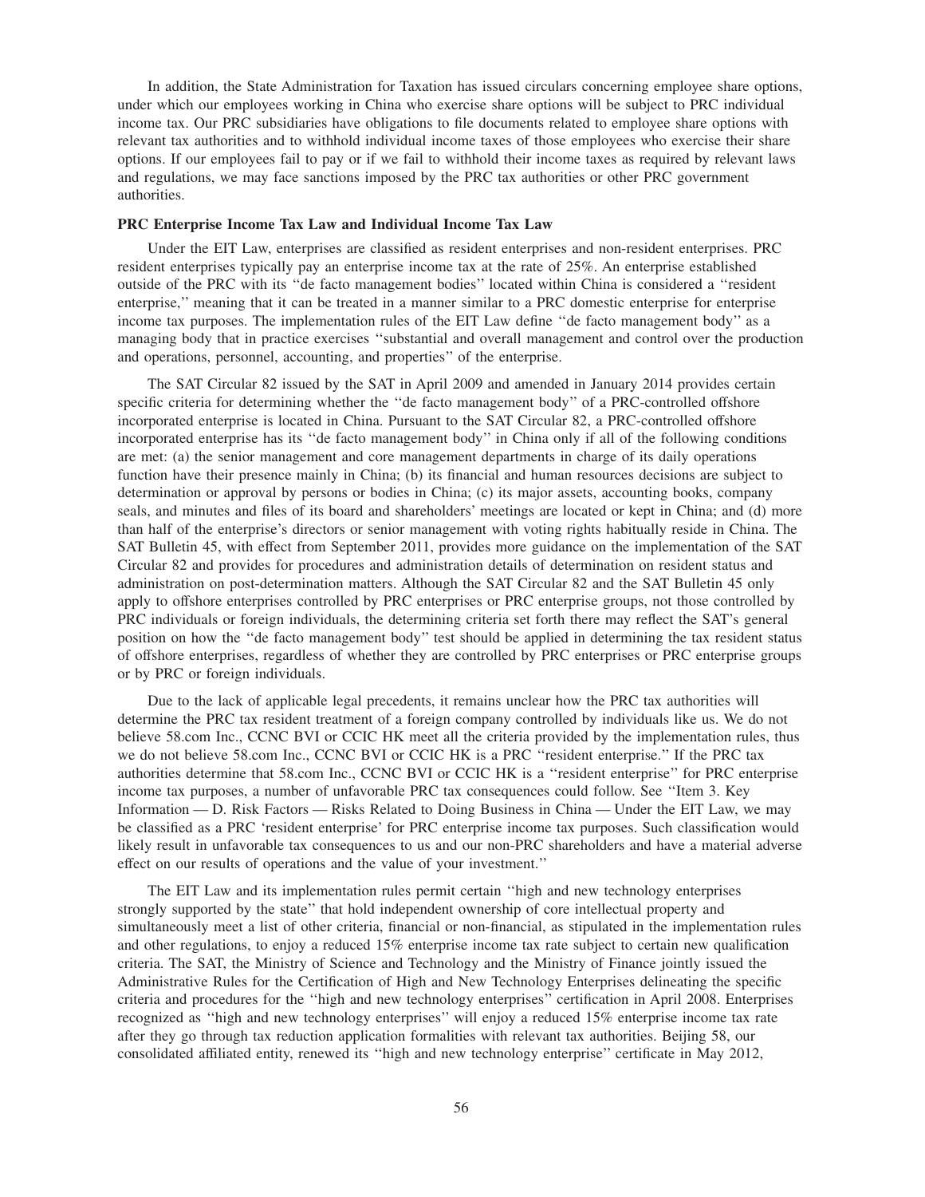In addition, the State Administration for Taxation has issued circulars concerning employee share options, under which our employees working in China who exercise share options will be subject to PRC individual income tax. Our PRC subsidiaries have obligations to file documents related to employee share options with relevant tax authorities and to withhold individual income taxes of those employees who exercise their share options. If our employees fail to pay or if we fail to withhold their income taxes as required by relevant laws and regulations, we may face sanctions imposed by the PRC tax authorities or other PRC government authorities.

**PRC Enterprise Income Tax Law and Individual Income Tax Law**

Under the EIT Law, enterprises are classified as resident enterprises and non-resident enterprises. PRC resident enterprises typically pay an enterprise income tax at the rate of 25%. An enterprise established outside of the PRC with its ''de facto management bodies'' located within China is considered a ''resident enterprise,'' meaning that it can be treated in a manner similar to a PRC domestic enterprise for enterprise income tax purposes. The implementation rules of the EIT Law define ''de facto management body'' as a managing body that in practice exercises ''substantial and overall management and control over the production and operations, personnel, accounting, and properties'' of the enterprise.

The SAT Circular 82 issued by the SAT in April 2009 and amended in January 2014 provides certain specific criteria for determining whether the ''de facto management body'' of a PRC-controlled offshore incorporated enterprise is located in China. Pursuant to the SAT Circular 82, a PRC-controlled offshore incorporated enterprise has its ''de facto management body'' in China only if all of the following conditions are met: (a) the senior management and core management departments in charge of its daily operations function have their presence mainly in China; (b) its financial and human resources decisions are subject to determination or approval by persons or bodies in China; (c) its major assets, accounting books, company seals, and minutes and files of its board and shareholders' meetings are located or kept in China; and (d) more than half of the enterprise's directors or senior management with voting rights habitually reside in China. The SAT Bulletin 45, with effect from September 2011, provides more guidance on the implementation of the SAT Circular 82 and provides for procedures and administration details of determination on resident status and administration on post-determination matters. Although the SAT Circular 82 and the SAT Bulletin 45 only apply to offshore enterprises controlled by PRC enterprises or PRC enterprise groups, not those controlled by PRC individuals or foreign individuals, the determining criteria set forth there may reflect the SAT's general position on how the ''de facto management body'' test should be applied in determining the tax resident status of offshore enterprises, regardless of whether they are controlled by PRC enterprises or PRC enterprise groups or by PRC or foreign individuals.

Due to the lack of applicable legal precedents, it remains unclear how the PRC tax authorities will determine the PRC tax resident treatment of a foreign company controlled by individuals like us. We do not believe 58.com Inc., CCNC BVI or CCIC HK meet all the criteria provided by the implementation rules, thus we do not believe 58.com Inc., CCNC BVI or CCIC HK is a PRC ''resident enterprise.'' If the PRC tax authorities determine that 58.com Inc., CCNC BVI or CCIC HK is a ''resident enterprise'' for PRC enterprise income tax purposes, a number of unfavorable PRC tax consequences could follow. See ''Item 3. Key Information — D. Risk Factors — Risks Related to Doing Business in China — Under the EIT Law, we may be classified as a PRC 'resident enterprise' for PRC enterprise income tax purposes. Such classification would likely result in unfavorable tax consequences to us and our non-PRC shareholders and have a material adverse effect on our results of operations and the value of your investment.''

The EIT Law and its implementation rules permit certain ''high and new technology enterprises strongly supported by the state'' that hold independent ownership of core intellectual property and simultaneously meet a list of other criteria, financial or non-financial, as stipulated in the implementation rules and other regulations, to enjoy a reduced 15% enterprise income tax rate subject to certain new qualification criteria. The SAT, the Ministry of Science and Technology and the Ministry of Finance jointly issued the Administrative Rules for the Certification of High and New Technology Enterprises delineating the specific criteria and procedures for the ''high and new technology enterprises'' certification in April 2008. Enterprises recognized as ''high and new technology enterprises'' will enjoy a reduced 15% enterprise income tax rate after they go through tax reduction application formalities with relevant tax authorities. Beijing 58, our consolidated affiliated entity, renewed its ''high and new technology enterprise'' certificate in May 2012,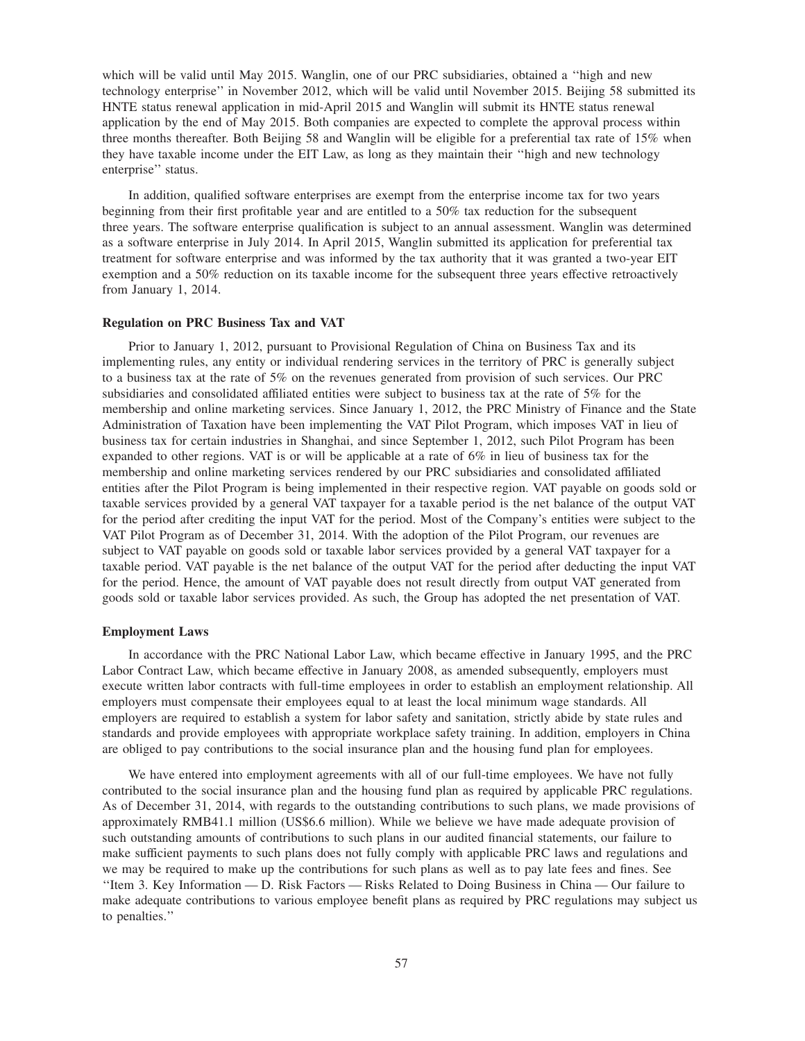which will be valid until May 2015. Wanglin, one of our PRC subsidiaries, obtained a ''high and new technology enterprise'' in November 2012, which will be valid until November 2015. Beijing 58 submitted its HNTE status renewal application in mid-April 2015 and Wanglin will submit its HNTE status renewal application by the end of May 2015. Both companies are expected to complete the approval process within three months thereafter. Both Beijing 58 and Wanglin will be eligible for a preferential tax rate of 15% when they have taxable income under the EIT Law, as long as they maintain their ''high and new technology enterprise'' status.

In addition, qualified software enterprises are exempt from the enterprise income tax for two years beginning from their first profitable year and are entitled to a 50% tax reduction for the subsequent three years. The software enterprise qualification is subject to an annual assessment. Wanglin was determined as a software enterprise in July 2014. In April 2015, Wanglin submitted its application for preferential tax treatment for software enterprise and was informed by the tax authority that it was granted a two-year EIT exemption and a 50% reduction on its taxable income for the subsequent three years effective retroactively from January 1, 2014.

**Regulation on PRC Business Tax and VAT**

Prior to January 1, 2012, pursuant to Provisional Regulation of China on Business Tax and its implementing rules, any entity or individual rendering services in the territory of PRC is generally subject to a business tax at the rate of 5% on the revenues generated from provision of such services. Our PRC subsidiaries and consolidated affiliated entities were subject to business tax at the rate of 5% for the membership and online marketing services. Since January 1, 2012, the PRC Ministry of Finance and the State Administration of Taxation have been implementing the VAT Pilot Program, which imposes VAT in lieu of business tax for certain industries in Shanghai, and since September 1, 2012, such Pilot Program has been expanded to other regions. VAT is or will be applicable at a rate of 6% in lieu of business tax for the membership and online marketing services rendered by our PRC subsidiaries and consolidated affiliated entities after the Pilot Program is being implemented in their respective region. VAT payable on goods sold or taxable services provided by a general VAT taxpayer for a taxable period is the net balance of the output VAT for the period after crediting the input VAT for the period. Most of the Company's entities were subject to the VAT Pilot Program as of December 31, 2014. With the adoption of the Pilot Program, our revenues are subject to VAT payable on goods sold or taxable labor services provided by a general VAT taxpayer for a taxable period. VAT payable is the net balance of the output VAT for the period after deducting the input VAT for the period. Hence, the amount of VAT payable does not result directly from output VAT generated from goods sold or taxable labor services provided. As such, the Group has adopted the net presentation of VAT.

**Employment Laws**

In accordance with the PRC National Labor Law, which became effective in January 1995, and the PRC Labor Contract Law, which became effective in January 2008, as amended subsequently, employers must execute written labor contracts with full-time employees in order to establish an employment relationship. All employers must compensate their employees equal to at least the local minimum wage standards. All employers are required to establish a system for labor safety and sanitation, strictly abide by state rules and standards and provide employees with appropriate workplace safety training. In addition, employers in China are obliged to pay contributions to the social insurance plan and the housing fund plan for employees.

We have entered into employment agreements with all of our full-time employees. We have not fully contributed to the social insurance plan and the housing fund plan as required by applicable PRC regulations. As of December 31, 2014, with regards to the outstanding contributions to such plans, we made provisions of approximately RMB41.1 million (US$6.6 million). While we believe we have made adequate provision of such outstanding amounts of contributions to such plans in our audited financial statements, our failure to make sufficient payments to such plans does not fully comply with applicable PRC laws and regulations and we may be required to make up the contributions for such plans as well as to pay late fees and fines. See ''Item 3. Key Information — D. Risk Factors — Risks Related to Doing Business in China — Our failure to make adequate contributions to various employee benefit plans as required by PRC regulations may subject us to penalties.''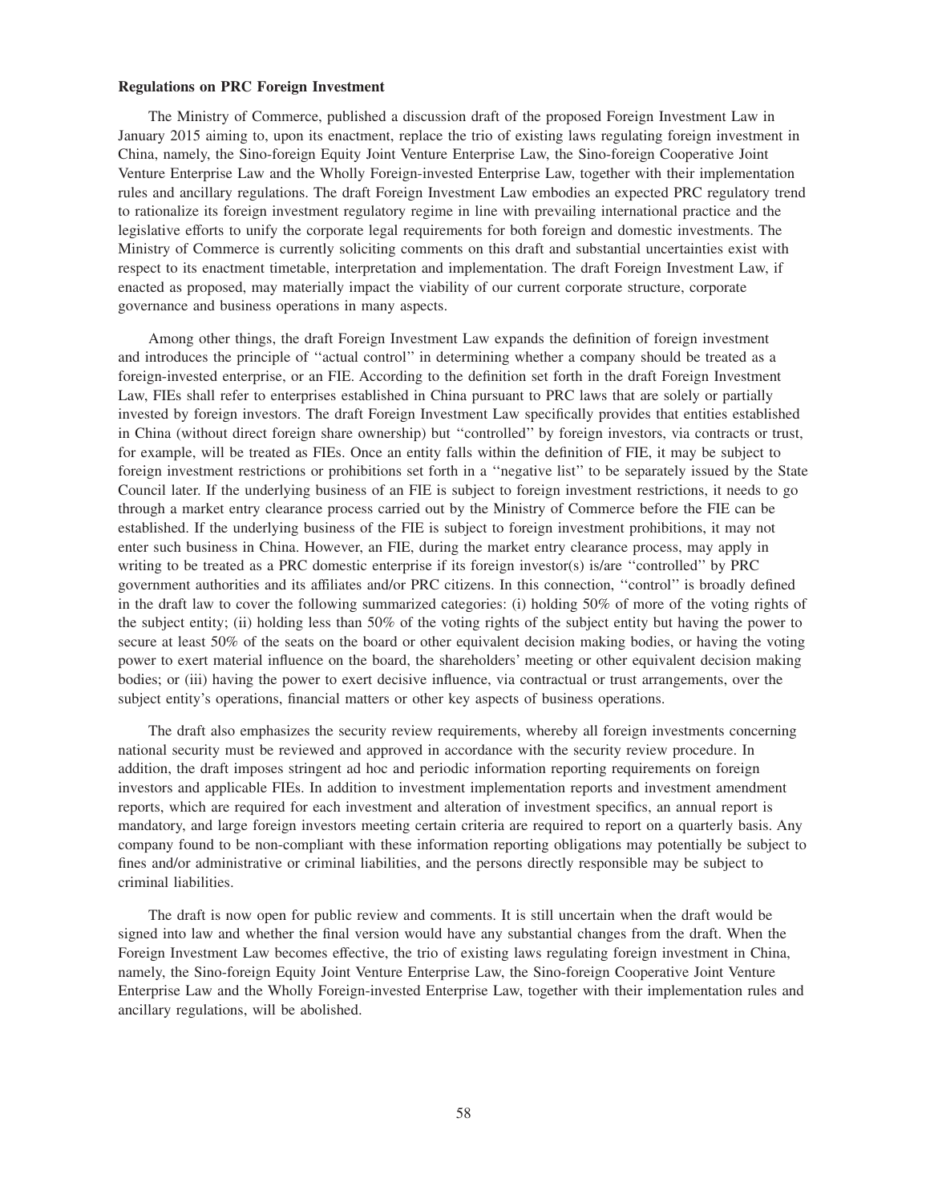**Regulations on PRC Foreign Investment**

The Ministry of Commerce, published a discussion draft of the proposed Foreign Investment Law in January 2015 aiming to, upon its enactment, replace the trio of existing laws regulating foreign investment in China, namely, the Sino-foreign Equity Joint Venture Enterprise Law, the Sino-foreign Cooperative Joint Venture Enterprise Law and the Wholly Foreign-invested Enterprise Law, together with their implementation rules and ancillary regulations. The draft Foreign Investment Law embodies an expected PRC regulatory trend to rationalize its foreign investment regulatory regime in line with prevailing international practice and the legislative efforts to unify the corporate legal requirements for both foreign and domestic investments. The Ministry of Commerce is currently soliciting comments on this draft and substantial uncertainties exist with respect to its enactment timetable, interpretation and implementation. The draft Foreign Investment Law, if enacted as proposed, may materially impact the viability of our current corporate structure, corporate governance and business operations in many aspects.

Among other things, the draft Foreign Investment Law expands the definition of foreign investment and introduces the principle of ''actual control'' in determining whether a company should be treated as a foreign-invested enterprise, or an FIE. According to the definition set forth in the draft Foreign Investment Law, FIEs shall refer to enterprises established in China pursuant to PRC laws that are solely or partially invested by foreign investors. The draft Foreign Investment Law specifically provides that entities established in China (without direct foreign share ownership) but ''controlled'' by foreign investors, via contracts or trust, for example, will be treated as FIEs. Once an entity falls within the definition of FIE, it may be subject to foreign investment restrictions or prohibitions set forth in a ''negative list'' to be separately issued by the State Council later. If the underlying business of an FIE is subject to foreign investment restrictions, it needs to go through a market entry clearance process carried out by the Ministry of Commerce before the FIE can be established. If the underlying business of the FIE is subject to foreign investment prohibitions, it may not enter such business in China. However, an FIE, during the market entry clearance process, may apply in writing to be treated as a PRC domestic enterprise if its foreign investor(s) is/are ''controlled'' by PRC government authorities and its affiliates and/or PRC citizens. In this connection, ''control'' is broadly defined in the draft law to cover the following summarized categories: (i) holding 50% of more of the voting rights of the subject entity; (ii) holding less than 50% of the voting rights of the subject entity but having the power to secure at least 50% of the seats on the board or other equivalent decision making bodies, or having the voting power to exert material influence on the board, the shareholders' meeting or other equivalent decision making bodies; or (iii) having the power to exert decisive influence, via contractual or trust arrangements, over the subject entity's operations, financial matters or other key aspects of business operations.

The draft also emphasizes the security review requirements, whereby all foreign investments concerning national security must be reviewed and approved in accordance with the security review procedure. In addition, the draft imposes stringent ad hoc and periodic information reporting requirements on foreign investors and applicable FIEs. In addition to investment implementation reports and investment amendment reports, which are required for each investment and alteration of investment specifics, an annual report is mandatory, and large foreign investors meeting certain criteria are required to report on a quarterly basis. Any company found to be non-compliant with these information reporting obligations may potentially be subject to fines and/or administrative or criminal liabilities, and the persons directly responsible may be subject to criminal liabilities.

The draft is now open for public review and comments. It is still uncertain when the draft would be signed into law and whether the final version would have any substantial changes from the draft. When the Foreign Investment Law becomes effective, the trio of existing laws regulating foreign investment in China, namely, the Sino-foreign Equity Joint Venture Enterprise Law, the Sino-foreign Cooperative Joint Venture Enterprise Law and the Wholly Foreign-invested Enterprise Law, together with their implementation rules and ancillary regulations, will be abolished.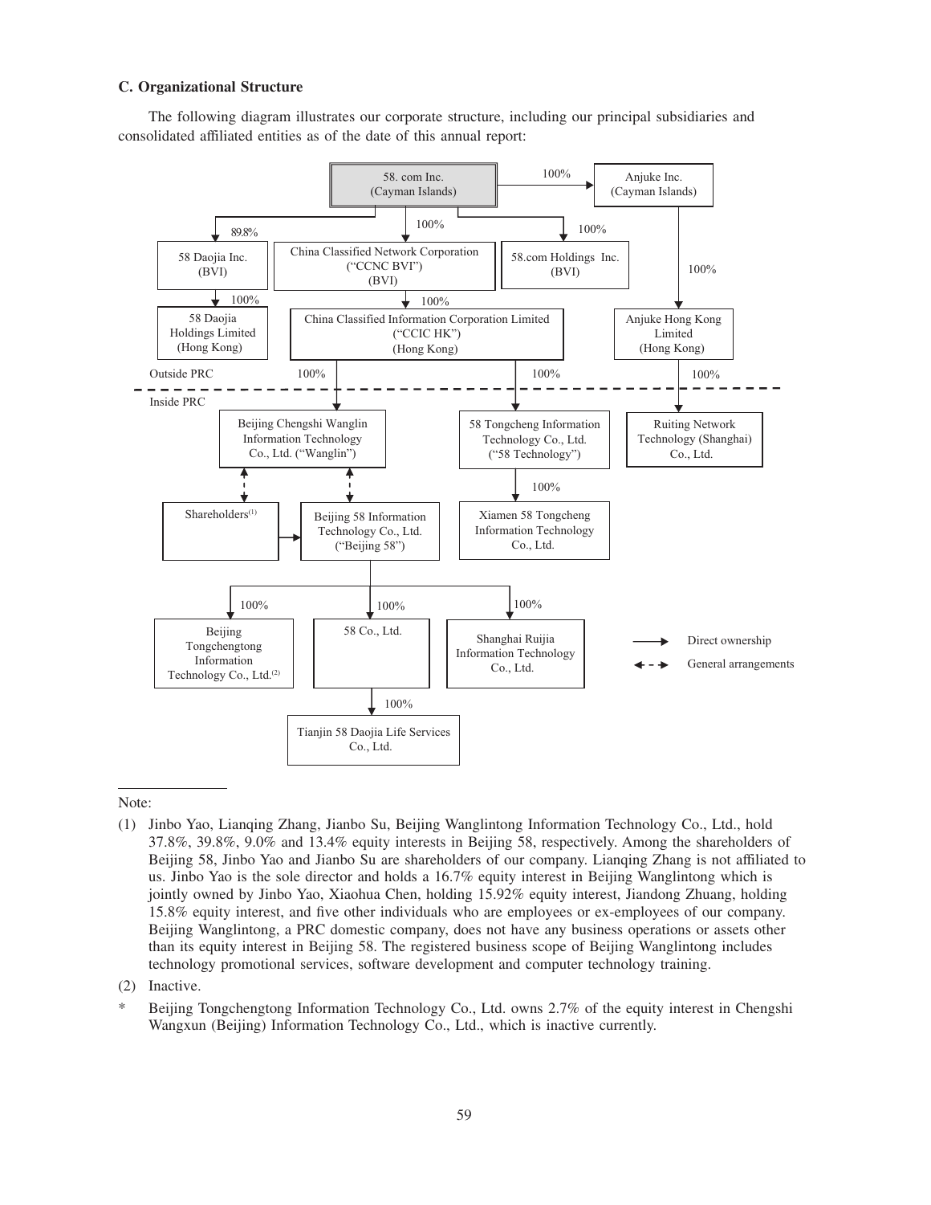### C. Organizational Structure

The following diagram illustrates our corporate structure, including our principal subsidiaries and consolidated affiliated entities as of the date of this annual report:

58. com Inc. (Cayman Islands)

- 100% → Anjuke Inc. (Cayman Islands)
  - 100% → Anjuke Hong Kong Limited (Hong Kong)
    - 100% → Ruiting Network Technology (Shanghai) Co., Ltd.
- 89.8% → 58 Daojia Inc. (BVI)
  - 100% → 58 Daojia Holdings Limited (Hong Kong)
- 100% → China Classified Network Corporation ("CCNC BVI") (BVI)
  - 100% → China Classified Information Corporation Limited ("CCIC HK") (Hong Kong)
    - 100% → Beijing Chengshi Wanglin Information Technology Co., Ltd. ("Wanglin")
    - 100% → 58 Tongcheng Information Technology Co., Ltd. ("58 Technology")
      - 100% → Xiamen 58 Tongcheng Information Technology Co., Ltd.
- 100% → 58.com Holdings Inc. (BVI)

Outside PRC / Inside PRC

- Wanglin ↔ Shareholders[(1)] (general arrangements)
- Wanglin ↔ Beijing 58 Information Technology Co., Ltd. ("Beijing 58") (general arrangements)
- Shareholders[(1)] → Beijing 58
  - 100% → Beijing Tongchengtong Information Technology Co., Ltd.[(2)]
  - 100% → 58 Co., Ltd.
    - 100% → Tianjin 58 Daojia Life Services Co., Ltd.
  - 100% → Shanghai Ruijia Information Technology Co., Ltd.

→ Direct ownership

← - → General arrangements

Note:

(1) Jinbo Yao, Lianqing Zhang, Jianbo Su, Beijing Wanglintong Information Technology Co., Ltd., hold 37.8%, 39.8%, 9.0% and 13.4% equity interests in Beijing 58, respectively. Among the shareholders of Beijing 58, Jinbo Yao and Jianbo Su are shareholders of our company. Lianqing Zhang is not affiliated to us. Jinbo Yao is the sole director and holds a 16.7% equity interest in Beijing Wanglintong which is jointly owned by Jinbo Yao, Xiaohua Chen, holding 15.92% equity interest, Jiandong Zhuang, holding 15.8% equity interest, and five other individuals who are employees or ex-employees of our company. Beijing Wanglintong, a PRC domestic company, does not have any business operations or assets other than its equity interest in Beijing 58. The registered business scope of Beijing Wanglintong includes technology promotional services, software development and computer technology training.

(2) Inactive.

\* Beijing Tongchengtong Information Technology Co., Ltd. owns 2.7% of the equity interest in Chengshi Wangxun (Beijing) Information Technology Co., Ltd., which is inactive currently.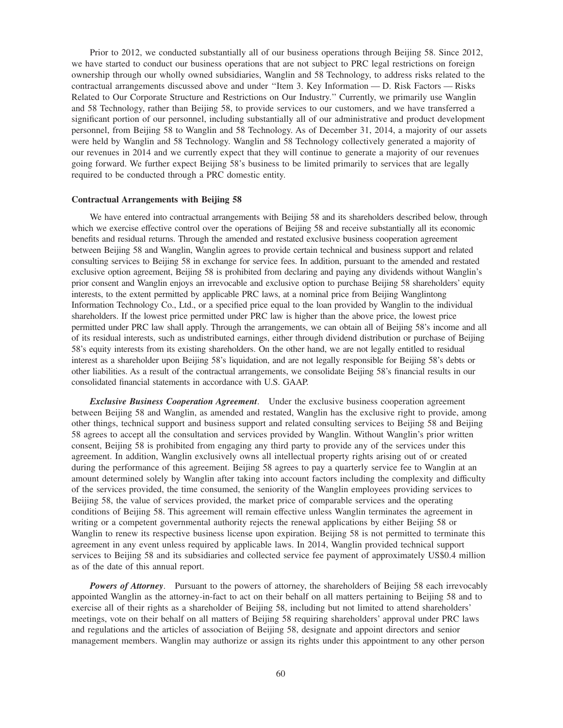Prior to 2012, we conducted substantially all of our business operations through Beijing 58. Since 2012, we have started to conduct our business operations that are not subject to PRC legal restrictions on foreign ownership through our wholly owned subsidiaries, Wanglin and 58 Technology, to address risks related to the contractual arrangements discussed above and under "Item 3. Key Information — D. Risk Factors — Risks Related to Our Corporate Structure and Restrictions on Our Industry." Currently, we primarily use Wanglin and 58 Technology, rather than Beijing 58, to provide services to our customers, and we have transferred a significant portion of our personnel, including substantially all of our administrative and product development personnel, from Beijing 58 to Wanglin and 58 Technology. As of December 31, 2014, a majority of our assets were held by Wanglin and 58 Technology. Wanglin and 58 Technology collectively generated a majority of our revenues in 2014 and we currently expect that they will continue to generate a majority of our revenues going forward. We further expect Beijing 58's business to be limited primarily to services that are legally required to be conducted through a PRC domestic entity.

### Contractual Arrangements with Beijing 58

We have entered into contractual arrangements with Beijing 58 and its shareholders described below, through which we exercise effective control over the operations of Beijing 58 and receive substantially all its economic benefits and residual returns. Through the amended and restated exclusive business cooperation agreement between Beijing 58 and Wanglin, Wanglin agrees to provide certain technical and business support and related consulting services to Beijing 58 in exchange for service fees. In addition, pursuant to the amended and restated exclusive option agreement, Beijing 58 is prohibited from declaring and paying any dividends without Wanglin's prior consent and Wanglin enjoys an irrevocable and exclusive option to purchase Beijing 58 shareholders' equity interests, to the extent permitted by applicable PRC laws, at a nominal price from Beijing Wanglintong Information Technology Co., Ltd., or a specified price equal to the loan provided by Wanglin to the individual shareholders. If the lowest price permitted under PRC law is higher than the above price, the lowest price permitted under PRC law shall apply. Through the arrangements, we can obtain all of Beijing 58's income and all of its residual interests, such as undistributed earnings, either through dividend distribution or purchase of Beijing 58's equity interests from its existing shareholders. On the other hand, we are not legally entitled to residual interest as a shareholder upon Beijing 58's liquidation, and are not legally responsible for Beijing 58's debts or other liabilities. As a result of the contractual arrangements, we consolidate Beijing 58's financial results in our consolidated financial statements in accordance with U.S. GAAP.

***Exclusive Business Cooperation Agreement***. Under the exclusive business cooperation agreement between Beijing 58 and Wanglin, as amended and restated, Wanglin has the exclusive right to provide, among other things, technical support and business support and related consulting services to Beijing 58 and Beijing 58 agrees to accept all the consultation and services provided by Wanglin. Without Wanglin's prior written consent, Beijing 58 is prohibited from engaging any third party to provide any of the services under this agreement. In addition, Wanglin exclusively owns all intellectual property rights arising out of or created during the performance of this agreement. Beijing 58 agrees to pay a quarterly service fee to Wanglin at an amount determined solely by Wanglin after taking into account factors including the complexity and difficulty of the services provided, the time consumed, the seniority of the Wanglin employees providing services to Beijing 58, the value of services provided, the market price of comparable services and the operating conditions of Beijing 58. This agreement will remain effective unless Wanglin terminates the agreement in writing or a competent governmental authority rejects the renewal applications by either Beijing 58 or Wanglin to renew its respective business license upon expiration. Beijing 58 is not permitted to terminate this agreement in any event unless required by applicable laws. In 2014, Wanglin provided technical support services to Beijing 58 and its subsidiaries and collected service fee payment of approximately US$0.4 million as of the date of this annual report.

***Powers of Attorney***. Pursuant to the powers of attorney, the shareholders of Beijing 58 each irrevocably appointed Wanglin as the attorney-in-fact to act on their behalf on all matters pertaining to Beijing 58 and to exercise all of their rights as a shareholder of Beijing 58, including but not limited to attend shareholders' meetings, vote on their behalf on all matters of Beijing 58 requiring shareholders' approval under PRC laws and regulations and the articles of association of Beijing 58, designate and appoint directors and senior management members. Wanglin may authorize or assign its rights under this appointment to any other person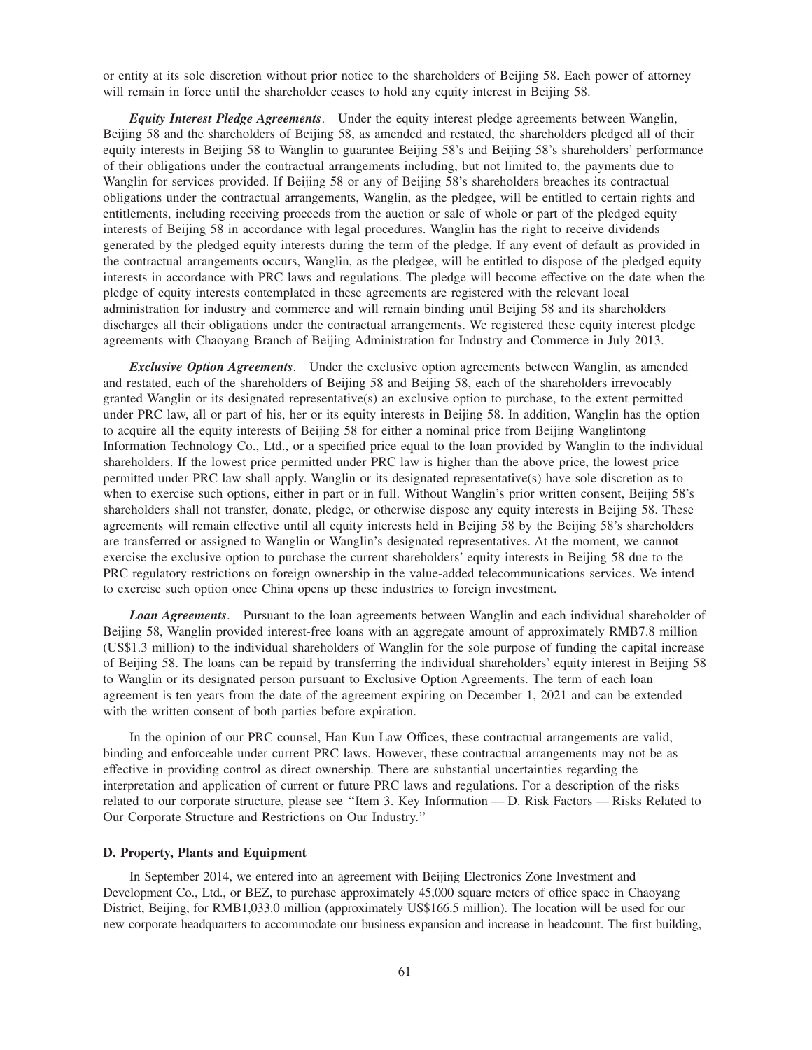or entity at its sole discretion without prior notice to the shareholders of Beijing 58. Each power of attorney will remain in force until the shareholder ceases to hold any equity interest in Beijing 58.

***Equity Interest Pledge Agreements***. Under the equity interest pledge agreements between Wanglin, Beijing 58 and the shareholders of Beijing 58, as amended and restated, the shareholders pledged all of their equity interests in Beijing 58 to Wanglin to guarantee Beijing 58's and Beijing 58's shareholders' performance of their obligations under the contractual arrangements including, but not limited to, the payments due to Wanglin for services provided. If Beijing 58 or any of Beijing 58's shareholders breaches its contractual obligations under the contractual arrangements, Wanglin, as the pledgee, will be entitled to certain rights and entitlements, including receiving proceeds from the auction or sale of whole or part of the pledged equity interests of Beijing 58 in accordance with legal procedures. Wanglin has the right to receive dividends generated by the pledged equity interests during the term of the pledge. If any event of default as provided in the contractual arrangements occurs, Wanglin, as the pledgee, will be entitled to dispose of the pledged equity interests in accordance with PRC laws and regulations. The pledge will become effective on the date when the pledge of equity interests contemplated in these agreements are registered with the relevant local administration for industry and commerce and will remain binding until Beijing 58 and its shareholders discharges all their obligations under the contractual arrangements. We registered these equity interest pledge agreements with Chaoyang Branch of Beijing Administration for Industry and Commerce in July 2013.

***Exclusive Option Agreements***. Under the exclusive option agreements between Wanglin, as amended and restated, each of the shareholders of Beijing 58 and Beijing 58, each of the shareholders irrevocably granted Wanglin or its designated representative(s) an exclusive option to purchase, to the extent permitted under PRC law, all or part of his, her or its equity interests in Beijing 58. In addition, Wanglin has the option to acquire all the equity interests of Beijing 58 for either a nominal price from Beijing Wanglintong Information Technology Co., Ltd., or a specified price equal to the loan provided by Wanglin to the individual shareholders. If the lowest price permitted under PRC law is higher than the above price, the lowest price permitted under PRC law shall apply. Wanglin or its designated representative(s) have sole discretion as to when to exercise such options, either in part or in full. Without Wanglin's prior written consent, Beijing 58's shareholders shall not transfer, donate, pledge, or otherwise dispose any equity interests in Beijing 58. These agreements will remain effective until all equity interests held in Beijing 58 by the Beijing 58's shareholders are transferred or assigned to Wanglin or Wanglin's designated representatives. At the moment, we cannot exercise the exclusive option to purchase the current shareholders' equity interests in Beijing 58 due to the PRC regulatory restrictions on foreign ownership in the value-added telecommunications services. We intend to exercise such option once China opens up these industries to foreign investment.

***Loan Agreements***. Pursuant to the loan agreements between Wanglin and each individual shareholder of Beijing 58, Wanglin provided interest-free loans with an aggregate amount of approximately RMB7.8 million (US$1.3 million) to the individual shareholders of Wanglin for the sole purpose of funding the capital increase of Beijing 58. The loans can be repaid by transferring the individual shareholders' equity interest in Beijing 58 to Wanglin or its designated person pursuant to Exclusive Option Agreements. The term of each loan agreement is ten years from the date of the agreement expiring on December 1, 2021 and can be extended with the written consent of both parties before expiration.

In the opinion of our PRC counsel, Han Kun Law Offices, these contractual arrangements are valid, binding and enforceable under current PRC laws. However, these contractual arrangements may not be as effective in providing control as direct ownership. There are substantial uncertainties regarding the interpretation and application of current or future PRC laws and regulations. For a description of the risks related to our corporate structure, please see "Item 3. Key Information — D. Risk Factors — Risks Related to Our Corporate Structure and Restrictions on Our Industry."

#### D. Property, Plants and Equipment

In September 2014, we entered into an agreement with Beijing Electronics Zone Investment and Development Co., Ltd., or BEZ, to purchase approximately 45,000 square meters of office space in Chaoyang District, Beijing, for RMB1,033.0 million (approximately US$166.5 million). The location will be used for our new corporate headquarters to accommodate our business expansion and increase in headcount. The first building,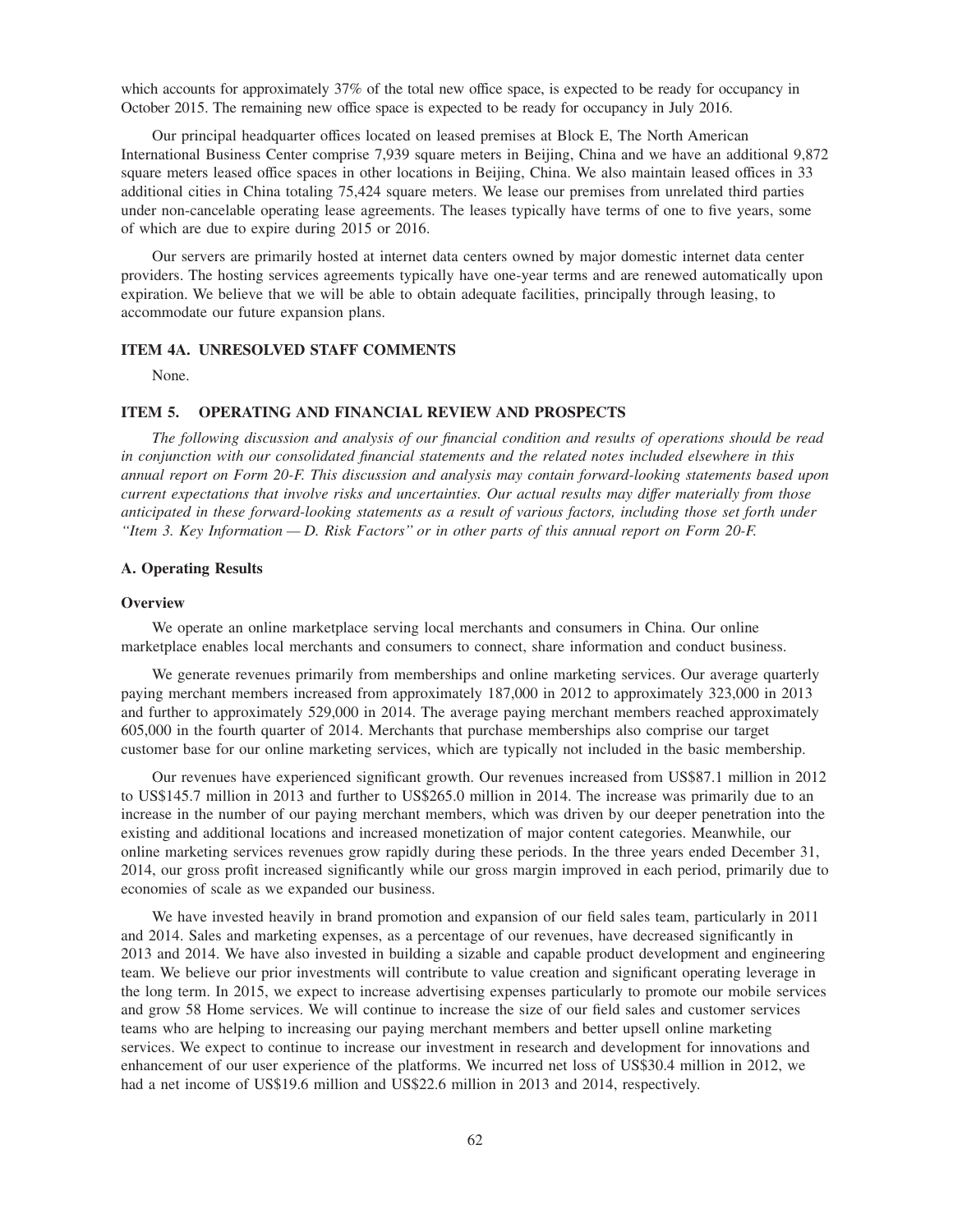which accounts for approximately 37% of the total new office space, is expected to be ready for occupancy in October 2015. The remaining new office space is expected to be ready for occupancy in July 2016.

Our principal headquarter offices located on leased premises at Block E, The North American International Business Center comprise 7,939 square meters in Beijing, China and we have an additional 9,872 square meters leased office spaces in other locations in Beijing, China. We also maintain leased offices in 33 additional cities in China totaling 75,424 square meters. We lease our premises from unrelated third parties under non-cancelable operating lease agreements. The leases typically have terms of one to five years, some of which are due to expire during 2015 or 2016.

Our servers are primarily hosted at internet data centers owned by major domestic internet data center providers. The hosting services agreements typically have one-year terms and are renewed automatically upon expiration. We believe that we will be able to obtain adequate facilities, principally through leasing, to accommodate our future expansion plans.

## ITEM 4A. UNRESOLVED STAFF COMMENTS

None.

## ITEM 5. OPERATING AND FINANCIAL REVIEW AND PROSPECTS

*The following discussion and analysis of our financial condition and results of operations should be read in conjunction with our consolidated financial statements and the related notes included elsewhere in this annual report on Form 20-F. This discussion and analysis may contain forward-looking statements based upon current expectations that involve risks and uncertainties. Our actual results may differ materially from those anticipated in these forward-looking statements as a result of various factors, including those set forth under "Item 3. Key Information — D. Risk Factors" or in other parts of this annual report on Form 20-F.*

### A. Operating Results

#### Overview

We operate an online marketplace serving local merchants and consumers in China. Our online marketplace enables local merchants and consumers to connect, share information and conduct business.

We generate revenues primarily from memberships and online marketing services. Our average quarterly paying merchant members increased from approximately 187,000 in 2012 to approximately 323,000 in 2013 and further to approximately 529,000 in 2014. The average paying merchant members reached approximately 605,000 in the fourth quarter of 2014. Merchants that purchase memberships also comprise our target customer base for our online marketing services, which are typically not included in the basic membership.

Our revenues have experienced significant growth. Our revenues increased from US$87.1 million in 2012 to US$145.7 million in 2013 and further to US$265.0 million in 2014. The increase was primarily due to an increase in the number of our paying merchant members, which was driven by our deeper penetration into the existing and additional locations and increased monetization of major content categories. Meanwhile, our online marketing services revenues grow rapidly during these periods. In the three years ended December 31, 2014, our gross profit increased significantly while our gross margin improved in each period, primarily due to economies of scale as we expanded our business.

We have invested heavily in brand promotion and expansion of our field sales team, particularly in 2011 and 2014. Sales and marketing expenses, as a percentage of our revenues, have decreased significantly in 2013 and 2014. We have also invested in building a sizable and capable product development and engineering team. We believe our prior investments will contribute to value creation and significant operating leverage in the long term. In 2015, we expect to increase advertising expenses particularly to promote our mobile services and grow 58 Home services. We will continue to increase the size of our field sales and customer services teams who are helping to increasing our paying merchant members and better upsell online marketing services. We expect to continue to increase our investment in research and development for innovations and enhancement of our user experience of the platforms. We incurred net loss of US$30.4 million in 2012, we had a net income of US$19.6 million and US$22.6 million in 2013 and 2014, respectively.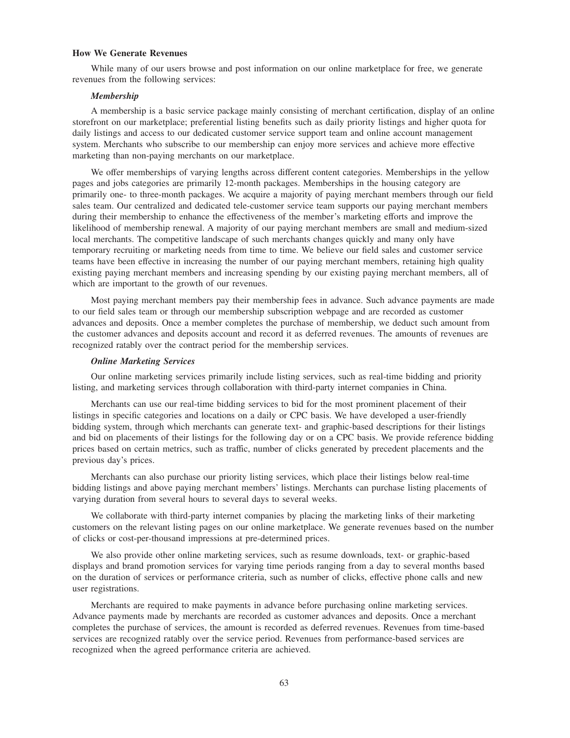### How We Generate Revenues

While many of our users browse and post information on our online marketplace for free, we generate revenues from the following services:

#### *Membership*

A membership is a basic service package mainly consisting of merchant certification, display of an online storefront on our marketplace; preferential listing benefits such as daily priority listings and higher quota for daily listings and access to our dedicated customer service support team and online account management system. Merchants who subscribe to our membership can enjoy more services and achieve more effective marketing than non-paying merchants on our marketplace.

We offer memberships of varying lengths across different content categories. Memberships in the yellow pages and jobs categories are primarily 12-month packages. Memberships in the housing category are primarily one- to three-month packages. We acquire a majority of paying merchant members through our field sales team. Our centralized and dedicated tele-customer service team supports our paying merchant members during their membership to enhance the effectiveness of the member's marketing efforts and improve the likelihood of membership renewal. A majority of our paying merchant members are small and medium-sized local merchants. The competitive landscape of such merchants changes quickly and many only have temporary recruiting or marketing needs from time to time. We believe our field sales and customer service teams have been effective in increasing the number of our paying merchant members, retaining high quality existing paying merchant members and increasing spending by our existing paying merchant members, all of which are important to the growth of our revenues.

Most paying merchant members pay their membership fees in advance. Such advance payments are made to our field sales team or through our membership subscription webpage and are recorded as customer advances and deposits. Once a member completes the purchase of membership, we deduct such amount from the customer advances and deposits account and record it as deferred revenues. The amounts of revenues are recognized ratably over the contract period for the membership services.

#### *Online Marketing Services*

Our online marketing services primarily include listing services, such as real-time bidding and priority listing, and marketing services through collaboration with third-party internet companies in China.

Merchants can use our real-time bidding services to bid for the most prominent placement of their listings in specific categories and locations on a daily or CPC basis. We have developed a user-friendly bidding system, through which merchants can generate text- and graphic-based descriptions for their listings and bid on placements of their listings for the following day or on a CPC basis. We provide reference bidding prices based on certain metrics, such as traffic, number of clicks generated by precedent placements and the previous day's prices.

Merchants can also purchase our priority listing services, which place their listings below real-time bidding listings and above paying merchant members' listings. Merchants can purchase listing placements of varying duration from several hours to several days to several weeks.

We collaborate with third-party internet companies by placing the marketing links of their marketing customers on the relevant listing pages on our online marketplace. We generate revenues based on the number of clicks or cost-per-thousand impressions at pre-determined prices.

We also provide other online marketing services, such as resume downloads, text- or graphic-based displays and brand promotion services for varying time periods ranging from a day to several months based on the duration of services or performance criteria, such as number of clicks, effective phone calls and new user registrations.

Merchants are required to make payments in advance before purchasing online marketing services. Advance payments made by merchants are recorded as customer advances and deposits. Once a merchant completes the purchase of services, the amount is recorded as deferred revenues. Revenues from time-based services are recognized ratably over the service period. Revenues from performance-based services are recognized when the agreed performance criteria are achieved.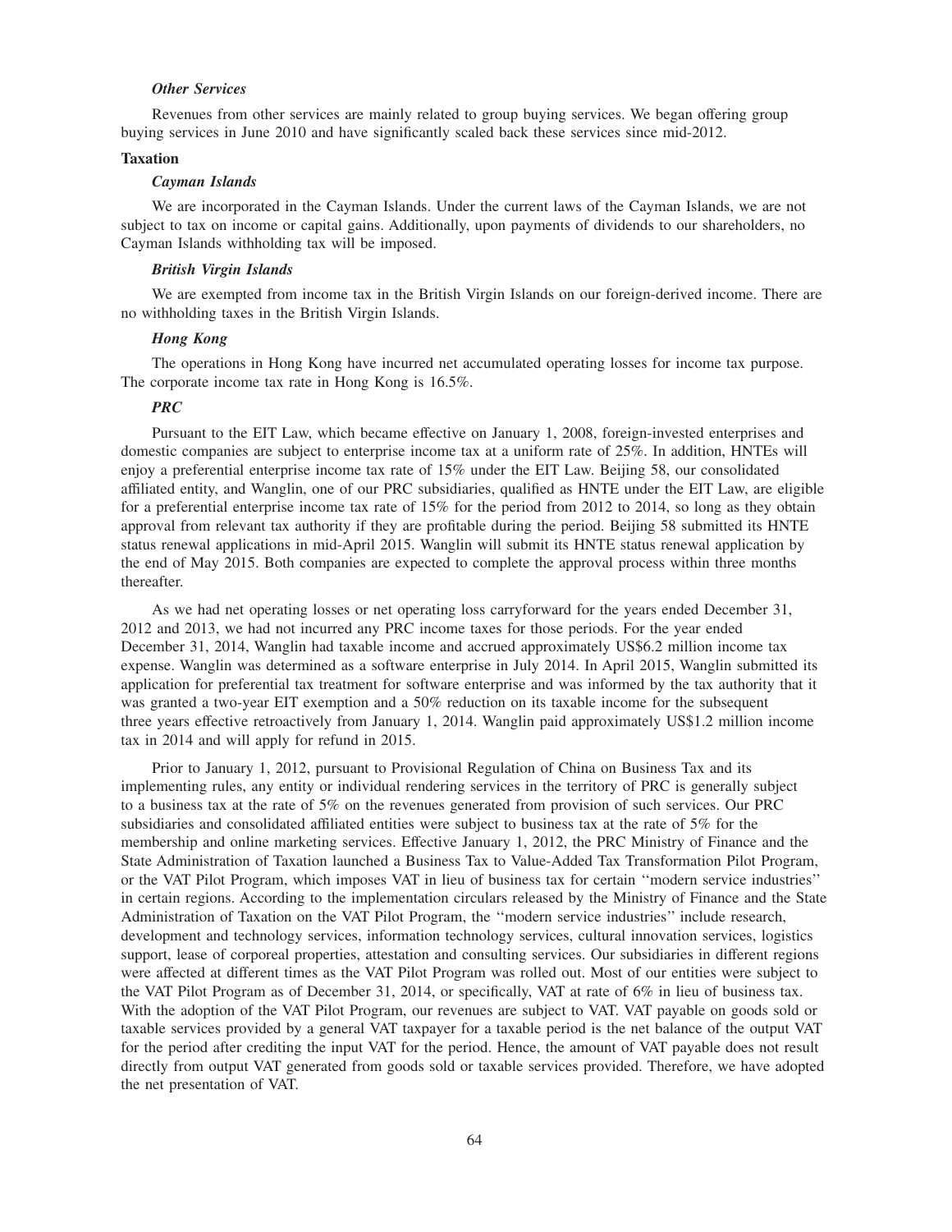### *Other Services*

Revenues from other services are mainly related to group buying services. We began offering group buying services in June 2010 and have significantly scaled back these services since mid-2012.

## Taxation

### *Cayman Islands*

We are incorporated in the Cayman Islands. Under the current laws of the Cayman Islands, we are not subject to tax on income or capital gains. Additionally, upon payments of dividends to our shareholders, no Cayman Islands withholding tax will be imposed.

### *British Virgin Islands*

We are exempted from income tax in the British Virgin Islands on our foreign-derived income. There are no withholding taxes in the British Virgin Islands.

### *Hong Kong*

The operations in Hong Kong have incurred net accumulated operating losses for income tax purpose. The corporate income tax rate in Hong Kong is 16.5%.

### *PRC*

Pursuant to the EIT Law, which became effective on January 1, 2008, foreign-invested enterprises and domestic companies are subject to enterprise income tax at a uniform rate of 25%. In addition, HNTEs will enjoy a preferential enterprise income tax rate of 15% under the EIT Law. Beijing 58, our consolidated affiliated entity, and Wanglin, one of our PRC subsidiaries, qualified as HNTE under the EIT Law, are eligible for a preferential enterprise income tax rate of 15% for the period from 2012 to 2014, so long as they obtain approval from relevant tax authority if they are profitable during the period. Beijing 58 submitted its HNTE status renewal applications in mid-April 2015. Wanglin will submit its HNTE status renewal application by the end of May 2015. Both companies are expected to complete the approval process within three months thereafter.

As we had net operating losses or net operating loss carryforward for the years ended December 31, 2012 and 2013, we had not incurred any PRC income taxes for those periods. For the year ended December 31, 2014, Wanglin had taxable income and accrued approximately US$6.2 million income tax expense. Wanglin was determined as a software enterprise in July 2014. In April 2015, Wanglin submitted its application for preferential tax treatment for software enterprise and was informed by the tax authority that it was granted a two-year EIT exemption and a 50% reduction on its taxable income for the subsequent three years effective retroactively from January 1, 2014. Wanglin paid approximately US$1.2 million income tax in 2014 and will apply for refund in 2015.

Prior to January 1, 2012, pursuant to Provisional Regulation of China on Business Tax and its implementing rules, any entity or individual rendering services in the territory of PRC is generally subject to a business tax at the rate of 5% on the revenues generated from provision of such services. Our PRC subsidiaries and consolidated affiliated entities were subject to business tax at the rate of 5% for the membership and online marketing services. Effective January 1, 2012, the PRC Ministry of Finance and the State Administration of Taxation launched a Business Tax to Value-Added Tax Transformation Pilot Program, or the VAT Pilot Program, which imposes VAT in lieu of business tax for certain ''modern service industries'' in certain regions. According to the implementation circulars released by the Ministry of Finance and the State Administration of Taxation on the VAT Pilot Program, the ''modern service industries'' include research, development and technology services, information technology services, cultural innovation services, logistics support, lease of corporeal properties, attestation and consulting services. Our subsidiaries in different regions were affected at different times as the VAT Pilot Program was rolled out. Most of our entities were subject to the VAT Pilot Program as of December 31, 2014, or specifically, VAT at rate of 6% in lieu of business tax. With the adoption of the VAT Pilot Program, our revenues are subject to VAT. VAT payable on goods sold or taxable services provided by a general VAT taxpayer for a taxable period is the net balance of the output VAT for the period after crediting the input VAT for the period. Hence, the amount of VAT payable does not result directly from output VAT generated from goods sold or taxable services provided. Therefore, we have adopted the net presentation of VAT.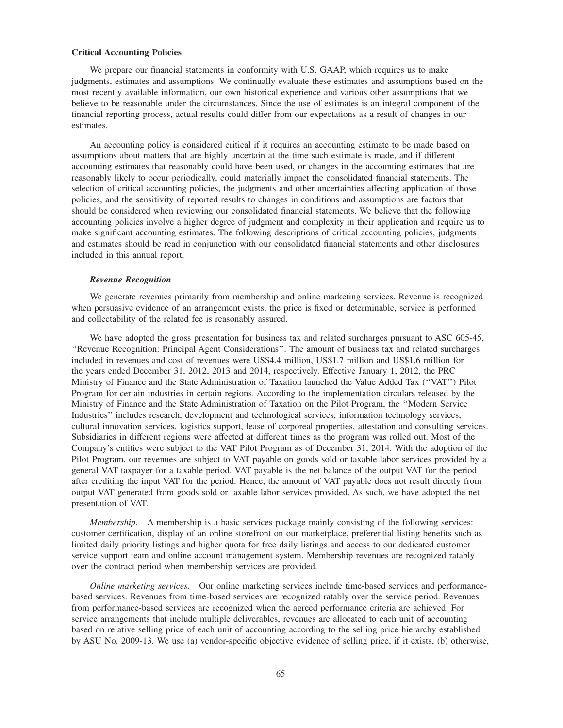### Critical Accounting Policies

We prepare our financial statements in conformity with U.S. GAAP, which requires us to make judgments, estimates and assumptions. We continually evaluate these estimates and assumptions based on the most recently available information, our own historical experience and various other assumptions that we believe to be reasonable under the circumstances. Since the use of estimates is an integral component of the financial reporting process, actual results could differ from our expectations as a result of changes in our estimates.

An accounting policy is considered critical if it requires an accounting estimate to be made based on assumptions about matters that are highly uncertain at the time such estimate is made, and if different accounting estimates that reasonably could have been used, or changes in the accounting estimates that are reasonably likely to occur periodically, could materially impact the consolidated financial statements. The selection of critical accounting policies, the judgments and other uncertainties affecting application of those policies, and the sensitivity of reported results to changes in conditions and assumptions are factors that should be considered when reviewing our consolidated financial statements. We believe that the following accounting policies involve a higher degree of judgment and complexity in their application and require us to make significant accounting estimates. The following descriptions of critical accounting policies, judgments and estimates should be read in conjunction with our consolidated financial statements and other disclosures included in this annual report.

#### *Revenue Recognition*

We generate revenues primarily from membership and online marketing services. Revenue is recognized when persuasive evidence of an arrangement exists, the price is fixed or determinable, service is performed and collectability of the related fee is reasonably assured.

We have adopted the gross presentation for business tax and related surcharges pursuant to ASC 605-45, ''Revenue Recognition: Principal Agent Considerations''. The amount of business tax and related surcharges included in revenues and cost of revenues were US$4.4 million, US$1.7 million and US$1.6 million for the years ended December 31, 2012, 2013 and 2014, respectively. Effective January 1, 2012, the PRC Ministry of Finance and the State Administration of Taxation launched the Value Added Tax (''VAT'') Pilot Program for certain industries in certain regions. According to the implementation circulars released by the Ministry of Finance and the State Administration of Taxation on the Pilot Program, the ''Modern Service Industries'' includes research, development and technological services, information technology services, cultural innovation services, logistics support, lease of corporeal properties, attestation and consulting services. Subsidiaries in different regions were affected at different times as the program was rolled out. Most of the Company's entities were subject to the VAT Pilot Program as of December 31, 2014. With the adoption of the Pilot Program, our revenues are subject to VAT payable on goods sold or taxable labor services provided by a general VAT taxpayer for a taxable period. VAT payable is the net balance of the output VAT for the period after crediting the input VAT for the period. Hence, the amount of VAT payable does not result directly from output VAT generated from goods sold or taxable labor services provided. As such, we have adopted the net presentation of VAT.

*Membership*. A membership is a basic services package mainly consisting of the following services: customer certification, display of an online storefront on our marketplace, preferential listing benefits such as limited daily priority listings and higher quota for free daily listings and access to our dedicated customer service support team and online account management system. Membership revenues are recognized ratably over the contract period when membership services are provided.

*Online marketing services*. Our online marketing services include time-based services and performance-based services. Revenues from time-based services are recognized ratably over the service period. Revenues from performance-based services are recognized when the agreed performance criteria are achieved. For service arrangements that include multiple deliverables, revenues are allocated to each unit of accounting based on relative selling price of each unit of accounting according to the selling price hierarchy established by ASU No. 2009-13. We use (a) vendor-specific objective evidence of selling price, if it exists, (b) otherwise,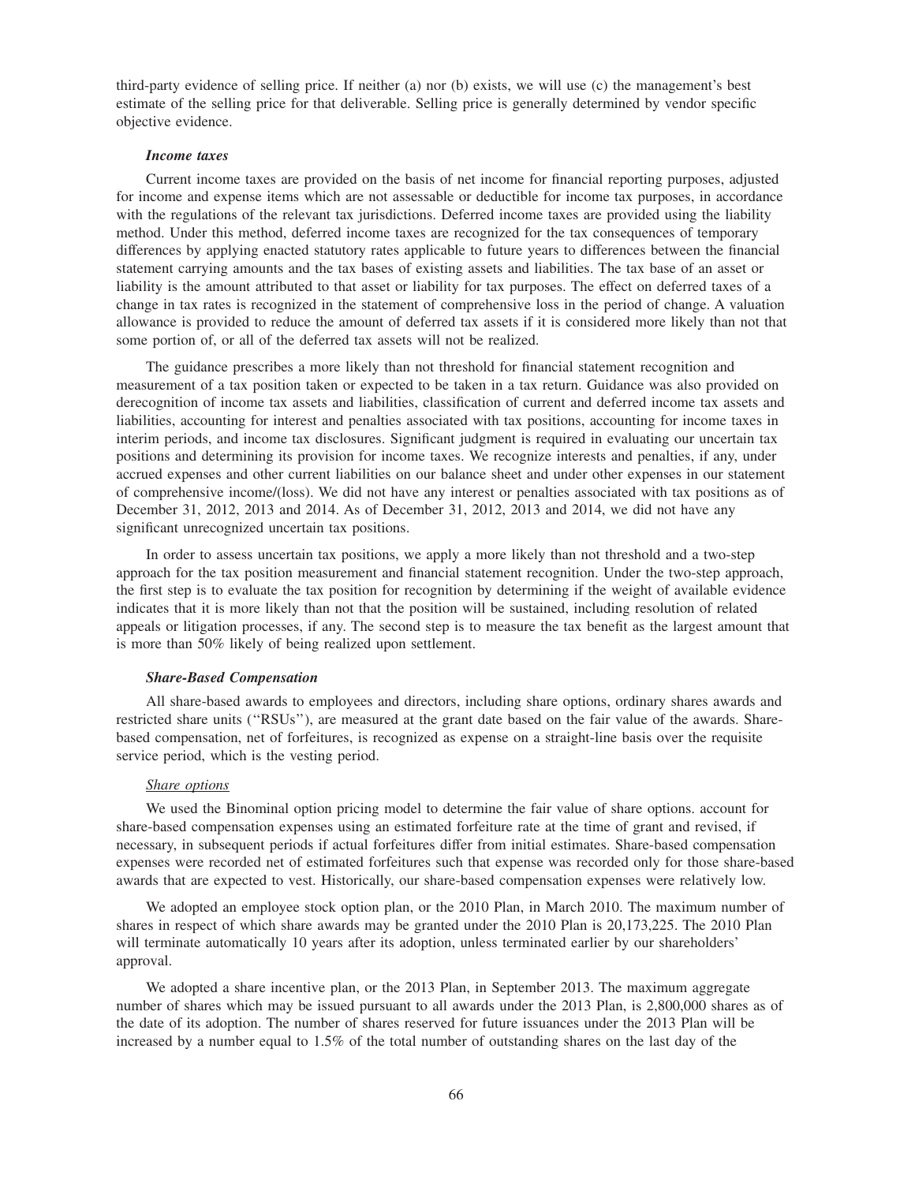third-party evidence of selling price. If neither (a) nor (b) exists, we will use (c) the management's best estimate of the selling price for that deliverable. Selling price is generally determined by vendor specific objective evidence.

***Income taxes***

Current income taxes are provided on the basis of net income for financial reporting purposes, adjusted for income and expense items which are not assessable or deductible for income tax purposes, in accordance with the regulations of the relevant tax jurisdictions. Deferred income taxes are provided using the liability method. Under this method, deferred income taxes are recognized for the tax consequences of temporary differences by applying enacted statutory rates applicable to future years to differences between the financial statement carrying amounts and the tax bases of existing assets and liabilities. The tax base of an asset or liability is the amount attributed to that asset or liability for tax purposes. The effect on deferred taxes of a change in tax rates is recognized in the statement of comprehensive loss in the period of change. A valuation allowance is provided to reduce the amount of deferred tax assets if it is considered more likely than not that some portion of, or all of the deferred tax assets will not be realized.

The guidance prescribes a more likely than not threshold for financial statement recognition and measurement of a tax position taken or expected to be taken in a tax return. Guidance was also provided on derecognition of income tax assets and liabilities, classification of current and deferred income tax assets and liabilities, accounting for interest and penalties associated with tax positions, accounting for income taxes in interim periods, and income tax disclosures. Significant judgment is required in evaluating our uncertain tax positions and determining its provision for income taxes. We recognize interests and penalties, if any, under accrued expenses and other current liabilities on our balance sheet and under other expenses in our statement of comprehensive income/(loss). We did not have any interest or penalties associated with tax positions as of December 31, 2012, 2013 and 2014. As of December 31, 2012, 2013 and 2014, we did not have any significant unrecognized uncertain tax positions.

In order to assess uncertain tax positions, we apply a more likely than not threshold and a two-step approach for the tax position measurement and financial statement recognition. Under the two-step approach, the first step is to evaluate the tax position for recognition by determining if the weight of available evidence indicates that it is more likely than not that the position will be sustained, including resolution of related appeals or litigation processes, if any. The second step is to measure the tax benefit as the largest amount that is more than 50% likely of being realized upon settlement.

***Share-Based Compensation***

All share-based awards to employees and directors, including share options, ordinary shares awards and restricted share units ("RSUs"), are measured at the grant date based on the fair value of the awards. Share-based compensation, net of forfeitures, is recognized as expense on a straight-line basis over the requisite service period, which is the vesting period.

*Share options*

We used the Binominal option pricing model to determine the fair value of share options. account for share-based compensation expenses using an estimated forfeiture rate at the time of grant and revised, if necessary, in subsequent periods if actual forfeitures differ from initial estimates. Share-based compensation expenses were recorded net of estimated forfeitures such that expense was recorded only for those share-based awards that are expected to vest. Historically, our share-based compensation expenses were relatively low.

We adopted an employee stock option plan, or the 2010 Plan, in March 2010. The maximum number of shares in respect of which share awards may be granted under the 2010 Plan is 20,173,225. The 2010 Plan will terminate automatically 10 years after its adoption, unless terminated earlier by our shareholders' approval.

We adopted a share incentive plan, or the 2013 Plan, in September 2013. The maximum aggregate number of shares which may be issued pursuant to all awards under the 2013 Plan, is 2,800,000 shares as of the date of its adoption. The number of shares reserved for future issuances under the 2013 Plan will be increased by a number equal to 1.5% of the total number of outstanding shares on the last day of the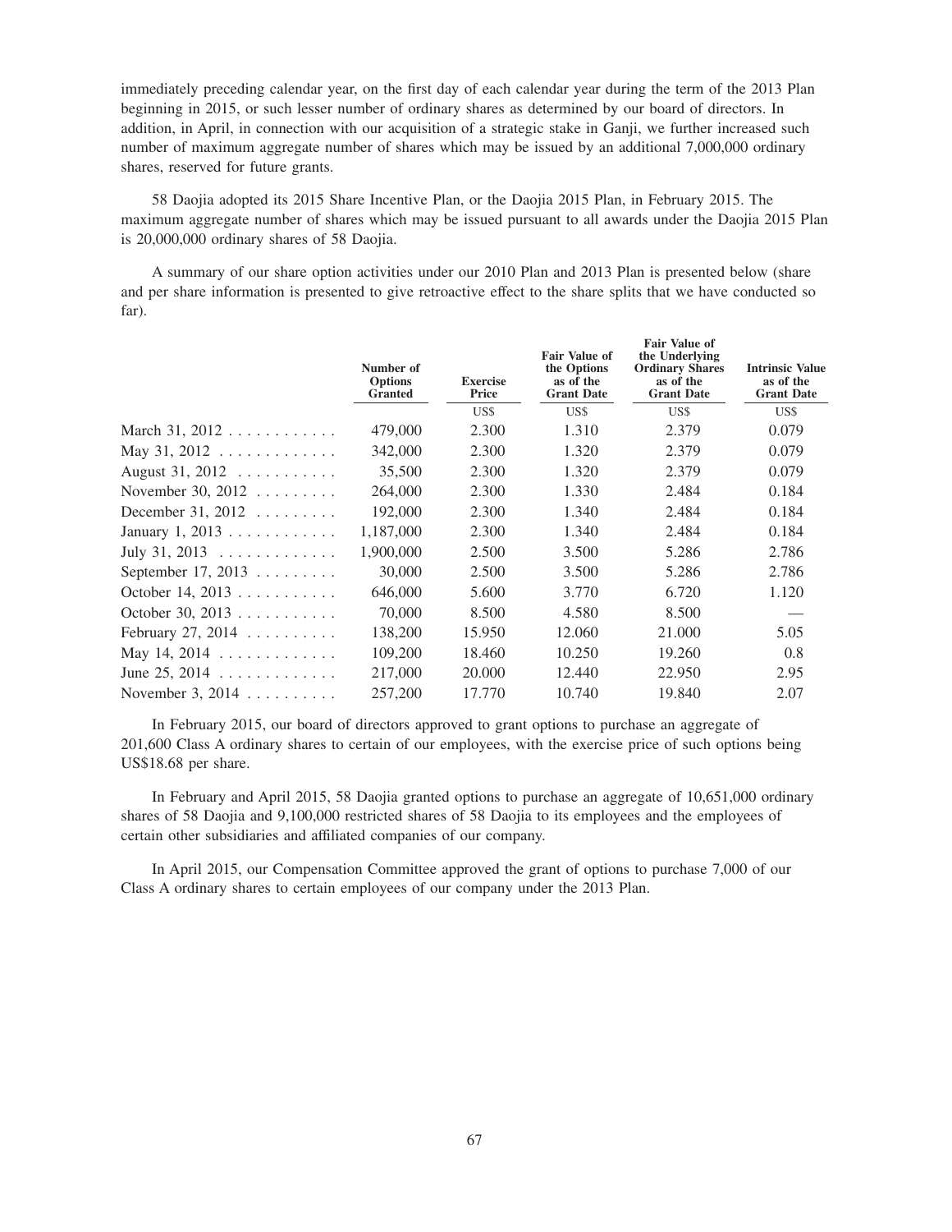immediately preceding calendar year, on the first day of each calendar year during the term of the 2013 Plan beginning in 2015, or such lesser number of ordinary shares as determined by our board of directors. In addition, in April, in connection with our acquisition of a strategic stake in Ganji, we further increased such number of maximum aggregate number of shares which may be issued by an additional 7,000,000 ordinary shares, reserved for future grants.

58 Daojia adopted its 2015 Share Incentive Plan, or the Daojia 2015 Plan, in February 2015. The maximum aggregate number of shares which may be issued pursuant to all awards under the Daojia 2015 Plan is 20,000,000 ordinary shares of 58 Daojia.

A summary of our share option activities under our 2010 Plan and 2013 Plan is presented below (share and per share information is presented to give retroactive effect to the share splits that we have conducted so far).

| | Number of Options Granted | Exercise Price | Fair Value of the Options as of the Grant Date | Fair Value of the Underlying Ordinary Shares as of the Grant Date | Intrinsic Value as of the Grant Date |
|---|---|---|---|---|---|
| | | US$ | US$ | US$ | US$ |
| March 31, 2012 | 479,000 | 2.300 | 1.310 | 2.379 | 0.079 |
| May 31, 2012 | 342,000 | 2.300 | 1.320 | 2.379 | 0.079 |
| August 31, 2012 | 35,500 | 2.300 | 1.320 | 2.379 | 0.079 |
| November 30, 2012 | 264,000 | 2.300 | 1.330 | 2.484 | 0.184 |
| December 31, 2012 | 192,000 | 2.300 | 1.340 | 2.484 | 0.184 |
| January 1, 2013 | 1,187,000 | 2.300 | 1.340 | 2.484 | 0.184 |
| July 31, 2013 | 1,900,000 | 2.500 | 3.500 | 5.286 | 2.786 |
| September 17, 2013 | 30,000 | 2.500 | 3.500 | 5.286 | 2.786 |
| October 14, 2013 | 646,000 | 5.600 | 3.770 | 6.720 | 1.120 |
| October 30, 2013 | 70,000 | 8.500 | 4.580 | 8.500 | — |
| February 27, 2014 | 138,200 | 15.950 | 12.060 | 21.000 | 5.05 |
| May 14, 2014 | 109,200 | 18.460 | 10.250 | 19.260 | 0.8 |
| June 25, 2014 | 217,000 | 20.000 | 12.440 | 22.950 | 2.95 |
| November 3, 2014 | 257,200 | 17.770 | 10.740 | 19.840 | 2.07 |

In February 2015, our board of directors approved to grant options to purchase an aggregate of 201,600 Class A ordinary shares to certain of our employees, with the exercise price of such options being US$18.68 per share.

In February and April 2015, 58 Daojia granted options to purchase an aggregate of 10,651,000 ordinary shares of 58 Daojia and 9,100,000 restricted shares of 58 Daojia to its employees and the employees of certain other subsidiaries and affiliated companies of our company.

In April 2015, our Compensation Committee approved the grant of options to purchase 7,000 of our Class A ordinary shares to certain employees of our company under the 2013 Plan.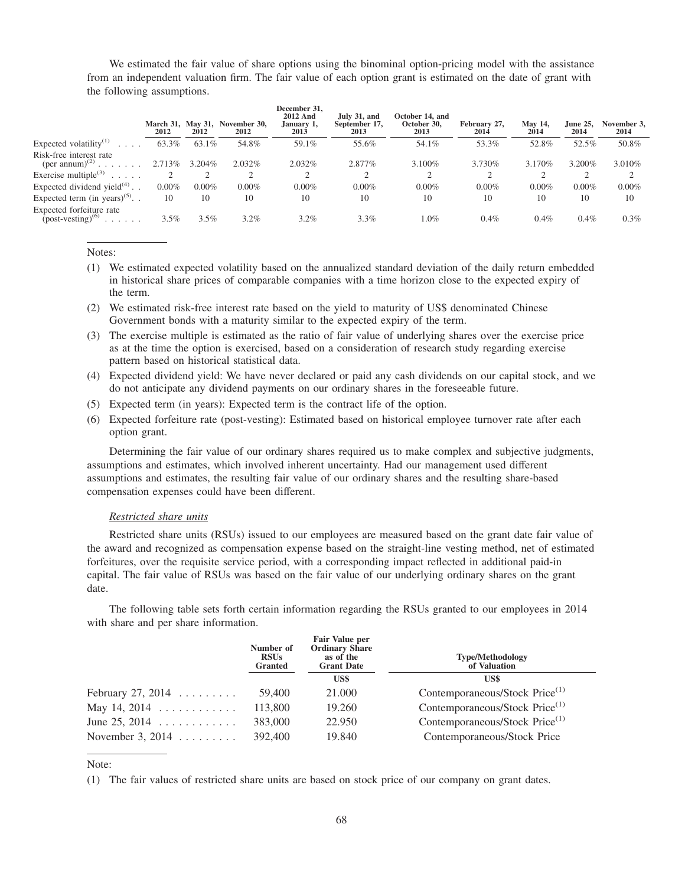We estimated the fair value of share options using the binominal option-pricing model with the assistance from an independent valuation firm. The fair value of each option grant is estimated on the date of grant with the following assumptions.

| | March 31, 2012 | May 31, 2012 | November 30, 2012 | December 31, 2012 And January 1, 2013 | July 31, and September 17, 2013 | October 14, and October 30, 2013 | February 27, 2014 | May 14, 2014 | June 25, 2014 | November 3, 2014 |
|---|---|---|---|---|---|---|---|---|---|---|
| Expected volatility[(1)] | 63.3% | 63.1% | 54.8% | 59.1% | 55.6% | 54.1% | 53.3% | 52.8% | 52.5% | 50.8% |
| Risk-free interest rate (per annum)[(2)] | 2.713% | 3.204% | 2.032% | 2.032% | 2.877% | 3.100% | 3.730% | 3.170% | 3.200% | 3.010% |
| Exercise multiple[(3)] | 2 | 2 | 2 | 2 | 2 | 2 | 2 | 2 | 2 | 2 |
| Expected dividend yield[(4)] | 0.00% | 0.00% | 0.00% | 0.00% | 0.00% | 0.00% | 0.00% | 0.00% | 0.00% | 0.00% |
| Expected term (in years)[(5)] | 10 | 10 | 10 | 10 | 10 | 10 | 10 | 10 | 10 | 10 |
| Expected forfeiture rate (post-vesting)[(6)] | 3.5% | 3.5% | 3.2% | 3.2% | 3.3% | 1.0% | 0.4% | 0.4% | 0.4% | 0.3% |

Notes:

(1) We estimated expected volatility based on the annualized standard deviation of the daily return embedded in historical share prices of comparable companies with a time horizon close to the expected expiry of the term.

(2) We estimated risk-free interest rate based on the yield to maturity of US$ denominated Chinese Government bonds with a maturity similar to the expected expiry of the term.

(3) The exercise multiple is estimated as the ratio of fair value of underlying shares over the exercise price as at the time the option is exercised, based on a consideration of research study regarding exercise pattern based on historical statistical data.

(4) Expected dividend yield: We have never declared or paid any cash dividends on our capital stock, and we do not anticipate any dividend payments on our ordinary shares in the foreseeable future.

(5) Expected term (in years): Expected term is the contract life of the option.

(6) Expected forfeiture rate (post-vesting): Estimated based on historical employee turnover rate after each option grant.

Determining the fair value of our ordinary shares required us to make complex and subjective judgments, assumptions and estimates, which involved inherent uncertainty. Had our management used different assumptions and estimates, the resulting fair value of our ordinary shares and the resulting share-based compensation expenses could have been different.

*Restricted share units*

Restricted share units (RSUs) issued to our employees are measured based on the grant date fair value of the award and recognized as compensation expense based on the straight-line vesting method, net of estimated forfeitures, over the requisite service period, with a corresponding impact reflected in additional paid-in capital. The fair value of RSUs was based on the fair value of our underlying ordinary shares on the grant date.

The following table sets forth certain information regarding the RSUs granted to our employees in 2014 with share and per share information.

| | Number of RSUs Granted | Fair Value per Ordinary Share as of the Grant Date | Type/Methodology of Valuation |
|---|---|---|---|
| | | US$ | US$ |
| February 27, 2014 | 59,400 | 21.000 | Contemporaneous/Stock Price[(1)] |
| May 14, 2014 | 113,800 | 19.260 | Contemporaneous/Stock Price[(1)] |
| June 25, 2014 | 383,000 | 22.950 | Contemporaneous/Stock Price[(1)] |
| November 3, 2014 | 392,400 | 19.840 | Contemporaneous/Stock Price |

Note:

(1) The fair values of restricted share units are based on stock price of our company on grant dates.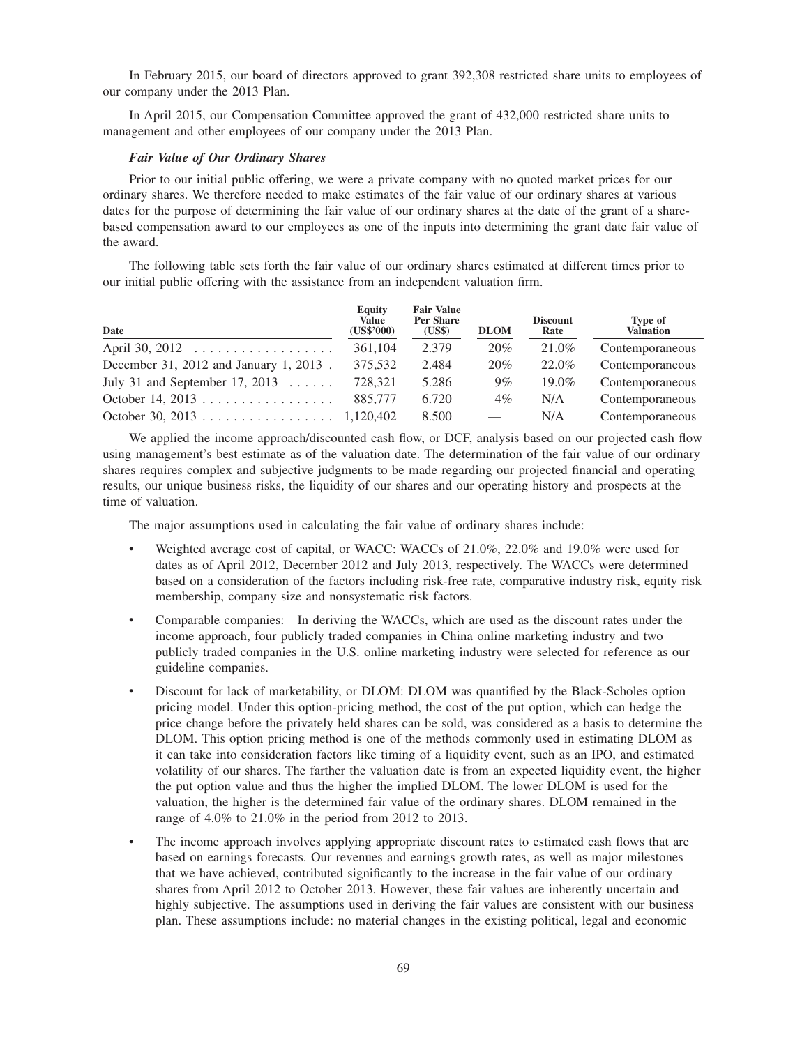In February 2015, our board of directors approved to grant 392,308 restricted share units to employees of our company under the 2013 Plan.

In April 2015, our Compensation Committee approved the grant of 432,000 restricted share units to management and other employees of our company under the 2013 Plan.

***Fair Value of Our Ordinary Shares***

Prior to our initial public offering, we were a private company with no quoted market prices for our ordinary shares. We therefore needed to make estimates of the fair value of our ordinary shares at various dates for the purpose of determining the fair value of our ordinary shares at the date of the grant of a share-based compensation award to our employees as one of the inputs into determining the grant date fair value of the award.

The following table sets forth the fair value of our ordinary shares estimated at different times prior to our initial public offering with the assistance from an independent valuation firm.

| Date | Equity Value (US$'000) | Fair Value Per Share (US$) | DLOM | Discount Rate | Type of Valuation |
|---|---|---|---|---|---|
| April 30, 2012 | 361,104 | 2.379 | 20% | 21.0% | Contemporaneous |
| December 31, 2012 and January 1, 2013 | 375,532 | 2.484 | 20% | 22.0% | Contemporaneous |
| July 31 and September 17, 2013 | 728,321 | 5.286 | 9% | 19.0% | Contemporaneous |
| October 14, 2013 | 885,777 | 6.720 | 4% | N/A | Contemporaneous |
| October 30, 2013 | 1,120,402 | 8.500 | — | N/A | Contemporaneous |

We applied the income approach/discounted cash flow, or DCF, analysis based on our projected cash flow using management's best estimate as of the valuation date. The determination of the fair value of our ordinary shares requires complex and subjective judgments to be made regarding our projected financial and operating results, our unique business risks, the liquidity of our shares and our operating history and prospects at the time of valuation.

The major assumptions used in calculating the fair value of ordinary shares include:

- Weighted average cost of capital, or WACC: WACCs of 21.0%, 22.0% and 19.0% were used for dates as of April 2012, December 2012 and July 2013, respectively. The WACCs were determined based on a consideration of the factors including risk-free rate, comparative industry risk, equity risk membership, company size and nonsystematic risk factors.
- Comparable companies: In deriving the WACCs, which are used as the discount rates under the income approach, four publicly traded companies in China online marketing industry and two publicly traded companies in the U.S. online marketing industry were selected for reference as our guideline companies.
- Discount for lack of marketability, or DLOM: DLOM was quantified by the Black-Scholes option pricing model. Under this option-pricing method, the cost of the put option, which can hedge the price change before the privately held shares can be sold, was considered as a basis to determine the DLOM. This option pricing method is one of the methods commonly used in estimating DLOM as it can take into consideration factors like timing of a liquidity event, such as an IPO, and estimated volatility of our shares. The farther the valuation date is from an expected liquidity event, the higher the put option value and thus the higher the implied DLOM. The lower DLOM is used for the valuation, the higher is the determined fair value of the ordinary shares. DLOM remained in the range of 4.0% to 21.0% in the period from 2012 to 2013.
- The income approach involves applying appropriate discount rates to estimated cash flows that are based on earnings forecasts. Our revenues and earnings growth rates, as well as major milestones that we have achieved, contributed significantly to the increase in the fair value of our ordinary shares from April 2012 to October 2013. However, these fair values are inherently uncertain and highly subjective. The assumptions used in deriving the fair values are consistent with our business plan. These assumptions include: no material changes in the existing political, legal and economic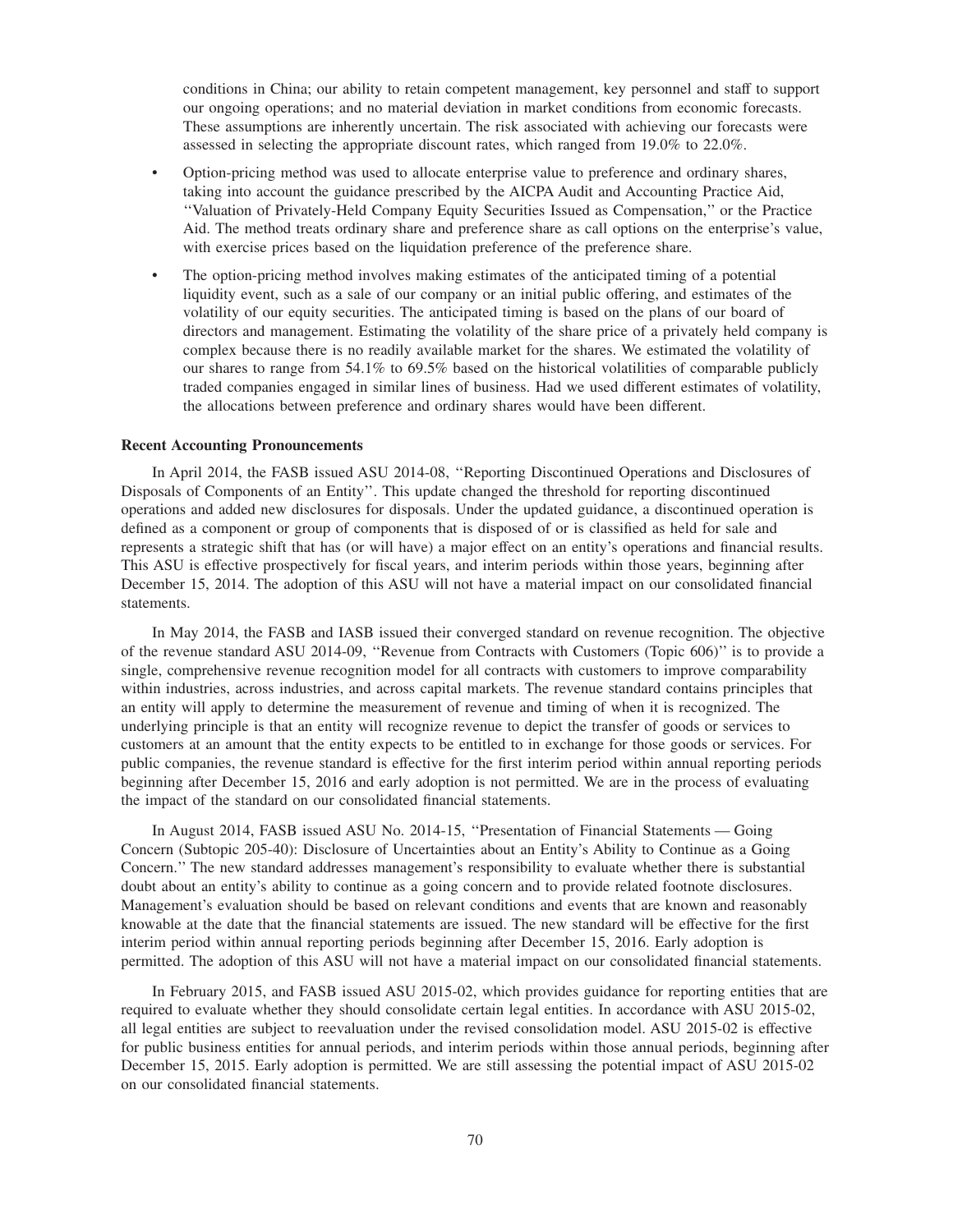conditions in China; our ability to retain competent management, key personnel and staff to support our ongoing operations; and no material deviation in market conditions from economic forecasts. These assumptions are inherently uncertain. The risk associated with achieving our forecasts were assessed in selecting the appropriate discount rates, which ranged from 19.0% to 22.0%.

- Option-pricing method was used to allocate enterprise value to preference and ordinary shares, taking into account the guidance prescribed by the AICPA Audit and Accounting Practice Aid, ''Valuation of Privately-Held Company Equity Securities Issued as Compensation,'' or the Practice Aid. The method treats ordinary share and preference share as call options on the enterprise's value, with exercise prices based on the liquidation preference of the preference share.
- The option-pricing method involves making estimates of the anticipated timing of a potential liquidity event, such as a sale of our company or an initial public offering, and estimates of the volatility of our equity securities. The anticipated timing is based on the plans of our board of directors and management. Estimating the volatility of the share price of a privately held company is complex because there is no readily available market for the shares. We estimated the volatility of our shares to range from 54.1% to 69.5% based on the historical volatilities of comparable publicly traded companies engaged in similar lines of business. Had we used different estimates of volatility, the allocations between preference and ordinary shares would have been different.

**Recent Accounting Pronouncements**

In April 2014, the FASB issued ASU 2014-08, ''Reporting Discontinued Operations and Disclosures of Disposals of Components of an Entity''. This update changed the threshold for reporting discontinued operations and added new disclosures for disposals. Under the updated guidance, a discontinued operation is defined as a component or group of components that is disposed of or is classified as held for sale and represents a strategic shift that has (or will have) a major effect on an entity's operations and financial results. This ASU is effective prospectively for fiscal years, and interim periods within those years, beginning after December 15, 2014. The adoption of this ASU will not have a material impact on our consolidated financial statements.

In May 2014, the FASB and IASB issued their converged standard on revenue recognition. The objective of the revenue standard ASU 2014-09, ''Revenue from Contracts with Customers (Topic 606)'' is to provide a single, comprehensive revenue recognition model for all contracts with customers to improve comparability within industries, across industries, and across capital markets. The revenue standard contains principles that an entity will apply to determine the measurement of revenue and timing of when it is recognized. The underlying principle is that an entity will recognize revenue to depict the transfer of goods or services to customers at an amount that the entity expects to be entitled to in exchange for those goods or services. For public companies, the revenue standard is effective for the first interim period within annual reporting periods beginning after December 15, 2016 and early adoption is not permitted. We are in the process of evaluating the impact of the standard on our consolidated financial statements.

In August 2014, FASB issued ASU No. 2014-15, ''Presentation of Financial Statements — Going Concern (Subtopic 205-40): Disclosure of Uncertainties about an Entity's Ability to Continue as a Going Concern.'' The new standard addresses management's responsibility to evaluate whether there is substantial doubt about an entity's ability to continue as a going concern and to provide related footnote disclosures. Management's evaluation should be based on relevant conditions and events that are known and reasonably knowable at the date that the financial statements are issued. The new standard will be effective for the first interim period within annual reporting periods beginning after December 15, 2016. Early adoption is permitted. The adoption of this ASU will not have a material impact on our consolidated financial statements.

In February 2015, and FASB issued ASU 2015-02, which provides guidance for reporting entities that are required to evaluate whether they should consolidate certain legal entities. In accordance with ASU 2015-02, all legal entities are subject to reevaluation under the revised consolidation model. ASU 2015-02 is effective for public business entities for annual periods, and interim periods within those annual periods, beginning after December 15, 2015. Early adoption is permitted. We are still assessing the potential impact of ASU 2015-02 on our consolidated financial statements.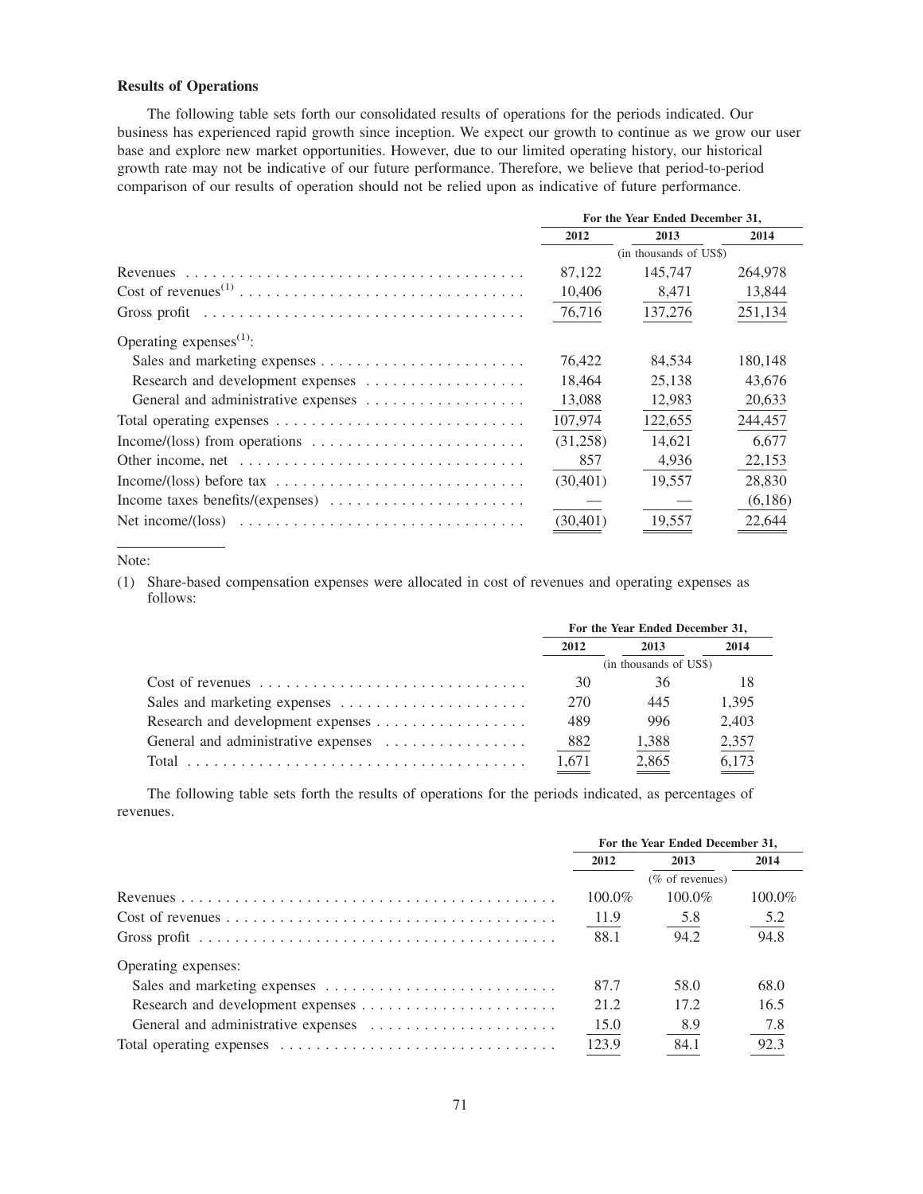### Results of Operations

The following table sets forth our consolidated results of operations for the periods indicated. Our business has experienced rapid growth since inception. We expect our growth to continue as we grow our user base and explore new market opportunities. However, due to our limited operating history, our historical growth rate may not be indicative of our future performance. Therefore, we believe that period-to-period comparison of our results of operation should not be relied upon as indicative of future performance.

| | For the Year Ended December 31, | | |
|---|---|---|---|
| | 2012 | 2013 | 2014 |
| | (in thousands of US$) | | |
| Revenues | 87,122 | 145,747 | 264,978 |
| Cost of revenues(1) | 10,406 | 8,471 | 13,844 |
| Gross profit | 76,716 | 137,276 | 251,134 |
| Operating expenses(1): | | | |
| Sales and marketing expenses | 76,422 | 84,534 | 180,148 |
| Research and development expenses | 18,464 | 25,138 | 43,676 |
| General and administrative expenses | 13,088 | 12,983 | 20,633 |
| Total operating expenses | 107,974 | 122,655 | 244,457 |
| Income/(loss) from operations | (31,258) | 14,621 | 6,677 |
| Other income, net | 857 | 4,936 | 22,153 |
| Income/(loss) before tax | (30,401) | 19,557 | 28,830 |
| Income taxes benefits/(expenses) | — | — | (6,186) |
| Net income/(loss) | (30,401) | 19,557 | 22,644 |

Note:

(1) Share-based compensation expenses were allocated in cost of revenues and operating expenses as follows:

| | For the Year Ended December 31, | | |
|---|---|---|---|
| | 2012 | 2013 | 2014 |
| | (in thousands of US$) | | |
| Cost of revenues | 30 | 36 | 18 |
| Sales and marketing expenses | 270 | 445 | 1,395 |
| Research and development expenses | 489 | 996 | 2,403 |
| General and administrative expenses | 882 | 1,388 | 2,357 |
| Total | 1,671 | 2,865 | 6,173 |

The following table sets forth the results of operations for the periods indicated, as percentages of revenues.

| | For the Year Ended December 31, | | |
|---|---|---|---|
| | 2012 | 2013 | 2014 |
| | (% of revenues) | | |
| Revenues | 100.0% | 100.0% | 100.0% |
| Cost of revenues | 11.9 | 5.8 | 5.2 |
| Gross profit | 88.1 | 94.2 | 94.8 |
| Operating expenses: | | | |
| Sales and marketing expenses | 87.7 | 58.0 | 68.0 |
| Research and development expenses | 21.2 | 17.2 | 16.5 |
| General and administrative expenses | 15.0 | 8.9 | 7.8 |
| Total operating expenses | 123.9 | 84.1 | 92.3 |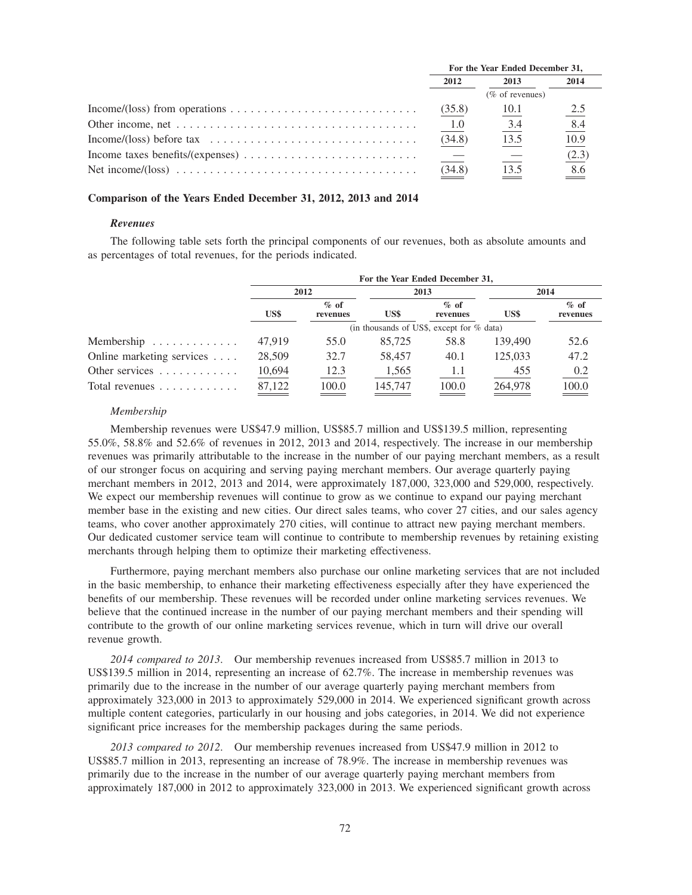| | For the Year Ended December 31, | | |
|---|---|---|---|
| | 2012 | 2013 | 2014 |
| | (% of revenues) | | |
| Income/(loss) from operations | (35.8) | 10.1 | 2.5 |
| Other income, net | 1.0 | 3.4 | 8.4 |
| Income/(loss) before tax | (34.8) | 13.5 | 10.9 |
| Income taxes benefits/(expenses) | — | — | (2.3) |
| Net income/(loss) | (34.8) | 13.5 | 8.6 |

### Comparison of the Years Ended December 31, 2012, 2013 and 2014

#### *Revenues*

The following table sets forth the principal components of our revenues, both as absolute amounts and as percentages of total revenues, for the periods indicated.

| | For the Year Ended December 31, | | | | | |
|---|---|---|---|---|---|---|
| | 2012 | | 2013 | | 2014 | |
| | US$ | % of revenues | US$ | % of revenues | US$ | % of revenues |
| | (in thousands of US$, except for % data) | | | | | |
| Membership | 47,919 | 55.0 | 85,725 | 58.8 | 139,490 | 52.6 |
| Online marketing services | 28,509 | 32.7 | 58,457 | 40.1 | 125,033 | 47.2 |
| Other services | 10,694 | 12.3 | 1,565 | 1.1 | 455 | 0.2 |
| Total revenues | 87,122 | 100.0 | 145,747 | 100.0 | 264,978 | 100.0 |

*Membership*

Membership revenues were US$47.9 million, US$85.7 million and US$139.5 million, representing 55.0%, 58.8% and 52.6% of revenues in 2012, 2013 and 2014, respectively. The increase in our membership revenues was primarily attributable to the increase in the number of our paying merchant members, as a result of our stronger focus on acquiring and serving paying merchant members. Our average quarterly paying merchant members in 2012, 2013 and 2014, were approximately 187,000, 323,000 and 529,000, respectively. We expect our membership revenues will continue to grow as we continue to expand our paying merchant member base in the existing and new cities. Our direct sales teams, who cover 27 cities, and our sales agency teams, who cover another approximately 270 cities, will continue to attract new paying merchant members. Our dedicated customer service team will continue to contribute to membership revenues by retaining existing merchants through helping them to optimize their marketing effectiveness.

Furthermore, paying merchant members also purchase our online marketing services that are not included in the basic membership, to enhance their marketing effectiveness especially after they have experienced the benefits of our membership. These revenues will be recorded under online marketing services revenues. We believe that the continued increase in the number of our paying merchant members and their spending will contribute to the growth of our online marketing services revenue, which in turn will drive our overall revenue growth.

*2014 compared to 2013.* Our membership revenues increased from US$85.7 million in 2013 to US$139.5 million in 2014, representing an increase of 62.7%. The increase in membership revenues was primarily due to the increase in the number of our average quarterly paying merchant members from approximately 323,000 in 2013 to approximately 529,000 in 2014. We experienced significant growth across multiple content categories, particularly in our housing and jobs categories, in 2014. We did not experience significant price increases for the membership packages during the same periods.

*2013 compared to 2012.* Our membership revenues increased from US$47.9 million in 2012 to US$85.7 million in 2013, representing an increase of 78.9%. The increase in membership revenues was primarily due to the increase in the number of our average quarterly paying merchant members from approximately 187,000 in 2012 to approximately 323,000 in 2013. We experienced significant growth across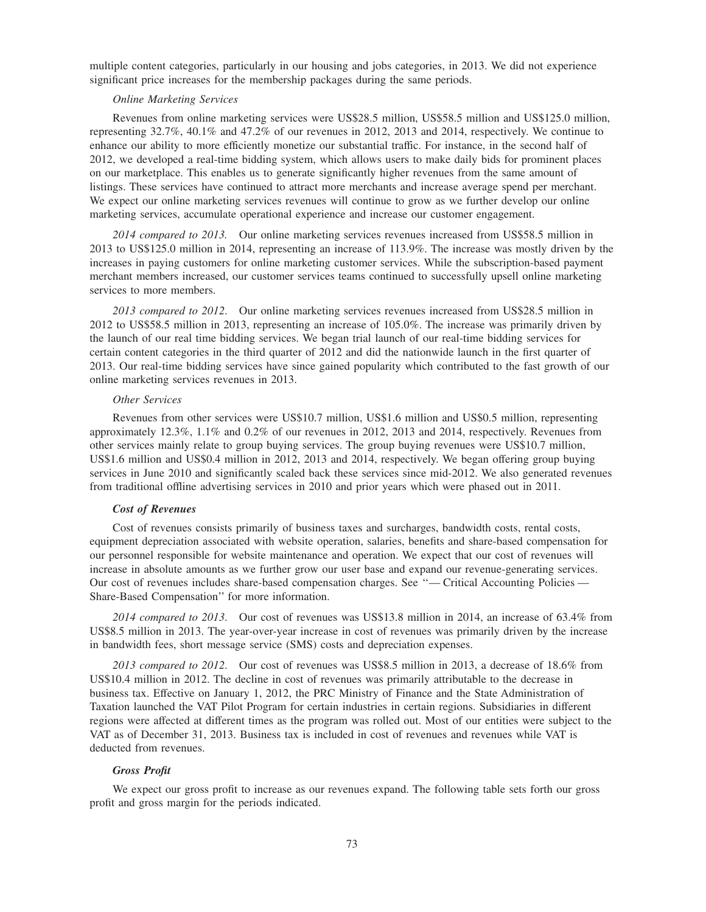multiple content categories, particularly in our housing and jobs categories, in 2013. We did not experience significant price increases for the membership packages during the same periods.

*Online Marketing Services*

Revenues from online marketing services were US$28.5 million, US$58.5 million and US$125.0 million, representing 32.7%, 40.1% and 47.2% of our revenues in 2012, 2013 and 2014, respectively. We continue to enhance our ability to more efficiently monetize our substantial traffic. For instance, in the second half of 2012, we developed a real-time bidding system, which allows users to make daily bids for prominent places on our marketplace. This enables us to generate significantly higher revenues from the same amount of listings. These services have continued to attract more merchants and increase average spend per merchant. We expect our online marketing services revenues will continue to grow as we further develop our online marketing services, accumulate operational experience and increase our customer engagement.

*2014 compared to 2013.* Our online marketing services revenues increased from US$58.5 million in 2013 to US$125.0 million in 2014, representing an increase of 113.9%. The increase was mostly driven by the increases in paying customers for online marketing customer services. While the subscription-based payment merchant members increased, our customer services teams continued to successfully upsell online marketing services to more members.

*2013 compared to 2012.* Our online marketing services revenues increased from US$28.5 million in 2012 to US$58.5 million in 2013, representing an increase of 105.0%. The increase was primarily driven by the launch of our real time bidding services. We began trial launch of our real-time bidding services for certain content categories in the third quarter of 2012 and did the nationwide launch in the first quarter of 2013. Our real-time bidding services have since gained popularity which contributed to the fast growth of our online marketing services revenues in 2013.

*Other Services*

Revenues from other services were US$10.7 million, US$1.6 million and US$0.5 million, representing approximately 12.3%, 1.1% and 0.2% of our revenues in 2012, 2013 and 2014, respectively. Revenues from other services mainly relate to group buying services. The group buying revenues were US$10.7 million, US$1.6 million and US$0.4 million in 2012, 2013 and 2014, respectively. We began offering group buying services in June 2010 and significantly scaled back these services since mid-2012. We also generated revenues from traditional offline advertising services in 2010 and prior years which were phased out in 2011.

***Cost of Revenues***

Cost of revenues consists primarily of business taxes and surcharges, bandwidth costs, rental costs, equipment depreciation associated with website operation, salaries, benefits and share-based compensation for our personnel responsible for website maintenance and operation. We expect that our cost of revenues will increase in absolute amounts as we further grow our user base and expand our revenue-generating services. Our cost of revenues includes share-based compensation charges. See "— Critical Accounting Policies — Share-Based Compensation" for more information.

*2014 compared to 2013.* Our cost of revenues was US$13.8 million in 2014, an increase of 63.4% from US$8.5 million in 2013. The year-over-year increase in cost of revenues was primarily driven by the increase in bandwidth fees, short message service (SMS) costs and depreciation expenses.

*2013 compared to 2012.* Our cost of revenues was US$8.5 million in 2013, a decrease of 18.6% from US$10.4 million in 2012. The decline in cost of revenues was primarily attributable to the decrease in business tax. Effective on January 1, 2012, the PRC Ministry of Finance and the State Administration of Taxation launched the VAT Pilot Program for certain industries in certain regions. Subsidiaries in different regions were affected at different times as the program was rolled out. Most of our entities were subject to the VAT as of December 31, 2013. Business tax is included in cost of revenues and revenues while VAT is deducted from revenues.

***Gross Profit***

We expect our gross profit to increase as our revenues expand. The following table sets forth our gross profit and gross margin for the periods indicated.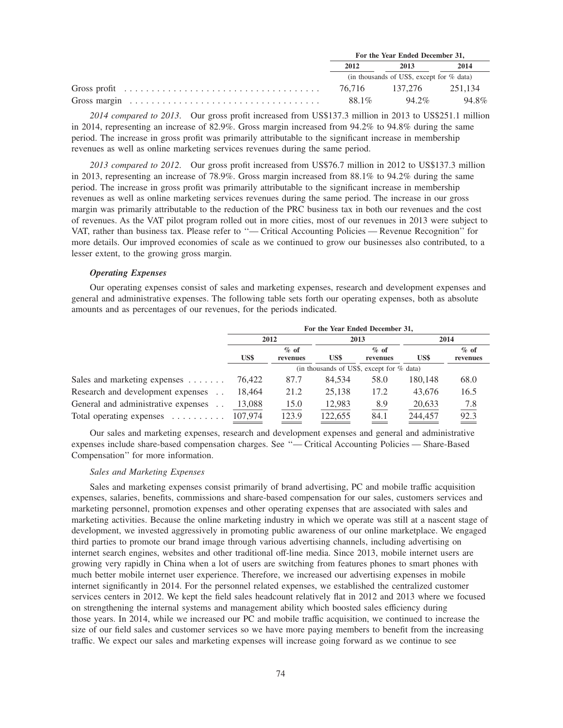| | For the Year Ended December 31, | | |
|---|---|---|---|
| | 2012 | 2013 | 2014 |
| | (in thousands of US$, except for % data) | | |
| Gross profit | 76,716 | 137,276 | 251,134 |
| Gross margin | 88.1% | 94.2% | 94.8% |

*2014 compared to 2013*. Our gross profit increased from US$137.3 million in 2013 to US$251.1 million in 2014, representing an increase of 82.9%. Gross margin increased from 94.2% to 94.8% during the same period. The increase in gross profit was primarily attributable to the significant increase in membership revenues as well as online marketing services revenues during the same period.

*2013 compared to 2012*. Our gross profit increased from US$76.7 million in 2012 to US$137.3 million in 2013, representing an increase of 78.9%. Gross margin increased from 88.1% to 94.2% during the same period. The increase in gross profit was primarily attributable to the significant increase in membership revenues as well as online marketing services revenues during the same period. The increase in our gross margin was primarily attributable to the reduction of the PRC business tax in both our revenues and the cost of revenues. As the VAT pilot program rolled out in more cities, most of our revenues in 2013 were subject to VAT, rather than business tax. Please refer to ''— Critical Accounting Policies — Revenue Recognition'' for more details. Our improved economies of scale as we continued to grow our businesses also contributed, to a lesser extent, to the growing gross margin.

***Operating Expenses***

Our operating expenses consist of sales and marketing expenses, research and development expenses and general and administrative expenses. The following table sets forth our operating expenses, both as absolute amounts and as percentages of our revenues, for the periods indicated.

| | For the Year Ended December 31, | | | | | |
|---|---|---|---|---|---|---|
| | 2012 | | 2013 | | 2014 | |
| | US$ | % of revenues | US$ | % of revenues | US$ | % of revenues |
| | (in thousands of US$, except for % data) | | | | | |
| Sales and marketing expenses | 76,422 | 87.7 | 84,534 | 58.0 | 180,148 | 68.0 |
| Research and development expenses | 18,464 | 21.2 | 25,138 | 17.2 | 43,676 | 16.5 |
| General and administrative expenses | 13,088 | 15.0 | 12,983 | 8.9 | 20,633 | 7.8 |
| Total operating expenses | 107,974 | 123.9 | 122,655 | 84.1 | 244,457 | 92.3 |

Our sales and marketing expenses, research and development expenses and general and administrative expenses include share-based compensation charges. See ''— Critical Accounting Policies — Share-Based Compensation'' for more information.

*Sales and Marketing Expenses*

Sales and marketing expenses consist primarily of brand advertising, PC and mobile traffic acquisition expenses, salaries, benefits, commissions and share-based compensation for our sales, customers services and marketing personnel, promotion expenses and other operating expenses that are associated with sales and marketing activities. Because the online marketing industry in which we operate was still at a nascent stage of development, we invested aggressively in promoting public awareness of our online marketplace. We engaged third parties to promote our brand image through various advertising channels, including advertising on internet search engines, websites and other traditional off-line media. Since 2013, mobile internet users are growing very rapidly in China when a lot of users are switching from features phones to smart phones with much better mobile internet user experience. Therefore, we increased our advertising expenses in mobile internet significantly in 2014. For the personnel related expenses, we established the centralized customer services centers in 2012. We kept the field sales headcount relatively flat in 2012 and 2013 where we focused on strengthening the internal systems and management ability which boosted sales efficiency during those years. In 2014, while we increased our PC and mobile traffic acquisition, we continued to increase the size of our field sales and customer services so we have more paying members to benefit from the increasing traffic. We expect our sales and marketing expenses will increase going forward as we continue to see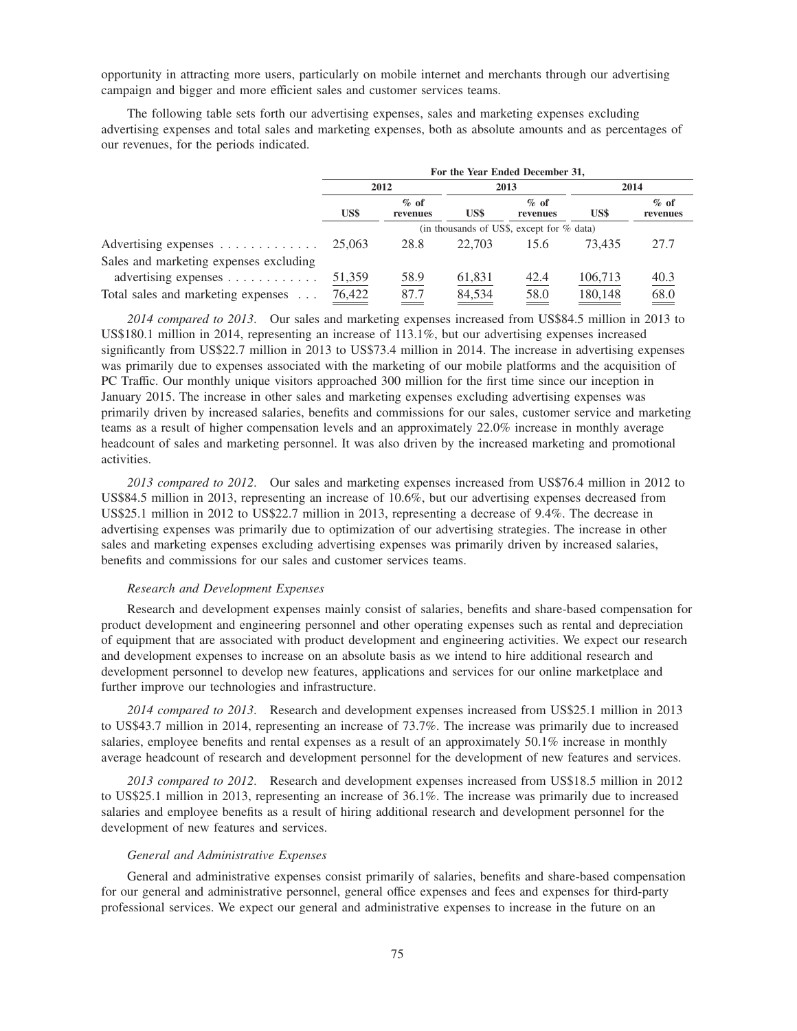opportunity in attracting more users, particularly on mobile internet and merchants through our advertising campaign and bigger and more efficient sales and customer services teams.

The following table sets forth our advertising expenses, sales and marketing expenses excluding advertising expenses and total sales and marketing expenses, both as absolute amounts and as percentages of our revenues, for the periods indicated.

| | For the Year Ended December 31, | | | | | |
|---|---|---|---|---|---|---|
| | 2012 | | 2013 | | 2014 | |
| | US$ | % of revenues | US$ | % of revenues | US$ | % of revenues |
| | (in thousands of US$, except for % data) | | | | | |
| Advertising expenses | 25,063 | 28.8 | 22,703 | 15.6 | 73,435 | 27.7 |
| Sales and marketing expenses excluding advertising expenses | 51,359 | 58.9 | 61,831 | 42.4 | 106,713 | 40.3 |
| Total sales and marketing expenses | 76,422 | 87.7 | 84,534 | 58.0 | 180,148 | 68.0 |

*2014 compared to 2013.* Our sales and marketing expenses increased from US$84.5 million in 2013 to US$180.1 million in 2014, representing an increase of 113.1%, but our advertising expenses increased significantly from US$22.7 million in 2013 to US$73.4 million in 2014. The increase in advertising expenses was primarily due to expenses associated with the marketing of our mobile platforms and the acquisition of PC Traffic. Our monthly unique visitors approached 300 million for the first time since our inception in January 2015. The increase in other sales and marketing expenses excluding advertising expenses was primarily driven by increased salaries, benefits and commissions for our sales, customer service and marketing teams as a result of higher compensation levels and an approximately 22.0% increase in monthly average headcount of sales and marketing personnel. It was also driven by the increased marketing and promotional activities.

*2013 compared to 2012.* Our sales and marketing expenses increased from US$76.4 million in 2012 to US$84.5 million in 2013, representing an increase of 10.6%, but our advertising expenses decreased from US$25.1 million in 2012 to US$22.7 million in 2013, representing a decrease of 9.4%. The decrease in advertising expenses was primarily due to optimization of our advertising strategies. The increase in other sales and marketing expenses excluding advertising expenses was primarily driven by increased salaries, benefits and commissions for our sales and customer services teams.

### *Research and Development Expenses*

Research and development expenses mainly consist of salaries, benefits and share-based compensation for product development and engineering personnel and other operating expenses such as rental and depreciation of equipment that are associated with product development and engineering activities. We expect our research and development expenses to increase on an absolute basis as we intend to hire additional research and development personnel to develop new features, applications and services for our online marketplace and further improve our technologies and infrastructure.

*2014 compared to 2013.* Research and development expenses increased from US$25.1 million in 2013 to US$43.7 million in 2014, representing an increase of 73.7%. The increase was primarily due to increased salaries, employee benefits and rental expenses as a result of an approximately 50.1% increase in monthly average headcount of research and development personnel for the development of new features and services.

*2013 compared to 2012.* Research and development expenses increased from US$18.5 million in 2012 to US$25.1 million in 2013, representing an increase of 36.1%. The increase was primarily due to increased salaries and employee benefits as a result of hiring additional research and development personnel for the development of new features and services.

### *General and Administrative Expenses*

General and administrative expenses consist primarily of salaries, benefits and share-based compensation for our general and administrative personnel, general office expenses and fees and expenses for third-party professional services. We expect our general and administrative expenses to increase in the future on an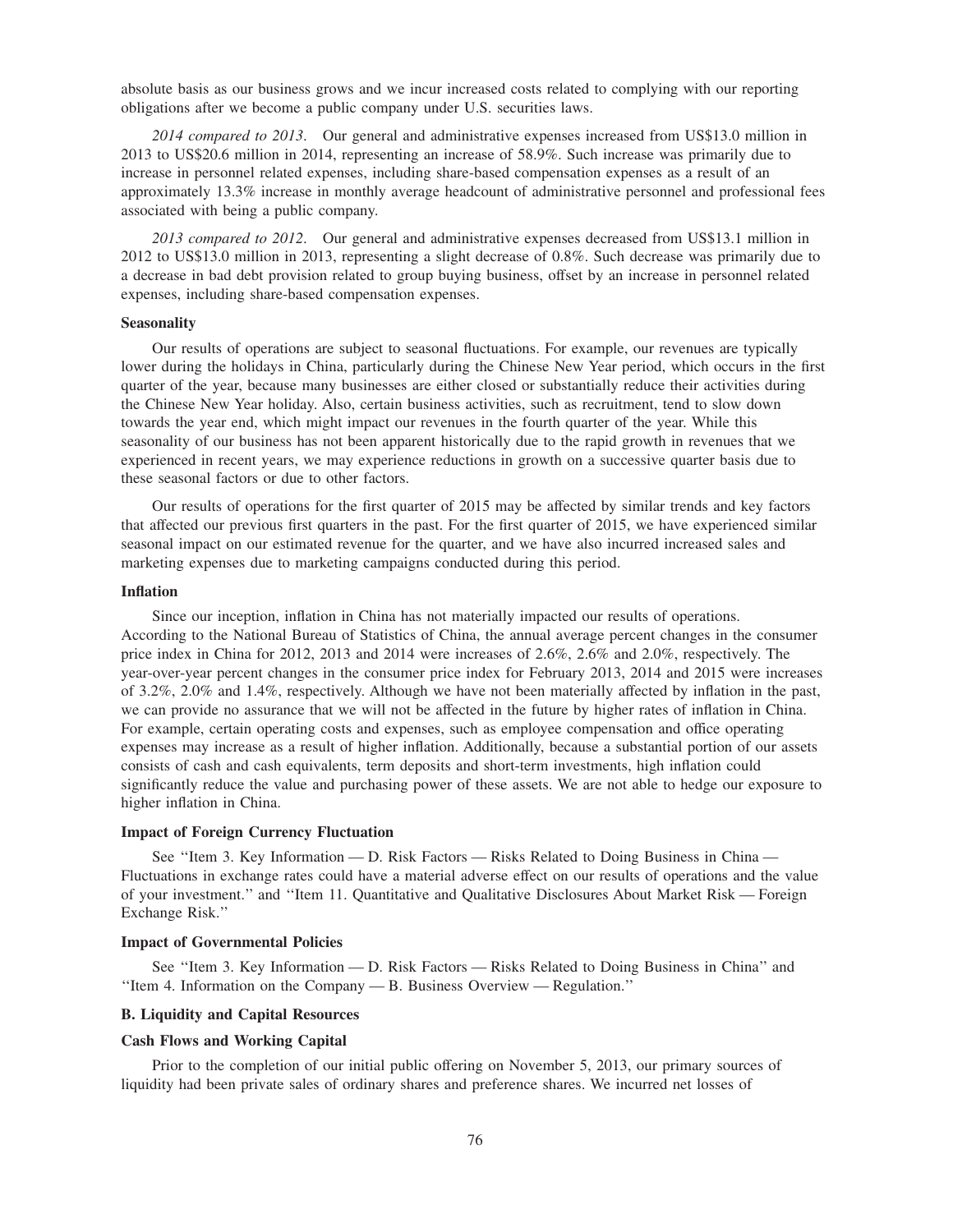absolute basis as our business grows and we incur increased costs related to complying with our reporting obligations after we become a public company under U.S. securities laws.

*2014 compared to 2013*. Our general and administrative expenses increased from US$13.0 million in 2013 to US$20.6 million in 2014, representing an increase of 58.9%. Such increase was primarily due to increase in personnel related expenses, including share-based compensation expenses as a result of an approximately 13.3% increase in monthly average headcount of administrative personnel and professional fees associated with being a public company.

*2013 compared to 2012*. Our general and administrative expenses decreased from US$13.1 million in 2012 to US$13.0 million in 2013, representing a slight decrease of 0.8%. Such decrease was primarily due to a decrease in bad debt provision related to group buying business, offset by an increase in personnel related expenses, including share-based compensation expenses.

### Seasonality

Our results of operations are subject to seasonal fluctuations. For example, our revenues are typically lower during the holidays in China, particularly during the Chinese New Year period, which occurs in the first quarter of the year, because many businesses are either closed or substantially reduce their activities during the Chinese New Year holiday. Also, certain business activities, such as recruitment, tend to slow down towards the year end, which might impact our revenues in the fourth quarter of the year. While this seasonality of our business has not been apparent historically due to the rapid growth in revenues that we experienced in recent years, we may experience reductions in growth on a successive quarter basis due to these seasonal factors or due to other factors.

Our results of operations for the first quarter of 2015 may be affected by similar trends and key factors that affected our previous first quarters in the past. For the first quarter of 2015, we have experienced similar seasonal impact on our estimated revenue for the quarter, and we have also incurred increased sales and marketing expenses due to marketing campaigns conducted during this period.

### Inflation

Since our inception, inflation in China has not materially impacted our results of operations. According to the National Bureau of Statistics of China, the annual average percent changes in the consumer price index in China for 2012, 2013 and 2014 were increases of 2.6%, 2.6% and 2.0%, respectively. The year-over-year percent changes in the consumer price index for February 2013, 2014 and 2015 were increases of 3.2%, 2.0% and 1.4%, respectively. Although we have not been materially affected by inflation in the past, we can provide no assurance that we will not be affected in the future by higher rates of inflation in China. For example, certain operating costs and expenses, such as employee compensation and office operating expenses may increase as a result of higher inflation. Additionally, because a substantial portion of our assets consists of cash and cash equivalents, term deposits and short-term investments, high inflation could significantly reduce the value and purchasing power of these assets. We are not able to hedge our exposure to higher inflation in China.

### Impact of Foreign Currency Fluctuation

See ''Item 3. Key Information — D. Risk Factors — Risks Related to Doing Business in China — Fluctuations in exchange rates could have a material adverse effect on our results of operations and the value of your investment.'' and ''Item 11. Quantitative and Qualitative Disclosures About Market Risk — Foreign Exchange Risk.''

### Impact of Governmental Policies

See ''Item 3. Key Information — D. Risk Factors — Risks Related to Doing Business in China'' and ''Item 4. Information on the Company — B. Business Overview — Regulation.''

## B. Liquidity and Capital Resources

### Cash Flows and Working Capital

Prior to the completion of our initial public offering on November 5, 2013, our primary sources of liquidity had been private sales of ordinary shares and preference shares. We incurred net losses of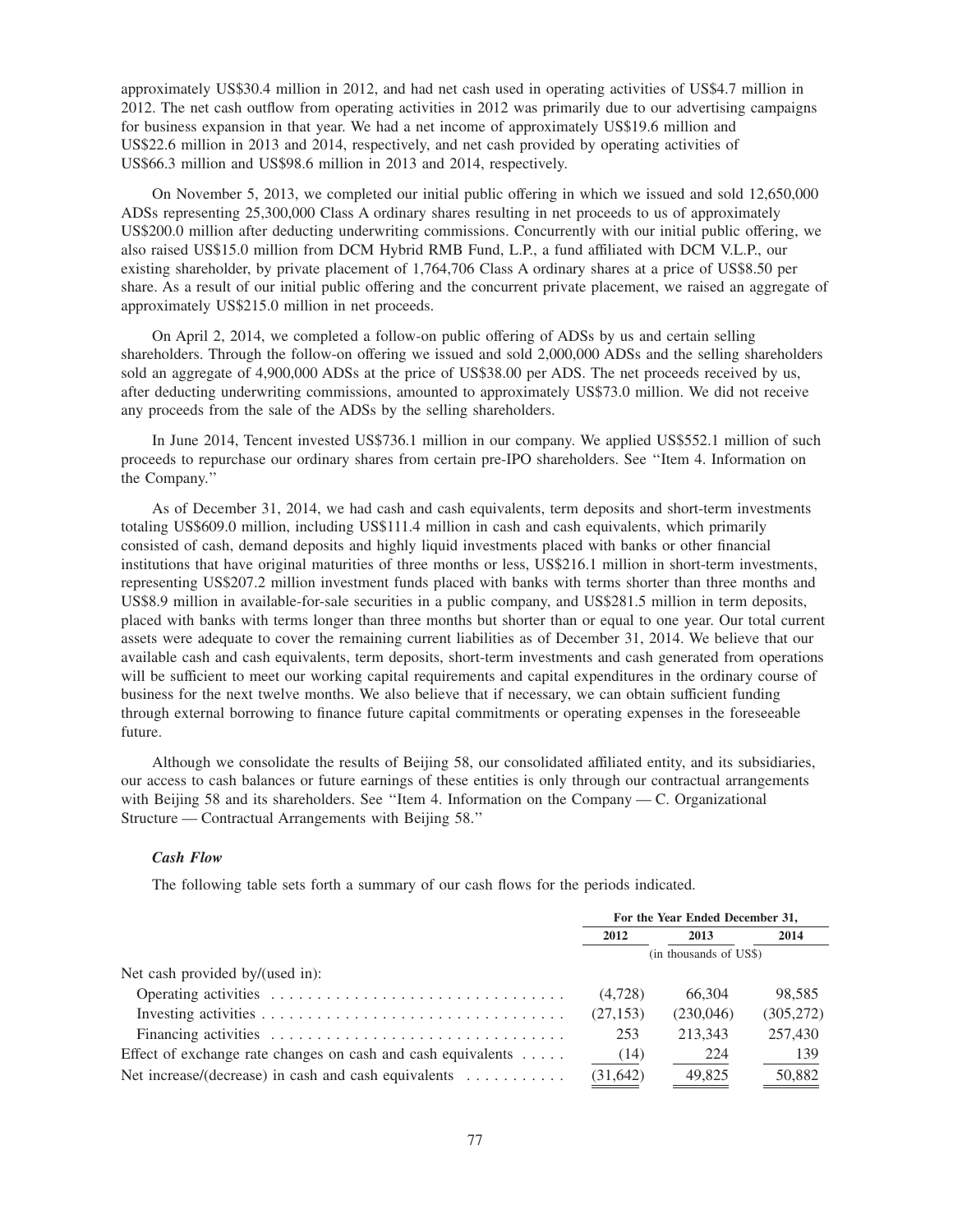approximately US$30.4 million in 2012, and had net cash used in operating activities of US$4.7 million in 2012. The net cash outflow from operating activities in 2012 was primarily due to our advertising campaigns for business expansion in that year. We had a net income of approximately US$19.6 million and US$22.6 million in 2013 and 2014, respectively, and net cash provided by operating activities of US$66.3 million and US$98.6 million in 2013 and 2014, respectively.

On November 5, 2013, we completed our initial public offering in which we issued and sold 12,650,000 ADSs representing 25,300,000 Class A ordinary shares resulting in net proceeds to us of approximately US$200.0 million after deducting underwriting commissions. Concurrently with our initial public offering, we also raised US$15.0 million from DCM Hybrid RMB Fund, L.P., a fund affiliated with DCM V.L.P., our existing shareholder, by private placement of 1,764,706 Class A ordinary shares at a price of US$8.50 per share. As a result of our initial public offering and the concurrent private placement, we raised an aggregate of approximately US$215.0 million in net proceeds.

On April 2, 2014, we completed a follow-on public offering of ADSs by us and certain selling shareholders. Through the follow-on offering we issued and sold 2,000,000 ADSs and the selling shareholders sold an aggregate of 4,900,000 ADSs at the price of US$38.00 per ADS. The net proceeds received by us, after deducting underwriting commissions, amounted to approximately US$73.0 million. We did not receive any proceeds from the sale of the ADSs by the selling shareholders.

In June 2014, Tencent invested US$736.1 million in our company. We applied US$552.1 million of such proceeds to repurchase our ordinary shares from certain pre-IPO shareholders. See ''Item 4. Information on the Company.''

As of December 31, 2014, we had cash and cash equivalents, term deposits and short-term investments totaling US$609.0 million, including US$111.4 million in cash and cash equivalents, which primarily consisted of cash, demand deposits and highly liquid investments placed with banks or other financial institutions that have original maturities of three months or less, US$216.1 million in short-term investments, representing US$207.2 million investment funds placed with banks with terms shorter than three months and US$8.9 million in available-for-sale securities in a public company, and US$281.5 million in term deposits, placed with banks with terms longer than three months but shorter than or equal to one year. Our total current assets were adequate to cover the remaining current liabilities as of December 31, 2014. We believe that our available cash and cash equivalents, term deposits, short-term investments and cash generated from operations will be sufficient to meet our working capital requirements and capital expenditures in the ordinary course of business for the next twelve months. We also believe that if necessary, we can obtain sufficient funding through external borrowing to finance future capital commitments or operating expenses in the foreseeable future.

Although we consolidate the results of Beijing 58, our consolidated affiliated entity, and its subsidiaries, our access to cash balances or future earnings of these entities is only through our contractual arrangements with Beijing 58 and its shareholders. See ''Item 4. Information on the Company — C. Organizational Structure — Contractual Arrangements with Beijing 58.''

### *Cash Flow*

The following table sets forth a summary of our cash flows for the periods indicated.

| | For the Year Ended December 31, | | |
|---|---|---|---|
| | 2012 | 2013 | 2014 |
| | (in thousands of US$) | | |
| Net cash provided by/(used in): | | | |
| Operating activities | (4,728) | 66,304 | 98,585 |
| Investing activities | (27,153) | (230,046) | (305,272) |
| Financing activities | 253 | 213,343 | 257,430 |
| Effect of exchange rate changes on cash and cash equivalents | (14) | 224 | 139 |
| Net increase/(decrease) in cash and cash equivalents | (31,642) | 49,825 | 50,882 |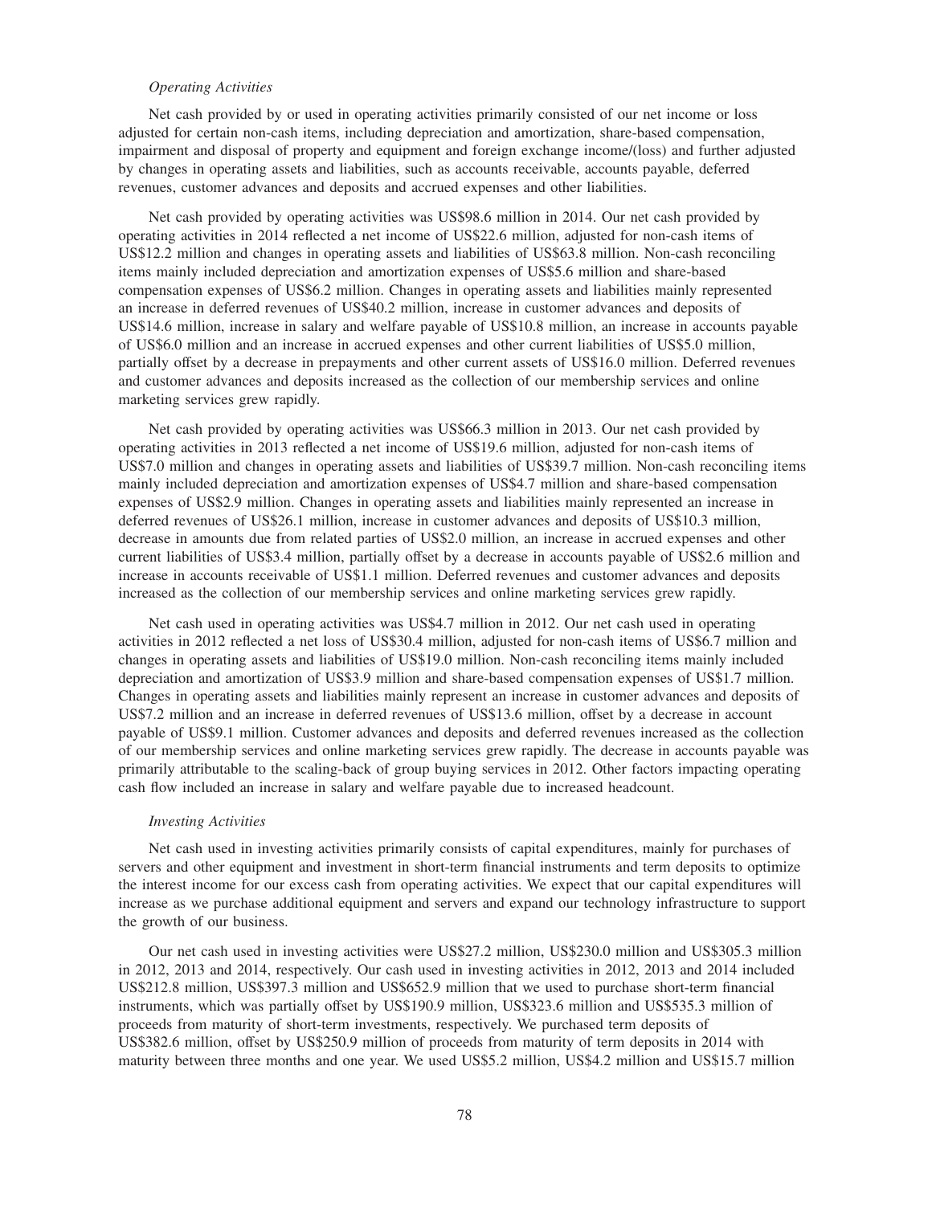*Operating Activities*

Net cash provided by or used in operating activities primarily consisted of our net income or loss adjusted for certain non-cash items, including depreciation and amortization, share-based compensation, impairment and disposal of property and equipment and foreign exchange income/(loss) and further adjusted by changes in operating assets and liabilities, such as accounts receivable, accounts payable, deferred revenues, customer advances and deposits and accrued expenses and other liabilities.

Net cash provided by operating activities was US$98.6 million in 2014. Our net cash provided by operating activities in 2014 reflected a net income of US$22.6 million, adjusted for non-cash items of US$12.2 million and changes in operating assets and liabilities of US$63.8 million. Non-cash reconciling items mainly included depreciation and amortization expenses of US$5.6 million and share-based compensation expenses of US$6.2 million. Changes in operating assets and liabilities mainly represented an increase in deferred revenues of US$40.2 million, increase in customer advances and deposits of US$14.6 million, increase in salary and welfare payable of US$10.8 million, an increase in accounts payable of US$6.0 million and an increase in accrued expenses and other current liabilities of US$5.0 million, partially offset by a decrease in prepayments and other current assets of US$16.0 million. Deferred revenues and customer advances and deposits increased as the collection of our membership services and online marketing services grew rapidly.

Net cash provided by operating activities was US$66.3 million in 2013. Our net cash provided by operating activities in 2013 reflected a net income of US$19.6 million, adjusted for non-cash items of US$7.0 million and changes in operating assets and liabilities of US$39.7 million. Non-cash reconciling items mainly included depreciation and amortization expenses of US$4.7 million and share-based compensation expenses of US$2.9 million. Changes in operating assets and liabilities mainly represented an increase in deferred revenues of US$26.1 million, increase in customer advances and deposits of US$10.3 million, decrease in amounts due from related parties of US$2.0 million, an increase in accrued expenses and other current liabilities of US$3.4 million, partially offset by a decrease in accounts payable of US$2.6 million and increase in accounts receivable of US$1.1 million. Deferred revenues and customer advances and deposits increased as the collection of our membership services and online marketing services grew rapidly.

Net cash used in operating activities was US$4.7 million in 2012. Our net cash used in operating activities in 2012 reflected a net loss of US$30.4 million, adjusted for non-cash items of US$6.7 million and changes in operating assets and liabilities of US$19.0 million. Non-cash reconciling items mainly included depreciation and amortization of US$3.9 million and share-based compensation expenses of US$1.7 million. Changes in operating assets and liabilities mainly represent an increase in customer advances and deposits of US$7.2 million and an increase in deferred revenues of US$13.6 million, offset by a decrease in account payable of US$9.1 million. Customer advances and deposits and deferred revenues increased as the collection of our membership services and online marketing services grew rapidly. The decrease in accounts payable was primarily attributable to the scaling-back of group buying services in 2012. Other factors impacting operating cash flow included an increase in salary and welfare payable due to increased headcount.

*Investing Activities*

Net cash used in investing activities primarily consists of capital expenditures, mainly for purchases of servers and other equipment and investment in short-term financial instruments and term deposits to optimize the interest income for our excess cash from operating activities. We expect that our capital expenditures will increase as we purchase additional equipment and servers and expand our technology infrastructure to support the growth of our business.

Our net cash used in investing activities were US$27.2 million, US$230.0 million and US$305.3 million in 2012, 2013 and 2014, respectively. Our cash used in investing activities in 2012, 2013 and 2014 included US$212.8 million, US$397.3 million and US$652.9 million that we used to purchase short-term financial instruments, which was partially offset by US$190.9 million, US$323.6 million and US$535.3 million of proceeds from maturity of short-term investments, respectively. We purchased term deposits of US$382.6 million, offset by US$250.9 million of proceeds from maturity of term deposits in 2014 with maturity between three months and one year. We used US$5.2 million, US$4.2 million and US$15.7 million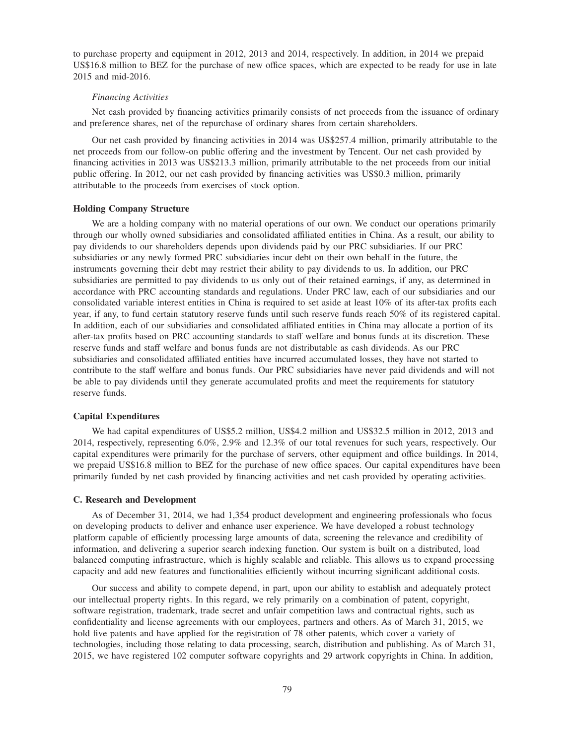to purchase property and equipment in 2012, 2013 and 2014, respectively. In addition, in 2014 we prepaid US$16.8 million to BEZ for the purchase of new office spaces, which are expected to be ready for use in late 2015 and mid-2016.

*Financing Activities*

Net cash provided by financing activities primarily consists of net proceeds from the issuance of ordinary and preference shares, net of the repurchase of ordinary shares from certain shareholders.

Our net cash provided by financing activities in 2014 was US$257.4 million, primarily attributable to the net proceeds from our follow-on public offering and the investment by Tencent. Our net cash provided by financing activities in 2013 was US$213.3 million, primarily attributable to the net proceeds from our initial public offering. In 2012, our net cash provided by financing activities was US$0.3 million, primarily attributable to the proceeds from exercises of stock option.

**Holding Company Structure**

We are a holding company with no material operations of our own. We conduct our operations primarily through our wholly owned subsidiaries and consolidated affiliated entities in China. As a result, our ability to pay dividends to our shareholders depends upon dividends paid by our PRC subsidiaries. If our PRC subsidiaries or any newly formed PRC subsidiaries incur debt on their own behalf in the future, the instruments governing their debt may restrict their ability to pay dividends to us. In addition, our PRC subsidiaries are permitted to pay dividends to us only out of their retained earnings, if any, as determined in accordance with PRC accounting standards and regulations. Under PRC law, each of our subsidiaries and our consolidated variable interest entities in China is required to set aside at least 10% of its after-tax profits each year, if any, to fund certain statutory reserve funds until such reserve funds reach 50% of its registered capital. In addition, each of our subsidiaries and consolidated affiliated entities in China may allocate a portion of its after-tax profits based on PRC accounting standards to staff welfare and bonus funds at its discretion. These reserve funds and staff welfare and bonus funds are not distributable as cash dividends. As our PRC subsidiaries and consolidated affiliated entities have incurred accumulated losses, they have not started to contribute to the staff welfare and bonus funds. Our PRC subsidiaries have never paid dividends and will not be able to pay dividends until they generate accumulated profits and meet the requirements for statutory reserve funds.

**Capital Expenditures**

We had capital expenditures of US$5.2 million, US$4.2 million and US$32.5 million in 2012, 2013 and 2014, respectively, representing 6.0%, 2.9% and 12.3% of our total revenues for such years, respectively. Our capital expenditures were primarily for the purchase of servers, other equipment and office buildings. In 2014, we prepaid US$16.8 million to BEZ for the purchase of new office spaces. Our capital expenditures have been primarily funded by net cash provided by financing activities and net cash provided by operating activities.

**C. Research and Development**

As of December 31, 2014, we had 1,354 product development and engineering professionals who focus on developing products to deliver and enhance user experience. We have developed a robust technology platform capable of efficiently processing large amounts of data, screening the relevance and credibility of information, and delivering a superior search indexing function. Our system is built on a distributed, load balanced computing infrastructure, which is highly scalable and reliable. This allows us to expand processing capacity and add new features and functionalities efficiently without incurring significant additional costs.

Our success and ability to compete depend, in part, upon our ability to establish and adequately protect our intellectual property rights. In this regard, we rely primarily on a combination of patent, copyright, software registration, trademark, trade secret and unfair competition laws and contractual rights, such as confidentiality and license agreements with our employees, partners and others. As of March 31, 2015, we hold five patents and have applied for the registration of 78 other patents, which cover a variety of technologies, including those relating to data processing, search, distribution and publishing. As of March 31, 2015, we have registered 102 computer software copyrights and 29 artwork copyrights in China. In addition,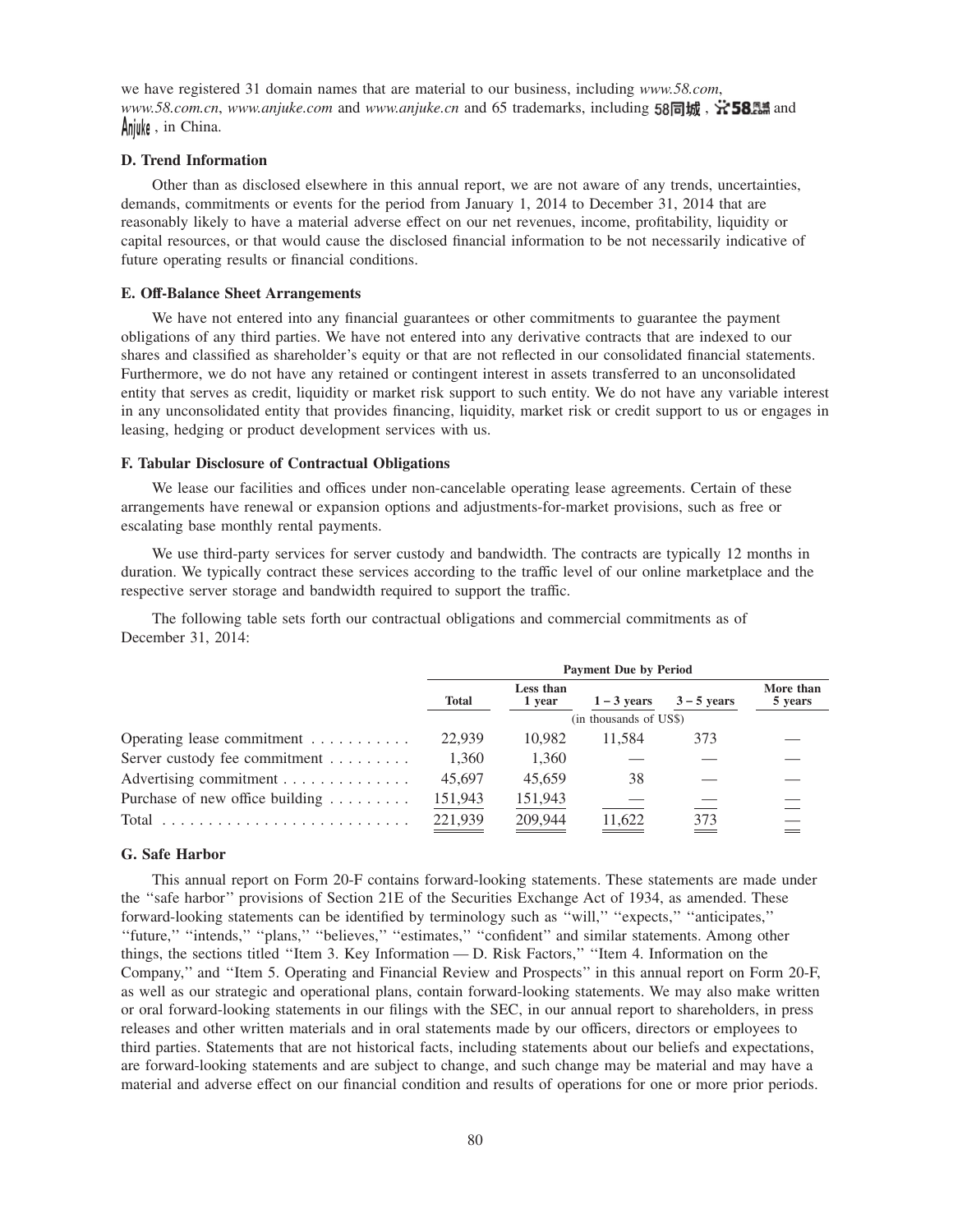we have registered 31 domain names that are material to our business, including *www.58.com*, *www.58.com.cn*, *www.anjuke.com* and *www.anjuke.cn* and 65 trademarks, including 58同城, 58.com and Anjuke, in China.

### D. Trend Information

Other than as disclosed elsewhere in this annual report, we are not aware of any trends, uncertainties, demands, commitments or events for the period from January 1, 2014 to December 31, 2014 that are reasonably likely to have a material adverse effect on our net revenues, income, profitability, liquidity or capital resources, or that would cause the disclosed financial information to be not necessarily indicative of future operating results or financial conditions.

### E. Off-Balance Sheet Arrangements

We have not entered into any financial guarantees or other commitments to guarantee the payment obligations of any third parties. We have not entered into any derivative contracts that are indexed to our shares and classified as shareholder's equity or that are not reflected in our consolidated financial statements. Furthermore, we do not have any retained or contingent interest in assets transferred to an unconsolidated entity that serves as credit, liquidity or market risk support to such entity. We do not have any variable interest in any unconsolidated entity that provides financing, liquidity, market risk or credit support to us or engages in leasing, hedging or product development services with us.

### F. Tabular Disclosure of Contractual Obligations

We lease our facilities and offices under non-cancelable operating lease agreements. Certain of these arrangements have renewal or expansion options and adjustments-for-market provisions, such as free or escalating base monthly rental payments.

We use third-party services for server custody and bandwidth. The contracts are typically 12 months in duration. We typically contract these services according to the traffic level of our online marketplace and the respective server storage and bandwidth required to support the traffic.

The following table sets forth our contractual obligations and commercial commitments as of December 31, 2014:

| | Payment Due by Period | | | | |
|---|---|---|---|---|---|
| | Total | Less than 1 year | 1 – 3 years | 3 – 5 years | More than 5 years |
| | (in thousands of US$) | | | | |
| Operating lease commitment | 22,939 | 10,982 | 11,584 | 373 | — |
| Server custody fee commitment | 1,360 | 1,360 | — | — | — |
| Advertising commitment | 45,697 | 45,659 | 38 | — | — |
| Purchase of new office building | 151,943 | 151,943 | — | — | — |
| Total | 221,939 | 209,944 | 11,622 | 373 | — |

### G. Safe Harbor

This annual report on Form 20-F contains forward-looking statements. These statements are made under the ''safe harbor'' provisions of Section 21E of the Securities Exchange Act of 1934, as amended. These forward-looking statements can be identified by terminology such as ''will,'' ''expects,'' ''anticipates,'' ''future,'' ''intends,'' ''plans,'' ''believes,'' ''estimates,'' ''confident'' and similar statements. Among other things, the sections titled ''Item 3. Key Information — D. Risk Factors,'' ''Item 4. Information on the Company,'' and ''Item 5. Operating and Financial Review and Prospects'' in this annual report on Form 20-F, as well as our strategic and operational plans, contain forward-looking statements. We may also make written or oral forward-looking statements in our filings with the SEC, in our annual report to shareholders, in press releases and other written materials and in oral statements made by our officers, directors or employees to third parties. Statements that are not historical facts, including statements about our beliefs and expectations, are forward-looking statements and are subject to change, and such change may be material and may have a material and adverse effect on our financial condition and results of operations for one or more prior periods.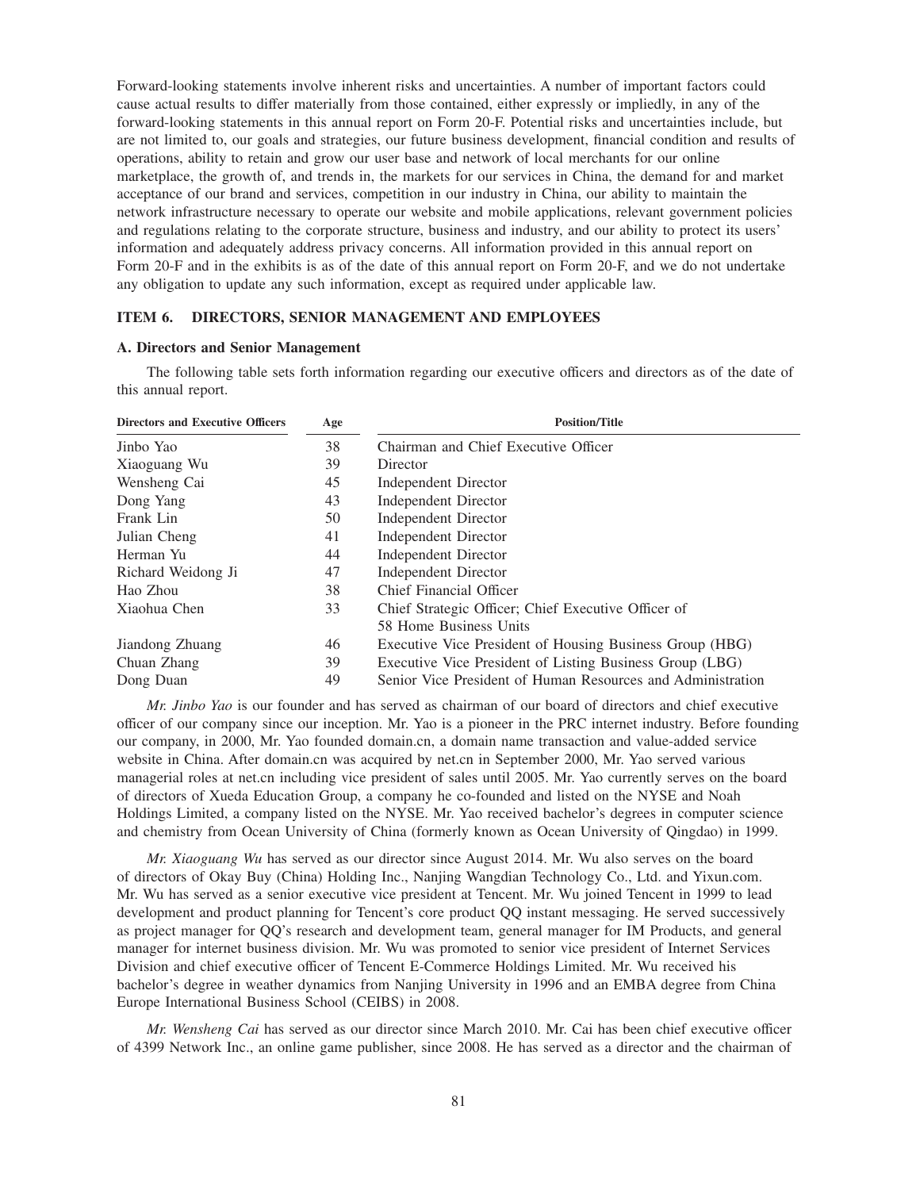Forward-looking statements involve inherent risks and uncertainties. A number of important factors could cause actual results to differ materially from those contained, either expressly or impliedly, in any of the forward-looking statements in this annual report on Form 20-F. Potential risks and uncertainties include, but are not limited to, our goals and strategies, our future business development, financial condition and results of operations, ability to retain and grow our user base and network of local merchants for our online marketplace, the growth of, and trends in, the markets for our services in China, the demand for and market acceptance of our brand and services, competition in our industry in China, our ability to maintain the network infrastructure necessary to operate our website and mobile applications, relevant government policies and regulations relating to the corporate structure, business and industry, and our ability to protect its users' information and adequately address privacy concerns. All information provided in this annual report on Form 20-F and in the exhibits is as of the date of this annual report on Form 20-F, and we do not undertake any obligation to update any such information, except as required under applicable law.

## ITEM 6. DIRECTORS, SENIOR MANAGEMENT AND EMPLOYEES

### A. Directors and Senior Management

The following table sets forth information regarding our executive officers and directors as of the date of this annual report.

| Directors and Executive Officers | Age | Position/Title |
|---|---|---|
| Jinbo Yao | 38 | Chairman and Chief Executive Officer |
| Xiaoguang Wu | 39 | Director |
| Wensheng Cai | 45 | Independent Director |
| Dong Yang | 43 | Independent Director |
| Frank Lin | 50 | Independent Director |
| Julian Cheng | 41 | Independent Director |
| Herman Yu | 44 | Independent Director |
| Richard Weidong Ji | 47 | Independent Director |
| Hao Zhou | 38 | Chief Financial Officer |
| Xiaohua Chen | 33 | Chief Strategic Officer; Chief Executive Officer of 58 Home Business Units |
| Jiandong Zhuang | 46 | Executive Vice President of Housing Business Group (HBG) |
| Chuan Zhang | 39 | Executive Vice President of Listing Business Group (LBG) |
| Dong Duan | 49 | Senior Vice President of Human Resources and Administration |

*Mr. Jinbo Yao* is our founder and has served as chairman of our board of directors and chief executive officer of our company since our inception. Mr. Yao is a pioneer in the PRC internet industry. Before founding our company, in 2000, Mr. Yao founded domain.cn, a domain name transaction and value-added service website in China. After domain.cn was acquired by net.cn in September 2000, Mr. Yao served various managerial roles at net.cn including vice president of sales until 2005. Mr. Yao currently serves on the board of directors of Xueda Education Group, a company he co-founded and listed on the NYSE and Noah Holdings Limited, a company listed on the NYSE. Mr. Yao received bachelor's degrees in computer science and chemistry from Ocean University of China (formerly known as Ocean University of Qingdao) in 1999.

*Mr. Xiaoguang Wu* has served as our director since August 2014. Mr. Wu also serves on the board of directors of Okay Buy (China) Holding Inc., Nanjing Wangdian Technology Co., Ltd. and Yixun.com. Mr. Wu has served as a senior executive vice president at Tencent. Mr. Wu joined Tencent in 1999 to lead development and product planning for Tencent's core product QQ instant messaging. He served successively as project manager for QQ's research and development team, general manager for IM Products, and general manager for internet business division. Mr. Wu was promoted to senior vice president of Internet Services Division and chief executive officer of Tencent E-Commerce Holdings Limited. Mr. Wu received his bachelor's degree in weather dynamics from Nanjing University in 1996 and an EMBA degree from China Europe International Business School (CEIBS) in 2008.

*Mr. Wensheng Cai* has served as our director since March 2010. Mr. Cai has been chief executive officer of 4399 Network Inc., an online game publisher, since 2008. He has served as a director and the chairman of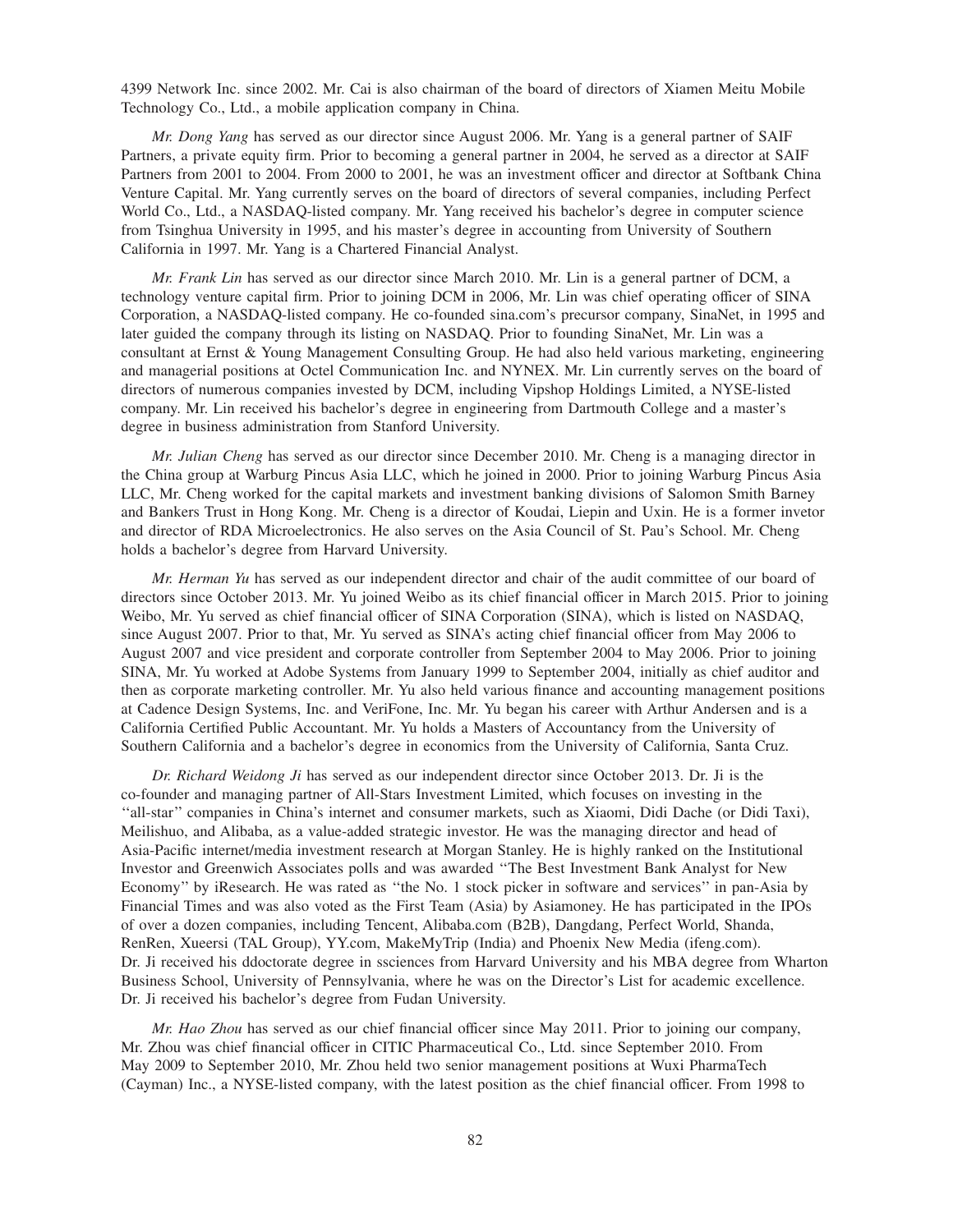4399 Network Inc. since 2002. Mr. Cai is also chairman of the board of directors of Xiamen Meitu Mobile Technology Co., Ltd., a mobile application company in China.

*Mr. Dong Yang* has served as our director since August 2006. Mr. Yang is a general partner of SAIF Partners, a private equity firm. Prior to becoming a general partner in 2004, he served as a director at SAIF Partners from 2001 to 2004. From 2000 to 2001, he was an investment officer and director at Softbank China Venture Capital. Mr. Yang currently serves on the board of directors of several companies, including Perfect World Co., Ltd., a NASDAQ-listed company. Mr. Yang received his bachelor's degree in computer science from Tsinghua University in 1995, and his master's degree in accounting from University of Southern California in 1997. Mr. Yang is a Chartered Financial Analyst.

*Mr. Frank Lin* has served as our director since March 2010. Mr. Lin is a general partner of DCM, a technology venture capital firm. Prior to joining DCM in 2006, Mr. Lin was chief operating officer of SINA Corporation, a NASDAQ-listed company. He co-founded sina.com's precursor company, SinaNet, in 1995 and later guided the company through its listing on NASDAQ. Prior to founding SinaNet, Mr. Lin was a consultant at Ernst & Young Management Consulting Group. He had also held various marketing, engineering and managerial positions at Octel Communication Inc. and NYNEX. Mr. Lin currently serves on the board of directors of numerous companies invested by DCM, including Vipshop Holdings Limited, a NYSE-listed company. Mr. Lin received his bachelor's degree in engineering from Dartmouth College and a master's degree in business administration from Stanford University.

*Mr. Julian Cheng* has served as our director since December 2010. Mr. Cheng is a managing director in the China group at Warburg Pincus Asia LLC, which he joined in 2000. Prior to joining Warburg Pincus Asia LLC, Mr. Cheng worked for the capital markets and investment banking divisions of Salomon Smith Barney and Bankers Trust in Hong Kong. Mr. Cheng is a director of Koudai, Liepin and Uxin. He is a former invetor and director of RDA Microelectronics. He also serves on the Asia Council of St. Pau's School. Mr. Cheng holds a bachelor's degree from Harvard University.

*Mr. Herman Yu* has served as our independent director and chair of the audit committee of our board of directors since October 2013. Mr. Yu joined Weibo as its chief financial officer in March 2015. Prior to joining Weibo, Mr. Yu served as chief financial officer of SINA Corporation (SINA), which is listed on NASDAQ, since August 2007. Prior to that, Mr. Yu served as SINA's acting chief financial officer from May 2006 to August 2007 and vice president and corporate controller from September 2004 to May 2006. Prior to joining SINA, Mr. Yu worked at Adobe Systems from January 1999 to September 2004, initially as chief auditor and then as corporate marketing controller. Mr. Yu also held various finance and accounting management positions at Cadence Design Systems, Inc. and VeriFone, Inc. Mr. Yu began his career with Arthur Andersen and is a California Certified Public Accountant. Mr. Yu holds a Masters of Accountancy from the University of Southern California and a bachelor's degree in economics from the University of California, Santa Cruz.

*Dr. Richard Weidong Ji* has served as our independent director since October 2013. Dr. Ji is the co-founder and managing partner of All-Stars Investment Limited, which focuses on investing in the ''all-star'' companies in China's internet and consumer markets, such as Xiaomi, Didi Dache (or Didi Taxi), Meilishuo, and Alibaba, as a value-added strategic investor. He was the managing director and head of Asia-Pacific internet/media investment research at Morgan Stanley. He is highly ranked on the Institutional Investor and Greenwich Associates polls and was awarded ''The Best Investment Bank Analyst for New Economy'' by iResearch. He was rated as ''the No. 1 stock picker in software and services'' in pan-Asia by Financial Times and was also voted as the First Team (Asia) by Asiamoney. He has participated in the IPOs of over a dozen companies, including Tencent, Alibaba.com (B2B), Dangdang, Perfect World, Shanda, RenRen, Xueersi (TAL Group), YY.com, MakeMyTrip (India) and Phoenix New Media (ifeng.com). Dr. Ji received his ddoctorate degree in ssciences from Harvard University and his MBA degree from Wharton Business School, University of Pennsylvania, where he was on the Director's List for academic excellence. Dr. Ji received his bachelor's degree from Fudan University.

*Mr. Hao Zhou* has served as our chief financial officer since May 2011. Prior to joining our company, Mr. Zhou was chief financial officer in CITIC Pharmaceutical Co., Ltd. since September 2010. From May 2009 to September 2010, Mr. Zhou held two senior management positions at Wuxi PharmaTech (Cayman) Inc., a NYSE-listed company, with the latest position as the chief financial officer. From 1998 to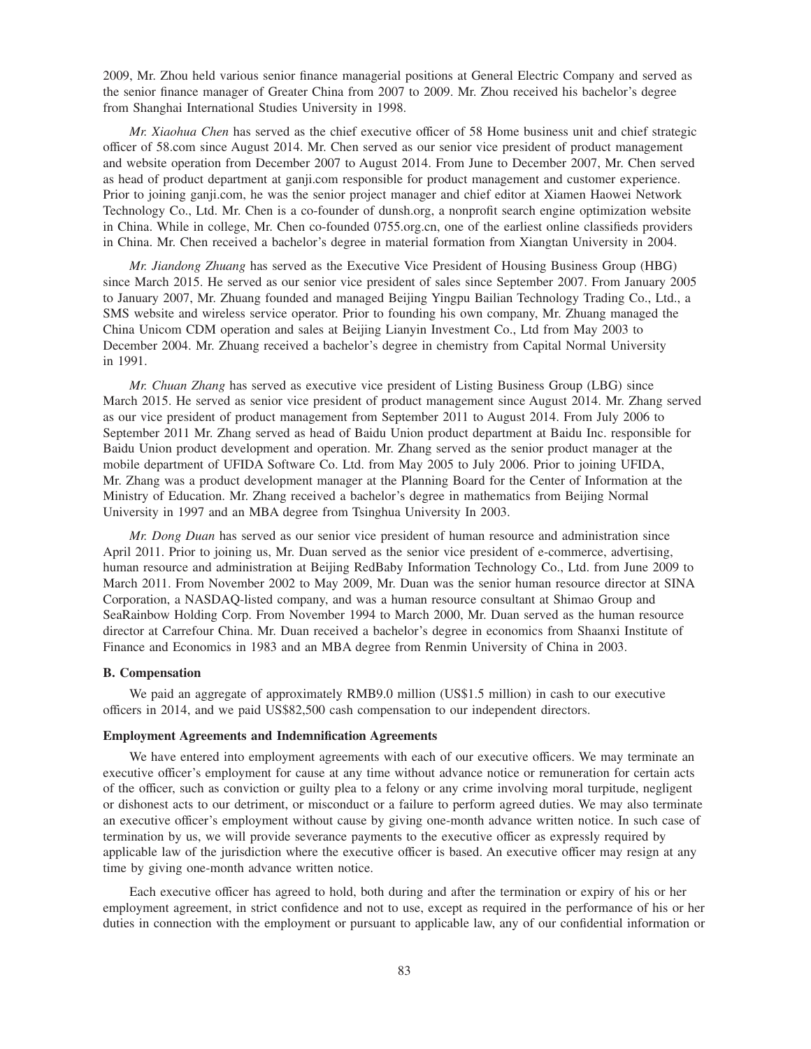2009, Mr. Zhou held various senior finance managerial positions at General Electric Company and served as the senior finance manager of Greater China from 2007 to 2009. Mr. Zhou received his bachelor's degree from Shanghai International Studies University in 1998.

*Mr. Xiaohua Chen* has served as the chief executive officer of 58 Home business unit and chief strategic officer of 58.com since August 2014. Mr. Chen served as our senior vice president of product management and website operation from December 2007 to August 2014. From June to December 2007, Mr. Chen served as head of product department at ganji.com responsible for product management and customer experience. Prior to joining ganji.com, he was the senior project manager and chief editor at Xiamen Haowei Network Technology Co., Ltd. Mr. Chen is a co-founder of dunsh.org, a nonprofit search engine optimization website in China. While in college, Mr. Chen co-founded 0755.org.cn, one of the earliest online classifieds providers in China. Mr. Chen received a bachelor's degree in material formation from Xiangtan University in 2004.

*Mr. Jiandong Zhuang* has served as the Executive Vice President of Housing Business Group (HBG) since March 2015. He served as our senior vice president of sales since September 2007. From January 2005 to January 2007, Mr. Zhuang founded and managed Beijing Yingpu Bailian Technology Trading Co., Ltd., a SMS website and wireless service operator. Prior to founding his own company, Mr. Zhuang managed the China Unicom CDM operation and sales at Beijing Lianyin Investment Co., Ltd from May 2003 to December 2004. Mr. Zhuang received a bachelor's degree in chemistry from Capital Normal University in 1991.

*Mr. Chuan Zhang* has served as executive vice president of Listing Business Group (LBG) since March 2015. He served as senior vice president of product management since August 2014. Mr. Zhang served as our vice president of product management from September 2011 to August 2014. From July 2006 to September 2011 Mr. Zhang served as head of Baidu Union product department at Baidu Inc. responsible for Baidu Union product development and operation. Mr. Zhang served as the senior product manager at the mobile department of UFIDA Software Co. Ltd. from May 2005 to July 2006. Prior to joining UFIDA, Mr. Zhang was a product development manager at the Planning Board for the Center of Information at the Ministry of Education. Mr. Zhang received a bachelor's degree in mathematics from Beijing Normal University in 1997 and an MBA degree from Tsinghua University In 2003.

*Mr. Dong Duan* has served as our senior vice president of human resource and administration since April 2011. Prior to joining us, Mr. Duan served as the senior vice president of e-commerce, advertising, human resource and administration at Beijing RedBaby Information Technology Co., Ltd. from June 2009 to March 2011. From November 2002 to May 2009, Mr. Duan was the senior human resource director at SINA Corporation, a NASDAQ-listed company, and was a human resource consultant at Shimao Group and SeaRainbow Holding Corp. From November 1994 to March 2000, Mr. Duan served as the human resource director at Carrefour China. Mr. Duan received a bachelor's degree in economics from Shaanxi Institute of Finance and Economics in 1983 and an MBA degree from Renmin University of China in 2003.

### B. Compensation

We paid an aggregate of approximately RMB9.0 million (US$1.5 million) in cash to our executive officers in 2014, and we paid US$82,500 cash compensation to our independent directors.

### Employment Agreements and Indemnification Agreements

We have entered into employment agreements with each of our executive officers. We may terminate an executive officer's employment for cause at any time without advance notice or remuneration for certain acts of the officer, such as conviction or guilty plea to a felony or any crime involving moral turpitude, negligent or dishonest acts to our detriment, or misconduct or a failure to perform agreed duties. We may also terminate an executive officer's employment without cause by giving one-month advance written notice. In such case of termination by us, we will provide severance payments to the executive officer as expressly required by applicable law of the jurisdiction where the executive officer is based. An executive officer may resign at any time by giving one-month advance written notice.

Each executive officer has agreed to hold, both during and after the termination or expiry of his or her employment agreement, in strict confidence and not to use, except as required in the performance of his or her duties in connection with the employment or pursuant to applicable law, any of our confidential information or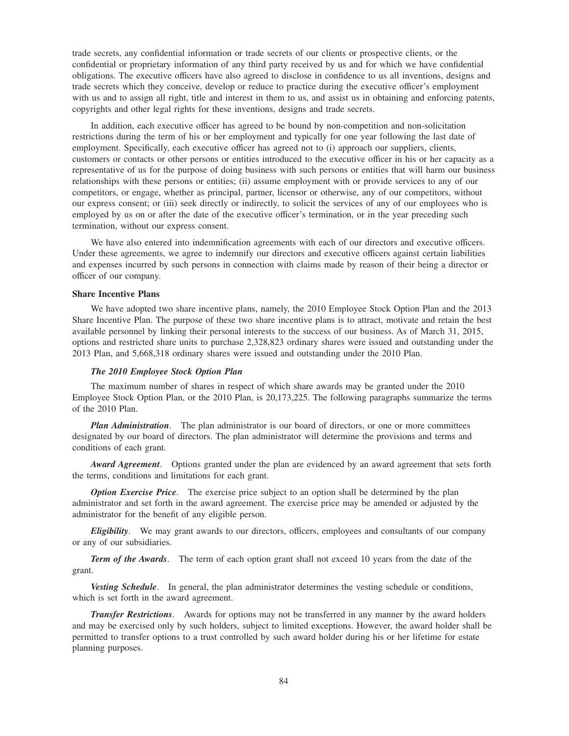trade secrets, any confidential information or trade secrets of our clients or prospective clients, or the confidential or proprietary information of any third party received by us and for which we have confidential obligations. The executive officers have also agreed to disclose in confidence to us all inventions, designs and trade secrets which they conceive, develop or reduce to practice during the executive officer's employment with us and to assign all right, title and interest in them to us, and assist us in obtaining and enforcing patents, copyrights and other legal rights for these inventions, designs and trade secrets.

In addition, each executive officer has agreed to be bound by non-competition and non-solicitation restrictions during the term of his or her employment and typically for one year following the last date of employment. Specifically, each executive officer has agreed not to (i) approach our suppliers, clients, customers or contacts or other persons or entities introduced to the executive officer in his or her capacity as a representative of us for the purpose of doing business with such persons or entities that will harm our business relationships with these persons or entities; (ii) assume employment with or provide services to any of our competitors, or engage, whether as principal, partner, licensor or otherwise, any of our competitors, without our express consent; or (iii) seek directly or indirectly, to solicit the services of any of our employees who is employed by us on or after the date of the executive officer's termination, or in the year preceding such termination, without our express consent.

We have also entered into indemnification agreements with each of our directors and executive officers. Under these agreements, we agree to indemnify our directors and executive officers against certain liabilities and expenses incurred by such persons in connection with claims made by reason of their being a director or officer of our company.

### Share Incentive Plans

We have adopted two share incentive plans, namely, the 2010 Employee Stock Option Plan and the 2013 Share Incentive Plan. The purpose of these two share incentive plans is to attract, motivate and retain the best available personnel by linking their personal interests to the success of our business. As of March 31, 2015, options and restricted share units to purchase 2,328,823 ordinary shares were issued and outstanding under the 2013 Plan, and 5,668,318 ordinary shares were issued and outstanding under the 2010 Plan.

#### *The 2010 Employee Stock Option Plan*

The maximum number of shares in respect of which share awards may be granted under the 2010 Employee Stock Option Plan, or the 2010 Plan, is 20,173,225. The following paragraphs summarize the terms of the 2010 Plan.

***Plan Administration***. The plan administrator is our board of directors, or one or more committees designated by our board of directors. The plan administrator will determine the provisions and terms and conditions of each grant.

***Award Agreement***. Options granted under the plan are evidenced by an award agreement that sets forth the terms, conditions and limitations for each grant.

***Option Exercise Price***. The exercise price subject to an option shall be determined by the plan administrator and set forth in the award agreement. The exercise price may be amended or adjusted by the administrator for the benefit of any eligible person.

***Eligibility***. We may grant awards to our directors, officers, employees and consultants of our company or any of our subsidiaries.

***Term of the Awards***. The term of each option grant shall not exceed 10 years from the date of the grant.

***Vesting Schedule***. In general, the plan administrator determines the vesting schedule or conditions, which is set forth in the award agreement.

***Transfer Restrictions***. Awards for options may not be transferred in any manner by the award holders and may be exercised only by such holders, subject to limited exceptions. However, the award holder shall be permitted to transfer options to a trust controlled by such award holder during his or her lifetime for estate planning purposes.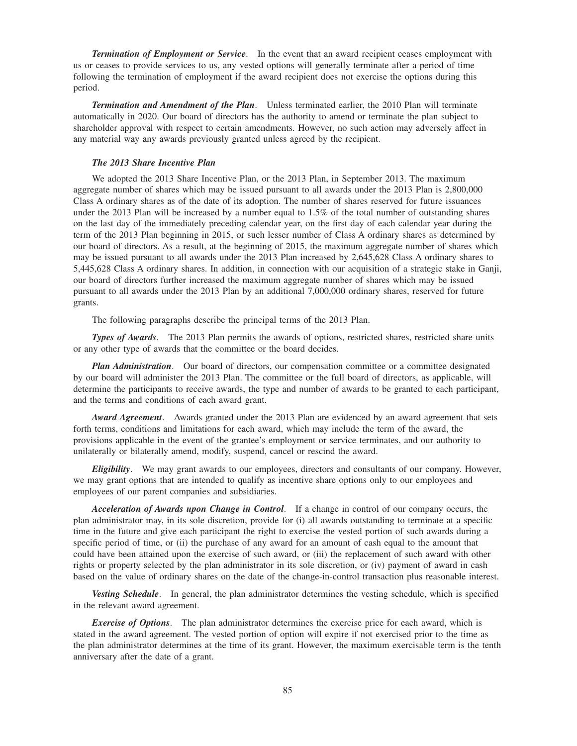***Termination of Employment or Service***. In the event that an award recipient ceases employment with us or ceases to provide services to us, any vested options will generally terminate after a period of time following the termination of employment if the award recipient does not exercise the options during this period.

***Termination and Amendment of the Plan***. Unless terminated earlier, the 2010 Plan will terminate automatically in 2020. Our board of directors has the authority to amend or terminate the plan subject to shareholder approval with respect to certain amendments. However, no such action may adversely affect in any material way any awards previously granted unless agreed by the recipient.

***The 2013 Share Incentive Plan***

We adopted the 2013 Share Incentive Plan, or the 2013 Plan, in September 2013. The maximum aggregate number of shares which may be issued pursuant to all awards under the 2013 Plan is 2,800,000 Class A ordinary shares as of the date of its adoption. The number of shares reserved for future issuances under the 2013 Plan will be increased by a number equal to 1.5% of the total number of outstanding shares on the last day of the immediately preceding calendar year, on the first day of each calendar year during the term of the 2013 Plan beginning in 2015, or such lesser number of Class A ordinary shares as determined by our board of directors. As a result, at the beginning of 2015, the maximum aggregate number of shares which may be issued pursuant to all awards under the 2013 Plan increased by 2,645,628 Class A ordinary shares to 5,445,628 Class A ordinary shares. In addition, in connection with our acquisition of a strategic stake in Ganji, our board of directors further increased the maximum aggregate number of shares which may be issued pursuant to all awards under the 2013 Plan by an additional 7,000,000 ordinary shares, reserved for future grants.

The following paragraphs describe the principal terms of the 2013 Plan.

***Types of Awards***. The 2013 Plan permits the awards of options, restricted shares, restricted share units or any other type of awards that the committee or the board decides.

***Plan Administration***. Our board of directors, our compensation committee or a committee designated by our board will administer the 2013 Plan. The committee or the full board of directors, as applicable, will determine the participants to receive awards, the type and number of awards to be granted to each participant, and the terms and conditions of each award grant.

***Award Agreement***. Awards granted under the 2013 Plan are evidenced by an award agreement that sets forth terms, conditions and limitations for each award, which may include the term of the award, the provisions applicable in the event of the grantee's employment or service terminates, and our authority to unilaterally or bilaterally amend, modify, suspend, cancel or rescind the award.

***Eligibility***. We may grant awards to our employees, directors and consultants of our company. However, we may grant options that are intended to qualify as incentive share options only to our employees and employees of our parent companies and subsidiaries.

***Acceleration of Awards upon Change in Control***. If a change in control of our company occurs, the plan administrator may, in its sole discretion, provide for (i) all awards outstanding to terminate at a specific time in the future and give each participant the right to exercise the vested portion of such awards during a specific period of time, or (ii) the purchase of any award for an amount of cash equal to the amount that could have been attained upon the exercise of such award, or (iii) the replacement of such award with other rights or property selected by the plan administrator in its sole discretion, or (iv) payment of award in cash based on the value of ordinary shares on the date of the change-in-control transaction plus reasonable interest.

***Vesting Schedule***. In general, the plan administrator determines the vesting schedule, which is specified in the relevant award agreement.

***Exercise of Options***. The plan administrator determines the exercise price for each award, which is stated in the award agreement. The vested portion of option will expire if not exercised prior to the time as the plan administrator determines at the time of its grant. However, the maximum exercisable term is the tenth anniversary after the date of a grant.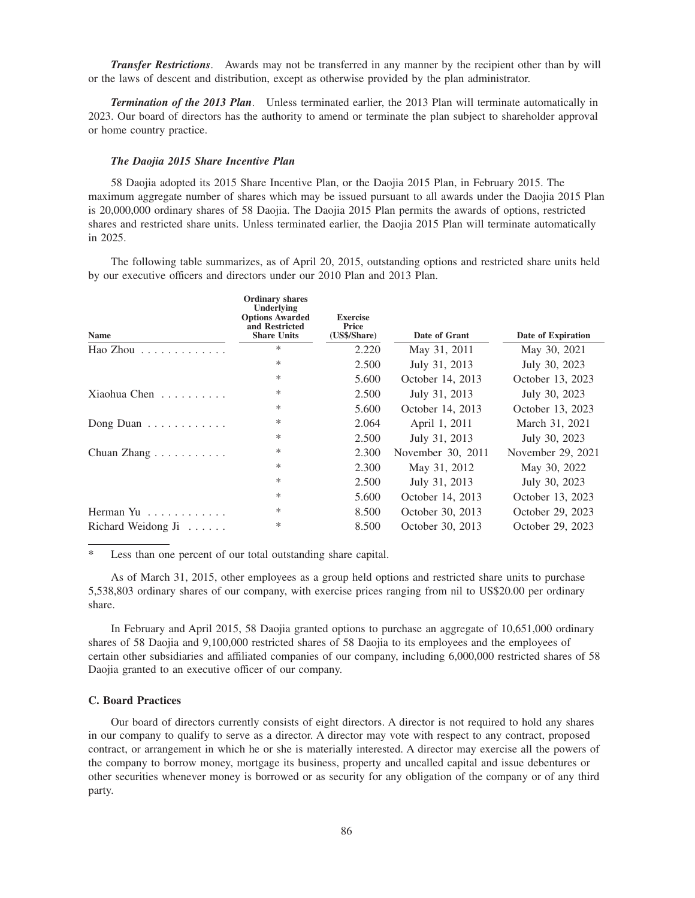***Transfer Restrictions***. Awards may not be transferred in any manner by the recipient other than by will or the laws of descent and distribution, except as otherwise provided by the plan administrator.

***Termination of the 2013 Plan***. Unless terminated earlier, the 2013 Plan will terminate automatically in 2023. Our board of directors has the authority to amend or terminate the plan subject to shareholder approval or home country practice.

***The Daojia 2015 Share Incentive Plan***

58 Daojia adopted its 2015 Share Incentive Plan, or the Daojia 2015 Plan, in February 2015. The maximum aggregate number of shares which may be issued pursuant to all awards under the Daojia 2015 Plan is 20,000,000 ordinary shares of 58 Daojia. The Daojia 2015 Plan permits the awards of options, restricted shares and restricted share units. Unless terminated earlier, the Daojia 2015 Plan will terminate automatically in 2025.

The following table summarizes, as of April 20, 2015, outstanding options and restricted share units held by our executive officers and directors under our 2010 Plan and 2013 Plan.

| Name | Ordinary shares Underlying Options Awarded and Restricted Share Units | Exercise Price (US$/Share) | Date of Grant | Date of Expiration |
|---|---|---|---|---|
| Hao Zhou | * | 2.220 | May 31, 2011 | May 30, 2021 |
| | * | 2.500 | July 31, 2013 | July 30, 2023 |
| | * | 5.600 | October 14, 2013 | October 13, 2023 |
| Xiaohua Chen | * | 2.500 | July 31, 2013 | July 30, 2023 |
| | * | 5.600 | October 14, 2013 | October 13, 2023 |
| Dong Duan | * | 2.064 | April 1, 2011 | March 31, 2021 |
| | * | 2.500 | July 31, 2013 | July 30, 2023 |
| Chuan Zhang | * | 2.300 | November 30, 2011 | November 29, 2021 |
| | * | 2.300 | May 31, 2012 | May 30, 2022 |
| | * | 2.500 | July 31, 2013 | July 30, 2023 |
| | * | 5.600 | October 14, 2013 | October 13, 2023 |
| Herman Yu | * | 8.500 | October 30, 2013 | October 29, 2023 |
| Richard Weidong Ji | * | 8.500 | October 30, 2013 | October 29, 2023 |

\* Less than one percent of our total outstanding share capital.

As of March 31, 2015, other employees as a group held options and restricted share units to purchase 5,538,803 ordinary shares of our company, with exercise prices ranging from nil to US$20.00 per ordinary share.

In February and April 2015, 58 Daojia granted options to purchase an aggregate of 10,651,000 ordinary shares of 58 Daojia and 9,100,000 restricted shares of 58 Daojia to its employees and the employees of certain other subsidiaries and affiliated companies of our company, including 6,000,000 restricted shares of 58 Daojia granted to an executive officer of our company.

**C. Board Practices**

Our board of directors currently consists of eight directors. A director is not required to hold any shares in our company to qualify to serve as a director. A director may vote with respect to any contract, proposed contract, or arrangement in which he or she is materially interested. A director may exercise all the powers of the company to borrow money, mortgage its business, property and uncalled capital and issue debentures or other securities whenever money is borrowed or as security for any obligation of the company or of any third party.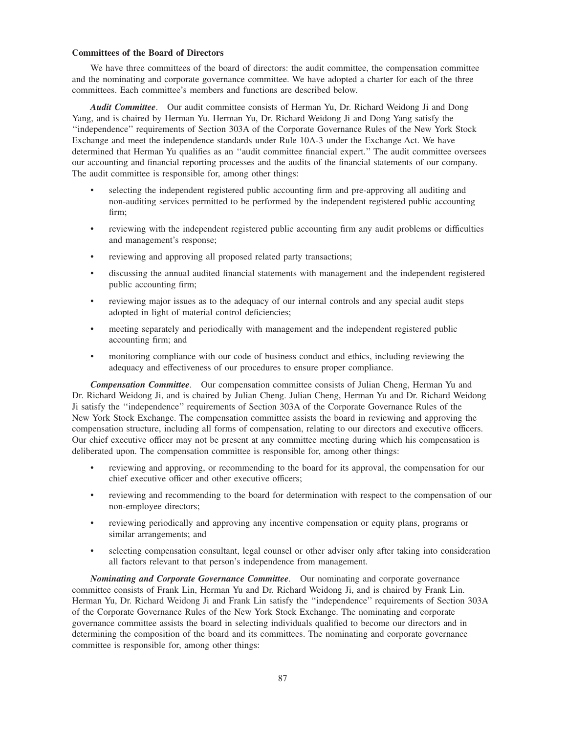## Committees of the Board of Directors

We have three committees of the board of directors: the audit committee, the compensation committee and the nominating and corporate governance committee. We have adopted a charter for each of the three committees. Each committee's members and functions are described below.

***Audit Committee***. Our audit committee consists of Herman Yu, Dr. Richard Weidong Ji and Dong Yang, and is chaired by Herman Yu. Herman Yu, Dr. Richard Weidong Ji and Dong Yang satisfy the ''independence'' requirements of Section 303A of the Corporate Governance Rules of the New York Stock Exchange and meet the independence standards under Rule 10A-3 under the Exchange Act. We have determined that Herman Yu qualifies as an ''audit committee financial expert.'' The audit committee oversees our accounting and financial reporting processes and the audits of the financial statements of our company. The audit committee is responsible for, among other things:

- selecting the independent registered public accounting firm and pre-approving all auditing and non-auditing services permitted to be performed by the independent registered public accounting firm;
- reviewing with the independent registered public accounting firm any audit problems or difficulties and management's response;
- reviewing and approving all proposed related party transactions;
- discussing the annual audited financial statements with management and the independent registered public accounting firm;
- reviewing major issues as to the adequacy of our internal controls and any special audit steps adopted in light of material control deficiencies;
- meeting separately and periodically with management and the independent registered public accounting firm; and
- monitoring compliance with our code of business conduct and ethics, including reviewing the adequacy and effectiveness of our procedures to ensure proper compliance.

***Compensation Committee***. Our compensation committee consists of Julian Cheng, Herman Yu and Dr. Richard Weidong Ji, and is chaired by Julian Cheng. Julian Cheng, Herman Yu and Dr. Richard Weidong Ji satisfy the ''independence'' requirements of Section 303A of the Corporate Governance Rules of the New York Stock Exchange. The compensation committee assists the board in reviewing and approving the compensation structure, including all forms of compensation, relating to our directors and executive officers. Our chief executive officer may not be present at any committee meeting during which his compensation is deliberated upon. The compensation committee is responsible for, among other things:

- reviewing and approving, or recommending to the board for its approval, the compensation for our chief executive officer and other executive officers;
- reviewing and recommending to the board for determination with respect to the compensation of our non-employee directors;
- reviewing periodically and approving any incentive compensation or equity plans, programs or similar arrangements; and
- selecting compensation consultant, legal counsel or other adviser only after taking into consideration all factors relevant to that person's independence from management.

***Nominating and Corporate Governance Committee***. Our nominating and corporate governance committee consists of Frank Lin, Herman Yu and Dr. Richard Weidong Ji, and is chaired by Frank Lin. Herman Yu, Dr. Richard Weidong Ji and Frank Lin satisfy the ''independence'' requirements of Section 303A of the Corporate Governance Rules of the New York Stock Exchange. The nominating and corporate governance committee assists the board in selecting individuals qualified to become our directors and in determining the composition of the board and its committees. The nominating and corporate governance committee is responsible for, among other things: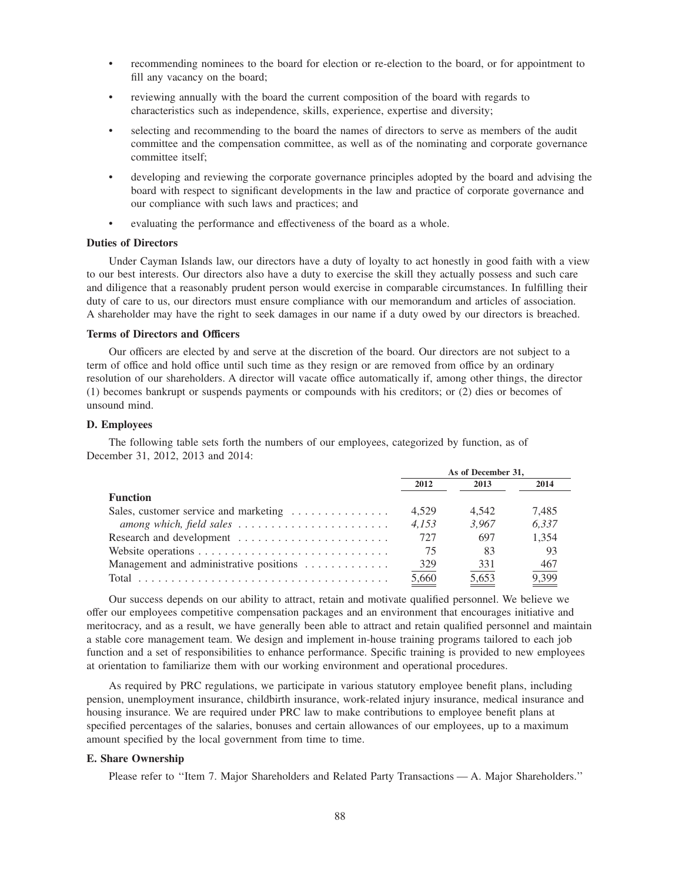- recommending nominees to the board for election or re-election to the board, or for appointment to fill any vacancy on the board;
- reviewing annually with the board the current composition of the board with regards to characteristics such as independence, skills, experience, expertise and diversity;
- selecting and recommending to the board the names of directors to serve as members of the audit committee and the compensation committee, as well as of the nominating and corporate governance committee itself;
- developing and reviewing the corporate governance principles adopted by the board and advising the board with respect to significant developments in the law and practice of corporate governance and our compliance with such laws and practices; and
- evaluating the performance and effectiveness of the board as a whole.

**Duties of Directors**

Under Cayman Islands law, our directors have a duty of loyalty to act honestly in good faith with a view to our best interests. Our directors also have a duty to exercise the skill they actually possess and such care and diligence that a reasonably prudent person would exercise in comparable circumstances. In fulfilling their duty of care to us, our directors must ensure compliance with our memorandum and articles of association. A shareholder may have the right to seek damages in our name if a duty owed by our directors is breached.

**Terms of Directors and Officers**

Our officers are elected by and serve at the discretion of the board. Our directors are not subject to a term of office and hold office until such time as they resign or are removed from office by an ordinary resolution of our shareholders. A director will vacate office automatically if, among other things, the director (1) becomes bankrupt or suspends payments or compounds with his creditors; or (2) dies or becomes of unsound mind.

**D. Employees**

The following table sets forth the numbers of our employees, categorized by function, as of December 31, 2012, 2013 and 2014:

| | As of December 31, | | |
|---|---|---|---|
| | 2012 | 2013 | 2014 |
| **Function** | | | |
| Sales, customer service and marketing | 4,529 | 4,542 | 7,485 |
| *among which, field sales* | *4,153* | *3,967* | *6,337* |
| Research and development | 727 | 697 | 1,354 |
| Website operations | 75 | 83 | 93 |
| Management and administrative positions | 329 | 331 | 467 |
| Total | 5,660 | 5,653 | 9,399 |

Our success depends on our ability to attract, retain and motivate qualified personnel. We believe we offer our employees competitive compensation packages and an environment that encourages initiative and meritocracy, and as a result, we have generally been able to attract and retain qualified personnel and maintain a stable core management team. We design and implement in-house training programs tailored to each job function and a set of responsibilities to enhance performance. Specific training is provided to new employees at orientation to familiarize them with our working environment and operational procedures.

As required by PRC regulations, we participate in various statutory employee benefit plans, including pension, unemployment insurance, childbirth insurance, work-related injury insurance, medical insurance and housing insurance. We are required under PRC law to make contributions to employee benefit plans at specified percentages of the salaries, bonuses and certain allowances of our employees, up to a maximum amount specified by the local government from time to time.

**E. Share Ownership**

Please refer to "Item 7. Major Shareholders and Related Party Transactions — A. Major Shareholders."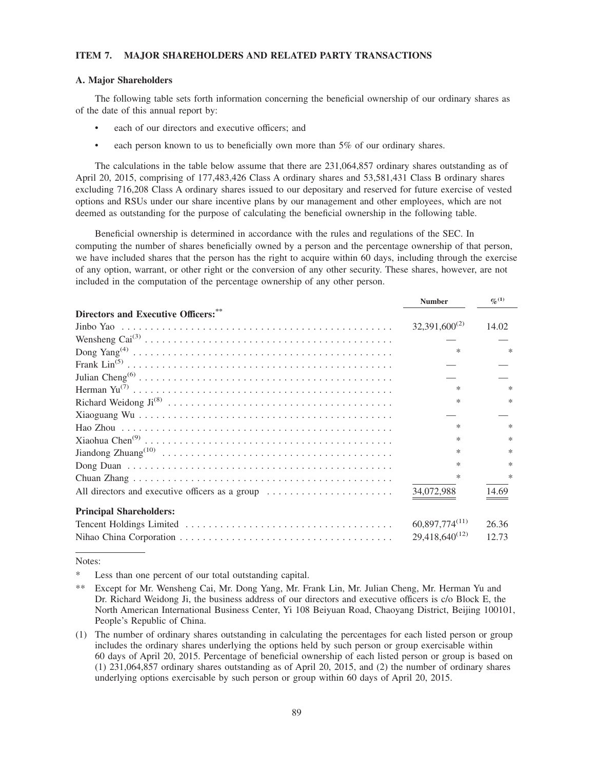## ITEM 7. MAJOR SHAREHOLDERS AND RELATED PARTY TRANSACTIONS

### A. Major Shareholders

The following table sets forth information concerning the beneficial ownership of our ordinary shares as of the date of this annual report by:

- each of our directors and executive officers; and
- each person known to us to beneficially own more than 5% of our ordinary shares.

The calculations in the table below assume that there are 231,064,857 ordinary shares outstanding as of April 20, 2015, comprising of 177,483,426 Class A ordinary shares and 53,581,431 Class B ordinary shares excluding 716,208 Class A ordinary shares issued to our depositary and reserved for future exercise of vested options and RSUs under our share incentive plans by our management and other employees, which are not deemed as outstanding for the purpose of calculating the beneficial ownership in the following table.

Beneficial ownership is determined in accordance with the rules and regulations of the SEC. In computing the number of shares beneficially owned by a person and the percentage ownership of that person, we have included shares that the person has the right to acquire within 60 days, including through the exercise of any option, warrant, or other right or the conversion of any other security. These shares, however, are not included in the computation of the percentage ownership of any other person.

| | Number | %[(1)] |
|---|---|---|
| **Directors and Executive Officers:**** | | |
| Jinbo Yao | 32,391,600[(2)] | 14.02 |
| Wensheng Cai[(3)] | — | — |
| Dong Yang[(4)] | * | * |
| Frank Lin[(5)] | — | — |
| Julian Cheng[(6)] | — | — |
| Herman Yu[(7)] | * | * |
| Richard Weidong Ji[(8)] | * | * |
| Xiaoguang Wu | — | — |
| Hao Zhou | * | * |
| Xiaohua Chen[(9)] | * | * |
| Jiandong Zhuang[(10)] | * | * |
| Dong Duan | * | * |
| Chuan Zhang | * | * |
| All directors and executive officers as a group | 34,072,988 | 14.69 |
| **Principal Shareholders:** | | |
| Tencent Holdings Limited | 60,897,774[(11)] | 26.36 |
| Nihao China Corporation | 29,418,640[(12)] | 12.73 |

Notes:

\* Less than one percent of our total outstanding capital.

** Except for Mr. Wensheng Cai, Mr. Dong Yang, Mr. Frank Lin, Mr. Julian Cheng, Mr. Herman Yu and Dr. Richard Weidong Ji, the business address of our directors and executive officers is c/o Block E, the North American International Business Center, Yi 108 Beiyuan Road, Chaoyang District, Beijing 100101, People's Republic of China.

(1) The number of ordinary shares outstanding in calculating the percentages for each listed person or group includes the ordinary shares underlying the options held by such person or group exercisable within 60 days of April 20, 2015. Percentage of beneficial ownership of each listed person or group is based on (1) 231,064,857 ordinary shares outstanding as of April 20, 2015, and (2) the number of ordinary shares underlying options exercisable by such person or group within 60 days of April 20, 2015.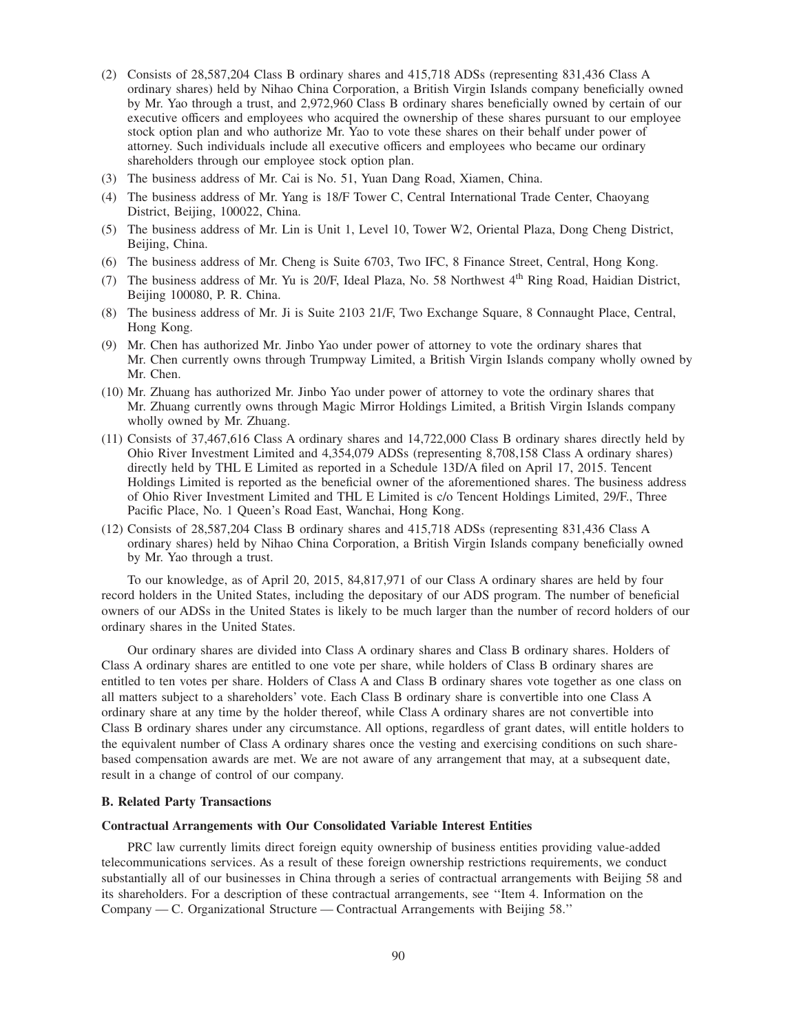(2) Consists of 28,587,204 Class B ordinary shares and 415,718 ADSs (representing 831,436 Class A ordinary shares) held by Nihao China Corporation, a British Virgin Islands company beneficially owned by Mr. Yao through a trust, and 2,972,960 Class B ordinary shares beneficially owned by certain of our executive officers and employees who acquired the ownership of these shares pursuant to our employee stock option plan and who authorize Mr. Yao to vote these shares on their behalf under power of attorney. Such individuals include all executive officers and employees who became our ordinary shareholders through our employee stock option plan.

(3) The business address of Mr. Cai is No. 51, Yuan Dang Road, Xiamen, China.

(4) The business address of Mr. Yang is 18/F Tower C, Central International Trade Center, Chaoyang District, Beijing, 100022, China.

(5) The business address of Mr. Lin is Unit 1, Level 10, Tower W2, Oriental Plaza, Dong Cheng District, Beijing, China.

(6) The business address of Mr. Cheng is Suite 6703, Two IFC, 8 Finance Street, Central, Hong Kong.

(7) The business address of Mr. Yu is 20/F, Ideal Plaza, No. 58 Northwest 4th Ring Road, Haidian District, Beijing 100080, P. R. China.

(8) The business address of Mr. Ji is Suite 2103 21/F, Two Exchange Square, 8 Connaught Place, Central, Hong Kong.

(9) Mr. Chen has authorized Mr. Jinbo Yao under power of attorney to vote the ordinary shares that Mr. Chen currently owns through Trumpway Limited, a British Virgin Islands company wholly owned by Mr. Chen.

(10) Mr. Zhuang has authorized Mr. Jinbo Yao under power of attorney to vote the ordinary shares that Mr. Zhuang currently owns through Magic Mirror Holdings Limited, a British Virgin Islands company wholly owned by Mr. Zhuang.

(11) Consists of 37,467,616 Class A ordinary shares and 14,722,000 Class B ordinary shares directly held by Ohio River Investment Limited and 4,354,079 ADSs (representing 8,708,158 Class A ordinary shares) directly held by THL E Limited as reported in a Schedule 13D/A filed on April 17, 2015. Tencent Holdings Limited is reported as the beneficial owner of the aforementioned shares. The business address of Ohio River Investment Limited and THL E Limited is c/o Tencent Holdings Limited, 29/F., Three Pacific Place, No. 1 Queen's Road East, Wanchai, Hong Kong.

(12) Consists of 28,587,204 Class B ordinary shares and 415,718 ADSs (representing 831,436 Class A ordinary shares) held by Nihao China Corporation, a British Virgin Islands company beneficially owned by Mr. Yao through a trust.

To our knowledge, as of April 20, 2015, 84,817,971 of our Class A ordinary shares are held by four record holders in the United States, including the depositary of our ADS program. The number of beneficial owners of our ADSs in the United States is likely to be much larger than the number of record holders of our ordinary shares in the United States.

Our ordinary shares are divided into Class A ordinary shares and Class B ordinary shares. Holders of Class A ordinary shares are entitled to one vote per share, while holders of Class B ordinary shares are entitled to ten votes per share. Holders of Class A and Class B ordinary shares vote together as one class on all matters subject to a shareholders' vote. Each Class B ordinary share is convertible into one Class A ordinary share at any time by the holder thereof, while Class A ordinary shares are not convertible into Class B ordinary shares under any circumstance. All options, regardless of grant dates, will entitle holders to the equivalent number of Class A ordinary shares once the vesting and exercising conditions on such share-based compensation awards are met. We are not aware of any arrangement that may, at a subsequent date, result in a change of control of our company.

### B. Related Party Transactions

#### Contractual Arrangements with Our Consolidated Variable Interest Entities

PRC law currently limits direct foreign equity ownership of business entities providing value-added telecommunications services. As a result of these foreign ownership restrictions requirements, we conduct substantially all of our businesses in China through a series of contractual arrangements with Beijing 58 and its shareholders. For a description of these contractual arrangements, see ''Item 4. Information on the Company — C. Organizational Structure — Contractual Arrangements with Beijing 58.''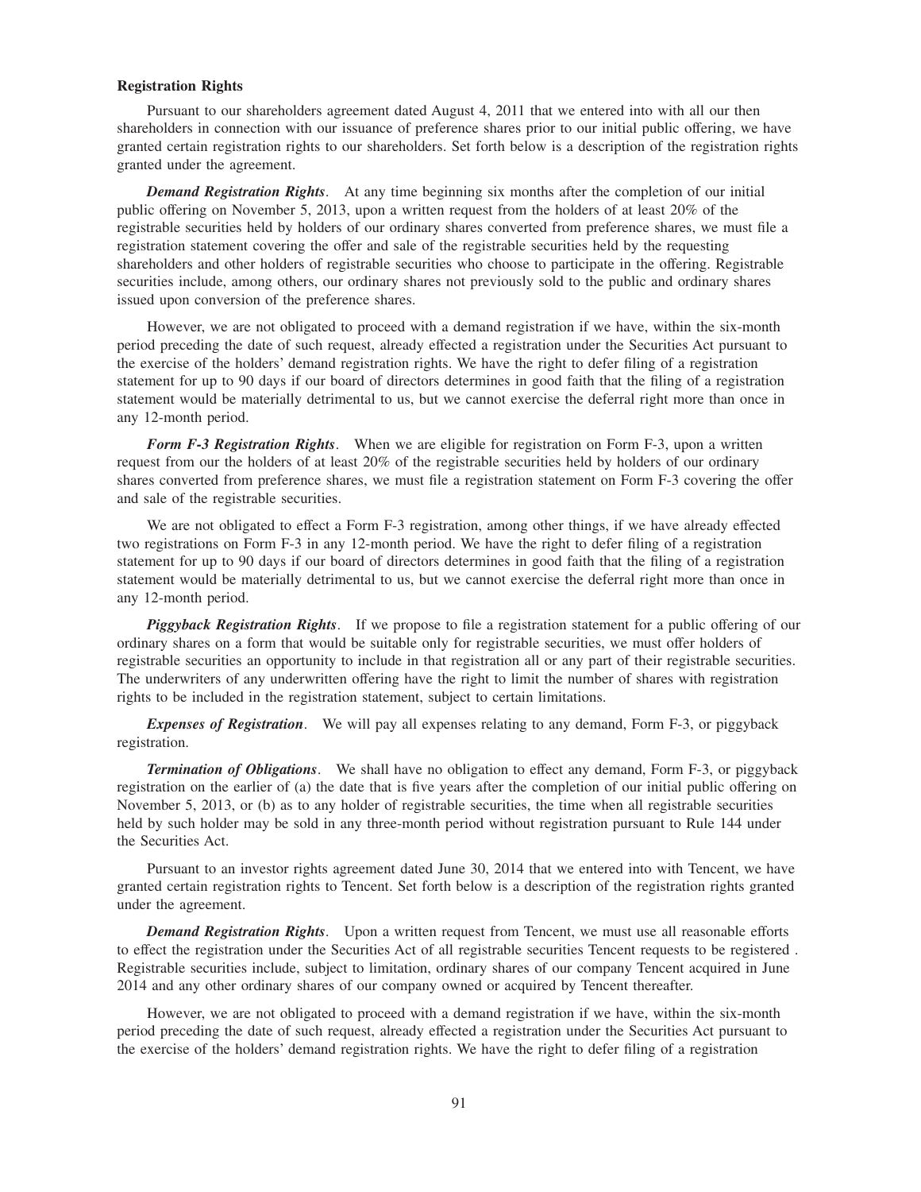**Registration Rights**

Pursuant to our shareholders agreement dated August 4, 2011 that we entered into with all our then shareholders in connection with our issuance of preference shares prior to our initial public offering, we have granted certain registration rights to our shareholders. Set forth below is a description of the registration rights granted under the agreement.

***Demand Registration Rights***. At any time beginning six months after the completion of our initial public offering on November 5, 2013, upon a written request from the holders of at least 20% of the registrable securities held by holders of our ordinary shares converted from preference shares, we must file a registration statement covering the offer and sale of the registrable securities held by the requesting shareholders and other holders of registrable securities who choose to participate in the offering. Registrable securities include, among others, our ordinary shares not previously sold to the public and ordinary shares issued upon conversion of the preference shares.

However, we are not obligated to proceed with a demand registration if we have, within the six-month period preceding the date of such request, already effected a registration under the Securities Act pursuant to the exercise of the holders' demand registration rights. We have the right to defer filing of a registration statement for up to 90 days if our board of directors determines in good faith that the filing of a registration statement would be materially detrimental to us, but we cannot exercise the deferral right more than once in any 12-month period.

***Form F-3 Registration Rights***. When we are eligible for registration on Form F-3, upon a written request from our the holders of at least 20% of the registrable securities held by holders of our ordinary shares converted from preference shares, we must file a registration statement on Form F-3 covering the offer and sale of the registrable securities.

We are not obligated to effect a Form F-3 registration, among other things, if we have already effected two registrations on Form F-3 in any 12-month period. We have the right to defer filing of a registration statement for up to 90 days if our board of directors determines in good faith that the filing of a registration statement would be materially detrimental to us, but we cannot exercise the deferral right more than once in any 12-month period.

***Piggyback Registration Rights***. If we propose to file a registration statement for a public offering of our ordinary shares on a form that would be suitable only for registrable securities, we must offer holders of registrable securities an opportunity to include in that registration all or any part of their registrable securities. The underwriters of any underwritten offering have the right to limit the number of shares with registration rights to be included in the registration statement, subject to certain limitations.

***Expenses of Registration***. We will pay all expenses relating to any demand, Form F-3, or piggyback registration.

***Termination of Obligations***. We shall have no obligation to effect any demand, Form F-3, or piggyback registration on the earlier of (a) the date that is five years after the completion of our initial public offering on November 5, 2013, or (b) as to any holder of registrable securities, the time when all registrable securities held by such holder may be sold in any three-month period without registration pursuant to Rule 144 under the Securities Act.

Pursuant to an investor rights agreement dated June 30, 2014 that we entered into with Tencent, we have granted certain registration rights to Tencent. Set forth below is a description of the registration rights granted under the agreement.

***Demand Registration Rights***. Upon a written request from Tencent, we must use all reasonable efforts to effect the registration under the Securities Act of all registrable securities Tencent requests to be registered . Registrable securities include, subject to limitation, ordinary shares of our company Tencent acquired in June 2014 and any other ordinary shares of our company owned or acquired by Tencent thereafter.

However, we are not obligated to proceed with a demand registration if we have, within the six-month period preceding the date of such request, already effected a registration under the Securities Act pursuant to the exercise of the holders' demand registration rights. We have the right to defer filing of a registration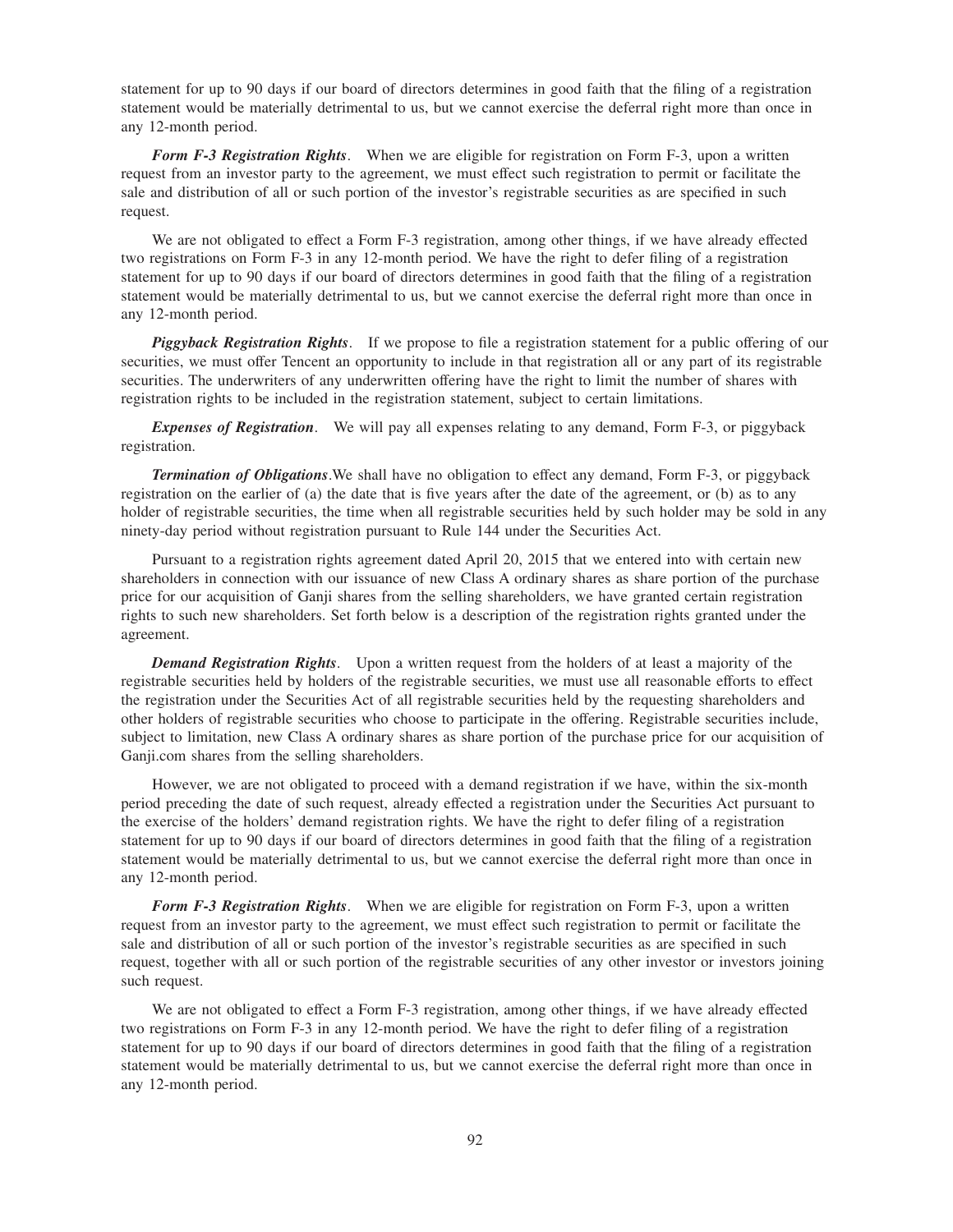statement for up to 90 days if our board of directors determines in good faith that the filing of a registration statement would be materially detrimental to us, but we cannot exercise the deferral right more than once in any 12-month period.

***Form F-3 Registration Rights***. When we are eligible for registration on Form F-3, upon a written request from an investor party to the agreement, we must effect such registration to permit or facilitate the sale and distribution of all or such portion of the investor's registrable securities as are specified in such request.

We are not obligated to effect a Form F-3 registration, among other things, if we have already effected two registrations on Form F-3 in any 12-month period. We have the right to defer filing of a registration statement for up to 90 days if our board of directors determines in good faith that the filing of a registration statement would be materially detrimental to us, but we cannot exercise the deferral right more than once in any 12-month period.

***Piggyback Registration Rights***. If we propose to file a registration statement for a public offering of our securities, we must offer Tencent an opportunity to include in that registration all or any part of its registrable securities. The underwriters of any underwritten offering have the right to limit the number of shares with registration rights to be included in the registration statement, subject to certain limitations.

***Expenses of Registration***. We will pay all expenses relating to any demand, Form F-3, or piggyback registration.

***Termination of Obligations***.We shall have no obligation to effect any demand, Form F-3, or piggyback registration on the earlier of (a) the date that is five years after the date of the agreement, or (b) as to any holder of registrable securities, the time when all registrable securities held by such holder may be sold in any ninety-day period without registration pursuant to Rule 144 under the Securities Act.

Pursuant to a registration rights agreement dated April 20, 2015 that we entered into with certain new shareholders in connection with our issuance of new Class A ordinary shares as share portion of the purchase price for our acquisition of Ganji shares from the selling shareholders, we have granted certain registration rights to such new shareholders. Set forth below is a description of the registration rights granted under the agreement.

***Demand Registration Rights***. Upon a written request from the holders of at least a majority of the registrable securities held by holders of the registrable securities, we must use all reasonable efforts to effect the registration under the Securities Act of all registrable securities held by the requesting shareholders and other holders of registrable securities who choose to participate in the offering. Registrable securities include, subject to limitation, new Class A ordinary shares as share portion of the purchase price for our acquisition of Ganji.com shares from the selling shareholders.

However, we are not obligated to proceed with a demand registration if we have, within the six-month period preceding the date of such request, already effected a registration under the Securities Act pursuant to the exercise of the holders' demand registration rights. We have the right to defer filing of a registration statement for up to 90 days if our board of directors determines in good faith that the filing of a registration statement would be materially detrimental to us, but we cannot exercise the deferral right more than once in any 12-month period.

***Form F-3 Registration Rights***. When we are eligible for registration on Form F-3, upon a written request from an investor party to the agreement, we must effect such registration to permit or facilitate the sale and distribution of all or such portion of the investor's registrable securities as are specified in such request, together with all or such portion of the registrable securities of any other investor or investors joining such request.

We are not obligated to effect a Form F-3 registration, among other things, if we have already effected two registrations on Form F-3 in any 12-month period. We have the right to defer filing of a registration statement for up to 90 days if our board of directors determines in good faith that the filing of a registration statement would be materially detrimental to us, but we cannot exercise the deferral right more than once in any 12-month period.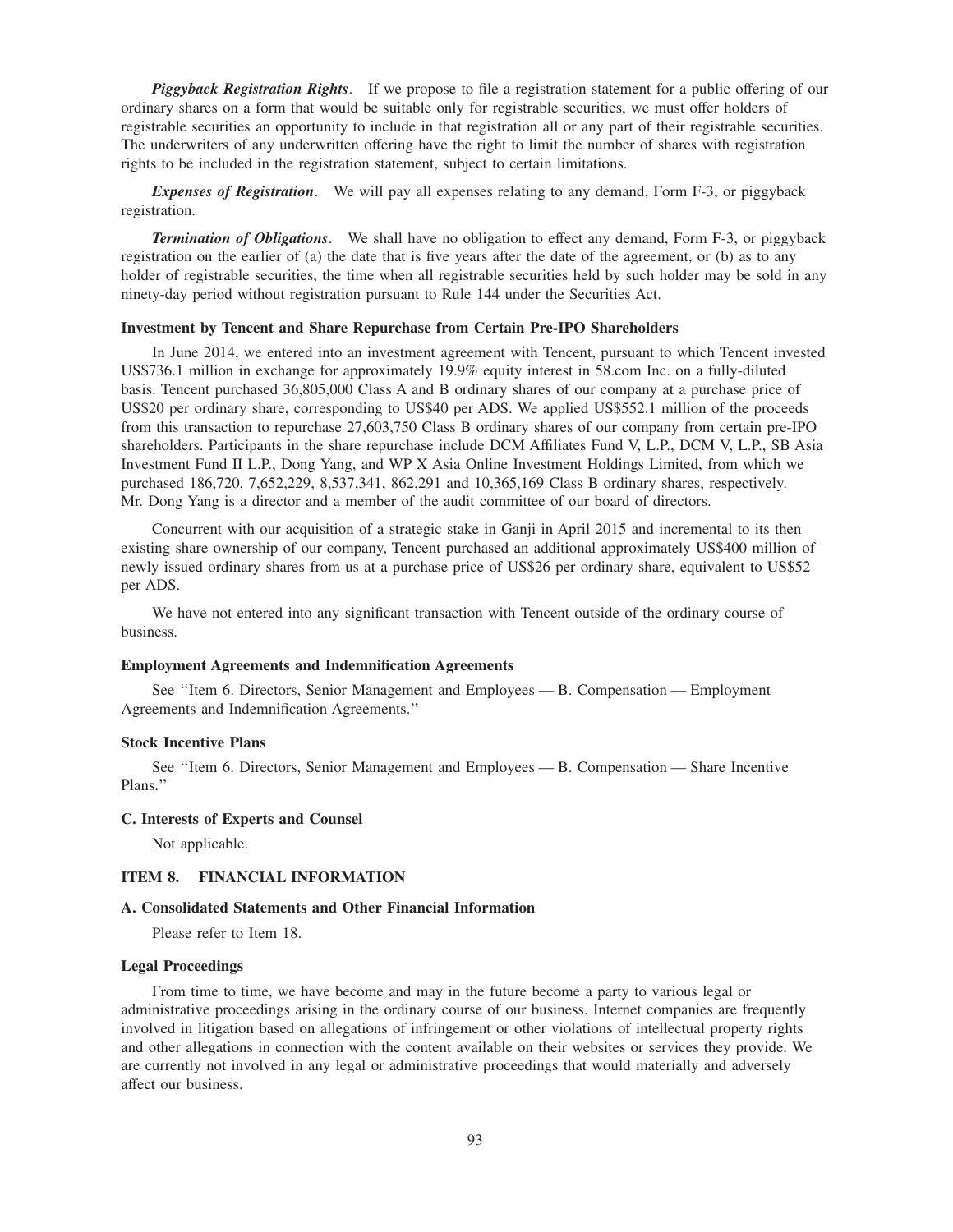***Piggyback Registration Rights***. If we propose to file a registration statement for a public offering of our ordinary shares on a form that would be suitable only for registrable securities, we must offer holders of registrable securities an opportunity to include in that registration all or any part of their registrable securities. The underwriters of any underwritten offering have the right to limit the number of shares with registration rights to be included in the registration statement, subject to certain limitations.

***Expenses of Registration***. We will pay all expenses relating to any demand, Form F-3, or piggyback registration.

***Termination of Obligations***. We shall have no obligation to effect any demand, Form F-3, or piggyback registration on the earlier of (a) the date that is five years after the date of the agreement, or (b) as to any holder of registrable securities, the time when all registrable securities held by such holder may be sold in any ninety-day period without registration pursuant to Rule 144 under the Securities Act.

### Investment by Tencent and Share Repurchase from Certain Pre-IPO Shareholders

In June 2014, we entered into an investment agreement with Tencent, pursuant to which Tencent invested US$736.1 million in exchange for approximately 19.9% equity interest in 58.com Inc. on a fully-diluted basis. Tencent purchased 36,805,000 Class A and B ordinary shares of our company at a purchase price of US$20 per ordinary share, corresponding to US$40 per ADS. We applied US$552.1 million of the proceeds from this transaction to repurchase 27,603,750 Class B ordinary shares of our company from certain pre-IPO shareholders. Participants in the share repurchase include DCM Affiliates Fund V, L.P., DCM V, L.P., SB Asia Investment Fund II L.P., Dong Yang, and WP X Asia Online Investment Holdings Limited, from which we purchased 186,720, 7,652,229, 8,537,341, 862,291 and 10,365,169 Class B ordinary shares, respectively. Mr. Dong Yang is a director and a member of the audit committee of our board of directors.

Concurrent with our acquisition of a strategic stake in Ganji in April 2015 and incremental to its then existing share ownership of our company, Tencent purchased an additional approximately US$400 million of newly issued ordinary shares from us at a purchase price of US$26 per ordinary share, equivalent to US$52 per ADS.

We have not entered into any significant transaction with Tencent outside of the ordinary course of business.

### Employment Agreements and Indemnification Agreements

See "Item 6. Directors, Senior Management and Employees — B. Compensation — Employment Agreements and Indemnification Agreements."

### Stock Incentive Plans

See "Item 6. Directors, Senior Management and Employees — B. Compensation — Share Incentive Plans."

### C. Interests of Experts and Counsel

Not applicable.

## ITEM 8. FINANCIAL INFORMATION

### A. Consolidated Statements and Other Financial Information

Please refer to Item 18.

### Legal Proceedings

From time to time, we have become and may in the future become a party to various legal or administrative proceedings arising in the ordinary course of our business. Internet companies are frequently involved in litigation based on allegations of infringement or other violations of intellectual property rights and other allegations in connection with the content available on their websites or services they provide. We are currently not involved in any legal or administrative proceedings that would materially and adversely affect our business.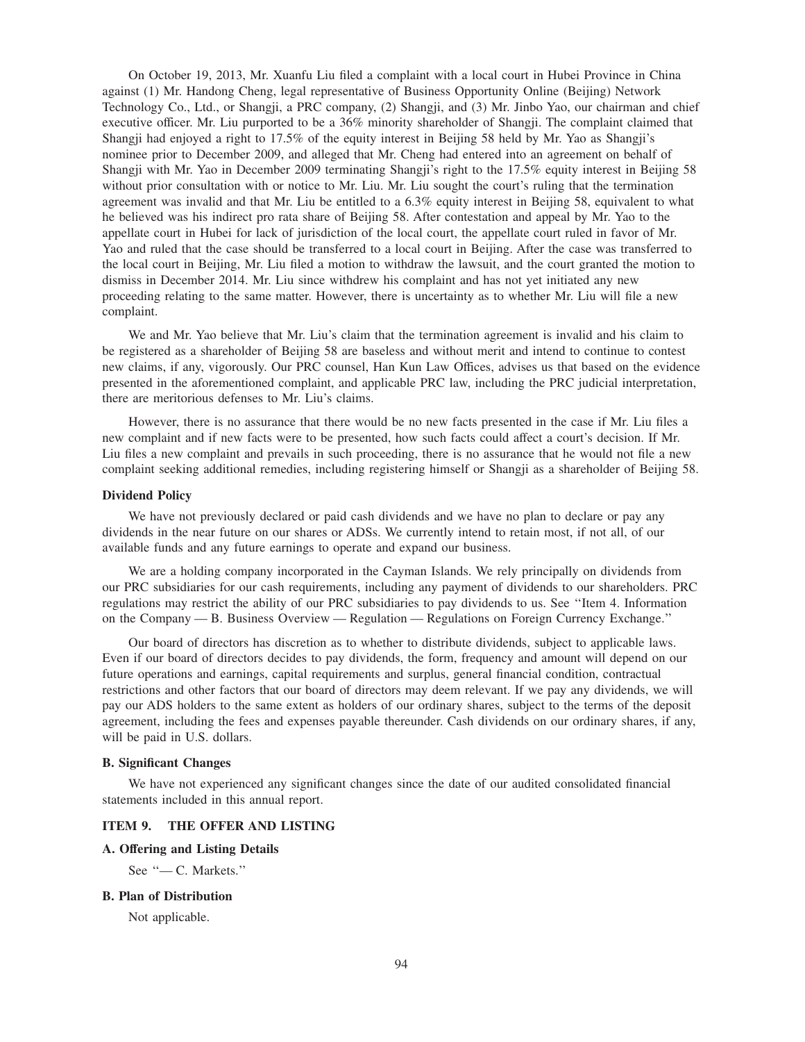On October 19, 2013, Mr. Xuanfu Liu filed a complaint with a local court in Hubei Province in China against (1) Mr. Handong Cheng, legal representative of Business Opportunity Online (Beijing) Network Technology Co., Ltd., or Shangji, a PRC company, (2) Shangji, and (3) Mr. Jinbo Yao, our chairman and chief executive officer. Mr. Liu purported to be a 36% minority shareholder of Shangji. The complaint claimed that Shangji had enjoyed a right to 17.5% of the equity interest in Beijing 58 held by Mr. Yao as Shangji's nominee prior to December 2009, and alleged that Mr. Cheng had entered into an agreement on behalf of Shangji with Mr. Yao in December 2009 terminating Shangji's right to the 17.5% equity interest in Beijing 58 without prior consultation with or notice to Mr. Liu. Mr. Liu sought the court's ruling that the termination agreement was invalid and that Mr. Liu be entitled to a 6.3% equity interest in Beijing 58, equivalent to what he believed was his indirect pro rata share of Beijing 58. After contestation and appeal by Mr. Yao to the appellate court in Hubei for lack of jurisdiction of the local court, the appellate court ruled in favor of Mr. Yao and ruled that the case should be transferred to a local court in Beijing. After the case was transferred to the local court in Beijing, Mr. Liu filed a motion to withdraw the lawsuit, and the court granted the motion to dismiss in December 2014. Mr. Liu since withdrew his complaint and has not yet initiated any new proceeding relating to the same matter. However, there is uncertainty as to whether Mr. Liu will file a new complaint.

We and Mr. Yao believe that Mr. Liu's claim that the termination agreement is invalid and his claim to be registered as a shareholder of Beijing 58 are baseless and without merit and intend to continue to contest new claims, if any, vigorously. Our PRC counsel, Han Kun Law Offices, advises us that based on the evidence presented in the aforementioned complaint, and applicable PRC law, including the PRC judicial interpretation, there are meritorious defenses to Mr. Liu's claims.

However, there is no assurance that there would be no new facts presented in the case if Mr. Liu files a new complaint and if new facts were to be presented, how such facts could affect a court's decision. If Mr. Liu files a new complaint and prevails in such proceeding, there is no assurance that he would not file a new complaint seeking additional remedies, including registering himself or Shangji as a shareholder of Beijing 58.

**Dividend Policy**

We have not previously declared or paid cash dividends and we have no plan to declare or pay any dividends in the near future on our shares or ADSs. We currently intend to retain most, if not all, of our available funds and any future earnings to operate and expand our business.

We are a holding company incorporated in the Cayman Islands. We rely principally on dividends from our PRC subsidiaries for our cash requirements, including any payment of dividends to our shareholders. PRC regulations may restrict the ability of our PRC subsidiaries to pay dividends to us. See "Item 4. Information on the Company — B. Business Overview — Regulation — Regulations on Foreign Currency Exchange."

Our board of directors has discretion as to whether to distribute dividends, subject to applicable laws. Even if our board of directors decides to pay dividends, the form, frequency and amount will depend on our future operations and earnings, capital requirements and surplus, general financial condition, contractual restrictions and other factors that our board of directors may deem relevant. If we pay any dividends, we will pay our ADS holders to the same extent as holders of our ordinary shares, subject to the terms of the deposit agreement, including the fees and expenses payable thereunder. Cash dividends on our ordinary shares, if any, will be paid in U.S. dollars.

### B. Significant Changes

We have not experienced any significant changes since the date of our audited consolidated financial statements included in this annual report.

## ITEM 9. THE OFFER AND LISTING

### A. Offering and Listing Details

See "— C. Markets."

### B. Plan of Distribution

Not applicable.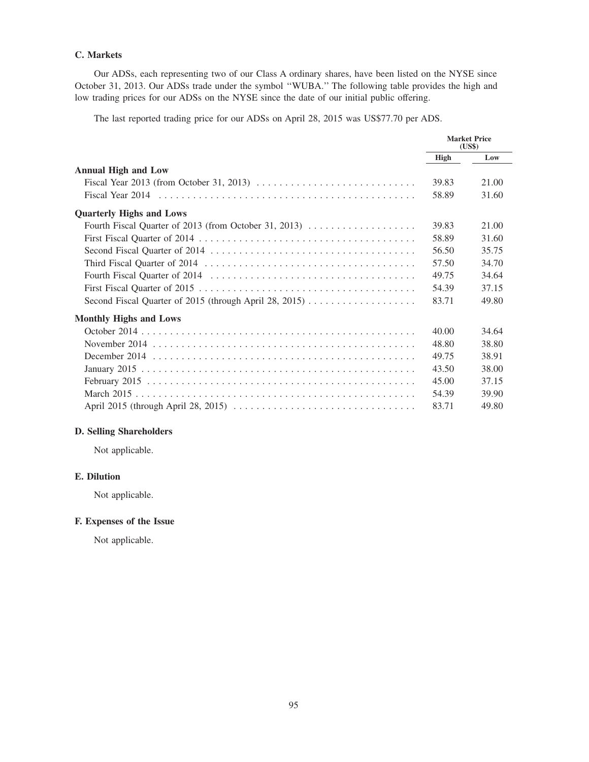### C. Markets

Our ADSs, each representing two of our Class A ordinary shares, have been listed on the NYSE since October 31, 2013. Our ADSs trade under the symbol "WUBA." The following table provides the high and low trading prices for our ADSs on the NYSE since the date of our initial public offering.

The last reported trading price for our ADSs on April 28, 2015 was US$77.70 per ADS.

| | Market Price (US$) | |
|---|---|---|
| | High | Low |
| **Annual High and Low** | | |
| Fiscal Year 2013 (from October 31, 2013) | 39.83 | 21.00 |
| Fiscal Year 2014 | 58.89 | 31.60 |
| **Quarterly Highs and Lows** | | |
| Fourth Fiscal Quarter of 2013 (from October 31, 2013) | 39.83 | 21.00 |
| First Fiscal Quarter of 2014 | 58.89 | 31.60 |
| Second Fiscal Quarter of 2014 | 56.50 | 35.75 |
| Third Fiscal Quarter of 2014 | 57.50 | 34.70 |
| Fourth Fiscal Quarter of 2014 | 49.75 | 34.64 |
| First Fiscal Quarter of 2015 | 54.39 | 37.15 |
| Second Fiscal Quarter of 2015 (through April 28, 2015) | 83.71 | 49.80 |
| **Monthly Highs and Lows** | | |
| October 2014 | 40.00 | 34.64 |
| November 2014 | 48.80 | 38.80 |
| December 2014 | 49.75 | 38.91 |
| January 2015 | 43.50 | 38.00 |
| February 2015 | 45.00 | 37.15 |
| March 2015 | 54.39 | 39.90 |
| April 2015 (through April 28, 2015) | 83.71 | 49.80 |

### D. Selling Shareholders

Not applicable.

### E. Dilution

Not applicable.

### F. Expenses of the Issue

Not applicable.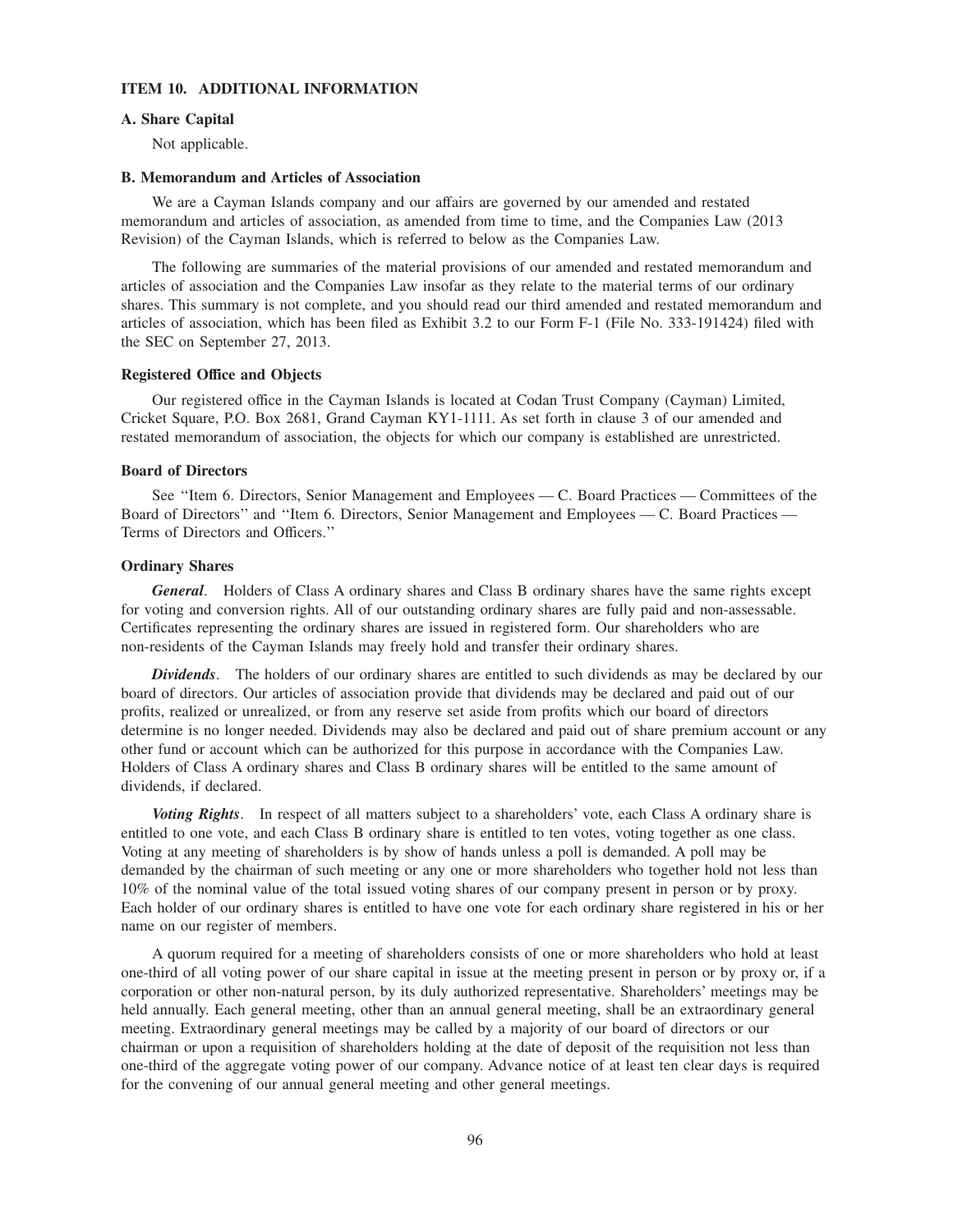## ITEM 10. ADDITIONAL INFORMATION

### A. Share Capital

Not applicable.

### B. Memorandum and Articles of Association

We are a Cayman Islands company and our affairs are governed by our amended and restated memorandum and articles of association, as amended from time to time, and the Companies Law (2013 Revision) of the Cayman Islands, which is referred to below as the Companies Law.

The following are summaries of the material provisions of our amended and restated memorandum and articles of association and the Companies Law insofar as they relate to the material terms of our ordinary shares. This summary is not complete, and you should read our third amended and restated memorandum and articles of association, which has been filed as Exhibit 3.2 to our Form F-1 (File No. 333-191424) filed with the SEC on September 27, 2013.

#### Registered Office and Objects

Our registered office in the Cayman Islands is located at Codan Trust Company (Cayman) Limited, Cricket Square, P.O. Box 2681, Grand Cayman KY1-1111. As set forth in clause 3 of our amended and restated memorandum of association, the objects for which our company is established are unrestricted.

#### Board of Directors

See "Item 6. Directors, Senior Management and Employees — C. Board Practices — Committees of the Board of Directors" and "Item 6. Directors, Senior Management and Employees — C. Board Practices — Terms of Directors and Officers."

#### Ordinary Shares

***General***. Holders of Class A ordinary shares and Class B ordinary shares have the same rights except for voting and conversion rights. All of our outstanding ordinary shares are fully paid and non-assessable. Certificates representing the ordinary shares are issued in registered form. Our shareholders who are non-residents of the Cayman Islands may freely hold and transfer their ordinary shares.

***Dividends***. The holders of our ordinary shares are entitled to such dividends as may be declared by our board of directors. Our articles of association provide that dividends may be declared and paid out of our profits, realized or unrealized, or from any reserve set aside from profits which our board of directors determine is no longer needed. Dividends may also be declared and paid out of share premium account or any other fund or account which can be authorized for this purpose in accordance with the Companies Law. Holders of Class A ordinary shares and Class B ordinary shares will be entitled to the same amount of dividends, if declared.

***Voting Rights***. In respect of all matters subject to a shareholders' vote, each Class A ordinary share is entitled to one vote, and each Class B ordinary share is entitled to ten votes, voting together as one class. Voting at any meeting of shareholders is by show of hands unless a poll is demanded. A poll may be demanded by the chairman of such meeting or any one or more shareholders who together hold not less than 10% of the nominal value of the total issued voting shares of our company present in person or by proxy. Each holder of our ordinary shares is entitled to have one vote for each ordinary share registered in his or her name on our register of members.

A quorum required for a meeting of shareholders consists of one or more shareholders who hold at least one-third of all voting power of our share capital in issue at the meeting present in person or by proxy or, if a corporation or other non-natural person, by its duly authorized representative. Shareholders' meetings may be held annually. Each general meeting, other than an annual general meeting, shall be an extraordinary general meeting. Extraordinary general meetings may be called by a majority of our board of directors or our chairman or upon a requisition of shareholders holding at the date of deposit of the requisition not less than one-third of the aggregate voting power of our company. Advance notice of at least ten clear days is required for the convening of our annual general meeting and other general meetings.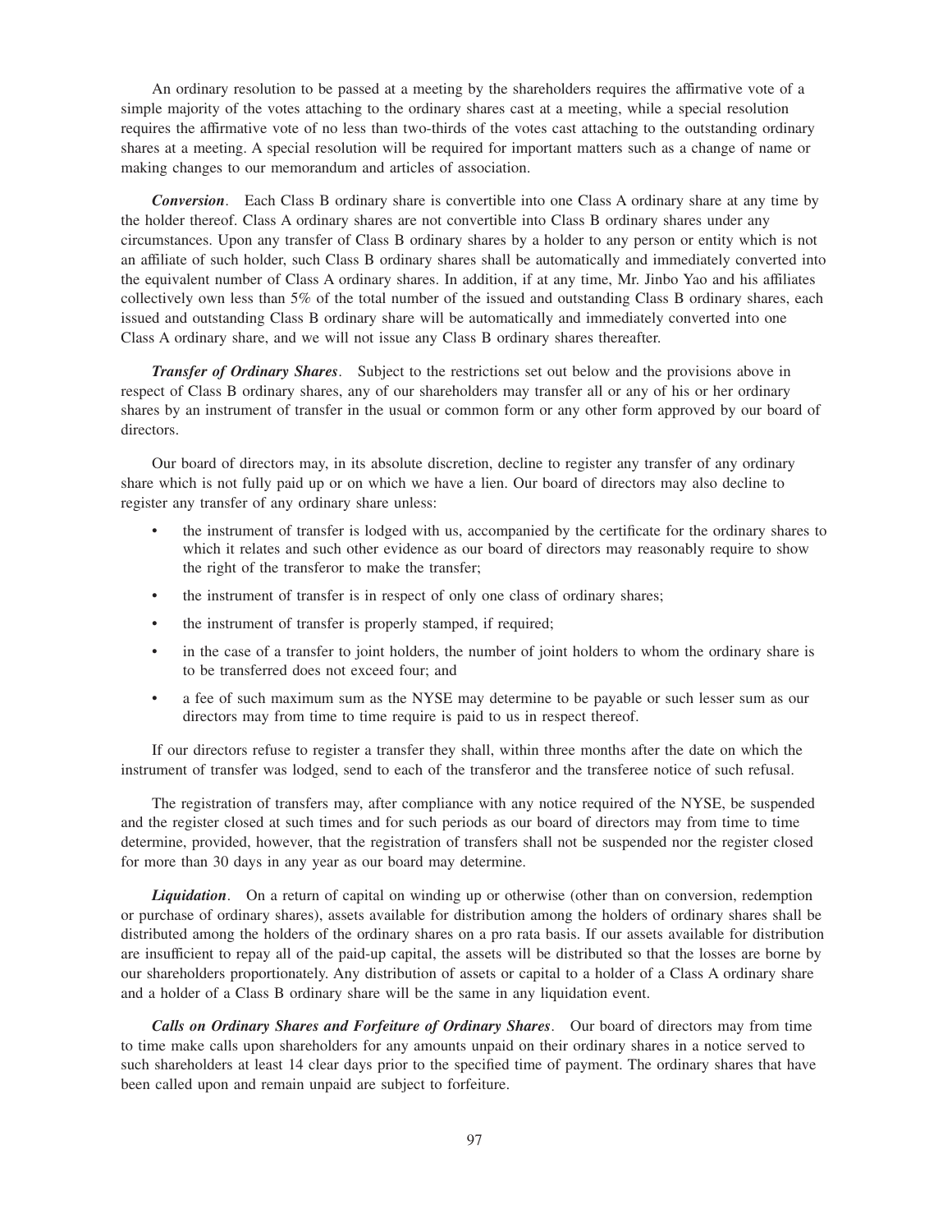An ordinary resolution to be passed at a meeting by the shareholders requires the affirmative vote of a simple majority of the votes attaching to the ordinary shares cast at a meeting, while a special resolution requires the affirmative vote of no less than two-thirds of the votes cast attaching to the outstanding ordinary shares at a meeting. A special resolution will be required for important matters such as a change of name or making changes to our memorandum and articles of association.

***Conversion***. Each Class B ordinary share is convertible into one Class A ordinary share at any time by the holder thereof. Class A ordinary shares are not convertible into Class B ordinary shares under any circumstances. Upon any transfer of Class B ordinary shares by a holder to any person or entity which is not an affiliate of such holder, such Class B ordinary shares shall be automatically and immediately converted into the equivalent number of Class A ordinary shares. In addition, if at any time, Mr. Jinbo Yao and his affiliates collectively own less than 5% of the total number of the issued and outstanding Class B ordinary shares, each issued and outstanding Class B ordinary share will be automatically and immediately converted into one Class A ordinary share, and we will not issue any Class B ordinary shares thereafter.

***Transfer of Ordinary Shares***. Subject to the restrictions set out below and the provisions above in respect of Class B ordinary shares, any of our shareholders may transfer all or any of his or her ordinary shares by an instrument of transfer in the usual or common form or any other form approved by our board of directors.

Our board of directors may, in its absolute discretion, decline to register any transfer of any ordinary share which is not fully paid up or on which we have a lien. Our board of directors may also decline to register any transfer of any ordinary share unless:

- the instrument of transfer is lodged with us, accompanied by the certificate for the ordinary shares to which it relates and such other evidence as our board of directors may reasonably require to show the right of the transferor to make the transfer;
- the instrument of transfer is in respect of only one class of ordinary shares;
- the instrument of transfer is properly stamped, if required;
- in the case of a transfer to joint holders, the number of joint holders to whom the ordinary share is to be transferred does not exceed four; and
- a fee of such maximum sum as the NYSE may determine to be payable or such lesser sum as our directors may from time to time require is paid to us in respect thereof.

If our directors refuse to register a transfer they shall, within three months after the date on which the instrument of transfer was lodged, send to each of the transferor and the transferee notice of such refusal.

The registration of transfers may, after compliance with any notice required of the NYSE, be suspended and the register closed at such times and for such periods as our board of directors may from time to time determine, provided, however, that the registration of transfers shall not be suspended nor the register closed for more than 30 days in any year as our board may determine.

***Liquidation***. On a return of capital on winding up or otherwise (other than on conversion, redemption or purchase of ordinary shares), assets available for distribution among the holders of ordinary shares shall be distributed among the holders of the ordinary shares on a pro rata basis. If our assets available for distribution are insufficient to repay all of the paid-up capital, the assets will be distributed so that the losses are borne by our shareholders proportionately. Any distribution of assets or capital to a holder of a Class A ordinary share and a holder of a Class B ordinary share will be the same in any liquidation event.

***Calls on Ordinary Shares and Forfeiture of Ordinary Shares***. Our board of directors may from time to time make calls upon shareholders for any amounts unpaid on their ordinary shares in a notice served to such shareholders at least 14 clear days prior to the specified time of payment. The ordinary shares that have been called upon and remain unpaid are subject to forfeiture.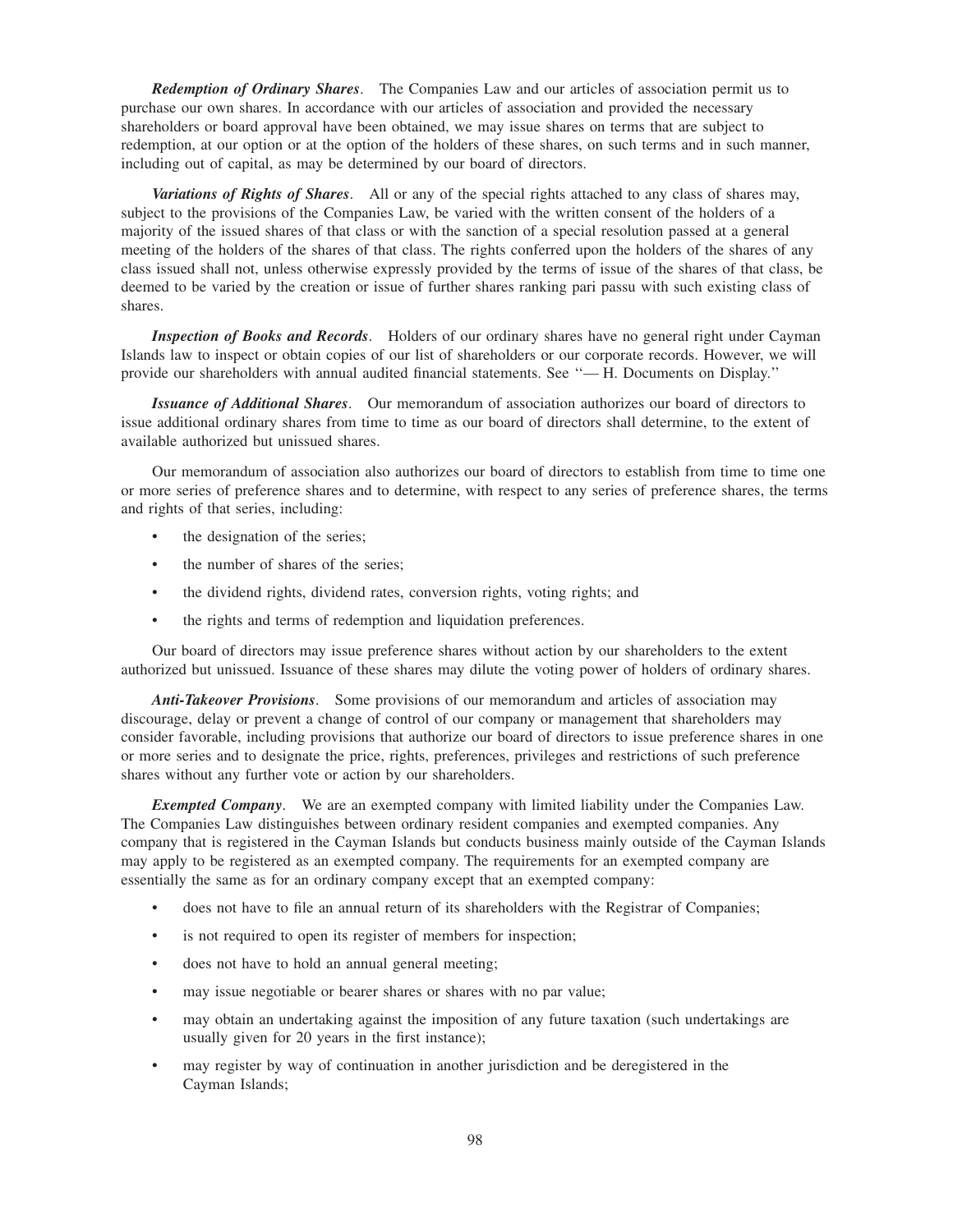***Redemption of Ordinary Shares***. The Companies Law and our articles of association permit us to purchase our own shares. In accordance with our articles of association and provided the necessary shareholders or board approval have been obtained, we may issue shares on terms that are subject to redemption, at our option or at the option of the holders of these shares, on such terms and in such manner, including out of capital, as may be determined by our board of directors.

***Variations of Rights of Shares***. All or any of the special rights attached to any class of shares may, subject to the provisions of the Companies Law, be varied with the written consent of the holders of a majority of the issued shares of that class or with the sanction of a special resolution passed at a general meeting of the holders of the shares of that class. The rights conferred upon the holders of the shares of any class issued shall not, unless otherwise expressly provided by the terms of issue of the shares of that class, be deemed to be varied by the creation or issue of further shares ranking pari passu with such existing class of shares.

***Inspection of Books and Records***. Holders of our ordinary shares have no general right under Cayman Islands law to inspect or obtain copies of our list of shareholders or our corporate records. However, we will provide our shareholders with annual audited financial statements. See ''— H. Documents on Display.''

***Issuance of Additional Shares***. Our memorandum of association authorizes our board of directors to issue additional ordinary shares from time to time as our board of directors shall determine, to the extent of available authorized but unissued shares.

Our memorandum of association also authorizes our board of directors to establish from time to time one or more series of preference shares and to determine, with respect to any series of preference shares, the terms and rights of that series, including:

- the designation of the series;
- the number of shares of the series;
- the dividend rights, dividend rates, conversion rights, voting rights; and
- the rights and terms of redemption and liquidation preferences.

Our board of directors may issue preference shares without action by our shareholders to the extent authorized but unissued. Issuance of these shares may dilute the voting power of holders of ordinary shares.

***Anti-Takeover Provisions***. Some provisions of our memorandum and articles of association may discourage, delay or prevent a change of control of our company or management that shareholders may consider favorable, including provisions that authorize our board of directors to issue preference shares in one or more series and to designate the price, rights, preferences, privileges and restrictions of such preference shares without any further vote or action by our shareholders.

***Exempted Company***. We are an exempted company with limited liability under the Companies Law. The Companies Law distinguishes between ordinary resident companies and exempted companies. Any company that is registered in the Cayman Islands but conducts business mainly outside of the Cayman Islands may apply to be registered as an exempted company. The requirements for an exempted company are essentially the same as for an ordinary company except that an exempted company:

- does not have to file an annual return of its shareholders with the Registrar of Companies;
- is not required to open its register of members for inspection;
- does not have to hold an annual general meeting;
- may issue negotiable or bearer shares or shares with no par value;
- may obtain an undertaking against the imposition of any future taxation (such undertakings are usually given for 20 years in the first instance);
- may register by way of continuation in another jurisdiction and be deregistered in the Cayman Islands;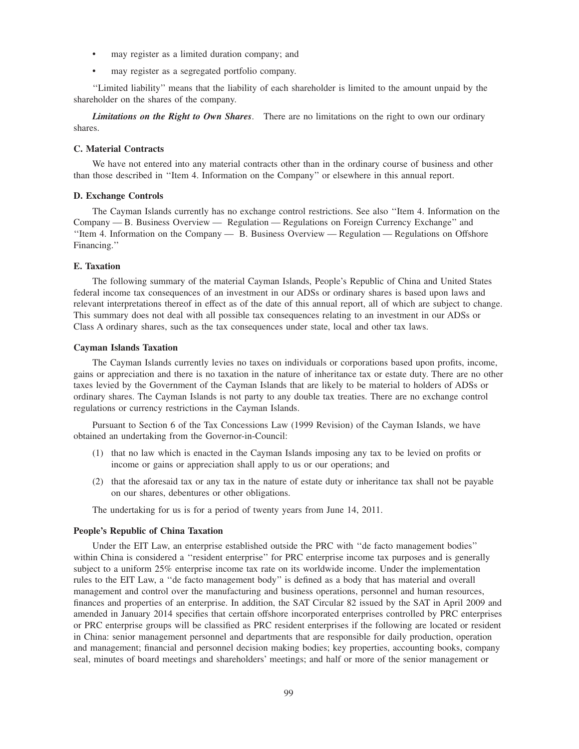- may register as a limited duration company; and
- may register as a segregated portfolio company.

''Limited liability'' means that the liability of each shareholder is limited to the amount unpaid by the shareholder on the shares of the company.

***Limitations on the Right to Own Shares***. There are no limitations on the right to own our ordinary shares.

### C. Material Contracts

We have not entered into any material contracts other than in the ordinary course of business and other than those described in ''Item 4. Information on the Company'' or elsewhere in this annual report.

### D. Exchange Controls

The Cayman Islands currently has no exchange control restrictions. See also ''Item 4. Information on the Company — B. Business Overview — Regulation — Regulations on Foreign Currency Exchange'' and ''Item 4. Information on the Company — B. Business Overview — Regulation — Regulations on Offshore Financing.''

### E. Taxation

The following summary of the material Cayman Islands, People's Republic of China and United States federal income tax consequences of an investment in our ADSs or ordinary shares is based upon laws and relevant interpretations thereof in effect as of the date of this annual report, all of which are subject to change. This summary does not deal with all possible tax consequences relating to an investment in our ADSs or Class A ordinary shares, such as the tax consequences under state, local and other tax laws.

### Cayman Islands Taxation

The Cayman Islands currently levies no taxes on individuals or corporations based upon profits, income, gains or appreciation and there is no taxation in the nature of inheritance tax or estate duty. There are no other taxes levied by the Government of the Cayman Islands that are likely to be material to holders of ADSs or ordinary shares. The Cayman Islands is not party to any double tax treaties. There are no exchange control regulations or currency restrictions in the Cayman Islands.

Pursuant to Section 6 of the Tax Concessions Law (1999 Revision) of the Cayman Islands, we have obtained an undertaking from the Governor-in-Council:

(1) that no law which is enacted in the Cayman Islands imposing any tax to be levied on profits or income or gains or appreciation shall apply to us or our operations; and

(2) that the aforesaid tax or any tax in the nature of estate duty or inheritance tax shall not be payable on our shares, debentures or other obligations.

The undertaking for us is for a period of twenty years from June 14, 2011.

### People's Republic of China Taxation

Under the EIT Law, an enterprise established outside the PRC with ''de facto management bodies'' within China is considered a ''resident enterprise'' for PRC enterprise income tax purposes and is generally subject to a uniform 25% enterprise income tax rate on its worldwide income. Under the implementation rules to the EIT Law, a ''de facto management body'' is defined as a body that has material and overall management and control over the manufacturing and business operations, personnel and human resources, finances and properties of an enterprise. In addition, the SAT Circular 82 issued by the SAT in April 2009 and amended in January 2014 specifies that certain offshore incorporated enterprises controlled by PRC enterprises or PRC enterprise groups will be classified as PRC resident enterprises if the following are located or resident in China: senior management personnel and departments that are responsible for daily production, operation and management; financial and personnel decision making bodies; key properties, accounting books, company seal, minutes of board meetings and shareholders' meetings; and half or more of the senior management or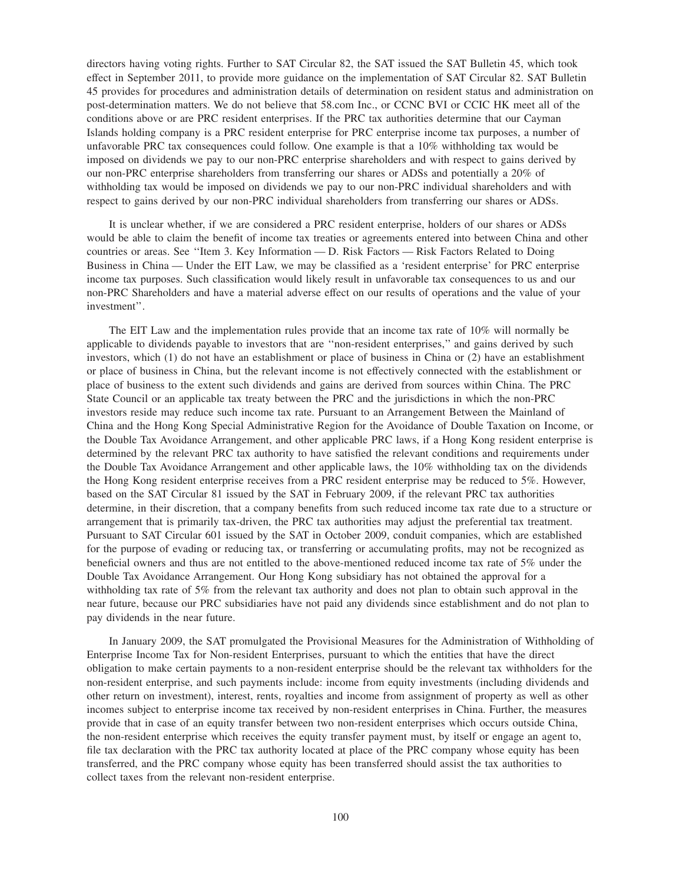directors having voting rights. Further to SAT Circular 82, the SAT issued the SAT Bulletin 45, which took effect in September 2011, to provide more guidance on the implementation of SAT Circular 82. SAT Bulletin 45 provides for procedures and administration details of determination on resident status and administration on post-determination matters. We do not believe that 58.com Inc., or CCNC BVI or CCIC HK meet all of the conditions above or are PRC resident enterprises. If the PRC tax authorities determine that our Cayman Islands holding company is a PRC resident enterprise for PRC enterprise income tax purposes, a number of unfavorable PRC tax consequences could follow. One example is that a 10% withholding tax would be imposed on dividends we pay to our non-PRC enterprise shareholders and with respect to gains derived by our non-PRC enterprise shareholders from transferring our shares or ADSs and potentially a 20% of withholding tax would be imposed on dividends we pay to our non-PRC individual shareholders and with respect to gains derived by our non-PRC individual shareholders from transferring our shares or ADSs.

It is unclear whether, if we are considered a PRC resident enterprise, holders of our shares or ADSs would be able to claim the benefit of income tax treaties or agreements entered into between China and other countries or areas. See ''Item 3. Key Information — D. Risk Factors — Risk Factors Related to Doing Business in China — Under the EIT Law, we may be classified as a 'resident enterprise' for PRC enterprise income tax purposes. Such classification would likely result in unfavorable tax consequences to us and our non-PRC Shareholders and have a material adverse effect on our results of operations and the value of your investment''.

The EIT Law and the implementation rules provide that an income tax rate of 10% will normally be applicable to dividends payable to investors that are ''non-resident enterprises,'' and gains derived by such investors, which (1) do not have an establishment or place of business in China or (2) have an establishment or place of business in China, but the relevant income is not effectively connected with the establishment or place of business to the extent such dividends and gains are derived from sources within China. The PRC State Council or an applicable tax treaty between the PRC and the jurisdictions in which the non-PRC investors reside may reduce such income tax rate. Pursuant to an Arrangement Between the Mainland of China and the Hong Kong Special Administrative Region for the Avoidance of Double Taxation on Income, or the Double Tax Avoidance Arrangement, and other applicable PRC laws, if a Hong Kong resident enterprise is determined by the relevant PRC tax authority to have satisfied the relevant conditions and requirements under the Double Tax Avoidance Arrangement and other applicable laws, the 10% withholding tax on the dividends the Hong Kong resident enterprise receives from a PRC resident enterprise may be reduced to 5%. However, based on the SAT Circular 81 issued by the SAT in February 2009, if the relevant PRC tax authorities determine, in their discretion, that a company benefits from such reduced income tax rate due to a structure or arrangement that is primarily tax-driven, the PRC tax authorities may adjust the preferential tax treatment. Pursuant to SAT Circular 601 issued by the SAT in October 2009, conduit companies, which are established for the purpose of evading or reducing tax, or transferring or accumulating profits, may not be recognized as beneficial owners and thus are not entitled to the above-mentioned reduced income tax rate of 5% under the Double Tax Avoidance Arrangement. Our Hong Kong subsidiary has not obtained the approval for a withholding tax rate of 5% from the relevant tax authority and does not plan to obtain such approval in the near future, because our PRC subsidiaries have not paid any dividends since establishment and do not plan to pay dividends in the near future.

In January 2009, the SAT promulgated the Provisional Measures for the Administration of Withholding of Enterprise Income Tax for Non-resident Enterprises, pursuant to which the entities that have the direct obligation to make certain payments to a non-resident enterprise should be the relevant tax withholders for the non-resident enterprise, and such payments include: income from equity investments (including dividends and other return on investment), interest, rents, royalties and income from assignment of property as well as other incomes subject to enterprise income tax received by non-resident enterprises in China. Further, the measures provide that in case of an equity transfer between two non-resident enterprises which occurs outside China, the non-resident enterprise which receives the equity transfer payment must, by itself or engage an agent to, file tax declaration with the PRC tax authority located at place of the PRC company whose equity has been transferred, and the PRC company whose equity has been transferred should assist the tax authorities to collect taxes from the relevant non-resident enterprise.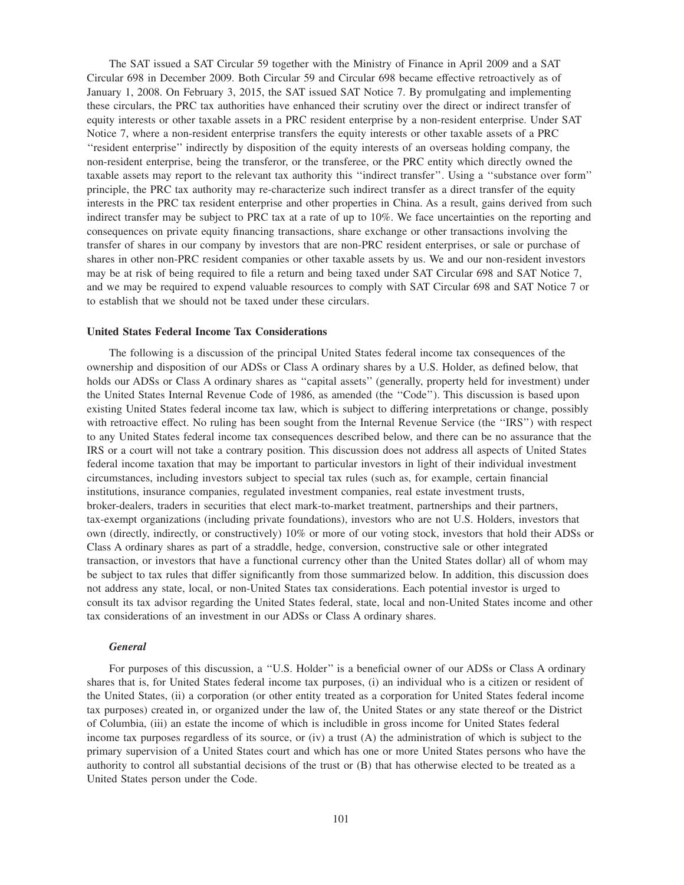The SAT issued a SAT Circular 59 together with the Ministry of Finance in April 2009 and a SAT Circular 698 in December 2009. Both Circular 59 and Circular 698 became effective retroactively as of January 1, 2008. On February 3, 2015, the SAT issued SAT Notice 7. By promulgating and implementing these circulars, the PRC tax authorities have enhanced their scrutiny over the direct or indirect transfer of equity interests or other taxable assets in a PRC resident enterprise by a non-resident enterprise. Under SAT Notice 7, where a non-resident enterprise transfers the equity interests or other taxable assets of a PRC ''resident enterprise'' indirectly by disposition of the equity interests of an overseas holding company, the non-resident enterprise, being the transferor, or the transferee, or the PRC entity which directly owned the taxable assets may report to the relevant tax authority this ''indirect transfer''. Using a ''substance over form'' principle, the PRC tax authority may re-characterize such indirect transfer as a direct transfer of the equity interests in the PRC tax resident enterprise and other properties in China. As a result, gains derived from such indirect transfer may be subject to PRC tax at a rate of up to 10%. We face uncertainties on the reporting and consequences on private equity financing transactions, share exchange or other transactions involving the transfer of shares in our company by investors that are non-PRC resident enterprises, or sale or purchase of shares in other non-PRC resident companies or other taxable assets by us. We and our non-resident investors may be at risk of being required to file a return and being taxed under SAT Circular 698 and SAT Notice 7, and we may be required to expend valuable resources to comply with SAT Circular 698 and SAT Notice 7 or to establish that we should not be taxed under these circulars.

## United States Federal Income Tax Considerations

The following is a discussion of the principal United States federal income tax consequences of the ownership and disposition of our ADSs or Class A ordinary shares by a U.S. Holder, as defined below, that holds our ADSs or Class A ordinary shares as ''capital assets'' (generally, property held for investment) under the United States Internal Revenue Code of 1986, as amended (the ''Code''). This discussion is based upon existing United States federal income tax law, which is subject to differing interpretations or change, possibly with retroactive effect. No ruling has been sought from the Internal Revenue Service (the ''IRS'') with respect to any United States federal income tax consequences described below, and there can be no assurance that the IRS or a court will not take a contrary position. This discussion does not address all aspects of United States federal income taxation that may be important to particular investors in light of their individual investment circumstances, including investors subject to special tax rules (such as, for example, certain financial institutions, insurance companies, regulated investment companies, real estate investment trusts, broker-dealers, traders in securities that elect mark-to-market treatment, partnerships and their partners, tax-exempt organizations (including private foundations), investors who are not U.S. Holders, investors that own (directly, indirectly, or constructively) 10% or more of our voting stock, investors that hold their ADSs or Class A ordinary shares as part of a straddle, hedge, conversion, constructive sale or other integrated transaction, or investors that have a functional currency other than the United States dollar) all of whom may be subject to tax rules that differ significantly from those summarized below. In addition, this discussion does not address any state, local, or non-United States tax considerations. Each potential investor is urged to consult its tax advisor regarding the United States federal, state, local and non-United States income and other tax considerations of an investment in our ADSs or Class A ordinary shares.

### *General*

For purposes of this discussion, a ''U.S. Holder'' is a beneficial owner of our ADSs or Class A ordinary shares that is, for United States federal income tax purposes, (i) an individual who is a citizen or resident of the United States, (ii) a corporation (or other entity treated as a corporation for United States federal income tax purposes) created in, or organized under the law of, the United States or any state thereof or the District of Columbia, (iii) an estate the income of which is includible in gross income for United States federal income tax purposes regardless of its source, or (iv) a trust (A) the administration of which is subject to the primary supervision of a United States court and which has one or more United States persons who have the authority to control all substantial decisions of the trust or (B) that has otherwise elected to be treated as a United States person under the Code.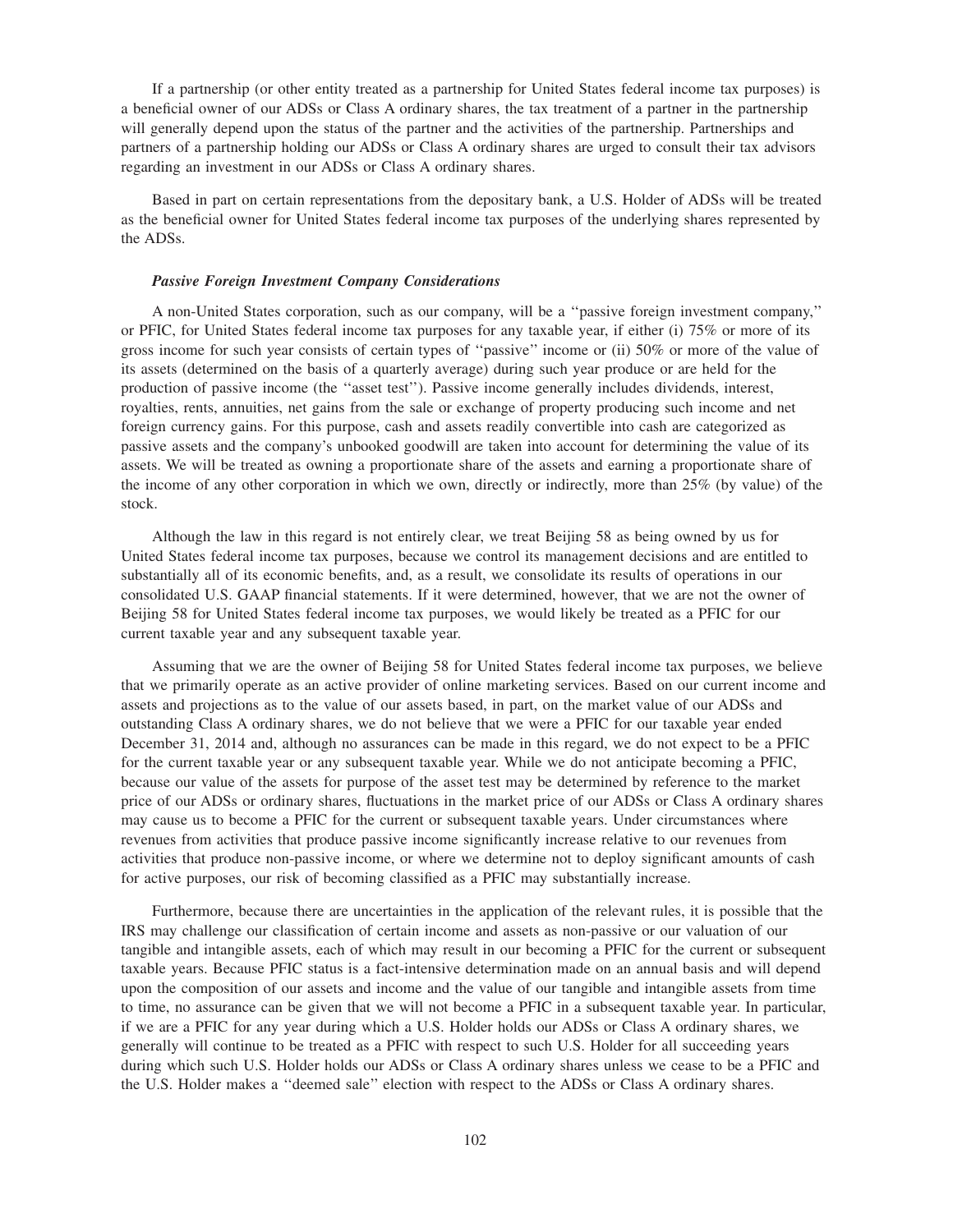If a partnership (or other entity treated as a partnership for United States federal income tax purposes) is a beneficial owner of our ADSs or Class A ordinary shares, the tax treatment of a partner in the partnership will generally depend upon the status of the partner and the activities of the partnership. Partnerships and partners of a partnership holding our ADSs or Class A ordinary shares are urged to consult their tax advisors regarding an investment in our ADSs or Class A ordinary shares.

Based in part on certain representations from the depositary bank, a U.S. Holder of ADSs will be treated as the beneficial owner for United States federal income tax purposes of the underlying shares represented by the ADSs.

***Passive Foreign Investment Company Considerations***

A non-United States corporation, such as our company, will be a ''passive foreign investment company,'' or PFIC, for United States federal income tax purposes for any taxable year, if either (i) 75% or more of its gross income for such year consists of certain types of ''passive'' income or (ii) 50% or more of the value of its assets (determined on the basis of a quarterly average) during such year produce or are held for the production of passive income (the ''asset test''). Passive income generally includes dividends, interest, royalties, rents, annuities, net gains from the sale or exchange of property producing such income and net foreign currency gains. For this purpose, cash and assets readily convertible into cash are categorized as passive assets and the company's unbooked goodwill are taken into account for determining the value of its assets. We will be treated as owning a proportionate share of the assets and earning a proportionate share of the income of any other corporation in which we own, directly or indirectly, more than 25% (by value) of the stock.

Although the law in this regard is not entirely clear, we treat Beijing 58 as being owned by us for United States federal income tax purposes, because we control its management decisions and are entitled to substantially all of its economic benefits, and, as a result, we consolidate its results of operations in our consolidated U.S. GAAP financial statements. If it were determined, however, that we are not the owner of Beijing 58 for United States federal income tax purposes, we would likely be treated as a PFIC for our current taxable year and any subsequent taxable year.

Assuming that we are the owner of Beijing 58 for United States federal income tax purposes, we believe that we primarily operate as an active provider of online marketing services. Based on our current income and assets and projections as to the value of our assets based, in part, on the market value of our ADSs and outstanding Class A ordinary shares, we do not believe that we were a PFIC for our taxable year ended December 31, 2014 and, although no assurances can be made in this regard, we do not expect to be a PFIC for the current taxable year or any subsequent taxable year. While we do not anticipate becoming a PFIC, because our value of the assets for purpose of the asset test may be determined by reference to the market price of our ADSs or ordinary shares, fluctuations in the market price of our ADSs or Class A ordinary shares may cause us to become a PFIC for the current or subsequent taxable years. Under circumstances where revenues from activities that produce passive income significantly increase relative to our revenues from activities that produce non-passive income, or where we determine not to deploy significant amounts of cash for active purposes, our risk of becoming classified as a PFIC may substantially increase.

Furthermore, because there are uncertainties in the application of the relevant rules, it is possible that the IRS may challenge our classification of certain income and assets as non-passive or our valuation of our tangible and intangible assets, each of which may result in our becoming a PFIC for the current or subsequent taxable years. Because PFIC status is a fact-intensive determination made on an annual basis and will depend upon the composition of our assets and income and the value of our tangible and intangible assets from time to time, no assurance can be given that we will not become a PFIC in a subsequent taxable year. In particular, if we are a PFIC for any year during which a U.S. Holder holds our ADSs or Class A ordinary shares, we generally will continue to be treated as a PFIC with respect to such U.S. Holder for all succeeding years during which such U.S. Holder holds our ADSs or Class A ordinary shares unless we cease to be a PFIC and the U.S. Holder makes a ''deemed sale'' election with respect to the ADSs or Class A ordinary shares.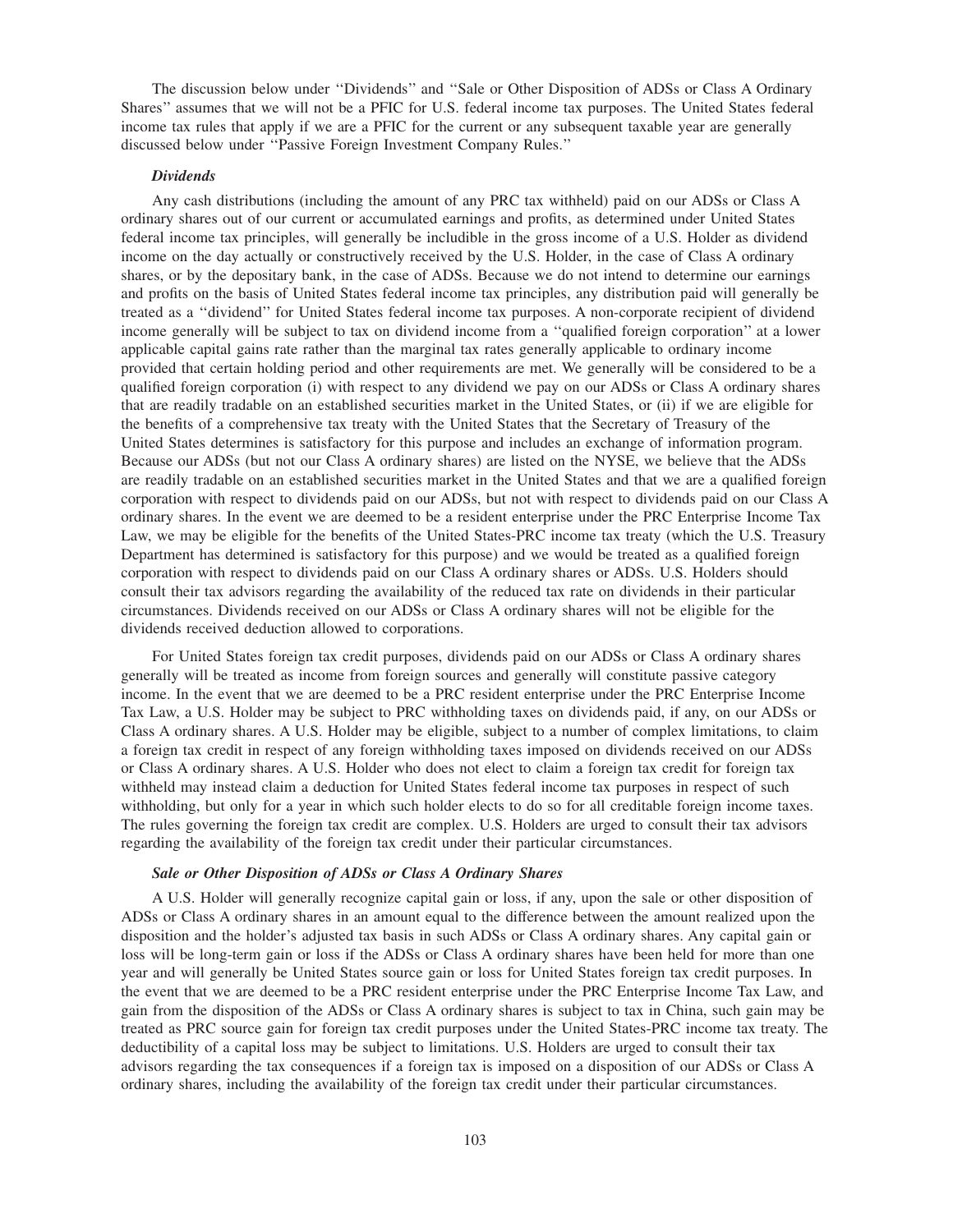The discussion below under ''Dividends'' and ''Sale or Other Disposition of ADSs or Class A Ordinary Shares'' assumes that we will not be a PFIC for U.S. federal income tax purposes. The United States federal income tax rules that apply if we are a PFIC for the current or any subsequent taxable year are generally discussed below under ''Passive Foreign Investment Company Rules.''

***Dividends***

Any cash distributions (including the amount of any PRC tax withheld) paid on our ADSs or Class A ordinary shares out of our current or accumulated earnings and profits, as determined under United States federal income tax principles, will generally be includible in the gross income of a U.S. Holder as dividend income on the day actually or constructively received by the U.S. Holder, in the case of Class A ordinary shares, or by the depositary bank, in the case of ADSs. Because we do not intend to determine our earnings and profits on the basis of United States federal income tax principles, any distribution paid will generally be treated as a ''dividend'' for United States federal income tax purposes. A non-corporate recipient of dividend income generally will be subject to tax on dividend income from a ''qualified foreign corporation'' at a lower applicable capital gains rate rather than the marginal tax rates generally applicable to ordinary income provided that certain holding period and other requirements are met. We generally will be considered to be a qualified foreign corporation (i) with respect to any dividend we pay on our ADSs or Class A ordinary shares that are readily tradable on an established securities market in the United States, or (ii) if we are eligible for the benefits of a comprehensive tax treaty with the United States that the Secretary of Treasury of the United States determines is satisfactory for this purpose and includes an exchange of information program. Because our ADSs (but not our Class A ordinary shares) are listed on the NYSE, we believe that the ADSs are readily tradable on an established securities market in the United States and that we are a qualified foreign corporation with respect to dividends paid on our ADSs, but not with respect to dividends paid on our Class A ordinary shares. In the event we are deemed to be a resident enterprise under the PRC Enterprise Income Tax Law, we may be eligible for the benefits of the United States-PRC income tax treaty (which the U.S. Treasury Department has determined is satisfactory for this purpose) and we would be treated as a qualified foreign corporation with respect to dividends paid on our Class A ordinary shares or ADSs. U.S. Holders should consult their tax advisors regarding the availability of the reduced tax rate on dividends in their particular circumstances. Dividends received on our ADSs or Class A ordinary shares will not be eligible for the dividends received deduction allowed to corporations.

For United States foreign tax credit purposes, dividends paid on our ADSs or Class A ordinary shares generally will be treated as income from foreign sources and generally will constitute passive category income. In the event that we are deemed to be a PRC resident enterprise under the PRC Enterprise Income Tax Law, a U.S. Holder may be subject to PRC withholding taxes on dividends paid, if any, on our ADSs or Class A ordinary shares. A U.S. Holder may be eligible, subject to a number of complex limitations, to claim a foreign tax credit in respect of any foreign withholding taxes imposed on dividends received on our ADSs or Class A ordinary shares. A U.S. Holder who does not elect to claim a foreign tax credit for foreign tax withheld may instead claim a deduction for United States federal income tax purposes in respect of such withholding, but only for a year in which such holder elects to do so for all creditable foreign income taxes. The rules governing the foreign tax credit are complex. U.S. Holders are urged to consult their tax advisors regarding the availability of the foreign tax credit under their particular circumstances.

***Sale or Other Disposition of ADSs or Class A Ordinary Shares***

A U.S. Holder will generally recognize capital gain or loss, if any, upon the sale or other disposition of ADSs or Class A ordinary shares in an amount equal to the difference between the amount realized upon the disposition and the holder's adjusted tax basis in such ADSs or Class A ordinary shares. Any capital gain or loss will be long-term gain or loss if the ADSs or Class A ordinary shares have been held for more than one year and will generally be United States source gain or loss for United States foreign tax credit purposes. In the event that we are deemed to be a PRC resident enterprise under the PRC Enterprise Income Tax Law, and gain from the disposition of the ADSs or Class A ordinary shares is subject to tax in China, such gain may be treated as PRC source gain for foreign tax credit purposes under the United States-PRC income tax treaty. The deductibility of a capital loss may be subject to limitations. U.S. Holders are urged to consult their tax advisors regarding the tax consequences if a foreign tax is imposed on a disposition of our ADSs or Class A ordinary shares, including the availability of the foreign tax credit under their particular circumstances.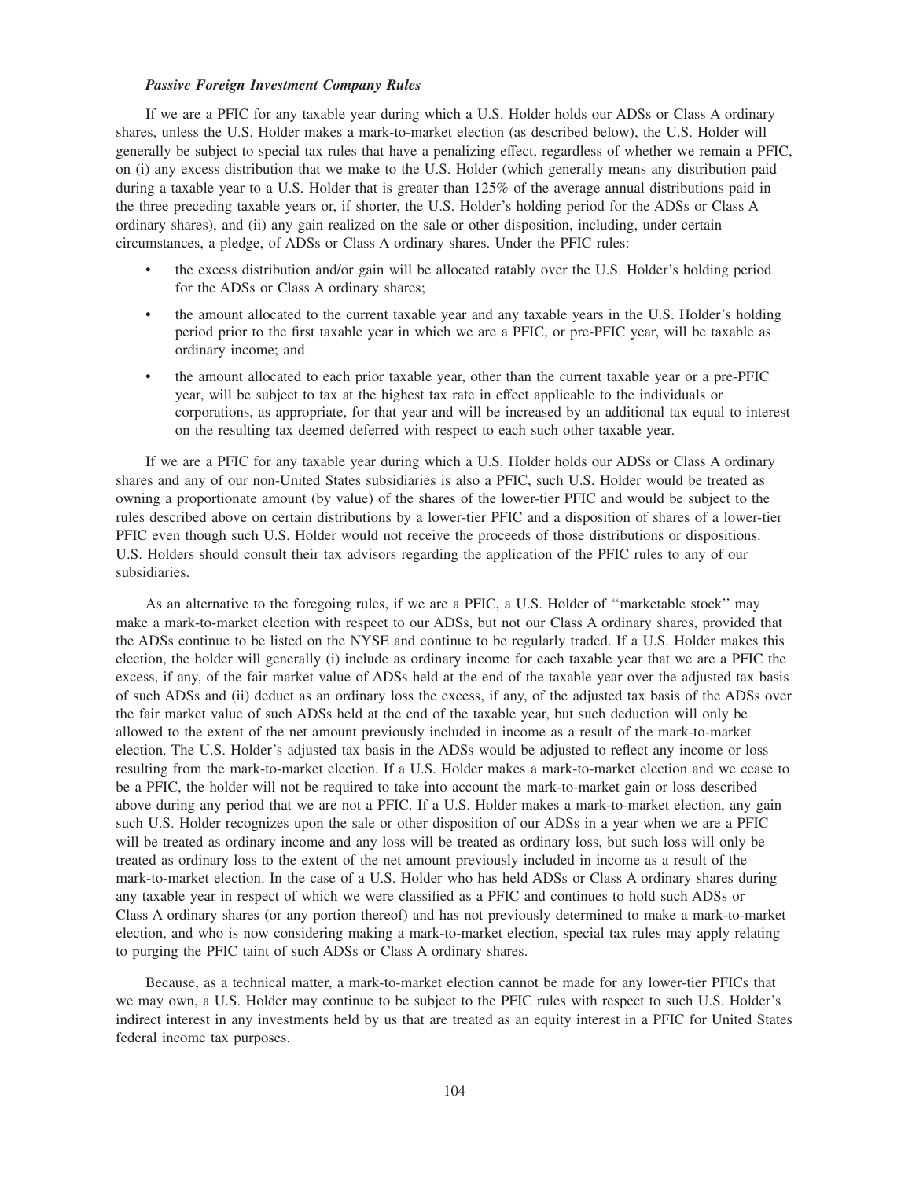### *Passive Foreign Investment Company Rules*

If we are a PFIC for any taxable year during which a U.S. Holder holds our ADSs or Class A ordinary shares, unless the U.S. Holder makes a mark-to-market election (as described below), the U.S. Holder will generally be subject to special tax rules that have a penalizing effect, regardless of whether we remain a PFIC, on (i) any excess distribution that we make to the U.S. Holder (which generally means any distribution paid during a taxable year to a U.S. Holder that is greater than 125% of the average annual distributions paid in the three preceding taxable years or, if shorter, the U.S. Holder's holding period for the ADSs or Class A ordinary shares), and (ii) any gain realized on the sale or other disposition, including, under certain circumstances, a pledge, of ADSs or Class A ordinary shares. Under the PFIC rules:

- the excess distribution and/or gain will be allocated ratably over the U.S. Holder's holding period for the ADSs or Class A ordinary shares;
- the amount allocated to the current taxable year and any taxable years in the U.S. Holder's holding period prior to the first taxable year in which we are a PFIC, or pre-PFIC year, will be taxable as ordinary income; and
- the amount allocated to each prior taxable year, other than the current taxable year or a pre-PFIC year, will be subject to tax at the highest tax rate in effect applicable to the individuals or corporations, as appropriate, for that year and will be increased by an additional tax equal to interest on the resulting tax deemed deferred with respect to each such other taxable year.

If we are a PFIC for any taxable year during which a U.S. Holder holds our ADSs or Class A ordinary shares and any of our non-United States subsidiaries is also a PFIC, such U.S. Holder would be treated as owning a proportionate amount (by value) of the shares of the lower-tier PFIC and would be subject to the rules described above on certain distributions by a lower-tier PFIC and a disposition of shares of a lower-tier PFIC even though such U.S. Holder would not receive the proceeds of those distributions or dispositions. U.S. Holders should consult their tax advisors regarding the application of the PFIC rules to any of our subsidiaries.

As an alternative to the foregoing rules, if we are a PFIC, a U.S. Holder of "marketable stock" may make a mark-to-market election with respect to our ADSs, but not our Class A ordinary shares, provided that the ADSs continue to be listed on the NYSE and continue to be regularly traded. If a U.S. Holder makes this election, the holder will generally (i) include as ordinary income for each taxable year that we are a PFIC the excess, if any, of the fair market value of ADSs held at the end of the taxable year over the adjusted tax basis of such ADSs and (ii) deduct as an ordinary loss the excess, if any, of the adjusted tax basis of the ADSs over the fair market value of such ADSs held at the end of the taxable year, but such deduction will only be allowed to the extent of the net amount previously included in income as a result of the mark-to-market election. The U.S. Holder's adjusted tax basis in the ADSs would be adjusted to reflect any income or loss resulting from the mark-to-market election. If a U.S. Holder makes a mark-to-market election and we cease to be a PFIC, the holder will not be required to take into account the mark-to-market gain or loss described above during any period that we are not a PFIC. If a U.S. Holder makes a mark-to-market election, any gain such U.S. Holder recognizes upon the sale or other disposition of our ADSs in a year when we are a PFIC will be treated as ordinary income and any loss will be treated as ordinary loss, but such loss will only be treated as ordinary loss to the extent of the net amount previously included in income as a result of the mark-to-market election. In the case of a U.S. Holder who has held ADSs or Class A ordinary shares during any taxable year in respect of which we were classified as a PFIC and continues to hold such ADSs or Class A ordinary shares (or any portion thereof) and has not previously determined to make a mark-to-market election, and who is now considering making a mark-to-market election, special tax rules may apply relating to purging the PFIC taint of such ADSs or Class A ordinary shares.

Because, as a technical matter, a mark-to-market election cannot be made for any lower-tier PFICs that we may own, a U.S. Holder may continue to be subject to the PFIC rules with respect to such U.S. Holder's indirect interest in any investments held by us that are treated as an equity interest in a PFIC for United States federal income tax purposes.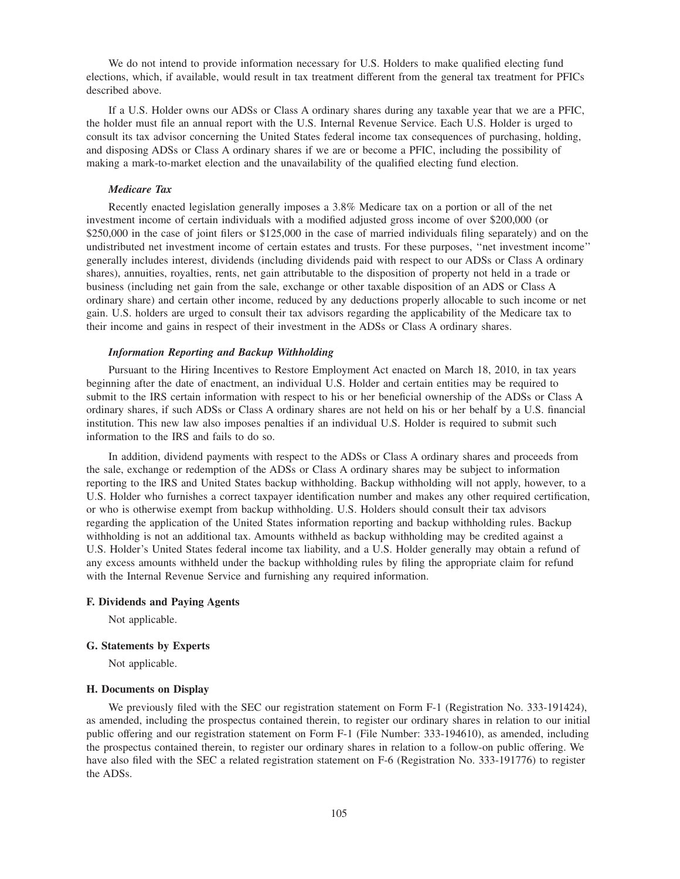We do not intend to provide information necessary for U.S. Holders to make qualified electing fund elections, which, if available, would result in tax treatment different from the general tax treatment for PFICs described above.

If a U.S. Holder owns our ADSs or Class A ordinary shares during any taxable year that we are a PFIC, the holder must file an annual report with the U.S. Internal Revenue Service. Each U.S. Holder is urged to consult its tax advisor concerning the United States federal income tax consequences of purchasing, holding, and disposing ADSs or Class A ordinary shares if we are or become a PFIC, including the possibility of making a mark-to-market election and the unavailability of the qualified electing fund election.

#### *Medicare Tax*

Recently enacted legislation generally imposes a 3.8% Medicare tax on a portion or all of the net investment income of certain individuals with a modified adjusted gross income of over $200,000 (or $250,000 in the case of joint filers or $125,000 in the case of married individuals filing separately) and on the undistributed net investment income of certain estates and trusts. For these purposes, ''net investment income'' generally includes interest, dividends (including dividends paid with respect to our ADSs or Class A ordinary shares), annuities, royalties, rents, net gain attributable to the disposition of property not held in a trade or business (including net gain from the sale, exchange or other taxable disposition of an ADS or Class A ordinary share) and certain other income, reduced by any deductions properly allocable to such income or net gain. U.S. holders are urged to consult their tax advisors regarding the applicability of the Medicare tax to their income and gains in respect of their investment in the ADSs or Class A ordinary shares.

#### *Information Reporting and Backup Withholding*

Pursuant to the Hiring Incentives to Restore Employment Act enacted on March 18, 2010, in tax years beginning after the date of enactment, an individual U.S. Holder and certain entities may be required to submit to the IRS certain information with respect to his or her beneficial ownership of the ADSs or Class A ordinary shares, if such ADSs or Class A ordinary shares are not held on his or her behalf by a U.S. financial institution. This new law also imposes penalties if an individual U.S. Holder is required to submit such information to the IRS and fails to do so.

In addition, dividend payments with respect to the ADSs or Class A ordinary shares and proceeds from the sale, exchange or redemption of the ADSs or Class A ordinary shares may be subject to information reporting to the IRS and United States backup withholding. Backup withholding will not apply, however, to a U.S. Holder who furnishes a correct taxpayer identification number and makes any other required certification, or who is otherwise exempt from backup withholding. U.S. Holders should consult their tax advisors regarding the application of the United States information reporting and backup withholding rules. Backup withholding is not an additional tax. Amounts withheld as backup withholding may be credited against a U.S. Holder's United States federal income tax liability, and a U.S. Holder generally may obtain a refund of any excess amounts withheld under the backup withholding rules by filing the appropriate claim for refund with the Internal Revenue Service and furnishing any required information.

### F. Dividends and Paying Agents

Not applicable.

### G. Statements by Experts

Not applicable.

### H. Documents on Display

We previously filed with the SEC our registration statement on Form F-1 (Registration No. 333-191424), as amended, including the prospectus contained therein, to register our ordinary shares in relation to our initial public offering and our registration statement on Form F-1 (File Number: 333-194610), as amended, including the prospectus contained therein, to register our ordinary shares in relation to a follow-on public offering. We have also filed with the SEC a related registration statement on F-6 (Registration No. 333-191776) to register the ADSs.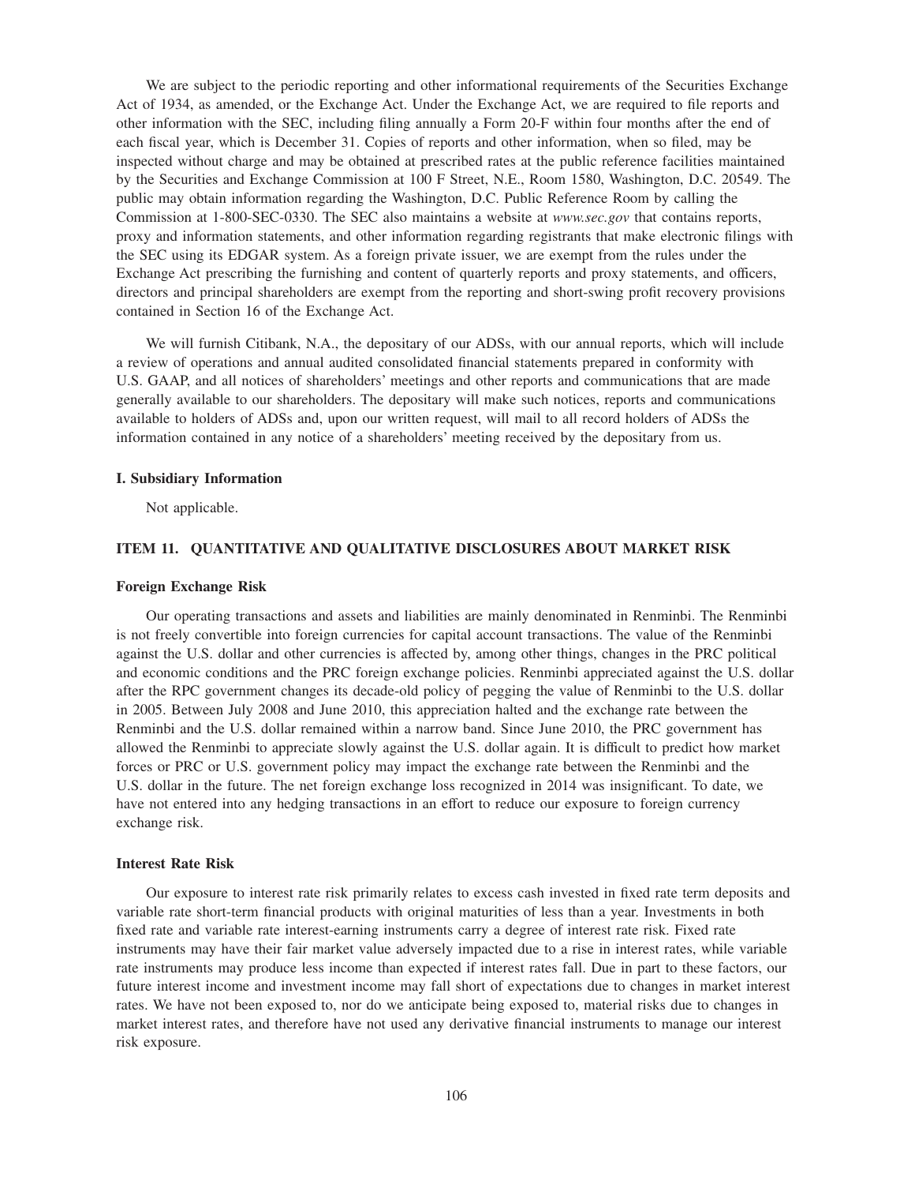We are subject to the periodic reporting and other informational requirements of the Securities Exchange Act of 1934, as amended, or the Exchange Act. Under the Exchange Act, we are required to file reports and other information with the SEC, including filing annually a Form 20-F within four months after the end of each fiscal year, which is December 31. Copies of reports and other information, when so filed, may be inspected without charge and may be obtained at prescribed rates at the public reference facilities maintained by the Securities and Exchange Commission at 100 F Street, N.E., Room 1580, Washington, D.C. 20549. The public may obtain information regarding the Washington, D.C. Public Reference Room by calling the Commission at 1-800-SEC-0330. The SEC also maintains a website at *www.sec.gov* that contains reports, proxy and information statements, and other information regarding registrants that make electronic filings with the SEC using its EDGAR system. As a foreign private issuer, we are exempt from the rules under the Exchange Act prescribing the furnishing and content of quarterly reports and proxy statements, and officers, directors and principal shareholders are exempt from the reporting and short-swing profit recovery provisions contained in Section 16 of the Exchange Act.

We will furnish Citibank, N.A., the depositary of our ADSs, with our annual reports, which will include a review of operations and annual audited consolidated financial statements prepared in conformity with U.S. GAAP, and all notices of shareholders' meetings and other reports and communications that are made generally available to our shareholders. The depositary will make such notices, reports and communications available to holders of ADSs and, upon our written request, will mail to all record holders of ADSs the information contained in any notice of a shareholders' meeting received by the depositary from us.

### I. Subsidiary Information

Not applicable.

## ITEM 11. QUANTITATIVE AND QUALITATIVE DISCLOSURES ABOUT MARKET RISK

### Foreign Exchange Risk

Our operating transactions and assets and liabilities are mainly denominated in Renminbi. The Renminbi is not freely convertible into foreign currencies for capital account transactions. The value of the Renminbi against the U.S. dollar and other currencies is affected by, among other things, changes in the PRC political and economic conditions and the PRC foreign exchange policies. Renminbi appreciated against the U.S. dollar after the RPC government changes its decade-old policy of pegging the value of Renminbi to the U.S. dollar in 2005. Between July 2008 and June 2010, this appreciation halted and the exchange rate between the Renminbi and the U.S. dollar remained within a narrow band. Since June 2010, the PRC government has allowed the Renminbi to appreciate slowly against the U.S. dollar again. It is difficult to predict how market forces or PRC or U.S. government policy may impact the exchange rate between the Renminbi and the U.S. dollar in the future. The net foreign exchange loss recognized in 2014 was insignificant. To date, we have not entered into any hedging transactions in an effort to reduce our exposure to foreign currency exchange risk.

### Interest Rate Risk

Our exposure to interest rate risk primarily relates to excess cash invested in fixed rate term deposits and variable rate short-term financial products with original maturities of less than a year. Investments in both fixed rate and variable rate interest-earning instruments carry a degree of interest rate risk. Fixed rate instruments may have their fair market value adversely impacted due to a rise in interest rates, while variable rate instruments may produce less income than expected if interest rates fall. Due in part to these factors, our future interest income and investment income may fall short of expectations due to changes in market interest rates. We have not been exposed to, nor do we anticipate being exposed to, material risks due to changes in market interest rates, and therefore have not used any derivative financial instruments to manage our interest risk exposure.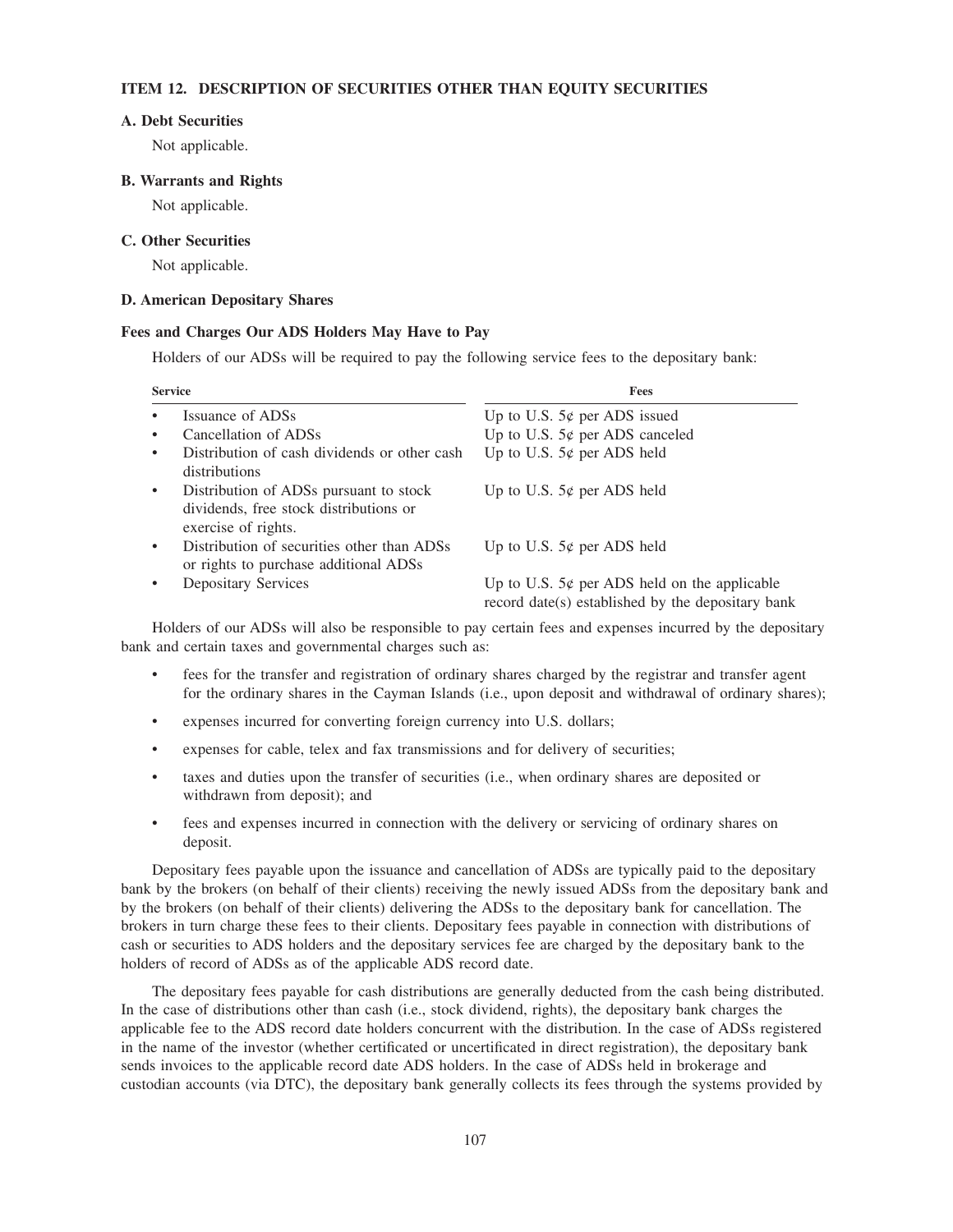### ITEM 12. DESCRIPTION OF SECURITIES OTHER THAN EQUITY SECURITIES

#### A. Debt Securities

Not applicable.

#### B. Warrants and Rights

Not applicable.

#### C. Other Securities

Not applicable.

#### D. American Depositary Shares

#### Fees and Charges Our ADS Holders May Have to Pay

Holders of our ADSs will be required to pay the following service fees to the depositary bank:

| Service | Fees |
|---|---|
| • Issuance of ADSs | Up to U.S. 5¢ per ADS issued |
| • Cancellation of ADSs | Up to U.S. 5¢ per ADS canceled |
| • Distribution of cash dividends or other cash distributions | Up to U.S. 5¢ per ADS held |
| • Distribution of ADSs pursuant to stock dividends, free stock distributions or exercise of rights. | Up to U.S. 5¢ per ADS held |
| • Distribution of securities other than ADSs or rights to purchase additional ADSs | Up to U.S. 5¢ per ADS held |
| • Depositary Services | Up to U.S. 5¢ per ADS held on the applicable record date(s) established by the depositary bank |

Holders of our ADSs will also be responsible to pay certain fees and expenses incurred by the depositary bank and certain taxes and governmental charges such as:

- fees for the transfer and registration of ordinary shares charged by the registrar and transfer agent for the ordinary shares in the Cayman Islands (i.e., upon deposit and withdrawal of ordinary shares);
- expenses incurred for converting foreign currency into U.S. dollars;
- expenses for cable, telex and fax transmissions and for delivery of securities;
- taxes and duties upon the transfer of securities (i.e., when ordinary shares are deposited or withdrawn from deposit); and
- fees and expenses incurred in connection with the delivery or servicing of ordinary shares on deposit.

Depositary fees payable upon the issuance and cancellation of ADSs are typically paid to the depositary bank by the brokers (on behalf of their clients) receiving the newly issued ADSs from the depositary bank and by the brokers (on behalf of their clients) delivering the ADSs to the depositary bank for cancellation. The brokers in turn charge these fees to their clients. Depositary fees payable in connection with distributions of cash or securities to ADS holders and the depositary services fee are charged by the depositary bank to the holders of record of ADSs as of the applicable ADS record date.

The depositary fees payable for cash distributions are generally deducted from the cash being distributed. In the case of distributions other than cash (i.e., stock dividend, rights), the depositary bank charges the applicable fee to the ADS record date holders concurrent with the distribution. In the case of ADSs registered in the name of the investor (whether certificated or uncertificated in direct registration), the depositary bank sends invoices to the applicable record date ADS holders. In the case of ADSs held in brokerage and custodian accounts (via DTC), the depositary bank generally collects its fees through the systems provided by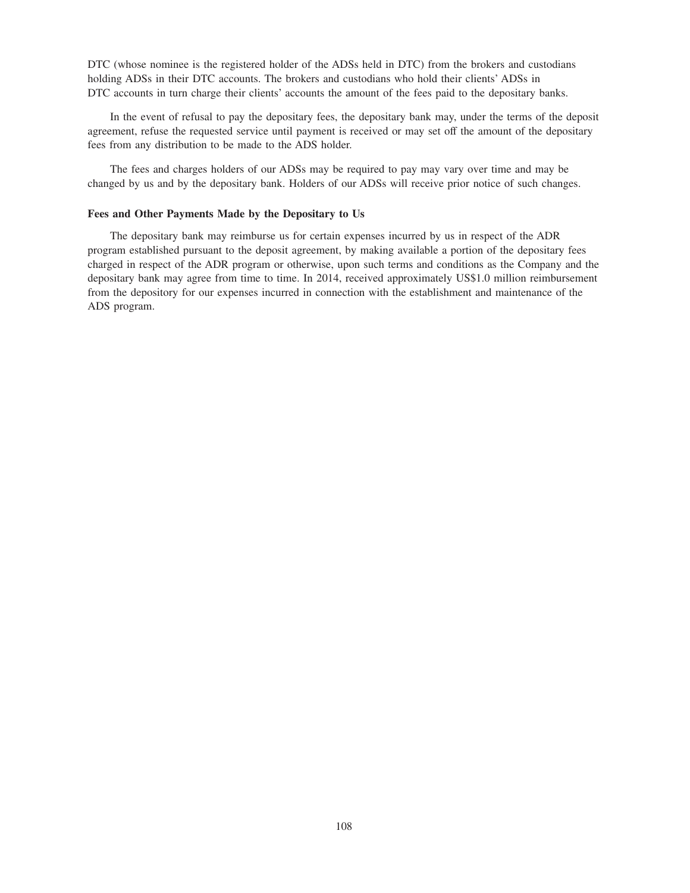DTC (whose nominee is the registered holder of the ADSs held in DTC) from the brokers and custodians holding ADSs in their DTC accounts. The brokers and custodians who hold their clients' ADSs in DTC accounts in turn charge their clients' accounts the amount of the fees paid to the depositary banks.

In the event of refusal to pay the depositary fees, the depositary bank may, under the terms of the deposit agreement, refuse the requested service until payment is received or may set off the amount of the depositary fees from any distribution to be made to the ADS holder.

The fees and charges holders of our ADSs may be required to pay may vary over time and may be changed by us and by the depositary bank. Holders of our ADSs will receive prior notice of such changes.

### Fees and Other Payments Made by the Depositary to Us

The depositary bank may reimburse us for certain expenses incurred by us in respect of the ADR program established pursuant to the deposit agreement, by making available a portion of the depositary fees charged in respect of the ADR program or otherwise, upon such terms and conditions as the Company and the depositary bank may agree from time to time. In 2014, received approximately US$1.0 million reimbursement from the depository for our expenses incurred in connection with the establishment and maintenance of the ADS program.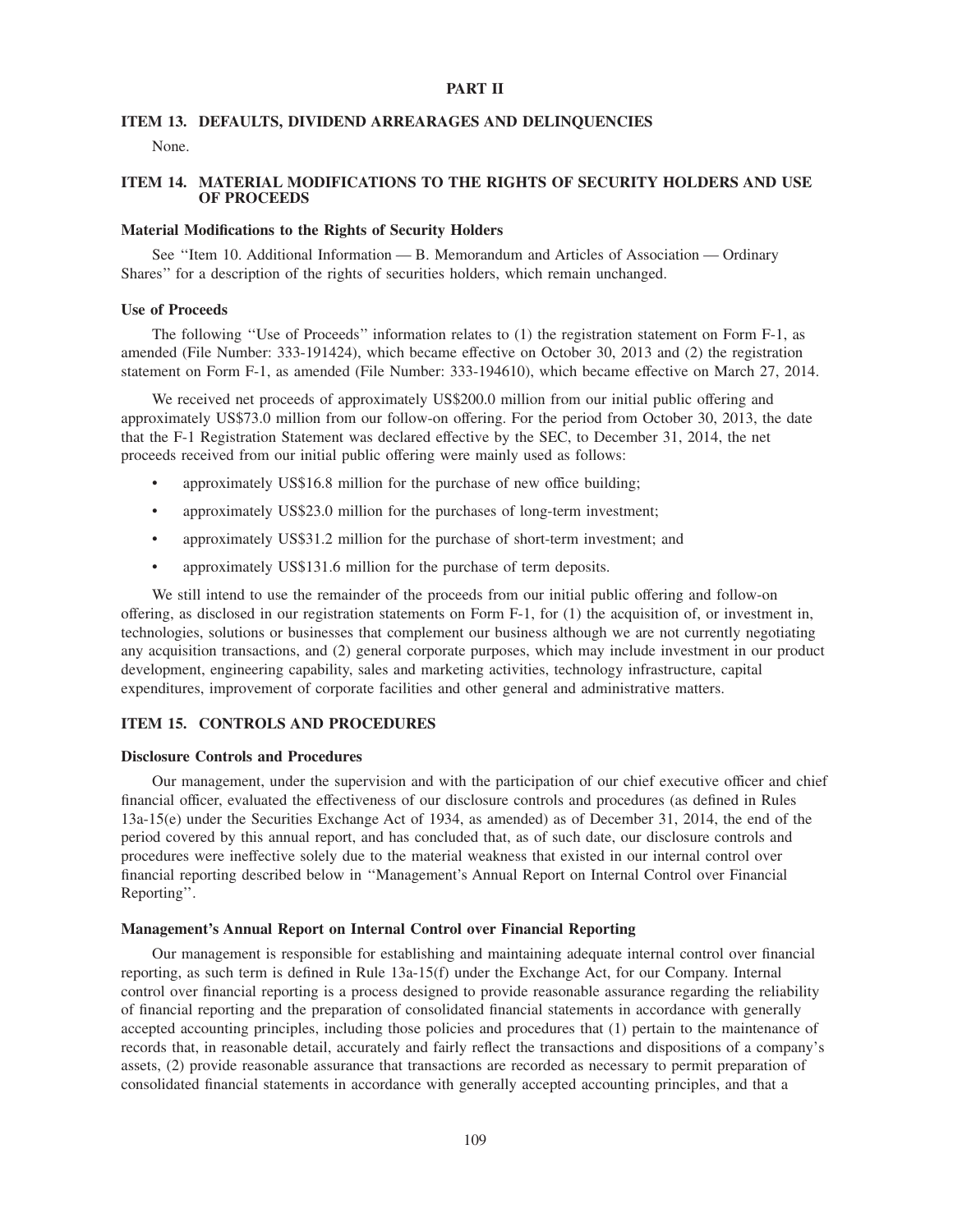# PART II

## ITEM 13. DEFAULTS, DIVIDEND ARREARAGES AND DELINQUENCIES

None.

## ITEM 14. MATERIAL MODIFICATIONS TO THE RIGHTS OF SECURITY HOLDERS AND USE OF PROCEEDS

### Material Modifications to the Rights of Security Holders

See ''Item 10. Additional Information — B. Memorandum and Articles of Association — Ordinary Shares'' for a description of the rights of securities holders, which remain unchanged.

### Use of Proceeds

The following ''Use of Proceeds'' information relates to (1) the registration statement on Form F-1, as amended (File Number: 333-191424), which became effective on October 30, 2013 and (2) the registration statement on Form F-1, as amended (File Number: 333-194610), which became effective on March 27, 2014.

We received net proceeds of approximately US$200.0 million from our initial public offering and approximately US$73.0 million from our follow-on offering. For the period from October 30, 2013, the date that the F-1 Registration Statement was declared effective by the SEC, to December 31, 2014, the net proceeds received from our initial public offering were mainly used as follows:

- approximately US$16.8 million for the purchase of new office building;
- approximately US$23.0 million for the purchases of long-term investment;
- approximately US$31.2 million for the purchase of short-term investment; and
- approximately US$131.6 million for the purchase of term deposits.

We still intend to use the remainder of the proceeds from our initial public offering and follow-on offering, as disclosed in our registration statements on Form F-1, for (1) the acquisition of, or investment in, technologies, solutions or businesses that complement our business although we are not currently negotiating any acquisition transactions, and (2) general corporate purposes, which may include investment in our product development, engineering capability, sales and marketing activities, technology infrastructure, capital expenditures, improvement of corporate facilities and other general and administrative matters.

## ITEM 15. CONTROLS AND PROCEDURES

### Disclosure Controls and Procedures

Our management, under the supervision and with the participation of our chief executive officer and chief financial officer, evaluated the effectiveness of our disclosure controls and procedures (as defined in Rules 13a-15(e) under the Securities Exchange Act of 1934, as amended) as of December 31, 2014, the end of the period covered by this annual report, and has concluded that, as of such date, our disclosure controls and procedures were ineffective solely due to the material weakness that existed in our internal control over financial reporting described below in ''Management's Annual Report on Internal Control over Financial Reporting''.

### Management's Annual Report on Internal Control over Financial Reporting

Our management is responsible for establishing and maintaining adequate internal control over financial reporting, as such term is defined in Rule 13a-15(f) under the Exchange Act, for our Company. Internal control over financial reporting is a process designed to provide reasonable assurance regarding the reliability of financial reporting and the preparation of consolidated financial statements in accordance with generally accepted accounting principles, including those policies and procedures that (1) pertain to the maintenance of records that, in reasonable detail, accurately and fairly reflect the transactions and dispositions of a company's assets, (2) provide reasonable assurance that transactions are recorded as necessary to permit preparation of consolidated financial statements in accordance with generally accepted accounting principles, and that a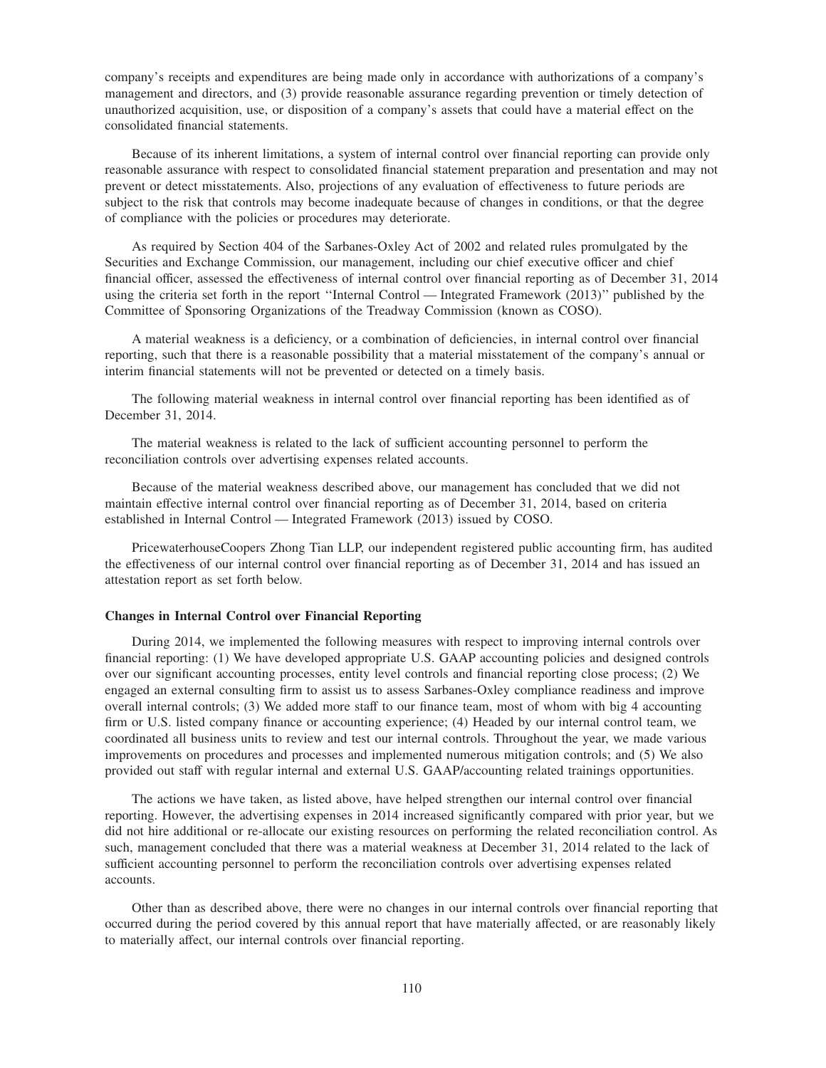company's receipts and expenditures are being made only in accordance with authorizations of a company's management and directors, and (3) provide reasonable assurance regarding prevention or timely detection of unauthorized acquisition, use, or disposition of a company's assets that could have a material effect on the consolidated financial statements.

Because of its inherent limitations, a system of internal control over financial reporting can provide only reasonable assurance with respect to consolidated financial statement preparation and presentation and may not prevent or detect misstatements. Also, projections of any evaluation of effectiveness to future periods are subject to the risk that controls may become inadequate because of changes in conditions, or that the degree of compliance with the policies or procedures may deteriorate.

As required by Section 404 of the Sarbanes-Oxley Act of 2002 and related rules promulgated by the Securities and Exchange Commission, our management, including our chief executive officer and chief financial officer, assessed the effectiveness of internal control over financial reporting as of December 31, 2014 using the criteria set forth in the report ''Internal Control — Integrated Framework (2013)'' published by the Committee of Sponsoring Organizations of the Treadway Commission (known as COSO).

A material weakness is a deficiency, or a combination of deficiencies, in internal control over financial reporting, such that there is a reasonable possibility that a material misstatement of the company's annual or interim financial statements will not be prevented or detected on a timely basis.

The following material weakness in internal control over financial reporting has been identified as of December 31, 2014.

The material weakness is related to the lack of sufficient accounting personnel to perform the reconciliation controls over advertising expenses related accounts.

Because of the material weakness described above, our management has concluded that we did not maintain effective internal control over financial reporting as of December 31, 2014, based on criteria established in Internal Control — Integrated Framework (2013) issued by COSO.

PricewaterhouseCoopers Zhong Tian LLP, our independent registered public accounting firm, has audited the effectiveness of our internal control over financial reporting as of December 31, 2014 and has issued an attestation report as set forth below.

**Changes in Internal Control over Financial Reporting**

During 2014, we implemented the following measures with respect to improving internal controls over financial reporting: (1) We have developed appropriate U.S. GAAP accounting policies and designed controls over our significant accounting processes, entity level controls and financial reporting close process; (2) We engaged an external consulting firm to assist us to assess Sarbanes-Oxley compliance readiness and improve overall internal controls; (3) We added more staff to our finance team, most of whom with big 4 accounting firm or U.S. listed company finance or accounting experience; (4) Headed by our internal control team, we coordinated all business units to review and test our internal controls. Throughout the year, we made various improvements on procedures and processes and implemented numerous mitigation controls; and (5) We also provided out staff with regular internal and external U.S. GAAP/accounting related trainings opportunities.

The actions we have taken, as listed above, have helped strengthen our internal control over financial reporting. However, the advertising expenses in 2014 increased significantly compared with prior year, but we did not hire additional or re-allocate our existing resources on performing the related reconciliation control. As such, management concluded that there was a material weakness at December 31, 2014 related to the lack of sufficient accounting personnel to perform the reconciliation controls over advertising expenses related accounts.

Other than as described above, there were no changes in our internal controls over financial reporting that occurred during the period covered by this annual report that have materially affected, or are reasonably likely to materially affect, our internal controls over financial reporting.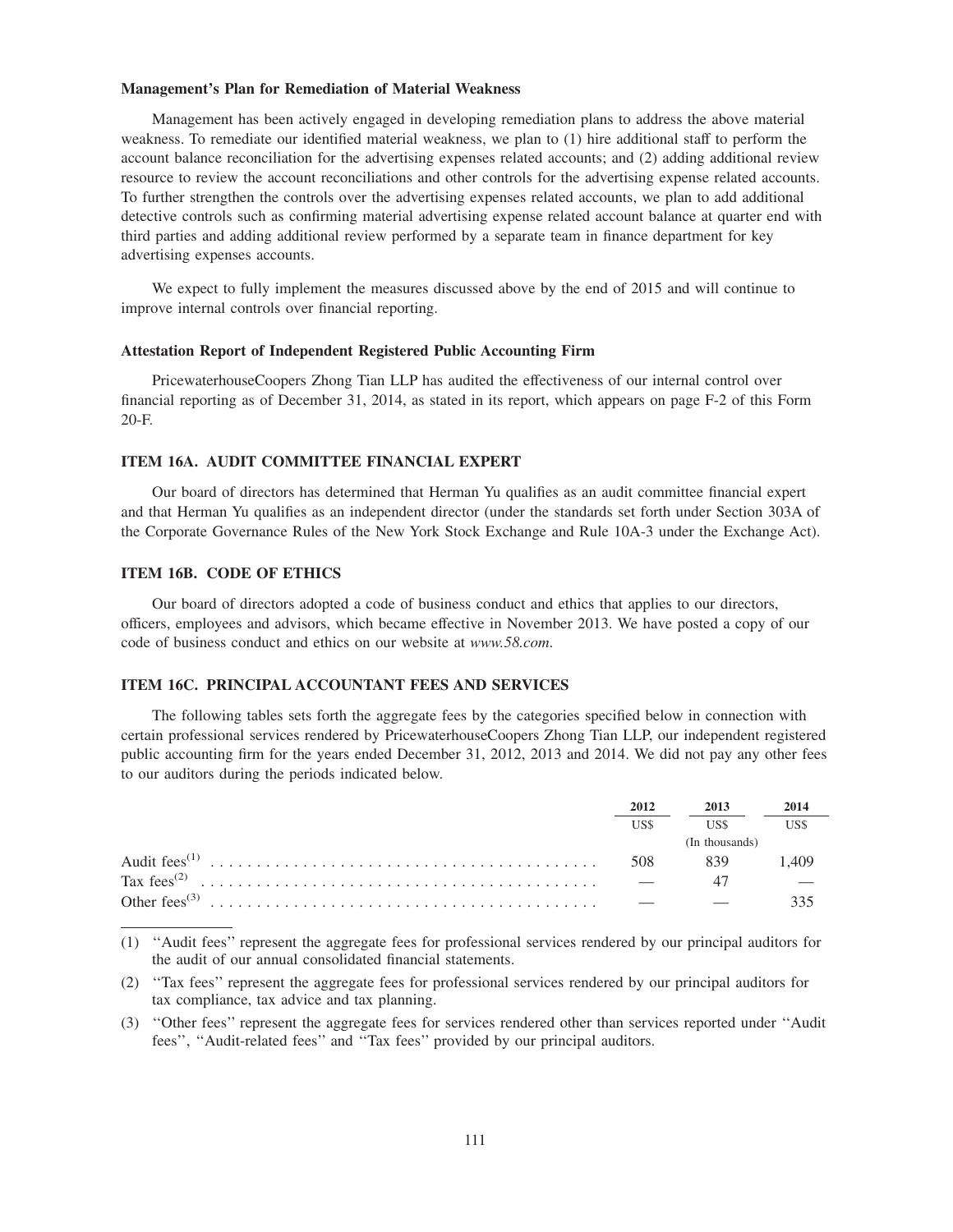**Management's Plan for Remediation of Material Weakness**

Management has been actively engaged in developing remediation plans to address the above material weakness. To remediate our identified material weakness, we plan to (1) hire additional staff to perform the account balance reconciliation for the advertising expenses related accounts; and (2) adding additional review resource to review the account reconciliations and other controls for the advertising expense related accounts. To further strengthen the controls over the advertising expenses related accounts, we plan to add additional detective controls such as confirming material advertising expense related account balance at quarter end with third parties and adding additional review performed by a separate team in finance department for key advertising expenses accounts.

We expect to fully implement the measures discussed above by the end of 2015 and will continue to improve internal controls over financial reporting.

**Attestation Report of Independent Registered Public Accounting Firm**

PricewaterhouseCoopers Zhong Tian LLP has audited the effectiveness of our internal control over financial reporting as of December 31, 2014, as stated in its report, which appears on page F-2 of this Form 20-F.

## ITEM 16A. AUDIT COMMITTEE FINANCIAL EXPERT

Our board of directors has determined that Herman Yu qualifies as an audit committee financial expert and that Herman Yu qualifies as an independent director (under the standards set forth under Section 303A of the Corporate Governance Rules of the New York Stock Exchange and Rule 10A-3 under the Exchange Act).

## ITEM 16B. CODE OF ETHICS

Our board of directors adopted a code of business conduct and ethics that applies to our directors, officers, employees and advisors, which became effective in November 2013. We have posted a copy of our code of business conduct and ethics on our website at *www.58.com*.

## ITEM 16C. PRINCIPAL ACCOUNTANT FEES AND SERVICES

The following tables sets forth the aggregate fees by the categories specified below in connection with certain professional services rendered by PricewaterhouseCoopers Zhong Tian LLP, our independent registered public accounting firm for the years ended December 31, 2012, 2013 and 2014. We did not pay any other fees to our auditors during the periods indicated below.

| | 2012 | 2013 | 2014 |
|---|---|---|---|
| | US$ | US$ | US$ |
| | | (In thousands) | |
| Audit fees[(1)] | 508 | 839 | 1,409 |
| Tax fees[(2)] | — | 47 | — |
| Other fees[(3)] | — | — | 335 |

(1) ''Audit fees'' represent the aggregate fees for professional services rendered by our principal auditors for the audit of our annual consolidated financial statements.

(2) ''Tax fees'' represent the aggregate fees for professional services rendered by our principal auditors for tax compliance, tax advice and tax planning.

(3) ''Other fees'' represent the aggregate fees for services rendered other than services reported under ''Audit fees'', ''Audit-related fees'' and ''Tax fees'' provided by our principal auditors.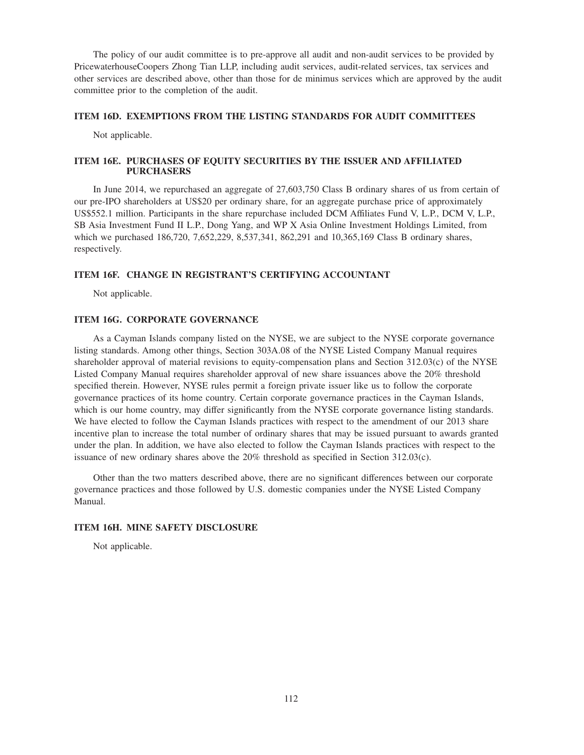The policy of our audit committee is to pre-approve all audit and non-audit services to be provided by PricewaterhouseCoopers Zhong Tian LLP, including audit services, audit-related services, tax services and other services are described above, other than those for de minimus services which are approved by the audit committee prior to the completion of the audit.

## ITEM 16D. EXEMPTIONS FROM THE LISTING STANDARDS FOR AUDIT COMMITTEES

Not applicable.

## ITEM 16E. PURCHASES OF EQUITY SECURITIES BY THE ISSUER AND AFFILIATED PURCHASERS

In June 2014, we repurchased an aggregate of 27,603,750 Class B ordinary shares of us from certain of our pre-IPO shareholders at US$20 per ordinary share, for an aggregate purchase price of approximately US$552.1 million. Participants in the share repurchase included DCM Affiliates Fund V, L.P., DCM V, L.P., SB Asia Investment Fund II L.P., Dong Yang, and WP X Asia Online Investment Holdings Limited, from which we purchased 186,720, 7,652,229, 8,537,341, 862,291 and 10,365,169 Class B ordinary shares, respectively.

## ITEM 16F. CHANGE IN REGISTRANT'S CERTIFYING ACCOUNTANT

Not applicable.

## ITEM 16G. CORPORATE GOVERNANCE

As a Cayman Islands company listed on the NYSE, we are subject to the NYSE corporate governance listing standards. Among other things, Section 303A.08 of the NYSE Listed Company Manual requires shareholder approval of material revisions to equity-compensation plans and Section 312.03(c) of the NYSE Listed Company Manual requires shareholder approval of new share issuances above the 20% threshold specified therein. However, NYSE rules permit a foreign private issuer like us to follow the corporate governance practices of its home country. Certain corporate governance practices in the Cayman Islands, which is our home country, may differ significantly from the NYSE corporate governance listing standards. We have elected to follow the Cayman Islands practices with respect to the amendment of our 2013 share incentive plan to increase the total number of ordinary shares that may be issued pursuant to awards granted under the plan. In addition, we have also elected to follow the Cayman Islands practices with respect to the issuance of new ordinary shares above the 20% threshold as specified in Section 312.03(c).

Other than the two matters described above, there are no significant differences between our corporate governance practices and those followed by U.S. domestic companies under the NYSE Listed Company Manual.

## ITEM 16H. MINE SAFETY DISCLOSURE

Not applicable.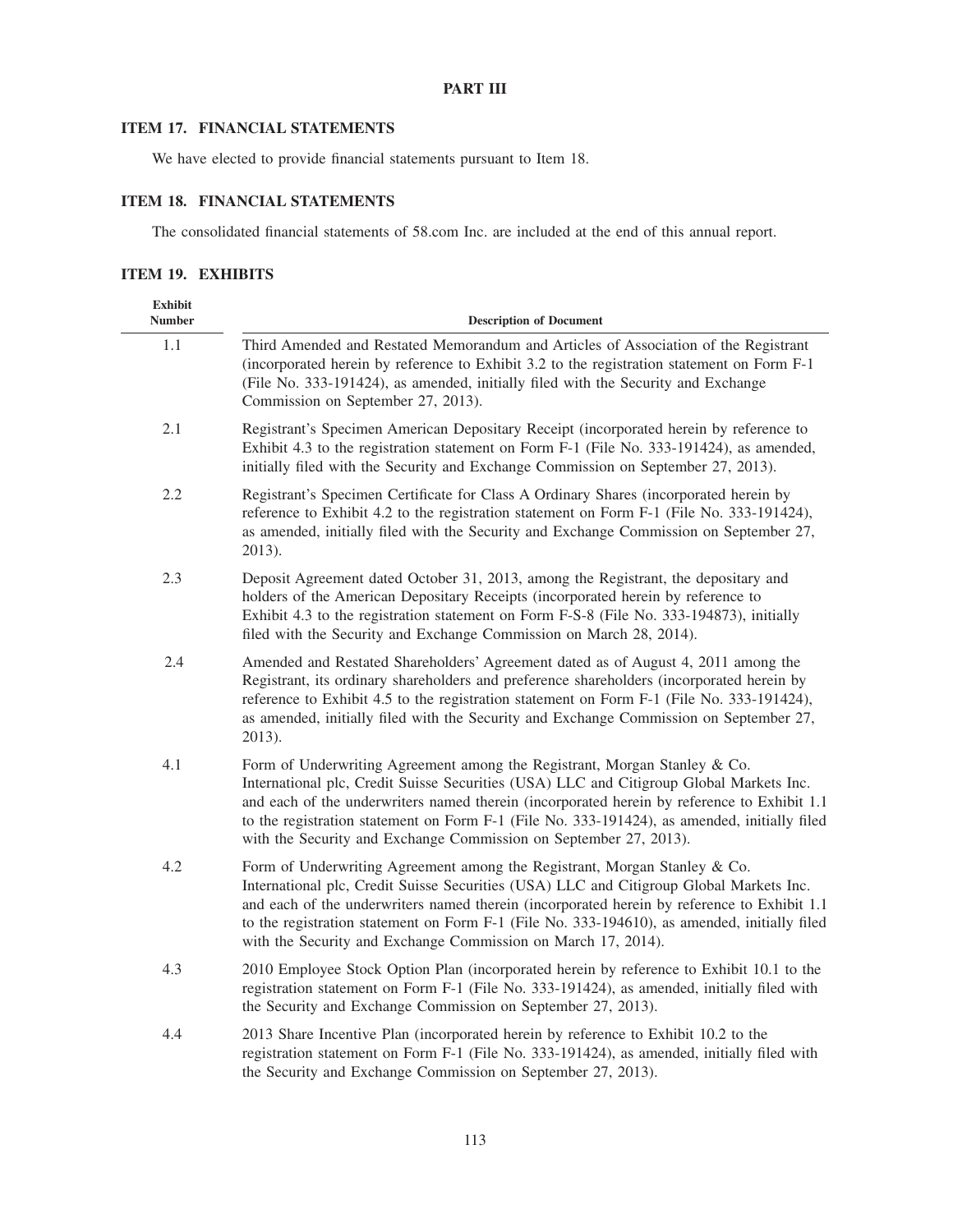# PART III

## ITEM 17. FINANCIAL STATEMENTS

We have elected to provide financial statements pursuant to Item 18.

## ITEM 18. FINANCIAL STATEMENTS

The consolidated financial statements of 58.com Inc. are included at the end of this annual report.

## ITEM 19. EXHIBITS

| Exhibit Number | Description of Document |
|---|---|
| 1.1 | Third Amended and Restated Memorandum and Articles of Association of the Registrant (incorporated herein by reference to Exhibit 3.2 to the registration statement on Form F-1 (File No. 333-191424), as amended, initially filed with the Security and Exchange Commission on September 27, 2013). |
| 2.1 | Registrant's Specimen American Depositary Receipt (incorporated herein by reference to Exhibit 4.3 to the registration statement on Form F-1 (File No. 333-191424), as amended, initially filed with the Security and Exchange Commission on September 27, 2013). |
| 2.2 | Registrant's Specimen Certificate for Class A Ordinary Shares (incorporated herein by reference to Exhibit 4.2 to the registration statement on Form F-1 (File No. 333-191424), as amended, initially filed with the Security and Exchange Commission on September 27, 2013). |
| 2.3 | Deposit Agreement dated October 31, 2013, among the Registrant, the depositary and holders of the American Depositary Receipts (incorporated herein by reference to Exhibit 4.3 to the registration statement on Form F-S-8 (File No. 333-194873), initially filed with the Security and Exchange Commission on March 28, 2014). |
| 2.4 | Amended and Restated Shareholders' Agreement dated as of August 4, 2011 among the Registrant, its ordinary shareholders and preference shareholders (incorporated herein by reference to Exhibit 4.5 to the registration statement on Form F-1 (File No. 333-191424), as amended, initially filed with the Security and Exchange Commission on September 27, 2013). |
| 4.1 | Form of Underwriting Agreement among the Registrant, Morgan Stanley & Co. International plc, Credit Suisse Securities (USA) LLC and Citigroup Global Markets Inc. and each of the underwriters named therein (incorporated herein by reference to Exhibit 1.1 to the registration statement on Form F-1 (File No. 333-191424), as amended, initially filed with the Security and Exchange Commission on September 27, 2013). |
| 4.2 | Form of Underwriting Agreement among the Registrant, Morgan Stanley & Co. International plc, Credit Suisse Securities (USA) LLC and Citigroup Global Markets Inc. and each of the underwriters named therein (incorporated herein by reference to Exhibit 1.1 to the registration statement on Form F-1 (File No. 333-194610), as amended, initially filed with the Security and Exchange Commission on March 17, 2014). |
| 4.3 | 2010 Employee Stock Option Plan (incorporated herein by reference to Exhibit 10.1 to the registration statement on Form F-1 (File No. 333-191424), as amended, initially filed with the Security and Exchange Commission on September 27, 2013). |
| 4.4 | 2013 Share Incentive Plan (incorporated herein by reference to Exhibit 10.2 to the registration statement on Form F-1 (File No. 333-191424), as amended, initially filed with the Security and Exchange Commission on September 27, 2013). |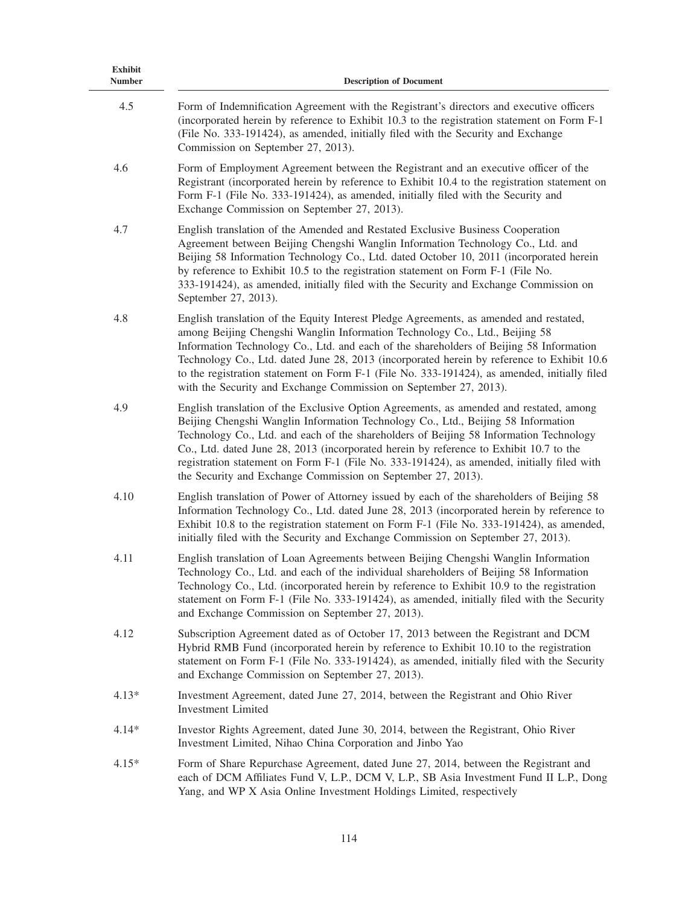| Exhibit Number | Description of Document |
|---|---|
| 4.5 | Form of Indemnification Agreement with the Registrant's directors and executive officers (incorporated herein by reference to Exhibit 10.3 to the registration statement on Form F-1 (File No. 333-191424), as amended, initially filed with the Security and Exchange Commission on September 27, 2013). |
| 4.6 | Form of Employment Agreement between the Registrant and an executive officer of the Registrant (incorporated herein by reference to Exhibit 10.4 to the registration statement on Form F-1 (File No. 333-191424), as amended, initially filed with the Security and Exchange Commission on September 27, 2013). |
| 4.7 | English translation of the Amended and Restated Exclusive Business Cooperation Agreement between Beijing Chengshi Wanglin Information Technology Co., Ltd. and Beijing 58 Information Technology Co., Ltd. dated October 10, 2011 (incorporated herein by reference to Exhibit 10.5 to the registration statement on Form F-1 (File No. 333-191424), as amended, initially filed with the Security and Exchange Commission on September 27, 2013). |
| 4.8 | English translation of the Equity Interest Pledge Agreements, as amended and restated, among Beijing Chengshi Wanglin Information Technology Co., Ltd., Beijing 58 Information Technology Co., Ltd. and each of the shareholders of Beijing 58 Information Technology Co., Ltd. dated June 28, 2013 (incorporated herein by reference to Exhibit 10.6 to the registration statement on Form F-1 (File No. 333-191424), as amended, initially filed with the Security and Exchange Commission on September 27, 2013). |
| 4.9 | English translation of the Exclusive Option Agreements, as amended and restated, among Beijing Chengshi Wanglin Information Technology Co., Ltd., Beijing 58 Information Technology Co., Ltd. and each of the shareholders of Beijing 58 Information Technology Co., Ltd. dated June 28, 2013 (incorporated herein by reference to Exhibit 10.7 to the registration statement on Form F-1 (File No. 333-191424), as amended, initially filed with the Security and Exchange Commission on September 27, 2013). |
| 4.10 | English translation of Power of Attorney issued by each of the shareholders of Beijing 58 Information Technology Co., Ltd. dated June 28, 2013 (incorporated herein by reference to Exhibit 10.8 to the registration statement on Form F-1 (File No. 333-191424), as amended, initially filed with the Security and Exchange Commission on September 27, 2013). |
| 4.11 | English translation of Loan Agreements between Beijing Chengshi Wanglin Information Technology Co., Ltd. and each of the individual shareholders of Beijing 58 Information Technology Co., Ltd. (incorporated herein by reference to Exhibit 10.9 to the registration statement on Form F-1 (File No. 333-191424), as amended, initially filed with the Security and Exchange Commission on September 27, 2013). |
| 4.12 | Subscription Agreement dated as of October 17, 2013 between the Registrant and DCM Hybrid RMB Fund (incorporated herein by reference to Exhibit 10.10 to the registration statement on Form F-1 (File No. 333-191424), as amended, initially filed with the Security and Exchange Commission on September 27, 2013). |
| 4.13* | Investment Agreement, dated June 27, 2014, between the Registrant and Ohio River Investment Limited |
| 4.14* | Investor Rights Agreement, dated June 30, 2014, between the Registrant, Ohio River Investment Limited, Nihao China Corporation and Jinbo Yao |
| 4.15* | Form of Share Repurchase Agreement, dated June 27, 2014, between the Registrant and each of DCM Affiliates Fund V, L.P., DCM V, L.P., SB Asia Investment Fund II L.P., Dong Yang, and WP X Asia Online Investment Holdings Limited, respectively |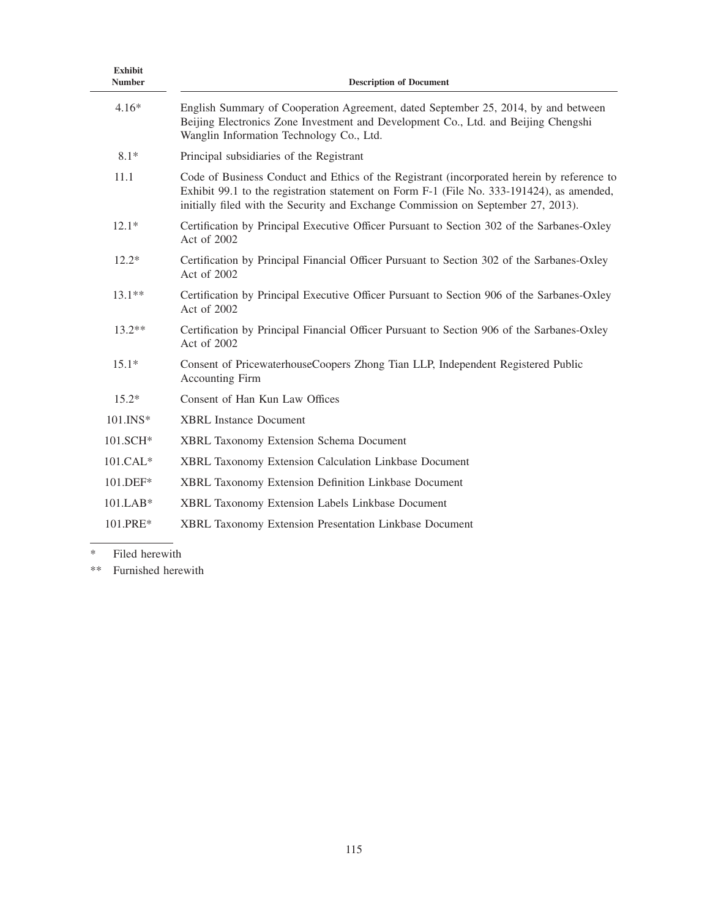| Exhibit Number | Description of Document |
| --- | --- |
| 4.16* | English Summary of Cooperation Agreement, dated September 25, 2014, by and between Beijing Electronics Zone Investment and Development Co., Ltd. and Beijing Chengshi Wanglin Information Technology Co., Ltd. |
| 8.1* | Principal subsidiaries of the Registrant |
| 11.1 | Code of Business Conduct and Ethics of the Registrant (incorporated herein by reference to Exhibit 99.1 to the registration statement on Form F-1 (File No. 333-191424), as amended, initially filed with the Security and Exchange Commission on September 27, 2013). |
| 12.1* | Certification by Principal Executive Officer Pursuant to Section 302 of the Sarbanes-Oxley Act of 2002 |
| 12.2* | Certification by Principal Financial Officer Pursuant to Section 302 of the Sarbanes-Oxley Act of 2002 |
| 13.1** | Certification by Principal Executive Officer Pursuant to Section 906 of the Sarbanes-Oxley Act of 2002 |
| 13.2** | Certification by Principal Financial Officer Pursuant to Section 906 of the Sarbanes-Oxley Act of 2002 |
| 15.1* | Consent of PricewaterhouseCoopers Zhong Tian LLP, Independent Registered Public Accounting Firm |
| 15.2* | Consent of Han Kun Law Offices |
| 101.INS* | XBRL Instance Document |
| 101.SCH* | XBRL Taxonomy Extension Schema Document |
| 101.CAL* | XBRL Taxonomy Extension Calculation Linkbase Document |
| 101.DEF* | XBRL Taxonomy Extension Definition Linkbase Document |
| 101.LAB* | XBRL Taxonomy Extension Labels Linkbase Document |
| 101.PRE* | XBRL Taxonomy Extension Presentation Linkbase Document |

\* Filed herewith

\** Furnished herewith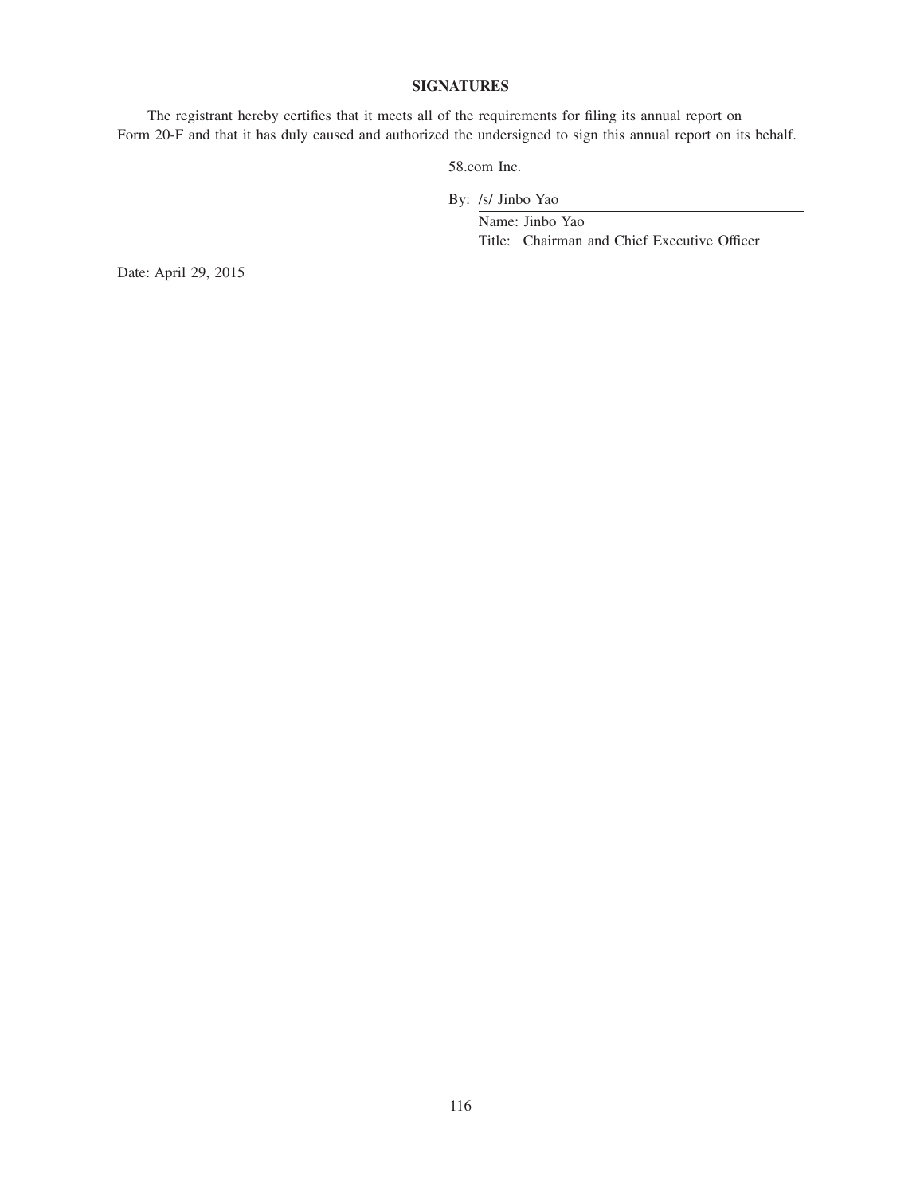## SIGNATURES

The registrant hereby certifies that it meets all of the requirements for filing its annual report on Form 20-F and that it has duly caused and authorized the undersigned to sign this annual report on its behalf.

58.com Inc.

By: /s/ Jinbo Yao

Name: Jinbo Yao

Title: Chairman and Chief Executive Officer

Date: April 29, 2015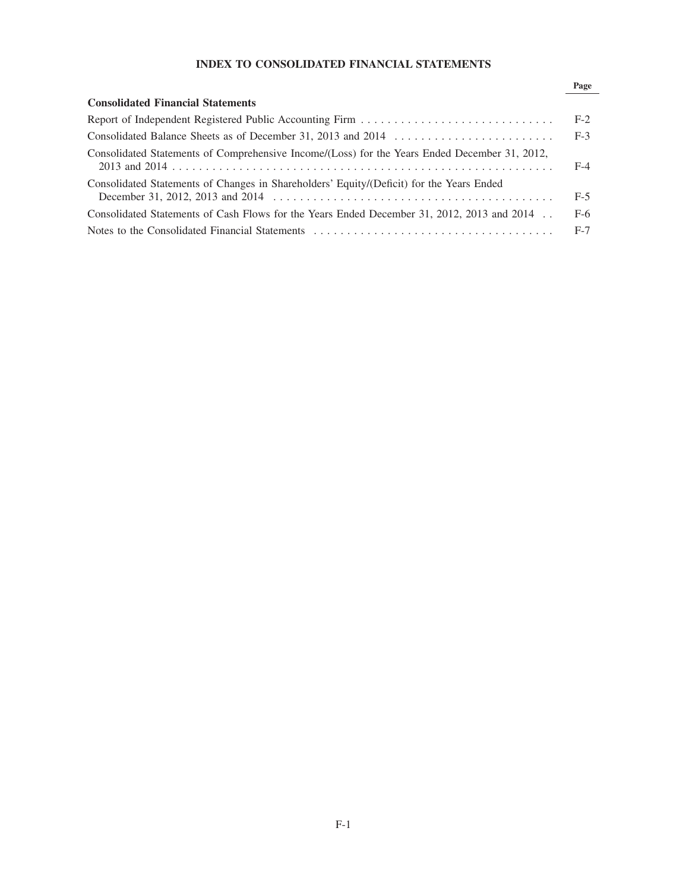# INDEX TO CONSOLIDATED FINANCIAL STATEMENTS

| | Page |
|---|---|
| **Consolidated Financial Statements** | |
| Report of Independent Registered Public Accounting Firm | F-2 |
| Consolidated Balance Sheets as of December 31, 2013 and 2014 | F-3 |
| Consolidated Statements of Comprehensive Income/(Loss) for the Years Ended December 31, 2012, 2013 and 2014 | F-4 |
| Consolidated Statements of Changes in Shareholders' Equity/(Deficit) for the Years Ended December 31, 2012, 2013 and 2014 | F-5 |
| Consolidated Statements of Cash Flows for the Years Ended December 31, 2012, 2013 and 2014 | F-6 |
| Notes to the Consolidated Financial Statements | F-7 |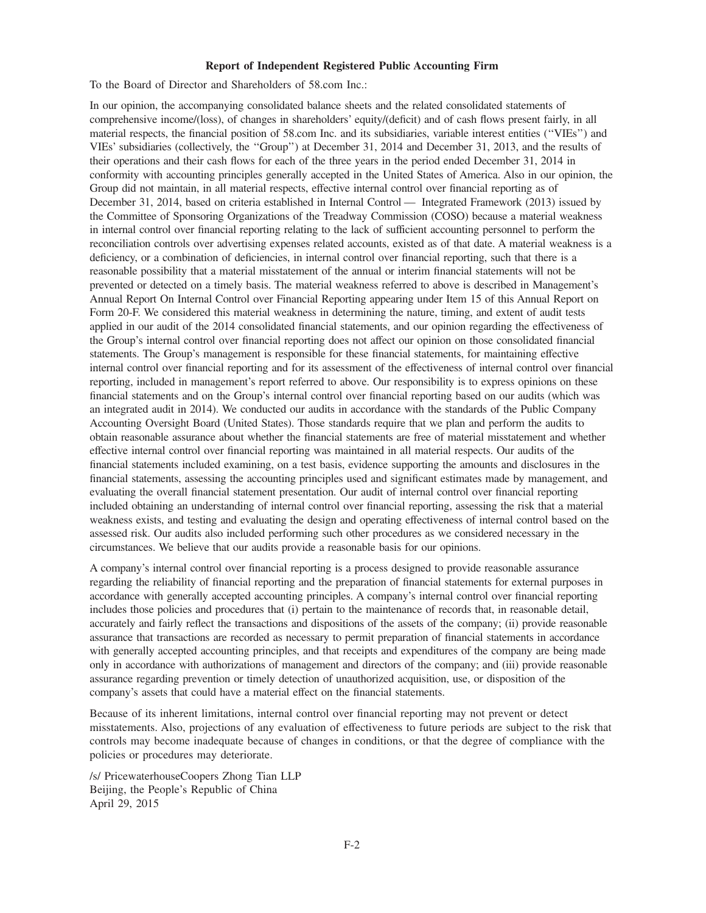**Report of Independent Registered Public Accounting Firm**

To the Board of Director and Shareholders of 58.com Inc.:

In our opinion, the accompanying consolidated balance sheets and the related consolidated statements of comprehensive income/(loss), of changes in shareholders' equity/(deficit) and of cash flows present fairly, in all material respects, the financial position of 58.com Inc. and its subsidiaries, variable interest entities (''VIEs'') and VIEs' subsidiaries (collectively, the ''Group'') at December 31, 2014 and December 31, 2013, and the results of their operations and their cash flows for each of the three years in the period ended December 31, 2014 in conformity with accounting principles generally accepted in the United States of America. Also in our opinion, the Group did not maintain, in all material respects, effective internal control over financial reporting as of December 31, 2014, based on criteria established in Internal Control — Integrated Framework (2013) issued by the Committee of Sponsoring Organizations of the Treadway Commission (COSO) because a material weakness in internal control over financial reporting relating to the lack of sufficient accounting personnel to perform the reconciliation controls over advertising expenses related accounts, existed as of that date. A material weakness is a deficiency, or a combination of deficiencies, in internal control over financial reporting, such that there is a reasonable possibility that a material misstatement of the annual or interim financial statements will not be prevented or detected on a timely basis. The material weakness referred to above is described in Management's Annual Report On Internal Control over Financial Reporting appearing under Item 15 of this Annual Report on Form 20-F. We considered this material weakness in determining the nature, timing, and extent of audit tests applied in our audit of the 2014 consolidated financial statements, and our opinion regarding the effectiveness of the Group's internal control over financial reporting does not affect our opinion on those consolidated financial statements. The Group's management is responsible for these financial statements, for maintaining effective internal control over financial reporting and for its assessment of the effectiveness of internal control over financial reporting, included in management's report referred to above. Our responsibility is to express opinions on these financial statements and on the Group's internal control over financial reporting based on our audits (which was an integrated audit in 2014). We conducted our audits in accordance with the standards of the Public Company Accounting Oversight Board (United States). Those standards require that we plan and perform the audits to obtain reasonable assurance about whether the financial statements are free of material misstatement and whether effective internal control over financial reporting was maintained in all material respects. Our audits of the financial statements included examining, on a test basis, evidence supporting the amounts and disclosures in the financial statements, assessing the accounting principles used and significant estimates made by management, and evaluating the overall financial statement presentation. Our audit of internal control over financial reporting included obtaining an understanding of internal control over financial reporting, assessing the risk that a material weakness exists, and testing and evaluating the design and operating effectiveness of internal control based on the assessed risk. Our audits also included performing such other procedures as we considered necessary in the circumstances. We believe that our audits provide a reasonable basis for our opinions.

A company's internal control over financial reporting is a process designed to provide reasonable assurance regarding the reliability of financial reporting and the preparation of financial statements for external purposes in accordance with generally accepted accounting principles. A company's internal control over financial reporting includes those policies and procedures that (i) pertain to the maintenance of records that, in reasonable detail, accurately and fairly reflect the transactions and dispositions of the assets of the company; (ii) provide reasonable assurance that transactions are recorded as necessary to permit preparation of financial statements in accordance with generally accepted accounting principles, and that receipts and expenditures of the company are being made only in accordance with authorizations of management and directors of the company; and (iii) provide reasonable assurance regarding prevention or timely detection of unauthorized acquisition, use, or disposition of the company's assets that could have a material effect on the financial statements.

Because of its inherent limitations, internal control over financial reporting may not prevent or detect misstatements. Also, projections of any evaluation of effectiveness to future periods are subject to the risk that controls may become inadequate because of changes in conditions, or that the degree of compliance with the policies or procedures may deteriorate.

/s/ PricewaterhouseCoopers Zhong Tian LLP
Beijing, the People's Republic of China
April 29, 2015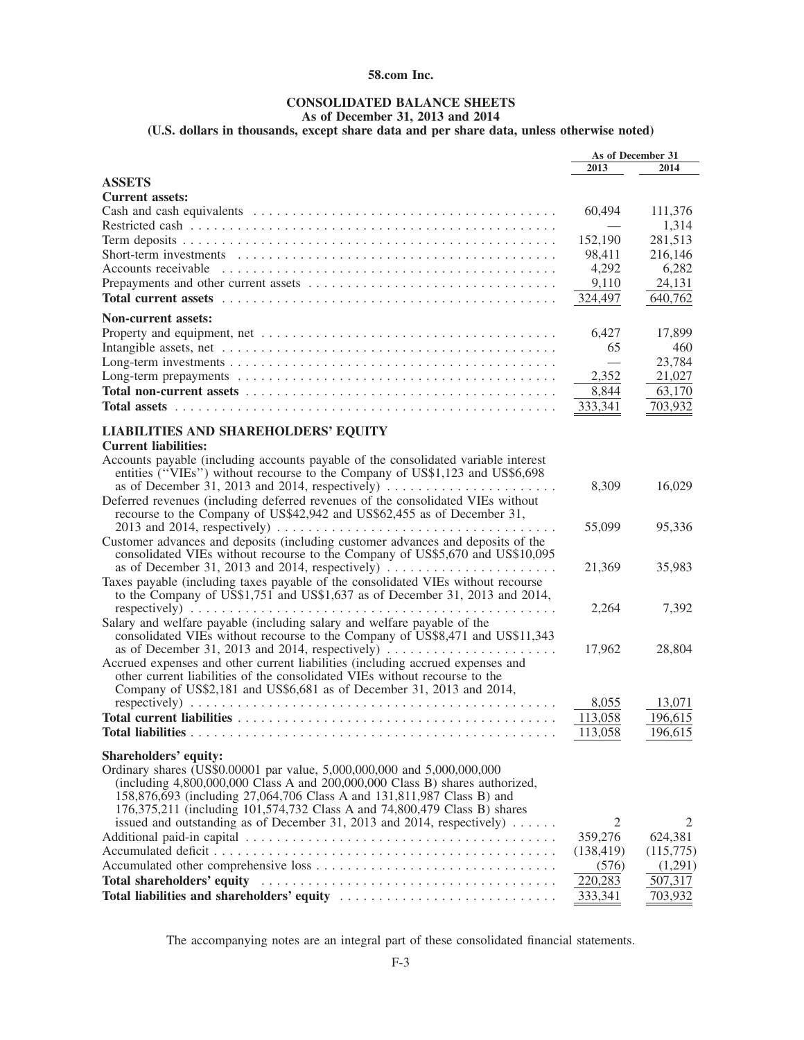# 58.com Inc.

## CONSOLIDATED BALANCE SHEETS

### As of December 31, 2013 and 2014

### (U.S. dollars in thousands, except share data and per share data, unless otherwise noted)

| | As of December 31 | |
|---|---|---|
| | 2013 | 2014 |
| **ASSETS** | | |
| **Current assets:** | | |
| Cash and cash equivalents | 60,494 | 111,376 |
| Restricted cash | — | 1,314 |
| Term deposits | 152,190 | 281,513 |
| Short-term investments | 98,411 | 216,146 |
| Accounts receivable | 4,292 | 6,282 |
| Prepayments and other current assets | 9,110 | 24,131 |
| **Total current assets** | 324,497 | 640,762 |
| **Non-current assets:** | | |
| Property and equipment, net | 6,427 | 17,899 |
| Intangible assets, net | 65 | 460 |
| Long-term investments | — | 23,784 |
| Long-term prepayments | 2,352 | 21,027 |
| **Total non-current assets** | 8,844 | 63,170 |
| **Total assets** | 333,341 | 703,932 |
| **LIABILITIES AND SHAREHOLDERS' EQUITY** | | |
| **Current liabilities:** | | |
| Accounts payable (including accounts payable of the consolidated variable interest entities ("VIEs") without recourse to the Company of US$1,123 and US$6,698 as of December 31, 2013 and 2014, respectively) | 8,309 | 16,029 |
| Deferred revenues (including deferred revenues of the consolidated VIEs without recourse to the Company of US$42,942 and US$62,455 as of December 31, 2013 and 2014, respectively) | 55,099 | 95,336 |
| Customer advances and deposits (including customer advances and deposits of the consolidated VIEs without recourse to the Company of US$5,670 and US$10,095 as of December 31, 2013 and 2014, respectively) | 21,369 | 35,983 |
| Taxes payable (including taxes payable of the consolidated VIEs without recourse to the Company of US$1,751 and US$1,637 as of December 31, 2013 and 2014, respectively) | 2,264 | 7,392 |
| Salary and welfare payable (including salary and welfare payable of the consolidated VIEs without recourse to the Company of US$8,471 and US$11,343 as of December 31, 2013 and 2014, respectively) | 17,962 | 28,804 |
| Accrued expenses and other current liabilities (including accrued expenses and other current liabilities of the consolidated VIEs without recourse to the Company of US$2,181 and US$6,681 as of December 31, 2013 and 2014, respectively) | 8,055 | 13,071 |
| **Total current liabilities** | 113,058 | 196,615 |
| **Total liabilities** | 113,058 | 196,615 |
| **Shareholders' equity:** | | |
| Ordinary shares (US$0.00001 par value, 5,000,000,000 and 5,000,000,000 (including 4,800,000,000 Class A and 200,000,000 Class B) shares authorized, 158,876,693 (including 27,064,706 Class A and 131,811,987 Class B) and 176,375,211 (including 101,574,732 Class A and 74,800,479 Class B) shares issued and outstanding as of December 31, 2013 and 2014, respectively) | 2 | 2 |
| Additional paid-in capital | 359,276 | 624,381 |
| Accumulated deficit | (138,419) | (115,775) |
| Accumulated other comprehensive loss | (576) | (1,291) |
| **Total shareholders' equity** | 220,283 | 507,317 |
| **Total liabilities and shareholders' equity** | 333,341 | 703,932 |

The accompanying notes are an integral part of these consolidated financial statements.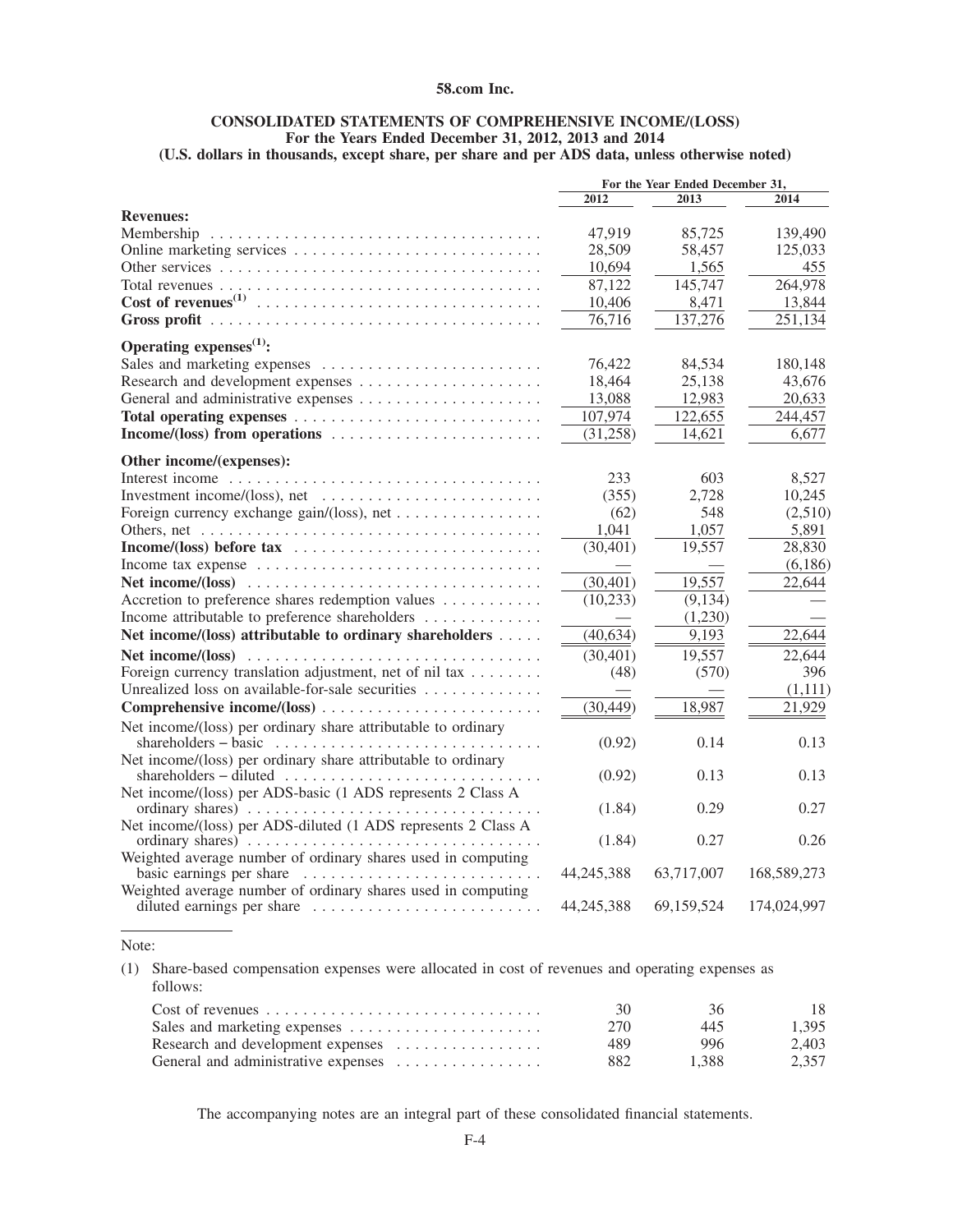**58.com Inc.**

**CONSOLIDATED STATEMENTS OF COMPREHENSIVE INCOME/(LOSS)**
**For the Years Ended December 31, 2012, 2013 and 2014**
**(U.S. dollars in thousands, except share, per share and per ADS data, unless otherwise noted)**

| | For the Year Ended December 31, | | |
|---|---|---|---|
| | 2012 | 2013 | 2014 |
| **Revenues:** | | | |
| Membership | 47,919 | 85,725 | 139,490 |
| Online marketing services | 28,509 | 58,457 | 125,033 |
| Other services | 10,694 | 1,565 | 455 |
| Total revenues | 87,122 | 145,747 | 264,978 |
| **Cost of revenues**[(1)] | 10,406 | 8,471 | 13,844 |
| **Gross profit** | 76,716 | 137,276 | 251,134 |
| **Operating expenses**[(1)]**:** | | | |
| Sales and marketing expenses | 76,422 | 84,534 | 180,148 |
| Research and development expenses | 18,464 | 25,138 | 43,676 |
| General and administrative expenses | 13,088 | 12,983 | 20,633 |
| **Total operating expenses** | 107,974 | 122,655 | 244,457 |
| **Income/(loss) from operations** | (31,258) | 14,621 | 6,677 |
| **Other income/(expenses):** | | | |
| Interest income | 233 | 603 | 8,527 |
| Investment income/(loss), net | (355) | 2,728 | 10,245 |
| Foreign currency exchange gain/(loss), net | (62) | 548 | (2,510) |
| Others, net | 1,041 | 1,057 | 5,891 |
| **Income/(loss) before tax** | (30,401) | 19,557 | 28,830 |
| Income tax expense | — | — | (6,186) |
| **Net income/(loss)** | (30,401) | 19,557 | 22,644 |
| Accretion to preference shares redemption values | (10,233) | (9,134) | — |
| Income attributable to preference shareholders | — | (1,230) | — |
| **Net income/(loss) attributable to ordinary shareholders** | (40,634) | 9,193 | 22,644 |
| **Net income/(loss)** | (30,401) | 19,557 | 22,644 |
| Foreign currency translation adjustment, net of nil tax | (48) | (570) | 396 |
| Unrealized loss on available-for-sale securities | — | — | (1,111) |
| **Comprehensive income/(loss)** | (30,449) | 18,987 | 21,929 |
| Net income/(loss) per ordinary share attributable to ordinary shareholders – basic | (0.92) | 0.14 | 0.13 |
| Net income/(loss) per ordinary share attributable to ordinary shareholders – diluted | (0.92) | 0.13 | 0.13 |
| Net income/(loss) per ADS-basic (1 ADS represents 2 Class A ordinary shares) | (1.84) | 0.29 | 0.27 |
| Net income/(loss) per ADS-diluted (1 ADS represents 2 Class A ordinary shares) | (1.84) | 0.27 | 0.26 |
| Weighted average number of ordinary shares used in computing basic earnings per share | 44,245,388 | 63,717,007 | 168,589,273 |
| Weighted average number of ordinary shares used in computing diluted earnings per share | 44,245,388 | 69,159,524 | 174,024,997 |

Note:

(1) Share-based compensation expenses were allocated in cost of revenues and operating expenses as follows:

| | 2012 | 2013 | 2014 |
|---|---|---|---|
| Cost of revenues | 30 | 36 | 18 |
| Sales and marketing expenses | 270 | 445 | 1,395 |
| Research and development expenses | 489 | 996 | 2,403 |
| General and administrative expenses | 882 | 1,388 | 2,357 |

The accompanying notes are an integral part of these consolidated financial statements.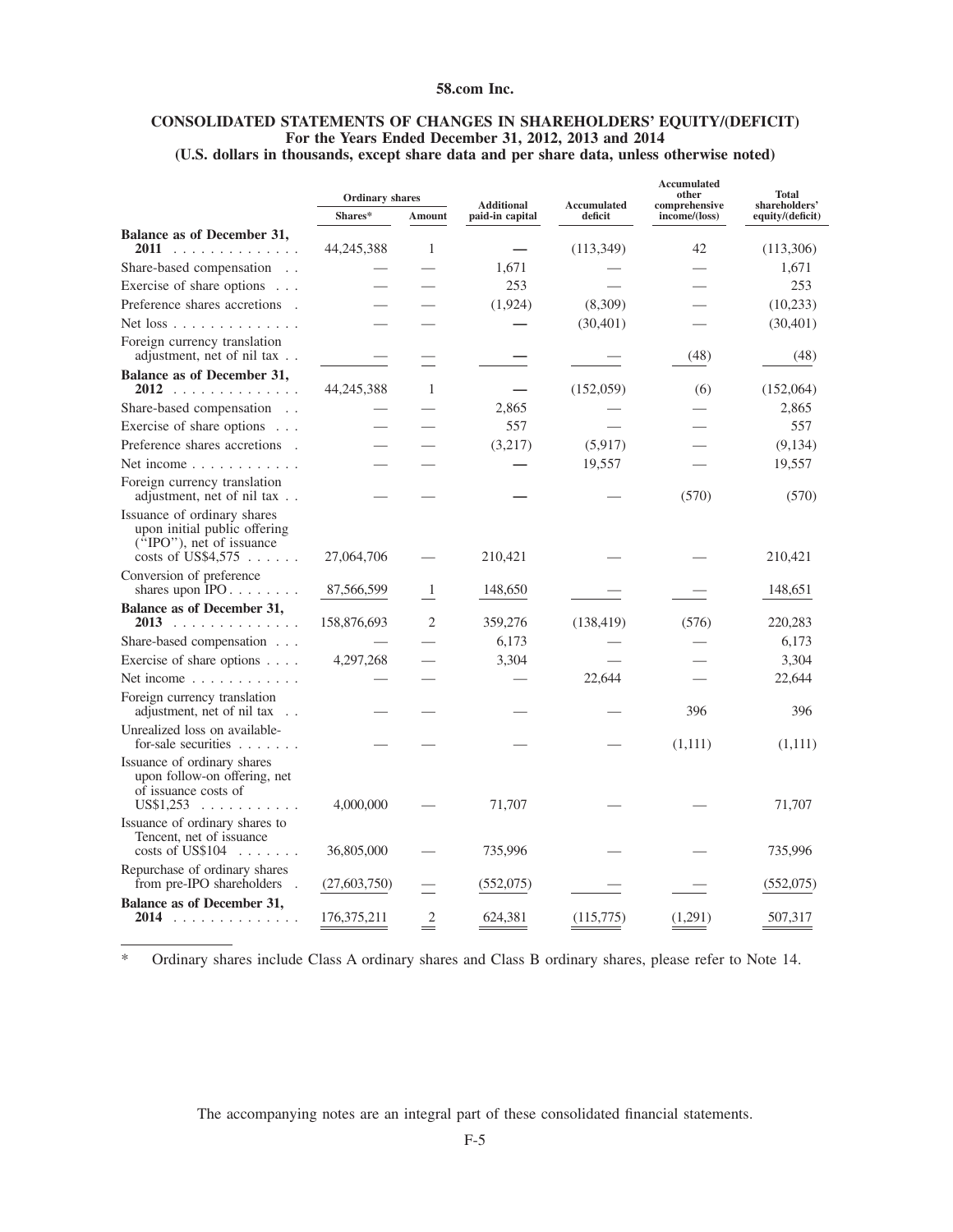**58.com Inc.**

**CONSOLIDATED STATEMENTS OF CHANGES IN SHAREHOLDERS' EQUITY/(DEFICIT)**
**For the Years Ended December 31, 2012, 2013 and 2014**
**(U.S. dollars in thousands, except share data and per share data, unless otherwise noted)**

| | Ordinary shares | | Additional paid-in capital | Accumulated deficit | Accumulated other comprehensive income/(loss) | Total shareholders' equity/(deficit) |
|---|---|---|---|---|---|---|
| | Shares* | Amount | | | | |
| **Balance as of December 31, 2011** | 44,245,388 | 1 | — | (113,349) | 42 | (113,306) |
| Share-based compensation | — | — | 1,671 | — | — | 1,671 |
| Exercise of share options | — | — | 253 | — | — | 253 |
| Preference shares accretions | — | — | (1,924) | (8,309) | — | (10,233) |
| Net loss | — | — | — | (30,401) | — | (30,401) |
| Foreign currency translation adjustment, net of nil tax | — | — | — | — | (48) | (48) |
| **Balance as of December 31, 2012** | 44,245,388 | 1 | — | (152,059) | (6) | (152,064) |
| Share-based compensation | — | — | 2,865 | — | — | 2,865 |
| Exercise of share options | — | — | 557 | — | — | 557 |
| Preference shares accretions | — | — | (3,217) | (5,917) | — | (9,134) |
| Net income | — | — | — | 19,557 | — | 19,557 |
| Foreign currency translation adjustment, net of nil tax | — | — | — | — | (570) | (570) |
| Issuance of ordinary shares upon initial public offering ("IPO"), net of issuance costs of US$4,575 | 27,064,706 | — | 210,421 | | | 210,421 |
| Conversion of preference shares upon IPO | 87,566,599 | 1 | 148,650 | — | — | 148,651 |
| **Balance as of December 31, 2013** | 158,876,693 | 2 | 359,276 | (138,419) | (576) | 220,283 |
| Share-based compensation | — | — | 6,173 | — | — | 6,173 |
| Exercise of share options | 4,297,268 | — | 3,304 | — | — | 3,304 |
| Net income | — | — | — | 22,644 | — | 22,644 |
| Foreign currency translation adjustment, net of nil tax | — | — | — | — | 396 | 396 |
| Unrealized loss on available-for-sale securities | — | — | — | — | (1,111) | (1,111) |
| Issuance of ordinary shares upon follow-on offering, net of issuance costs of US$1,253 | 4,000,000 | — | 71,707 | — | — | 71,707 |
| Issuance of ordinary shares to Tencent, net of issuance costs of US$104 | 36,805,000 | — | 735,996 | — | — | 735,996 |
| Repurchase of ordinary shares from pre-IPO shareholders | (27,603,750) | — | (552,075) | — | — | (552,075) |
| **Balance as of December 31, 2014** | 176,375,211 | 2 | 624,381 | (115,775) | (1,291) | 507,317 |

\* Ordinary shares include Class A ordinary shares and Class B ordinary shares, please refer to Note 14.

The accompanying notes are an integral part of these consolidated financial statements.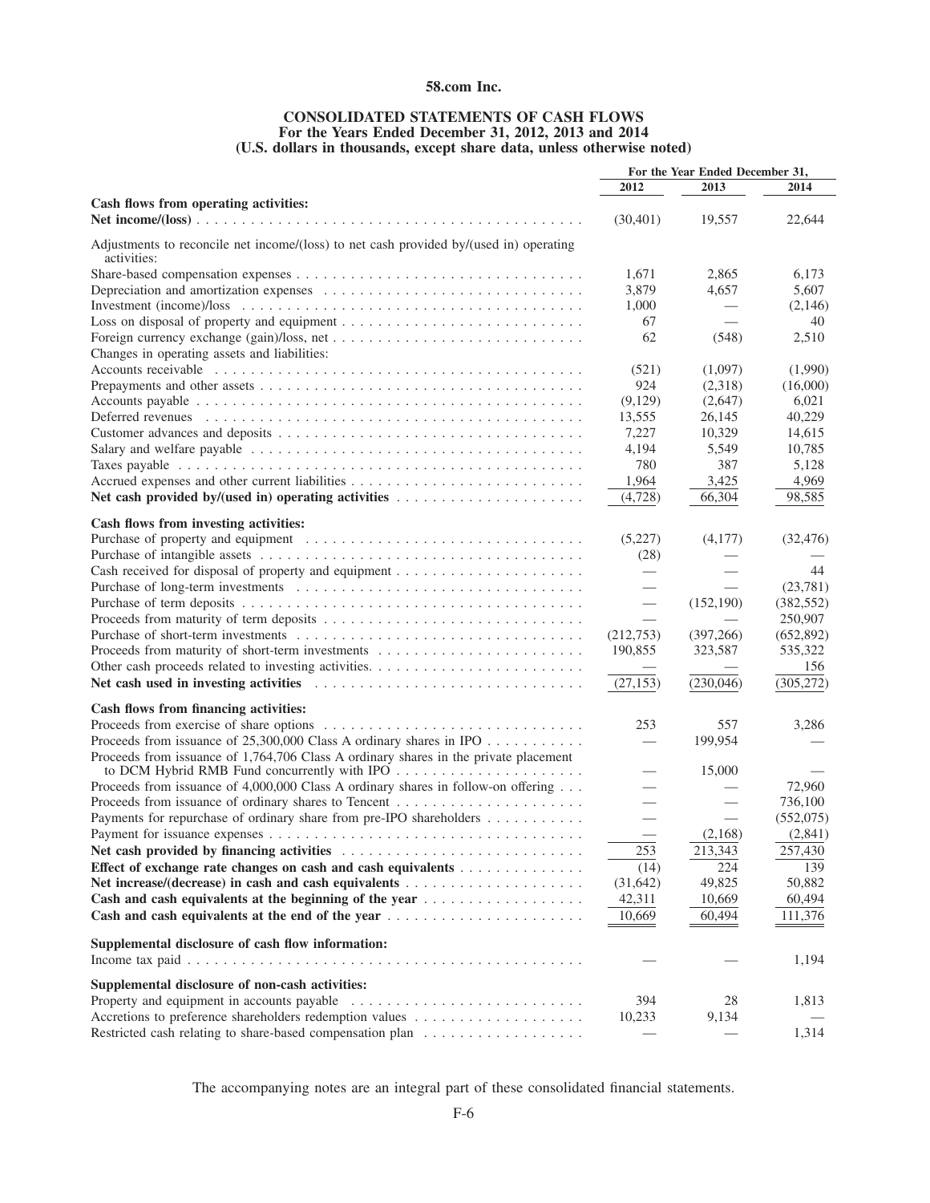**58.com Inc.**

**CONSOLIDATED STATEMENTS OF CASH FLOWS**
**For the Years Ended December 31, 2012, 2013 and 2014**
**(U.S. dollars in thousands, except share data, unless otherwise noted)**

| | For the Year Ended December 31, | | |
|---|---|---|---|
| | 2012 | 2013 | 2014 |
| **Cash flows from operating activities:** | | | |
| **Net income/(loss)** | (30,401) | 19,557 | 22,644 |
| Adjustments to reconcile net income/(loss) to net cash provided by/(used in) operating activities: | | | |
| Share-based compensation expenses | 1,671 | 2,865 | 6,173 |
| Depreciation and amortization expenses | 3,879 | 4,657 | 5,607 |
| Investment (income)/loss | 1,000 | — | (2,146) |
| Loss on disposal of property and equipment | 67 | — | 40 |
| Foreign currency exchange (gain)/loss, net | 62 | (548) | 2,510 |
| Changes in operating assets and liabilities: | | | |
| Accounts receivable | (521) | (1,097) | (1,990) |
| Prepayments and other assets | 924 | (2,318) | (16,000) |
| Accounts payable | (9,129) | (2,647) | 6,021 |
| Deferred revenues | 13,555 | 26,145 | 40,229 |
| Customer advances and deposits | 7,227 | 10,329 | 14,615 |
| Salary and welfare payable | 4,194 | 5,549 | 10,785 |
| Taxes payable | 780 | 387 | 5,128 |
| Accrued expenses and other current liabilities | 1,964 | 3,425 | 4,969 |
| **Net cash provided by/(used in) operating activities** | (4,728) | 66,304 | 98,585 |
| **Cash flows from investing activities:** | | | |
| Purchase of property and equipment | (5,227) | (4,177) | (32,476) |
| Purchase of intangible assets | (28) | — | — |
| Cash received for disposal of property and equipment | — | — | 44 |
| Purchase of long-term investments | — | — | (23,781) |
| Purchase of term deposits | — | (152,190) | (382,552) |
| Proceeds from maturity of term deposits | — | — | 250,907 |
| Purchase of short-term investments | (212,753) | (397,266) | (652,892) |
| Proceeds from maturity of short-term investments | 190,855 | 323,587 | 535,322 |
| Other cash proceeds related to investing activities. | — | — | 156 |
| **Net cash used in investing activities** | (27,153) | (230,046) | (305,272) |
| **Cash flows from financing activities:** | | | |
| Proceeds from exercise of share options | 253 | 557 | 3,286 |
| Proceeds from issuance of 25,300,000 Class A ordinary shares in IPO | — | 199,954 | — |
| Proceeds from issuance of 1,764,706 Class A ordinary shares in the private placement to DCM Hybrid RMB Fund concurrently with IPO | — | 15,000 | — |
| Proceeds from issuance of 4,000,000 Class A ordinary shares in follow-on offering | — | — | 72,960 |
| Proceeds from issuance of ordinary shares to Tencent | — | — | 736,100 |
| Payments for repurchase of ordinary share from pre-IPO shareholders | — | — | (552,075) |
| Payment for issuance expenses | — | (2,168) | (2,841) |
| **Net cash provided by financing activities** | 253 | 213,343 | 257,430 |
| **Effect of exchange rate changes on cash and cash equivalents** | (14) | 224 | 139 |
| **Net increase/(decrease) in cash and cash equivalents** | (31,642) | 49,825 | 50,882 |
| **Cash and cash equivalents at the beginning of the year** | 42,311 | 10,669 | 60,494 |
| **Cash and cash equivalents at the end of the year** | 10,669 | 60,494 | 111,376 |
| **Supplemental disclosure of cash flow information:** | | | |
| Income tax paid | — | — | 1,194 |
| **Supplemental disclosure of non-cash activities:** | | | |
| Property and equipment in accounts payable | 394 | 28 | 1,813 |
| Accretions to preference shareholders redemption values | 10,233 | 9,134 | — |
| Restricted cash relating to share-based compensation plan | — | — | 1,314 |

The accompanying notes are an integral part of these consolidated financial statements.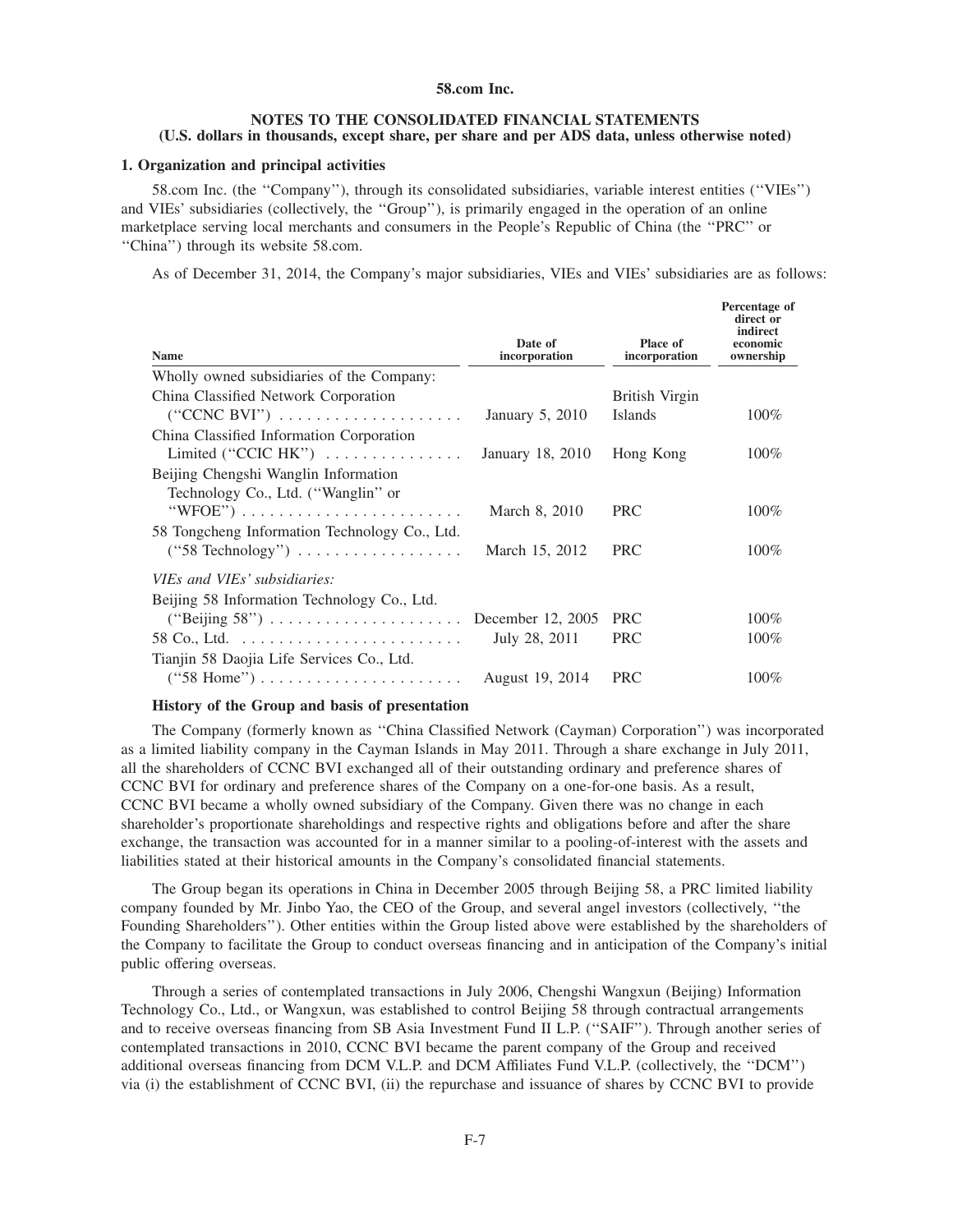**58.com Inc.**

**NOTES TO THE CONSOLIDATED FINANCIAL STATEMENTS**
**(U.S. dollars in thousands, except share, per share and per ADS data, unless otherwise noted)**

**1. Organization and principal activities**

58.com Inc. (the ''Company''), through its consolidated subsidiaries, variable interest entities (''VIEs'') and VIEs' subsidiaries (collectively, the ''Group''), is primarily engaged in the operation of an online marketplace serving local merchants and consumers in the People's Republic of China (the ''PRC'' or ''China'') through its website 58.com.

As of December 31, 2014, the Company's major subsidiaries, VIEs and VIEs' subsidiaries are as follows:

| Name | Date of incorporation | Place of incorporation | Percentage of direct or indirect economic ownership |
|---|---|---|---|
| Wholly owned subsidiaries of the Company: | | | |
| China Classified Network Corporation (''CCNC BVI'') | January 5, 2010 | British Virgin Islands | 100% |
| China Classified Information Corporation Limited (''CCIC HK'') | January 18, 2010 | Hong Kong | 100% |
| Beijing Chengshi Wanglin Information Technology Co., Ltd. (''Wanglin'' or ''WFOE'') | March 8, 2010 | PRC | 100% |
| 58 Tongcheng Information Technology Co., Ltd. (''58 Technology'') | March 15, 2012 | PRC | 100% |
| *VIEs and VIEs' subsidiaries:* | | | |
| Beijing 58 Information Technology Co., Ltd. (''Beijing 58'') | December 12, 2005 | PRC | 100% |
| 58 Co., Ltd. | July 28, 2011 | PRC | 100% |
| Tianjin 58 Daojia Life Services Co., Ltd. (''58 Home'') | August 19, 2014 | PRC | 100% |

**History of the Group and basis of presentation**

The Company (formerly known as ''China Classified Network (Cayman) Corporation'') was incorporated as a limited liability company in the Cayman Islands in May 2011. Through a share exchange in July 2011, all the shareholders of CCNC BVI exchanged all of their outstanding ordinary and preference shares of CCNC BVI for ordinary and preference shares of the Company on a one-for-one basis. As a result, CCNC BVI became a wholly owned subsidiary of the Company. Given there was no change in each shareholder's proportionate shareholdings and respective rights and obligations before and after the share exchange, the transaction was accounted for in a manner similar to a pooling-of-interest with the assets and liabilities stated at their historical amounts in the Company's consolidated financial statements.

The Group began its operations in China in December 2005 through Beijing 58, a PRC limited liability company founded by Mr. Jinbo Yao, the CEO of the Group, and several angel investors (collectively, ''the Founding Shareholders''). Other entities within the Group listed above were established by the shareholders of the Company to facilitate the Group to conduct overseas financing and in anticipation of the Company's initial public offering overseas.

Through a series of contemplated transactions in July 2006, Chengshi Wangxun (Beijing) Information Technology Co., Ltd., or Wangxun, was established to control Beijing 58 through contractual arrangements and to receive overseas financing from SB Asia Investment Fund II L.P. (''SAIF''). Through another series of contemplated transactions in 2010, CCNC BVI became the parent company of the Group and received additional overseas financing from DCM V.L.P. and DCM Affiliates Fund V.L.P. (collectively, the ''DCM'') via (i) the establishment of CCNC BVI, (ii) the repurchase and issuance of shares by CCNC BVI to provide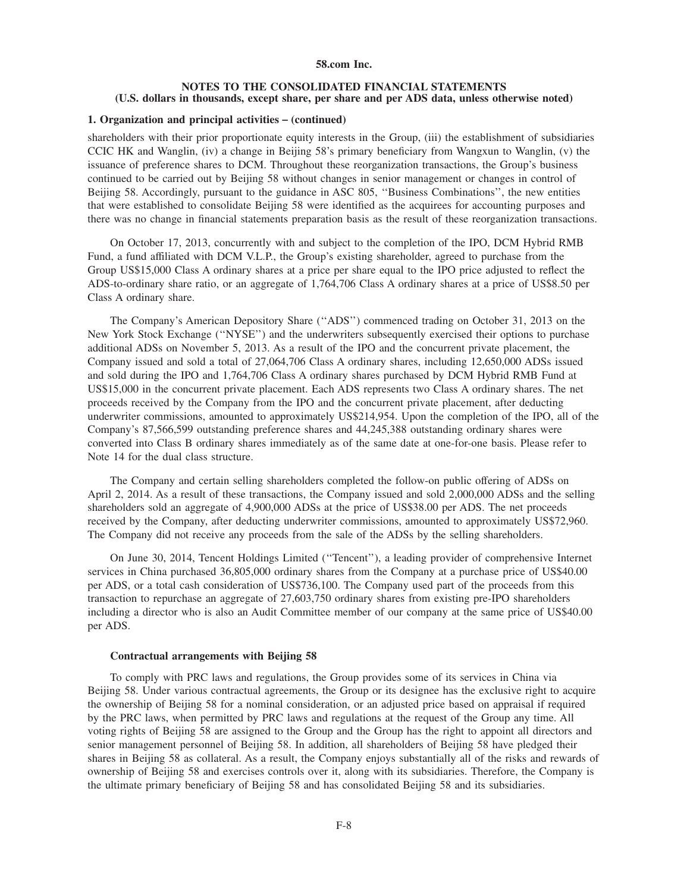**58.com Inc.**

**NOTES TO THE CONSOLIDATED FINANCIAL STATEMENTS**
**(U.S. dollars in thousands, except share, per share and per ADS data, unless otherwise noted)**

**1. Organization and principal activities – (continued)**

shareholders with their prior proportionate equity interests in the Group, (iii) the establishment of subsidiaries CCIC HK and Wanglin, (iv) a change in Beijing 58's primary beneficiary from Wangxun to Wanglin, (v) the issuance of preference shares to DCM. Throughout these reorganization transactions, the Group's business continued to be carried out by Beijing 58 without changes in senior management or changes in control of Beijing 58. Accordingly, pursuant to the guidance in ASC 805, ''Business Combinations'', the new entities that were established to consolidate Beijing 58 were identified as the acquirees for accounting purposes and there was no change in financial statements preparation basis as the result of these reorganization transactions.

On October 17, 2013, concurrently with and subject to the completion of the IPO, DCM Hybrid RMB Fund, a fund affiliated with DCM V.L.P., the Group's existing shareholder, agreed to purchase from the Group US$15,000 Class A ordinary shares at a price per share equal to the IPO price adjusted to reflect the ADS-to-ordinary share ratio, or an aggregate of 1,764,706 Class A ordinary shares at a price of US$8.50 per Class A ordinary share.

The Company's American Depository Share (''ADS'') commenced trading on October 31, 2013 on the New York Stock Exchange (''NYSE'') and the underwriters subsequently exercised their options to purchase additional ADSs on November 5, 2013. As a result of the IPO and the concurrent private placement, the Company issued and sold a total of 27,064,706 Class A ordinary shares, including 12,650,000 ADSs issued and sold during the IPO and 1,764,706 Class A ordinary shares purchased by DCM Hybrid RMB Fund at US$15,000 in the concurrent private placement. Each ADS represents two Class A ordinary shares. The net proceeds received by the Company from the IPO and the concurrent private placement, after deducting underwriter commissions, amounted to approximately US$214,954. Upon the completion of the IPO, all of the Company's 87,566,599 outstanding preference shares and 44,245,388 outstanding ordinary shares were converted into Class B ordinary shares immediately as of the same date at one-for-one basis. Please refer to Note 14 for the dual class structure.

The Company and certain selling shareholders completed the follow-on public offering of ADSs on April 2, 2014. As a result of these transactions, the Company issued and sold 2,000,000 ADSs and the selling shareholders sold an aggregate of 4,900,000 ADSs at the price of US$38.00 per ADS. The net proceeds received by the Company, after deducting underwriter commissions, amounted to approximately US$72,960. The Company did not receive any proceeds from the sale of the ADSs by the selling shareholders.

On June 30, 2014, Tencent Holdings Limited (''Tencent''), a leading provider of comprehensive Internet services in China purchased 36,805,000 ordinary shares from the Company at a purchase price of US$40.00 per ADS, or a total cash consideration of US$736,100. The Company used part of the proceeds from this transaction to repurchase an aggregate of 27,603,750 ordinary shares from existing pre-IPO shareholders including a director who is also an Audit Committee member of our company at the same price of US$40.00 per ADS.

**Contractual arrangements with Beijing 58**

To comply with PRC laws and regulations, the Group provides some of its services in China via Beijing 58. Under various contractual agreements, the Group or its designee has the exclusive right to acquire the ownership of Beijing 58 for a nominal consideration, or an adjusted price based on appraisal if required by the PRC laws, when permitted by PRC laws and regulations at the request of the Group any time. All voting rights of Beijing 58 are assigned to the Group and the Group has the right to appoint all directors and senior management personnel of Beijing 58. In addition, all shareholders of Beijing 58 have pledged their shares in Beijing 58 as collateral. As a result, the Company enjoys substantially all of the risks and rewards of ownership of Beijing 58 and exercises controls over it, along with its subsidiaries. Therefore, the Company is the ultimate primary beneficiary of Beijing 58 and has consolidated Beijing 58 and its subsidiaries.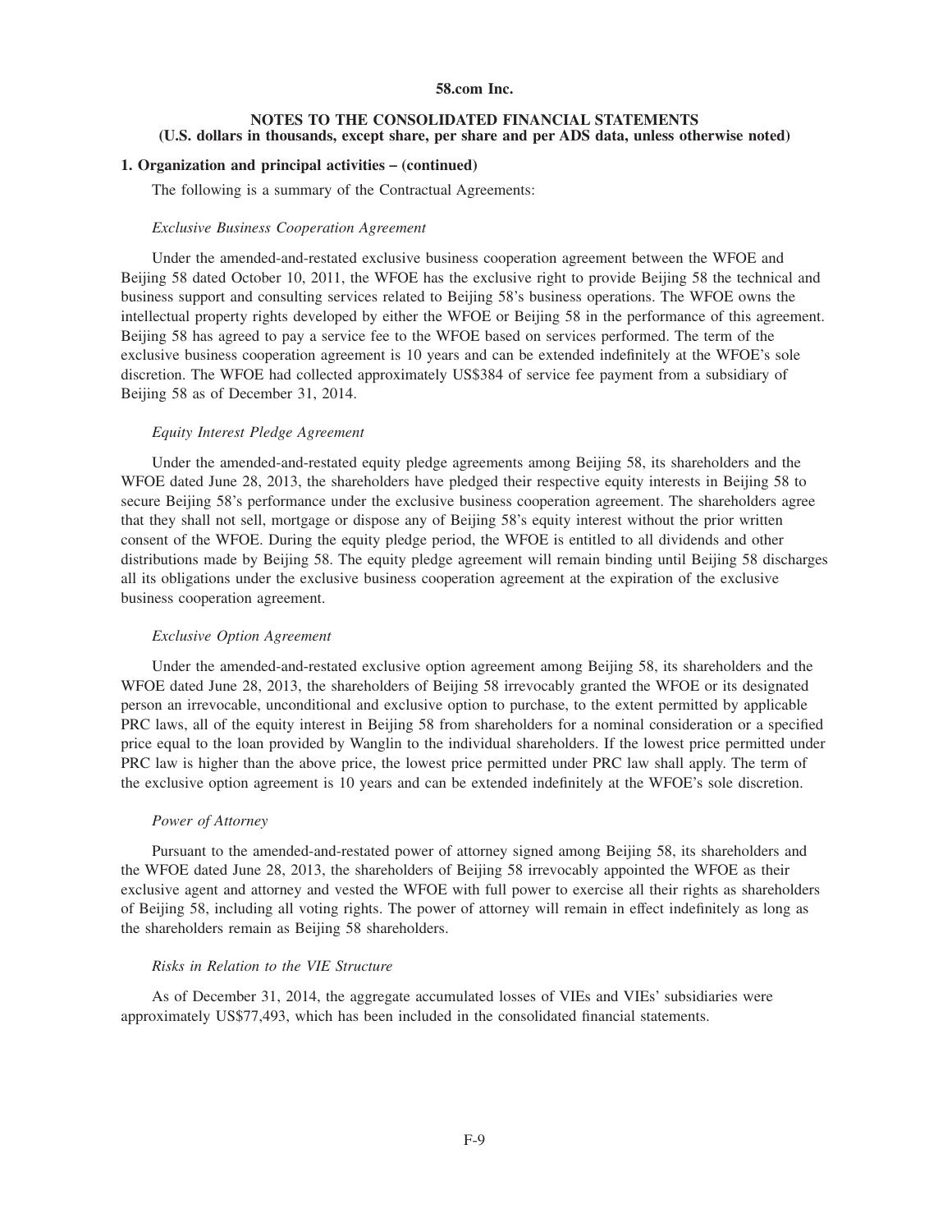**58.com Inc.**

**NOTES TO THE CONSOLIDATED FINANCIAL STATEMENTS**
**(U.S. dollars in thousands, except share, per share and per ADS data, unless otherwise noted)**

**1. Organization and principal activities – (continued)**

The following is a summary of the Contractual Agreements:

*Exclusive Business Cooperation Agreement*

Under the amended-and-restated exclusive business cooperation agreement between the WFOE and Beijing 58 dated October 10, 2011, the WFOE has the exclusive right to provide Beijing 58 the technical and business support and consulting services related to Beijing 58's business operations. The WFOE owns the intellectual property rights developed by either the WFOE or Beijing 58 in the performance of this agreement. Beijing 58 has agreed to pay a service fee to the WFOE based on services performed. The term of the exclusive business cooperation agreement is 10 years and can be extended indefinitely at the WFOE's sole discretion. The WFOE had collected approximately US$384 of service fee payment from a subsidiary of Beijing 58 as of December 31, 2014.

*Equity Interest Pledge Agreement*

Under the amended-and-restated equity pledge agreements among Beijing 58, its shareholders and the WFOE dated June 28, 2013, the shareholders have pledged their respective equity interests in Beijing 58 to secure Beijing 58's performance under the exclusive business cooperation agreement. The shareholders agree that they shall not sell, mortgage or dispose any of Beijing 58's equity interest without the prior written consent of the WFOE. During the equity pledge period, the WFOE is entitled to all dividends and other distributions made by Beijing 58. The equity pledge agreement will remain binding until Beijing 58 discharges all its obligations under the exclusive business cooperation agreement at the expiration of the exclusive business cooperation agreement.

*Exclusive Option Agreement*

Under the amended-and-restated exclusive option agreement among Beijing 58, its shareholders and the WFOE dated June 28, 2013, the shareholders of Beijing 58 irrevocably granted the WFOE or its designated person an irrevocable, unconditional and exclusive option to purchase, to the extent permitted by applicable PRC laws, all of the equity interest in Beijing 58 from shareholders for a nominal consideration or a specified price equal to the loan provided by Wanglin to the individual shareholders. If the lowest price permitted under PRC law is higher than the above price, the lowest price permitted under PRC law shall apply. The term of the exclusive option agreement is 10 years and can be extended indefinitely at the WFOE's sole discretion.

*Power of Attorney*

Pursuant to the amended-and-restated power of attorney signed among Beijing 58, its shareholders and the WFOE dated June 28, 2013, the shareholders of Beijing 58 irrevocably appointed the WFOE as their exclusive agent and attorney and vested the WFOE with full power to exercise all their rights as shareholders of Beijing 58, including all voting rights. The power of attorney will remain in effect indefinitely as long as the shareholders remain as Beijing 58 shareholders.

*Risks in Relation to the VIE Structure*

As of December 31, 2014, the aggregate accumulated losses of VIEs and VIEs' subsidiaries were approximately US$77,493, which has been included in the consolidated financial statements.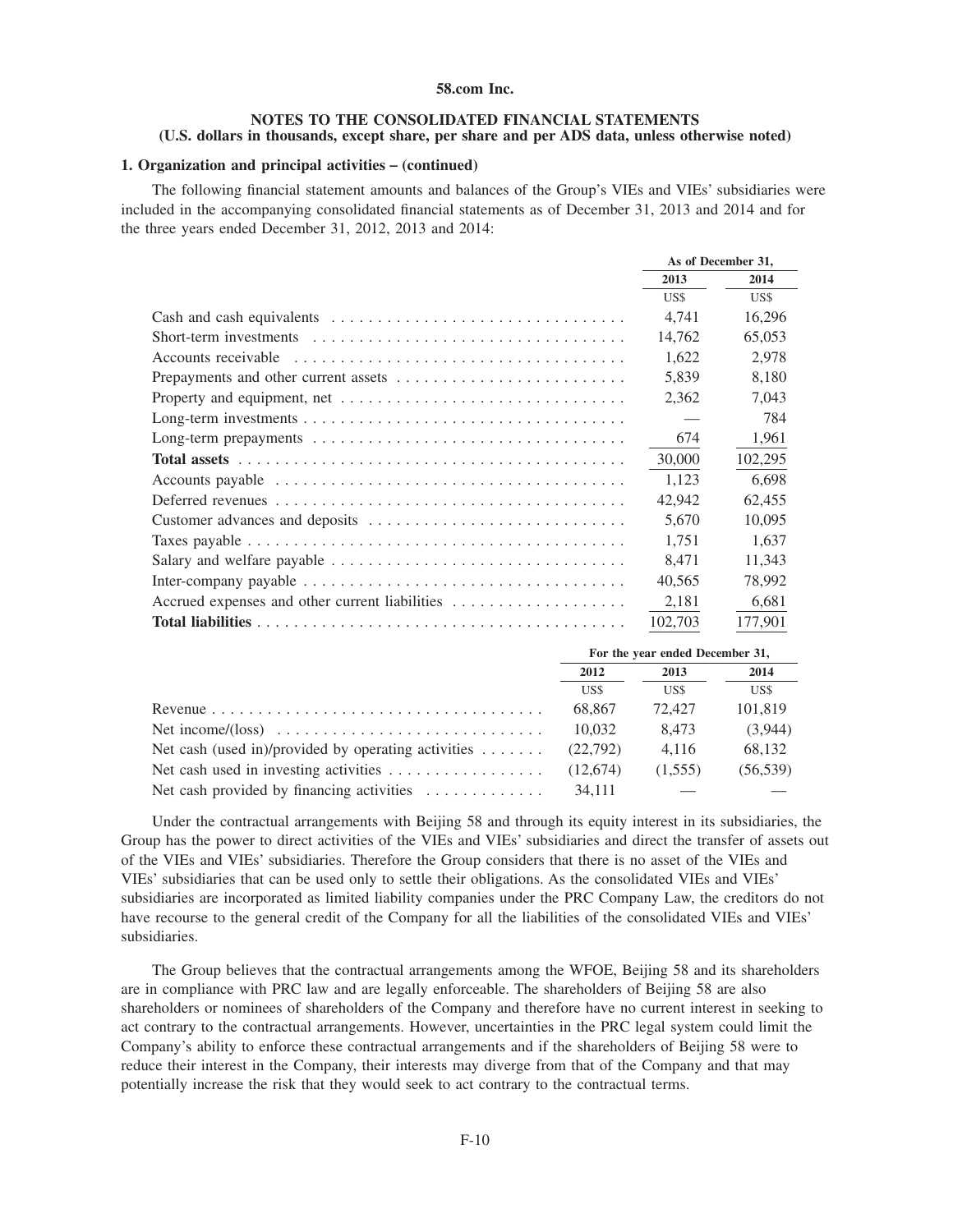**58.com Inc.**

**NOTES TO THE CONSOLIDATED FINANCIAL STATEMENTS**
**(U.S. dollars in thousands, except share, per share and per ADS data, unless otherwise noted)**

**1. Organization and principal activities – (continued)**

The following financial statement amounts and balances of the Group's VIEs and VIEs' subsidiaries were included in the accompanying consolidated financial statements as of December 31, 2013 and 2014 and for the three years ended December 31, 2012, 2013 and 2014:

| | As of December 31, | |
|---|---|---|
| | 2013 | 2014 |
| | US$ | US$ |
| Cash and cash equivalents | 4,741 | 16,296 |
| Short-term investments | 14,762 | 65,053 |
| Accounts receivable | 1,622 | 2,978 |
| Prepayments and other current assets | 5,839 | 8,180 |
| Property and equipment, net | 2,362 | 7,043 |
| Long-term investments | — | 784 |
| Long-term prepayments | 674 | 1,961 |
| **Total assets** | 30,000 | 102,295 |
| Accounts payable | 1,123 | 6,698 |
| Deferred revenues | 42,942 | 62,455 |
| Customer advances and deposits | 5,670 | 10,095 |
| Taxes payable | 1,751 | 1,637 |
| Salary and welfare payable | 8,471 | 11,343 |
| Inter-company payable | 40,565 | 78,992 |
| Accrued expenses and other current liabilities | 2,181 | 6,681 |
| **Total liabilities** | 102,703 | 177,901 |

| | For the year ended December 31, | | |
|---|---|---|---|
| | 2012 | 2013 | 2014 |
| | US$ | US$ | US$ |
| Revenue | 68,867 | 72,427 | 101,819 |
| Net income/(loss) | 10,032 | 8,473 | (3,944) |
| Net cash (used in)/provided by operating activities | (22,792) | 4,116 | 68,132 |
| Net cash used in investing activities | (12,674) | (1,555) | (56,539) |
| Net cash provided by financing activities | 34,111 | — | — |

Under the contractual arrangements with Beijing 58 and through its equity interest in its subsidiaries, the Group has the power to direct activities of the VIEs and VIEs' subsidiaries and direct the transfer of assets out of the VIEs and VIEs' subsidiaries. Therefore the Group considers that there is no asset of the VIEs and VIEs' subsidiaries that can be used only to settle their obligations. As the consolidated VIEs and VIEs' subsidiaries are incorporated as limited liability companies under the PRC Company Law, the creditors do not have recourse to the general credit of the Company for all the liabilities of the consolidated VIEs and VIEs' subsidiaries.

The Group believes that the contractual arrangements among the WFOE, Beijing 58 and its shareholders are in compliance with PRC law and are legally enforceable. The shareholders of Beijing 58 are also shareholders or nominees of shareholders of the Company and therefore have no current interest in seeking to act contrary to the contractual arrangements. However, uncertainties in the PRC legal system could limit the Company's ability to enforce these contractual arrangements and if the shareholders of Beijing 58 were to reduce their interest in the Company, their interests may diverge from that of the Company and that may potentially increase the risk that they would seek to act contrary to the contractual terms.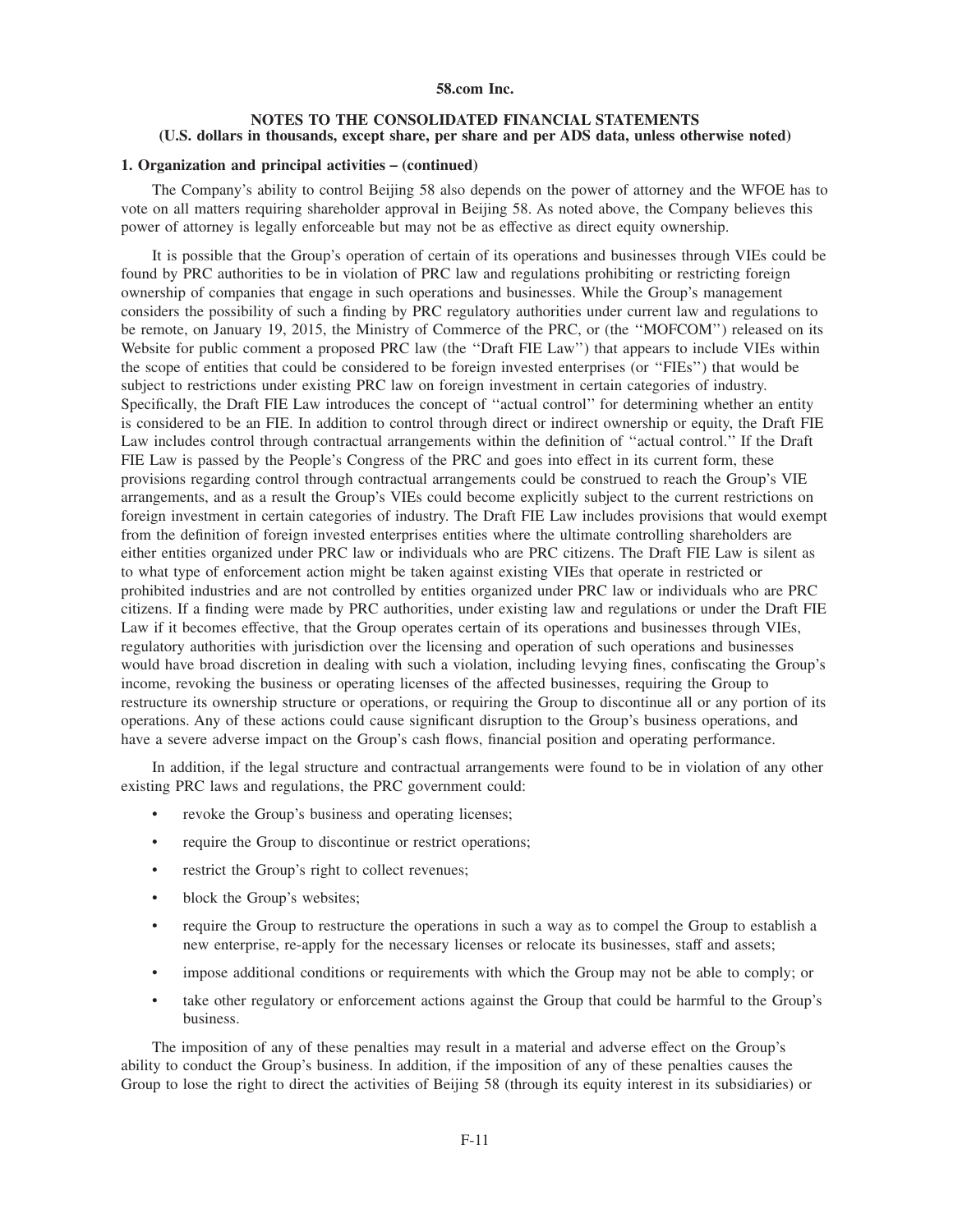### 1. Organization and principal activities – (continued)

The Company's ability to control Beijing 58 also depends on the power of attorney and the WFOE has to vote on all matters requiring shareholder approval in Beijing 58. As noted above, the Company believes this power of attorney is legally enforceable but may not be as effective as direct equity ownership.

It is possible that the Group's operation of certain of its operations and businesses through VIEs could be found by PRC authorities to be in violation of PRC law and regulations prohibiting or restricting foreign ownership of companies that engage in such operations and businesses. While the Group's management considers the possibility of such a finding by PRC regulatory authorities under current law and regulations to be remote, on January 19, 2015, the Ministry of Commerce of the PRC, or (the ''MOFCOM'') released on its Website for public comment a proposed PRC law (the ''Draft FIE Law'') that appears to include VIEs within the scope of entities that could be considered to be foreign invested enterprises (or ''FIEs'') that would be subject to restrictions under existing PRC law on foreign investment in certain categories of industry. Specifically, the Draft FIE Law introduces the concept of ''actual control'' for determining whether an entity is considered to be an FIE. In addition to control through direct or indirect ownership or equity, the Draft FIE Law includes control through contractual arrangements within the definition of ''actual control.'' If the Draft FIE Law is passed by the People's Congress of the PRC and goes into effect in its current form, these provisions regarding control through contractual arrangements could be construed to reach the Group's VIE arrangements, and as a result the Group's VIEs could become explicitly subject to the current restrictions on foreign investment in certain categories of industry. The Draft FIE Law includes provisions that would exempt from the definition of foreign invested enterprises entities where the ultimate controlling shareholders are either entities organized under PRC law or individuals who are PRC citizens. The Draft FIE Law is silent as to what type of enforcement action might be taken against existing VIEs that operate in restricted or prohibited industries and are not controlled by entities organized under PRC law or individuals who are PRC citizens. If a finding were made by PRC authorities, under existing law and regulations or under the Draft FIE Law if it becomes effective, that the Group operates certain of its operations and businesses through VIEs, regulatory authorities with jurisdiction over the licensing and operation of such operations and businesses would have broad discretion in dealing with such a violation, including levying fines, confiscating the Group's income, revoking the business or operating licenses of the affected businesses, requiring the Group to restructure its ownership structure or operations, or requiring the Group to discontinue all or any portion of its operations. Any of these actions could cause significant disruption to the Group's business operations, and have a severe adverse impact on the Group's cash flows, financial position and operating performance.

In addition, if the legal structure and contractual arrangements were found to be in violation of any other existing PRC laws and regulations, the PRC government could:

- revoke the Group's business and operating licenses;
- require the Group to discontinue or restrict operations;
- restrict the Group's right to collect revenues;
- block the Group's websites;
- require the Group to restructure the operations in such a way as to compel the Group to establish a new enterprise, re-apply for the necessary licenses or relocate its businesses, staff and assets;
- impose additional conditions or requirements with which the Group may not be able to comply; or
- take other regulatory or enforcement actions against the Group that could be harmful to the Group's business.

The imposition of any of these penalties may result in a material and adverse effect on the Group's ability to conduct the Group's business. In addition, if the imposition of any of these penalties causes the Group to lose the right to direct the activities of Beijing 58 (through its equity interest in its subsidiaries) or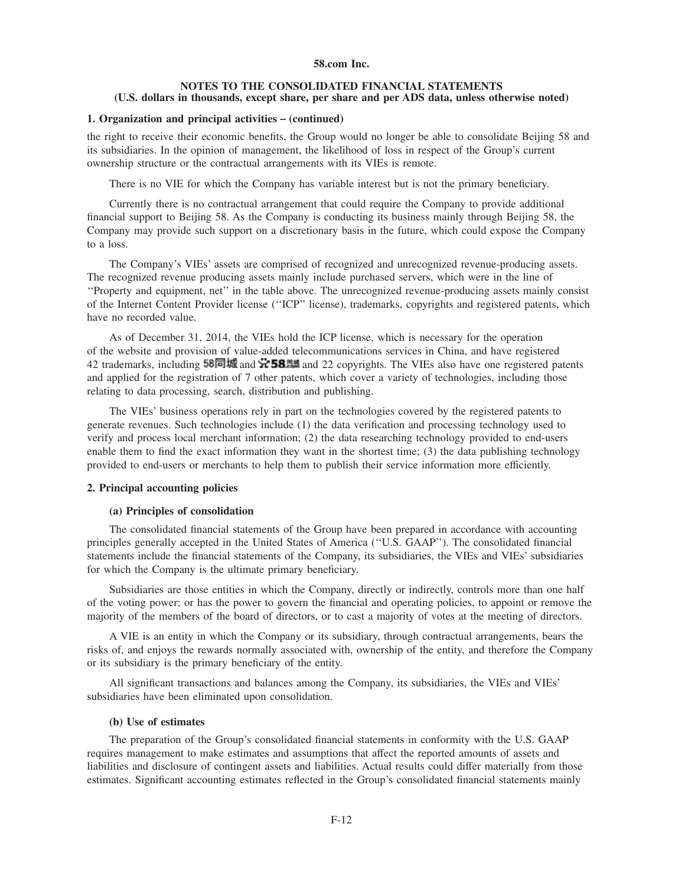**58.com Inc.**

**NOTES TO THE CONSOLIDATED FINANCIAL STATEMENTS**
**(U.S. dollars in thousands, except share, per share and per ADS data, unless otherwise noted)**

**1. Organization and principal activities – (continued)**

the right to receive their economic benefits, the Group would no longer be able to consolidate Beijing 58 and its subsidiaries. In the opinion of management, the likelihood of loss in respect of the Group's current ownership structure or the contractual arrangements with its VIEs is remote.

There is no VIE for which the Company has variable interest but is not the primary beneficiary.

Currently there is no contractual arrangement that could require the Company to provide additional financial support to Beijing 58. As the Company is conducting its business mainly through Beijing 58, the Company may provide such support on a discretionary basis in the future, which could expose the Company to a loss.

The Company's VIEs' assets are comprised of recognized and unrecognized revenue-producing assets. The recognized revenue producing assets mainly include purchased servers, which were in the line of ''Property and equipment, net'' in the table above. The unrecognized revenue-producing assets mainly consist of the Internet Content Provider license (''ICP'' license), trademarks, copyrights and registered patents, which have no recorded value.

As of December 31, 2014, the VIEs hold the ICP license, which is necessary for the operation of the website and provision of value-added telecommunications services in China, and have registered 42 trademarks, including 58同城 and 58 and 22 copyrights. The VIEs also have one registered patents and applied for the registration of 7 other patents, which cover a variety of technologies, including those relating to data processing, search, distribution and publishing.

The VIEs' business operations rely in part on the technologies covered by the registered patents to generate revenues. Such technologies include (1) the data verification and processing technology used to verify and process local merchant information; (2) the data researching technology provided to end-users enable them to find the exact information they want in the shortest time; (3) the data publishing technology provided to end-users or merchants to help them to publish their service information more efficiently.

**2. Principal accounting policies**

**(a) Principles of consolidation**

The consolidated financial statements of the Group have been prepared in accordance with accounting principles generally accepted in the United States of America (''U.S. GAAP''). The consolidated financial statements include the financial statements of the Company, its subsidiaries, the VIEs and VIEs' subsidiaries for which the Company is the ultimate primary beneficiary.

Subsidiaries are those entities in which the Company, directly or indirectly, controls more than one half of the voting power; or has the power to govern the financial and operating policies, to appoint or remove the majority of the members of the board of directors, or to cast a majority of votes at the meeting of directors.

A VIE is an entity in which the Company or its subsidiary, through contractual arrangements, bears the risks of, and enjoys the rewards normally associated with, ownership of the entity, and therefore the Company or its subsidiary is the primary beneficiary of the entity.

All significant transactions and balances among the Company, its subsidiaries, the VIEs and VIEs' subsidiaries have been eliminated upon consolidation.

**(b) Use of estimates**

The preparation of the Group's consolidated financial statements in conformity with the U.S. GAAP requires management to make estimates and assumptions that affect the reported amounts of assets and liabilities and disclosure of contingent assets and liabilities. Actual results could differ materially from those estimates. Significant accounting estimates reflected in the Group's consolidated financial statements mainly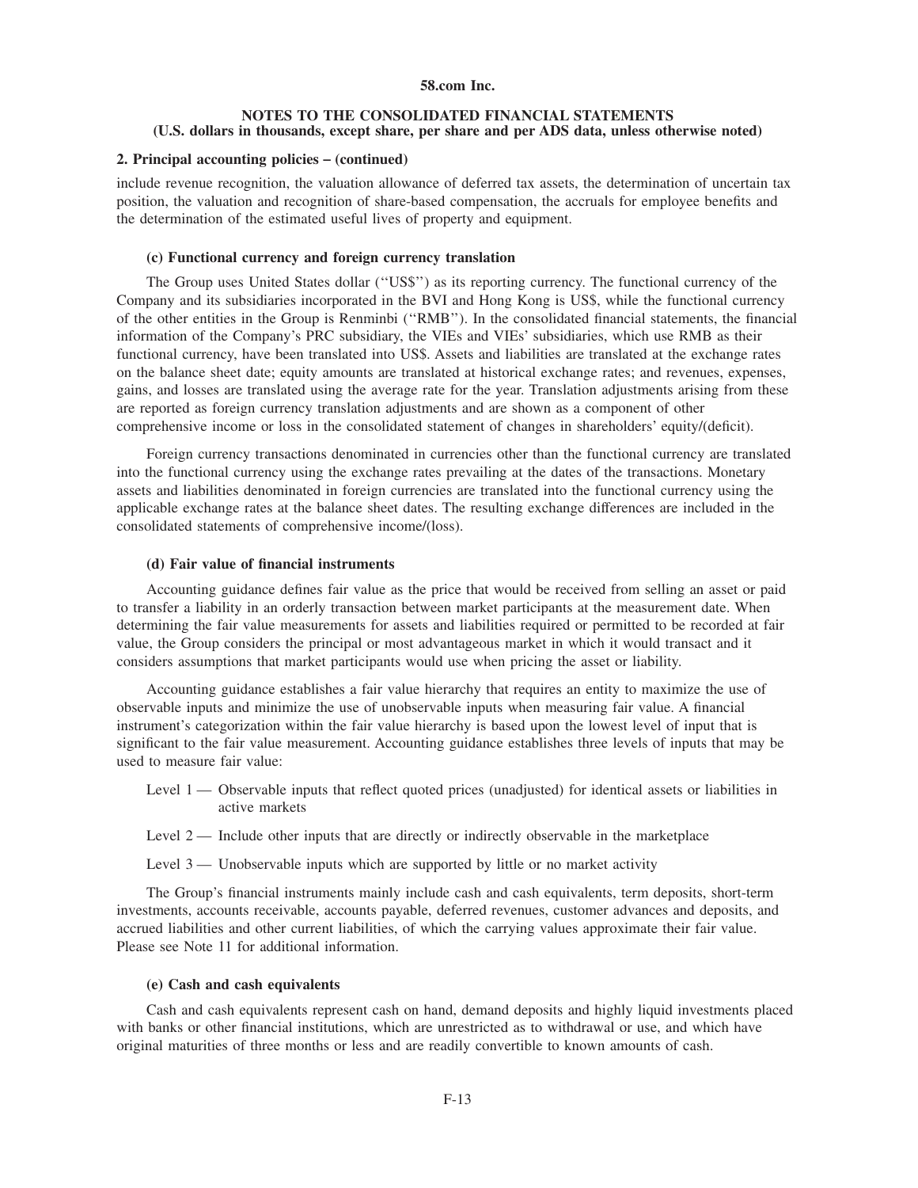**58.com Inc.**

**NOTES TO THE CONSOLIDATED FINANCIAL STATEMENTS**
**(U.S. dollars in thousands, except share, per share and per ADS data, unless otherwise noted)**

**2. Principal accounting policies – (continued)**

include revenue recognition, the valuation allowance of deferred tax assets, the determination of uncertain tax position, the valuation and recognition of share-based compensation, the accruals for employee benefits and the determination of the estimated useful lives of property and equipment.

**(c) Functional currency and foreign currency translation**

The Group uses United States dollar (''US$'') as its reporting currency. The functional currency of the Company and its subsidiaries incorporated in the BVI and Hong Kong is US$, while the functional currency of the other entities in the Group is Renminbi (''RMB''). In the consolidated financial statements, the financial information of the Company's PRC subsidiary, the VIEs and VIEs' subsidiaries, which use RMB as their functional currency, have been translated into US$. Assets and liabilities are translated at the exchange rates on the balance sheet date; equity amounts are translated at historical exchange rates; and revenues, expenses, gains, and losses are translated using the average rate for the year. Translation adjustments arising from these are reported as foreign currency translation adjustments and are shown as a component of other comprehensive income or loss in the consolidated statement of changes in shareholders' equity/(deficit).

Foreign currency transactions denominated in currencies other than the functional currency are translated into the functional currency using the exchange rates prevailing at the dates of the transactions. Monetary assets and liabilities denominated in foreign currencies are translated into the functional currency using the applicable exchange rates at the balance sheet dates. The resulting exchange differences are included in the consolidated statements of comprehensive income/(loss).

**(d) Fair value of financial instruments**

Accounting guidance defines fair value as the price that would be received from selling an asset or paid to transfer a liability in an orderly transaction between market participants at the measurement date. When determining the fair value measurements for assets and liabilities required or permitted to be recorded at fair value, the Group considers the principal or most advantageous market in which it would transact and it considers assumptions that market participants would use when pricing the asset or liability.

Accounting guidance establishes a fair value hierarchy that requires an entity to maximize the use of observable inputs and minimize the use of unobservable inputs when measuring fair value. A financial instrument's categorization within the fair value hierarchy is based upon the lowest level of input that is significant to the fair value measurement. Accounting guidance establishes three levels of inputs that may be used to measure fair value:

Level 1 — Observable inputs that reflect quoted prices (unadjusted) for identical assets or liabilities in active markets

Level 2 — Include other inputs that are directly or indirectly observable in the marketplace

Level 3 — Unobservable inputs which are supported by little or no market activity

The Group's financial instruments mainly include cash and cash equivalents, term deposits, short-term investments, accounts receivable, accounts payable, deferred revenues, customer advances and deposits, and accrued liabilities and other current liabilities, of which the carrying values approximate their fair value. Please see Note 11 for additional information.

**(e) Cash and cash equivalents**

Cash and cash equivalents represent cash on hand, demand deposits and highly liquid investments placed with banks or other financial institutions, which are unrestricted as to withdrawal or use, and which have original maturities of three months or less and are readily convertible to known amounts of cash.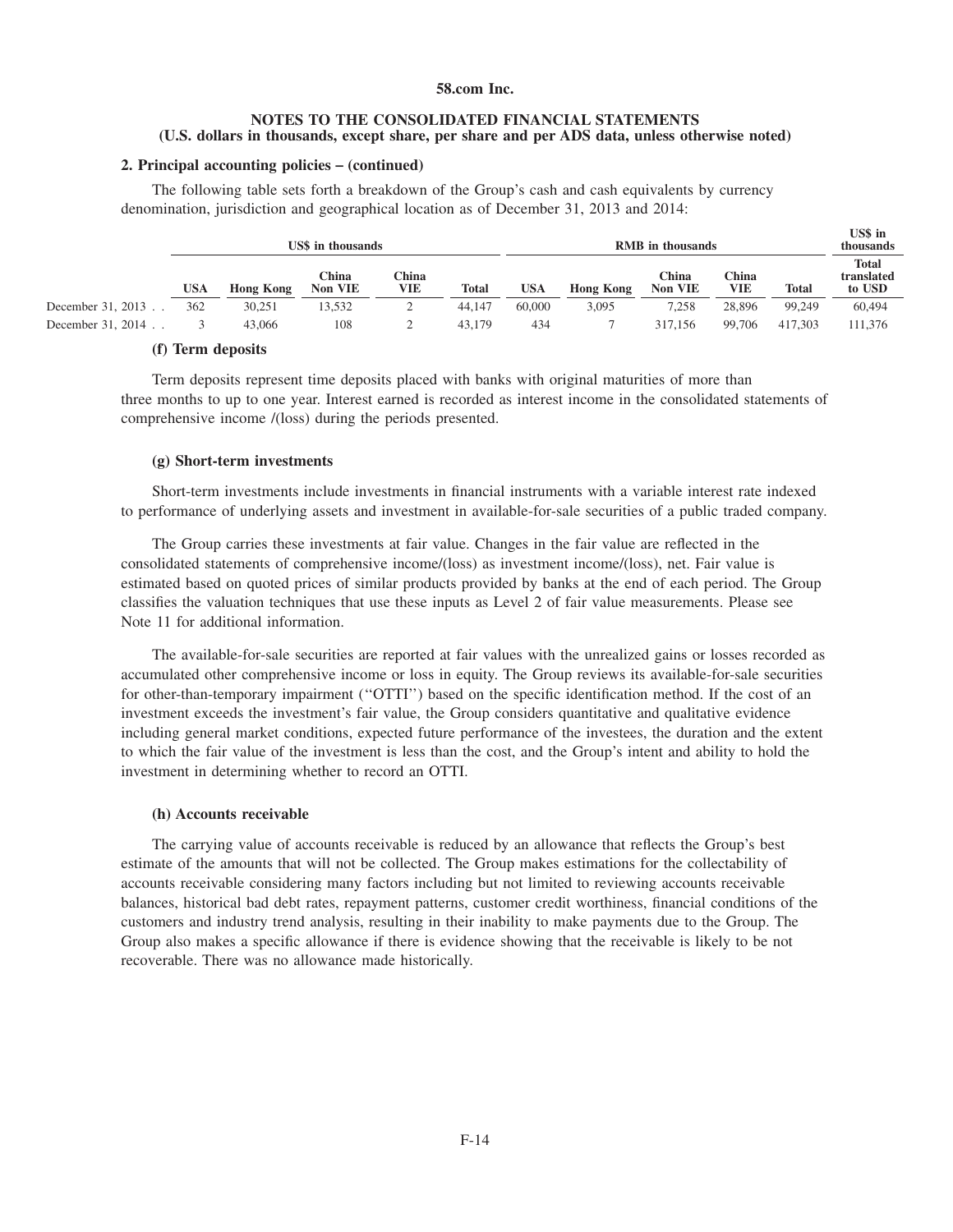## 2. Principal accounting policies – (continued)

The following table sets forth a breakdown of the Group's cash and cash equivalents by currency denomination, jurisdiction and geographical location as of December 31, 2013 and 2014:

| | US$ in thousands | | | | | RMB in thousands | | | | | US$ in thousands |
|---|---|---|---|---|---|---|---|---|---|---|---|
| | USA | Hong Kong | China Non VIE | China VIE | Total | USA | Hong Kong | China Non VIE | China VIE | Total | Total translated to USD |
| December 31, 2013 | 362 | 30,251 | 13,532 | 2 | 44,147 | 60,000 | 3,095 | 7,258 | 28,896 | 99,249 | 60,494 |
| December 31, 2014 | 3 | 43,066 | 108 | 2 | 43,179 | 434 | 7 | 317,156 | 99,706 | 417,303 | 111,376 |

### (f) Term deposits

Term deposits represent time deposits placed with banks with original maturities of more than three months to up to one year. Interest earned is recorded as interest income in the consolidated statements of comprehensive income /(loss) during the periods presented.

### (g) Short-term investments

Short-term investments include investments in financial instruments with a variable interest rate indexed to performance of underlying assets and investment in available-for-sale securities of a public traded company.

The Group carries these investments at fair value. Changes in the fair value are reflected in the consolidated statements of comprehensive income/(loss) as investment income/(loss), net. Fair value is estimated based on quoted prices of similar products provided by banks at the end of each period. The Group classifies the valuation techniques that use these inputs as Level 2 of fair value measurements. Please see Note 11 for additional information.

The available-for-sale securities are reported at fair values with the unrealized gains or losses recorded as accumulated other comprehensive income or loss in equity. The Group reviews its available-for-sale securities for other-than-temporary impairment (''OTTI'') based on the specific identification method. If the cost of an investment exceeds the investment's fair value, the Group considers quantitative and qualitative evidence including general market conditions, expected future performance of the investees, the duration and the extent to which the fair value of the investment is less than the cost, and the Group's intent and ability to hold the investment in determining whether to record an OTTI.

### (h) Accounts receivable

The carrying value of accounts receivable is reduced by an allowance that reflects the Group's best estimate of the amounts that will not be collected. The Group makes estimations for the collectability of accounts receivable considering many factors including but not limited to reviewing accounts receivable balances, historical bad debt rates, repayment patterns, customer credit worthiness, financial conditions of the customers and industry trend analysis, resulting in their inability to make payments due to the Group. The Group also makes a specific allowance if there is evidence showing that the receivable is likely to be not recoverable. There was no allowance made historically.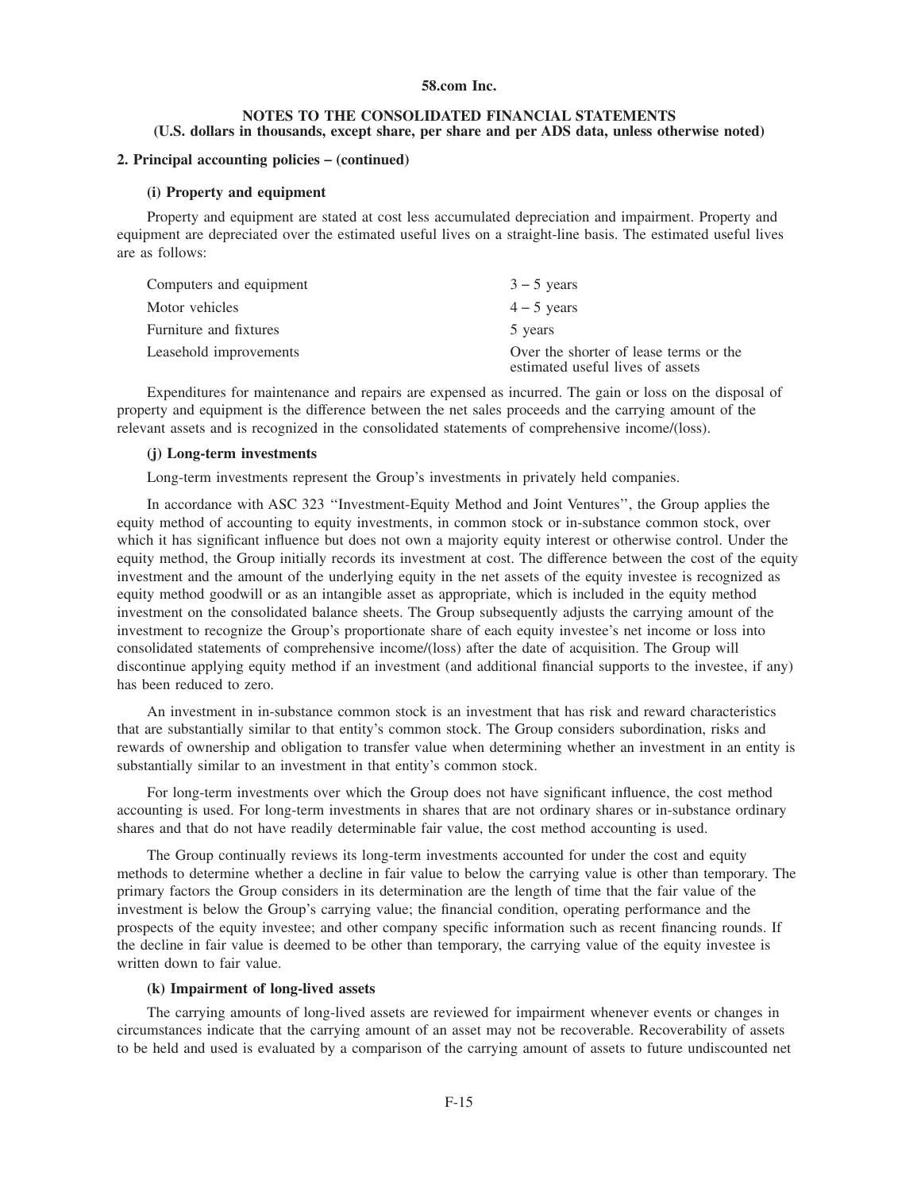**58.com Inc.**

**NOTES TO THE CONSOLIDATED FINANCIAL STATEMENTS**
**(U.S. dollars in thousands, except share, per share and per ADS data, unless otherwise noted)**

**2. Principal accounting policies – (continued)**

**(i) Property and equipment**

Property and equipment are stated at cost less accumulated depreciation and impairment. Property and equipment are depreciated over the estimated useful lives on a straight-line basis. The estimated useful lives are as follows:

| | |
|---|---|
| Computers and equipment | 3 – 5 years |
| Motor vehicles | 4 – 5 years |
| Furniture and fixtures | 5 years |
| Leasehold improvements | Over the shorter of lease terms or the estimated useful lives of assets |

Expenditures for maintenance and repairs are expensed as incurred. The gain or loss on the disposal of property and equipment is the difference between the net sales proceeds and the carrying amount of the relevant assets and is recognized in the consolidated statements of comprehensive income/(loss).

**(j) Long-term investments**

Long-term investments represent the Group's investments in privately held companies.

In accordance with ASC 323 ''Investment-Equity Method and Joint Ventures'', the Group applies the equity method of accounting to equity investments, in common stock or in-substance common stock, over which it has significant influence but does not own a majority equity interest or otherwise control. Under the equity method, the Group initially records its investment at cost. The difference between the cost of the equity investment and the amount of the underlying equity in the net assets of the equity investee is recognized as equity method goodwill or as an intangible asset as appropriate, which is included in the equity method investment on the consolidated balance sheets. The Group subsequently adjusts the carrying amount of the investment to recognize the Group's proportionate share of each equity investee's net income or loss into consolidated statements of comprehensive income/(loss) after the date of acquisition. The Group will discontinue applying equity method if an investment (and additional financial supports to the investee, if any) has been reduced to zero.

An investment in in-substance common stock is an investment that has risk and reward characteristics that are substantially similar to that entity's common stock. The Group considers subordination, risks and rewards of ownership and obligation to transfer value when determining whether an investment in an entity is substantially similar to an investment in that entity's common stock.

For long-term investments over which the Group does not have significant influence, the cost method accounting is used. For long-term investments in shares that are not ordinary shares or in-substance ordinary shares and that do not have readily determinable fair value, the cost method accounting is used.

The Group continually reviews its long-term investments accounted for under the cost and equity methods to determine whether a decline in fair value to below the carrying value is other than temporary. The primary factors the Group considers in its determination are the length of time that the fair value of the investment is below the Group's carrying value; the financial condition, operating performance and the prospects of the equity investee; and other company specific information such as recent financing rounds. If the decline in fair value is deemed to be other than temporary, the carrying value of the equity investee is written down to fair value.

**(k) Impairment of long-lived assets**

The carrying amounts of long-lived assets are reviewed for impairment whenever events or changes in circumstances indicate that the carrying amount of an asset may not be recoverable. Recoverability of assets to be held and used is evaluated by a comparison of the carrying amount of assets to future undiscounted net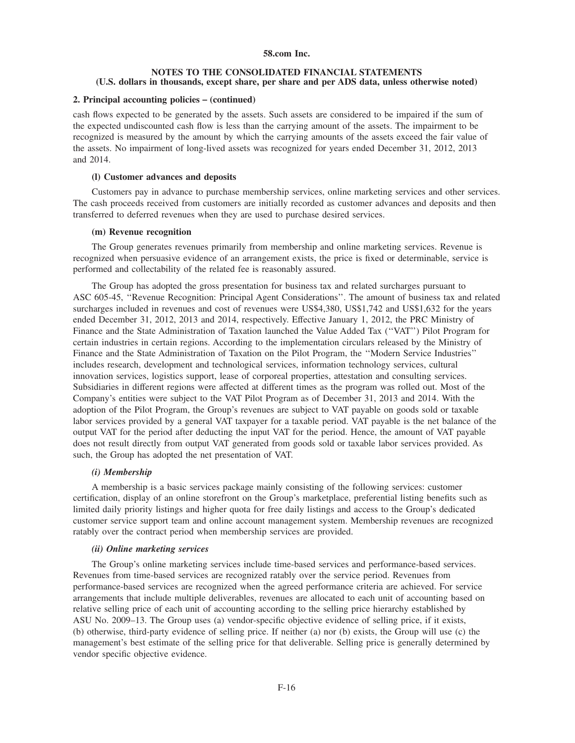**58.com Inc.**

**NOTES TO THE CONSOLIDATED FINANCIAL STATEMENTS**
**(U.S. dollars in thousands, except share, per share and per ADS data, unless otherwise noted)**

**2. Principal accounting policies – (continued)**

cash flows expected to be generated by the assets. Such assets are considered to be impaired if the sum of the expected undiscounted cash flow is less than the carrying amount of the assets. The impairment to be recognized is measured by the amount by which the carrying amounts of the assets exceed the fair value of the assets. No impairment of long-lived assets was recognized for years ended December 31, 2012, 2013 and 2014.

**(l) Customer advances and deposits**

Customers pay in advance to purchase membership services, online marketing services and other services. The cash proceeds received from customers are initially recorded as customer advances and deposits and then transferred to deferred revenues when they are used to purchase desired services.

**(m) Revenue recognition**

The Group generates revenues primarily from membership and online marketing services. Revenue is recognized when persuasive evidence of an arrangement exists, the price is fixed or determinable, service is performed and collectability of the related fee is reasonably assured.

The Group has adopted the gross presentation for business tax and related surcharges pursuant to ASC 605-45, ''Revenue Recognition: Principal Agent Considerations''. The amount of business tax and related surcharges included in revenues and cost of revenues were US$4,380, US$1,742 and US$1,632 for the years ended December 31, 2012, 2013 and 2014, respectively. Effective January 1, 2012, the PRC Ministry of Finance and the State Administration of Taxation launched the Value Added Tax (''VAT'') Pilot Program for certain industries in certain regions. According to the implementation circulars released by the Ministry of Finance and the State Administration of Taxation on the Pilot Program, the ''Modern Service Industries'' includes research, development and technological services, information technology services, cultural innovation services, logistics support, lease of corporeal properties, attestation and consulting services. Subsidiaries in different regions were affected at different times as the program was rolled out. Most of the Company's entities were subject to the VAT Pilot Program as of December 31, 2013 and 2014. With the adoption of the Pilot Program, the Group's revenues are subject to VAT payable on goods sold or taxable labor services provided by a general VAT taxpayer for a taxable period. VAT payable is the net balance of the output VAT for the period after deducting the input VAT for the period. Hence, the amount of VAT payable does not result directly from output VAT generated from goods sold or taxable labor services provided. As such, the Group has adopted the net presentation of VAT.

***(i) Membership***

A membership is a basic services package mainly consisting of the following services: customer certification, display of an online storefront on the Group's marketplace, preferential listing benefits such as limited daily priority listings and higher quota for free daily listings and access to the Group's dedicated customer service support team and online account management system. Membership revenues are recognized ratably over the contract period when membership services are provided.

***(ii) Online marketing services***

The Group's online marketing services include time-based services and performance-based services. Revenues from time-based services are recognized ratably over the service period. Revenues from performance-based services are recognized when the agreed performance criteria are achieved. For service arrangements that include multiple deliverables, revenues are allocated to each unit of accounting based on relative selling price of each unit of accounting according to the selling price hierarchy established by ASU No. 2009–13. The Group uses (a) vendor-specific objective evidence of selling price, if it exists, (b) otherwise, third-party evidence of selling price. If neither (a) nor (b) exists, the Group will use (c) the management's best estimate of the selling price for that deliverable. Selling price is generally determined by vendor specific objective evidence.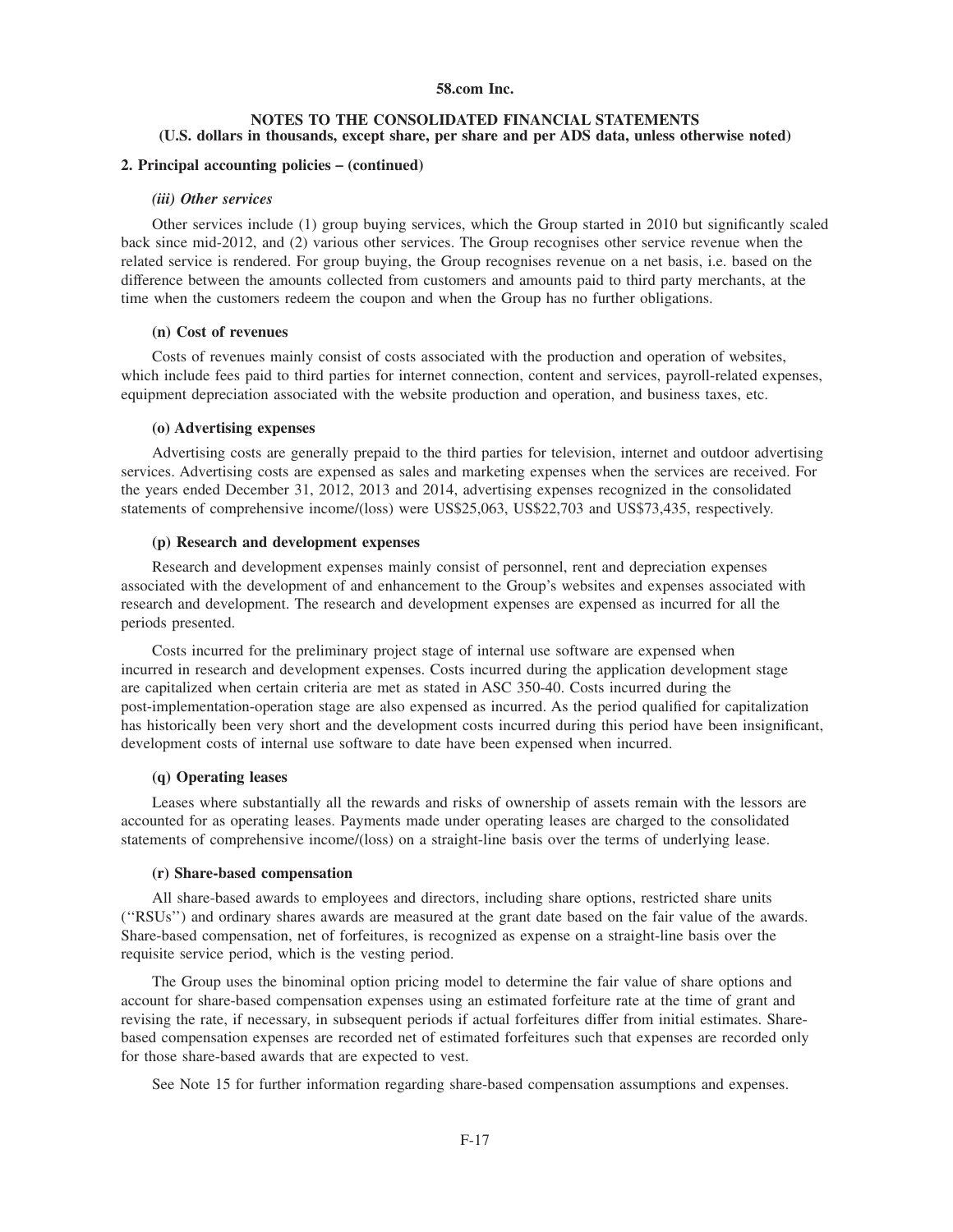**58.com Inc.**

**NOTES TO THE CONSOLIDATED FINANCIAL STATEMENTS**
**(U.S. dollars in thousands, except share, per share and per ADS data, unless otherwise noted)**

**2. Principal accounting policies – (continued)**

***(iii) Other services***

Other services include (1) group buying services, which the Group started in 2010 but significantly scaled back since mid-2012, and (2) various other services. The Group recognises other service revenue when the related service is rendered. For group buying, the Group recognises revenue on a net basis, i.e. based on the difference between the amounts collected from customers and amounts paid to third party merchants, at the time when the customers redeem the coupon and when the Group has no further obligations.

**(n) Cost of revenues**

Costs of revenues mainly consist of costs associated with the production and operation of websites, which include fees paid to third parties for internet connection, content and services, payroll-related expenses, equipment depreciation associated with the website production and operation, and business taxes, etc.

**(o) Advertising expenses**

Advertising costs are generally prepaid to the third parties for television, internet and outdoor advertising services. Advertising costs are expensed as sales and marketing expenses when the services are received. For the years ended December 31, 2012, 2013 and 2014, advertising expenses recognized in the consolidated statements of comprehensive income/(loss) were US$25,063, US$22,703 and US$73,435, respectively.

**(p) Research and development expenses**

Research and development expenses mainly consist of personnel, rent and depreciation expenses associated with the development of and enhancement to the Group's websites and expenses associated with research and development. The research and development expenses are expensed as incurred for all the periods presented.

Costs incurred for the preliminary project stage of internal use software are expensed when incurred in research and development expenses. Costs incurred during the application development stage are capitalized when certain criteria are met as stated in ASC 350-40. Costs incurred during the post-implementation-operation stage are also expensed as incurred. As the period qualified for capitalization has historically been very short and the development costs incurred during this period have been insignificant, development costs of internal use software to date have been expensed when incurred.

**(q) Operating leases**

Leases where substantially all the rewards and risks of ownership of assets remain with the lessors are accounted for as operating leases. Payments made under operating leases are charged to the consolidated statements of comprehensive income/(loss) on a straight-line basis over the terms of underlying lease.

**(r) Share-based compensation**

All share-based awards to employees and directors, including share options, restricted share units (''RSUs'') and ordinary shares awards are measured at the grant date based on the fair value of the awards. Share-based compensation, net of forfeitures, is recognized as expense on a straight-line basis over the requisite service period, which is the vesting period.

The Group uses the binominal option pricing model to determine the fair value of share options and account for share-based compensation expenses using an estimated forfeiture rate at the time of grant and revising the rate, if necessary, in subsequent periods if actual forfeitures differ from initial estimates. Share-based compensation expenses are recorded net of estimated forfeitures such that expenses are recorded only for those share-based awards that are expected to vest.

See Note 15 for further information regarding share-based compensation assumptions and expenses.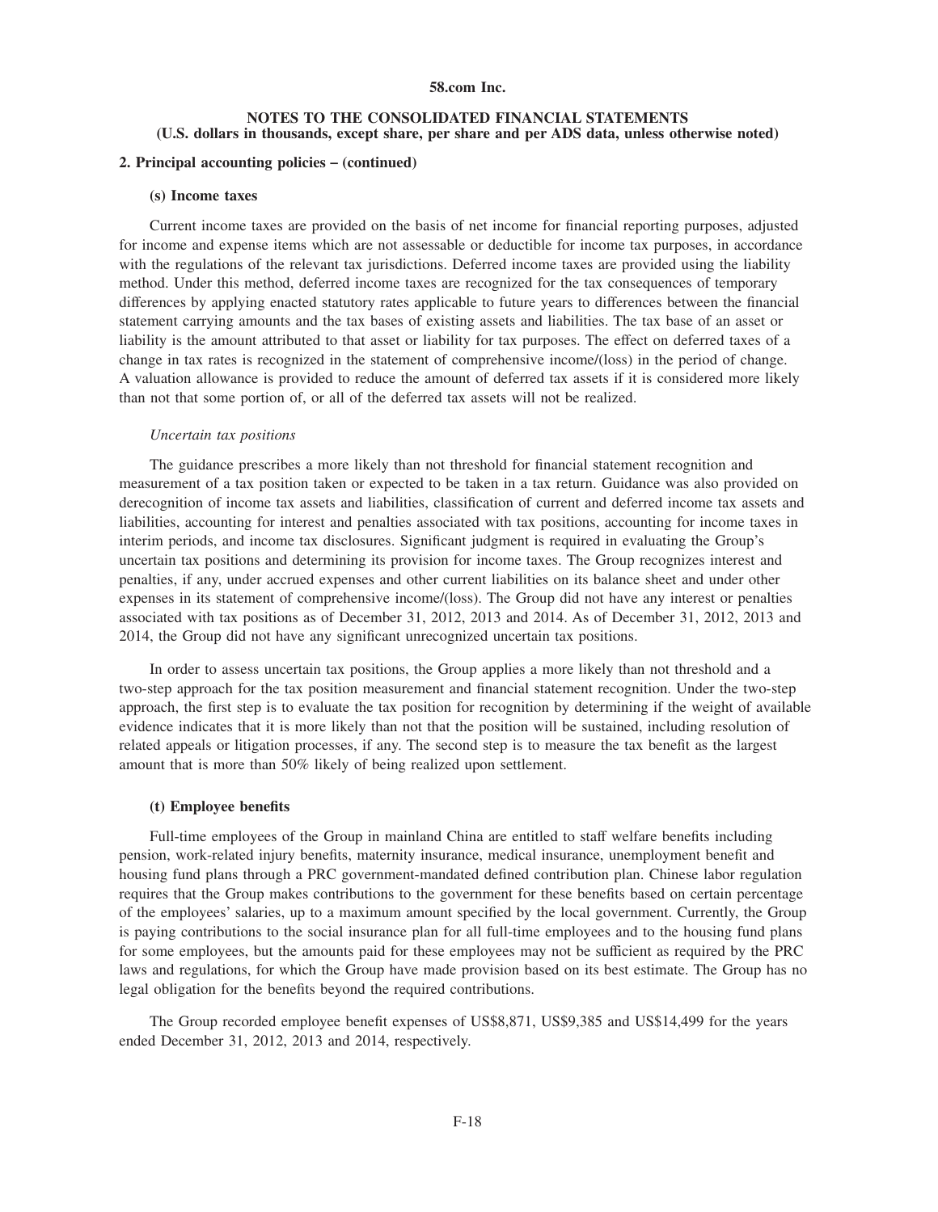**58.com Inc.**

**NOTES TO THE CONSOLIDATED FINANCIAL STATEMENTS**
**(U.S. dollars in thousands, except share, per share and per ADS data, unless otherwise noted)**

**2. Principal accounting policies – (continued)**

**(s) Income taxes**

Current income taxes are provided on the basis of net income for financial reporting purposes, adjusted for income and expense items which are not assessable or deductible for income tax purposes, in accordance with the regulations of the relevant tax jurisdictions. Deferred income taxes are provided using the liability method. Under this method, deferred income taxes are recognized for the tax consequences of temporary differences by applying enacted statutory rates applicable to future years to differences between the financial statement carrying amounts and the tax bases of existing assets and liabilities. The tax base of an asset or liability is the amount attributed to that asset or liability for tax purposes. The effect on deferred taxes of a change in tax rates is recognized in the statement of comprehensive income/(loss) in the period of change. A valuation allowance is provided to reduce the amount of deferred tax assets if it is considered more likely than not that some portion of, or all of the deferred tax assets will not be realized.

*Uncertain tax positions*

The guidance prescribes a more likely than not threshold for financial statement recognition and measurement of a tax position taken or expected to be taken in a tax return. Guidance was also provided on derecognition of income tax assets and liabilities, classification of current and deferred income tax assets and liabilities, accounting for interest and penalties associated with tax positions, accounting for income taxes in interim periods, and income tax disclosures. Significant judgment is required in evaluating the Group's uncertain tax positions and determining its provision for income taxes. The Group recognizes interest and penalties, if any, under accrued expenses and other current liabilities on its balance sheet and under other expenses in its statement of comprehensive income/(loss). The Group did not have any interest or penalties associated with tax positions as of December 31, 2012, 2013 and 2014. As of December 31, 2012, 2013 and 2014, the Group did not have any significant unrecognized uncertain tax positions.

In order to assess uncertain tax positions, the Group applies a more likely than not threshold and a two-step approach for the tax position measurement and financial statement recognition. Under the two-step approach, the first step is to evaluate the tax position for recognition by determining if the weight of available evidence indicates that it is more likely than not that the position will be sustained, including resolution of related appeals or litigation processes, if any. The second step is to measure the tax benefit as the largest amount that is more than 50% likely of being realized upon settlement.

**(t) Employee benefits**

Full-time employees of the Group in mainland China are entitled to staff welfare benefits including pension, work-related injury benefits, maternity insurance, medical insurance, unemployment benefit and housing fund plans through a PRC government-mandated defined contribution plan. Chinese labor regulation requires that the Group makes contributions to the government for these benefits based on certain percentage of the employees' salaries, up to a maximum amount specified by the local government. Currently, the Group is paying contributions to the social insurance plan for all full-time employees and to the housing fund plans for some employees, but the amounts paid for these employees may not be sufficient as required by the PRC laws and regulations, for which the Group have made provision based on its best estimate. The Group has no legal obligation for the benefits beyond the required contributions.

The Group recorded employee benefit expenses of US$8,871, US$9,385 and US$14,499 for the years ended December 31, 2012, 2013 and 2014, respectively.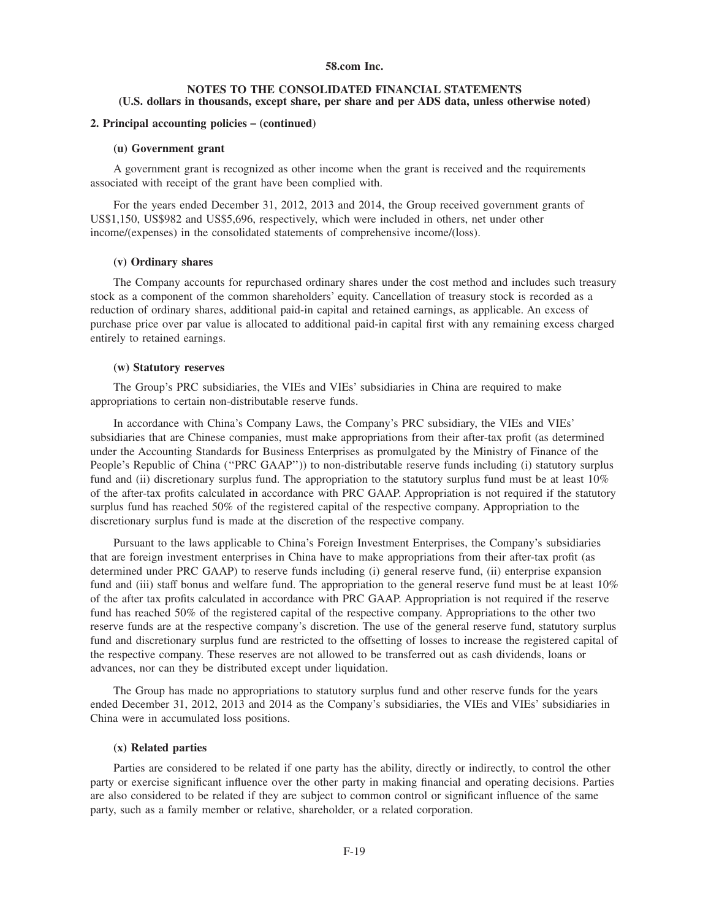**58.com Inc.**

**NOTES TO THE CONSOLIDATED FINANCIAL STATEMENTS**
**(U.S. dollars in thousands, except share, per share and per ADS data, unless otherwise noted)**

**2. Principal accounting policies – (continued)**

**(u) Government grant**

A government grant is recognized as other income when the grant is received and the requirements associated with receipt of the grant have been complied with.

For the years ended December 31, 2012, 2013 and 2014, the Group received government grants of US$1,150, US$982 and US$5,696, respectively, which were included in others, net under other income/(expenses) in the consolidated statements of comprehensive income/(loss).

**(v) Ordinary shares**

The Company accounts for repurchased ordinary shares under the cost method and includes such treasury stock as a component of the common shareholders' equity. Cancellation of treasury stock is recorded as a reduction of ordinary shares, additional paid-in capital and retained earnings, as applicable. An excess of purchase price over par value is allocated to additional paid-in capital first with any remaining excess charged entirely to retained earnings.

**(w) Statutory reserves**

The Group's PRC subsidiaries, the VIEs and VIEs' subsidiaries in China are required to make appropriations to certain non-distributable reserve funds.

In accordance with China's Company Laws, the Company's PRC subsidiary, the VIEs and VIEs' subsidiaries that are Chinese companies, must make appropriations from their after-tax profit (as determined under the Accounting Standards for Business Enterprises as promulgated by the Ministry of Finance of the People's Republic of China (''PRC GAAP'')) to non-distributable reserve funds including (i) statutory surplus fund and (ii) discretionary surplus fund. The appropriation to the statutory surplus fund must be at least 10% of the after-tax profits calculated in accordance with PRC GAAP. Appropriation is not required if the statutory surplus fund has reached 50% of the registered capital of the respective company. Appropriation to the discretionary surplus fund is made at the discretion of the respective company.

Pursuant to the laws applicable to China's Foreign Investment Enterprises, the Company's subsidiaries that are foreign investment enterprises in China have to make appropriations from their after-tax profit (as determined under PRC GAAP) to reserve funds including (i) general reserve fund, (ii) enterprise expansion fund and (iii) staff bonus and welfare fund. The appropriation to the general reserve fund must be at least 10% of the after tax profits calculated in accordance with PRC GAAP. Appropriation is not required if the reserve fund has reached 50% of the registered capital of the respective company. Appropriations to the other two reserve funds are at the respective company's discretion. The use of the general reserve fund, statutory surplus fund and discretionary surplus fund are restricted to the offsetting of losses to increase the registered capital of the respective company. These reserves are not allowed to be transferred out as cash dividends, loans or advances, nor can they be distributed except under liquidation.

The Group has made no appropriations to statutory surplus fund and other reserve funds for the years ended December 31, 2012, 2013 and 2014 as the Company's subsidiaries, the VIEs and VIEs' subsidiaries in China were in accumulated loss positions.

**(x) Related parties**

Parties are considered to be related if one party has the ability, directly or indirectly, to control the other party or exercise significant influence over the other party in making financial and operating decisions. Parties are also considered to be related if they are subject to common control or significant influence of the same party, such as a family member or relative, shareholder, or a related corporation.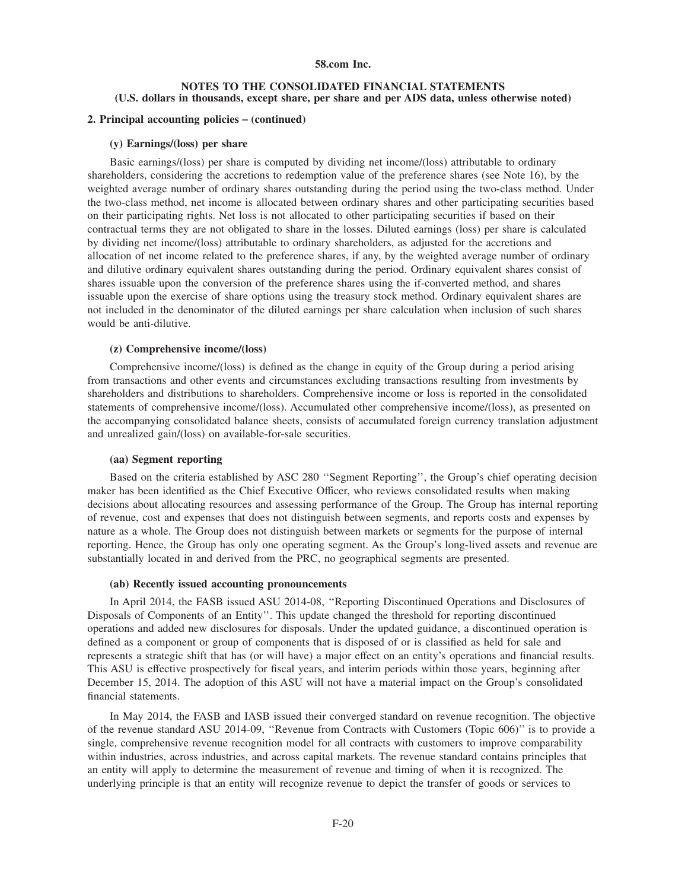**NOTES TO THE CONSOLIDATED FINANCIAL STATEMENTS**
**(U.S. dollars in thousands, except share, per share and per ADS data, unless otherwise noted)**

**2. Principal accounting policies – (continued)**

**(y) Earnings/(loss) per share**

Basic earnings/(loss) per share is computed by dividing net income/(loss) attributable to ordinary shareholders, considering the accretions to redemption value of the preference shares (see Note 16), by the weighted average number of ordinary shares outstanding during the period using the two-class method. Under the two-class method, net income is allocated between ordinary shares and other participating securities based on their participating rights. Net loss is not allocated to other participating securities if based on their contractual terms they are not obligated to share in the losses. Diluted earnings (loss) per share is calculated by dividing net income/(loss) attributable to ordinary shareholders, as adjusted for the accretions and allocation of net income related to the preference shares, if any, by the weighted average number of ordinary and dilutive ordinary equivalent shares outstanding during the period. Ordinary equivalent shares consist of shares issuable upon the conversion of the preference shares using the if-converted method, and shares issuable upon the exercise of share options using the treasury stock method. Ordinary equivalent shares are not included in the denominator of the diluted earnings per share calculation when inclusion of such shares would be anti-dilutive.

**(z) Comprehensive income/(loss)**

Comprehensive income/(loss) is defined as the change in equity of the Group during a period arising from transactions and other events and circumstances excluding transactions resulting from investments by shareholders and distributions to shareholders. Comprehensive income or loss is reported in the consolidated statements of comprehensive income/(loss). Accumulated other comprehensive income/(loss), as presented on the accompanying consolidated balance sheets, consists of accumulated foreign currency translation adjustment and unrealized gain/(loss) on available-for-sale securities.

**(aa) Segment reporting**

Based on the criteria established by ASC 280 ''Segment Reporting'', the Group's chief operating decision maker has been identified as the Chief Executive Officer, who reviews consolidated results when making decisions about allocating resources and assessing performance of the Group. The Group has internal reporting of revenue, cost and expenses that does not distinguish between segments, and reports costs and expenses by nature as a whole. The Group does not distinguish between markets or segments for the purpose of internal reporting. Hence, the Group has only one operating segment. As the Group's long-lived assets and revenue are substantially located in and derived from the PRC, no geographical segments are presented.

**(ab) Recently issued accounting pronouncements**

In April 2014, the FASB issued ASU 2014-08, ''Reporting Discontinued Operations and Disclosures of Disposals of Components of an Entity''. This update changed the threshold for reporting discontinued operations and added new disclosures for disposals. Under the updated guidance, a discontinued operation is defined as a component or group of components that is disposed of or is classified as held for sale and represents a strategic shift that has (or will have) a major effect on an entity's operations and financial results. This ASU is effective prospectively for fiscal years, and interim periods within those years, beginning after December 15, 2014. The adoption of this ASU will not have a material impact on the Group's consolidated financial statements.

In May 2014, the FASB and IASB issued their converged standard on revenue recognition. The objective of the revenue standard ASU 2014-09, ''Revenue from Contracts with Customers (Topic 606)'' is to provide a single, comprehensive revenue recognition model for all contracts with customers to improve comparability within industries, across industries, and across capital markets. The revenue standard contains principles that an entity will apply to determine the measurement of revenue and timing of when it is recognized. The underlying principle is that an entity will recognize revenue to depict the transfer of goods or services to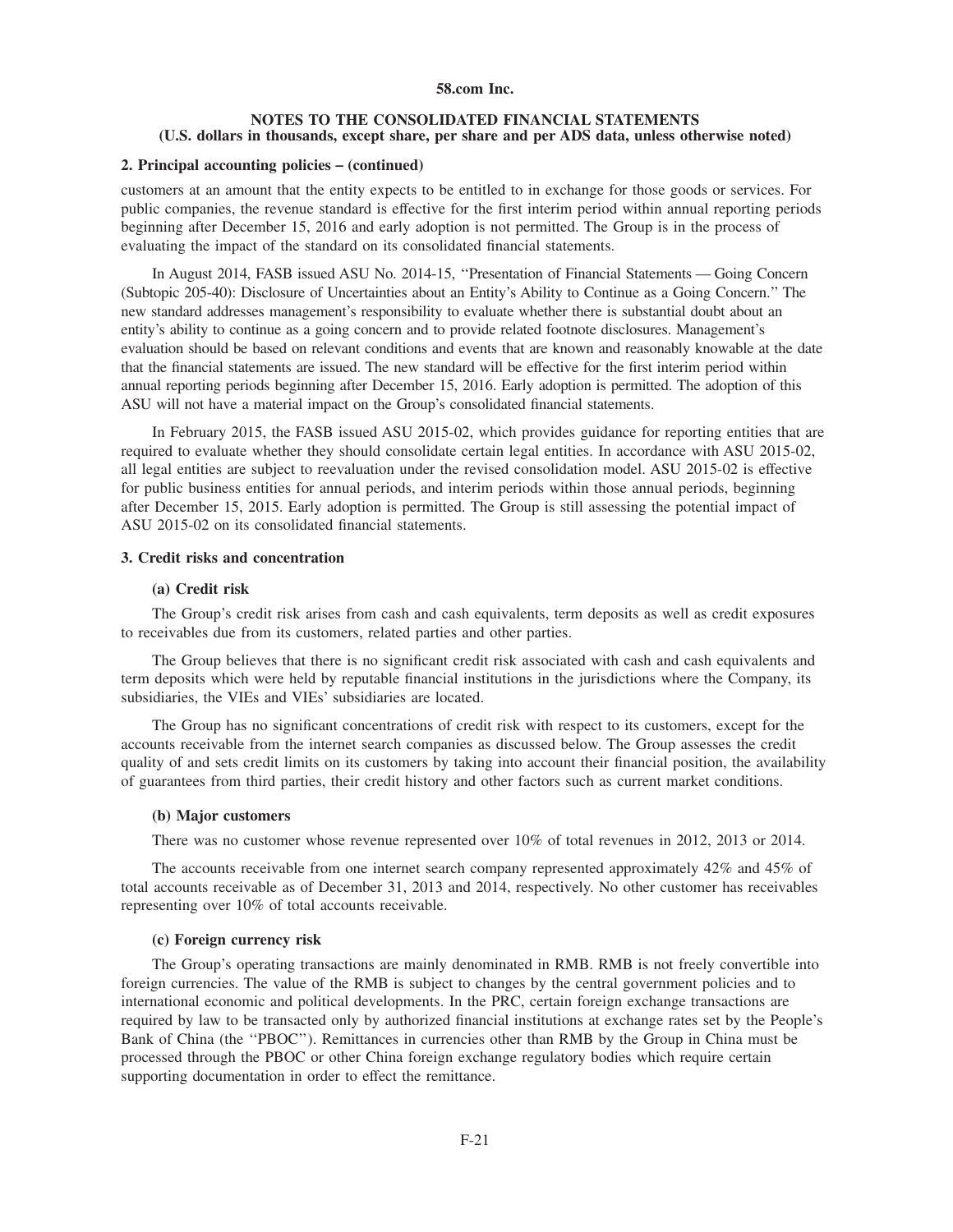**NOTES TO THE CONSOLIDATED FINANCIAL STATEMENTS**
**(U.S. dollars in thousands, except share, per share and per ADS data, unless otherwise noted)**

**2. Principal accounting policies – (continued)**

customers at an amount that the entity expects to be entitled to in exchange for those goods or services. For public companies, the revenue standard is effective for the first interim period within annual reporting periods beginning after December 15, 2016 and early adoption is not permitted. The Group is in the process of evaluating the impact of the standard on its consolidated financial statements.

In August 2014, FASB issued ASU No. 2014-15, ''Presentation of Financial Statements — Going Concern (Subtopic 205-40): Disclosure of Uncertainties about an Entity's Ability to Continue as a Going Concern.'' The new standard addresses management's responsibility to evaluate whether there is substantial doubt about an entity's ability to continue as a going concern and to provide related footnote disclosures. Management's evaluation should be based on relevant conditions and events that are known and reasonably knowable at the date that the financial statements are issued. The new standard will be effective for the first interim period within annual reporting periods beginning after December 15, 2016. Early adoption is permitted. The adoption of this ASU will not have a material impact on the Group's consolidated financial statements.

In February 2015, the FASB issued ASU 2015-02, which provides guidance for reporting entities that are required to evaluate whether they should consolidate certain legal entities. In accordance with ASU 2015-02, all legal entities are subject to reevaluation under the revised consolidation model. ASU 2015-02 is effective for public business entities for annual periods, and interim periods within those annual periods, beginning after December 15, 2015. Early adoption is permitted. The Group is still assessing the potential impact of ASU 2015-02 on its consolidated financial statements.

**3. Credit risks and concentration**

**(a) Credit risk**

The Group's credit risk arises from cash and cash equivalents, term deposits as well as credit exposures to receivables due from its customers, related parties and other parties.

The Group believes that there is no significant credit risk associated with cash and cash equivalents and term deposits which were held by reputable financial institutions in the jurisdictions where the Company, its subsidiaries, the VIEs and VIEs' subsidiaries are located.

The Group has no significant concentrations of credit risk with respect to its customers, except for the accounts receivable from the internet search companies as discussed below. The Group assesses the credit quality of and sets credit limits on its customers by taking into account their financial position, the availability of guarantees from third parties, their credit history and other factors such as current market conditions.

**(b) Major customers**

There was no customer whose revenue represented over 10% of total revenues in 2012, 2013 or 2014.

The accounts receivable from one internet search company represented approximately 42% and 45% of total accounts receivable as of December 31, 2013 and 2014, respectively. No other customer has receivables representing over 10% of total accounts receivable.

**(c) Foreign currency risk**

The Group's operating transactions are mainly denominated in RMB. RMB is not freely convertible into foreign currencies. The value of the RMB is subject to changes by the central government policies and to international economic and political developments. In the PRC, certain foreign exchange transactions are required by law to be transacted only by authorized financial institutions at exchange rates set by the People's Bank of China (the ''PBOC''). Remittances in currencies other than RMB by the Group in China must be processed through the PBOC or other China foreign exchange regulatory bodies which require certain supporting documentation in order to effect the remittance.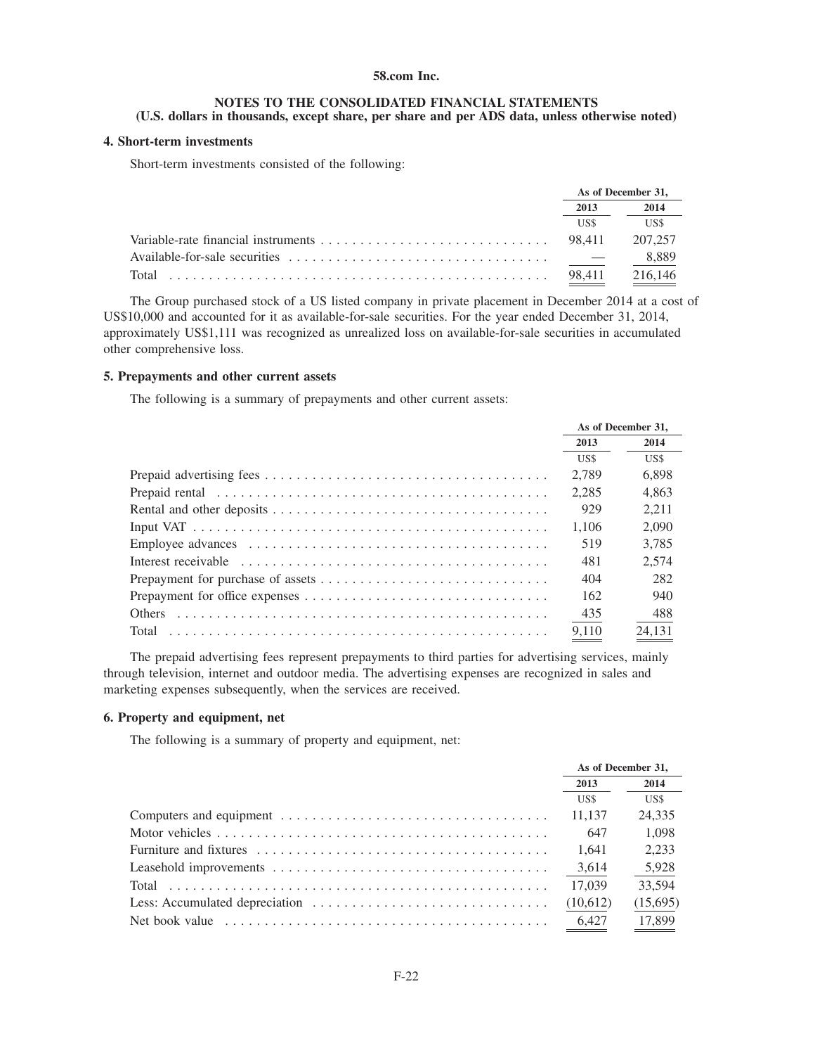**58.com Inc.**

**NOTES TO THE CONSOLIDATED FINANCIAL STATEMENTS**
**(U.S. dollars in thousands, except share, per share and per ADS data, unless otherwise noted)**

### 4. Short-term investments

Short-term investments consisted of the following:

| | As of December 31, | |
|---|---|---|
| | 2013 | 2014 |
| | US$ | US$ |
| Variable-rate financial instruments | 98,411 | 207,257 |
| Available-for-sale securities | — | 8,889 |
| Total | 98,411 | 216,146 |

The Group purchased stock of a US listed company in private placement in December 2014 at a cost of US$10,000 and accounted for it as available-for-sale securities. For the year ended December 31, 2014, approximately US$1,111 was recognized as unrealized loss on available-for-sale securities in accumulated other comprehensive loss.

### 5. Prepayments and other current assets

The following is a summary of prepayments and other current assets:

| | As of December 31, | |
|---|---|---|
| | 2013 | 2014 |
| | US$ | US$ |
| Prepaid advertising fees | 2,789 | 6,898 |
| Prepaid rental | 2,285 | 4,863 |
| Rental and other deposits | 929 | 2,211 |
| Input VAT | 1,106 | 2,090 |
| Employee advances | 519 | 3,785 |
| Interest receivable | 481 | 2,574 |
| Prepayment for purchase of assets | 404 | 282 |
| Prepayment for office expenses | 162 | 940 |
| Others | 435 | 488 |
| Total | 9,110 | 24,131 |

The prepaid advertising fees represent prepayments to third parties for advertising services, mainly through television, internet and outdoor media. The advertising expenses are recognized in sales and marketing expenses subsequently, when the services are received.

### 6. Property and equipment, net

The following is a summary of property and equipment, net:

| | As of December 31, | |
|---|---|---|
| | 2013 | 2014 |
| | US$ | US$ |
| Computers and equipment | 11,137 | 24,335 |
| Motor vehicles | 647 | 1,098 |
| Furniture and fixtures | 1,641 | 2,233 |
| Leasehold improvements | 3,614 | 5,928 |
| Total | 17,039 | 33,594 |
| Less: Accumulated depreciation | (10,612) | (15,695) |
| Net book value | 6,427 | 17,899 |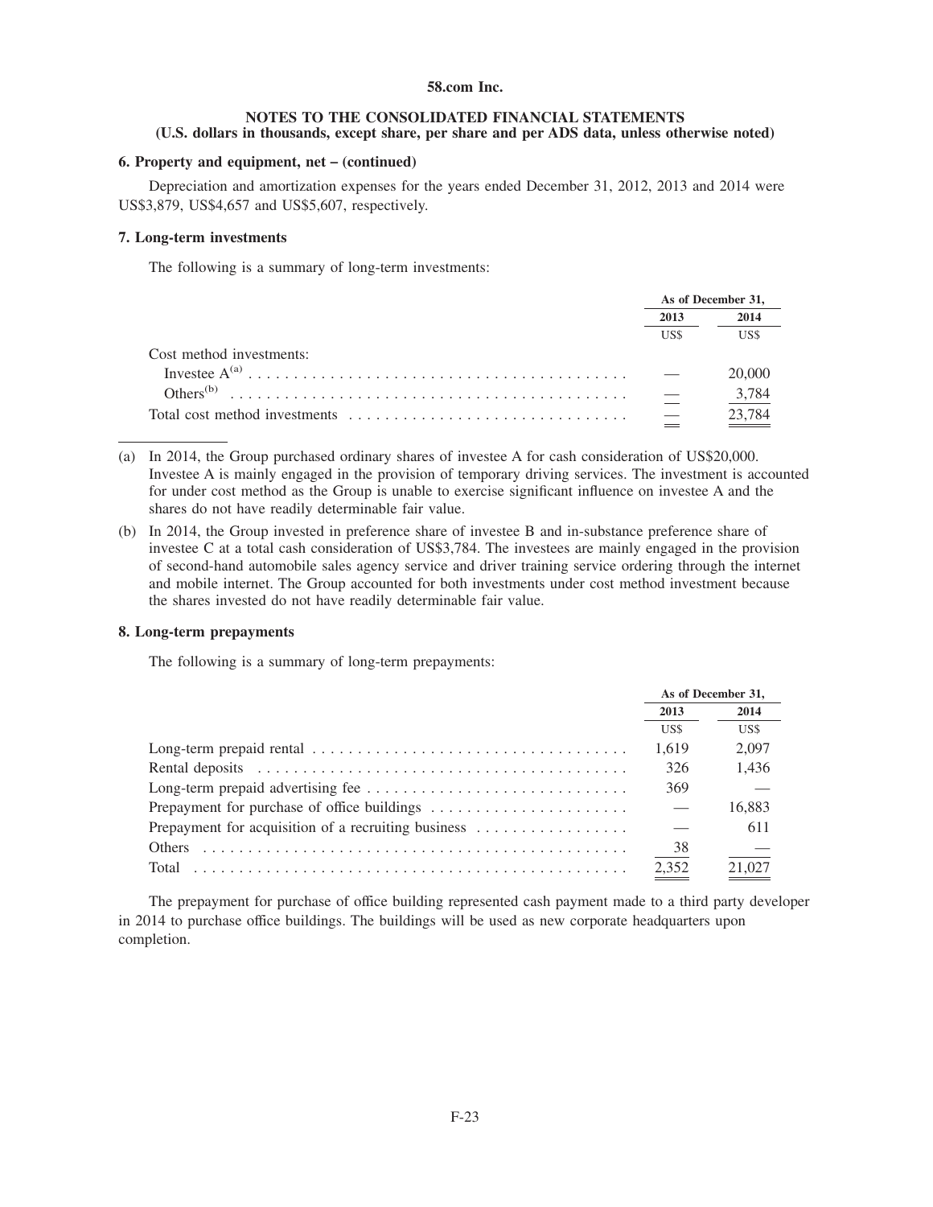**58.com Inc.**

**NOTES TO THE CONSOLIDATED FINANCIAL STATEMENTS**
**(U.S. dollars in thousands, except share, per share and per ADS data, unless otherwise noted)**

**6. Property and equipment, net – (continued)**

Depreciation and amortization expenses for the years ended December 31, 2012, 2013 and 2014 were US$3,879, US$4,657 and US$5,607, respectively.

**7. Long-term investments**

The following is a summary of long-term investments:

| | As of December 31, | |
|---|---|---|
| | 2013 | 2014 |
| | US$ | US$ |
| Cost method investments: | | |
| Investee A[(a)] | — | 20,000 |
| Others[(b)] | — | 3,784 |
| Total cost method investments | — | 23,784 |

(a) In 2014, the Group purchased ordinary shares of investee A for cash consideration of US$20,000. Investee A is mainly engaged in the provision of temporary driving services. The investment is accounted for under cost method as the Group is unable to exercise significant influence on investee A and the shares do not have readily determinable fair value.

(b) In 2014, the Group invested in preference share of investee B and in-substance preference share of investee C at a total cash consideration of US$3,784. The investees are mainly engaged in the provision of second-hand automobile sales agency service and driver training service ordering through the internet and mobile internet. The Group accounted for both investments under cost method investment because the shares invested do not have readily determinable fair value.

**8. Long-term prepayments**

The following is a summary of long-term prepayments:

| | As of December 31, | |
|---|---|---|
| | 2013 | 2014 |
| | US$ | US$ |
| Long-term prepaid rental | 1,619 | 2,097 |
| Rental deposits | 326 | 1,436 |
| Long-term prepaid advertising fee | 369 | — |
| Prepayment for purchase of office buildings | — | 16,883 |
| Prepayment for acquisition of a recruiting business | — | 611 |
| Others | 38 | — |
| Total | 2,352 | 21,027 |

The prepayment for purchase of office building represented cash payment made to a third party developer in 2014 to purchase office buildings. The buildings will be used as new corporate headquarters upon completion.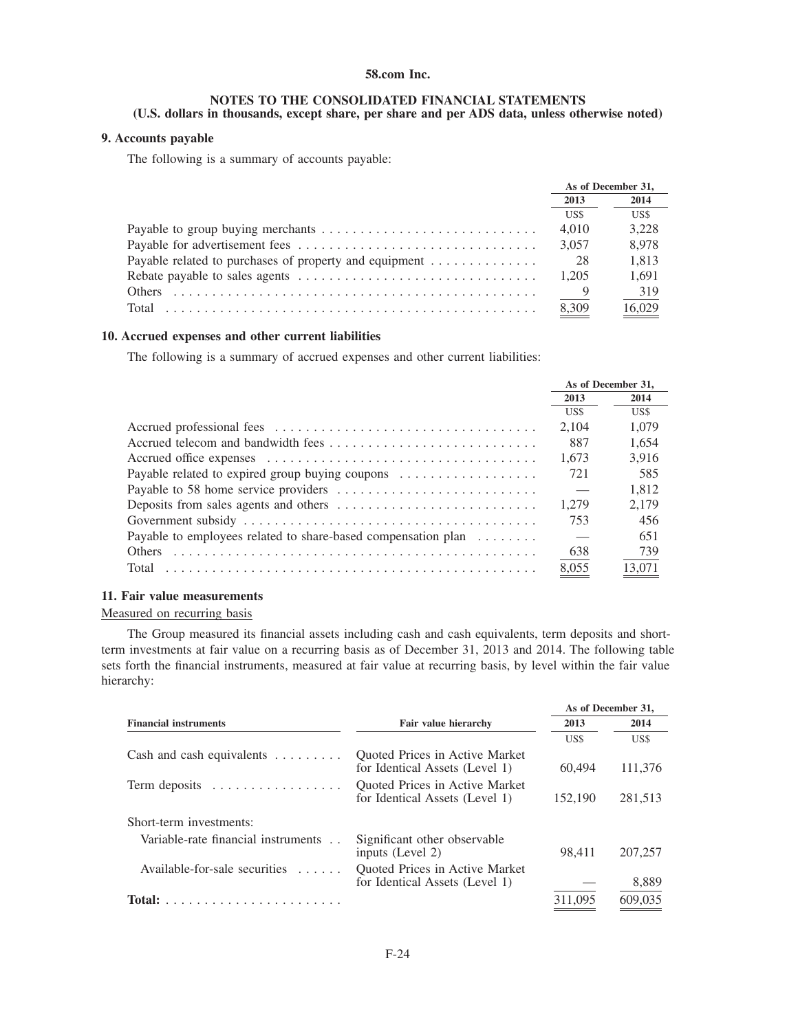**58.com Inc.**

**NOTES TO THE CONSOLIDATED FINANCIAL STATEMENTS**
**(U.S. dollars in thousands, except share, per share and per ADS data, unless otherwise noted)**

### 9. Accounts payable

The following is a summary of accounts payable:

| | As of December 31, | |
|---|---|---|
| | 2013 | 2014 |
| | US$ | US$ |
| Payable to group buying merchants | 4,010 | 3,228 |
| Payable for advertisement fees | 3,057 | 8,978 |
| Payable related to purchases of property and equipment | 28 | 1,813 |
| Rebate payable to sales agents | 1,205 | 1,691 |
| Others | 9 | 319 |
| Total | 8,309 | 16,029 |

### 10. Accrued expenses and other current liabilities

The following is a summary of accrued expenses and other current liabilities:

| | As of December 31, | |
|---|---|---|
| | 2013 | 2014 |
| | US$ | US$ |
| Accrued professional fees | 2,104 | 1,079 |
| Accrued telecom and bandwidth fees | 887 | 1,654 |
| Accrued office expenses | 1,673 | 3,916 |
| Payable related to expired group buying coupons | 721 | 585 |
| Payable to 58 home service providers | — | 1,812 |
| Deposits from sales agents and others | 1,279 | 2,179 |
| Government subsidy | 753 | 456 |
| Payable to employees related to share-based compensation plan | — | 651 |
| Others | 638 | 739 |
| Total | 8,055 | 13,071 |

### 11. Fair value measurements

Measured on recurring basis

The Group measured its financial assets including cash and cash equivalents, term deposits and short-term investments at fair value on a recurring basis as of December 31, 2013 and 2014. The following table sets forth the financial instruments, measured at fair value at recurring basis, by level within the fair value hierarchy:

| Financial instruments | Fair value hierarchy | As of December 31, 2013 | As of December 31, 2014 |
|---|---|---|---|
| | | US$ | US$ |
| Cash and cash equivalents | Quoted Prices in Active Market for Identical Assets (Level 1) | 60,494 | 111,376 |
| Term deposits | Quoted Prices in Active Market for Identical Assets (Level 1) | 152,190 | 281,513 |
| Short-term investments: | | | |
| Variable-rate financial instruments | Significant other observable inputs (Level 2) | 98,411 | 207,257 |
| Available-for-sale securities | Quoted Prices in Active Market for Identical Assets (Level 1) | — | 8,889 |
| **Total:** | | 311,095 | 609,035 |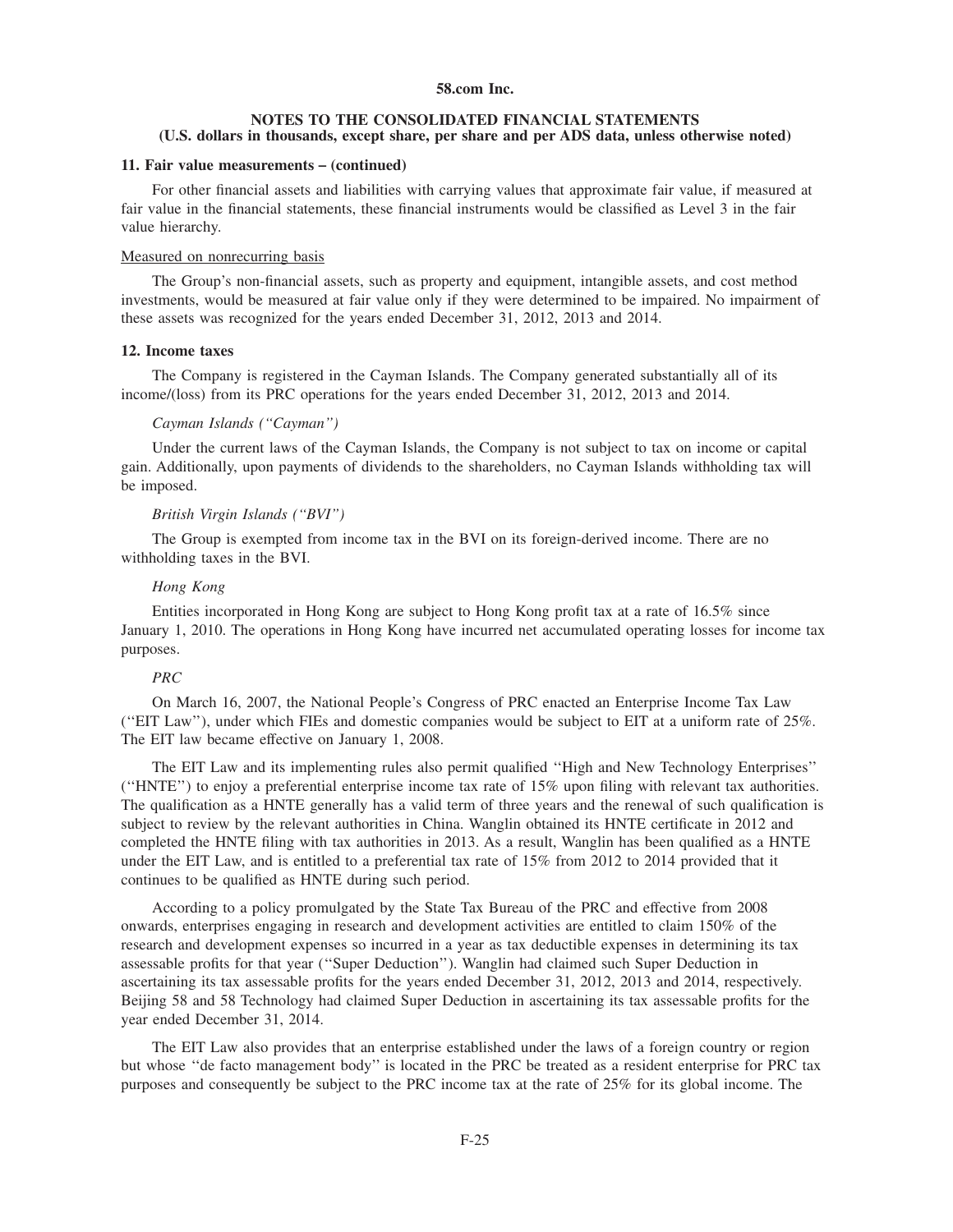**58.com Inc.**

**NOTES TO THE CONSOLIDATED FINANCIAL STATEMENTS**
**(U.S. dollars in thousands, except share, per share and per ADS data, unless otherwise noted)**

**11. Fair value measurements – (continued)**

For other financial assets and liabilities with carrying values that approximate fair value, if measured at fair value in the financial statements, these financial instruments would be classified as Level 3 in the fair value hierarchy.

Measured on nonrecurring basis

The Group's non-financial assets, such as property and equipment, intangible assets, and cost method investments, would be measured at fair value only if they were determined to be impaired. No impairment of these assets was recognized for the years ended December 31, 2012, 2013 and 2014.

**12. Income taxes**

The Company is registered in the Cayman Islands. The Company generated substantially all of its income/(loss) from its PRC operations for the years ended December 31, 2012, 2013 and 2014.

*Cayman Islands ("Cayman")*

Under the current laws of the Cayman Islands, the Company is not subject to tax on income or capital gain. Additionally, upon payments of dividends to the shareholders, no Cayman Islands withholding tax will be imposed.

*British Virgin Islands ("BVI")*

The Group is exempted from income tax in the BVI on its foreign-derived income. There are no withholding taxes in the BVI.

*Hong Kong*

Entities incorporated in Hong Kong are subject to Hong Kong profit tax at a rate of 16.5% since January 1, 2010. The operations in Hong Kong have incurred net accumulated operating losses for income tax purposes.

*PRC*

On March 16, 2007, the National People's Congress of PRC enacted an Enterprise Income Tax Law ("EIT Law"), under which FIEs and domestic companies would be subject to EIT at a uniform rate of 25%. The EIT law became effective on January 1, 2008.

The EIT Law and its implementing rules also permit qualified "High and New Technology Enterprises" ("HNTE") to enjoy a preferential enterprise income tax rate of 15% upon filing with relevant tax authorities. The qualification as a HNTE generally has a valid term of three years and the renewal of such qualification is subject to review by the relevant authorities in China. Wanglin obtained its HNTE certificate in 2012 and completed the HNTE filing with tax authorities in 2013. As a result, Wanglin has been qualified as a HNTE under the EIT Law, and is entitled to a preferential tax rate of 15% from 2012 to 2014 provided that it continues to be qualified as HNTE during such period.

According to a policy promulgated by the State Tax Bureau of the PRC and effective from 2008 onwards, enterprises engaging in research and development activities are entitled to claim 150% of the research and development expenses so incurred in a year as tax deductible expenses in determining its tax assessable profits for that year ("Super Deduction"). Wanglin had claimed such Super Deduction in ascertaining its tax assessable profits for the years ended December 31, 2012, 2013 and 2014, respectively. Beijing 58 and 58 Technology had claimed Super Deduction in ascertaining its tax assessable profits for the year ended December 31, 2014.

The EIT Law also provides that an enterprise established under the laws of a foreign country or region but whose "de facto management body" is located in the PRC be treated as a resident enterprise for PRC tax purposes and consequently be subject to the PRC income tax at the rate of 25% for its global income. The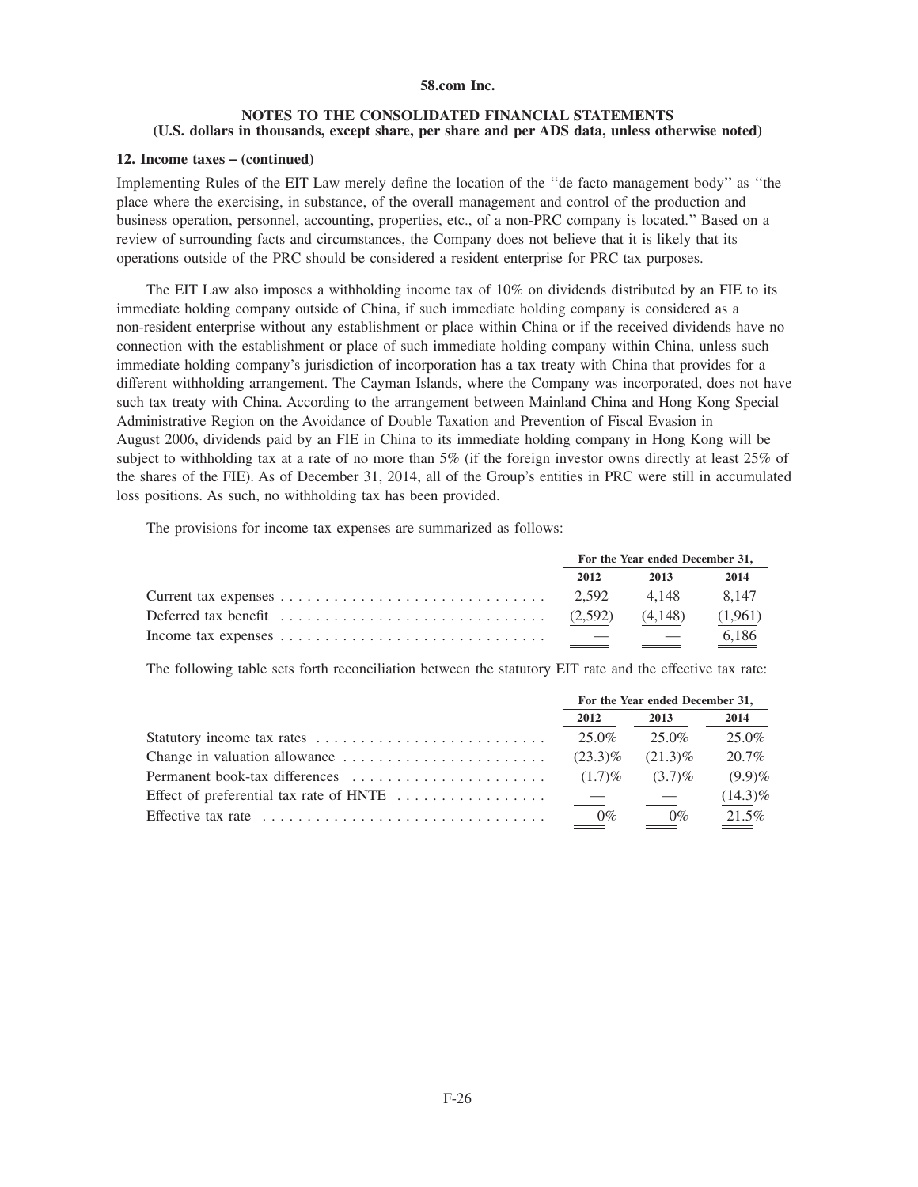**12. Income taxes – (continued)**

Implementing Rules of the EIT Law merely define the location of the ''de facto management body'' as ''the place where the exercising, in substance, of the overall management and control of the production and business operation, personnel, accounting, properties, etc., of a non-PRC company is located.'' Based on a review of surrounding facts and circumstances, the Company does not believe that it is likely that its operations outside of the PRC should be considered a resident enterprise for PRC tax purposes.

The EIT Law also imposes a withholding income tax of 10% on dividends distributed by an FIE to its immediate holding company outside of China, if such immediate holding company is considered as a non-resident enterprise without any establishment or place within China or if the received dividends have no connection with the establishment or place of such immediate holding company within China, unless such immediate holding company's jurisdiction of incorporation has a tax treaty with China that provides for a different withholding arrangement. The Cayman Islands, where the Company was incorporated, does not have such tax treaty with China. According to the arrangement between Mainland China and Hong Kong Special Administrative Region on the Avoidance of Double Taxation and Prevention of Fiscal Evasion in August 2006, dividends paid by an FIE in China to its immediate holding company in Hong Kong will be subject to withholding tax at a rate of no more than 5% (if the foreign investor owns directly at least 25% of the shares of the FIE). As of December 31, 2014, all of the Group's entities in PRC were still in accumulated loss positions. As such, no withholding tax has been provided.

The provisions for income tax expenses are summarized as follows:

| | For the Year ended December 31, | | |
|---|---|---|---|
| | 2012 | 2013 | 2014 |
| Current tax expenses | 2,592 | 4,148 | 8,147 |
| Deferred tax benefit | (2,592) | (4,148) | (1,961) |
| Income tax expenses | — | — | 6,186 |

The following table sets forth reconciliation between the statutory EIT rate and the effective tax rate:

| | For the Year ended December 31, | | |
|---|---|---|---|
| | 2012 | 2013 | 2014 |
| Statutory income tax rates | 25.0% | 25.0% | 25.0% |
| Change in valuation allowance | (23.3)% | (21.3)% | 20.7% |
| Permanent book-tax differences | (1.7)% | (3.7)% | (9.9)% |
| Effect of preferential tax rate of HNTE | — | — | (14.3)% |
| Effective tax rate | 0% | 0% | 21.5% |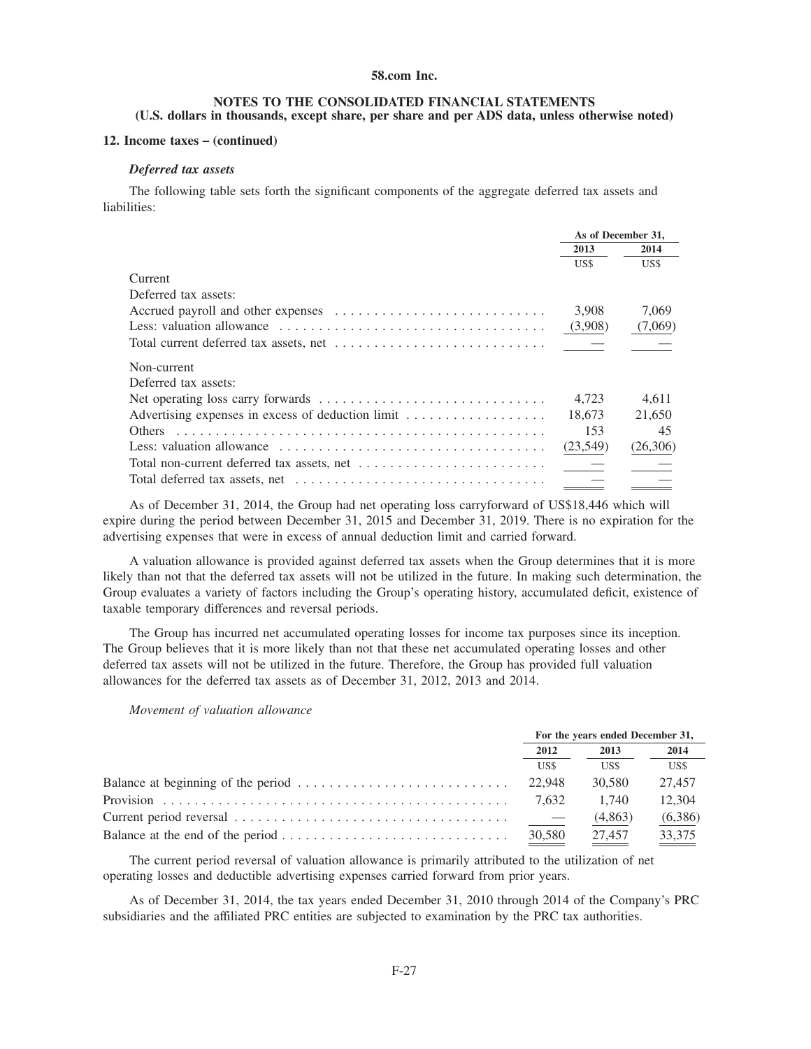**58.com Inc.**

**NOTES TO THE CONSOLIDATED FINANCIAL STATEMENTS**
**(U.S. dollars in thousands, except share, per share and per ADS data, unless otherwise noted)**

**12. Income taxes – (continued)**

***Deferred tax assets***

The following table sets forth the significant components of the aggregate deferred tax assets and liabilities:

| | As of December 31, | |
|---|---|---|
| | 2013 | 2014 |
| | US$ | US$ |
| Current | | |
| Deferred tax assets: | | |
| Accrued payroll and other expenses | 3,908 | 7,069 |
| Less: valuation allowance | (3,908) | (7,069) |
| Total current deferred tax assets, net | — | — |
| Non-current | | |
| Deferred tax assets: | | |
| Net operating loss carry forwards | 4,723 | 4,611 |
| Advertising expenses in excess of deduction limit | 18,673 | 21,650 |
| Others | 153 | 45 |
| Less: valuation allowance | (23,549) | (26,306) |
| Total non-current deferred tax assets, net | — | — |
| Total deferred tax assets, net | — | — |

As of December 31, 2014, the Group had net operating loss carryforward of US$18,446 which will expire during the period between December 31, 2015 and December 31, 2019. There is no expiration for the advertising expenses that were in excess of annual deduction limit and carried forward.

A valuation allowance is provided against deferred tax assets when the Group determines that it is more likely than not that the deferred tax assets will not be utilized in the future. In making such determination, the Group evaluates a variety of factors including the Group's operating history, accumulated deficit, existence of taxable temporary differences and reversal periods.

The Group has incurred net accumulated operating losses for income tax purposes since its inception. The Group believes that it is more likely than not that these net accumulated operating losses and other deferred tax assets will not be utilized in the future. Therefore, the Group has provided full valuation allowances for the deferred tax assets as of December 31, 2012, 2013 and 2014.

*Movement of valuation allowance*

| | For the years ended December 31, | | |
|---|---|---|---|
| | 2012 | 2013 | 2014 |
| | US$ | US$ | US$ |
| Balance at beginning of the period | 22,948 | 30,580 | 27,457 |
| Provision | 7,632 | 1,740 | 12,304 |
| Current period reversal | — | (4,863) | (6,386) |
| Balance at the end of the period | 30,580 | 27,457 | 33,375 |

The current period reversal of valuation allowance is primarily attributed to the utilization of net operating losses and deductible advertising expenses carried forward from prior years.

As of December 31, 2014, the tax years ended December 31, 2010 through 2014 of the Company's PRC subsidiaries and the affiliated PRC entities are subjected to examination by the PRC tax authorities.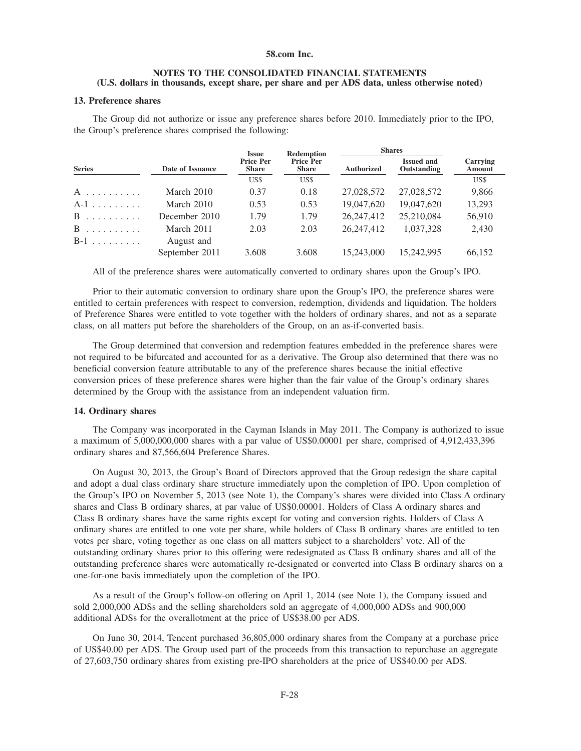**58.com Inc.**

**NOTES TO THE CONSOLIDATED FINANCIAL STATEMENTS**
**(U.S. dollars in thousands, except share, per share and per ADS data, unless otherwise noted)**

### 13. Preference shares

The Group did not authorize or issue any preference shares before 2010. Immediately prior to the IPO, the Group's preference shares comprised the following:

| Series | Date of Issuance | Issue Price Per Share | Redemption Price Per Share | Shares | | Carrying Amount |
|---|---|---|---|---|---|---|
| | | | | Authorized | Issued and Outstanding | |
| | | US$ | US$ | | | US$ |
| A | March 2010 | 0.37 | 0.18 | 27,028,572 | 27,028,572 | 9,866 |
| A-1 | March 2010 | 0.53 | 0.53 | 19,047,620 | 19,047,620 | 13,293 |
| B | December 2010 | 1.79 | 1.79 | 26,247,412 | 25,210,084 | 56,910 |
| B | March 2011 | 2.03 | 2.03 | 26,247,412 | 1,037,328 | 2,430 |
| B-1 | August and September 2011 | 3.608 | 3.608 | 15,243,000 | 15,242,995 | 66,152 |

All of the preference shares were automatically converted to ordinary shares upon the Group's IPO.

Prior to their automatic conversion to ordinary share upon the Group's IPO, the preference shares were entitled to certain preferences with respect to conversion, redemption, dividends and liquidation. The holders of Preference Shares were entitled to vote together with the holders of ordinary shares, and not as a separate class, on all matters put before the shareholders of the Group, on an as-if-converted basis.

The Group determined that conversion and redemption features embedded in the preference shares were not required to be bifurcated and accounted for as a derivative. The Group also determined that there was no beneficial conversion feature attributable to any of the preference shares because the initial effective conversion prices of these preference shares were higher than the fair value of the Group's ordinary shares determined by the Group with the assistance from an independent valuation firm.

### 14. Ordinary shares

The Company was incorporated in the Cayman Islands in May 2011. The Company is authorized to issue a maximum of 5,000,000,000 shares with a par value of US$0.00001 per share, comprised of 4,912,433,396 ordinary shares and 87,566,604 Preference Shares.

On August 30, 2013, the Group's Board of Directors approved that the Group redesign the share capital and adopt a dual class ordinary share structure immediately upon the completion of IPO. Upon completion of the Group's IPO on November 5, 2013 (see Note 1), the Company's shares were divided into Class A ordinary shares and Class B ordinary shares, at par value of US$0.00001. Holders of Class A ordinary shares and Class B ordinary shares have the same rights except for voting and conversion rights. Holders of Class A ordinary shares are entitled to one vote per share, while holders of Class B ordinary shares are entitled to ten votes per share, voting together as one class on all matters subject to a shareholders' vote. All of the outstanding ordinary shares prior to this offering were redesignated as Class B ordinary shares and all of the outstanding preference shares were automatically re-designated or converted into Class B ordinary shares on a one-for-one basis immediately upon the completion of the IPO.

As a result of the Group's follow-on offering on April 1, 2014 (see Note 1), the Company issued and sold 2,000,000 ADSs and the selling shareholders sold an aggregate of 4,000,000 ADSs and 900,000 additional ADSs for the overallotment at the price of US$38.00 per ADS.

On June 30, 2014, Tencent purchased 36,805,000 ordinary shares from the Company at a purchase price of US$40.00 per ADS. The Group used part of the proceeds from this transaction to repurchase an aggregate of 27,603,750 ordinary shares from existing pre-IPO shareholders at the price of US$40.00 per ADS.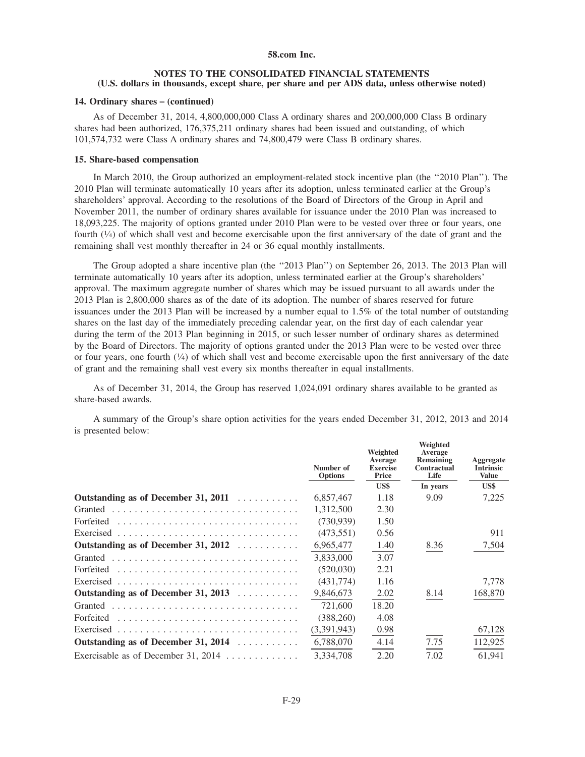## 14. Ordinary shares – (continued)

As of December 31, 2014, 4,800,000,000 Class A ordinary shares and 200,000,000 Class B ordinary shares had been authorized, 176,375,211 ordinary shares had been issued and outstanding, of which 101,574,732 were Class A ordinary shares and 74,800,479 were Class B ordinary shares.

## 15. Share-based compensation

In March 2010, the Group authorized an employment-related stock incentive plan (the ''2010 Plan''). The 2010 Plan will terminate automatically 10 years after its adoption, unless terminated earlier at the Group's shareholders' approval. According to the resolutions of the Board of Directors of the Group in April and November 2011, the number of ordinary shares available for issuance under the 2010 Plan was increased to 18,093,225. The majority of options granted under 2010 Plan were to be vested over three or four years, one fourth (¼) of which shall vest and become exercisable upon the first anniversary of the date of grant and the remaining shall vest monthly thereafter in 24 or 36 equal monthly installments.

The Group adopted a share incentive plan (the ''2013 Plan'') on September 26, 2013. The 2013 Plan will terminate automatically 10 years after its adoption, unless terminated earlier at the Group's shareholders' approval. The maximum aggregate number of shares which may be issued pursuant to all awards under the 2013 Plan is 2,800,000 shares as of the date of its adoption. The number of shares reserved for future issuances under the 2013 Plan will be increased by a number equal to 1.5% of the total number of outstanding shares on the last day of the immediately preceding calendar year, on the first day of each calendar year during the term of the 2013 Plan beginning in 2015, or such lesser number of ordinary shares as determined by the Board of Directors. The majority of options granted under the 2013 Plan were to be vested over three or four years, one fourth (¼) of which shall vest and become exercisable upon the first anniversary of the date of grant and the remaining shall vest every six months thereafter in equal installments.

As of December 31, 2014, the Group has reserved 1,024,091 ordinary shares available to be granted as share-based awards.

A summary of the Group's share option activities for the years ended December 31, 2012, 2013 and 2014 is presented below:

| | Number of Options | Weighted Average Exercise Price | Weighted Average Remaining Contractual Life | Aggregate Intrinsic Value |
|---|---|---|---|---|
| | | US$ | In years | US$ |
| **Outstanding as of December 31, 2011** | 6,857,467 | 1.18 | 9.09 | 7,225 |
| Granted | 1,312,500 | 2.30 | | |
| Forfeited | (730,939) | 1.50 | | |
| Exercised | (473,551) | 0.56 | | 911 |
| **Outstanding as of December 31, 2012** | 6,965,477 | 1.40 | 8.36 | 7,504 |
| Granted | 3,833,000 | 3.07 | | |
| Forfeited | (520,030) | 2.21 | | |
| Exercised | (431,774) | 1.16 | | 7,778 |
| **Outstanding as of December 31, 2013** | 9,846,673 | 2.02 | 8.14 | 168,870 |
| Granted | 721,600 | 18.20 | | |
| Forfeited | (388,260) | 4.08 | | |
| Exercised | (3,391,943) | 0.98 | | 67,128 |
| **Outstanding as of December 31, 2014** | 6,788,070 | 4.14 | 7.75 | 112,925 |
| Exercisable as of December 31, 2014 | 3,334,708 | 2.20 | 7.02 | 61,941 |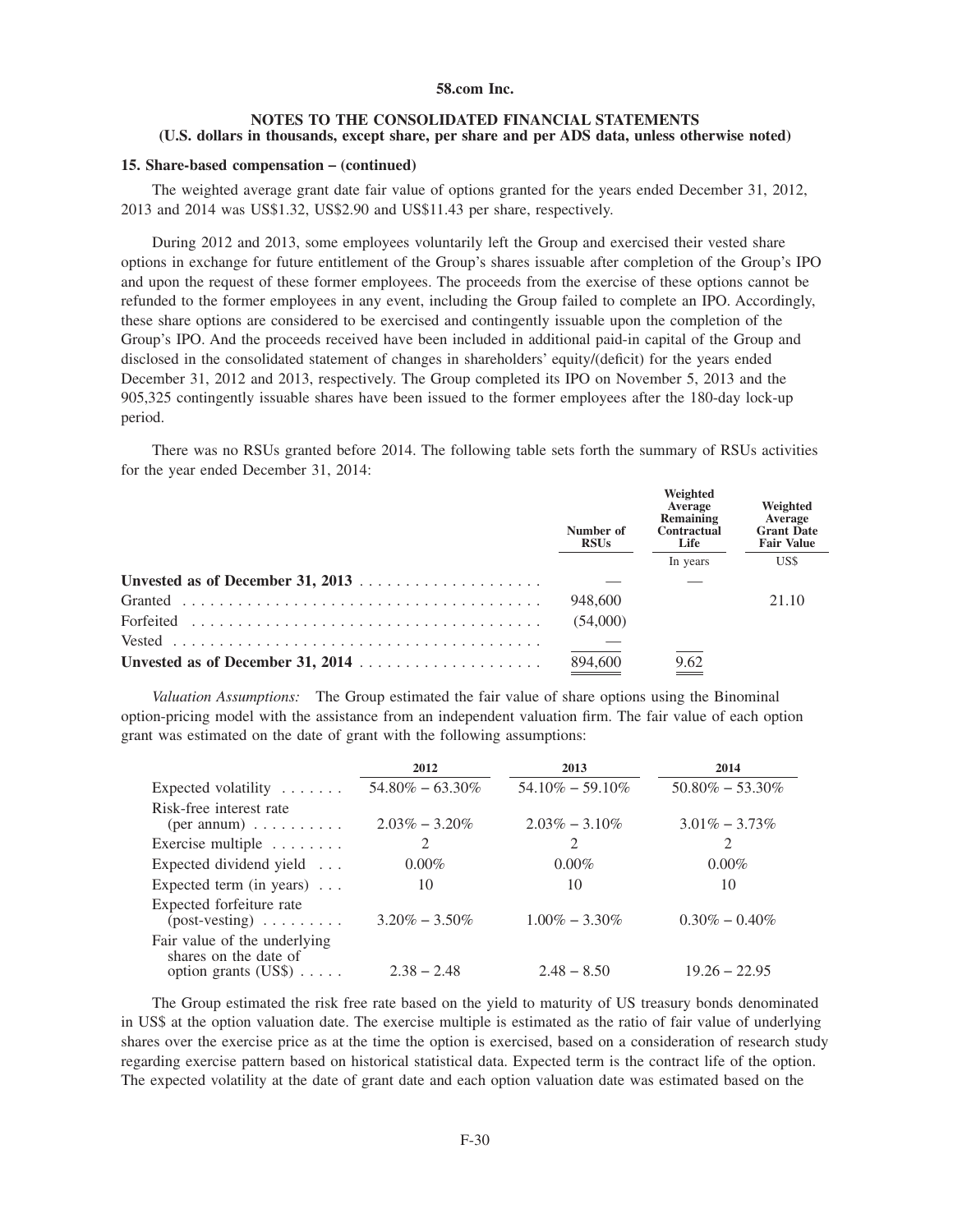**58.com Inc.**

**NOTES TO THE CONSOLIDATED FINANCIAL STATEMENTS**
**(U.S. dollars in thousands, except share, per share and per ADS data, unless otherwise noted)**

**15. Share-based compensation – (continued)**

The weighted average grant date fair value of options granted for the years ended December 31, 2012, 2013 and 2014 was US$1.32, US$2.90 and US$11.43 per share, respectively.

During 2012 and 2013, some employees voluntarily left the Group and exercised their vested share options in exchange for future entitlement of the Group's shares issuable after completion of the Group's IPO and upon the request of these former employees. The proceeds from the exercise of these options cannot be refunded to the former employees in any event, including the Group failed to complete an IPO. Accordingly, these share options are considered to be exercised and contingently issuable upon the completion of the Group's IPO. And the proceeds received have been included in additional paid-in capital of the Group and disclosed in the consolidated statement of changes in shareholders' equity/(deficit) for the years ended December 31, 2012 and 2013, respectively. The Group completed its IPO on November 5, 2013 and the 905,325 contingently issuable shares have been issued to the former employees after the 180-day lock-up period.

There was no RSUs granted before 2014. The following table sets forth the summary of RSUs activities for the year ended December 31, 2014:

| | Number of RSUs | Weighted Average Remaining Contractual Life | Weighted Average Grant Date Fair Value |
|---|---|---|---|
| | | In years | US$ |
| **Unvested as of December 31, 2013** | — | — | |
| Granted | 948,600 | | 21.10 |
| Forfeited | (54,000) | | |
| Vested | — | | |
| **Unvested as of December 31, 2014** | 894,600 | 9.62 | |

*Valuation Assumptions:* The Group estimated the fair value of share options using the Binominal option-pricing model with the assistance from an independent valuation firm. The fair value of each option grant was estimated on the date of grant with the following assumptions:

| | 2012 | 2013 | 2014 |
|---|---|---|---|
| Expected volatility | 54.80% – 63.30% | 54.10% – 59.10% | 50.80% – 53.30% |
| Risk-free interest rate (per annum) | 2.03% – 3.20% | 2.03% – 3.10% | 3.01% – 3.73% |
| Exercise multiple | 2 | 2 | 2 |
| Expected dividend yield | 0.00% | 0.00% | 0.00% |
| Expected term (in years) | 10 | 10 | 10 |
| Expected forfeiture rate (post-vesting) | 3.20% – 3.50% | 1.00% – 3.30% | 0.30% – 0.40% |
| Fair value of the underlying shares on the date of option grants (US$) | 2.38 – 2.48 | 2.48 – 8.50 | 19.26 – 22.95 |

The Group estimated the risk free rate based on the yield to maturity of US treasury bonds denominated in US$ at the option valuation date. The exercise multiple is estimated as the ratio of fair value of underlying shares over the exercise price as at the time the option is exercised, based on a consideration of research study regarding exercise pattern based on historical statistical data. Expected term is the contract life of the option. The expected volatility at the date of grant date and each option valuation date was estimated based on the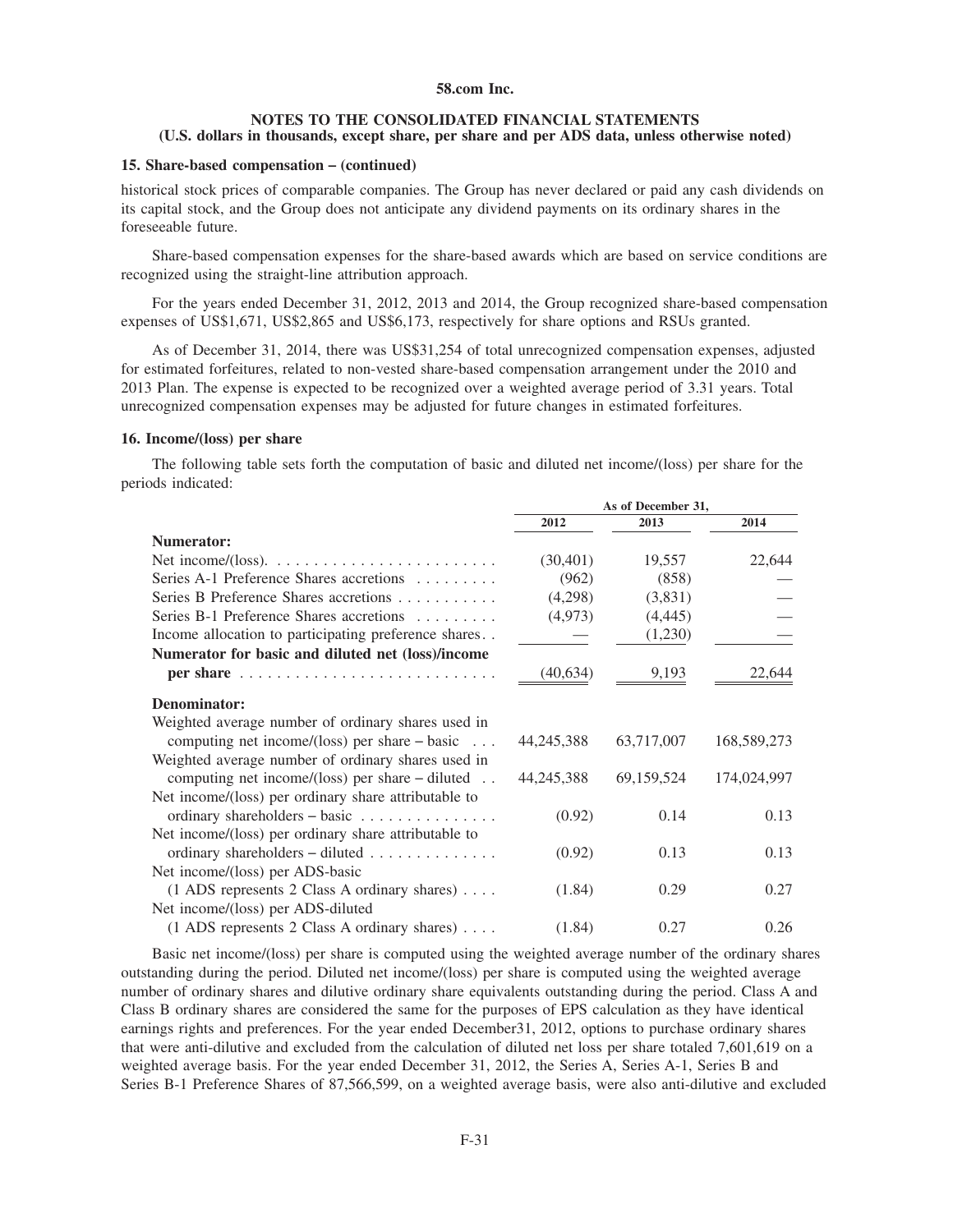58.com Inc.

**NOTES TO THE CONSOLIDATED FINANCIAL STATEMENTS**
**(U.S. dollars in thousands, except share, per share and per ADS data, unless otherwise noted)**

### 15. Share-based compensation – (continued)

historical stock prices of comparable companies. The Group has never declared or paid any cash dividends on its capital stock, and the Group does not anticipate any dividend payments on its ordinary shares in the foreseeable future.

Share-based compensation expenses for the share-based awards which are based on service conditions are recognized using the straight-line attribution approach.

For the years ended December 31, 2012, 2013 and 2014, the Group recognized share-based compensation expenses of US$1,671, US$2,865 and US$6,173, respectively for share options and RSUs granted.

As of December 31, 2014, there was US$31,254 of total unrecognized compensation expenses, adjusted for estimated forfeitures, related to non-vested share-based compensation arrangement under the 2010 and 2013 Plan. The expense is expected to be recognized over a weighted average period of 3.31 years. Total unrecognized compensation expenses may be adjusted for future changes in estimated forfeitures.

### 16. Income/(loss) per share

The following table sets forth the computation of basic and diluted net income/(loss) per share for the periods indicated:

| | As of December 31, | | |
|---|---|---|---|
| | 2012 | 2013 | 2014 |
| **Numerator:** | | | |
| Net income/(loss) | (30,401) | 19,557 | 22,644 |
| Series A-1 Preference Shares accretions | (962) | (858) | — |
| Series B Preference Shares accretions | (4,298) | (3,831) | — |
| Series B-1 Preference Shares accretions | (4,973) | (4,445) | — |
| Income allocation to participating preference shares | — | (1,230) | — |
| **Numerator for basic and diluted net (loss)/income per share** | (40,634) | 9,193 | 22,644 |
| **Denominator:** | | | |
| Weighted average number of ordinary shares used in computing net income/(loss) per share – basic | 44,245,388 | 63,717,007 | 168,589,273 |
| Weighted average number of ordinary shares used in computing net income/(loss) per share – diluted | 44,245,388 | 69,159,524 | 174,024,997 |
| Net income/(loss) per ordinary share attributable to ordinary shareholders – basic | (0.92) | 0.14 | 0.13 |
| Net income/(loss) per ordinary share attributable to ordinary shareholders – diluted | (0.92) | 0.13 | 0.13 |
| Net income/(loss) per ADS-basic (1 ADS represents 2 Class A ordinary shares) | (1.84) | 0.29 | 0.27 |
| Net income/(loss) per ADS-diluted (1 ADS represents 2 Class A ordinary shares) | (1.84) | 0.27 | 0.26 |

Basic net income/(loss) per share is computed using the weighted average number of the ordinary shares outstanding during the period. Diluted net income/(loss) per share is computed using the weighted average number of ordinary shares and dilutive ordinary share equivalents outstanding during the period. Class A and Class B ordinary shares are considered the same for the purposes of EPS calculation as they have identical earnings rights and preferences. For the year ended December31, 2012, options to purchase ordinary shares that were anti-dilutive and excluded from the calculation of diluted net loss per share totaled 7,601,619 on a weighted average basis. For the year ended December 31, 2012, the Series A, Series A-1, Series B and Series B-1 Preference Shares of 87,566,599, on a weighted average basis, were also anti-dilutive and excluded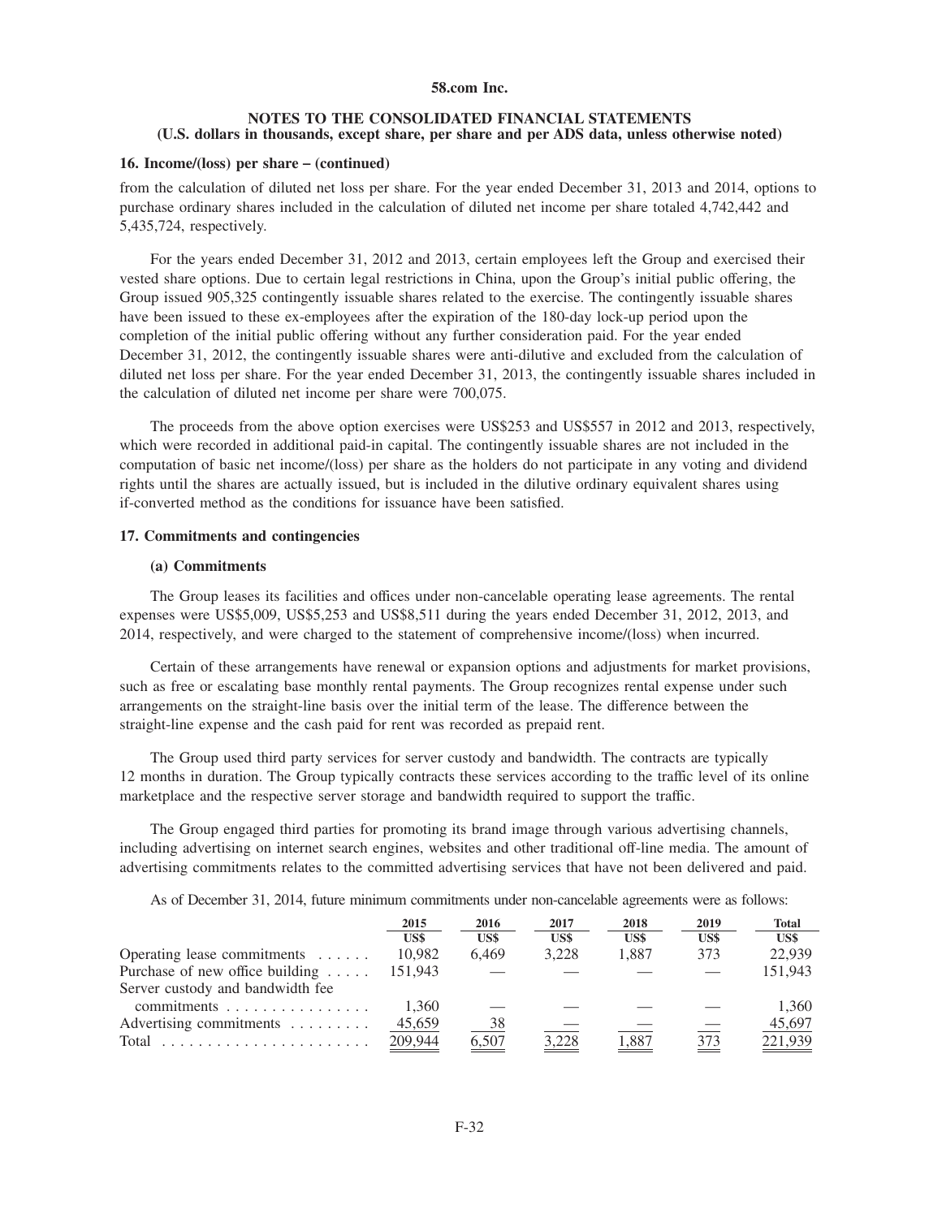**58.com Inc.**

**NOTES TO THE CONSOLIDATED FINANCIAL STATEMENTS**
**(U.S. dollars in thousands, except share, per share and per ADS data, unless otherwise noted)**

**16. Income/(loss) per share – (continued)**

from the calculation of diluted net loss per share. For the year ended December 31, 2013 and 2014, options to purchase ordinary shares included in the calculation of diluted net income per share totaled 4,742,442 and 5,435,724, respectively.

For the years ended December 31, 2012 and 2013, certain employees left the Group and exercised their vested share options. Due to certain legal restrictions in China, upon the Group's initial public offering, the Group issued 905,325 contingently issuable shares related to the exercise. The contingently issuable shares have been issued to these ex-employees after the expiration of the 180-day lock-up period upon the completion of the initial public offering without any further consideration paid. For the year ended December 31, 2012, the contingently issuable shares were anti-dilutive and excluded from the calculation of diluted net loss per share. For the year ended December 31, 2013, the contingently issuable shares included in the calculation of diluted net income per share were 700,075.

The proceeds from the above option exercises were US$253 and US$557 in 2012 and 2013, respectively, which were recorded in additional paid-in capital. The contingently issuable shares are not included in the computation of basic net income/(loss) per share as the holders do not participate in any voting and dividend rights until the shares are actually issued, but is included in the dilutive ordinary equivalent shares using if-converted method as the conditions for issuance have been satisfied.

**17. Commitments and contingencies**

**(a) Commitments**

The Group leases its facilities and offices under non-cancelable operating lease agreements. The rental expenses were US$5,009, US$5,253 and US$8,511 during the years ended December 31, 2012, 2013, and 2014, respectively, and were charged to the statement of comprehensive income/(loss) when incurred.

Certain of these arrangements have renewal or expansion options and adjustments for market provisions, such as free or escalating base monthly rental payments. The Group recognizes rental expense under such arrangements on the straight-line basis over the initial term of the lease. The difference between the straight-line expense and the cash paid for rent was recorded as prepaid rent.

The Group used third party services for server custody and bandwidth. The contracts are typically 12 months in duration. The Group typically contracts these services according to the traffic level of its online marketplace and the respective server storage and bandwidth required to support the traffic.

The Group engaged third parties for promoting its brand image through various advertising channels, including advertising on internet search engines, websites and other traditional off-line media. The amount of advertising commitments relates to the committed advertising services that have not been delivered and paid.

As of December 31, 2014, future minimum commitments under non-cancelable agreements were as follows:

| | 2015 | 2016 | 2017 | 2018 | 2019 | Total |
|---|---|---|---|---|---|---|
| | US$ | US$ | US$ | US$ | US$ | US$ |
| Operating lease commitments | 10,982 | 6,469 | 3,228 | 1,887 | 373 | 22,939 |
| Purchase of new office building | 151,943 | — | — | — | — | 151,943 |
| Server custody and bandwidth fee commitments | 1,360 | — | — | — | — | 1,360 |
| Advertising commitments | 45,659 | 38 | — | — | — | 45,697 |
| Total | 209,944 | 6,507 | 3,228 | 1,887 | 373 | 221,939 |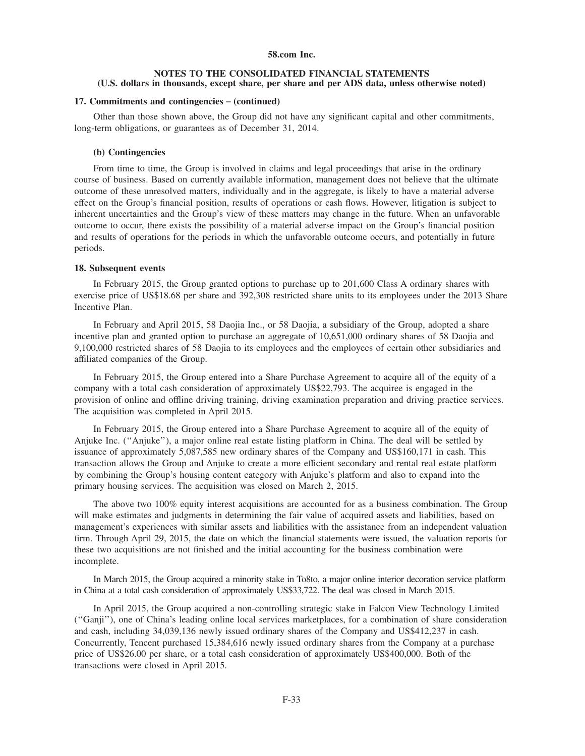## 17. Commitments and contingencies – (continued)

Other than those shown above, the Group did not have any significant capital and other commitments, long-term obligations, or guarantees as of December 31, 2014.

### (b) Contingencies

From time to time, the Group is involved in claims and legal proceedings that arise in the ordinary course of business. Based on currently available information, management does not believe that the ultimate outcome of these unresolved matters, individually and in the aggregate, is likely to have a material adverse effect on the Group's financial position, results of operations or cash flows. However, litigation is subject to inherent uncertainties and the Group's view of these matters may change in the future. When an unfavorable outcome to occur, there exists the possibility of a material adverse impact on the Group's financial position and results of operations for the periods in which the unfavorable outcome occurs, and potentially in future periods.

## 18. Subsequent events

In February 2015, the Group granted options to purchase up to 201,600 Class A ordinary shares with exercise price of US$18.68 per share and 392,308 restricted share units to its employees under the 2013 Share Incentive Plan.

In February and April 2015, 58 Daojia Inc., or 58 Daojia, a subsidiary of the Group, adopted a share incentive plan and granted option to purchase an aggregate of 10,651,000 ordinary shares of 58 Daojia and 9,100,000 restricted shares of 58 Daojia to its employees and the employees of certain other subsidiaries and affiliated companies of the Group.

In February 2015, the Group entered into a Share Purchase Agreement to acquire all of the equity of a company with a total cash consideration of approximately US$22,793. The acquiree is engaged in the provision of online and offline driving training, driving examination preparation and driving practice services. The acquisition was completed in April 2015.

In February 2015, the Group entered into a Share Purchase Agreement to acquire all of the equity of Anjuke Inc. (''Anjuke''), a major online real estate listing platform in China. The deal will be settled by issuance of approximately 5,087,585 new ordinary shares of the Company and US$160,171 in cash. This transaction allows the Group and Anjuke to create a more efficient secondary and rental real estate platform by combining the Group's housing content category with Anjuke's platform and also to expand into the primary housing services. The acquisition was closed on March 2, 2015.

The above two 100% equity interest acquisitions are accounted for as a business combination. The Group will make estimates and judgments in determining the fair value of acquired assets and liabilities, based on management's experiences with similar assets and liabilities with the assistance from an independent valuation firm. Through April 29, 2015, the date on which the financial statements were issued, the valuation reports for these two acquisitions are not finished and the initial accounting for the business combination were incomplete.

In March 2015, the Group acquired a minority stake in To8to, a major online interior decoration service platform in China at a total cash consideration of approximately US$33,722. The deal was closed in March 2015.

In April 2015, the Group acquired a non-controlling strategic stake in Falcon View Technology Limited (''Ganji''), one of China's leading online local services marketplaces, for a combination of share consideration and cash, including 34,039,136 newly issued ordinary shares of the Company and US$412,237 in cash. Concurrently, Tencent purchased 15,384,616 newly issued ordinary shares from the Company at a purchase price of US$26.00 per share, or a total cash consideration of approximately US$400,000. Both of the transactions were closed in April 2015.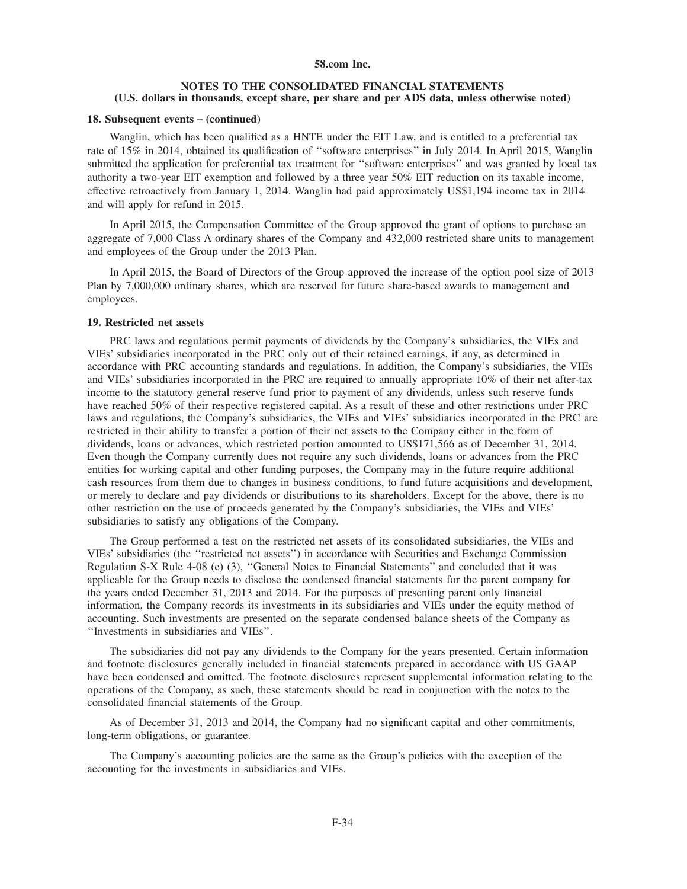### 18. Subsequent events – (continued)

Wanglin, which has been qualified as a HNTE under the EIT Law, and is entitled to a preferential tax rate of 15% in 2014, obtained its qualification of ''software enterprises'' in July 2014. In April 2015, Wanglin submitted the application for preferential tax treatment for ''software enterprises'' and was granted by local tax authority a two-year EIT exemption and followed by a three year 50% EIT reduction on its taxable income, effective retroactively from January 1, 2014. Wanglin had paid approximately US$1,194 income tax in 2014 and will apply for refund in 2015.

In April 2015, the Compensation Committee of the Group approved the grant of options to purchase an aggregate of 7,000 Class A ordinary shares of the Company and 432,000 restricted share units to management and employees of the Group under the 2013 Plan.

In April 2015, the Board of Directors of the Group approved the increase of the option pool size of 2013 Plan by 7,000,000 ordinary shares, which are reserved for future share-based awards to management and employees.

### 19. Restricted net assets

PRC laws and regulations permit payments of dividends by the Company's subsidiaries, the VIEs and VIEs' subsidiaries incorporated in the PRC only out of their retained earnings, if any, as determined in accordance with PRC accounting standards and regulations. In addition, the Company's subsidiaries, the VIEs and VIEs' subsidiaries incorporated in the PRC are required to annually appropriate 10% of their net after-tax income to the statutory general reserve fund prior to payment of any dividends, unless such reserve funds have reached 50% of their respective registered capital. As a result of these and other restrictions under PRC laws and regulations, the Company's subsidiaries, the VIEs and VIEs' subsidiaries incorporated in the PRC are restricted in their ability to transfer a portion of their net assets to the Company either in the form of dividends, loans or advances, which restricted portion amounted to US$171,566 as of December 31, 2014. Even though the Company currently does not require any such dividends, loans or advances from the PRC entities for working capital and other funding purposes, the Company may in the future require additional cash resources from them due to changes in business conditions, to fund future acquisitions and development, or merely to declare and pay dividends or distributions to its shareholders. Except for the above, there is no other restriction on the use of proceeds generated by the Company's subsidiaries, the VIEs and VIEs' subsidiaries to satisfy any obligations of the Company.

The Group performed a test on the restricted net assets of its consolidated subsidiaries, the VIEs and VIEs' subsidiaries (the ''restricted net assets'') in accordance with Securities and Exchange Commission Regulation S-X Rule 4-08 (e) (3), ''General Notes to Financial Statements'' and concluded that it was applicable for the Group needs to disclose the condensed financial statements for the parent company for the years ended December 31, 2013 and 2014. For the purposes of presenting parent only financial information, the Company records its investments in its subsidiaries and VIEs under the equity method of accounting. Such investments are presented on the separate condensed balance sheets of the Company as ''Investments in subsidiaries and VIEs''.

The subsidiaries did not pay any dividends to the Company for the years presented. Certain information and footnote disclosures generally included in financial statements prepared in accordance with US GAAP have been condensed and omitted. The footnote disclosures represent supplemental information relating to the operations of the Company, as such, these statements should be read in conjunction with the notes to the consolidated financial statements of the Group.

As of December 31, 2013 and 2014, the Company had no significant capital and other commitments, long-term obligations, or guarantee.

The Company's accounting policies are the same as the Group's policies with the exception of the accounting for the investments in subsidiaries and VIEs.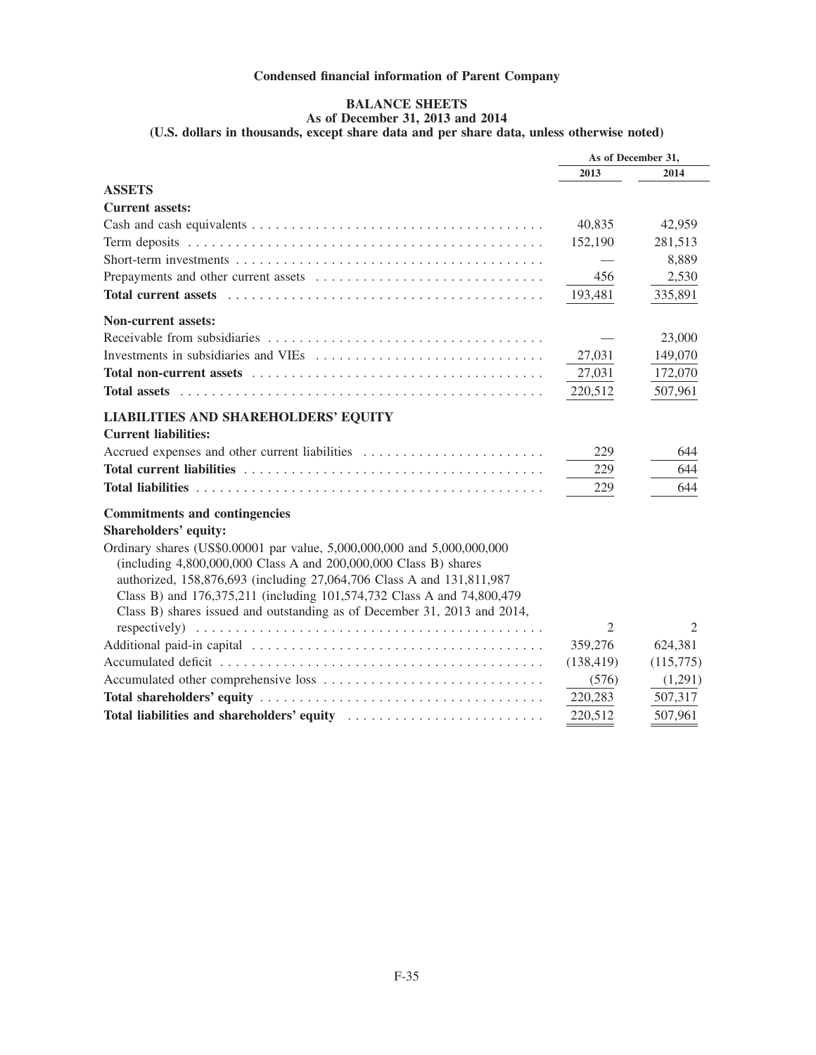## Condensed financial information of Parent Company

### BALANCE SHEETS
### As of December 31, 2013 and 2014
### (U.S. dollars in thousands, except share data and per share data, unless otherwise noted)

| | As of December 31, | |
|---|---|---|
| | 2013 | 2014 |
| **ASSETS** | | |
| **Current assets:** | | |
| Cash and cash equivalents | 40,835 | 42,959 |
| Term deposits | 152,190 | 281,513 |
| Short-term investments | — | 8,889 |
| Prepayments and other current assets | 456 | 2,530 |
| **Total current assets** | 193,481 | 335,891 |
| **Non-current assets:** | | |
| Receivable from subsidiaries | — | 23,000 |
| Investments in subsidiaries and VIEs | 27,031 | 149,070 |
| **Total non-current assets** | 27,031 | 172,070 |
| **Total assets** | 220,512 | 507,961 |
| **LIABILITIES AND SHAREHOLDERS' EQUITY** | | |
| **Current liabilities:** | | |
| Accrued expenses and other current liabilities | 229 | 644 |
| **Total current liabilities** | 229 | 644 |
| **Total liabilities** | 229 | 644 |
| **Commitments and contingencies** | | |
| **Shareholders' equity:** | | |
| Ordinary shares (US$0.00001 par value, 5,000,000,000 and 5,000,000,000 (including 4,800,000,000 Class A and 200,000,000 Class B) shares authorized, 158,876,693 (including 27,064,706 Class A and 131,811,987 Class B) and 176,375,211 (including 101,574,732 Class A and 74,800,479 Class B) shares issued and outstanding as of December 31, 2013 and 2014, respectively) | 2 | 2 |
| Additional paid-in capital | 359,276 | 624,381 |
| Accumulated deficit | (138,419) | (115,775) |
| Accumulated other comprehensive loss | (576) | (1,291) |
| **Total shareholders' equity** | 220,283 | 507,317 |
| **Total liabilities and shareholders' equity** | 220,512 | 507,961 |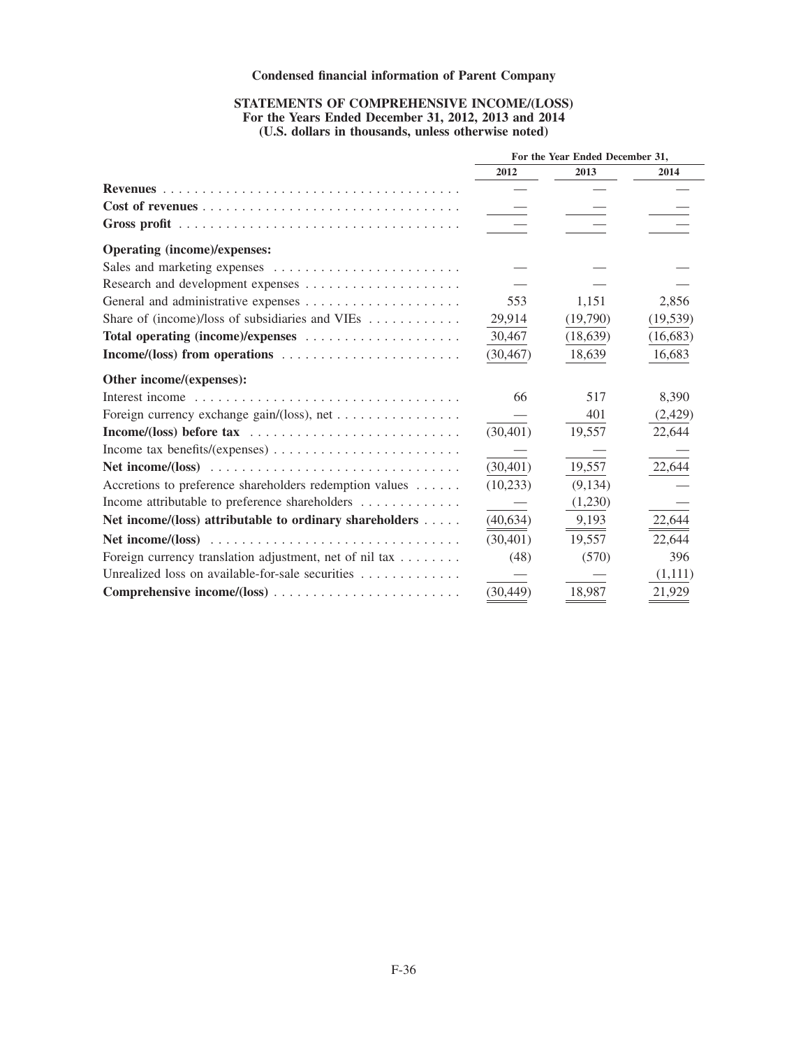## Condensed financial information of Parent Company

### STATEMENTS OF COMPREHENSIVE INCOME/(LOSS)
### For the Years Ended December 31, 2012, 2013 and 2014
### (U.S. dollars in thousands, unless otherwise noted)

| | For the Year Ended December 31, | | |
|---|---|---|---|
| | 2012 | 2013 | 2014 |
| **Revenues** | — | — | — |
| **Cost of revenues** | — | — | — |
| **Gross profit** | — | — | — |
| **Operating (income)/expenses:** | | | |
| Sales and marketing expenses | — | — | — |
| Research and development expenses | — | — | — |
| General and administrative expenses | 553 | 1,151 | 2,856 |
| Share of (income)/loss of subsidiaries and VIEs | 29,914 | (19,790) | (19,539) |
| **Total operating (income)/expenses** | 30,467 | (18,639) | (16,683) |
| **Income/(loss) from operations** | (30,467) | 18,639 | 16,683 |
| **Other income/(expenses):** | | | |
| Interest income | 66 | 517 | 8,390 |
| Foreign currency exchange gain/(loss), net | — | 401 | (2,429) |
| **Income/(loss) before tax** | (30,401) | 19,557 | 22,644 |
| Income tax benefits/(expenses) | — | — | — |
| **Net income/(loss)** | (30,401) | 19,557 | 22,644 |
| Accretions to preference shareholders redemption values | (10,233) | (9,134) | — |
| Income attributable to preference shareholders | — | (1,230) | — |
| **Net income/(loss) attributable to ordinary shareholders** | (40,634) | 9,193 | 22,644 |
| **Net income/(loss)** | (30,401) | 19,557 | 22,644 |
| Foreign currency translation adjustment, net of nil tax | (48) | (570) | 396 |
| Unrealized loss on available-for-sale securities | — | — | (1,111) |
| **Comprehensive income/(loss)** | (30,449) | 18,987 | 21,929 |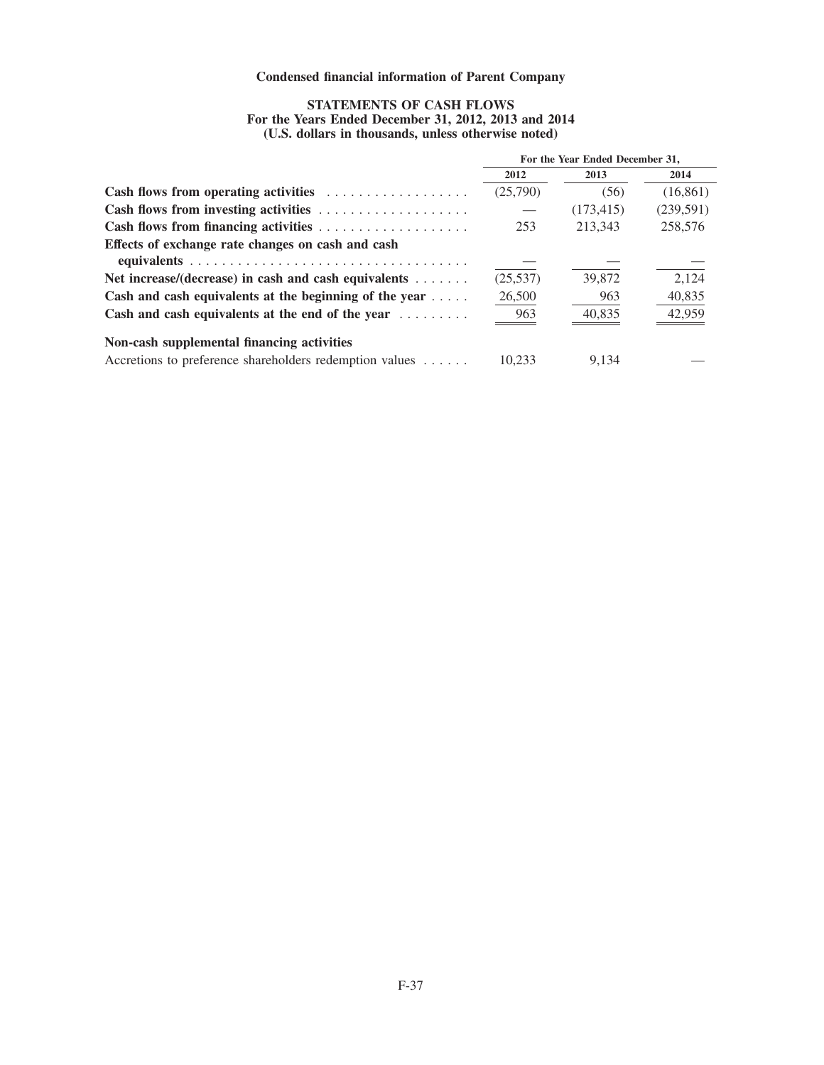# Condensed financial information of Parent Company

## STATEMENTS OF CASH FLOWS
### For the Years Ended December 31, 2012, 2013 and 2014
### (U.S. dollars in thousands, unless otherwise noted)

| | For the Year Ended December 31, | | |
|---|---|---|---|
| | 2012 | 2013 | 2014 |
| **Cash flows from operating activities** | (25,790) | (56) | (16,861) |
| **Cash flows from investing activities** | — | (173,415) | (239,591) |
| **Cash flows from financing activities** | 253 | 213,343 | 258,576 |
| **Effects of exchange rate changes on cash and cash equivalents** | — | — | — |
| **Net increase/(decrease) in cash and cash equivalents** | (25,537) | 39,872 | 2,124 |
| **Cash and cash equivalents at the beginning of the year** | 26,500 | 963 | 40,835 |
| **Cash and cash equivalents at the end of the year** | 963 | 40,835 | 42,959 |
| **Non-cash supplemental financing activities** | | | |
| Accretions to preference shareholders redemption values | 10,233 | 9,134 | — |